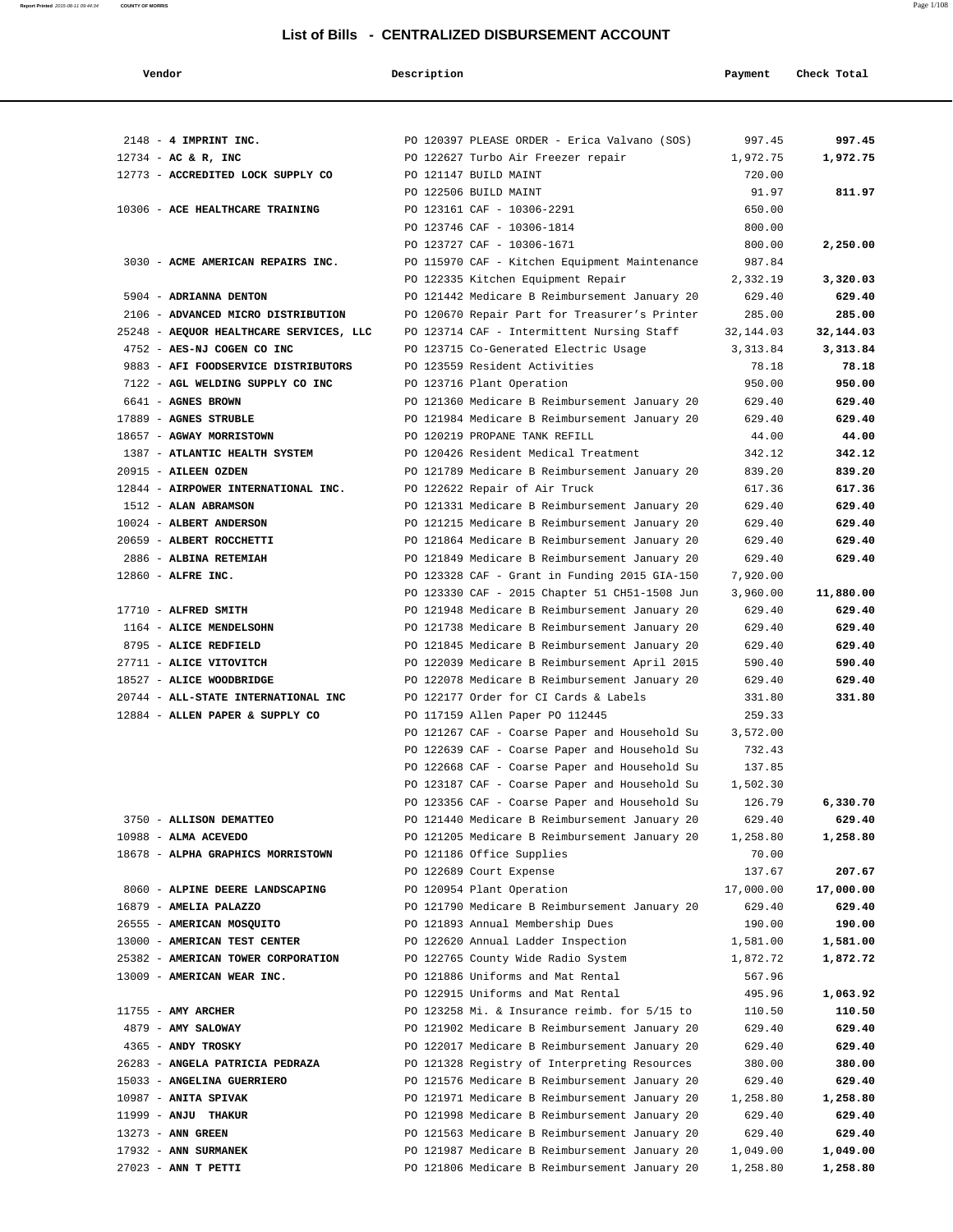# List of Bills - CENTRALIZED DISBURSEMENT ACCOUNT

| Vendor | Description | Payment | Check Total |
|---|---|---|---|
| 2148 - **4 IMPRINT INC.** | PO 120397 PLEASE ORDER - Erica Valvano (SOS) | 997.45 | **997.45** |
| 12734 - **AC & R, INC** | PO 122627 Turbo Air Freezer repair | 1,972.75 | **1,972.75** |
| 12773 - **ACCREDITED LOCK SUPPLY CO** | PO 121147 BUILD MAINT | 720.00 | |
| | PO 122506 BUILD MAINT | 91.97 | **811.97** |
| 10306 - **ACE HEALTHCARE TRAINING** | PO 123161 CAF - 10306-2291 | 650.00 | |
| | PO 123746 CAF - 10306-1814 | 800.00 | |
| | PO 123727 CAF - 10306-1671 | 800.00 | **2,250.00** |
| 3030 - **ACME AMERICAN REPAIRS INC.** | PO 115970 CAF - Kitchen Equipment Maintenance | 987.84 | |
| | PO 122335 Kitchen Equipment Repair | 2,332.19 | **3,320.03** |
| 5904 - **ADRIANNA DENTON** | PO 121442 Medicare B Reimbursement January 20 | 629.40 | **629.40** |
| 2106 - **ADVANCED MICRO DISTRIBUTION** | PO 120670 Repair Part for Treasurer's Printer | 285.00 | **285.00** |
| 25248 - **AEQUOR HEALTHCARE SERVICES, LLC** | PO 123714 CAF - Intermittent Nursing Staff | 32,144.03 | **32,144.03** |
| 4752 - **AES-NJ COGEN CO INC** | PO 123715 Co-Generated Electric Usage | 3,313.84 | **3,313.84** |
| 9883 - **AFI FOODSERVICE DISTRIBUTORS** | PO 123559 Resident Activities | 78.18 | **78.18** |
| 7122 - **AGL WELDING SUPPLY CO INC** | PO 123716 Plant Operation | 950.00 | **950.00** |
| 6641 - **AGNES BROWN** | PO 121360 Medicare B Reimbursement January 20 | 629.40 | **629.40** |
| 17889 - **AGNES STRUBLE** | PO 121984 Medicare B Reimbursement January 20 | 629.40 | **629.40** |
| 18657 - **AGWAY MORRISTOWN** | PO 120219 PROPANE TANK REFILL | 44.00 | **44.00** |
| 1387 - **ATLANTIC HEALTH SYSTEM** | PO 120426 Resident Medical Treatment | 342.12 | **342.12** |
| 20915 - **AILEEN OZDEN** | PO 121789 Medicare B Reimbursement January 20 | 839.20 | **839.20** |
| 12844 - **AIRPOWER INTERNATIONAL INC.** | PO 122622 Repair of Air Truck | 617.36 | **617.36** |
| 1512 - **ALAN ABRAMSON** | PO 121331 Medicare B Reimbursement January 20 | 629.40 | **629.40** |
| 10024 - **ALBERT ANDERSON** | PO 121215 Medicare B Reimbursement January 20 | 629.40 | **629.40** |
| 20659 - **ALBERT ROCCHETTI** | PO 121864 Medicare B Reimbursement January 20 | 629.40 | **629.40** |
| 2886 - **ALBINA RETEMIAH** | PO 121849 Medicare B Reimbursement January 20 | 629.40 | **629.40** |
| 12860 - **ALFRE INC.** | PO 123328 CAF - Grant in Funding 2015 GIA-150 | 7,920.00 | |
| | PO 123330 CAF - 2015 Chapter 51 CH51-1508 Jun | 3,960.00 | **11,880.00** |
| 17710 - **ALFRED SMITH** | PO 121948 Medicare B Reimbursement January 20 | 629.40 | **629.40** |
| 1164 - **ALICE MENDELSOHN** | PO 121738 Medicare B Reimbursement January 20 | 629.40 | **629.40** |
| 8795 - **ALICE REDFIELD** | PO 121845 Medicare B Reimbursement January 20 | 629.40 | **629.40** |
| 27711 - **ALICE VITOVITCH** | PO 122039 Medicare B Reimbursement April 2015 | 590.40 | **590.40** |
| 18527 - **ALICE WOODBRIDGE** | PO 122078 Medicare B Reimbursement January 20 | 629.40 | **629.40** |
| 20744 - **ALL-STATE INTERNATIONAL INC** | PO 122177 Order for CI Cards & Labels | 331.80 | **331.80** |
| 12884 - **ALLEN PAPER & SUPPLY CO** | PO 117159 Allen Paper PO 112445 | 259.33 | |
| | PO 121267 CAF - Coarse Paper and Household Su | 3,572.00 | |
| | PO 122639 CAF - Coarse Paper and Household Su | 732.43 | |
| | PO 122668 CAF - Coarse Paper and Household Su | 137.85 | |
| | PO 123187 CAF - Coarse Paper and Household Su | 1,502.30 | |
| | PO 123356 CAF - Coarse Paper and Household Su | 126.79 | **6,330.70** |
| 3750 - **ALLISON DEMATTEO** | PO 121440 Medicare B Reimbursement January 20 | 629.40 | **629.40** |
| 10988 - **ALMA ACEVEDO** | PO 121205 Medicare B Reimbursement January 20 | 1,258.80 | **1,258.80** |
| 18678 - **ALPHA GRAPHICS MORRISTOWN** | PO 121186 Office Supplies | 70.00 | |
| | PO 122689 Court Expense | 137.67 | **207.67** |
| 8060 - **ALPINE DEERE LANDSCAPING** | PO 120954 Plant Operation | 17,000.00 | **17,000.00** |
| 16879 - **AMELIA PALAZZO** | PO 121790 Medicare B Reimbursement January 20 | 629.40 | **629.40** |
| 26555 - **AMERICAN MOSQUITO** | PO 121893 Annual Membership Dues | 190.00 | **190.00** |
| 13000 - **AMERICAN TEST CENTER** | PO 122620 Annual Ladder Inspection | 1,581.00 | **1,581.00** |
| 25382 - **AMERICAN TOWER CORPORATION** | PO 122765 County Wide Radio System | 1,872.72 | **1,872.72** |
| 13009 - **AMERICAN WEAR INC.** | PO 121886 Uniforms and Mat Rental | 567.96 | |
| | PO 122915 Uniforms and Mat Rental | 495.96 | **1,063.92** |
| 11755 - **AMY ARCHER** | PO 123258 Mi. & Insurance reimb. for 5/15 to | 110.50 | **110.50** |
| 4879 - **AMY SALOWAY** | PO 121902 Medicare B Reimbursement January 20 | 629.40 | **629.40** |
| 4365 - **ANDY TROSKY** | PO 122017 Medicare B Reimbursement January 20 | 629.40 | **629.40** |
| 26283 - **ANGELA PATRICIA PEDRAZA** | PO 121328 Registry of Interpreting Resources | 380.00 | **380.00** |
| 15033 - **ANGELINA GUERRIERO** | PO 121576 Medicare B Reimbursement January 20 | 629.40 | **629.40** |
| 10987 - **ANITA SPIVAK** | PO 121971 Medicare B Reimbursement January 20 | 1,258.80 | **1,258.80** |
| 11999 - **ANJU THAKUR** | PO 121998 Medicare B Reimbursement January 20 | 629.40 | **629.40** |
| 13273 - **ANN GREEN** | PO 121563 Medicare B Reimbursement January 20 | 629.40 | **629.40** |
| 17932 - **ANN SURMANEK** | PO 121987 Medicare B Reimbursement January 20 | 1,049.00 | **1,049.00** |
| 27023 - **ANN T PETTI** | PO 121806 Medicare B Reimbursement January 20 | 1,258.80 | **1,258.80** |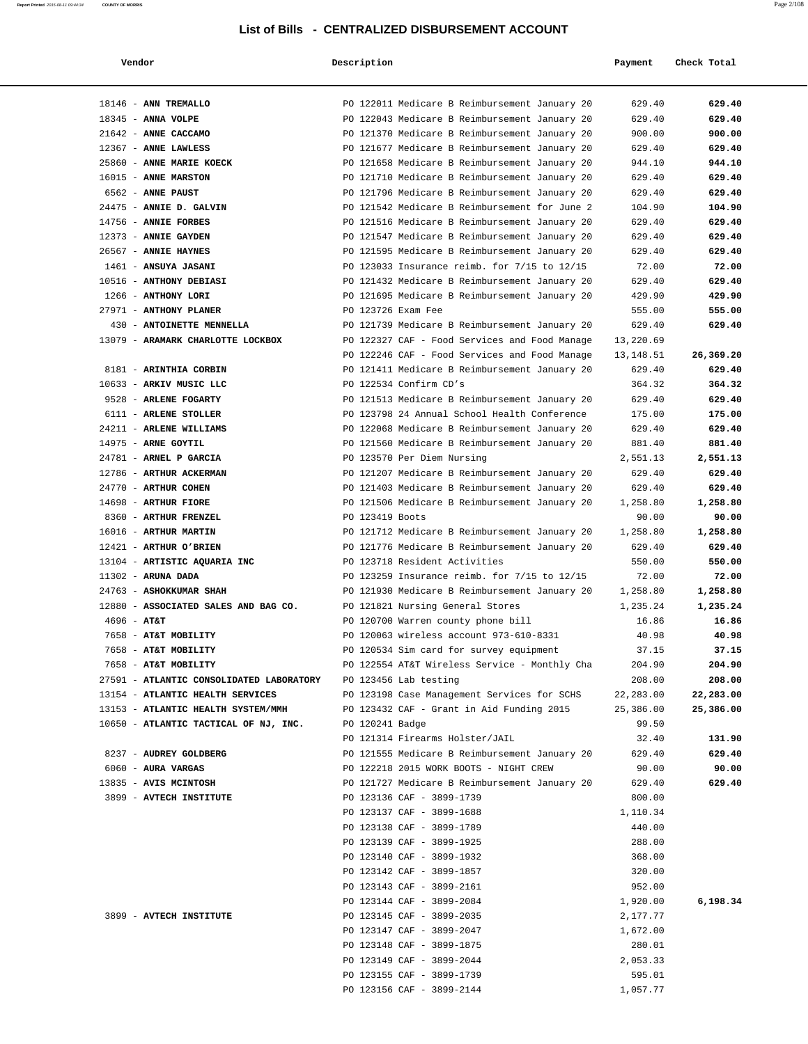# List of Bills - CENTRALIZED DISBURSEMENT ACCOUNT

| Vendor | Description | Payment | Check Total |
|---|---|---|---|
| 18146 - **ANN TREMALLO** | PO 122011 Medicare B Reimbursement January 20 | 629.40 | **629.40** |
| 18345 - **ANNA VOLPE** | PO 122043 Medicare B Reimbursement January 20 | 629.40 | **629.40** |
| 21642 - **ANNE CACCAMO** | PO 121370 Medicare B Reimbursement January 20 | 900.00 | **900.00** |
| 12367 - **ANNE LAWLESS** | PO 121677 Medicare B Reimbursement January 20 | 629.40 | **629.40** |
| 25860 - **ANNE MARIE KOECK** | PO 121658 Medicare B Reimbursement January 20 | 944.10 | **944.10** |
| 16015 - **ANNE MARSTON** | PO 121710 Medicare B Reimbursement January 20 | 629.40 | **629.40** |
| 6562 - **ANNE PAUST** | PO 121796 Medicare B Reimbursement January 20 | 629.40 | **629.40** |
| 24475 - **ANNIE D. GALVIN** | PO 121542 Medicare B Reimbursement for June 2 | 104.90 | **104.90** |
| 14756 - **ANNIE FORBES** | PO 121516 Medicare B Reimbursement January 20 | 629.40 | **629.40** |
| 12373 - **ANNIE GAYDEN** | PO 121547 Medicare B Reimbursement January 20 | 629.40 | **629.40** |
| 26567 - **ANNIE HAYNES** | PO 121595 Medicare B Reimbursement January 20 | 629.40 | **629.40** |
| 1461 - **ANSUYA JASANI** | PO 123033 Insurance reimb. for 7/15 to 12/15 | 72.00 | **72.00** |
| 10516 - **ANTHONY DEBIASI** | PO 121432 Medicare B Reimbursement January 20 | 629.40 | **629.40** |
| 1266 - **ANTHONY LORI** | PO 121695 Medicare B Reimbursement January 20 | 429.90 | **429.90** |
| 27971 - **ANTHONY PLANER** | PO 123726 Exam Fee | 555.00 | **555.00** |
| 430 - **ANTOINETTE MENNELLA** | PO 121739 Medicare B Reimbursement January 20 | 629.40 | **629.40** |
| 13079 - **ARAMARK CHARLOTTE LOCKBOX** | PO 122327 CAF - Food Services and Food Manage | 13,220.69 | |
| | PO 122246 CAF - Food Services and Food Manage | 13,148.51 | **26,369.20** |
| 8181 - **ARINTHIA CORBIN** | PO 121411 Medicare B Reimbursement January 20 | 629.40 | **629.40** |
| 10633 - **ARKIV MUSIC LLC** | PO 122534 Confirm CD's | 364.32 | **364.32** |
| 9528 - **ARLENE FOGARTY** | PO 121513 Medicare B Reimbursement January 20 | 629.40 | **629.40** |
| 6111 - **ARLENE STOLLER** | PO 123798 24 Annual School Health Conference | 175.00 | **175.00** |
| 24211 - **ARLENE WILLIAMS** | PO 122068 Medicare B Reimbursement January 20 | 629.40 | **629.40** |
| 14975 - **ARNE GOYTIL** | PO 121560 Medicare B Reimbursement January 20 | 881.40 | **881.40** |
| 24781 - **ARNEL P GARCIA** | PO 123570 Per Diem Nursing | 2,551.13 | **2,551.13** |
| 12786 - **ARTHUR ACKERMAN** | PO 121207 Medicare B Reimbursement January 20 | 629.40 | **629.40** |
| 24770 - **ARTHUR COHEN** | PO 121403 Medicare B Reimbursement January 20 | 629.40 | **629.40** |
| 14698 - **ARTHUR FIORE** | PO 121506 Medicare B Reimbursement January 20 | 1,258.80 | **1,258.80** |
| 8360 - **ARTHUR FRENZEL** | PO 123419 Boots | 90.00 | **90.00** |
| 16016 - **ARTHUR MARTIN** | PO 121712 Medicare B Reimbursement January 20 | 1,258.80 | **1,258.80** |
| 12421 - **ARTHUR O'BRIEN** | PO 121776 Medicare B Reimbursement January 20 | 629.40 | **629.40** |
| 13104 - **ARTISTIC AQUARIA INC** | PO 123718 Resident Activities | 550.00 | **550.00** |
| 11302 - **ARUNA DADA** | PO 123259 Insurance reimb. for 7/15 to 12/15 | 72.00 | **72.00** |
| 24763 - **ASHOKKUMAR SHAH** | PO 121930 Medicare B Reimbursement January 20 | 1,258.80 | **1,258.80** |
| 12880 - **ASSOCIATED SALES AND BAG CO.** | PO 121821 Nursing General Stores | 1,235.24 | **1,235.24** |
| 4696 - **AT&T** | PO 120700 Warren county phone bill | 16.86 | **16.86** |
| 7658 - **AT&T MOBILITY** | PO 120063 wireless account 973-610-8331 | 40.98 | **40.98** |
| 7658 - **AT&T MOBILITY** | PO 120534 Sim card for survey equipment | 37.15 | **37.15** |
| 7658 - **AT&T MOBILITY** | PO 122554 AT&T Wireless Service - Monthly Cha | 204.90 | **204.90** |
| 27591 - **ATLANTIC CONSOLIDATED LABORATORY** | PO 123456 Lab testing | 208.00 | **208.00** |
| 13154 - **ATLANTIC HEALTH SERVICES** | PO 123198 Case Management Services for SCHS | 22,283.00 | **22,283.00** |
| 13153 - **ATLANTIC HEALTH SYSTEM/MMH** | PO 123432 CAF - Grant in Aid Funding 2015 | 25,386.00 | **25,386.00** |
| 10650 - **ATLANTIC TACTICAL OF NJ, INC.** | PO 120241 Badge | 99.50 | |
| | PO 121314 Firearms Holster/JAIL | 32.40 | **131.90** |
| 8237 - **AUDREY GOLDBERG** | PO 121555 Medicare B Reimbursement January 20 | 629.40 | **629.40** |
| 6060 - **AURA VARGAS** | PO 122218 2015 WORK BOOTS - NIGHT CREW | 90.00 | **90.00** |
| 13835 - **AVIS MCINTOSH** | PO 121727 Medicare B Reimbursement January 20 | 629.40 | **629.40** |
| 3899 - **AVTECH INSTITUTE** | PO 123136 CAF - 3899-1739 | 800.00 | |
| | PO 123137 CAF - 3899-1688 | 1,110.34 | |
| | PO 123138 CAF - 3899-1789 | 440.00 | |
| | PO 123139 CAF - 3899-1925 | 288.00 | |
| | PO 123140 CAF - 3899-1932 | 368.00 | |
| | PO 123142 CAF - 3899-1857 | 320.00 | |
| | PO 123143 CAF - 3899-2161 | 952.00 | |
| | PO 123144 CAF - 3899-2084 | 1,920.00 | **6,198.34** |
| 3899 - **AVTECH INSTITUTE** | PO 123145 CAF - 3899-2035 | 2,177.77 | |
| | PO 123147 CAF - 3899-2047 | 1,672.00 | |
| | PO 123148 CAF - 3899-1875 | 280.01 | |
| | PO 123149 CAF - 3899-2044 | 2,053.33 | |
| | PO 123155 CAF - 3899-1739 | 595.01 | |
| | PO 123156 CAF - 3899-2144 | 1,057.77 | |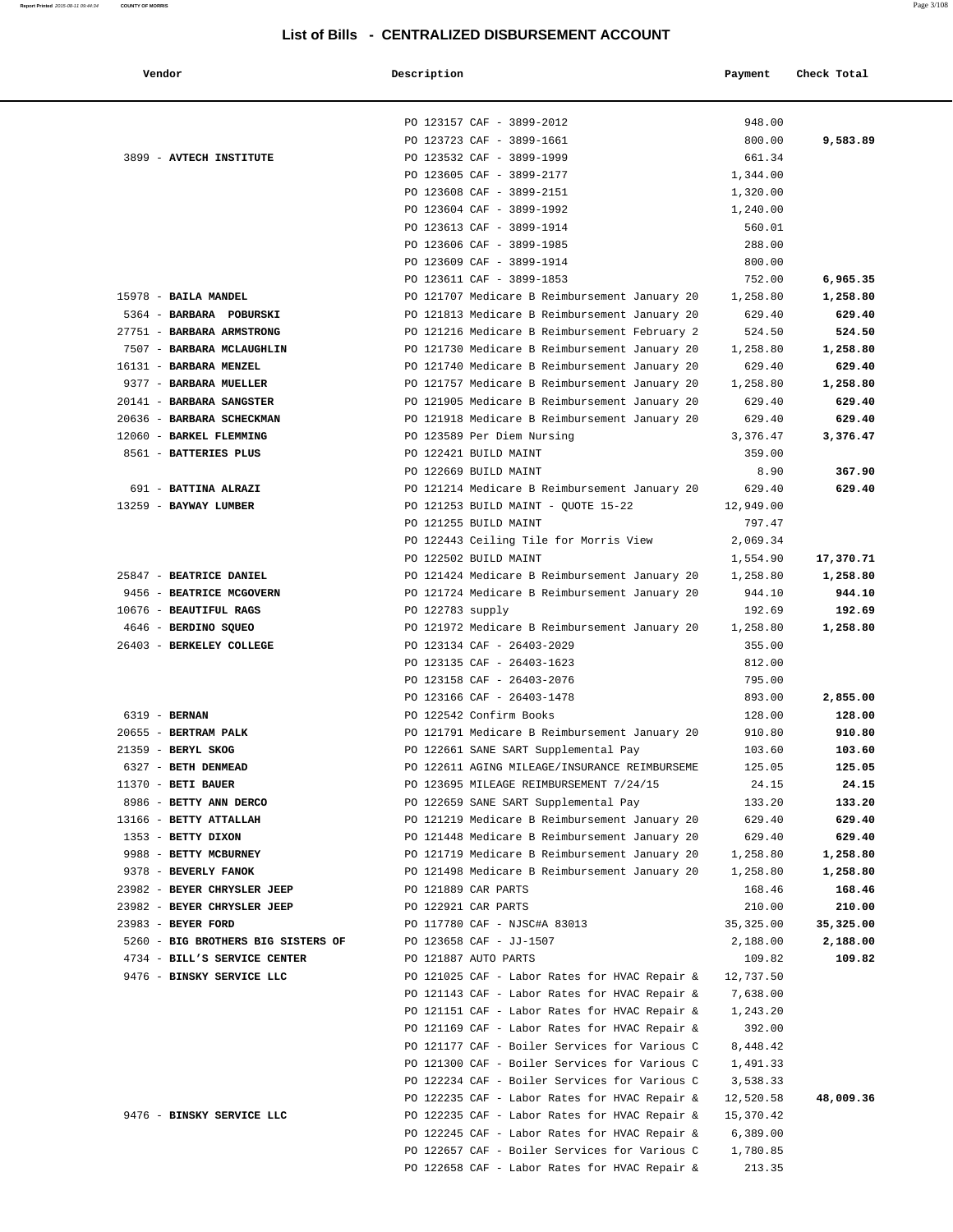## List of Bills - CENTRALIZED DISBURSEMENT ACCOUNT

| Vendor | Description | Payment | Check Total |
|---|---|---|---|
| | PO 123157 CAF - 3899-2012 | 948.00 | |
| | PO 123723 CAF - 3899-1661 | 800.00 | **9,583.89** |
| 3899 - **AVTECH INSTITUTE** | PO 123532 CAF - 3899-1999 | 661.34 | |
| | PO 123605 CAF - 3899-2177 | 1,344.00 | |
| | PO 123608 CAF - 3899-2151 | 1,320.00 | |
| | PO 123604 CAF - 3899-1992 | 1,240.00 | |
| | PO 123613 CAF - 3899-1914 | 560.01 | |
| | PO 123606 CAF - 3899-1985 | 288.00 | |
| | PO 123609 CAF - 3899-1914 | 800.00 | |
| | PO 123611 CAF - 3899-1853 | 752.00 | **6,965.35** |
| 15978 - **BAILA MANDEL** | PO 121707 Medicare B Reimbursement January 20 | 1,258.80 | **1,258.80** |
| 5364 - **BARBARA POBURSKI** | PO 121813 Medicare B Reimbursement January 20 | 629.40 | **629.40** |
| 27751 - **BARBARA ARMSTRONG** | PO 121216 Medicare B Reimbursement February 2 | 524.50 | **524.50** |
| 7507 - **BARBARA MCLAUGHLIN** | PO 121730 Medicare B Reimbursement January 20 | 1,258.80 | **1,258.80** |
| 16131 - **BARBARA MENZEL** | PO 121740 Medicare B Reimbursement January 20 | 629.40 | **629.40** |
| 9377 - **BARBARA MUELLER** | PO 121757 Medicare B Reimbursement January 20 | 1,258.80 | **1,258.80** |
| 20141 - **BARBARA SANGSTER** | PO 121905 Medicare B Reimbursement January 20 | 629.40 | **629.40** |
| 20636 - **BARBARA SCHECKMAN** | PO 121918 Medicare B Reimbursement January 20 | 629.40 | **629.40** |
| 12060 - **BARKEL FLEMMING** | PO 123589 Per Diem Nursing | 3,376.47 | **3,376.47** |
| 8561 - **BATTERIES PLUS** | PO 122421 BUILD MAINT | 359.00 | |
| | PO 122669 BUILD MAINT | 8.90 | **367.90** |
| 691 - **BATTINA ALRAZI** | PO 121214 Medicare B Reimbursement January 20 | 629.40 | **629.40** |
| 13259 - **BAYWAY LUMBER** | PO 121253 BUILD MAINT - QUOTE 15-22 | 12,949.00 | |
| | PO 121255 BUILD MAINT | 797.47 | |
| | PO 122443 Ceiling Tile for Morris View | 2,069.34 | |
| | PO 122502 BUILD MAINT | 1,554.90 | **17,370.71** |
| 25847 - **BEATRICE DANIEL** | PO 121424 Medicare B Reimbursement January 20 | 1,258.80 | **1,258.80** |
| 9456 - **BEATRICE MCGOVERN** | PO 121724 Medicare B Reimbursement January 20 | 944.10 | **944.10** |
| 10676 - **BEAUTIFUL RAGS** | PO 122783 supply | 192.69 | **192.69** |
| 4646 - **BERDINO SQUEO** | PO 121972 Medicare B Reimbursement January 20 | 1,258.80 | **1,258.80** |
| 26403 - **BERKELEY COLLEGE** | PO 123134 CAF - 26403-2029 | 355.00 | |
| | PO 123135 CAF - 26403-1623 | 812.00 | |
| | PO 123158 CAF - 26403-2076 | 795.00 | |
| | PO 123166 CAF - 26403-1478 | 893.00 | **2,855.00** |
| 6319 - **BERNAN** | PO 122542 Confirm Books | 128.00 | **128.00** |
| 20655 - **BERTRAM PALK** | PO 121791 Medicare B Reimbursement January 20 | 910.80 | **910.80** |
| 21359 - **BERYL SKOG** | PO 122661 SANE SART Supplemental Pay | 103.60 | **103.60** |
| 6327 - **BETH DENMEAD** | PO 122611 AGING MILEAGE/INSURANCE REIMBURSEME | 125.05 | **125.05** |
| 11370 - **BETI BAUER** | PO 123695 MILEAGE REIMBURSEMENT 7/24/15 | 24.15 | **24.15** |
| 8986 - **BETTY ANN DERCO** | PO 122659 SANE SART Supplemental Pay | 133.20 | **133.20** |
| 13166 - **BETTY ATTALLAH** | PO 121219 Medicare B Reimbursement January 20 | 629.40 | **629.40** |
| 1353 - **BETTY DIXON** | PO 121448 Medicare B Reimbursement January 20 | 629.40 | **629.40** |
| 9988 - **BETTY MCBURNEY** | PO 121719 Medicare B Reimbursement January 20 | 1,258.80 | **1,258.80** |
| 9378 - **BEVERLY FANOK** | PO 121498 Medicare B Reimbursement January 20 | 1,258.80 | **1,258.80** |
| 23982 - **BEYER CHRYSLER JEEP** | PO 121889 CAR PARTS | 168.46 | **168.46** |
| 23982 - **BEYER CHRYSLER JEEP** | PO 122921 CAR PARTS | 210.00 | **210.00** |
| 23983 - **BEYER FORD** | PO 117780 CAF - NJSC#A 83013 | 35,325.00 | **35,325.00** |
| 5260 - **BIG BROTHERS BIG SISTERS OF** | PO 123658 CAF - JJ-1507 | 2,188.00 | **2,188.00** |
| 4734 - **BILL'S SERVICE CENTER** | PO 121887 AUTO PARTS | 109.82 | **109.82** |
| 9476 - **BINSKY SERVICE LLC** | PO 121025 CAF - Labor Rates for HVAC Repair & | 12,737.50 | |
| | PO 121143 CAF - Labor Rates for HVAC Repair & | 7,638.00 | |
| | PO 121151 CAF - Labor Rates for HVAC Repair & | 1,243.20 | |
| | PO 121169 CAF - Labor Rates for HVAC Repair & | 392.00 | |
| | PO 121177 CAF - Boiler Services for Various C | 8,448.42 | |
| | PO 121300 CAF - Boiler Services for Various C | 1,491.33 | |
| | PO 122234 CAF - Boiler Services for Various C | 3,538.33 | |
| | PO 122235 CAF - Labor Rates for HVAC Repair & | 12,520.58 | **48,009.36** |
| 9476 - **BINSKY SERVICE LLC** | PO 122235 CAF - Labor Rates for HVAC Repair & | 15,370.42 | |
| | PO 122245 CAF - Labor Rates for HVAC Repair & | 6,389.00 | |
| | PO 122657 CAF - Boiler Services for Various C | 1,780.85 | |
| | PO 122658 CAF - Labor Rates for HVAC Repair & | 213.35 | |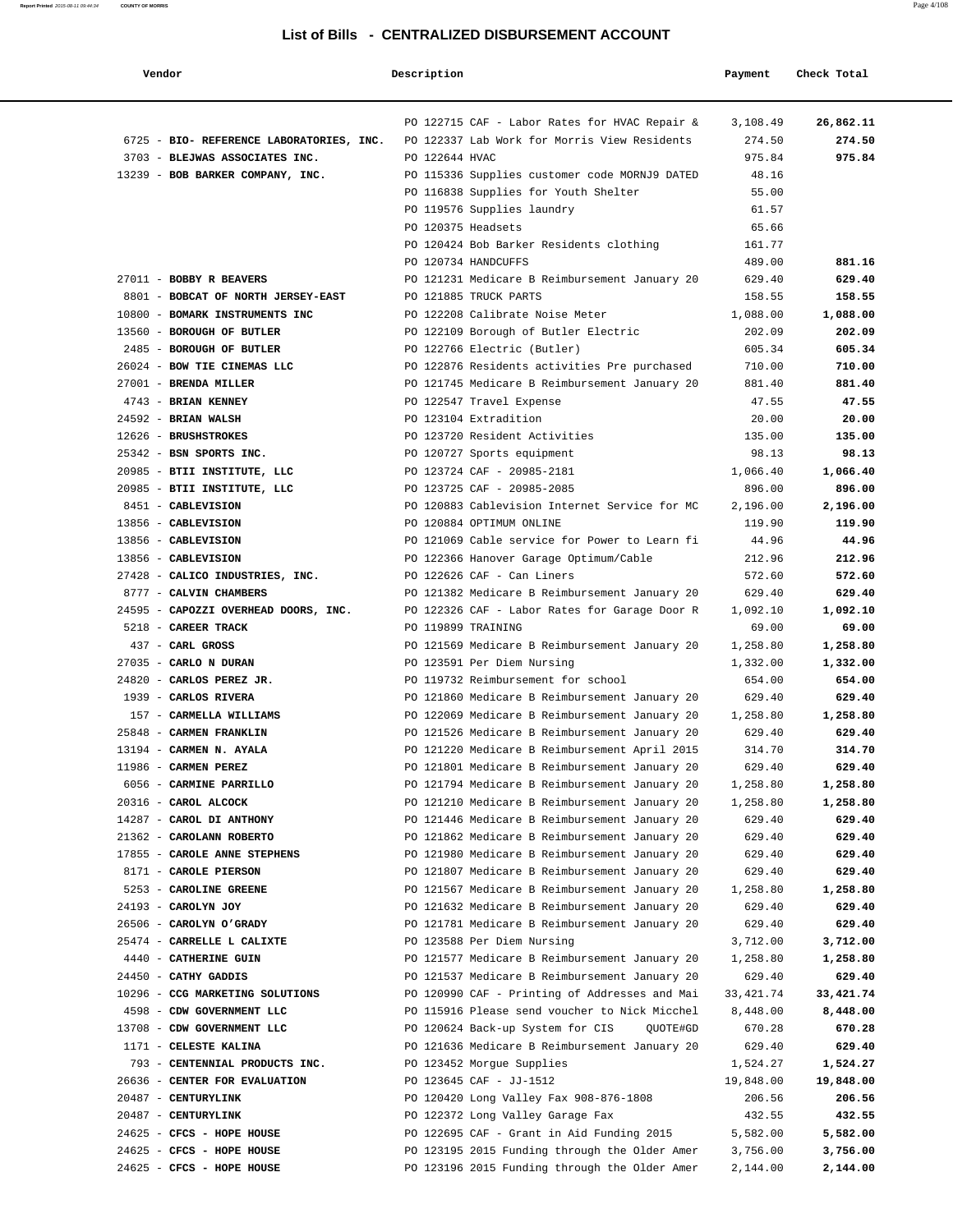# List of Bills - CENTRALIZED DISBURSEMENT ACCOUNT

| Vendor | Description | Payment | Check Total |
|---|---|---|---|
| | PO 122715 CAF - Labor Rates for HVAC Repair & | 3,108.49 | **26,862.11** |
| 6725 - **BIO- REFERENCE LABORATORIES, INC.** | PO 122337 Lab Work for Morris View Residents | 274.50 | **274.50** |
| 3703 - **BLEJWAS ASSOCIATES INC.** | PO 122644 HVAC | 975.84 | **975.84** |
| 13239 - **BOB BARKER COMPANY, INC.** | PO 115336 Supplies customer code MORNJ9 DATED | 48.16 | |
| | PO 116838 Supplies for Youth Shelter | 55.00 | |
| | PO 119576 Supplies laundry | 61.57 | |
| | PO 120375 Headsets | 65.66 | |
| | PO 120424 Bob Barker Residents clothing | 161.77 | |
| | PO 120734 HANDCUFFS | 489.00 | **881.16** |
| 27011 - **BOBBY R BEAVERS** | PO 121231 Medicare B Reimbursement January 20 | 629.40 | **629.40** |
| 8801 - **BOBCAT OF NORTH JERSEY-EAST** | PO 121885 TRUCK PARTS | 158.55 | **158.55** |
| 10800 - **BOMARK INSTRUMENTS INC** | PO 122208 Calibrate Noise Meter | 1,088.00 | **1,088.00** |
| 13560 - **BOROUGH OF BUTLER** | PO 122109 Borough of Butler Electric | 202.09 | **202.09** |
| 2485 - **BOROUGH OF BUTLER** | PO 122766 Electric (Butler) | 605.34 | **605.34** |
| 26024 - **BOW TIE CINEMAS LLC** | PO 122876 Residents activities Pre purchased | 710.00 | **710.00** |
| 27001 - **BRENDA MILLER** | PO 121745 Medicare B Reimbursement January 20 | 881.40 | **881.40** |
| 4743 - **BRIAN KENNEY** | PO 122547 Travel Expense | 47.55 | **47.55** |
| 24592 - **BRIAN WALSH** | PO 123104 Extradition | 20.00 | **20.00** |
| 12626 - **BRUSHSTROKES** | PO 123720 Resident Activities | 135.00 | **135.00** |
| 25342 - **BSN SPORTS INC.** | PO 120727 Sports equipment | 98.13 | **98.13** |
| 20985 - **BTII INSTITUTE, LLC** | PO 123724 CAF - 20985-2181 | 1,066.40 | **1,066.40** |
| 20985 - **BTII INSTITUTE, LLC** | PO 123725 CAF - 20985-2085 | 896.00 | **896.00** |
| 8451 - **CABLEVISION** | PO 120883 Cablevision Internet Service for MC | 2,196.00 | **2,196.00** |
| 13856 - **CABLEVISION** | PO 120884 OPTIMUM ONLINE | 119.90 | **119.90** |
| 13856 - **CABLEVISION** | PO 121069 Cable service for Power to Learn fi | 44.96 | **44.96** |
| 13856 - **CABLEVISION** | PO 122366 Hanover Garage Optimum/Cable | 212.96 | **212.96** |
| 27428 - **CALICO INDUSTRIES, INC.** | PO 122626 CAF - Can Liners | 572.60 | **572.60** |
| 8777 - **CALVIN CHAMBERS** | PO 121382 Medicare B Reimbursement January 20 | 629.40 | **629.40** |
| 24595 - **CAPOZZI OVERHEAD DOORS, INC.** | PO 122326 CAF - Labor Rates for Garage Door R | 1,092.10 | **1,092.10** |
| 5218 - **CAREER TRACK** | PO 119899 TRAINING | 69.00 | **69.00** |
| 437 - **CARL GROSS** | PO 121569 Medicare B Reimbursement January 20 | 1,258.80 | **1,258.80** |
| 27035 - **CARLO N DURAN** | PO 123591 Per Diem Nursing | 1,332.00 | **1,332.00** |
| 24820 - **CARLOS PEREZ JR.** | PO 119732 Reimbursement for school | 654.00 | **654.00** |
| 1939 - **CARLOS RIVERA** | PO 121860 Medicare B Reimbursement January 20 | 629.40 | **629.40** |
| 157 - **CARMELLA WILLIAMS** | PO 122069 Medicare B Reimbursement January 20 | 1,258.80 | **1,258.80** |
| 25848 - **CARMEN FRANKLIN** | PO 121526 Medicare B Reimbursement January 20 | 629.40 | **629.40** |
| 13194 - **CARMEN N. AYALA** | PO 121220 Medicare B Reimbursement April 2015 | 314.70 | **314.70** |
| 11986 - **CARMEN PEREZ** | PO 121801 Medicare B Reimbursement January 20 | 629.40 | **629.40** |
| 6056 - **CARMINE PARRILLO** | PO 121794 Medicare B Reimbursement January 20 | 1,258.80 | **1,258.80** |
| 20316 - **CAROL ALCOCK** | PO 121210 Medicare B Reimbursement January 20 | 1,258.80 | **1,258.80** |
| 14287 - **CAROL DI ANTHONY** | PO 121446 Medicare B Reimbursement January 20 | 629.40 | **629.40** |
| 21362 - **CAROLANN ROBERTO** | PO 121862 Medicare B Reimbursement January 20 | 629.40 | **629.40** |
| 17855 - **CAROLE ANNE STEPHENS** | PO 121980 Medicare B Reimbursement January 20 | 629.40 | **629.40** |
| 8171 - **CAROLE PIERSON** | PO 121807 Medicare B Reimbursement January 20 | 629.40 | **629.40** |
| 5253 - **CAROLINE GREENE** | PO 121567 Medicare B Reimbursement January 20 | 1,258.80 | **1,258.80** |
| 24193 - **CAROLYN JOY** | PO 121632 Medicare B Reimbursement January 20 | 629.40 | **629.40** |
| 26506 - **CAROLYN O'GRADY** | PO 121781 Medicare B Reimbursement January 20 | 629.40 | **629.40** |
| 25474 - **CARRELLE L CALIXTE** | PO 123588 Per Diem Nursing | 3,712.00 | **3,712.00** |
| 4440 - **CATHERINE GUIN** | PO 121577 Medicare B Reimbursement January 20 | 1,258.80 | **1,258.80** |
| 24450 - **CATHY GADDIS** | PO 121537 Medicare B Reimbursement January 20 | 629.40 | **629.40** |
| 10296 - **CCG MARKETING SOLUTIONS** | PO 120990 CAF - Printing of Addresses and Mai | 33,421.74 | **33,421.74** |
| 4598 - **CDW GOVERNMENT LLC** | PO 115916 Please send voucher to Nick Micchel | 8,448.00 | **8,448.00** |
| 13708 - **CDW GOVERNMENT LLC** | PO 120624 Back-up System for CIS QUOTE#GD | 670.28 | **670.28** |
| 1171 - **CELESTE KALINA** | PO 121636 Medicare B Reimbursement January 20 | 629.40 | **629.40** |
| 793 - **CENTENNIAL PRODUCTS INC.** | PO 123452 Morgue Supplies | 1,524.27 | **1,524.27** |
| 26636 - **CENTER FOR EVALUATION** | PO 123645 CAF - JJ-1512 | 19,848.00 | **19,848.00** |
| 20487 - **CENTURYLINK** | PO 120420 Long Valley Fax 908-876-1808 | 206.56 | **206.56** |
| 20487 - **CENTURYLINK** | PO 122372 Long Valley Garage Fax | 432.55 | **432.55** |
| 24625 - **CFCS - HOPE HOUSE** | PO 122695 CAF - Grant in Aid Funding 2015 | 5,582.00 | **5,582.00** |
| 24625 - **CFCS - HOPE HOUSE** | PO 123195 2015 Funding through the Older Amer | 3,756.00 | **3,756.00** |
| 24625 - **CFCS - HOPE HOUSE** | PO 123196 2015 Funding through the Older Amer | 2,144.00 | **2,144.00** |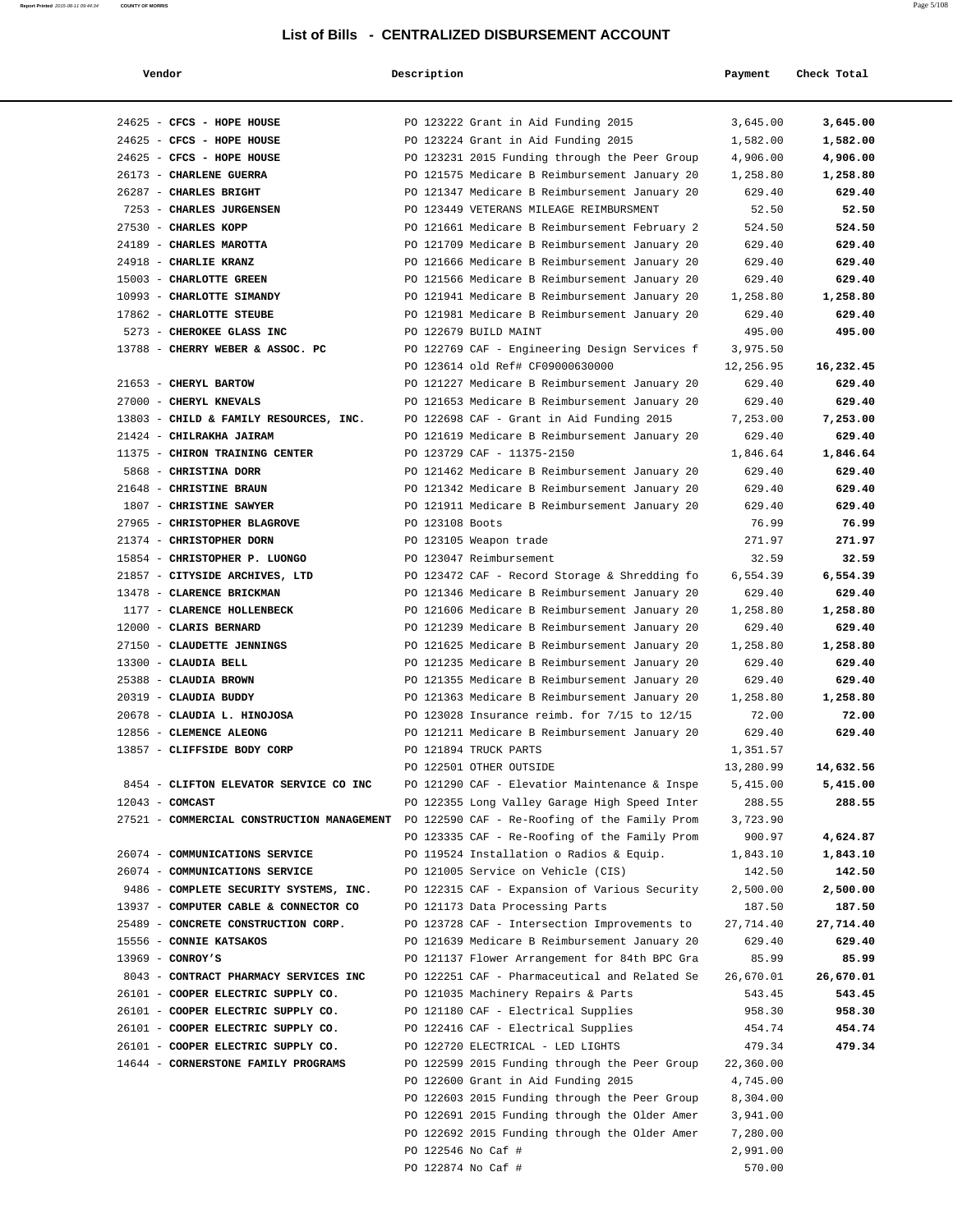# List of Bills - CENTRALIZED DISBURSEMENT ACCOUNT

| Vendor | Description | Payment | Check Total |
|---|---|---|---|
| 24625 - **CFCS - HOPE HOUSE** | PO 123222 Grant in Aid Funding 2015 | 3,645.00 | **3,645.00** |
| 24625 - **CFCS - HOPE HOUSE** | PO 123224 Grant in Aid Funding 2015 | 1,582.00 | **1,582.00** |
| 24625 - **CFCS - HOPE HOUSE** | PO 123231 2015 Funding through the Peer Group | 4,906.00 | **4,906.00** |
| 26173 - **CHARLENE GUERRA** | PO 121575 Medicare B Reimbursement January 20 | 1,258.80 | **1,258.80** |
| 26287 - **CHARLES BRIGHT** | PO 121347 Medicare B Reimbursement January 20 | 629.40 | **629.40** |
| 7253 - **CHARLES JURGENSEN** | PO 123449 VETERANS MILEAGE REIMBURSMENT | 52.50 | **52.50** |
| 27530 - **CHARLES KOPP** | PO 121661 Medicare B Reimbursement February 2 | 524.50 | **524.50** |
| 24189 - **CHARLES MAROTTA** | PO 121709 Medicare B Reimbursement January 20 | 629.40 | **629.40** |
| 24918 - **CHARLIE KRANZ** | PO 121666 Medicare B Reimbursement January 20 | 629.40 | **629.40** |
| 15003 - **CHARLOTTE GREEN** | PO 121566 Medicare B Reimbursement January 20 | 629.40 | **629.40** |
| 10993 - **CHARLOTTE SIMANDY** | PO 121941 Medicare B Reimbursement January 20 | 1,258.80 | **1,258.80** |
| 17862 - **CHARLOTTE STEUBE** | PO 121981 Medicare B Reimbursement January 20 | 629.40 | **629.40** |
| 5273 - **CHEROKEE GLASS INC** | PO 122679 BUILD MAINT | 495.00 | **495.00** |
| 13788 - **CHERRY WEBER & ASSOC. PC** | PO 122769 CAF - Engineering Design Services f | 3,975.50 | |
| | PO 123614 old Ref# CF09000630000 | 12,256.95 | **16,232.45** |
| 21653 - **CHERYL BARTOW** | PO 121227 Medicare B Reimbursement January 20 | 629.40 | **629.40** |
| 27000 - **CHERYL KNEVALS** | PO 121653 Medicare B Reimbursement January 20 | 629.40 | **629.40** |
| 13803 - **CHILD & FAMILY RESOURCES, INC.** | PO 122698 CAF - Grant in Aid Funding 2015 | 7,253.00 | **7,253.00** |
| 21424 - **CHILRAKHA JAIRAM** | PO 121619 Medicare B Reimbursement January 20 | 629.40 | **629.40** |
| 11375 - **CHIRON TRAINING CENTER** | PO 123729 CAF - 11375-2150 | 1,846.64 | **1,846.64** |
| 5868 - **CHRISTINA DORR** | PO 121462 Medicare B Reimbursement January 20 | 629.40 | **629.40** |
| 21648 - **CHRISTINE BRAUN** | PO 121342 Medicare B Reimbursement January 20 | 629.40 | **629.40** |
| 1807 - **CHRISTINE SAWYER** | PO 121911 Medicare B Reimbursement January 20 | 629.40 | **629.40** |
| 27965 - **CHRISTOPHER BLAGROVE** | PO 123108 Boots | 76.99 | **76.99** |
| 21374 - **CHRISTOPHER DORN** | PO 123105 Weapon trade | 271.97 | **271.97** |
| 15854 - **CHRISTOPHER P. LUONGO** | PO 123047 Reimbursement | 32.59 | **32.59** |
| 21857 - **CITYSIDE ARCHIVES, LTD** | PO 123472 CAF - Record Storage & Shredding fo | 6,554.39 | **6,554.39** |
| 13478 - **CLARENCE BRICKMAN** | PO 121346 Medicare B Reimbursement January 20 | 629.40 | **629.40** |
| 1177 - **CLARENCE HOLLENBECK** | PO 121606 Medicare B Reimbursement January 20 | 1,258.80 | **1,258.80** |
| 12000 - **CLARIS BERNARD** | PO 121239 Medicare B Reimbursement January 20 | 629.40 | **629.40** |
| 27150 - **CLAUDETTE JENNINGS** | PO 121625 Medicare B Reimbursement January 20 | 1,258.80 | **1,258.80** |
| 13300 - **CLAUDIA BELL** | PO 121235 Medicare B Reimbursement January 20 | 629.40 | **629.40** |
| 25388 - **CLAUDIA BROWN** | PO 121355 Medicare B Reimbursement January 20 | 629.40 | **629.40** |
| 20319 - **CLAUDIA BUDDY** | PO 121363 Medicare B Reimbursement January 20 | 1,258.80 | **1,258.80** |
| 20678 - **CLAUDIA L. HINOJOSA** | PO 123028 Insurance reimb. for 7/15 to 12/15 | 72.00 | **72.00** |
| 12856 - **CLEMENCE ALEONG** | PO 121211 Medicare B Reimbursement January 20 | 629.40 | **629.40** |
| 13857 - **CLIFFSIDE BODY CORP** | PO 121894 TRUCK PARTS | 1,351.57 | |
| | PO 122501 OTHER OUTSIDE | 13,280.99 | **14,632.56** |
| 8454 - **CLIFTON ELEVATOR SERVICE CO INC** | PO 121290 CAF - Elevatior Maintenance & Inspe | 5,415.00 | **5,415.00** |
| 12043 - **COMCAST** | PO 122355 Long Valley Garage High Speed Inter | 288.55 | **288.55** |
| 27521 - **COMMERCIAL CONSTRUCTION MANAGEMENT** | PO 122590 CAF - Re-Roofing of the Family Prom | 3,723.90 | |
| | PO 123335 CAF - Re-Roofing of the Family Prom | 900.97 | **4,624.87** |
| 26074 - **COMMUNICATIONS SERVICE** | PO 119524 Installation o Radios & Equip. | 1,843.10 | **1,843.10** |
| 26074 - **COMMUNICATIONS SERVICE** | PO 121005 Service on Vehicle (CIS) | 142.50 | **142.50** |
| 9486 - **COMPLETE SECURITY SYSTEMS, INC.** | PO 122315 CAF - Expansion of Various Security | 2,500.00 | **2,500.00** |
| 13937 - **COMPUTER CABLE & CONNECTOR CO** | PO 121173 Data Processing Parts | 187.50 | **187.50** |
| 25489 - **CONCRETE CONSTRUCTION CORP.** | PO 123728 CAF - Intersection Improvements to | 27,714.40 | **27,714.40** |
| 15556 - **CONNIE KATSAKOS** | PO 121639 Medicare B Reimbursement January 20 | 629.40 | **629.40** |
| 13969 - **CONROY'S** | PO 121137 Flower Arrangement for 84th BPC Gra | 85.99 | **85.99** |
| 8043 - **CONTRACT PHARMACY SERVICES INC** | PO 122251 CAF - Pharmaceutical and Related Se | 26,670.01 | **26,670.01** |
| 26101 - **COOPER ELECTRIC SUPPLY CO.** | PO 121035 Machinery Repairs & Parts | 543.45 | **543.45** |
| 26101 - **COOPER ELECTRIC SUPPLY CO.** | PO 121180 CAF - Electrical Supplies | 958.30 | **958.30** |
| 26101 - **COOPER ELECTRIC SUPPLY CO.** | PO 122416 CAF - Electrical Supplies | 454.74 | **454.74** |
| 26101 - **COOPER ELECTRIC SUPPLY CO.** | PO 122720 ELECTRICAL - LED LIGHTS | 479.34 | **479.34** |
| 14644 - **CORNERSTONE FAMILY PROGRAMS** | PO 122599 2015 Funding through the Peer Group | 22,360.00 | |
| | PO 122600 Grant in Aid Funding 2015 | 4,745.00 | |
| | PO 122603 2015 Funding through the Peer Group | 8,304.00 | |
| | PO 122691 2015 Funding through the Older Amer | 3,941.00 | |
| | PO 122692 2015 Funding through the Older Amer | 7,280.00 | |
| | PO 122546 No Caf # | 2,991.00 | |
| | PO 122874 No Caf # | 570.00 | |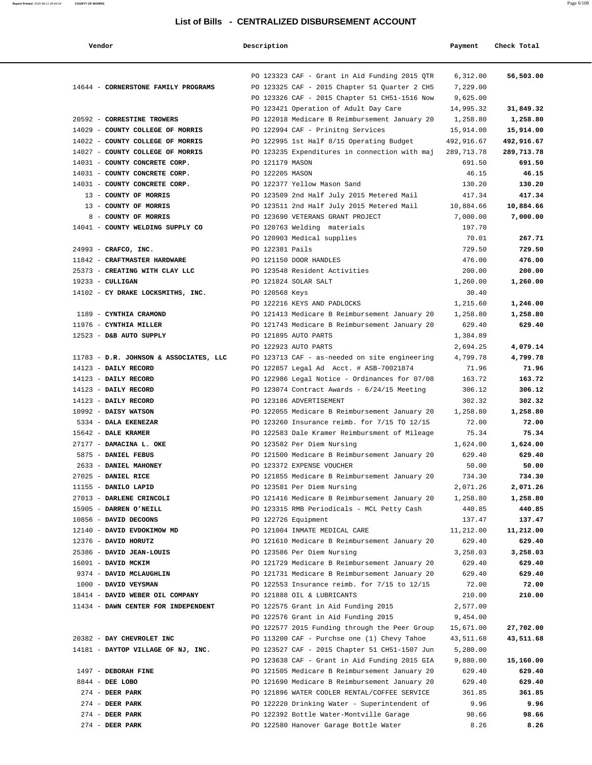# List of Bills - CENTRALIZED DISBURSEMENT ACCOUNT

| Vendor | Description | Payment | Check Total |
|---|---|---|---|
| | PO 123323 CAF - Grant in Aid Funding 2015 QTR | 6,312.00 | **56,503.00** |
| 14644 - **CORNERSTONE FAMILY PROGRAMS** | PO 123325 CAF - 2015 Chapter 51 Quarter 2 CH5 | 7,229.00 | |
| | PO 123326 CAF - 2015 Chapter 51 CH51-1516 Now | 9,625.00 | |
| | PO 123421 Operation of Adult Day Care | 14,995.32 | **31,849.32** |
| 20592 - **CORRESTINE TROWERS** | PO 122018 Medicare B Reimbursement January 20 | 1,258.80 | **1,258.80** |
| 14029 - **COUNTY COLLEGE OF MORRIS** | PO 122994 CAF - Prinitng Services | 15,914.00 | **15,914.00** |
| 14022 - **COUNTY COLLEGE OF MORRIS** | PO 122995 1st Half 8/15 Operating Budget | 492,916.67 | **492,916.67** |
| 14027 - **COUNTY COLLEGE OF MORRIS** | PO 123235 Expenditures in connection with maj | 289,713.78 | **289,713.78** |
| 14031 - **COUNTY CONCRETE CORP.** | PO 121179 MASON | 691.50 | **691.50** |
| 14031 - **COUNTY CONCRETE CORP.** | PO 122205 MASON | 46.15 | **46.15** |
| 14031 - **COUNTY CONCRETE CORP.** | PO 122377 Yellow Mason Sand | 130.20 | **130.20** |
| 13 - **COUNTY OF MORRIS** | PO 123509 2nd Half July 2015 Metered Mail | 417.34 | **417.34** |
| 13 - **COUNTY OF MORRIS** | PO 123511 2nd Half July 2015 Metered Mail | 10,884.66 | **10,884.66** |
| 8 - **COUNTY OF MORRIS** | PO 123690 VETERANS GRANT PROJECT | 7,000.00 | **7,000.00** |
| 14041 - **COUNTY WELDING SUPPLY CO** | PO 120763 Welding materials | 197.70 | |
| | PO 120903 Medical supplies | 70.01 | **267.71** |
| 24993 - **CRAFCO, INC.** | PO 122381 Pails | 729.50 | **729.50** |
| 11842 - **CRAFTMASTER HARDWARE** | PO 121150 DOOR HANDLES | 476.00 | **476.00** |
| 25373 - **CREATING WITH CLAY LLC** | PO 123548 Resident Activities | 200.00 | **200.00** |
| 19233 - **CULLIGAN** | PO 121824 SOLAR SALT | 1,260.00 | **1,260.00** |
| 14102 - **CY DRAKE LOCKSMITHS, INC.** | PO 120568 Keys | 30.40 | |
| | PO 122216 KEYS AND PADLOCKS | 1,215.60 | **1,246.00** |
| 1189 - **CYNTHIA CRAMOND** | PO 121413 Medicare B Reimbursement January 20 | 1,258.80 | **1,258.80** |
| 11976 - **CYNTHIA MILLER** | PO 121743 Medicare B Reimbursement January 20 | 629.40 | **629.40** |
| 12523 - **D&B AUTO SUPPLY** | PO 121895 AUTO PARTS | 1,384.89 | |
| | PO 122923 AUTO PARTS | 2,694.25 | **4,079.14** |
| 11783 - **D.R. JOHNSON & ASSOCIATES, LLC** | PO 123713 CAF - as-needed on site engineering | 4,799.78 | **4,799.78** |
| 14123 - **DAILY RECORD** | PO 122857 Legal Ad Acct. # ASB-70021874 | 71.96 | **71.96** |
| 14123 - **DAILY RECORD** | PO 122986 Legal Notice - Ordinances for 07/08 | 163.72 | **163.72** |
| 14123 - **DAILY RECORD** | PO 123074 Contract Awards - 6/24/15 Meeting | 306.12 | **306.12** |
| 14123 - **DAILY RECORD** | PO 123186 ADVERTISEMENT | 302.32 | **302.32** |
| 10992 - **DAISY WATSON** | PO 122055 Medicare B Reimbursement January 20 | 1,258.80 | **1,258.80** |
| 5334 - **DALA EKENEZAR** | PO 123260 Insurance reimb. for 7/15 TO 12/15 | 72.00 | **72.00** |
| 15642 - **DALE KRAMER** | PO 122583 Dale Kramer Reimbursment of Mileage | 75.34 | **75.34** |
| 27177 - **DAMACINA L. OKE** | PO 123582 Per Diem Nursing | 1,624.00 | **1,624.00** |
| 5875 - **DANIEL FEBUS** | PO 121500 Medicare B Reimbursement January 20 | 629.40 | **629.40** |
| 2633 - **DANIEL MAHONEY** | PO 123372 EXPENSE VOUCHER | 50.00 | **50.00** |
| 27025 - **DANIEL RICE** | PO 121855 Medicare B Reimbursement January 20 | 734.30 | **734.30** |
| 11155 - **DANILO LAPID** | PO 123581 Per Diem Nursing | 2,071.26 | **2,071.26** |
| 27013 - **DARLENE CRINCOLI** | PO 121416 Medicare B Reimbursement January 20 | 1,258.80 | **1,258.80** |
| 15905 - **DARREN O'NEILL** | PO 123315 RMB Periodicals - MCL Petty Cash | 440.85 | **440.85** |
| 10856 - **DAVID DECOONS** | PO 122726 Equipment | 137.47 | **137.47** |
| 12140 - **DAVID EVDOKIMOW MD** | PO 121004 INMATE MEDICAL CARE | 11,212.00 | **11,212.00** |
| 12376 - **DAVID HORUTZ** | PO 121610 Medicare B Reimbursement January 20 | 629.40 | **629.40** |
| 25386 - **DAVID JEAN-LOUIS** | PO 123586 Per Diem Nursing | 3,258.03 | **3,258.03** |
| 16091 - **DAVID MCKIM** | PO 121729 Medicare B Reimbursement January 20 | 629.40 | **629.40** |
| 9374 - **DAVID MCLAUGHLIN** | PO 121731 Medicare B Reimbursement January 20 | 629.40 | **629.40** |
| 1000 - **DAVID VEYSMAN** | PO 122553 Insurance reimb. for 7/15 to 12/15 | 72.00 | **72.00** |
| 18414 - **DAVID WEBER OIL COMPANY** | PO 121888 OIL & LUBRICANTS | 210.00 | **210.00** |
| 11434 - **DAWN CENTER FOR INDEPENDENT** | PO 122575 Grant in Aid Funding 2015 | 2,577.00 | |
| | PO 122576 Grant in Aid Funding 2015 | 9,454.00 | |
| | PO 122577 2015 Funding through the Peer Group | 15,671.00 | **27,702.00** |
| 20382 - **DAY CHEVROLET INC** | PO 113200 CAF - Purchse one (1) Chevy Tahoe | 43,511.68 | **43,511.68** |
| 14181 - **DAYTOP VILLAGE OF NJ, INC.** | PO 123527 CAF - 2015 Chapter 51 CH51-1507 Jun | 5,280.00 | |
| | PO 123638 CAF - Grant in Aid Funding 2015 GIA | 9,880.00 | **15,160.00** |
| 1497 - **DEBORAH FINE** | PO 121505 Medicare B Reimbursement January 20 | 629.40 | **629.40** |
| 8844 - **DEE LOBO** | PO 121690 Medicare B Reimbursement January 20 | 629.40 | **629.40** |
| 274 - **DEER PARK** | PO 121896 WATER COOLER RENTAL/COFFEE SERVICE | 361.85 | **361.85** |
| 274 - **DEER PARK** | PO 122220 Drinking Water - Superintendent of | 9.96 | **9.96** |
| 274 - **DEER PARK** | PO 122392 Bottle Water-Montville Garage | 98.66 | **98.66** |
| 274 - **DEER PARK** | PO 122580 Hanover Garage Bottle Water | 8.26 | **8.26** |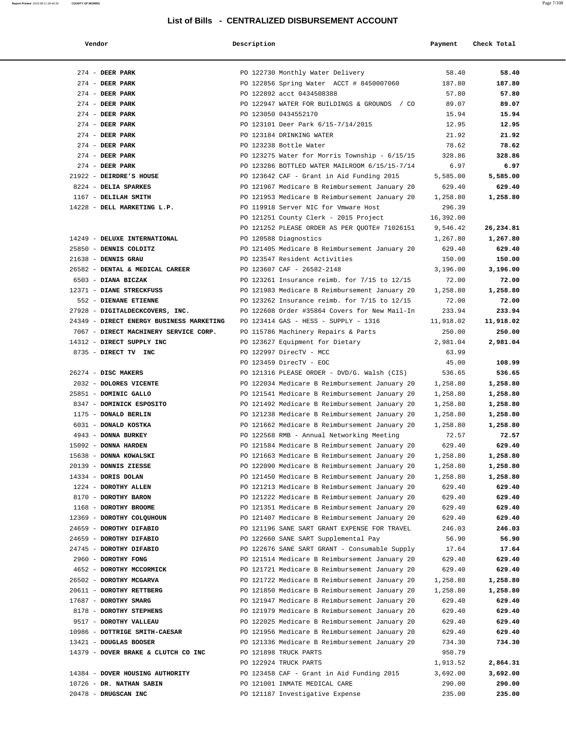# List of Bills - CENTRALIZED DISBURSEMENT ACCOUNT

| Vendor | Description | Payment | Check Total |
|---|---|---|---|
| 274 - **DEER PARK** | PO 122730 Monthly Water Delivery | 58.40 | **58.40** |
| 274 - **DEER PARK** | PO 122856 Spring Water ACCT # 8450007060 | 187.80 | **187.80** |
| 274 - **DEER PARK** | PO 122892 acct 0434508388 | 57.80 | **57.80** |
| 274 - **DEER PARK** | PO 122947 WATER FOR BUILDINGS & GROUNDS / CO | 89.07 | **89.07** |
| 274 - **DEER PARK** | PO 123050 0434552170 | 15.94 | **15.94** |
| 274 - **DEER PARK** | PO 123101 Deer Park 6/15-7/14/2015 | 12.95 | **12.95** |
| 274 - **DEER PARK** | PO 123184 DRINKING WATER | 21.92 | **21.92** |
| 274 - **DEER PARK** | PO 123238 Bottle Water | 78.62 | **78.62** |
| 274 - **DEER PARK** | PO 123275 Water for Morris Township - 6/15/15 | 328.86 | **328.86** |
| 274 - **DEER PARK** | PO 123286 BOTTLED WATER MAILROOM 6/15/15-7/14 | 6.97 | **6.97** |
| 21922 - **DEIRDRE'S HOUSE** | PO 123642 CAF - Grant in Aid Funding 2015 | 5,585.00 | **5,585.00** |
| 8224 - **DELIA SPARKES** | PO 121967 Medicare B Reimbursement January 20 | 629.40 | **629.40** |
| 1167 - **DELILAH SMITH** | PO 121953 Medicare B Reimbursement January 20 | 1,258.80 | **1,258.80** |
| 14228 - **DELL MARKETING L.P.** | PO 119918 Server NIC for Vmware Host | 296.39 | |
| | PO 121251 County Clerk - 2015 Project | 16,392.00 | |
| | PO 121252 PLEASE ORDER AS PER QUOTE# 71026151 | 9,546.42 | **26,234.81** |
| 14249 - **DELUXE INTERNATIONAL** | PO 120588 Diagnostics | 1,267.80 | **1,267.80** |
| 25850 - **DENNIS COLDITZ** | PO 121405 Medicare B Reimbursement January 20 | 629.40 | **629.40** |
| 21638 - **DENNIS GRAU** | PO 123547 Resident Activities | 150.00 | **150.00** |
| 26582 - **DENTAL & MEDICAL CAREER** | PO 123607 CAF - 26582-2148 | 3,196.00 | **3,196.00** |
| 6503 - **DIANA BICZAK** | PO 123261 Insurance reimb. for 7/15 to 12/15 | 72.00 | **72.00** |
| 12371 - **DIANE STRECKFUSS** | PO 121983 Medicare B Reimbursement January 20 | 1,258.80 | **1,258.80** |
| 552 - **DIENANE ETIENNE** | PO 123262 Insurance reimb. for 7/15 to 12/15 | 72.00 | **72.00** |
| 27928 - **DIGITALDECKCOVERS, INC.** | PO 122608 Order #35864 Covers for New Mail-In | 233.94 | **233.94** |
| 24349 - **DIRECT ENERGY BUSINESS MARKETING** | PO 123414 GAS - HESS - SUPPLY - 1316 | 11,918.02 | **11,918.02** |
| 7067 - **DIRECT MACHINERY SERVICE CORP.** | PO 115786 Machinery Repairs & Parts | 250.00 | **250.00** |
| 14312 - **DIRECT SUPPLY INC** | PO 123627 Equipment for Dietary | 2,981.04 | **2,981.04** |
| 8735 - **DIRECT TV INC** | PO 122997 DirecTV - MCC | 63.99 | |
| | PO 123459 DirecTV - EOC | 45.00 | **108.99** |
| 26274 - **DISC MAKERS** | PO 121316 PLEASE ORDER - DVD/G. Walsh (CIS) | 536.65 | **536.65** |
| 2032 - **DOLORES VICENTE** | PO 122034 Medicare B Reimbursement January 20 | 1,258.80 | **1,258.80** |
| 25851 - **DOMINIC GALLO** | PO 121541 Medicare B Reimbursement January 20 | 1,258.80 | **1,258.80** |
| 8347 - **DOMINICK ESPOSITO** | PO 121492 Medicare B Reimbursement January 20 | 1,258.80 | **1,258.80** |
| 1175 - **DONALD BERLIN** | PO 121238 Medicare B Reimbursement January 20 | 1,258.80 | **1,258.80** |
| 6031 - **DONALD KOSTKA** | PO 121662 Medicare B Reimbursement January 20 | 1,258.80 | **1,258.80** |
| 4943 - **DONNA BURKEY** | PO 122568 RMB - Annual Networking Meeting | 72.57 | **72.57** |
| 15092 - **DONNA HARDEN** | PO 121584 Medicare B Reimbursement January 20 | 629.40 | **629.40** |
| 15638 - **DONNA KOWALSKI** | PO 121663 Medicare B Reimbursement January 20 | 1,258.80 | **1,258.80** |
| 20139 - **DONNIS ZIESSE** | PO 122090 Medicare B Reimbursement January 20 | 1,258.80 | **1,258.80** |
| 14334 - **DORIS DOLAN** | PO 121450 Medicare B Reimbursement January 20 | 1,258.80 | **1,258.80** |
| 1224 - **DOROTHY ALLEN** | PO 121213 Medicare B Reimbursement January 20 | 629.40 | **629.40** |
| 8170 - **DOROTHY BARON** | PO 121222 Medicare B Reimbursement January 20 | 629.40 | **629.40** |
| 1168 - **DOROTHY BROOME** | PO 121351 Medicare B Reimbursement January 20 | 629.40 | **629.40** |
| 12369 - **DOROTHY COLQUHOUN** | PO 121407 Medicare B Reimbursement January 20 | 629.40 | **629.40** |
| 24659 - **DOROTHY DIFABIO** | PO 121196 SANE SART GRANT EXPENSE FOR TRAVEL | 246.03 | **246.03** |
| 24659 - **DOROTHY DIFABIO** | PO 122660 SANE SART Supplemental Pay | 56.90 | **56.90** |
| 24745 - **DOROTHY DIFABIO** | PO 122676 SANE SART GRANT - Consumable Supply | 17.64 | **17.64** |
| 2960 - **DOROTHY FONG** | PO 121514 Medicare B Reimbursement January 20 | 629.40 | **629.40** |
| 4652 - **DOROTHY MCCORMICK** | PO 121721 Medicare B Reimbursement January 20 | 629.40 | **629.40** |
| 26502 - **DOROTHY MCGARVA** | PO 121722 Medicare B Reimbursement January 20 | 1,258.80 | **1,258.80** |
| 20611 - **DOROTHY RETTBERG** | PO 121850 Medicare B Reimbursement January 20 | 1,258.80 | **1,258.80** |
| 17687 - **DOROTHY SMARG** | PO 121947 Medicare B Reimbursement January 20 | 629.40 | **629.40** |
| 8178 - **DOROTHY STEPHENS** | PO 121979 Medicare B Reimbursement January 20 | 629.40 | **629.40** |
| 9517 - **DOROTHY VALLEAU** | PO 122025 Medicare B Reimbursement January 20 | 629.40 | **629.40** |
| 10986 - **DOTTRIGE SMITH-CAESAR** | PO 121956 Medicare B Reimbursement January 20 | 629.40 | **629.40** |
| 13421 - **DOUGLAS BOOSER** | PO 121336 Medicare B Reimbursement January 20 | 734.30 | **734.30** |
| 14379 - **DOVER BRAKE & CLUTCH CO INC** | PO 121898 TRUCK PARTS | 950.79 | |
| | PO 122924 TRUCK PARTS | 1,913.52 | **2,864.31** |
| 14384 - **DOVER HOUSING AUTHORITY** | PO 123458 CAF - Grant in Aid Funding 2015 | 3,692.00 | **3,692.00** |
| 10726 - **DR. NATHAN SABIN** | PO 121001 INMATE MEDICAL CARE | 290.00 | **290.00** |
| 20478 - **DRUGSCAN INC** | PO 121187 Investigative Expense | 235.00 | **235.00** |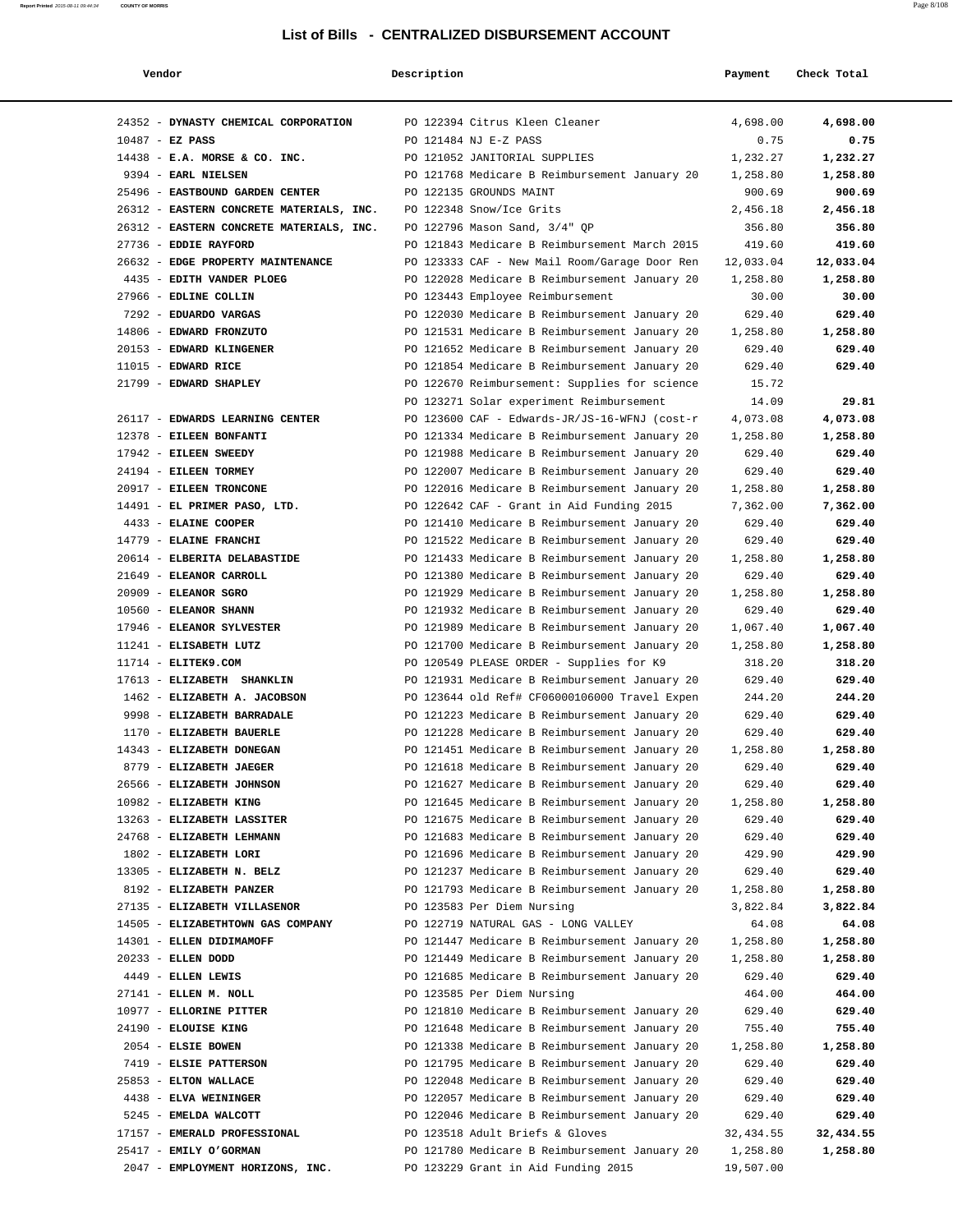# List of Bills - CENTRALIZED DISBURSEMENT ACCOUNT

| Vendor | Description | Payment | Check Total |
|---|---|---|---|
| 24352 - **DYNASTY CHEMICAL CORPORATION** | PO 122394 Citrus Kleen Cleaner | 4,698.00 | **4,698.00** |
| 10487 - **EZ PASS** | PO 121484 NJ E-Z PASS | 0.75 | **0.75** |
| 14438 - **E.A. MORSE & CO. INC.** | PO 121052 JANITORIAL SUPPLIES | 1,232.27 | **1,232.27** |
| 9394 - **EARL NIELSEN** | PO 121768 Medicare B Reimbursement January 20 | 1,258.80 | **1,258.80** |
| 25496 - **EASTBOUND GARDEN CENTER** | PO 122135 GROUNDS MAINT | 900.69 | **900.69** |
| 26312 - **EASTERN CONCRETE MATERIALS, INC.** | PO 122348 Snow/Ice Grits | 2,456.18 | **2,456.18** |
| 26312 - **EASTERN CONCRETE MATERIALS, INC.** | PO 122796 Mason Sand, 3/4" QP | 356.80 | **356.80** |
| 27736 - **EDDIE RAYFORD** | PO 121843 Medicare B Reimbursement March 2015 | 419.60 | **419.60** |
| 26632 - **EDGE PROPERTY MAINTENANCE** | PO 123333 CAF - New Mail Room/Garage Door Ren | 12,033.04 | **12,033.04** |
| 4435 - **EDITH VANDER PLOEG** | PO 122028 Medicare B Reimbursement January 20 | 1,258.80 | **1,258.80** |
| 27966 - **EDLINE COLLIN** | PO 123443 Employee Reimbursement | 30.00 | **30.00** |
| 7292 - **EDUARDO VARGAS** | PO 122030 Medicare B Reimbursement January 20 | 629.40 | **629.40** |
| 14806 - **EDWARD FRONZUTO** | PO 121531 Medicare B Reimbursement January 20 | 1,258.80 | **1,258.80** |
| 20153 - **EDWARD KLINGENER** | PO 121652 Medicare B Reimbursement January 20 | 629.40 | **629.40** |
| 11015 - **EDWARD RICE** | PO 121854 Medicare B Reimbursement January 20 | 629.40 | **629.40** |
| 21799 - **EDWARD SHAPLEY** | PO 122670 Reimbursement: Supplies for science | 15.72 | |
| | PO 123271 Solar experiment Reimbursement | 14.09 | **29.81** |
| 26117 - **EDWARDS LEARNING CENTER** | PO 123600 CAF - Edwards-JR/JS-16-WFNJ (cost-r | 4,073.08 | **4,073.08** |
| 12378 - **EILEEN BONFANTI** | PO 121334 Medicare B Reimbursement January 20 | 1,258.80 | **1,258.80** |
| 17942 - **EILEEN SWEEDY** | PO 121988 Medicare B Reimbursement January 20 | 629.40 | **629.40** |
| 24194 - **EILEEN TORMEY** | PO 122007 Medicare B Reimbursement January 20 | 629.40 | **629.40** |
| 20917 - **EILEEN TRONCONE** | PO 122016 Medicare B Reimbursement January 20 | 1,258.80 | **1,258.80** |
| 14491 - **EL PRIMER PASO, LTD.** | PO 122642 CAF - Grant in Aid Funding 2015 | 7,362.00 | **7,362.00** |
| 4433 - **ELAINE COOPER** | PO 121410 Medicare B Reimbursement January 20 | 629.40 | **629.40** |
| 14779 - **ELAINE FRANCHI** | PO 121522 Medicare B Reimbursement January 20 | 629.40 | **629.40** |
| 20614 - **ELBERITA DELABASTIDE** | PO 121433 Medicare B Reimbursement January 20 | 1,258.80 | **1,258.80** |
| 21649 - **ELEANOR CARROLL** | PO 121380 Medicare B Reimbursement January 20 | 629.40 | **629.40** |
| 20909 - **ELEANOR SGRO** | PO 121929 Medicare B Reimbursement January 20 | 1,258.80 | **1,258.80** |
| 10560 - **ELEANOR SHANN** | PO 121932 Medicare B Reimbursement January 20 | 629.40 | **629.40** |
| 17946 - **ELEANOR SYLVESTER** | PO 121989 Medicare B Reimbursement January 20 | 1,067.40 | **1,067.40** |
| 11241 - **ELISABETH LUTZ** | PO 121700 Medicare B Reimbursement January 20 | 1,258.80 | **1,258.80** |
| 11714 - **ELITEK9.COM** | PO 120549 PLEASE ORDER - Supplies for K9 | 318.20 | **318.20** |
| 17613 - **ELIZABETH SHANKLIN** | PO 121931 Medicare B Reimbursement January 20 | 629.40 | **629.40** |
| 1462 - **ELIZABETH A. JACOBSON** | PO 123644 old Ref# CF06000106000 Travel Expen | 244.20 | **244.20** |
| 9998 - **ELIZABETH BARRADALE** | PO 121223 Medicare B Reimbursement January 20 | 629.40 | **629.40** |
| 1170 - **ELIZABETH BAUERLE** | PO 121228 Medicare B Reimbursement January 20 | 629.40 | **629.40** |
| 14343 - **ELIZABETH DONEGAN** | PO 121451 Medicare B Reimbursement January 20 | 1,258.80 | **1,258.80** |
| 8779 - **ELIZABETH JAEGER** | PO 121618 Medicare B Reimbursement January 20 | 629.40 | **629.40** |
| 26566 - **ELIZABETH JOHNSON** | PO 121627 Medicare B Reimbursement January 20 | 629.40 | **629.40** |
| 10982 - **ELIZABETH KING** | PO 121645 Medicare B Reimbursement January 20 | 1,258.80 | **1,258.80** |
| 13263 - **ELIZABETH LASSITER** | PO 121675 Medicare B Reimbursement January 20 | 629.40 | **629.40** |
| 24768 - **ELIZABETH LEHMANN** | PO 121683 Medicare B Reimbursement January 20 | 629.40 | **629.40** |
| 1802 - **ELIZABETH LORI** | PO 121696 Medicare B Reimbursement January 20 | 429.90 | **429.90** |
| 13305 - **ELIZABETH N. BELZ** | PO 121237 Medicare B Reimbursement January 20 | 629.40 | **629.40** |
| 8192 - **ELIZABETH PANZER** | PO 121793 Medicare B Reimbursement January 20 | 1,258.80 | **1,258.80** |
| 27135 - **ELIZABETH VILLASENOR** | PO 123583 Per Diem Nursing | 3,822.84 | **3,822.84** |
| 14505 - **ELIZABETHTOWN GAS COMPANY** | PO 122719 NATURAL GAS - LONG VALLEY | 64.08 | **64.08** |
| 14301 - **ELLEN DIDIMAMOFF** | PO 121447 Medicare B Reimbursement January 20 | 1,258.80 | **1,258.80** |
| 20233 - **ELLEN DODD** | PO 121449 Medicare B Reimbursement January 20 | 1,258.80 | **1,258.80** |
| 4449 - **ELLEN LEWIS** | PO 121685 Medicare B Reimbursement January 20 | 629.40 | **629.40** |
| 27141 - **ELLEN M. NOLL** | PO 123585 Per Diem Nursing | 464.00 | **464.00** |
| 10977 - **ELLORINE PITTER** | PO 121810 Medicare B Reimbursement January 20 | 629.40 | **629.40** |
| 24190 - **ELOUISE KING** | PO 121648 Medicare B Reimbursement January 20 | 755.40 | **755.40** |
| 2054 - **ELSIE BOWEN** | PO 121338 Medicare B Reimbursement January 20 | 1,258.80 | **1,258.80** |
| 7419 - **ELSIE PATTERSON** | PO 121795 Medicare B Reimbursement January 20 | 629.40 | **629.40** |
| 25853 - **ELTON WALLACE** | PO 122048 Medicare B Reimbursement January 20 | 629.40 | **629.40** |
| 4438 - **ELVA WEININGER** | PO 122057 Medicare B Reimbursement January 20 | 629.40 | **629.40** |
| 5245 - **EMELDA WALCOTT** | PO 122046 Medicare B Reimbursement January 20 | 629.40 | **629.40** |
| 17157 - **EMERALD PROFESSIONAL** | PO 123518 Adult Briefs & Gloves | 32,434.55 | **32,434.55** |
| 25417 - **EMILY O'GORMAN** | PO 121780 Medicare B Reimbursement January 20 | 1,258.80 | **1,258.80** |
| 2047 - **EMPLOYMENT HORIZONS, INC.** | PO 123229 Grant in Aid Funding 2015 | 19,507.00 | |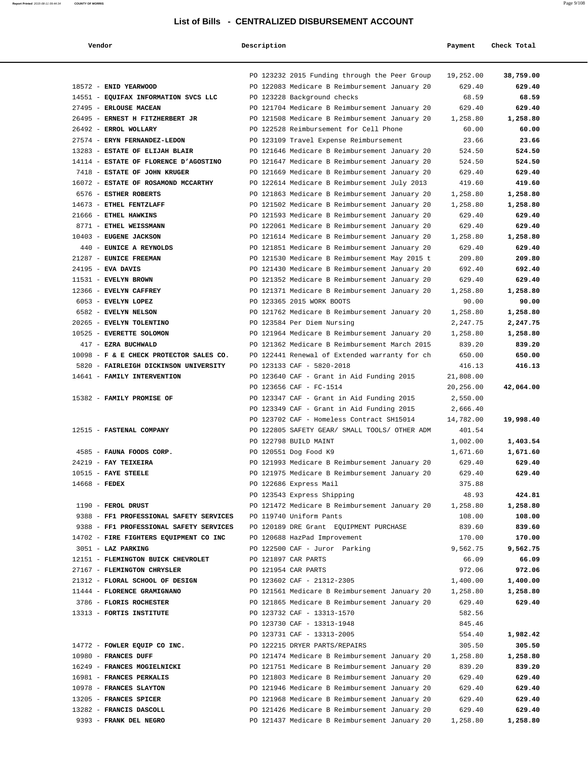# List of Bills - CENTRALIZED DISBURSEMENT ACCOUNT

| Vendor | Description | Payment | Check Total |
|---|---|---|---|
| | PO 123232 2015 Funding through the Peer Group | 19,252.00 | **38,759.00** |
| 18572 - **ENID YEARWOOD** | PO 122083 Medicare B Reimbursement January 20 | 629.40 | **629.40** |
| 14551 - **EQUIFAX INFORMATION SVCS LLC** | PO 123228 Background checks | 68.59 | **68.59** |
| 27495 - **ERLOUSE MACEAN** | PO 121704 Medicare B Reimbursement January 20 | 629.40 | **629.40** |
| 26495 - **ERNEST H FITZHERBERT JR** | PO 121508 Medicare B Reimbursement January 20 | 1,258.80 | **1,258.80** |
| 26492 - **ERROL WOLLARY** | PO 122528 Reimbursement for Cell Phone | 60.00 | **60.00** |
| 27574 - **ERYN FERNANDEZ-LEDON** | PO 123109 Travel Expense Reimbursement | 23.66 | **23.66** |
| 13283 - **ESTATE OF ELIJAH BLAIR** | PO 121646 Medicare B Reimbursement January 20 | 524.50 | **524.50** |
| 14114 - **ESTATE OF FLORENCE D'AGOSTINO** | PO 121647 Medicare B Reimbursement January 20 | 524.50 | **524.50** |
| 7418 - **ESTATE OF JOHN KRUGER** | PO 121669 Medicare B Reimbursement January 20 | 629.40 | **629.40** |
| 16072 - **ESTATE OF ROSAMOND MCCARTHY** | PO 122614 Medicare B Reimbursement July 2013 | 419.60 | **419.60** |
| 6576 - **ESTHER ROBERTS** | PO 121863 Medicare B Reimbursement January 20 | 1,258.80 | **1,258.80** |
| 14673 - **ETHEL FENTZLAFF** | PO 121502 Medicare B Reimbursement January 20 | 1,258.80 | **1,258.80** |
| 21666 - **ETHEL HAWKINS** | PO 121593 Medicare B Reimbursement January 20 | 629.40 | **629.40** |
| 8771 - **ETHEL WEISSMANN** | PO 122061 Medicare B Reimbursement January 20 | 629.40 | **629.40** |
| 10403 - **EUGENE JACKSON** | PO 121614 Medicare B Reimbursement January 20 | 1,258.80 | **1,258.80** |
| 440 - **EUNICE A REYNOLDS** | PO 121851 Medicare B Reimbursement January 20 | 629.40 | **629.40** |
| 21287 - **EUNICE FREEMAN** | PO 121530 Medicare B Reimbursement May 2015 t | 209.80 | **209.80** |
| 24195 - **EVA DAVIS** | PO 121430 Medicare B Reimbursement January 20 | 692.40 | **692.40** |
| 11531 - **EVELYN BROWN** | PO 121352 Medicare B Reimbursement January 20 | 629.40 | **629.40** |
| 12366 - **EVELYN CAFFREY** | PO 121371 Medicare B Reimbursement January 20 | 1,258.80 | **1,258.80** |
| 6053 - **EVELYN LOPEZ** | PO 123365 2015 WORK BOOTS | 90.00 | **90.00** |
| 6582 - **EVELYN NELSON** | PO 121762 Medicare B Reimbursement January 20 | 1,258.80 | **1,258.80** |
| 20265 - **EVELYN TOLENTINO** | PO 123584 Per Diem Nursing | 2,247.75 | **2,247.75** |
| 10525 - **EVERETTE SOLOMON** | PO 121964 Medicare B Reimbursement January 20 | 1,258.80 | **1,258.80** |
| 417 - **EZRA BUCHWALD** | PO 121362 Medicare B Reimbursement March 2015 | 839.20 | **839.20** |
| 10098 - **F & E CHECK PROTECTOR SALES CO.** | PO 122441 Renewal of Extended warranty for ch | 650.00 | **650.00** |
| 5820 - **FAIRLEIGH DICKINSON UNIVERSITY** | PO 123133 CAF - 5820-2018 | 416.13 | **416.13** |
| 14641 - **FAMILY INTERVENTION** | PO 123640 CAF - Grant in Aid Funding 2015 | 21,808.00 | |
| | PO 123656 CAF - FC-1514 | 20,256.00 | **42,064.00** |
| 15382 - **FAMILY PROMISE OF** | PO 123347 CAF - Grant in Aid Funding 2015 | 2,550.00 | |
| | PO 123349 CAF - Grant in Aid Funding 2015 | 2,666.40 | |
| | PO 123702 CAF - Homeless Contract SH15014 | 14,782.00 | **19,998.40** |
| 12515 - **FASTENAL COMPANY** | PO 122805 SAFETY GEAR/ SMALL TOOLS/ OTHER ADM | 401.54 | |
| | PO 122798 BUILD MAINT | 1,002.00 | **1,403.54** |
| 4585 - **FAUNA FOODS CORP.** | PO 120551 Dog Food K9 | 1,671.60 | **1,671.60** |
| 24219 - **FAY TEIXEIRA** | PO 121993 Medicare B Reimbursement January 20 | 629.40 | **629.40** |
| 10515 - **FAYE STEELE** | PO 121975 Medicare B Reimbursement January 20 | 629.40 | **629.40** |
| 14668 - **FEDEX** | PO 122686 Express Mail | 375.88 | |
| | PO 123543 Express Shipping | 48.93 | **424.81** |
| 1190 - **FEROL DRUST** | PO 121472 Medicare B Reimbursement January 20 | 1,258.80 | **1,258.80** |
| 9388 - **FF1 PROFESSIONAL SAFETY SERVICES** | PO 119740 Uniform Pants | 108.00 | **108.00** |
| 9388 - **FF1 PROFESSIONAL SAFETY SERVICES** | PO 120189 DRE Grant EQUIPMENT PURCHASE | 839.60 | **839.60** |
| 14702 - **FIRE FIGHTERS EQUIPMENT CO INC** | PO 120688 HazPad Improvement | 170.00 | **170.00** |
| 3051 - **LAZ PARKING** | PO 122500 CAF - Juror Parking | 9,562.75 | **9,562.75** |
| 12151 - **FLEMINGTON BUICK CHEVROLET** | PO 121897 CAR PARTS | 66.09 | **66.09** |
| 27167 - **FLEMINGTON CHRYSLER** | PO 121954 CAR PARTS | 972.06 | **972.06** |
| 21312 - **FLORAL SCHOOL OF DESIGN** | PO 123602 CAF - 21312-2305 | 1,400.00 | **1,400.00** |
| 11444 - **FLORENCE GRAMIGNANO** | PO 121561 Medicare B Reimbursement January 20 | 1,258.80 | **1,258.80** |
| 3786 - **FLORIS ROCHESTER** | PO 121865 Medicare B Reimbursement January 20 | 629.40 | **629.40** |
| 13313 - **FORTIS INSTITUTE** | PO 123732 CAF - 13313-1570 | 582.56 | |
| | PO 123730 CAF - 13313-1948 | 845.46 | |
| | PO 123731 CAF - 13313-2005 | 554.40 | **1,982.42** |
| 14772 - **FOWLER EQUIP CO INC.** | PO 122215 DRYER PARTS/REPAIRS | 305.50 | **305.50** |
| 10980 - **FRANCES DUFF** | PO 121474 Medicare B Reimbursement January 20 | 1,258.80 | **1,258.80** |
| 16249 - **FRANCES MOGIELNICKI** | PO 121751 Medicare B Reimbursement January 20 | 839.20 | **839.20** |
| 16981 - **FRANCES PERKALIS** | PO 121803 Medicare B Reimbursement January 20 | 629.40 | **629.40** |
| 10978 - **FRANCES SLAYTON** | PO 121946 Medicare B Reimbursement January 20 | 629.40 | **629.40** |
| 13205 - **FRANCES SPICER** | PO 121968 Medicare B Reimbursement January 20 | 629.40 | **629.40** |
| 13282 - **FRANCIS DASCOLL** | PO 121426 Medicare B Reimbursement January 20 | 629.40 | **629.40** |
| 9393 - **FRANK DEL NEGRO** | PO 121437 Medicare B Reimbursement January 20 | 1,258.80 | **1,258.80** |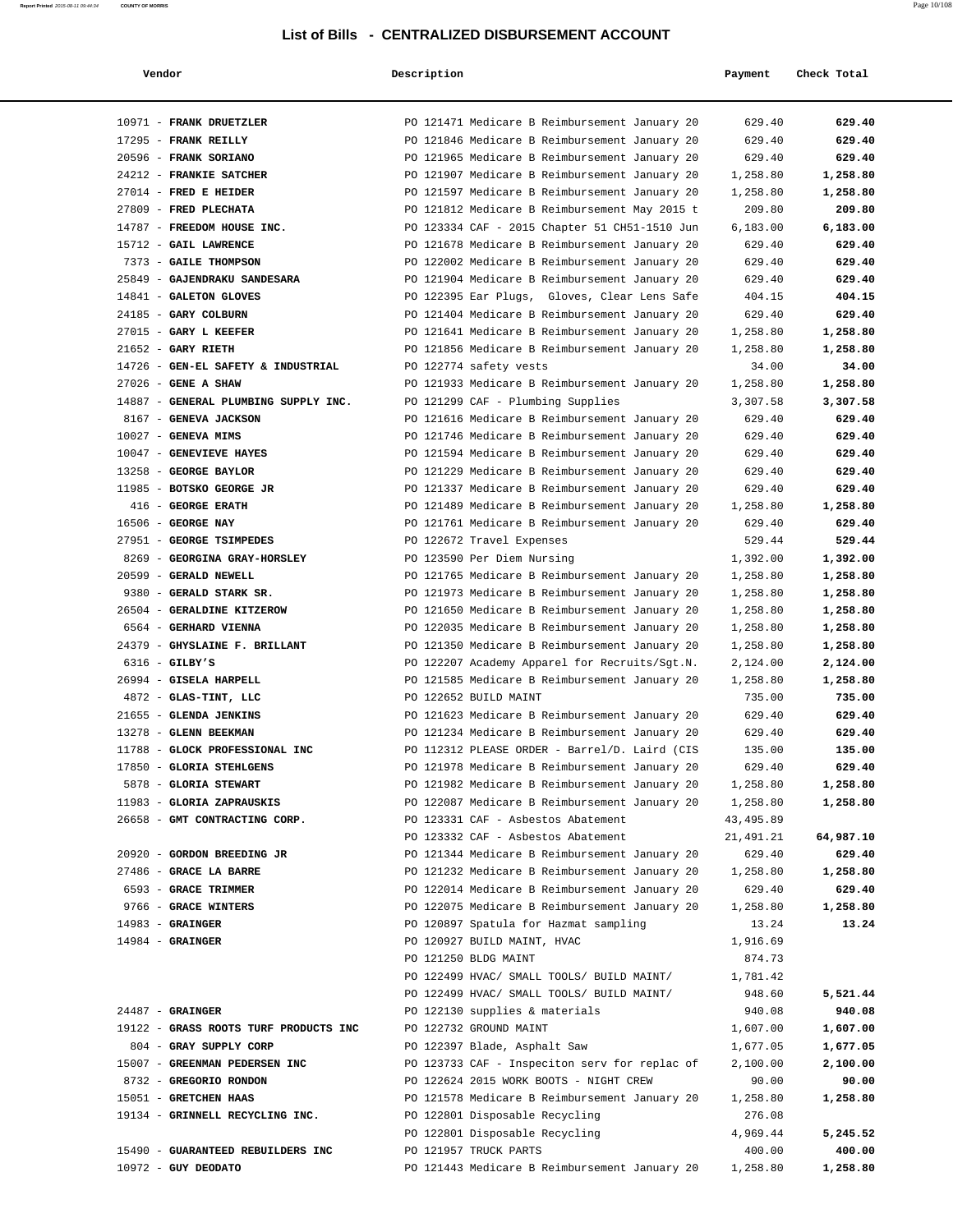# List of Bills - CENTRALIZED DISBURSEMENT ACCOUNT

| Vendor | Description | Payment | Check Total |
|---|---|---|---|
| 10971 - **FRANK DRUETZLER** | PO 121471 Medicare B Reimbursement January 20 | 629.40 | **629.40** |
| 17295 - **FRANK REILLY** | PO 121846 Medicare B Reimbursement January 20 | 629.40 | **629.40** |
| 20596 - **FRANK SORIANO** | PO 121965 Medicare B Reimbursement January 20 | 629.40 | **629.40** |
| 24212 - **FRANKIE SATCHER** | PO 121907 Medicare B Reimbursement January 20 | 1,258.80 | **1,258.80** |
| 27014 - **FRED E HEIDER** | PO 121597 Medicare B Reimbursement January 20 | 1,258.80 | **1,258.80** |
| 27809 - **FRED PLECHATA** | PO 121812 Medicare B Reimbursement May 2015 t | 209.80 | **209.80** |
| 14787 - **FREEDOM HOUSE INC.** | PO 123334 CAF - 2015 Chapter 51 CH51-1510 Jun | 6,183.00 | **6,183.00** |
| 15712 - **GAIL LAWRENCE** | PO 121678 Medicare B Reimbursement January 20 | 629.40 | **629.40** |
| 7373 - **GAILE THOMPSON** | PO 122002 Medicare B Reimbursement January 20 | 629.40 | **629.40** |
| 25849 - **GAJENDRAKU SANDESARA** | PO 121904 Medicare B Reimbursement January 20 | 629.40 | **629.40** |
| 14841 - **GALETON GLOVES** | PO 122395 Ear Plugs, Gloves, Clear Lens Safe | 404.15 | **404.15** |
| 24185 - **GARY COLBURN** | PO 121404 Medicare B Reimbursement January 20 | 629.40 | **629.40** |
| 27015 - **GARY L KEEFER** | PO 121641 Medicare B Reimbursement January 20 | 1,258.80 | **1,258.80** |
| 21652 - **GARY RIETH** | PO 121856 Medicare B Reimbursement January 20 | 1,258.80 | **1,258.80** |
| 14726 - **GEN-EL SAFETY & INDUSTRIAL** | PO 122774 safety vests | 34.00 | **34.00** |
| 27026 - **GENE A SHAW** | PO 121933 Medicare B Reimbursement January 20 | 1,258.80 | **1,258.80** |
| 14887 - **GENERAL PLUMBING SUPPLY INC.** | PO 121299 CAF - Plumbing Supplies | 3,307.58 | **3,307.58** |
| 8167 - **GENEVA JACKSON** | PO 121616 Medicare B Reimbursement January 20 | 629.40 | **629.40** |
| 10027 - **GENEVA MIMS** | PO 121746 Medicare B Reimbursement January 20 | 629.40 | **629.40** |
| 10047 - **GENEVIEVE HAYES** | PO 121594 Medicare B Reimbursement January 20 | 629.40 | **629.40** |
| 13258 - **GEORGE BAYLOR** | PO 121229 Medicare B Reimbursement January 20 | 629.40 | **629.40** |
| 11985 - **BOTSKO GEORGE JR** | PO 121337 Medicare B Reimbursement January 20 | 629.40 | **629.40** |
| 416 - **GEORGE ERATH** | PO 121489 Medicare B Reimbursement January 20 | 1,258.80 | **1,258.80** |
| 16506 - **GEORGE NAY** | PO 121761 Medicare B Reimbursement January 20 | 629.40 | **629.40** |
| 27951 - **GEORGE TSIMPEDES** | PO 122672 Travel Expenses | 529.44 | **529.44** |
| 8269 - **GEORGINA GRAY-HORSLEY** | PO 123590 Per Diem Nursing | 1,392.00 | **1,392.00** |
| 20599 - **GERALD NEWELL** | PO 121765 Medicare B Reimbursement January 20 | 1,258.80 | **1,258.80** |
| 9380 - **GERALD STARK SR.** | PO 121973 Medicare B Reimbursement January 20 | 1,258.80 | **1,258.80** |
| 26504 - **GERALDINE KITZEROW** | PO 121650 Medicare B Reimbursement January 20 | 1,258.80 | **1,258.80** |
| 6564 - **GERHARD VIENNA** | PO 122035 Medicare B Reimbursement January 20 | 1,258.80 | **1,258.80** |
| 24379 - **GHYSLAINE F. BRILLANT** | PO 121350 Medicare B Reimbursement January 20 | 1,258.80 | **1,258.80** |
| 6316 - **GILBY'S** | PO 122207 Academy Apparel for Recruits/Sgt.N. | 2,124.00 | **2,124.00** |
| 26994 - **GISELA HARPELL** | PO 121585 Medicare B Reimbursement January 20 | 1,258.80 | **1,258.80** |
| 4872 - **GLAS-TINT, LLC** | PO 122652 BUILD MAINT | 735.00 | **735.00** |
| 21655 - **GLENDA JENKINS** | PO 121623 Medicare B Reimbursement January 20 | 629.40 | **629.40** |
| 13278 - **GLENN BEEKMAN** | PO 121234 Medicare B Reimbursement January 20 | 629.40 | **629.40** |
| 11788 - **GLOCK PROFESSIONAL INC** | PO 112312 PLEASE ORDER - Barrel/D. Laird (CIS | 135.00 | **135.00** |
| 17850 - **GLORIA STEHLGENS** | PO 121978 Medicare B Reimbursement January 20 | 629.40 | **629.40** |
| 5878 - **GLORIA STEWART** | PO 121982 Medicare B Reimbursement January 20 | 1,258.80 | **1,258.80** |
| 11983 - **GLORIA ZAPRAUSKIS** | PO 122087 Medicare B Reimbursement January 20 | 1,258.80 | **1,258.80** |
| 26658 - **GMT CONTRACTING CORP.** | PO 123331 CAF - Asbestos Abatement | 43,495.89 | |
| | PO 123332 CAF - Asbestos Abatement | 21,491.21 | **64,987.10** |
| 20920 - **GORDON BREEDING JR** | PO 121344 Medicare B Reimbursement January 20 | 629.40 | **629.40** |
| 27486 - **GRACE LA BARRE** | PO 121232 Medicare B Reimbursement January 20 | 1,258.80 | **1,258.80** |
| 6593 - **GRACE TRIMMER** | PO 122014 Medicare B Reimbursement January 20 | 629.40 | **629.40** |
| 9766 - **GRACE WINTERS** | PO 122075 Medicare B Reimbursement January 20 | 1,258.80 | **1,258.80** |
| 14983 - **GRAINGER** | PO 120897 Spatula for Hazmat sampling | 13.24 | **13.24** |
| 14984 - **GRAINGER** | PO 120927 BUILD MAINT, HVAC | 1,916.69 | |
| | PO 121250 BLDG MAINT | 874.73 | |
| | PO 122499 HVAC/ SMALL TOOLS/ BUILD MAINT/ | 1,781.42 | |
| | PO 122499 HVAC/ SMALL TOOLS/ BUILD MAINT/ | 948.60 | **5,521.44** |
| 24487 - **GRAINGER** | PO 122130 supplies & materials | 940.08 | **940.08** |
| 19122 - **GRASS ROOTS TURF PRODUCTS INC** | PO 122732 GROUND MAINT | 1,607.00 | **1,607.00** |
| 804 - **GRAY SUPPLY CORP** | PO 122397 Blade, Asphalt Saw | 1,677.05 | **1,677.05** |
| 15007 - **GREENMAN PEDERSEN INC** | PO 123733 CAF - Inspeciton serv for replac of | 2,100.00 | **2,100.00** |
| 8732 - **GREGORIO RONDON** | PO 122624 2015 WORK BOOTS - NIGHT CREW | 90.00 | **90.00** |
| 15051 - **GRETCHEN HAAS** | PO 121578 Medicare B Reimbursement January 20 | 1,258.80 | **1,258.80** |
| 19134 - **GRINNELL RECYCLING INC.** | PO 122801 Disposable Recycling | 276.08 | |
| | PO 122801 Disposable Recycling | 4,969.44 | **5,245.52** |
| 15490 - **GUARANTEED REBUILDERS INC** | PO 121957 TRUCK PARTS | 400.00 | **400.00** |
| 10972 - **GUY DEODATO** | PO 121443 Medicare B Reimbursement January 20 | 1,258.80 | **1,258.80** |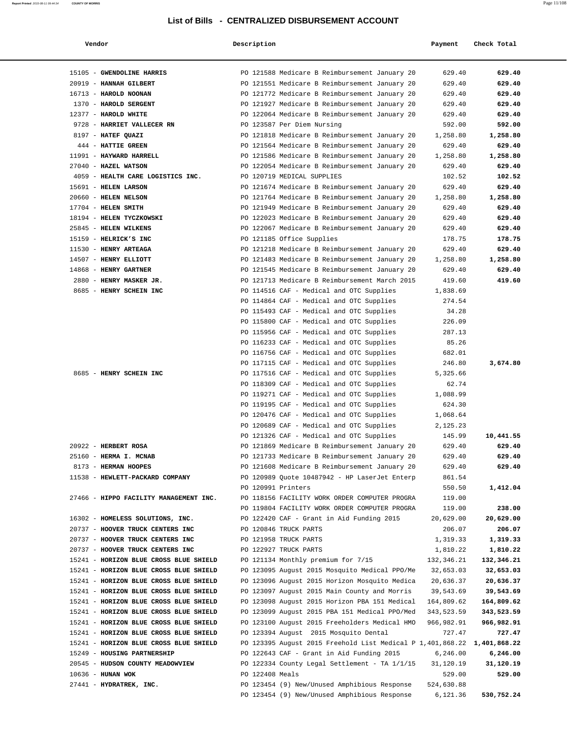## List of Bills - CENTRALIZED DISBURSEMENT ACCOUNT

| Vendor | Description | Payment | Check Total |
|---|---|---|---|
| 15105 - **GWENDOLINE HARRIS** | PO 121588 Medicare B Reimbursement January 20 | 629.40 | **629.40** |
| 20919 - **HANNAH GILBERT** | PO 121551 Medicare B Reimbursement January 20 | 629.40 | **629.40** |
| 16713 - **HAROLD NOONAN** | PO 121772 Medicare B Reimbursement January 20 | 629.40 | **629.40** |
| 1370 - **HAROLD SERGENT** | PO 121927 Medicare B Reimbursement January 20 | 629.40 | **629.40** |
| 12377 - **HAROLD WHITE** | PO 122064 Medicare B Reimbursement January 20 | 629.40 | **629.40** |
| 9728 - **HARRIET VALLECER RN** | PO 123587 Per Diem Nursing | 592.00 | **592.00** |
| 8197 - **HATEF QUAZI** | PO 121818 Medicare B Reimbursement January 20 | 1,258.80 | **1,258.80** |
| 444 - **HATTIE GREEN** | PO 121564 Medicare B Reimbursement January 20 | 629.40 | **629.40** |
| 11991 - **HAYWARD HARRELL** | PO 121586 Medicare B Reimbursement January 20 | 1,258.80 | **1,258.80** |
| 27040 - **HAZEL WATSON** | PO 122054 Medicare B Reimbursement January 20 | 629.40 | **629.40** |
| 4059 - **HEALTH CARE LOGISTICS INC.** | PO 120719 MEDICAL SUPPLIES | 102.52 | **102.52** |
| 15691 - **HELEN LARSON** | PO 121674 Medicare B Reimbursement January 20 | 629.40 | **629.40** |
| 20660 - **HELEN NELSON** | PO 121764 Medicare B Reimbursement January 20 | 1,258.80 | **1,258.80** |
| 17704 - **HELEN SMITH** | PO 121949 Medicare B Reimbursement January 20 | 629.40 | **629.40** |
| 18194 - **HELEN TYCZKOWSKI** | PO 122023 Medicare B Reimbursement January 20 | 629.40 | **629.40** |
| 25845 - **HELEN WILKENS** | PO 122067 Medicare B Reimbursement January 20 | 629.40 | **629.40** |
| 15159 - **HELRICK'S INC** | PO 121185 Office Supplies | 178.75 | **178.75** |
| 11530 - **HENRY ARTEAGA** | PO 121218 Medicare B Reimbursement January 20 | 629.40 | **629.40** |
| 14507 - **HENRY ELLIOTT** | PO 121483 Medicare B Reimbursement January 20 | 1,258.80 | **1,258.80** |
| 14868 - **HENRY GARTNER** | PO 121545 Medicare B Reimbursement January 20 | 629.40 | **629.40** |
| 2880 - **HENRY MASKER JR.** | PO 121713 Medicare B Reimbursement March 2015 | 419.60 | **419.60** |
| 8685 - **HENRY SCHEIN INC** | PO 114516 CAF - Medical and OTC Supplies | 1,838.69 | |
| | PO 114864 CAF - Medical and OTC Supplies | 274.54 | |
| | PO 115493 CAF - Medical and OTC Supplies | 34.28 | |
| | PO 115800 CAF - Medical and OTC Supplies | 226.09 | |
| | PO 115956 CAF - Medical and OTC Supplies | 287.13 | |
| | PO 116233 CAF - Medical and OTC Supplies | 85.26 | |
| | PO 116756 CAF - Medical and OTC Supplies | 682.01 | |
| | PO 117115 CAF - Medical and OTC Supplies | 246.80 | **3,674.80** |
| 8685 - **HENRY SCHEIN INC** | PO 117516 CAF - Medical and OTC Supplies | 5,325.66 | |
| | PO 118309 CAF - Medical and OTC Supplies | 62.74 | |
| | PO 119271 CAF - Medical and OTC Supplies | 1,088.99 | |
| | PO 119195 CAF - Medical and OTC Supplies | 624.30 | |
| | PO 120476 CAF - Medical and OTC Supplies | 1,068.64 | |
| | PO 120689 CAF - Medical and OTC Supplies | 2,125.23 | |
| | PO 121326 CAF - Medical and OTC Supplies | 145.99 | **10,441.55** |
| 20922 - **HERBERT ROSA** | PO 121869 Medicare B Reimbursement January 20 | 629.40 | **629.40** |
| 25160 - **HERMA I. MCNAB** | PO 121733 Medicare B Reimbursement January 20 | 629.40 | **629.40** |
| 8173 - **HERMAN HOOPES** | PO 121608 Medicare B Reimbursement January 20 | 629.40 | **629.40** |
| 11538 - **HEWLETT-PACKARD COMPANY** | PO 120989 Quote 10487942 - HP LaserJet Enterp | 861.54 | |
| | PO 120991 Printers | 550.50 | **1,412.04** |
| 27466 - **HIPPO FACILITY MANAGEMENT INC.** | PO 118156 FACILITY WORK ORDER COMPUTER PROGRA | 119.00 | |
| | PO 119804 FACILITY WORK ORDER COMPUTER PROGRA | 119.00 | **238.00** |
| 16302 - **HOMELESS SOLUTIONS, INC.** | PO 122420 CAF - Grant in Aid Funding 2015 | 20,629.00 | **20,629.00** |
| 20737 - **HOOVER TRUCK CENTERS INC** | PO 120846 TRUCK PARTS | 206.07 | **206.07** |
| 20737 - **HOOVER TRUCK CENTERS INC** | PO 121958 TRUCK PARTS | 1,319.33 | **1,319.33** |
| 20737 - **HOOVER TRUCK CENTERS INC** | PO 122927 TRUCK PARTS | 1,810.22 | **1,810.22** |
| 15241 - **HORIZON BLUE CROSS BLUE SHIELD** | PO 121134 Monthly premium for 7/15 | 132,346.21 | **132,346.21** |
| 15241 - **HORIZON BLUE CROSS BLUE SHIELD** | PO 123095 August 2015 Mosquito Medical PPO/Me | 32,653.03 | **32,653.03** |
| 15241 - **HORIZON BLUE CROSS BLUE SHIELD** | PO 123096 August 2015 Horizon Mosquito Medica | 20,636.37 | **20,636.37** |
| 15241 - **HORIZON BLUE CROSS BLUE SHIELD** | PO 123097 August 2015 Main County and Morris | 39,543.69 | **39,543.69** |
| 15241 - **HORIZON BLUE CROSS BLUE SHIELD** | PO 123098 August 2015 Horizon PBA 151 Medical | 164,809.62 | **164,809.62** |
| 15241 - **HORIZON BLUE CROSS BLUE SHIELD** | PO 123099 August 2015 PBA 151 Medical PPO/Med | 343,523.59 | **343,523.59** |
| 15241 - **HORIZON BLUE CROSS BLUE SHIELD** | PO 123100 August 2015 Freeholders Medical HMO | 966,982.91 | **966,982.91** |
| 15241 - **HORIZON BLUE CROSS BLUE SHIELD** | PO 123394 August 2015 Mosquito Dental | 727.47 | **727.47** |
| 15241 - **HORIZON BLUE CROSS BLUE SHIELD** | PO 123395 August 2015 Freehold List Medical P | 1,401,868.22 | **1,401,868.22** |
| 15249 - **HOUSING PARTNERSHIP** | PO 122643 CAF - Grant in Aid Funding 2015 | 6,246.00 | **6,246.00** |
| 20545 - **HUDSON COUNTY MEADOWVIEW** | PO 122334 County Legal Settlement - TA 1/1/15 | 31,120.19 | **31,120.19** |
| 10636 - **HUNAN WOK** | PO 122408 Meals | 529.00 | **529.00** |
| 27441 - **HYDRATREK, INC.** | PO 123454 (9) New/Unused Amphibious Response | 524,630.88 | |
| | PO 123454 (9) New/Unused Amphibious Response | 6,121.36 | **530,752.24** |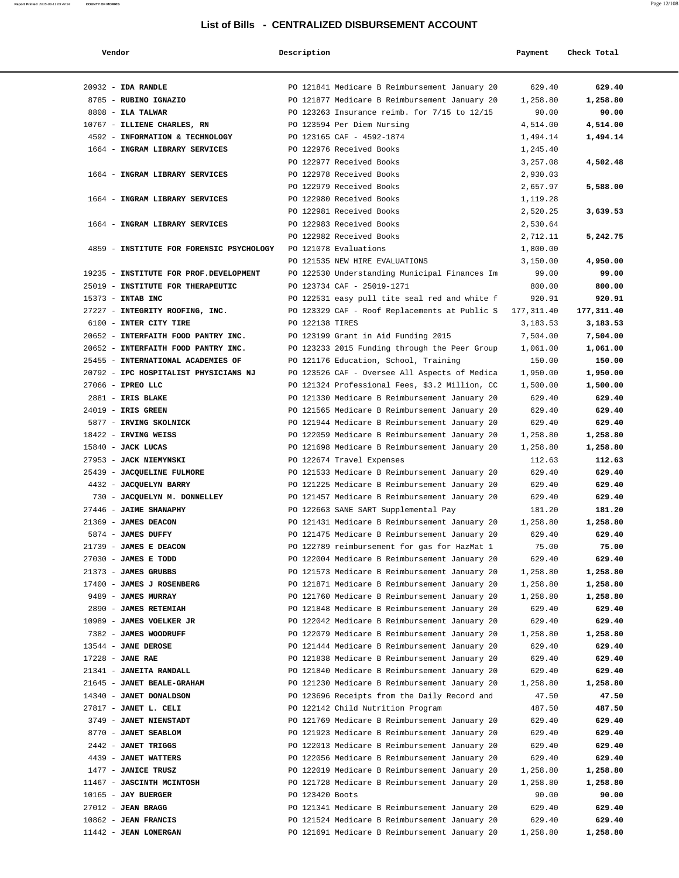# List of Bills - CENTRALIZED DISBURSEMENT ACCOUNT

| Vendor | Description | Payment | Check Total |
|---|---|---|---|
| 20932 - **IDA RANDLE** | PO 121841 Medicare B Reimbursement January 20 | 629.40 | **629.40** |
| 8785 - **RUBINO IGNAZIO** | PO 121877 Medicare B Reimbursement January 20 | 1,258.80 | **1,258.80** |
| 8808 - **ILA TALWAR** | PO 123263 Insurance reimb. for 7/15 to 12/15 | 90.00 | **90.00** |
| 10767 - **ILLIENE CHARLES, RN** | PO 123594 Per Diem Nursing | 4,514.00 | **4,514.00** |
| 4592 - **INFORMATION & TECHNOLOGY** | PO 123165 CAF - 4592-1874 | 1,494.14 | **1,494.14** |
| 1664 - **INGRAM LIBRARY SERVICES** | PO 122976 Received Books | 1,245.40 | |
| | PO 122977 Received Books | 3,257.08 | **4,502.48** |
| 1664 - **INGRAM LIBRARY SERVICES** | PO 122978 Received Books | 2,930.03 | |
| | PO 122979 Received Books | 2,657.97 | **5,588.00** |
| 1664 - **INGRAM LIBRARY SERVICES** | PO 122980 Received Books | 1,119.28 | |
| | PO 122981 Received Books | 2,520.25 | **3,639.53** |
| 1664 - **INGRAM LIBRARY SERVICES** | PO 122983 Received Books | 2,530.64 | |
| | PO 122982 Received Books | 2,712.11 | **5,242.75** |
| 4859 - **INSTITUTE FOR FORENSIC PSYCHOLOGY** | PO 121078 Evaluations | 1,800.00 | |
| | PO 121535 NEW HIRE EVALUATIONS | 3,150.00 | **4,950.00** |
| 19235 - **INSTITUTE FOR PROF.DEVELOPMENT** | PO 122530 Understanding Municipal Finances Im | 99.00 | **99.00** |
| 25019 - **INSTITUTE FOR THERAPEUTIC** | PO 123734 CAF - 25019-1271 | 800.00 | **800.00** |
| 15373 - **INTAB INC** | PO 122531 easy pull tite seal red and white f | 920.91 | **920.91** |
| 27227 - **INTEGRITY ROOFING, INC.** | PO 123329 CAF - Roof Replacements at Public S | 177,311.40 | **177,311.40** |
| 6100 - **INTER CITY TIRE** | PO 122138 TIRES | 3,183.53 | **3,183.53** |
| 20652 - **INTERFAITH FOOD PANTRY INC.** | PO 123199 Grant in Aid Funding 2015 | 7,504.00 | **7,504.00** |
| 20652 - **INTERFAITH FOOD PANTRY INC.** | PO 123233 2015 Funding through the Peer Group | 1,061.00 | **1,061.00** |
| 25455 - **INTERNATIONAL ACADEMIES OF** | PO 121176 Education, School, Training | 150.00 | **150.00** |
| 20792 - **IPC HOSPITALIST PHYSICIANS NJ** | PO 123526 CAF - Oversee All Aspects of Medica | 1,950.00 | **1,950.00** |
| 27066 - **IPREO LLC** | PO 121324 Professional Fees, $3.2 Million, CC | 1,500.00 | **1,500.00** |
| 2881 - **IRIS BLAKE** | PO 121330 Medicare B Reimbursement January 20 | 629.40 | **629.40** |
| 24019 - **IRIS GREEN** | PO 121565 Medicare B Reimbursement January 20 | 629.40 | **629.40** |
| 5877 - **IRVING SKOLNICK** | PO 121944 Medicare B Reimbursement January 20 | 629.40 | **629.40** |
| 18422 - **IRVING WEISS** | PO 122059 Medicare B Reimbursement January 20 | 1,258.80 | **1,258.80** |
| 15840 - **JACK LUCAS** | PO 121698 Medicare B Reimbursement January 20 | 1,258.80 | **1,258.80** |
| 27953 - **JACK NIEMYNSKI** | PO 122674 Travel Expenses | 112.63 | **112.63** |
| 25439 - **JACQUELINE FULMORE** | PO 121533 Medicare B Reimbursement January 20 | 629.40 | **629.40** |
| 4432 - **JACQUELYN BARRY** | PO 121225 Medicare B Reimbursement January 20 | 629.40 | **629.40** |
| 730 - **JACQUELYN M. DONNELLEY** | PO 121457 Medicare B Reimbursement January 20 | 629.40 | **629.40** |
| 27446 - **JAIME SHANAPHY** | PO 122663 SANE SART Supplemental Pay | 181.20 | **181.20** |
| 21369 - **JAMES DEACON** | PO 121431 Medicare B Reimbursement January 20 | 1,258.80 | **1,258.80** |
| 5874 - **JAMES DUFFY** | PO 121475 Medicare B Reimbursement January 20 | 629.40 | **629.40** |
| 21739 - **JAMES E DEACON** | PO 122789 reimbursement for gas for HazMat 1 | 75.00 | **75.00** |
| 27030 - **JAMES E TODD** | PO 122004 Medicare B Reimbursement January 20 | 629.40 | **629.40** |
| 21373 - **JAMES GRUBBS** | PO 121573 Medicare B Reimbursement January 20 | 1,258.80 | **1,258.80** |
| 17400 - **JAMES J ROSENBERG** | PO 121871 Medicare B Reimbursement January 20 | 1,258.80 | **1,258.80** |
| 9489 - **JAMES MURRAY** | PO 121760 Medicare B Reimbursement January 20 | 1,258.80 | **1,258.80** |
| 2890 - **JAMES RETEMIAH** | PO 121848 Medicare B Reimbursement January 20 | 629.40 | **629.40** |
| 10989 - **JAMES VOELKER JR** | PO 122042 Medicare B Reimbursement January 20 | 629.40 | **629.40** |
| 7382 - **JAMES WOODRUFF** | PO 122079 Medicare B Reimbursement January 20 | 1,258.80 | **1,258.80** |
| 13544 - **JANE DEROSE** | PO 121444 Medicare B Reimbursement January 20 | 629.40 | **629.40** |
| 17228 - **JANE RAE** | PO 121838 Medicare B Reimbursement January 20 | 629.40 | **629.40** |
| 21341 - **JANEITA RANDALL** | PO 121840 Medicare B Reimbursement January 20 | 629.40 | **629.40** |
| 21645 - **JANET BEALE-GRAHAM** | PO 121230 Medicare B Reimbursement January 20 | 1,258.80 | **1,258.80** |
| 14340 - **JANET DONALDSON** | PO 123696 Receipts from the Daily Record and | 47.50 | **47.50** |
| 27817 - **JANET L. CELI** | PO 122142 Child Nutrition Program | 487.50 | **487.50** |
| 3749 - **JANET NIENSTADT** | PO 121769 Medicare B Reimbursement January 20 | 629.40 | **629.40** |
| 8770 - **JANET SEABLOM** | PO 121923 Medicare B Reimbursement January 20 | 629.40 | **629.40** |
| 2442 - **JANET TRIGGS** | PO 122013 Medicare B Reimbursement January 20 | 629.40 | **629.40** |
| 4439 - **JANET WATTERS** | PO 122056 Medicare B Reimbursement January 20 | 629.40 | **629.40** |
| 1477 - **JANICE TRUSZ** | PO 122019 Medicare B Reimbursement January 20 | 1,258.80 | **1,258.80** |
| 11467 - **JASCINTH MCINTOSH** | PO 121728 Medicare B Reimbursement January 20 | 1,258.80 | **1,258.80** |
| 10165 - **JAY BUERGER** | PO 123420 Boots | 90.00 | **90.00** |
| 27012 - **JEAN BRAGG** | PO 121341 Medicare B Reimbursement January 20 | 629.40 | **629.40** |
| 10862 - **JEAN FRANCIS** | PO 121524 Medicare B Reimbursement January 20 | 629.40 | **629.40** |
| 11442 - **JEAN LONERGAN** | PO 121691 Medicare B Reimbursement January 20 | 1,258.80 | **1,258.80** |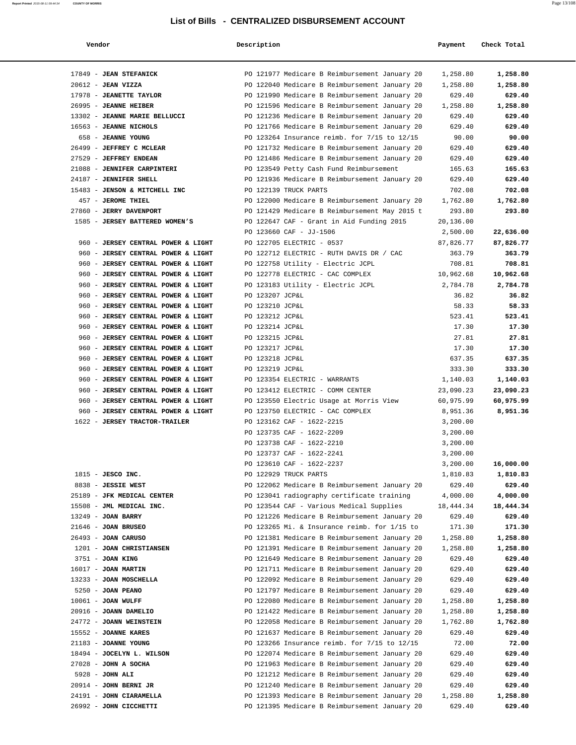# List of Bills - CENTRALIZED DISBURSEMENT ACCOUNT

| Vendor | Description | Payment | Check Total |
|---|---|---|---|
| 17849 - **JEAN STEFANICK** | PO 121977 Medicare B Reimbursement January 20 | 1,258.80 | **1,258.80** |
| 20612 - **JEAN VIZZA** | PO 122040 Medicare B Reimbursement January 20 | 1,258.80 | **1,258.80** |
| 17978 - **JEANETTE TAYLOR** | PO 121990 Medicare B Reimbursement January 20 | 629.40 | **629.40** |
| 26995 - **JEANNE HEIBER** | PO 121596 Medicare B Reimbursement January 20 | 1,258.80 | **1,258.80** |
| 13302 - **JEANNE MARIE BELLUCCI** | PO 121236 Medicare B Reimbursement January 20 | 629.40 | **629.40** |
| 16563 - **JEANNE NICHOLS** | PO 121766 Medicare B Reimbursement January 20 | 629.40 | **629.40** |
| 658 - **JEANNE YOUNG** | PO 123264 Insurance reimb. for 7/15 to 12/15 | 90.00 | **90.00** |
| 26499 - **JEFFREY C MCLEAR** | PO 121732 Medicare B Reimbursement January 20 | 629.40 | **629.40** |
| 27529 - **JEFFREY ENDEAN** | PO 121486 Medicare B Reimbursement January 20 | 629.40 | **629.40** |
| 21088 - **JENNIFER CARPINTERI** | PO 123549 Petty Cash Fund Reimbursement | 165.63 | **165.63** |
| 24187 - **JENNIFER SHELL** | PO 121936 Medicare B Reimbursement January 20 | 629.40 | **629.40** |
| 15483 - **JENSON & MITCHELL INC** | PO 122139 TRUCK PARTS | 702.08 | **702.08** |
| 457 - **JEROME THIEL** | PO 122000 Medicare B Reimbursement January 20 | 1,762.80 | **1,762.80** |
| 27860 - **JERRY DAVENPORT** | PO 121429 Medicare B Reimbursement May 2015 t | 293.80 | **293.80** |
| 1585 - **JERSEY BATTERED WOMEN'S** | PO 122647 CAF - Grant in Aid Funding 2015 | 20,136.00 | |
| | PO 123660 CAF - JJ-1506 | 2,500.00 | **22,636.00** |
| 960 - **JERSEY CENTRAL POWER & LIGHT** | PO 122705 ELECTRIC - 0537 | 87,826.77 | **87,826.77** |
| 960 - **JERSEY CENTRAL POWER & LIGHT** | PO 122712 ELECTRIC - RUTH DAVIS DR / CAC | 363.79 | **363.79** |
| 960 - **JERSEY CENTRAL POWER & LIGHT** | PO 122758 Utility - Electric JCPL | 708.81 | **708.81** |
| 960 - **JERSEY CENTRAL POWER & LIGHT** | PO 122778 ELECTRIC - CAC COMPLEX | 10,962.68 | **10,962.68** |
| 960 - **JERSEY CENTRAL POWER & LIGHT** | PO 123183 Utility - Electric JCPL | 2,784.78 | **2,784.78** |
| 960 - **JERSEY CENTRAL POWER & LIGHT** | PO 123207 JCP&L | 36.82 | **36.82** |
| 960 - **JERSEY CENTRAL POWER & LIGHT** | PO 123210 JCP&L | 58.33 | **58.33** |
| 960 - **JERSEY CENTRAL POWER & LIGHT** | PO 123212 JCP&L | 523.41 | **523.41** |
| 960 - **JERSEY CENTRAL POWER & LIGHT** | PO 123214 JCP&L | 17.30 | **17.30** |
| 960 - **JERSEY CENTRAL POWER & LIGHT** | PO 123215 JCP&L | 27.81 | **27.81** |
| 960 - **JERSEY CENTRAL POWER & LIGHT** | PO 123217 JCP&L | 17.30 | **17.30** |
| 960 - **JERSEY CENTRAL POWER & LIGHT** | PO 123218 JCP&L | 637.35 | **637.35** |
| 960 - **JERSEY CENTRAL POWER & LIGHT** | PO 123219 JCP&L | 333.30 | **333.30** |
| 960 - **JERSEY CENTRAL POWER & LIGHT** | PO 123354 ELECTRIC - WARRANTS | 1,140.03 | **1,140.03** |
| 960 - **JERSEY CENTRAL POWER & LIGHT** | PO 123412 ELECTRIC - COMM CENTER | 23,090.23 | **23,090.23** |
| 960 - **JERSEY CENTRAL POWER & LIGHT** | PO 123550 Electric Usage at Morris View | 60,975.99 | **60,975.99** |
| 960 - **JERSEY CENTRAL POWER & LIGHT** | PO 123750 ELECTRIC - CAC COMPLEX | 8,951.36 | **8,951.36** |
| 1622 - **JERSEY TRACTOR-TRAILER** | PO 123162 CAF - 1622-2215 | 3,200.00 | |
| | PO 123735 CAF - 1622-2209 | 3,200.00 | |
| | PO 123738 CAF - 1622-2210 | 3,200.00 | |
| | PO 123737 CAF - 1622-2241 | 3,200.00 | |
| | PO 123610 CAF - 1622-2237 | 3,200.00 | **16,000.00** |
| 1815 - **JESCO INC.** | PO 122929 TRUCK PARTS | 1,810.83 | **1,810.83** |
| 8838 - **JESSIE WEST** | PO 122062 Medicare B Reimbursement January 20 | 629.40 | **629.40** |
| 25189 - **JFK MEDICAL CENTER** | PO 123041 radiography certificate training | 4,000.00 | **4,000.00** |
| 15508 - **JML MEDICAL INC.** | PO 123544 CAF - Various Medical Supplies | 18,444.34 | **18,444.34** |
| 13249 - **JOAN BARRY** | PO 121226 Medicare B Reimbursement January 20 | 629.40 | **629.40** |
| 21646 - **JOAN BRUSEO** | PO 123265 Mi. & Insurance reimb. for 1/15 to | 171.30 | **171.30** |
| 26493 - **JOAN CARUSO** | PO 121381 Medicare B Reimbursement January 20 | 1,258.80 | **1,258.80** |
| 1201 - **JOAN CHRISTIANSEN** | PO 121391 Medicare B Reimbursement January 20 | 1,258.80 | **1,258.80** |
| 3751 - **JOAN KING** | PO 121649 Medicare B Reimbursement January 20 | 629.40 | **629.40** |
| 16017 - **JOAN MARTIN** | PO 121711 Medicare B Reimbursement January 20 | 629.40 | **629.40** |
| 13233 - **JOAN MOSCHELLA** | PO 122092 Medicare B Reimbursement January 20 | 629.40 | **629.40** |
| 5250 - **JOAN PEANO** | PO 121797 Medicare B Reimbursement January 20 | 629.40 | **629.40** |
| 10061 - **JOAN WULFF** | PO 122080 Medicare B Reimbursement January 20 | 1,258.80 | **1,258.80** |
| 20916 - **JOANN DAMELIO** | PO 121422 Medicare B Reimbursement January 20 | 1,258.80 | **1,258.80** |
| 24772 - **JOANN WEINSTEIN** | PO 122058 Medicare B Reimbursement January 20 | 1,762.80 | **1,762.80** |
| 15552 - **JOANNE KARES** | PO 121637 Medicare B Reimbursement January 20 | 629.40 | **629.40** |
| 21183 - **JOANNE YOUNG** | PO 123266 Insurance reimb. for 7/15 to 12/15 | 72.00 | **72.00** |
| 18494 - **JOCELYN L. WILSON** | PO 122074 Medicare B Reimbursement January 20 | 629.40 | **629.40** |
| 27028 - **JOHN A SOCHA** | PO 121963 Medicare B Reimbursement January 20 | 629.40 | **629.40** |
| 5928 - **JOHN ALI** | PO 121212 Medicare B Reimbursement January 20 | 629.40 | **629.40** |
| 20914 - **JOHN BERNI JR** | PO 121240 Medicare B Reimbursement January 20 | 629.40 | **629.40** |
| 24191 - **JOHN CIARAMELLA** | PO 121393 Medicare B Reimbursement January 20 | 1,258.80 | **1,258.80** |
| 26992 - **JOHN CICCHETTI** | PO 121395 Medicare B Reimbursement January 20 | 629.40 | **629.40** |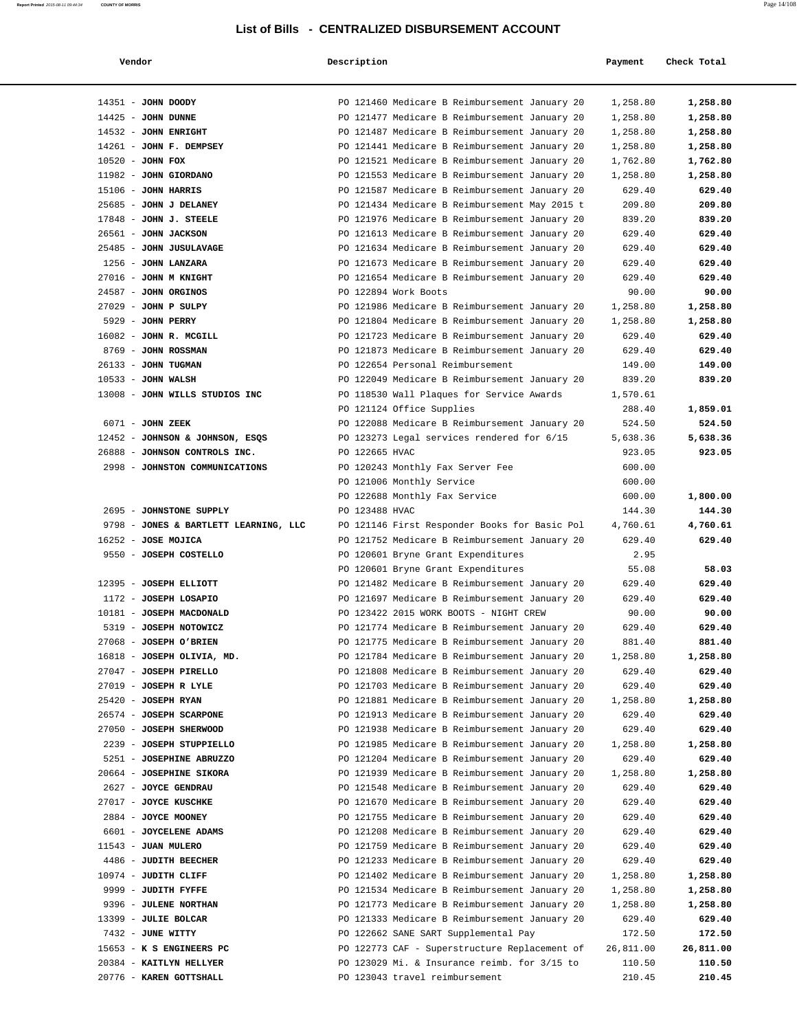## List of Bills - CENTRALIZED DISBURSEMENT ACCOUNT

| Vendor | Description | Payment | Check Total |
|---|---|---|---|
| 14351 - **JOHN DOODY** | PO 121460 Medicare B Reimbursement January 20 | 1,258.80 | **1,258.80** |
| 14425 - **JOHN DUNNE** | PO 121477 Medicare B Reimbursement January 20 | 1,258.80 | **1,258.80** |
| 14532 - **JOHN ENRIGHT** | PO 121487 Medicare B Reimbursement January 20 | 1,258.80 | **1,258.80** |
| 14261 - **JOHN F. DEMPSEY** | PO 121441 Medicare B Reimbursement January 20 | 1,258.80 | **1,258.80** |
| 10520 - **JOHN FOX** | PO 121521 Medicare B Reimbursement January 20 | 1,762.80 | **1,762.80** |
| 11982 - **JOHN GIORDANO** | PO 121553 Medicare B Reimbursement January 20 | 1,258.80 | **1,258.80** |
| 15106 - **JOHN HARRIS** | PO 121587 Medicare B Reimbursement January 20 | 629.40 | **629.40** |
| 25685 - **JOHN J DELANEY** | PO 121434 Medicare B Reimbursement May 2015 t | 209.80 | **209.80** |
| 17848 - **JOHN J. STEELE** | PO 121976 Medicare B Reimbursement January 20 | 839.20 | **839.20** |
| 26561 - **JOHN JACKSON** | PO 121613 Medicare B Reimbursement January 20 | 629.40 | **629.40** |
| 25485 - **JOHN JUSULAVAGE** | PO 121634 Medicare B Reimbursement January 20 | 629.40 | **629.40** |
| 1256 - **JOHN LANZARA** | PO 121673 Medicare B Reimbursement January 20 | 629.40 | **629.40** |
| 27016 - **JOHN M KNIGHT** | PO 121654 Medicare B Reimbursement January 20 | 629.40 | **629.40** |
| 24587 - **JOHN ORGINOS** | PO 122894 Work Boots | 90.00 | **90.00** |
| 27029 - **JOHN P SULPY** | PO 121986 Medicare B Reimbursement January 20 | 1,258.80 | **1,258.80** |
| 5929 - **JOHN PERRY** | PO 121804 Medicare B Reimbursement January 20 | 1,258.80 | **1,258.80** |
| 16082 - **JOHN R. MCGILL** | PO 121723 Medicare B Reimbursement January 20 | 629.40 | **629.40** |
| 8769 - **JOHN ROSSMAN** | PO 121873 Medicare B Reimbursement January 20 | 629.40 | **629.40** |
| 26133 - **JOHN TUGMAN** | PO 122654 Personal Reimbursement | 149.00 | **149.00** |
| 10533 - **JOHN WALSH** | PO 122049 Medicare B Reimbursement January 20 | 839.20 | **839.20** |
| 13008 - **JOHN WILLS STUDIOS INC** | PO 118530 Wall Plaques for Service Awards | 1,570.61 | |
| | PO 121124 Office Supplies | 288.40 | **1,859.01** |
| 6071 - **JOHN ZEEK** | PO 122088 Medicare B Reimbursement January 20 | 524.50 | **524.50** |
| 12452 - **JOHNSON & JOHNSON, ESQS** | PO 123273 Legal services rendered for 6/15 | 5,638.36 | **5,638.36** |
| 26888 - **JOHNSON CONTROLS INC.** | PO 122665 HVAC | 923.05 | **923.05** |
| 2998 - **JOHNSTON COMMUNICATIONS** | PO 120243 Monthly Fax Server Fee | 600.00 | |
| | PO 121006 Monthly Service | 600.00 | |
| | PO 122688 Monthly Fax Service | 600.00 | **1,800.00** |
| 2695 - **JOHNSTONE SUPPLY** | PO 123488 HVAC | 144.30 | **144.30** |
| 9798 - **JONES & BARTLETT LEARNING, LLC** | PO 121146 First Responder Books for Basic Pol | 4,760.61 | **4,760.61** |
| 16252 - **JOSE MOJICA** | PO 121752 Medicare B Reimbursement January 20 | 629.40 | **629.40** |
| 9550 - **JOSEPH COSTELLO** | PO 120601 Bryne Grant Expenditures | 2.95 | |
| | PO 120601 Bryne Grant Expenditures | 55.08 | **58.03** |
| 12395 - **JOSEPH ELLIOTT** | PO 121482 Medicare B Reimbursement January 20 | 629.40 | **629.40** |
| 1172 - **JOSEPH LOSAPIO** | PO 121697 Medicare B Reimbursement January 20 | 629.40 | **629.40** |
| 10181 - **JOSEPH MACDONALD** | PO 123422 2015 WORK BOOTS - NIGHT CREW | 90.00 | **90.00** |
| 5319 - **JOSEPH NOTOWICZ** | PO 121774 Medicare B Reimbursement January 20 | 629.40 | **629.40** |
| 27068 - **JOSEPH O'BRIEN** | PO 121775 Medicare B Reimbursement January 20 | 881.40 | **881.40** |
| 16818 - **JOSEPH OLIVIA, MD.** | PO 121784 Medicare B Reimbursement January 20 | 1,258.80 | **1,258.80** |
| 27047 - **JOSEPH PIRELLO** | PO 121808 Medicare B Reimbursement January 20 | 629.40 | **629.40** |
| 27019 - **JOSEPH R LYLE** | PO 121703 Medicare B Reimbursement January 20 | 629.40 | **629.40** |
| 25420 - **JOSEPH RYAN** | PO 121881 Medicare B Reimbursement January 20 | 1,258.80 | **1,258.80** |
| 26574 - **JOSEPH SCARPONE** | PO 121913 Medicare B Reimbursement January 20 | 629.40 | **629.40** |
| 27050 - **JOSEPH SHERWOOD** | PO 121938 Medicare B Reimbursement January 20 | 629.40 | **629.40** |
| 2239 - **JOSEPH STUPPIELLO** | PO 121985 Medicare B Reimbursement January 20 | 1,258.80 | **1,258.80** |
| 5251 - **JOSEPHINE ABRUZZO** | PO 121204 Medicare B Reimbursement January 20 | 629.40 | **629.40** |
| 20664 - **JOSEPHINE SIKORA** | PO 121939 Medicare B Reimbursement January 20 | 1,258.80 | **1,258.80** |
| 2627 - **JOYCE GENDRAU** | PO 121548 Medicare B Reimbursement January 20 | 629.40 | **629.40** |
| 27017 - **JOYCE KUSCHKE** | PO 121670 Medicare B Reimbursement January 20 | 629.40 | **629.40** |
| 2884 - **JOYCE MOONEY** | PO 121755 Medicare B Reimbursement January 20 | 629.40 | **629.40** |
| 6601 - **JOYCELENE ADAMS** | PO 121208 Medicare B Reimbursement January 20 | 629.40 | **629.40** |
| 11543 - **JUAN MULERO** | PO 121759 Medicare B Reimbursement January 20 | 629.40 | **629.40** |
| 4486 - **JUDITH BEECHER** | PO 121233 Medicare B Reimbursement January 20 | 629.40 | **629.40** |
| 10974 - **JUDITH CLIFF** | PO 121402 Medicare B Reimbursement January 20 | 1,258.80 | **1,258.80** |
| 9999 - **JUDITH FYFFE** | PO 121534 Medicare B Reimbursement January 20 | 1,258.80 | **1,258.80** |
| 9396 - **JULENE NORTHAN** | PO 121773 Medicare B Reimbursement January 20 | 1,258.80 | **1,258.80** |
| 13399 - **JULIE BOLCAR** | PO 121333 Medicare B Reimbursement January 20 | 629.40 | **629.40** |
| 7432 - **JUNE WITTY** | PO 122662 SANE SART Supplemental Pay | 172.50 | **172.50** |
| 15653 - **K S ENGINEERS PC** | PO 122773 CAF - Superstructure Replacement of | 26,811.00 | **26,811.00** |
| 20384 - **KAITLYN HELLYER** | PO 123029 Mi. & Insurance reimb. for 3/15 to | 110.50 | **110.50** |
| 20776 - **KAREN GOTTSHALL** | PO 123043 travel reimbursement | 210.45 | **210.45** |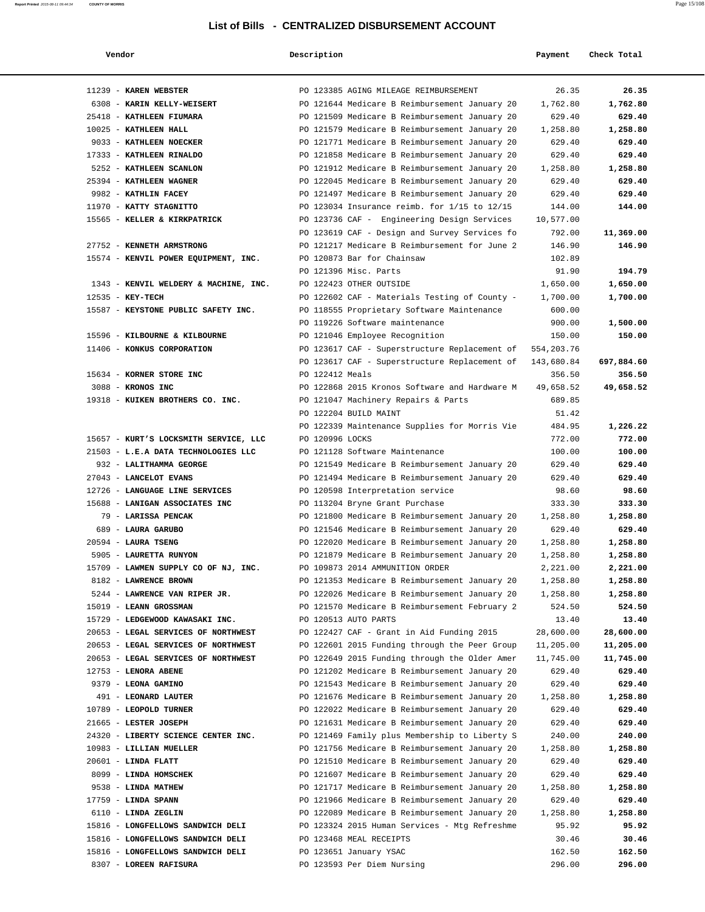## List of Bills - CENTRALIZED DISBURSEMENT ACCOUNT

| Vendor | Description | Payment | Check Total |
|---|---|---|---|
| 11239 - **KAREN WEBSTER** | PO 123385 AGING MILEAGE REIMBURSEMENT | 26.35 | **26.35** |
| 6308 - **KARIN KELLY-WEISERT** | PO 121644 Medicare B Reimbursement January 20 | 1,762.80 | **1,762.80** |
| 25418 - **KATHLEEN FIUMARA** | PO 121509 Medicare B Reimbursement January 20 | 629.40 | **629.40** |
| 10025 - **KATHLEEN HALL** | PO 121579 Medicare B Reimbursement January 20 | 1,258.80 | **1,258.80** |
| 9033 - **KATHLEEN NOECKER** | PO 121771 Medicare B Reimbursement January 20 | 629.40 | **629.40** |
| 17333 - **KATHLEEN RINALDO** | PO 121858 Medicare B Reimbursement January 20 | 629.40 | **629.40** |
| 5252 - **KATHLEEN SCANLON** | PO 121912 Medicare B Reimbursement January 20 | 1,258.80 | **1,258.80** |
| 25394 - **KATHLEEN WAGNER** | PO 122045 Medicare B Reimbursement January 20 | 629.40 | **629.40** |
| 9982 - **KATHLIN FACEY** | PO 121497 Medicare B Reimbursement January 20 | 629.40 | **629.40** |
| 11970 - **KATTY STAGNITTO** | PO 123034 Insurance reimb. for 1/15 to 12/15 | 144.00 | **144.00** |
| 15565 - **KELLER & KIRKPATRICK** | PO 123736 CAF - Engineering Design Services | 10,577.00 | |
| | PO 123619 CAF - Design and Survey Services fo | 792.00 | **11,369.00** |
| 27752 - **KENNETH ARMSTRONG** | PO 121217 Medicare B Reimbursement for June 2 | 146.90 | **146.90** |
| 15574 - **KENVIL POWER EQUIPMENT, INC.** | PO 120873 Bar for Chainsaw | 102.89 | |
| | PO 121396 Misc. Parts | 91.90 | **194.79** |
| 1343 - **KENVIL WELDERY & MACHINE, INC.** | PO 122423 OTHER OUTSIDE | 1,650.00 | **1,650.00** |
| 12535 - **KEY-TECH** | PO 122602 CAF - Materials Testing of County - | 1,700.00 | **1,700.00** |
| 15587 - **KEYSTONE PUBLIC SAFETY INC.** | PO 118555 Proprietary Software Maintenance | 600.00 | |
| | PO 119226 Software maintenance | 900.00 | **1,500.00** |
| 15596 - **KILBOURNE & KILBOURNE** | PO 121046 Employee Recognition | 150.00 | **150.00** |
| 11406 - **KONKUS CORPORATION** | PO 123617 CAF - Superstructure Replacement of | 554,203.76 | |
| | PO 123617 CAF - Superstructure Replacement of | 143,680.84 | **697,884.60** |
| 15634 - **KORNER STORE INC** | PO 122412 Meals | 356.50 | **356.50** |
| 3088 - **KRONOS INC** | PO 122868 2015 Kronos Software and Hardware M | 49,658.52 | **49,658.52** |
| 19318 - **KUIKEN BROTHERS CO. INC.** | PO 121047 Machinery Repairs & Parts | 689.85 | |
| | PO 122204 BUILD MAINT | 51.42 | |
| | PO 122339 Maintenance Supplies for Morris Vie | 484.95 | **1,226.22** |
| 15657 - **KURT'S LOCKSMITH SERVICE, LLC** | PO 120996 LOCKS | 772.00 | **772.00** |
| 21503 - **L.E.A DATA TECHNOLOGIES LLC** | PO 121128 Software Maintenance | 100.00 | **100.00** |
| 932 - **LALITHAMMA GEORGE** | PO 121549 Medicare B Reimbursement January 20 | 629.40 | **629.40** |
| 27043 - **LANCELOT EVANS** | PO 121494 Medicare B Reimbursement January 20 | 629.40 | **629.40** |
| 12726 - **LANGUAGE LINE SERVICES** | PO 120598 Interpretation service | 98.60 | **98.60** |
| 15688 - **LANIGAN ASSOCIATES INC** | PO 113204 Bryne Grant Purchase | 333.30 | **333.30** |
| 79 - **LARISSA PENCAK** | PO 121800 Medicare B Reimbursement January 20 | 1,258.80 | **1,258.80** |
| 689 - **LAURA GARUBO** | PO 121546 Medicare B Reimbursement January 20 | 629.40 | **629.40** |
| 20594 - **LAURA TSENG** | PO 122020 Medicare B Reimbursement January 20 | 1,258.80 | **1,258.80** |
| 5905 - **LAURETTA RUNYON** | PO 121879 Medicare B Reimbursement January 20 | 1,258.80 | **1,258.80** |
| 15709 - **LAWMEN SUPPLY CO OF NJ, INC.** | PO 109873 2014 AMMUNITION ORDER | 2,221.00 | **2,221.00** |
| 8182 - **LAWRENCE BROWN** | PO 121353 Medicare B Reimbursement January 20 | 1,258.80 | **1,258.80** |
| 5244 - **LAWRENCE VAN RIPER JR.** | PO 122026 Medicare B Reimbursement January 20 | 1,258.80 | **1,258.80** |
| 15019 - **LEANN GROSSMAN** | PO 121570 Medicare B Reimbursement February 2 | 524.50 | **524.50** |
| 15729 - **LEDGEWOOD KAWASAKI INC.** | PO 120513 AUTO PARTS | 13.40 | **13.40** |
| 20653 - **LEGAL SERVICES OF NORTHWEST** | PO 122427 CAF - Grant in Aid Funding 2015 | 28,600.00 | **28,600.00** |
| 20653 - **LEGAL SERVICES OF NORTHWEST** | PO 122601 2015 Funding through the Peer Group | 11,205.00 | **11,205.00** |
| 20653 - **LEGAL SERVICES OF NORTHWEST** | PO 122649 2015 Funding through the Older Amer | 11,745.00 | **11,745.00** |
| 12753 - **LENORA ABENE** | PO 121202 Medicare B Reimbursement January 20 | 629.40 | **629.40** |
| 9379 - **LEONA GAMINO** | PO 121543 Medicare B Reimbursement January 20 | 629.40 | **629.40** |
| 491 - **LEONARD LAUTER** | PO 121676 Medicare B Reimbursement January 20 | 1,258.80 | **1,258.80** |
| 10789 - **LEOPOLD TURNER** | PO 122022 Medicare B Reimbursement January 20 | 629.40 | **629.40** |
| 21665 - **LESTER JOSEPH** | PO 121631 Medicare B Reimbursement January 20 | 629.40 | **629.40** |
| 24320 - **LIBERTY SCIENCE CENTER INC.** | PO 121469 Family plus Membership to Liberty S | 240.00 | **240.00** |
| 10983 - **LILLIAN MUELLER** | PO 121756 Medicare B Reimbursement January 20 | 1,258.80 | **1,258.80** |
| 20601 - **LINDA FLATT** | PO 121510 Medicare B Reimbursement January 20 | 629.40 | **629.40** |
| 8099 - **LINDA HOMSCHEK** | PO 121607 Medicare B Reimbursement January 20 | 629.40 | **629.40** |
| 9538 - **LINDA MATHEW** | PO 121717 Medicare B Reimbursement January 20 | 1,258.80 | **1,258.80** |
| 17759 - **LINDA SPANN** | PO 121966 Medicare B Reimbursement January 20 | 629.40 | **629.40** |
| 6110 - **LINDA ZEGLIN** | PO 122089 Medicare B Reimbursement January 20 | 1,258.80 | **1,258.80** |
| 15816 - **LONGFELLOWS SANDWICH DELI** | PO 123324 2015 Human Services - Mtg Refreshme | 95.92 | **95.92** |
| 15816 - **LONGFELLOWS SANDWICH DELI** | PO 123468 MEAL RECEIPTS | 30.46 | **30.46** |
| 15816 - **LONGFELLOWS SANDWICH DELI** | PO 123651 January YSAC | 162.50 | **162.50** |
| 8307 - **LOREEN RAFISURA** | PO 123593 Per Diem Nursing | 296.00 | **296.00** |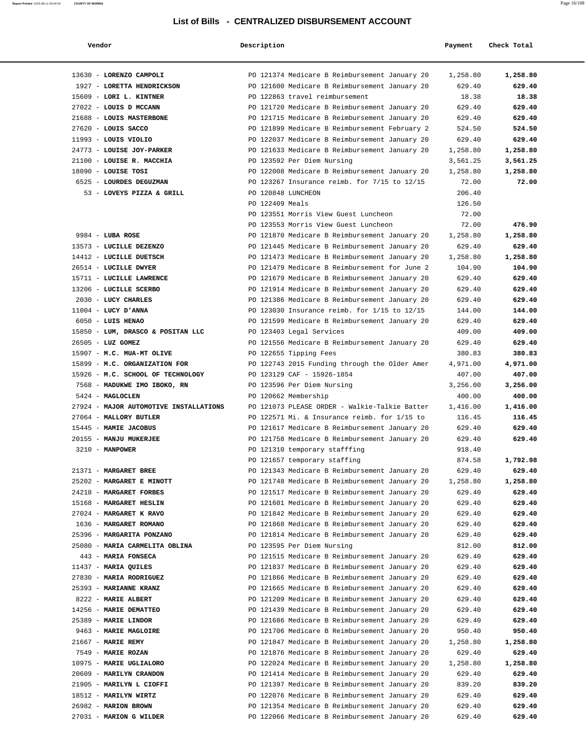## List of Bills - CENTRALIZED DISBURSEMENT ACCOUNT

| Vendor | Description | Payment | Check Total |
|---|---|---|---|
| 13630 - **LORENZO CAMPOLI** | PO 121374 Medicare B Reimbursement January 20 | 1,258.80 | **1,258.80** |
| 1927 - **LORETTA HENDRICKSON** | PO 121600 Medicare B Reimbursement January 20 | 629.40 | **629.40** |
| 15609 - **LORI L. KINTNER** | PO 122863 travel reimbursement | 18.38 | **18.38** |
| 27022 - **LOUIS D MCCANN** | PO 121720 Medicare B Reimbursement January 20 | 629.40 | **629.40** |
| 21688 - **LOUIS MASTERBONE** | PO 121715 Medicare B Reimbursement January 20 | 629.40 | **629.40** |
| 27620 - **LOUIS SACCO** | PO 121899 Medicare B Reimbursement February 2 | 524.50 | **524.50** |
| 11993 - **LOUIS VIOLIO** | PO 122037 Medicare B Reimbursement January 20 | 629.40 | **629.40** |
| 24773 - **LOUISE JOY-PARKER** | PO 121633 Medicare B Reimbursement January 20 | 1,258.80 | **1,258.80** |
| 21100 - **LOUISE R. MACCHIA** | PO 123592 Per Diem Nursing | 3,561.25 | **3,561.25** |
| 18090 - **LOUISE TOSI** | PO 122008 Medicare B Reimbursement January 20 | 1,258.80 | **1,258.80** |
| 6525 - **LOURDES DEGUZMAN** | PO 123267 Insurance reimb. for 7/15 to 12/15 | 72.00 | **72.00** |
| 53 - **LOVEYS PIZZA & GRILL** | PO 120848 LUNCHEON | 206.40 | |
| | PO 122409 Meals | 126.50 | |
| | PO 123551 Morris View Guest Luncheon | 72.00 | |
| | PO 123553 Morris View Guest Luncheon | 72.00 | **476.90** |
| 9984 - **LUBA ROSE** | PO 121870 Medicare B Reimbursement January 20 | 1,258.80 | **1,258.80** |
| 13573 - **LUCILLE DEZENZO** | PO 121445 Medicare B Reimbursement January 20 | 629.40 | **629.40** |
| 14412 - **LUCILLE DUETSCH** | PO 121473 Medicare B Reimbursement January 20 | 1,258.80 | **1,258.80** |
| 26514 - **LUCILLE DWYER** | PO 121479 Medicare B Reimbursement for June 2 | 104.90 | **104.90** |
| 15711 - **LUCILLE LAWRENCE** | PO 121679 Medicare B Reimbursement January 20 | 629.40 | **629.40** |
| 13206 - **LUCILLE SCERBO** | PO 121914 Medicare B Reimbursement January 20 | 629.40 | **629.40** |
| 2030 - **LUCY CHARLES** | PO 121386 Medicare B Reimbursement January 20 | 629.40 | **629.40** |
| 11004 - **LUCY D'ANNA** | PO 123030 Insurance reimb. for 1/15 to 12/15 | 144.00 | **144.00** |
| 6050 - **LUIS HENAO** | PO 121599 Medicare B Reimbursement January 20 | 629.40 | **629.40** |
| 15850 - **LUM, DRASCO & POSITAN LLC** | PO 123403 Legal Services | 409.00 | **409.00** |
| 26505 - **LUZ GOMEZ** | PO 121556 Medicare B Reimbursement January 20 | 629.40 | **629.40** |
| 15907 - **M.C. MUA-MT OLIVE** | PO 122655 Tipping Fees | 380.83 | **380.83** |
| 15899 - **M.C. ORGANIZATION FOR** | PO 122743 2015 Funding through the Older Amer | 4,971.00 | **4,971.00** |
| 15926 - **M.C. SCHOOL OF TECHNOLOGY** | PO 123129 CAF - 15926-1854 | 407.00 | **407.00** |
| 7568 - **MADUKWE IMO IBOKO, RN** | PO 123596 Per Diem Nursing | 3,256.00 | **3,256.00** |
| 5424 - **MAGLOCLEN** | PO 120662 Membership | 400.00 | **400.00** |
| 27924 - **MAJOR AUTOMOTIVE INSTALLATIONS** | PO 121073 PLEASE ORDER - Walkie-Talkie Batter | 1,416.00 | **1,416.00** |
| 27064 - **MALLORY BUTLER** | PO 122571 Mi. & Insurance reimb. for 1/15 to | 116.45 | **116.45** |
| 15445 - **MAMIE JACOBUS** | PO 121617 Medicare B Reimbursement January 20 | 629.40 | **629.40** |
| 20155 - **MANJU MUKERJEE** | PO 121758 Medicare B Reimbursement January 20 | 629.40 | **629.40** |
| 3210 - **MANPOWER** | PO 121310 temporary stafffing | 918.40 | |
| | PO 121657 temporary staffing | 874.58 | **1,792.98** |
| 21371 - **MARGARET BREE** | PO 121343 Medicare B Reimbursement January 20 | 629.40 | **629.40** |
| 25202 - **MARGARET E MINOTT** | PO 121748 Medicare B Reimbursement January 20 | 1,258.80 | **1,258.80** |
| 24218 - **MARGARET FORBES** | PO 121517 Medicare B Reimbursement January 20 | 629.40 | **629.40** |
| 15168 - **MARGARET HESLIN** | PO 121601 Medicare B Reimbursement January 20 | 629.40 | **629.40** |
| 27024 - **MARGARET K RAVO** | PO 121842 Medicare B Reimbursement January 20 | 629.40 | **629.40** |
| 1636 - **MARGARET ROMANO** | PO 121868 Medicare B Reimbursement January 20 | 629.40 | **629.40** |
| 25396 - **MARGARITA PONZANO** | PO 121814 Medicare B Reimbursement January 20 | 629.40 | **629.40** |
| 25080 - **MARIA CARMELITA OBLINA** | PO 123595 Per Diem Nursing | 812.00 | **812.00** |
| 443 - **MARIA FONSECA** | PO 121515 Medicare B Reimbursement January 20 | 629.40 | **629.40** |
| 11437 - **MARIA QUILES** | PO 121837 Medicare B Reimbursement January 20 | 629.40 | **629.40** |
| 27830 - **MARIA RODRIGUEZ** | PO 121866 Medicare B Reimbursement January 20 | 629.40 | **629.40** |
| 25393 - **MARIANNE KRANZ** | PO 121665 Medicare B Reimbursement January 20 | 629.40 | **629.40** |
| 8222 - **MARIE ALBERT** | PO 121209 Medicare B Reimbursement January 20 | 629.40 | **629.40** |
| 14256 - **MARIE DEMATTEO** | PO 121439 Medicare B Reimbursement January 20 | 629.40 | **629.40** |
| 25389 - **MARIE LINDOR** | PO 121686 Medicare B Reimbursement January 20 | 629.40 | **629.40** |
| 9463 - **MARIE MAGLOIRE** | PO 121706 Medicare B Reimbursement January 20 | 950.40 | **950.40** |
| 21667 - **MARIE REMY** | PO 121847 Medicare B Reimbursement January 20 | 1,258.80 | **1,258.80** |
| 7549 - **MARIE ROZAN** | PO 121876 Medicare B Reimbursement January 20 | 629.40 | **629.40** |
| 10975 - **MARIE UGLIALORO** | PO 122024 Medicare B Reimbursement January 20 | 1,258.80 | **1,258.80** |
| 20609 - **MARILYN CRANDON** | PO 121414 Medicare B Reimbursement January 20 | 629.40 | **629.40** |
| 21905 - **MARILYN L CIOFFI** | PO 121397 Medicare B Reimbursement January 20 | 839.20 | **839.20** |
| 18512 - **MARILYN WIRTZ** | PO 122076 Medicare B Reimbursement January 20 | 629.40 | **629.40** |
| 26982 - **MARION BROWN** | PO 121354 Medicare B Reimbursement January 20 | 629.40 | **629.40** |
| 27031 - **MARION G WILDER** | PO 122066 Medicare B Reimbursement January 20 | 629.40 | **629.40** |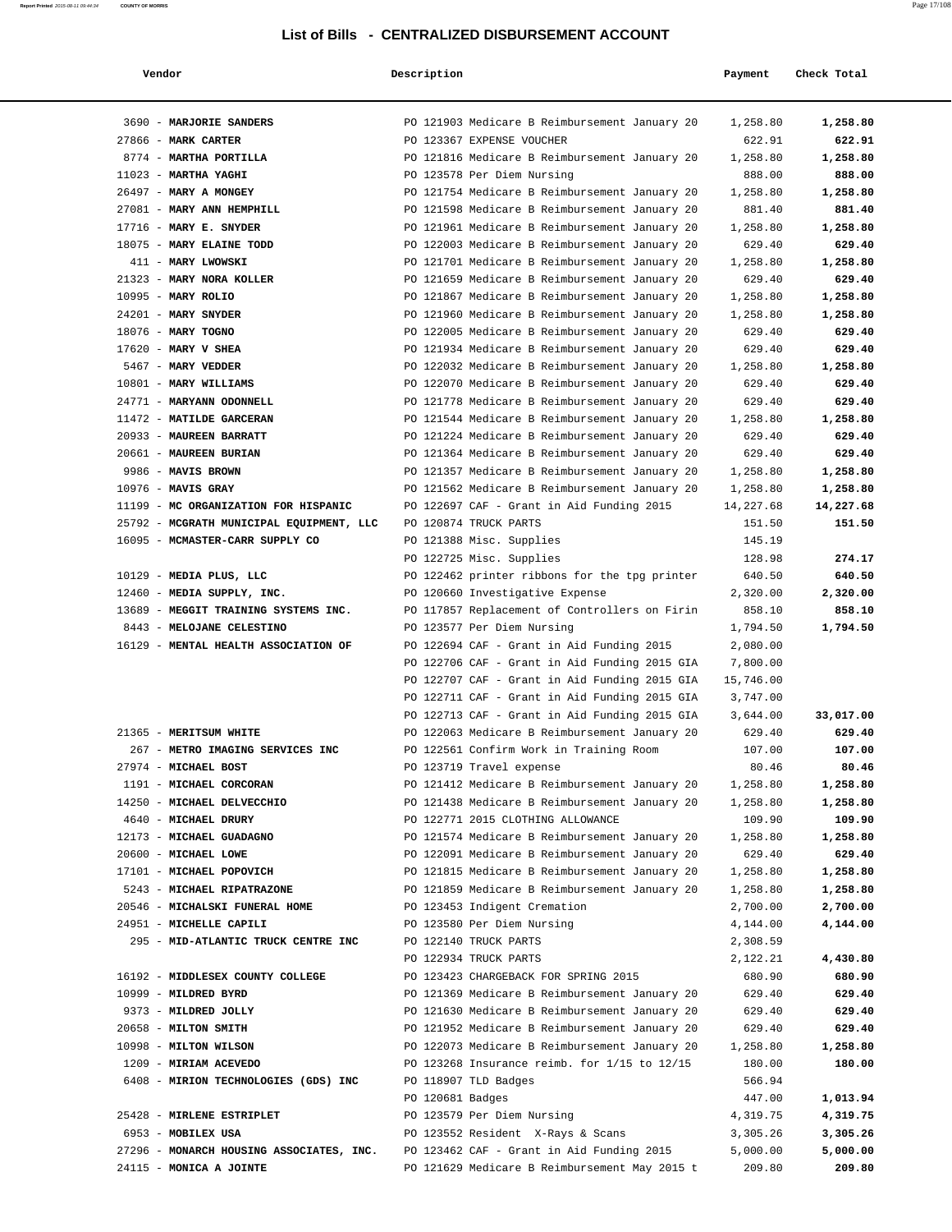## List of Bills - CENTRALIZED DISBURSEMENT ACCOUNT

| Vendor | Description | Payment | Check Total |
|---|---|---|---|
| 3690 - **MARJORIE SANDERS** | PO 121903 Medicare B Reimbursement January 20 | 1,258.80 | **1,258.80** |
| 27866 - **MARK CARTER** | PO 123367 EXPENSE VOUCHER | 622.91 | **622.91** |
| 8774 - **MARTHA PORTILLA** | PO 121816 Medicare B Reimbursement January 20 | 1,258.80 | **1,258.80** |
| 11023 - **MARTHA YAGHI** | PO 123578 Per Diem Nursing | 888.00 | **888.00** |
| 26497 - **MARY A MONGEY** | PO 121754 Medicare B Reimbursement January 20 | 1,258.80 | **1,258.80** |
| 27081 - **MARY ANN HEMPHILL** | PO 121598 Medicare B Reimbursement January 20 | 881.40 | **881.40** |
| 17716 - **MARY E. SNYDER** | PO 121961 Medicare B Reimbursement January 20 | 1,258.80 | **1,258.80** |
| 18075 - **MARY ELAINE TODD** | PO 122003 Medicare B Reimbursement January 20 | 629.40 | **629.40** |
| 411 - **MARY LWOWSKI** | PO 121701 Medicare B Reimbursement January 20 | 1,258.80 | **1,258.80** |
| 21323 - **MARY NORA KOLLER** | PO 121659 Medicare B Reimbursement January 20 | 629.40 | **629.40** |
| 10995 - **MARY ROLIO** | PO 121867 Medicare B Reimbursement January 20 | 1,258.80 | **1,258.80** |
| 24201 - **MARY SNYDER** | PO 121960 Medicare B Reimbursement January 20 | 1,258.80 | **1,258.80** |
| 18076 - **MARY TOGNO** | PO 122005 Medicare B Reimbursement January 20 | 629.40 | **629.40** |
| 17620 - **MARY V SHEA** | PO 121934 Medicare B Reimbursement January 20 | 629.40 | **629.40** |
| 5467 - **MARY VEDDER** | PO 122032 Medicare B Reimbursement January 20 | 1,258.80 | **1,258.80** |
| 10801 - **MARY WILLIAMS** | PO 122070 Medicare B Reimbursement January 20 | 629.40 | **629.40** |
| 24771 - **MARYANN ODONNELL** | PO 121778 Medicare B Reimbursement January 20 | 629.40 | **629.40** |
| 11472 - **MATILDE GARCERAN** | PO 121544 Medicare B Reimbursement January 20 | 1,258.80 | **1,258.80** |
| 20933 - **MAUREEN BARRATT** | PO 121224 Medicare B Reimbursement January 20 | 629.40 | **629.40** |
| 20661 - **MAUREEN BURIAN** | PO 121364 Medicare B Reimbursement January 20 | 629.40 | **629.40** |
| 9986 - **MAVIS BROWN** | PO 121357 Medicare B Reimbursement January 20 | 1,258.80 | **1,258.80** |
| 10976 - **MAVIS GRAY** | PO 121562 Medicare B Reimbursement January 20 | 1,258.80 | **1,258.80** |
| 11199 - **MC ORGANIZATION FOR HISPANIC** | PO 122697 CAF - Grant in Aid Funding 2015 | 14,227.68 | **14,227.68** |
| 25792 - **MCGRATH MUNICIPAL EQUIPMENT, LLC** | PO 120874 TRUCK PARTS | 151.50 | **151.50** |
| 16095 - **MCMASTER-CARR SUPPLY CO** | PO 121388 Misc. Supplies | 145.19 | |
| | PO 122725 Misc. Supplies | 128.98 | **274.17** |
| 10129 - **MEDIA PLUS, LLC** | PO 122462 printer ribbons for the tpg printer | 640.50 | **640.50** |
| 12460 - **MEDIA SUPPLY, INC.** | PO 120660 Investigative Expense | 2,320.00 | **2,320.00** |
| 13689 - **MEGGIT TRAINING SYSTEMS INC.** | PO 117857 Replacement of Controllers on Firin | 858.10 | **858.10** |
| 8443 - **MELOJANE CELESTINO** | PO 123577 Per Diem Nursing | 1,794.50 | **1,794.50** |
| 16129 - **MENTAL HEALTH ASSOCIATION OF** | PO 122694 CAF - Grant in Aid Funding 2015 | 2,080.00 | |
| | PO 122706 CAF - Grant in Aid Funding 2015 GIA | 7,800.00 | |
| | PO 122707 CAF - Grant in Aid Funding 2015 GIA | 15,746.00 | |
| | PO 122711 CAF - Grant in Aid Funding 2015 GIA | 3,747.00 | |
| | PO 122713 CAF - Grant in Aid Funding 2015 GIA | 3,644.00 | **33,017.00** |
| 21365 - **MERITSUM WHITE** | PO 122063 Medicare B Reimbursement January 20 | 629.40 | **629.40** |
| 267 - **METRO IMAGING SERVICES INC** | PO 122561 Confirm Work in Training Room | 107.00 | **107.00** |
| 27974 - **MICHAEL BOST** | PO 123719 Travel expense | 80.46 | **80.46** |
| 1191 - **MICHAEL CORCORAN** | PO 121412 Medicare B Reimbursement January 20 | 1,258.80 | **1,258.80** |
| 14250 - **MICHAEL DELVECCHIO** | PO 121438 Medicare B Reimbursement January 20 | 1,258.80 | **1,258.80** |
| 4640 - **MICHAEL DRURY** | PO 122771 2015 CLOTHING ALLOWANCE | 109.90 | **109.90** |
| 12173 - **MICHAEL GUADAGNO** | PO 121574 Medicare B Reimbursement January 20 | 1,258.80 | **1,258.80** |
| 20600 - **MICHAEL LOWE** | PO 122091 Medicare B Reimbursement January 20 | 629.40 | **629.40** |
| 17101 - **MICHAEL POPOVICH** | PO 121815 Medicare B Reimbursement January 20 | 1,258.80 | **1,258.80** |
| 5243 - **MICHAEL RIPATRAZONE** | PO 121859 Medicare B Reimbursement January 20 | 1,258.80 | **1,258.80** |
| 20546 - **MICHALSKI FUNERAL HOME** | PO 123453 Indigent Cremation | 2,700.00 | **2,700.00** |
| 24951 - **MICHELLE CAPILI** | PO 123580 Per Diem Nursing | 4,144.00 | **4,144.00** |
| 295 - **MID-ATLANTIC TRUCK CENTRE INC** | PO 122140 TRUCK PARTS | 2,308.59 | |
| | PO 122934 TRUCK PARTS | 2,122.21 | **4,430.80** |
| 16192 - **MIDDLESEX COUNTY COLLEGE** | PO 123423 CHARGEBACK FOR SPRING 2015 | 680.90 | **680.90** |
| 10999 - **MILDRED BYRD** | PO 121369 Medicare B Reimbursement January 20 | 629.40 | **629.40** |
| 9373 - **MILDRED JOLLY** | PO 121630 Medicare B Reimbursement January 20 | 629.40 | **629.40** |
| 20658 - **MILTON SMITH** | PO 121952 Medicare B Reimbursement January 20 | 629.40 | **629.40** |
| 10998 - **MILTON WILSON** | PO 122073 Medicare B Reimbursement January 20 | 1,258.80 | **1,258.80** |
| 1209 - **MIRIAM ACEVEDO** | PO 123268 Insurance reimb. for 1/15 to 12/15 | 180.00 | **180.00** |
| 6408 - **MIRION TECHNOLOGIES (GDS) INC** | PO 118907 TLD Badges | 566.94 | |
| | PO 120681 Badges | 447.00 | **1,013.94** |
| 25428 - **MIRLENE ESTRIPLET** | PO 123579 Per Diem Nursing | 4,319.75 | **4,319.75** |
| 6953 - **MOBILEX USA** | PO 123552 Resident X-Rays & Scans | 3,305.26 | **3,305.26** |
| 27296 - **MONARCH HOUSING ASSOCIATES, INC.** | PO 123462 CAF - Grant in Aid Funding 2015 | 5,000.00 | **5,000.00** |
| 24115 - **MONICA A JOINTE** | PO 121629 Medicare B Reimbursement May 2015 t | 209.80 | **209.80** |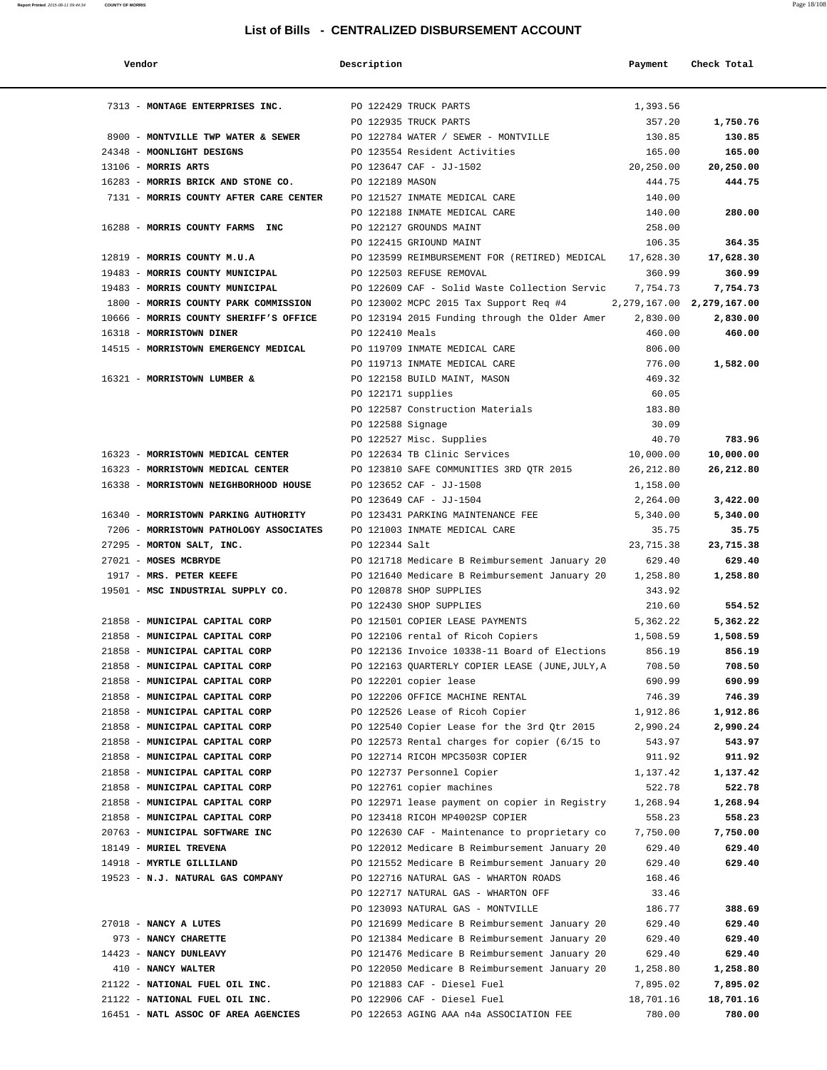# List of Bills - CENTRALIZED DISBURSEMENT ACCOUNT

| Vendor | Description | Payment | Check Total |
|---|---|---|---|
| 7313 - **MONTAGE ENTERPRISES INC.** | PO 122429 TRUCK PARTS | 1,393.56 | |
| | PO 122935 TRUCK PARTS | 357.20 | **1,750.76** |
| 8900 - **MONTVILLE TWP WATER & SEWER** | PO 122784 WATER / SEWER - MONTVILLE | 130.85 | **130.85** |
| 24348 - **MOONLIGHT DESIGNS** | PO 123554 Resident Activities | 165.00 | **165.00** |
| 13106 - **MORRIS ARTS** | PO 123647 CAF - JJ-1502 | 20,250.00 | **20,250.00** |
| 16283 - **MORRIS BRICK AND STONE CO.** | PO 122189 MASON | 444.75 | **444.75** |
| 7131 - **MORRIS COUNTY AFTER CARE CENTER** | PO 121527 INMATE MEDICAL CARE | 140.00 | |
| | PO 122188 INMATE MEDICAL CARE | 140.00 | **280.00** |
| 16288 - **MORRIS COUNTY FARMS INC** | PO 122127 GROUNDS MAINT | 258.00 | |
| | PO 122415 GRIOUND MAINT | 106.35 | **364.35** |
| 12819 - **MORRIS COUNTY M.U.A** | PO 123599 REIMBURSEMENT FOR (RETIRED) MEDICAL | 17,628.30 | **17,628.30** |
| 19483 - **MORRIS COUNTY MUNICIPAL** | PO 122503 REFUSE REMOVAL | 360.99 | **360.99** |
| 19483 - **MORRIS COUNTY MUNICIPAL** | PO 122609 CAF - Solid Waste Collection Servic | 7,754.73 | **7,754.73** |
| 1800 - **MORRIS COUNTY PARK COMMISSION** | PO 123002 MCPC 2015 Tax Support Req #4 | 2,279,167.00 | **2,279,167.00** |
| 10666 - **MORRIS COUNTY SHERIFF'S OFFICE** | PO 123194 2015 Funding through the Older Amer | 2,830.00 | **2,830.00** |
| 16318 - **MORRISTOWN DINER** | PO 122410 Meals | 460.00 | **460.00** |
| 14515 - **MORRISTOWN EMERGENCY MEDICAL** | PO 119709 INMATE MEDICAL CARE | 806.00 | |
| | PO 119713 INMATE MEDICAL CARE | 776.00 | **1,582.00** |
| 16321 - **MORRISTOWN LUMBER &** | PO 122158 BUILD MAINT, MASON | 469.32 | |
| | PO 122171 supplies | 60.05 | |
| | PO 122587 Construction Materials | 183.80 | |
| | PO 122588 Signage | 30.09 | |
| | PO 122527 Misc. Supplies | 40.70 | **783.96** |
| 16323 - **MORRISTOWN MEDICAL CENTER** | PO 122634 TB Clinic Services | 10,000.00 | **10,000.00** |
| 16323 - **MORRISTOWN MEDICAL CENTER** | PO 123810 SAFE COMMUNITIES 3RD QTR 2015 | 26,212.80 | **26,212.80** |
| 16338 - **MORRISTOWN NEIGHBORHOOD HOUSE** | PO 123652 CAF - JJ-1508 | 1,158.00 | |
| | PO 123649 CAF - JJ-1504 | 2,264.00 | **3,422.00** |
| 16340 - **MORRISTOWN PARKING AUTHORITY** | PO 123431 PARKING MAINTENANCE FEE | 5,340.00 | **5,340.00** |
| 7206 - **MORRISTOWN PATHOLOGY ASSOCIATES** | PO 121003 INMATE MEDICAL CARE | 35.75 | **35.75** |
| 27295 - **MORTON SALT, INC.** | PO 122344 Salt | 23,715.38 | **23,715.38** |
| 27021 - **MOSES MCBRYDE** | PO 121718 Medicare B Reimbursement January 20 | 629.40 | **629.40** |
| 1917 - **MRS. PETER KEEFE** | PO 121640 Medicare B Reimbursement January 20 | 1,258.80 | **1,258.80** |
| 19501 - **MSC INDUSTRIAL SUPPLY CO.** | PO 120878 SHOP SUPPLIES | 343.92 | |
| | PO 122430 SHOP SUPPLIES | 210.60 | **554.52** |
| 21858 - **MUNICIPAL CAPITAL CORP** | PO 121501 COPIER LEASE PAYMENTS | 5,362.22 | **5,362.22** |
| 21858 - **MUNICIPAL CAPITAL CORP** | PO 122106 rental of Ricoh Copiers | 1,508.59 | **1,508.59** |
| 21858 - **MUNICIPAL CAPITAL CORP** | PO 122136 Invoice 10338-11 Board of Elections | 856.19 | **856.19** |
| 21858 - **MUNICIPAL CAPITAL CORP** | PO 122163 QUARTERLY COPIER LEASE (JUNE,JULY,A | 708.50 | **708.50** |
| 21858 - **MUNICIPAL CAPITAL CORP** | PO 122201 copier lease | 690.99 | **690.99** |
| 21858 - **MUNICIPAL CAPITAL CORP** | PO 122206 OFFICE MACHINE RENTAL | 746.39 | **746.39** |
| 21858 - **MUNICIPAL CAPITAL CORP** | PO 122526 Lease of Ricoh Copier | 1,912.86 | **1,912.86** |
| 21858 - **MUNICIPAL CAPITAL CORP** | PO 122540 Copier Lease for the 3rd Qtr 2015 | 2,990.24 | **2,990.24** |
| 21858 - **MUNICIPAL CAPITAL CORP** | PO 122573 Rental charges for copier (6/15 to | 543.97 | **543.97** |
| 21858 - **MUNICIPAL CAPITAL CORP** | PO 122714 RICOH MPC3503R COPIER | 911.92 | **911.92** |
| 21858 - **MUNICIPAL CAPITAL CORP** | PO 122737 Personnel Copier | 1,137.42 | **1,137.42** |
| 21858 - **MUNICIPAL CAPITAL CORP** | PO 122761 copier machines | 522.78 | **522.78** |
| 21858 - **MUNICIPAL CAPITAL CORP** | PO 122971 lease payment on copier in Registry | 1,268.94 | **1,268.94** |
| 21858 - **MUNICIPAL CAPITAL CORP** | PO 123418 RICOH MP4002SP COPIER | 558.23 | **558.23** |
| 20763 - **MUNICIPAL SOFTWARE INC** | PO 122630 CAF - Maintenance to proprietary co | 7,750.00 | **7,750.00** |
| 18149 - **MURIEL TREVENA** | PO 122012 Medicare B Reimbursement January 20 | 629.40 | **629.40** |
| 14918 - **MYRTLE GILLILAND** | PO 121552 Medicare B Reimbursement January 20 | 629.40 | **629.40** |
| 19523 - **N.J. NATURAL GAS COMPANY** | PO 122716 NATURAL GAS - WHARTON ROADS | 168.46 | |
| | PO 122717 NATURAL GAS - WHARTON OFF | 33.46 | |
| | PO 123093 NATURAL GAS - MONTVILLE | 186.77 | **388.69** |
| 27018 - **NANCY A LUTES** | PO 121699 Medicare B Reimbursement January 20 | 629.40 | **629.40** |
| 973 - **NANCY CHARETTE** | PO 121384 Medicare B Reimbursement January 20 | 629.40 | **629.40** |
| 14423 - **NANCY DUNLEAVY** | PO 121476 Medicare B Reimbursement January 20 | 629.40 | **629.40** |
| 410 - **NANCY WALTER** | PO 122050 Medicare B Reimbursement January 20 | 1,258.80 | **1,258.80** |
| 21122 - **NATIONAL FUEL OIL INC.** | PO 121883 CAF - Diesel Fuel | 7,895.02 | **7,895.02** |
| 21122 - **NATIONAL FUEL OIL INC.** | PO 122906 CAF - Diesel Fuel | 18,701.16 | **18,701.16** |
| 16451 - **NATL ASSOC OF AREA AGENCIES** | PO 122653 AGING AAA n4a ASSOCIATION FEE | 780.00 | **780.00** |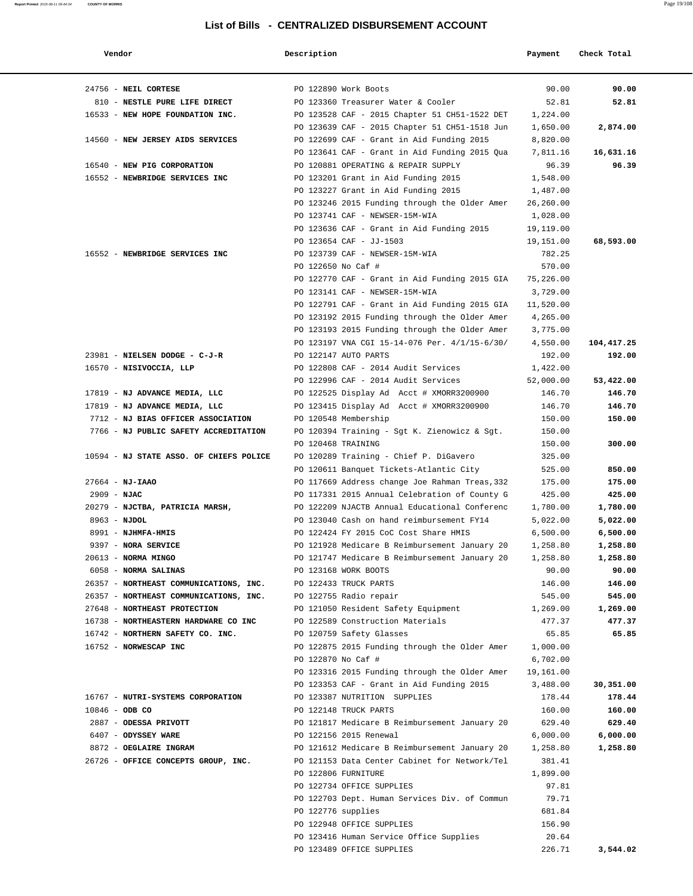# List of Bills - CENTRALIZED DISBURSEMENT ACCOUNT

| Vendor | Description | Payment | Check Total |
|---|---|---|---|
| 24756 - **NEIL CORTESE** | PO 122890 Work Boots | 90.00 | **90.00** |
| 810 - **NESTLE PURE LIFE DIRECT** | PO 123360 Treasurer Water & Cooler | 52.81 | **52.81** |
| 16533 - **NEW HOPE FOUNDATION INC.** | PO 123528 CAF - 2015 Chapter 51 CH51-1522 DET | 1,224.00 | |
| | PO 123639 CAF - 2015 Chapter 51 CH51-1518 Jun | 1,650.00 | **2,874.00** |
| 14560 - **NEW JERSEY AIDS SERVICES** | PO 122699 CAF - Grant in Aid Funding 2015 | 8,820.00 | |
| | PO 123641 CAF - Grant in Aid Funding 2015 Qua | 7,811.16 | **16,631.16** |
| 16540 - **NEW PIG CORPORATION** | PO 120881 OPERATING & REPAIR SUPPLY | 96.39 | **96.39** |
| 16552 - **NEWBRIDGE SERVICES INC** | PO 123201 Grant in Aid Funding 2015 | 1,548.00 | |
| | PO 123227 Grant in Aid Funding 2015 | 1,487.00 | |
| | PO 123246 2015 Funding through the Older Amer | 26,260.00 | |
| | PO 123741 CAF - NEWSER-15M-WIA | 1,028.00 | |
| | PO 123636 CAF - Grant in Aid Funding 2015 | 19,119.00 | |
| | PO 123654 CAF - JJ-1503 | 19,151.00 | **68,593.00** |
| 16552 - **NEWBRIDGE SERVICES INC** | PO 123739 CAF - NEWSER-15M-WIA | 782.25 | |
| | PO 122650 No Caf # | 570.00 | |
| | PO 122770 CAF - Grant in Aid Funding 2015 GIA | 75,226.00 | |
| | PO 123141 CAF - NEWSER-15M-WIA | 3,729.00 | |
| | PO 122791 CAF - Grant in Aid Funding 2015 GIA | 11,520.00 | |
| | PO 123192 2015 Funding through the Older Amer | 4,265.00 | |
| | PO 123193 2015 Funding through the Older Amer | 3,775.00 | |
| | PO 123197 VNA CGI 15-14-076 Per. 4/1/15-6/30/ | 4,550.00 | **104,417.25** |
| 23981 - **NIELSEN DODGE - C-J-R** | PO 122147 AUTO PARTS | 192.00 | **192.00** |
| 16570 - **NISIVOCCIA, LLP** | PO 122808 CAF - 2014 Audit Services | 1,422.00 | |
| | PO 122996 CAF - 2014 Audit Services | 52,000.00 | **53,422.00** |
| 17819 - **NJ ADVANCE MEDIA, LLC** | PO 122525 Display Ad Acct # XMORR3200900 | 146.70 | **146.70** |
| 17819 - **NJ ADVANCE MEDIA, LLC** | PO 123415 Display Ad Acct # XMORR3200900 | 146.70 | **146.70** |
| 7712 - **NJ BIAS OFFICER ASSOCIATION** | PO 120548 Membership | 150.00 | **150.00** |
| 7766 - **NJ PUBLIC SAFETY ACCREDITATION** | PO 120394 Training - Sgt K. Zienowicz & Sgt. | 150.00 | |
| | PO 120468 TRAINING | 150.00 | **300.00** |
| 10594 - **NJ STATE ASSO. OF CHIEFS POLICE** | PO 120289 Training - Chief P. DiGavero | 325.00 | |
| | PO 120611 Banquet Tickets-Atlantic City | 525.00 | **850.00** |
| 27664 - **NJ-IAAO** | PO 117669 Address change Joe Rahman Treas,332 | 175.00 | **175.00** |
| 2909 - **NJAC** | PO 117331 2015 Annual Celebration of County G | 425.00 | **425.00** |
| 20279 - **NJCTBA, PATRICIA MARSH,** | PO 122209 NJACTB Annual Educational Conferenc | 1,780.00 | **1,780.00** |
| 8963 - **NJDOL** | PO 123040 Cash on hand reimbursement FY14 | 5,022.00 | **5,022.00** |
| 8991 - **NJHMFA-HMIS** | PO 122424 FY 2015 CoC Cost Share HMIS | 6,500.00 | **6,500.00** |
| 9397 - **NORA SERVICE** | PO 121928 Medicare B Reimbursement January 20 | 1,258.80 | **1,258.80** |
| 20613 - **NORMA MINGO** | PO 121747 Medicare B Reimbursement January 20 | 1,258.80 | **1,258.80** |
| 6058 - **NORMA SALINAS** | PO 123168 WORK BOOTS | 90.00 | **90.00** |
| 26357 - **NORTHEAST COMMUNICATIONS, INC.** | PO 122433 TRUCK PARTS | 146.00 | **146.00** |
| 26357 - **NORTHEAST COMMUNICATIONS, INC.** | PO 122755 Radio repair | 545.00 | **545.00** |
| 27648 - **NORTHEAST PROTECTION** | PO 121050 Resident Safety Equipment | 1,269.00 | **1,269.00** |
| 16738 - **NORTHEASTERN HARDWARE CO INC** | PO 122589 Construction Materials | 477.37 | **477.37** |
| 16742 - **NORTHERN SAFETY CO. INC.** | PO 120759 Safety Glasses | 65.85 | **65.85** |
| 16752 - **NORWESCAP INC** | PO 122875 2015 Funding through the Older Amer | 1,000.00 | |
| | PO 122870 No Caf # | 6,702.00 | |
| | PO 123316 2015 Funding through the Older Amer | 19,161.00 | |
| | PO 123353 CAF - Grant in Aid Funding 2015 | 3,488.00 | **30,351.00** |
| 16767 - **NUTRI-SYSTEMS CORPORATION** | PO 123387 NUTRITION SUPPLIES | 178.44 | **178.44** |
| 10846 - **ODB CO** | PO 122148 TRUCK PARTS | 160.00 | **160.00** |
| 2887 - **ODESSA PRIVOTT** | PO 121817 Medicare B Reimbursement January 20 | 629.40 | **629.40** |
| 6407 - **ODYSSEY WARE** | PO 122156 2015 Renewal | 6,000.00 | **6,000.00** |
| 8872 - **OEGLAIRE INGRAM** | PO 121612 Medicare B Reimbursement January 20 | 1,258.80 | **1,258.80** |
| 26726 - **OFFICE CONCEPTS GROUP, INC.** | PO 121153 Data Center Cabinet for Network/Tel | 381.41 | |
| | PO 122806 FURNITURE | 1,899.00 | |
| | PO 122734 OFFICE SUPPLIES | 97.81 | |
| | PO 122703 Dept. Human Services Div. of Commun | 79.71 | |
| | PO 122776 supplies | 681.84 | |
| | PO 122948 OFFICE SUPPLIES | 156.90 | |
| | PO 123416 Human Service Office Supplies | 20.64 | |
| | PO 123489 OFFICE SUPPLIES | 226.71 | **3,544.02** |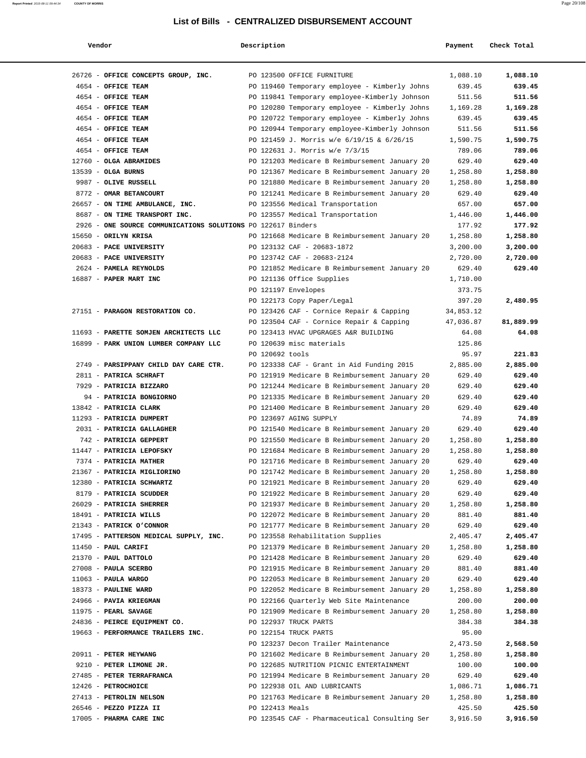# List of Bills - CENTRALIZED DISBURSEMENT ACCOUNT

| Vendor | Description | Payment | Check Total |
|---|---|---|---|
| 26726 - **OFFICE CONCEPTS GROUP, INC.** | PO 123500 OFFICE FURNITURE | 1,088.10 | **1,088.10** |
| 4654 - **OFFICE TEAM** | PO 119460 Temporary employee - Kimberly Johns | 639.45 | **639.45** |
| 4654 - **OFFICE TEAM** | PO 119841 Temporary employee-Kimberly Johnson | 511.56 | **511.56** |
| 4654 - **OFFICE TEAM** | PO 120280 Temporary employee - Kimberly Johns | 1,169.28 | **1,169.28** |
| 4654 - **OFFICE TEAM** | PO 120722 Temporary employee - Kimberly Johns | 639.45 | **639.45** |
| 4654 - **OFFICE TEAM** | PO 120944 Temporary employee-Kimberly Johnson | 511.56 | **511.56** |
| 4654 - **OFFICE TEAM** | PO 121459 J. Morris w/e 6/19/15 & 6/26/15 | 1,590.75 | **1,590.75** |
| 4654 - **OFFICE TEAM** | PO 122631 J. Morris w/e 7/3/15 | 789.06 | **789.06** |
| 12760 - **OLGA ABRAMIDES** | PO 121203 Medicare B Reimbursement January 20 | 629.40 | **629.40** |
| 13539 - **OLGA BURNS** | PO 121367 Medicare B Reimbursement January 20 | 1,258.80 | **1,258.80** |
| 9987 - **OLIVE RUSSELL** | PO 121880 Medicare B Reimbursement January 20 | 1,258.80 | **1,258.80** |
| 8772 - **OMAR BETANCOURT** | PO 121241 Medicare B Reimbursement January 20 | 629.40 | **629.40** |
| 26657 - **ON TIME AMBULANCE, INC.** | PO 123556 Medical Transportation | 657.00 | **657.00** |
| 8687 - **ON TIME TRANSPORT INC.** | PO 123557 Medical Transportation | 1,446.00 | **1,446.00** |
| 2926 - **ONE SOURCE COMMUNICATIONS SOLUTIONS** | PO 122617 Binders | 177.92 | **177.92** |
| 15650 - **ORILYN KRISA** | PO 121668 Medicare B Reimbursement January 20 | 1,258.80 | **1,258.80** |
| 20683 - **PACE UNIVERSITY** | PO 123132 CAF - 20683-1872 | 3,200.00 | **3,200.00** |
| 20683 - **PACE UNIVERSITY** | PO 123742 CAF - 20683-2124 | 2,720.00 | **2,720.00** |
| 2624 - **PAMELA REYNOLDS** | PO 121852 Medicare B Reimbursement January 20 | 629.40 | **629.40** |
| 16887 - **PAPER MART INC** | PO 121136 Office Supplies | 1,710.00 | |
| | PO 121197 Envelopes | 373.75 | |
| | PO 122173 Copy Paper/Legal | 397.20 | **2,480.95** |
| 27151 - **PARAGON RESTORATION CO.** | PO 123426 CAF - Cornice Repair & Capping | 34,853.12 | |
| | PO 123504 CAF - Cornice Repair & Capping | 47,036.87 | **81,889.99** |
| 11693 - **PARETTE SOMJEN ARCHITECTS LLC** | PO 123413 HVAC UPGRAGES A&R BUILDING | 64.08 | **64.08** |
| 16899 - **PARK UNION LUMBER COMPANY LLC** | PO 120639 misc materials | 125.86 | |
| | PO 120692 tools | 95.97 | **221.83** |
| 2749 - **PARSIPPANY CHILD DAY CARE CTR.** | PO 123338 CAF - Grant in Aid Funding 2015 | 2,885.00 | **2,885.00** |
| 2811 - **PATRICA SCHRAFT** | PO 121919 Medicare B Reimbursement January 20 | 629.40 | **629.40** |
| 7929 - **PATRICIA BIZZARO** | PO 121244 Medicare B Reimbursement January 20 | 629.40 | **629.40** |
| 94 - **PATRICIA BONGIORNO** | PO 121335 Medicare B Reimbursement January 20 | 629.40 | **629.40** |
| 13842 - **PATRICIA CLARK** | PO 121400 Medicare B Reimbursement January 20 | 629.40 | **629.40** |
| 11293 - **PATRICIA DUMPERT** | PO 123697 AGING SUPPLY | 74.89 | **74.89** |
| 2031 - **PATRICIA GALLAGHER** | PO 121540 Medicare B Reimbursement January 20 | 629.40 | **629.40** |
| 742 - **PATRICIA GEPPERT** | PO 121550 Medicare B Reimbursement January 20 | 1,258.80 | **1,258.80** |
| 11447 - **PATRICIA LEPOFSKY** | PO 121684 Medicare B Reimbursement January 20 | 1,258.80 | **1,258.80** |
| 7374 - **PATRICIA MATHER** | PO 121716 Medicare B Reimbursement January 20 | 629.40 | **629.40** |
| 21367 - **PATRICIA MIGLIORINO** | PO 121742 Medicare B Reimbursement January 20 | 1,258.80 | **1,258.80** |
| 12380 - **PATRICIA SCHWARTZ** | PO 121921 Medicare B Reimbursement January 20 | 629.40 | **629.40** |
| 8179 - **PATRICIA SCUDDER** | PO 121922 Medicare B Reimbursement January 20 | 629.40 | **629.40** |
| 26029 - **PATRICIA SHERRER** | PO 121937 Medicare B Reimbursement January 20 | 1,258.80 | **1,258.80** |
| 18491 - **PATRICIA WILLS** | PO 122072 Medicare B Reimbursement January 20 | 881.40 | **881.40** |
| 21343 - **PATRICK O'CONNOR** | PO 121777 Medicare B Reimbursement January 20 | 629.40 | **629.40** |
| 17495 - **PATTERSON MEDICAL SUPPLY, INC.** | PO 123558 Rehabilitation Supplies | 2,405.47 | **2,405.47** |
| 11450 - **PAUL CARIFI** | PO 121379 Medicare B Reimbursement January 20 | 1,258.80 | **1,258.80** |
| 21370 - **PAUL DATTOLO** | PO 121428 Medicare B Reimbursement January 20 | 629.40 | **629.40** |
| 27008 - **PAULA SCERBO** | PO 121915 Medicare B Reimbursement January 20 | 881.40 | **881.40** |
| 11063 - **PAULA WARGO** | PO 122053 Medicare B Reimbursement January 20 | 629.40 | **629.40** |
| 18373 - **PAULINE WARD** | PO 122052 Medicare B Reimbursement January 20 | 1,258.80 | **1,258.80** |
| 24966 - **PAVIA KRIEGMAN** | PO 122166 Quarterly Web Site Maintenance | 200.00 | **200.00** |
| 11975 - **PEARL SAVAGE** | PO 121909 Medicare B Reimbursement January 20 | 1,258.80 | **1,258.80** |
| 24836 - **PEIRCE EQUIPMENT CO.** | PO 122937 TRUCK PARTS | 384.38 | **384.38** |
| 19663 - **PERFORMANCE TRAILERS INC.** | PO 122154 TRUCK PARTS | 95.00 | |
| | PO 123237 Decon Trailer Maintenance | 2,473.50 | **2,568.50** |
| 20911 - **PETER HEYWANG** | PO 121602 Medicare B Reimbursement January 20 | 1,258.80 | **1,258.80** |
| 9210 - **PETER LIMONE JR.** | PO 122685 NUTRITION PICNIC ENTERTAINMENT | 100.00 | **100.00** |
| 27485 - **PETER TERRAFRANCA** | PO 121994 Medicare B Reimbursement January 20 | 629.40 | **629.40** |
| 12426 - **PETROCHOICE** | PO 122938 OIL AND LUBRICANTS | 1,086.71 | **1,086.71** |
| 27413 - **PETROLIN NELSON** | PO 121763 Medicare B Reimbursement January 20 | 1,258.80 | **1,258.80** |
| 26546 - **PEZZO PIZZA II** | PO 122413 Meals | 425.50 | **425.50** |
| 17005 - **PHARMA CARE INC** | PO 123545 CAF - Pharmaceutical Consulting Ser | 3,916.50 | **3,916.50** |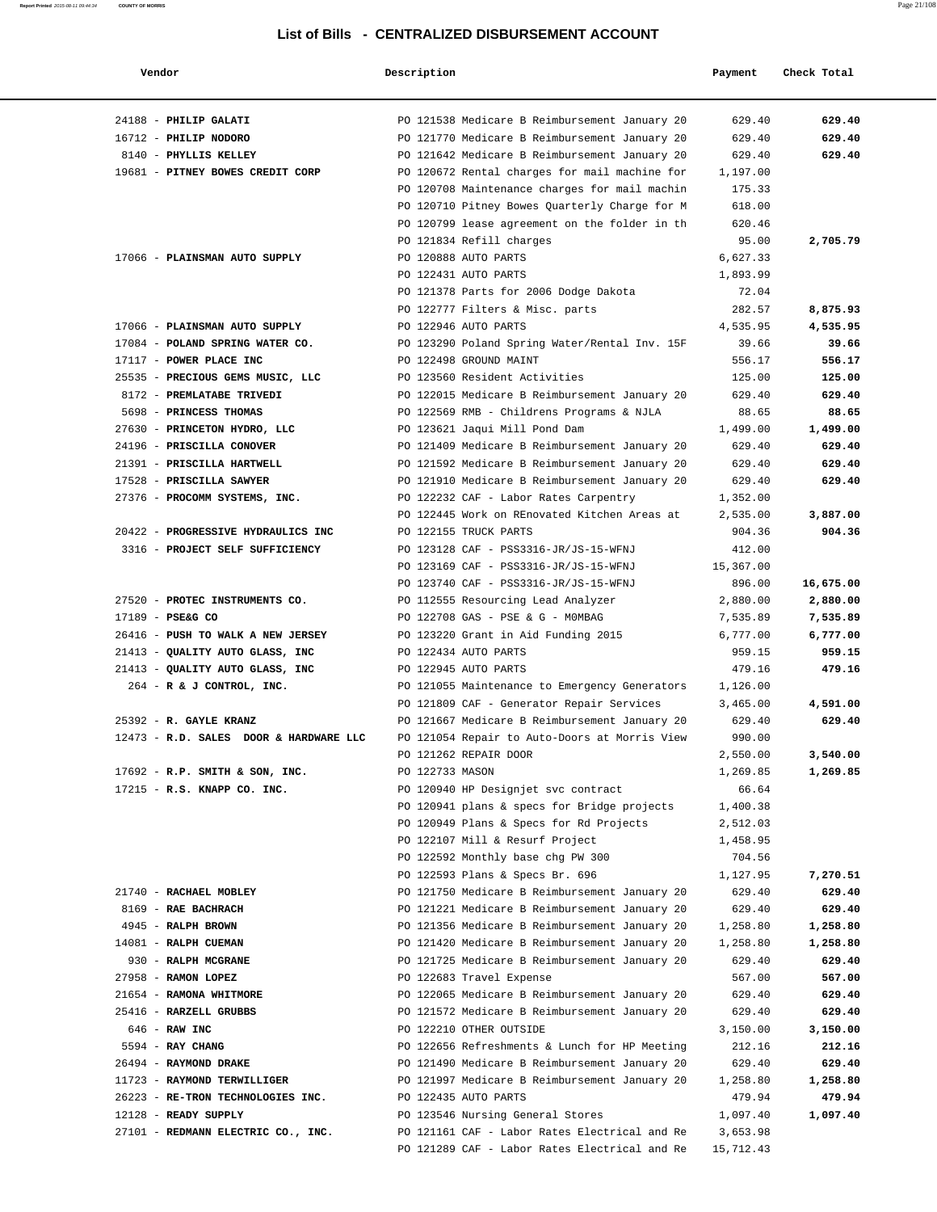# List of Bills - CENTRALIZED DISBURSEMENT ACCOUNT

| Vendor | Description | Payment | Check Total |
|---|---|---|---|
| 24188 - **PHILIP GALATI** | PO 121538 Medicare B Reimbursement January 20 | 629.40 | **629.40** |
| 16712 - **PHILIP NODORO** | PO 121770 Medicare B Reimbursement January 20 | 629.40 | **629.40** |
| 8140 - **PHYLLIS KELLEY** | PO 121642 Medicare B Reimbursement January 20 | 629.40 | **629.40** |
| 19681 - **PITNEY BOWES CREDIT CORP** | PO 120672 Rental charges for mail machine for | 1,197.00 | |
| | PO 120708 Maintenance charges for mail machin | 175.33 | |
| | PO 120710 Pitney Bowes Quarterly Charge for M | 618.00 | |
| | PO 120799 lease agreement on the folder in th | 620.46 | |
| | PO 121834 Refill charges | 95.00 | **2,705.79** |
| 17066 - **PLAINSMAN AUTO SUPPLY** | PO 120888 AUTO PARTS | 6,627.33 | |
| | PO 122431 AUTO PARTS | 1,893.99 | |
| | PO 121378 Parts for 2006 Dodge Dakota | 72.04 | |
| | PO 122777 Filters & Misc. parts | 282.57 | **8,875.93** |
| 17066 - **PLAINSMAN AUTO SUPPLY** | PO 122946 AUTO PARTS | 4,535.95 | **4,535.95** |
| 17084 - **POLAND SPRING WATER CO.** | PO 123290 Poland Spring Water/Rental Inv. 15F | 39.66 | **39.66** |
| 17117 - **POWER PLACE INC** | PO 122498 GROUND MAINT | 556.17 | **556.17** |
| 25535 - **PRECIOUS GEMS MUSIC, LLC** | PO 123560 Resident Activities | 125.00 | **125.00** |
| 8172 - **PREMLATABE TRIVEDI** | PO 122015 Medicare B Reimbursement January 20 | 629.40 | **629.40** |
| 5698 - **PRINCESS THOMAS** | PO 122569 RMB - Childrens Programs & NJLA | 88.65 | **88.65** |
| 27630 - **PRINCETON HYDRO, LLC** | PO 123621 Jaqui Mill Pond Dam | 1,499.00 | **1,499.00** |
| 24196 - **PRISCILLA CONOVER** | PO 121409 Medicare B Reimbursement January 20 | 629.40 | **629.40** |
| 21391 - **PRISCILLA HARTWELL** | PO 121592 Medicare B Reimbursement January 20 | 629.40 | **629.40** |
| 17528 - **PRISCILLA SAWYER** | PO 121910 Medicare B Reimbursement January 20 | 629.40 | **629.40** |
| 27376 - **PROCOMM SYSTEMS, INC.** | PO 122232 CAF - Labor Rates Carpentry | 1,352.00 | |
| | PO 122445 Work on REnovated Kitchen Areas at | 2,535.00 | **3,887.00** |
| 20422 - **PROGRESSIVE HYDRAULICS INC** | PO 122155 TRUCK PARTS | 904.36 | **904.36** |
| 3316 - **PROJECT SELF SUFFICIENCY** | PO 123128 CAF - PSS3316-JR/JS-15-WFNJ | 412.00 | |
| | PO 123169 CAF - PSS3316-JR/JS-15-WFNJ | 15,367.00 | |
| | PO 123740 CAF - PSS3316-JR/JS-15-WFNJ | 896.00 | **16,675.00** |
| 27520 - **PROTEC INSTRUMENTS CO.** | PO 112555 Resourcing Lead Analyzer | 2,880.00 | **2,880.00** |
| 17189 - **PSE&G CO** | PO 122708 GAS - PSE & G - MOMBAG | 7,535.89 | **7,535.89** |
| 26416 - **PUSH TO WALK A NEW JERSEY** | PO 123220 Grant in Aid Funding 2015 | 6,777.00 | **6,777.00** |
| 21413 - **QUALITY AUTO GLASS, INC** | PO 122434 AUTO PARTS | 959.15 | **959.15** |
| 21413 - **QUALITY AUTO GLASS, INC** | PO 122945 AUTO PARTS | 479.16 | **479.16** |
| 264 - **R & J CONTROL, INC.** | PO 121055 Maintenance to Emergency Generators | 1,126.00 | |
| | PO 121809 CAF - Generator Repair Services | 3,465.00 | **4,591.00** |
| 25392 - **R. GAYLE KRANZ** | PO 121667 Medicare B Reimbursement January 20 | 629.40 | **629.40** |
| 12473 - **R.D. SALES DOOR & HARDWARE LLC** | PO 121054 Repair to Auto-Doors at Morris View | 990.00 | |
| | PO 121262 REPAIR DOOR | 2,550.00 | **3,540.00** |
| 17692 - **R.P. SMITH & SON, INC.** | PO 122733 MASON | 1,269.85 | **1,269.85** |
| 17215 - **R.S. KNAPP CO. INC.** | PO 120940 HP Designjet svc contract | 66.64 | |
| | PO 120941 plans & specs for Bridge projects | 1,400.38 | |
| | PO 120949 Plans & Specs for Rd Projects | 2,512.03 | |
| | PO 122107 Mill & Resurf Project | 1,458.95 | |
| | PO 122592 Monthly base chg PW 300 | 704.56 | |
| | PO 122593 Plans & Specs Br. 696 | 1,127.95 | **7,270.51** |
| 21740 - **RACHAEL MOBLEY** | PO 121750 Medicare B Reimbursement January 20 | 629.40 | **629.40** |
| 8169 - **RAE BACHRACH** | PO 121221 Medicare B Reimbursement January 20 | 629.40 | **629.40** |
| 4945 - **RALPH BROWN** | PO 121356 Medicare B Reimbursement January 20 | 1,258.80 | **1,258.80** |
| 14081 - **RALPH CUEMAN** | PO 121420 Medicare B Reimbursement January 20 | 1,258.80 | **1,258.80** |
| 930 - **RALPH MCGRANE** | PO 121725 Medicare B Reimbursement January 20 | 629.40 | **629.40** |
| 27958 - **RAMON LOPEZ** | PO 122683 Travel Expense | 567.00 | **567.00** |
| 21654 - **RAMONA WHITMORE** | PO 122065 Medicare B Reimbursement January 20 | 629.40 | **629.40** |
| 25416 - **RARZELL GRUBBS** | PO 121572 Medicare B Reimbursement January 20 | 629.40 | **629.40** |
| 646 - **RAW INC** | PO 122210 OTHER OUTSIDE | 3,150.00 | **3,150.00** |
| 5594 - **RAY CHANG** | PO 122656 Refreshments & Lunch for HP Meeting | 212.16 | **212.16** |
| 26494 - **RAYMOND DRAKE** | PO 121490 Medicare B Reimbursement January 20 | 629.40 | **629.40** |
| 11723 - **RAYMOND TERWILLIGER** | PO 121997 Medicare B Reimbursement January 20 | 1,258.80 | **1,258.80** |
| 26223 - **RE-TRON TECHNOLOGIES INC.** | PO 122435 AUTO PARTS | 479.94 | **479.94** |
| 12128 - **READY SUPPLY** | PO 123546 Nursing General Stores | 1,097.40 | **1,097.40** |
| 27101 - **REDMANN ELECTRIC CO., INC.** | PO 121161 CAF - Labor Rates Electrical and Re | 3,653.98 | |
| | PO 121289 CAF - Labor Rates Electrical and Re | 15,712.43 | |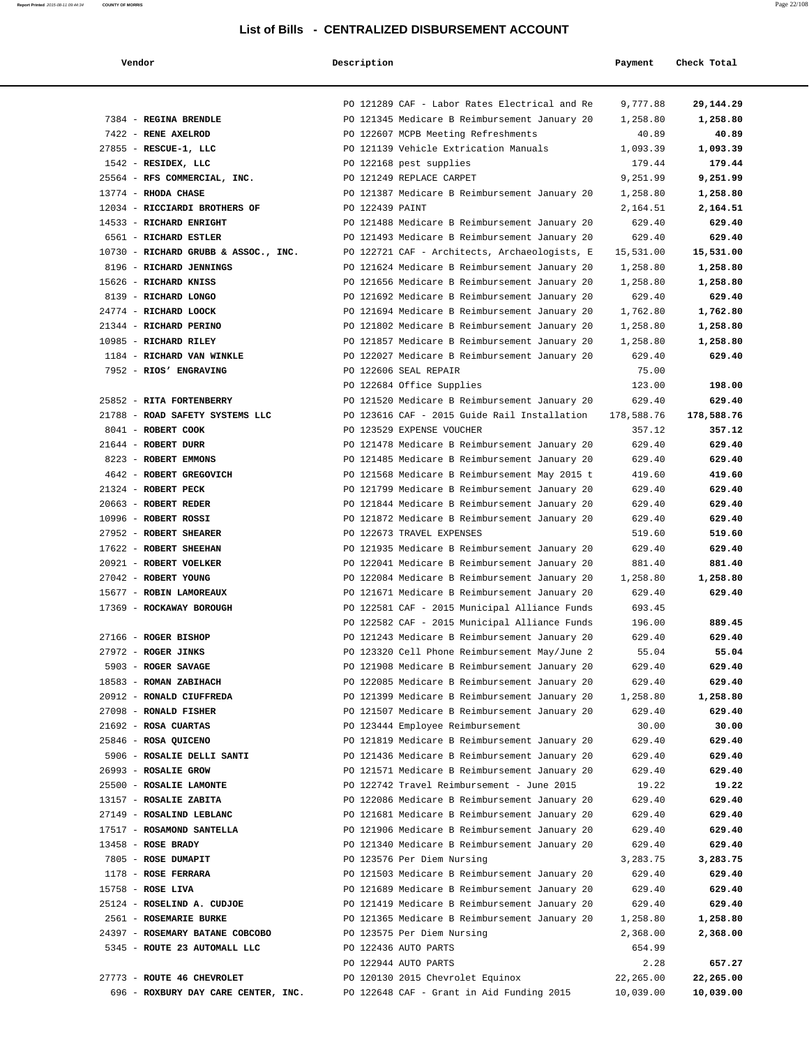# List of Bills - CENTRALIZED DISBURSEMENT ACCOUNT

| Vendor | Description | Payment | Check Total |
|---|---|---|---|
| | PO 121289 CAF - Labor Rates Electrical and Re | 9,777.88 | **29,144.29** |
| 7384 - **REGINA BRENDLE** | PO 121345 Medicare B Reimbursement January 20 | 1,258.80 | **1,258.80** |
| 7422 - **RENE AXELROD** | PO 122607 MCPB Meeting Refreshments | 40.89 | **40.89** |
| 27855 - **RESCUE-1, LLC** | PO 121139 Vehicle Extrication Manuals | 1,093.39 | **1,093.39** |
| 1542 - **RESIDEX, LLC** | PO 122168 pest supplies | 179.44 | **179.44** |
| 25564 - **RFS COMMERCIAL, INC.** | PO 121249 REPLACE CARPET | 9,251.99 | **9,251.99** |
| 13774 - **RHODA CHASE** | PO 121387 Medicare B Reimbursement January 20 | 1,258.80 | **1,258.80** |
| 12034 - **RICCIARDI BROTHERS OF** | PO 122439 PAINT | 2,164.51 | **2,164.51** |
| 14533 - **RICHARD ENRIGHT** | PO 121488 Medicare B Reimbursement January 20 | 629.40 | **629.40** |
| 6561 - **RICHARD ESTLER** | PO 121493 Medicare B Reimbursement January 20 | 629.40 | **629.40** |
| 10730 - **RICHARD GRUBB & ASSOC., INC.** | PO 122721 CAF - Architects, Archaeologists, E | 15,531.00 | **15,531.00** |
| 8196 - **RICHARD JENNINGS** | PO 121624 Medicare B Reimbursement January 20 | 1,258.80 | **1,258.80** |
| 15626 - **RICHARD KNISS** | PO 121656 Medicare B Reimbursement January 20 | 1,258.80 | **1,258.80** |
| 8139 - **RICHARD LONGO** | PO 121692 Medicare B Reimbursement January 20 | 629.40 | **629.40** |
| 24774 - **RICHARD LOOCK** | PO 121694 Medicare B Reimbursement January 20 | 1,762.80 | **1,762.80** |
| 21344 - **RICHARD PERINO** | PO 121802 Medicare B Reimbursement January 20 | 1,258.80 | **1,258.80** |
| 10985 - **RICHARD RILEY** | PO 121857 Medicare B Reimbursement January 20 | 1,258.80 | **1,258.80** |
| 1184 - **RICHARD VAN WINKLE** | PO 122027 Medicare B Reimbursement January 20 | 629.40 | **629.40** |
| 7952 - **RIOS' ENGRAVING** | PO 122606 SEAL REPAIR | 75.00 | |
| | PO 122684 Office Supplies | 123.00 | **198.00** |
| 25852 - **RITA FORTENBERRY** | PO 121520 Medicare B Reimbursement January 20 | 629.40 | **629.40** |
| 21788 - **ROAD SAFETY SYSTEMS LLC** | PO 123616 CAF - 2015 Guide Rail Installation | 178,588.76 | **178,588.76** |
| 8041 - **ROBERT COOK** | PO 123529 EXPENSE VOUCHER | 357.12 | **357.12** |
| 21644 - **ROBERT DURR** | PO 121478 Medicare B Reimbursement January 20 | 629.40 | **629.40** |
| 8223 - **ROBERT EMMONS** | PO 121485 Medicare B Reimbursement January 20 | 629.40 | **629.40** |
| 4642 - **ROBERT GREGOVICH** | PO 121568 Medicare B Reimbursement May 2015 t | 419.60 | **419.60** |
| 21324 - **ROBERT PECK** | PO 121799 Medicare B Reimbursement January 20 | 629.40 | **629.40** |
| 20663 - **ROBERT REDER** | PO 121844 Medicare B Reimbursement January 20 | 629.40 | **629.40** |
| 10996 - **ROBERT ROSSI** | PO 121872 Medicare B Reimbursement January 20 | 629.40 | **629.40** |
| 27952 - **ROBERT SHEARER** | PO 122673 TRAVEL EXPENSES | 519.60 | **519.60** |
| 17622 - **ROBERT SHEEHAN** | PO 121935 Medicare B Reimbursement January 20 | 629.40 | **629.40** |
| 20921 - **ROBERT VOELKER** | PO 122041 Medicare B Reimbursement January 20 | 881.40 | **881.40** |
| 27042 - **ROBERT YOUNG** | PO 122084 Medicare B Reimbursement January 20 | 1,258.80 | **1,258.80** |
| 15677 - **ROBIN LAMOREAUX** | PO 121671 Medicare B Reimbursement January 20 | 629.40 | **629.40** |
| 17369 - **ROCKAWAY BOROUGH** | PO 122581 CAF - 2015 Municipal Alliance Funds | 693.45 | |
| | PO 122582 CAF - 2015 Municipal Alliance Funds | 196.00 | **889.45** |
| 27166 - **ROGER BISHOP** | PO 121243 Medicare B Reimbursement January 20 | 629.40 | **629.40** |
| 27972 - **ROGER JINKS** | PO 123320 Cell Phone Reimbursement May/June 2 | 55.04 | **55.04** |
| 5903 - **ROGER SAVAGE** | PO 121908 Medicare B Reimbursement January 20 | 629.40 | **629.40** |
| 18583 - **ROMAN ZABIHACH** | PO 122085 Medicare B Reimbursement January 20 | 629.40 | **629.40** |
| 20912 - **RONALD CIUFFREDA** | PO 121399 Medicare B Reimbursement January 20 | 1,258.80 | **1,258.80** |
| 27098 - **RONALD FISHER** | PO 121507 Medicare B Reimbursement January 20 | 629.40 | **629.40** |
| 21692 - **ROSA CUARTAS** | PO 123444 Employee Reimbursement | 30.00 | **30.00** |
| 25846 - **ROSA QUICENO** | PO 121819 Medicare B Reimbursement January 20 | 629.40 | **629.40** |
| 5906 - **ROSALIE DELLI SANTI** | PO 121436 Medicare B Reimbursement January 20 | 629.40 | **629.40** |
| 26993 - **ROSALIE GROW** | PO 121571 Medicare B Reimbursement January 20 | 629.40 | **629.40** |
| 25500 - **ROSALIE LAMONTE** | PO 122742 Travel Reimbursement - June 2015 | 19.22 | **19.22** |
| 13157 - **ROSALIE ZABITA** | PO 122086 Medicare B Reimbursement January 20 | 629.40 | **629.40** |
| 27149 - **ROSALIND LEBLANC** | PO 121681 Medicare B Reimbursement January 20 | 629.40 | **629.40** |
| 17517 - **ROSAMOND SANTELLA** | PO 121906 Medicare B Reimbursement January 20 | 629.40 | **629.40** |
| 13458 - **ROSE BRADY** | PO 121340 Medicare B Reimbursement January 20 | 629.40 | **629.40** |
| 7805 - **ROSE DUMAPIT** | PO 123576 Per Diem Nursing | 3,283.75 | **3,283.75** |
| 1178 - **ROSE FERRARA** | PO 121503 Medicare B Reimbursement January 20 | 629.40 | **629.40** |
| 15758 - **ROSE LIVA** | PO 121689 Medicare B Reimbursement January 20 | 629.40 | **629.40** |
| 25124 - **ROSELIND A. CUDJOE** | PO 121419 Medicare B Reimbursement January 20 | 629.40 | **629.40** |
| 2561 - **ROSEMARIE BURKE** | PO 121365 Medicare B Reimbursement January 20 | 1,258.80 | **1,258.80** |
| 24397 - **ROSEMARY BATANE COBCOBO** | PO 123575 Per Diem Nursing | 2,368.00 | **2,368.00** |
| 5345 - **ROUTE 23 AUTOMALL LLC** | PO 122436 AUTO PARTS | 654.99 | |
| | PO 122944 AUTO PARTS | 2.28 | **657.27** |
| 27773 - **ROUTE 46 CHEVROLET** | PO 120130 2015 Chevrolet Equinox | 22,265.00 | **22,265.00** |
| 696 - **ROXBURY DAY CARE CENTER, INC.** | PO 122648 CAF - Grant in Aid Funding 2015 | 10,039.00 | **10,039.00** |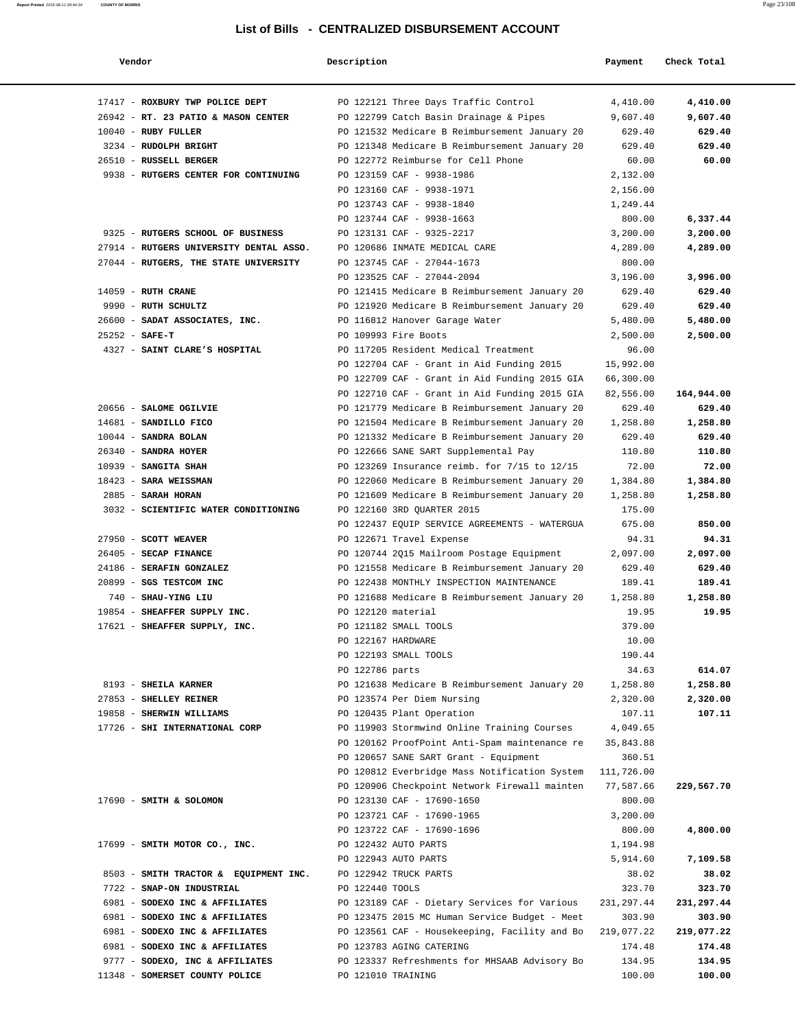## List of Bills - CENTRALIZED DISBURSEMENT ACCOUNT

| Vendor | Description | Payment | Check Total |
|---|---|---|---|
| 17417 - **ROXBURY TWP POLICE DEPT** | PO 122121 Three Days Traffic Control | 4,410.00 | **4,410.00** |
| 26942 - **RT. 23 PATIO & MASON CENTER** | PO 122799 Catch Basin Drainage & Pipes | 9,607.40 | **9,607.40** |
| 10040 - **RUBY FULLER** | PO 121532 Medicare B Reimbursement January 20 | 629.40 | **629.40** |
| 3234 - **RUDOLPH BRIGHT** | PO 121348 Medicare B Reimbursement January 20 | 629.40 | **629.40** |
| 26510 - **RUSSELL BERGER** | PO 122772 Reimburse for Cell Phone | 60.00 | **60.00** |
| 9938 - **RUTGERS CENTER FOR CONTINUING** | PO 123159 CAF - 9938-1986 | 2,132.00 | |
| | PO 123160 CAF - 9938-1971 | 2,156.00 | |
| | PO 123743 CAF - 9938-1840 | 1,249.44 | |
| | PO 123744 CAF - 9938-1663 | 800.00 | **6,337.44** |
| 9325 - **RUTGERS SCHOOL OF BUSINESS** | PO 123131 CAF - 9325-2217 | 3,200.00 | **3,200.00** |
| 27914 - **RUTGERS UNIVERSITY DENTAL ASSO.** | PO 120686 INMATE MEDICAL CARE | 4,289.00 | **4,289.00** |
| 27044 - **RUTGERS, THE STATE UNIVERSITY** | PO 123745 CAF - 27044-1673 | 800.00 | |
| | PO 123525 CAF - 27044-2094 | 3,196.00 | **3,996.00** |
| 14059 - **RUTH CRANE** | PO 121415 Medicare B Reimbursement January 20 | 629.40 | **629.40** |
| 9990 - **RUTH SCHULTZ** | PO 121920 Medicare B Reimbursement January 20 | 629.40 | **629.40** |
| 26600 - **SADAT ASSOCIATES, INC.** | PO 116812 Hanover Garage Water | 5,480.00 | **5,480.00** |
| 25252 - **SAFE-T** | PO 109993 Fire Boots | 2,500.00 | **2,500.00** |
| 4327 - **SAINT CLARE'S HOSPITAL** | PO 117205 Resident Medical Treatment | 96.00 | |
| | PO 122704 CAF - Grant in Aid Funding 2015 | 15,992.00 | |
| | PO 122709 CAF - Grant in Aid Funding 2015 GIA | 66,300.00 | |
| | PO 122710 CAF - Grant in Aid Funding 2015 GIA | 82,556.00 | **164,944.00** |
| 20656 - **SALOME OGILVIE** | PO 121779 Medicare B Reimbursement January 20 | 629.40 | **629.40** |
| 14681 - **SANDILLO FICO** | PO 121504 Medicare B Reimbursement January 20 | 1,258.80 | **1,258.80** |
| 10044 - **SANDRA BOLAN** | PO 121332 Medicare B Reimbursement January 20 | 629.40 | **629.40** |
| 26340 - **SANDRA HOYER** | PO 122666 SANE SART Supplemental Pay | 110.80 | **110.80** |
| 10939 - **SANGITA SHAH** | PO 123269 Insurance reimb. for 7/15 to 12/15 | 72.00 | **72.00** |
| 18423 - **SARA WEISSMAN** | PO 122060 Medicare B Reimbursement January 20 | 1,384.80 | **1,384.80** |
| 2885 - **SARAH HORAN** | PO 121609 Medicare B Reimbursement January 20 | 1,258.80 | **1,258.80** |
| 3032 - **SCIENTIFIC WATER CONDITIONING** | PO 122160 3RD QUARTER 2015 | 175.00 | |
| | PO 122437 EQUIP SERVICE AGREEMENTS - WATERGUA | 675.00 | **850.00** |
| 27950 - **SCOTT WEAVER** | PO 122671 Travel Expense | 94.31 | **94.31** |
| 26405 - **SECAP FINANCE** | PO 120744 2Q15 Mailroom Postage Equipment | 2,097.00 | **2,097.00** |
| 24186 - **SERAFIN GONZALEZ** | PO 121558 Medicare B Reimbursement January 20 | 629.40 | **629.40** |
| 20899 - **SGS TESTCOM INC** | PO 122438 MONTHLY INSPECTION MAINTENANCE | 189.41 | **189.41** |
| 740 - **SHAU-YING LIU** | PO 121688 Medicare B Reimbursement January 20 | 1,258.80 | **1,258.80** |
| 19854 - **SHEAFFER SUPPLY INC.** | PO 122120 material | 19.95 | **19.95** |
| 17621 - **SHEAFFER SUPPLY, INC.** | PO 121182 SMALL TOOLS | 379.00 | |
| | PO 122167 HARDWARE | 10.00 | |
| | PO 122193 SMALL TOOLS | 190.44 | |
| | PO 122786 parts | 34.63 | **614.07** |
| 8193 - **SHEILA KARNER** | PO 121638 Medicare B Reimbursement January 20 | 1,258.80 | **1,258.80** |
| 27853 - **SHELLEY REINER** | PO 123574 Per Diem Nursing | 2,320.00 | **2,320.00** |
| 19858 - **SHERWIN WILLIAMS** | PO 120435 Plant Operation | 107.11 | **107.11** |
| 17726 - **SHI INTERNATIONAL CORP** | PO 119903 Stormwind Online Training Courses | 4,049.65 | |
| | PO 120162 ProofPoint Anti-Spam maintenance re | 35,843.88 | |
| | PO 120657 SANE SART Grant - Equipment | 360.51 | |
| | PO 120812 Everbridge Mass Notification System | 111,726.00 | |
| | PO 120906 Checkpoint Network Firewall mainten | 77,587.66 | **229,567.70** |
| 17690 - **SMITH & SOLOMON** | PO 123130 CAF - 17690-1650 | 800.00 | |
| | PO 123721 CAF - 17690-1965 | 3,200.00 | |
| | PO 123722 CAF - 17690-1696 | 800.00 | **4,800.00** |
| 17699 - **SMITH MOTOR CO., INC.** | PO 122432 AUTO PARTS | 1,194.98 | |
| | PO 122943 AUTO PARTS | 5,914.60 | **7,109.58** |
| 8503 - **SMITH TRACTOR & EQUIPMENT INC.** | PO 122942 TRUCK PARTS | 38.02 | **38.02** |
| 7722 - **SNAP-ON INDUSTRIAL** | PO 122440 TOOLS | 323.70 | **323.70** |
| 6981 - **SODEXO INC & AFFILIATES** | PO 123189 CAF - Dietary Services for Various | 231,297.44 | **231,297.44** |
| 6981 - **SODEXO INC & AFFILIATES** | PO 123475 2015 MC Human Service Budget - Meet | 303.90 | **303.90** |
| 6981 - **SODEXO INC & AFFILIATES** | PO 123561 CAF - Housekeeping, Facility and Bo | 219,077.22 | **219,077.22** |
| 6981 - **SODEXO INC & AFFILIATES** | PO 123783 AGING CATERING | 174.48 | **174.48** |
| 9777 - **SODEXO, INC & AFFILIATES** | PO 123337 Refreshments for MHSAAB Advisory Bo | 134.95 | **134.95** |
| 11348 - **SOMERSET COUNTY POLICE** | PO 121010 TRAINING | 100.00 | **100.00** |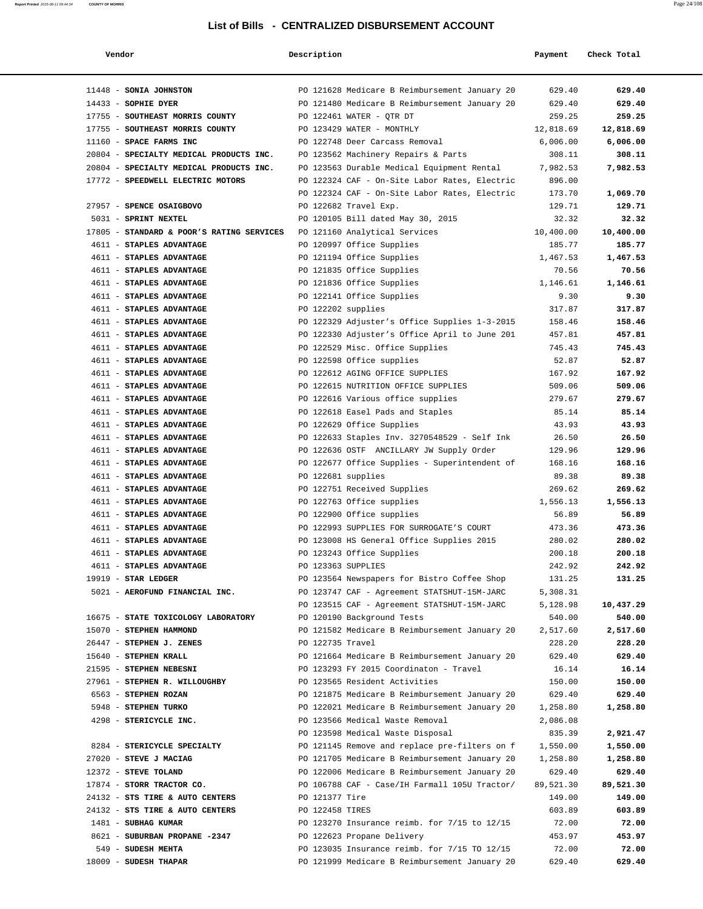# List of Bills - CENTRALIZED DISBURSEMENT ACCOUNT

| Vendor | Description | Payment | Check Total |
|---|---|---|---|
| 11448 - **SONIA JOHNSTON** | PO 121628 Medicare B Reimbursement January 20 | 629.40 | **629.40** |
| 14433 - **SOPHIE DYER** | PO 121480 Medicare B Reimbursement January 20 | 629.40 | **629.40** |
| 17755 - **SOUTHEAST MORRIS COUNTY** | PO 122461 WATER - QTR DT | 259.25 | **259.25** |
| 17755 - **SOUTHEAST MORRIS COUNTY** | PO 123429 WATER - MONTHLY | 12,818.69 | **12,818.69** |
| 11160 - **SPACE FARMS INC** | PO 122748 Deer Carcass Removal | 6,006.00 | **6,006.00** |
| 20804 - **SPECIALTY MEDICAL PRODUCTS INC.** | PO 123562 Machinery Repairs & Parts | 308.11 | **308.11** |
| 20804 - **SPECIALTY MEDICAL PRODUCTS INC.** | PO 123563 Durable Medical Equipment Rental | 7,982.53 | **7,982.53** |
| 17772 - **SPEEDWELL ELECTRIC MOTORS** | PO 122324 CAF - On-Site Labor Rates, Electric | 896.00 | |
| | PO 122324 CAF - On-Site Labor Rates, Electric | 173.70 | **1,069.70** |
| 27957 - **SPENCE OSAIGBOVO** | PO 122682 Travel Exp. | 129.71 | **129.71** |
| 5031 - **SPRINT NEXTEL** | PO 120105 Bill dated May 30, 2015 | 32.32 | **32.32** |
| 17805 - **STANDARD & POOR'S RATING SERVICES** | PO 121160 Analytical Services | 10,400.00 | **10,400.00** |
| 4611 - **STAPLES ADVANTAGE** | PO 120997 Office Supplies | 185.77 | **185.77** |
| 4611 - **STAPLES ADVANTAGE** | PO 121194 Office Supplies | 1,467.53 | **1,467.53** |
| 4611 - **STAPLES ADVANTAGE** | PO 121835 Office Supplies | 70.56 | **70.56** |
| 4611 - **STAPLES ADVANTAGE** | PO 121836 Office Supplies | 1,146.61 | **1,146.61** |
| 4611 - **STAPLES ADVANTAGE** | PO 122141 Office Supplies | 9.30 | **9.30** |
| 4611 - **STAPLES ADVANTAGE** | PO 122202 supplies | 317.87 | **317.87** |
| 4611 - **STAPLES ADVANTAGE** | PO 122329 Adjuster's Office Supplies 1-3-2015 | 158.46 | **158.46** |
| 4611 - **STAPLES ADVANTAGE** | PO 122330 Adjuster's Office April to June 201 | 457.81 | **457.81** |
| 4611 - **STAPLES ADVANTAGE** | PO 122529 Misc. Office Supplies | 745.43 | **745.43** |
| 4611 - **STAPLES ADVANTAGE** | PO 122598 Office supplies | 52.87 | **52.87** |
| 4611 - **STAPLES ADVANTAGE** | PO 122612 AGING OFFICE SUPPLIES | 167.92 | **167.92** |
| 4611 - **STAPLES ADVANTAGE** | PO 122615 NUTRITION OFFICE SUPPLIES | 509.06 | **509.06** |
| 4611 - **STAPLES ADVANTAGE** | PO 122616 Various office supplies | 279.67 | **279.67** |
| 4611 - **STAPLES ADVANTAGE** | PO 122618 Easel Pads and Staples | 85.14 | **85.14** |
| 4611 - **STAPLES ADVANTAGE** | PO 122629 Office Supplies | 43.93 | **43.93** |
| 4611 - **STAPLES ADVANTAGE** | PO 122633 Staples Inv. 3270548529 - Self Ink | 26.50 | **26.50** |
| 4611 - **STAPLES ADVANTAGE** | PO 122636 OSTF ANCILLARY JW Supply Order | 129.96 | **129.96** |
| 4611 - **STAPLES ADVANTAGE** | PO 122677 Office Supplies - Superintendent of | 168.16 | **168.16** |
| 4611 - **STAPLES ADVANTAGE** | PO 122681 supplies | 89.38 | **89.38** |
| 4611 - **STAPLES ADVANTAGE** | PO 122751 Received Supplies | 269.62 | **269.62** |
| 4611 - **STAPLES ADVANTAGE** | PO 122763 Office supplies | 1,556.13 | **1,556.13** |
| 4611 - **STAPLES ADVANTAGE** | PO 122900 Office supplies | 56.89 | **56.89** |
| 4611 - **STAPLES ADVANTAGE** | PO 122993 SUPPLIES FOR SURROGATE'S COURT | 473.36 | **473.36** |
| 4611 - **STAPLES ADVANTAGE** | PO 123008 HS General Office Supplies 2015 | 280.02 | **280.02** |
| 4611 - **STAPLES ADVANTAGE** | PO 123243 Office Supplies | 200.18 | **200.18** |
| 4611 - **STAPLES ADVANTAGE** | PO 123363 SUPPLIES | 242.92 | **242.92** |
| 19919 - **STAR LEDGER** | PO 123564 Newspapers for Bistro Coffee Shop | 131.25 | **131.25** |
| 5021 - **AEROFUND FINANCIAL INC.** | PO 123747 CAF - Agreement STATSHUT-15M-JARC | 5,308.31 | |
| | PO 123515 CAF - Agreement STATSHUT-15M-JARC | 5,128.98 | **10,437.29** |
| 16675 - **STATE TOXICOLOGY LABORATORY** | PO 120190 Background Tests | 540.00 | **540.00** |
| 15070 - **STEPHEN HAMMOND** | PO 121582 Medicare B Reimbursement January 20 | 2,517.60 | **2,517.60** |
| 26447 - **STEPHEN J. ZENES** | PO 122735 Travel | 228.20 | **228.20** |
| 15640 - **STEPHEN KRALL** | PO 121664 Medicare B Reimbursement January 20 | 629.40 | **629.40** |
| 21595 - **STEPHEN NEBESNI** | PO 123293 FY 2015 Coordinaton - Travel | 16.14 | **16.14** |
| 27961 - **STEPHEN R. WILLOUGHBY** | PO 123565 Resident Activities | 150.00 | **150.00** |
| 6563 - **STEPHEN ROZAN** | PO 121875 Medicare B Reimbursement January 20 | 629.40 | **629.40** |
| 5948 - **STEPHEN TURKO** | PO 122021 Medicare B Reimbursement January 20 | 1,258.80 | **1,258.80** |
| 4298 - **STERICYCLE INC.** | PO 123566 Medical Waste Removal | 2,086.08 | |
| | PO 123598 Medical Waste Disposal | 835.39 | **2,921.47** |
| 8284 - **STERICYCLE SPECIALTY** | PO 121145 Remove and replace pre-filters on f | 1,550.00 | **1,550.00** |
| 27020 - **STEVE J MACIAG** | PO 121705 Medicare B Reimbursement January 20 | 1,258.80 | **1,258.80** |
| 12372 - **STEVE TOLAND** | PO 122006 Medicare B Reimbursement January 20 | 629.40 | **629.40** |
| 17874 - **STORR TRACTOR CO.** | PO 106788 CAF - Case/IH Farmall 105U Tractor/ | 89,521.30 | **89,521.30** |
| 24132 - **STS TIRE & AUTO CENTERS** | PO 121377 Tire | 149.00 | **149.00** |
| 24132 - **STS TIRE & AUTO CENTERS** | PO 122458 TIRES | 603.89 | **603.89** |
| 1481 - **SUBHAG KUMAR** | PO 123270 Insurance reimb. for 7/15 to 12/15 | 72.00 | **72.00** |
| 8621 - **SUBURBAN PROPANE -2347** | PO 122623 Propane Delivery | 453.97 | **453.97** |
| 549 - **SUDESH MEHTA** | PO 123035 Insurance reimb. for 7/15 TO 12/15 | 72.00 | **72.00** |
| 18009 - **SUDESH THAPAR** | PO 121999 Medicare B Reimbursement January 20 | 629.40 | **629.40** |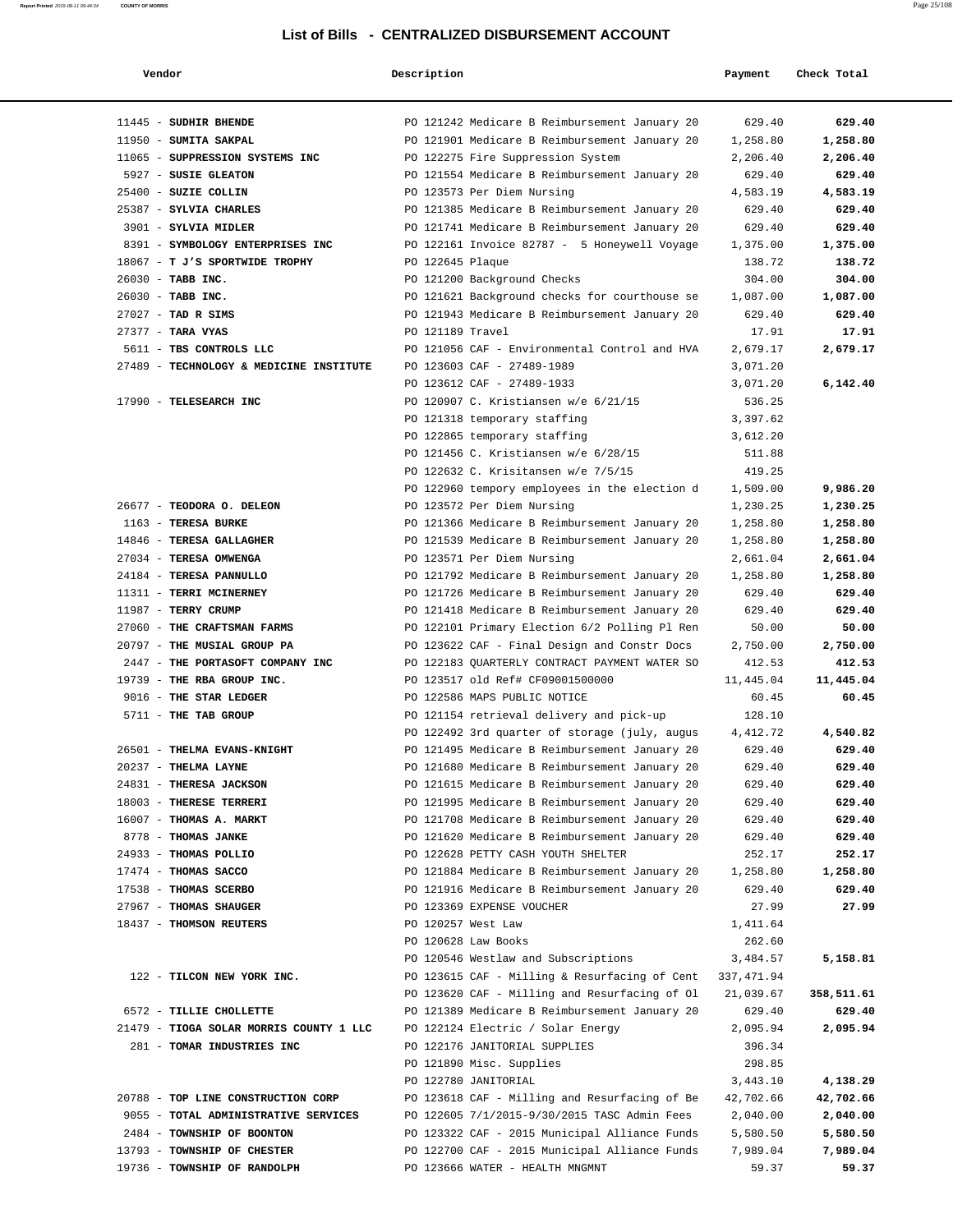## List of Bills - CENTRALIZED DISBURSEMENT ACCOUNT

| Vendor | Description | Payment | Check Total |
|---|---|---|---|
| 11445 - **SUDHIR BHENDE** | PO 121242 Medicare B Reimbursement January 20 | 629.40 | **629.40** |
| 11950 - **SUMITA SAKPAL** | PO 121901 Medicare B Reimbursement January 20 | 1,258.80 | **1,258.80** |
| 11065 - **SUPPRESSION SYSTEMS INC** | PO 122275 Fire Suppression System | 2,206.40 | **2,206.40** |
| 5927 - **SUSIE GLEATON** | PO 121554 Medicare B Reimbursement January 20 | 629.40 | **629.40** |
| 25400 - **SUZIE COLLIN** | PO 123573 Per Diem Nursing | 4,583.19 | **4,583.19** |
| 25387 - **SYLVIA CHARLES** | PO 121385 Medicare B Reimbursement January 20 | 629.40 | **629.40** |
| 3901 - **SYLVIA MIDLER** | PO 121741 Medicare B Reimbursement January 20 | 629.40 | **629.40** |
| 8391 - **SYMBOLOGY ENTERPRISES INC** | PO 122161 Invoice 82787 - 5 Honeywell Voyage | 1,375.00 | **1,375.00** |
| 18067 - **T J'S SPORTWIDE TROPHY** | PO 122645 Plaque | 138.72 | **138.72** |
| 26030 - **TABB INC.** | PO 121200 Background Checks | 304.00 | **304.00** |
| 26030 - **TABB INC.** | PO 121621 Background checks for courthouse se | 1,087.00 | **1,087.00** |
| 27027 - **TAD R SIMS** | PO 121943 Medicare B Reimbursement January 20 | 629.40 | **629.40** |
| 27377 - **TARA VYAS** | PO 121189 Travel | 17.91 | **17.91** |
| 5611 - **TBS CONTROLS LLC** | PO 121056 CAF - Environmental Control and HVA | 2,679.17 | **2,679.17** |
| 27489 - **TECHNOLOGY & MEDICINE INSTITUTE** | PO 123603 CAF - 27489-1989 | 3,071.20 | |
| | PO 123612 CAF - 27489-1933 | 3,071.20 | **6,142.40** |
| 17990 - **TELESEARCH INC** | PO 120907 C. Kristiansen w/e 6/21/15 | 536.25 | |
| | PO 121318 temporary staffing | 3,397.62 | |
| | PO 122865 temporary staffing | 3,612.20 | |
| | PO 121456 C. Kristiansen w/e 6/28/15 | 511.88 | |
| | PO 122632 C. Krisitansen w/e 7/5/15 | 419.25 | |
| | PO 122960 tempory employees in the election d | 1,509.00 | **9,986.20** |
| 26677 - **TEODORA O. DELEON** | PO 123572 Per Diem Nursing | 1,230.25 | **1,230.25** |
| 1163 - **TERESA BURKE** | PO 121366 Medicare B Reimbursement January 20 | 1,258.80 | **1,258.80** |
| 14846 - **TERESA GALLAGHER** | PO 121539 Medicare B Reimbursement January 20 | 1,258.80 | **1,258.80** |
| 27034 - **TERESA OMWENGA** | PO 123571 Per Diem Nursing | 2,661.04 | **2,661.04** |
| 24184 - **TERESA PANNULLO** | PO 121792 Medicare B Reimbursement January 20 | 1,258.80 | **1,258.80** |
| 11311 - **TERRI MCINERNEY** | PO 121726 Medicare B Reimbursement January 20 | 629.40 | **629.40** |
| 11987 - **TERRY CRUMP** | PO 121418 Medicare B Reimbursement January 20 | 629.40 | **629.40** |
| 27060 - **THE CRAFTSMAN FARMS** | PO 122101 Primary Election 6/2 Polling Pl Ren | 50.00 | **50.00** |
| 20797 - **THE MUSIAL GROUP PA** | PO 123622 CAF - Final Design and Constr Docs | 2,750.00 | **2,750.00** |
| 2447 - **THE PORTASOFT COMPANY INC** | PO 122183 QUARTERLY CONTRACT PAYMENT WATER SO | 412.53 | **412.53** |
| 19739 - **THE RBA GROUP INC.** | PO 123517 old Ref# CF09001500000 | 11,445.04 | **11,445.04** |
| 9016 - **THE STAR LEDGER** | PO 122586 MAPS PUBLIC NOTICE | 60.45 | **60.45** |
| 5711 - **THE TAB GROUP** | PO 121154 retrieval delivery and pick-up | 128.10 | |
| | PO 122492 3rd quarter of storage (july, augus | 4,412.72 | **4,540.82** |
| 26501 - **THELMA EVANS-KNIGHT** | PO 121495 Medicare B Reimbursement January 20 | 629.40 | **629.40** |
| 20237 - **THELMA LAYNE** | PO 121680 Medicare B Reimbursement January 20 | 629.40 | **629.40** |
| 24831 - **THERESA JACKSON** | PO 121615 Medicare B Reimbursement January 20 | 629.40 | **629.40** |
| 18003 - **THERESE TERRERI** | PO 121995 Medicare B Reimbursement January 20 | 629.40 | **629.40** |
| 16007 - **THOMAS A. MARKT** | PO 121708 Medicare B Reimbursement January 20 | 629.40 | **629.40** |
| 8778 - **THOMAS JANKE** | PO 121620 Medicare B Reimbursement January 20 | 629.40 | **629.40** |
| 24933 - **THOMAS POLLIO** | PO 122628 PETTY CASH YOUTH SHELTER | 252.17 | **252.17** |
| 17474 - **THOMAS SACCO** | PO 121884 Medicare B Reimbursement January 20 | 1,258.80 | **1,258.80** |
| 17538 - **THOMAS SCERBO** | PO 121916 Medicare B Reimbursement January 20 | 629.40 | **629.40** |
| 27967 - **THOMAS SHAUGER** | PO 123369 EXPENSE VOUCHER | 27.99 | **27.99** |
| 18437 - **THOMSON REUTERS** | PO 120257 West Law | 1,411.64 | |
| | PO 120628 Law Books | 262.60 | |
| | PO 120546 Westlaw and Subscriptions | 3,484.57 | **5,158.81** |
| 122 - **TILCON NEW YORK INC.** | PO 123615 CAF - Milling & Resurfacing of Cent | 337,471.94 | |
| | PO 123620 CAF - Milling and Resurfacing of Ol | 21,039.67 | **358,511.61** |
| 6572 - **TILLIE CHOLLETTE** | PO 121389 Medicare B Reimbursement January 20 | 629.40 | **629.40** |
| 21479 - **TIOGA SOLAR MORRIS COUNTY 1 LLC** | PO 122124 Electric / Solar Energy | 2,095.94 | **2,095.94** |
| 281 - **TOMAR INDUSTRIES INC** | PO 122176 JANITORIAL SUPPLIES | 396.34 | |
| | PO 121890 Misc. Supplies | 298.85 | |
| | PO 122780 JANITORIAL | 3,443.10 | **4,138.29** |
| 20788 - **TOP LINE CONSTRUCTION CORP** | PO 123618 CAF - Milling and Resurfacing of Be | 42,702.66 | **42,702.66** |
| 9055 - **TOTAL ADMINISTRATIVE SERVICES** | PO 122605 7/1/2015-9/30/2015 TASC Admin Fees | 2,040.00 | **2,040.00** |
| 2484 - **TOWNSHIP OF BOONTON** | PO 123322 CAF - 2015 Municipal Alliance Funds | 5,580.50 | **5,580.50** |
| 13793 - **TOWNSHIP OF CHESTER** | PO 122700 CAF - 2015 Municipal Alliance Funds | 7,989.04 | **7,989.04** |
| 19736 - **TOWNSHIP OF RANDOLPH** | PO 123666 WATER - HEALTH MNGMNT | 59.37 | **59.37** |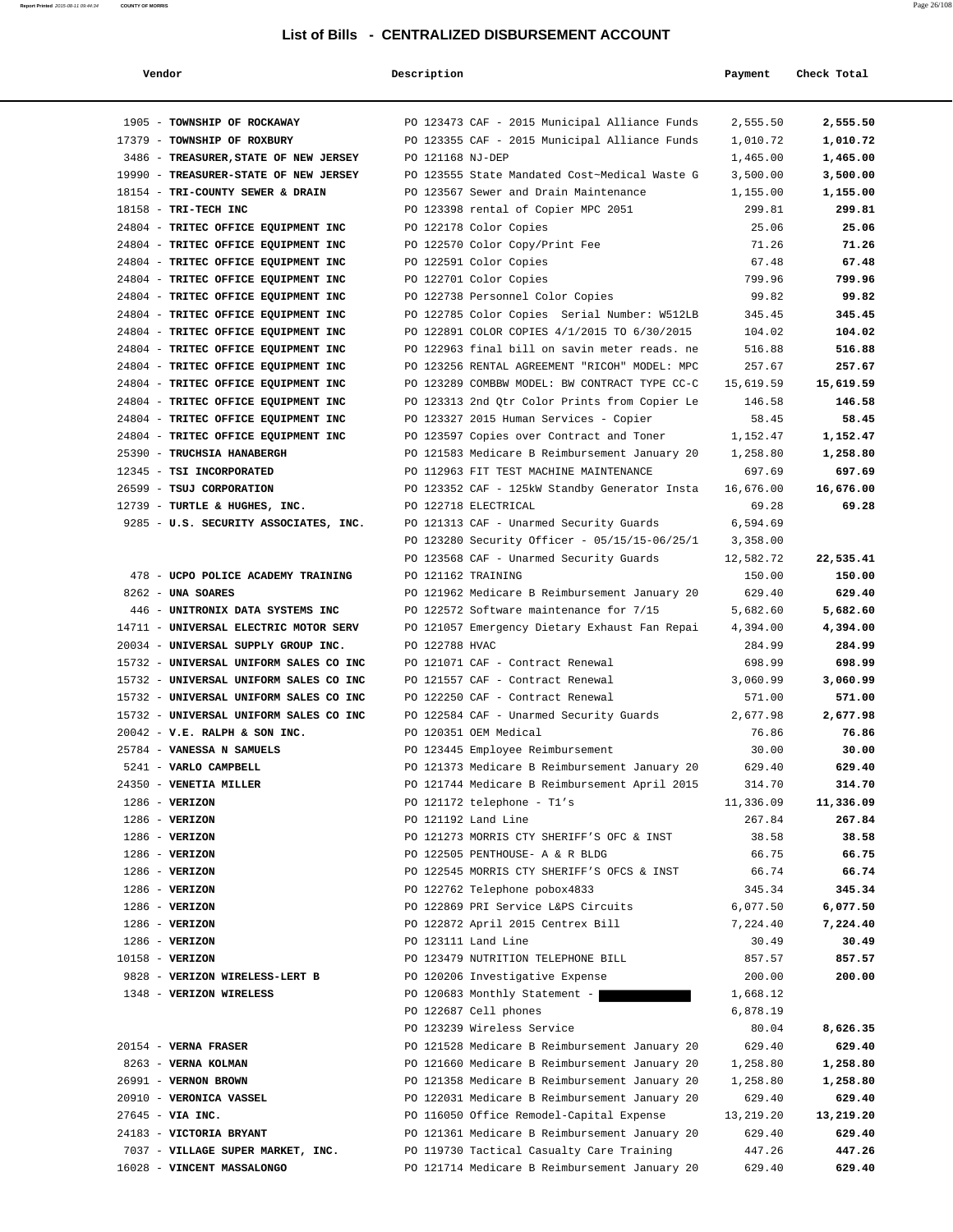# List of Bills - CENTRALIZED DISBURSEMENT ACCOUNT

| Vendor | Description | Payment | Check Total |
|---|---|---|---|
| 1905 - **TOWNSHIP OF ROCKAWAY** | PO 123473 CAF - 2015 Municipal Alliance Funds | 2,555.50 | **2,555.50** |
| 17379 - **TOWNSHIP OF ROXBURY** | PO 123355 CAF - 2015 Municipal Alliance Funds | 1,010.72 | **1,010.72** |
| 3486 - **TREASURER,STATE OF NEW JERSEY** | PO 121168 NJ-DEP | 1,465.00 | **1,465.00** |
| 19990 - **TREASURER-STATE OF NEW JERSEY** | PO 123555 State Mandated Cost~Medical Waste G | 3,500.00 | **3,500.00** |
| 18154 - **TRI-COUNTY SEWER & DRAIN** | PO 123567 Sewer and Drain Maintenance | 1,155.00 | **1,155.00** |
| 18158 - **TRI-TECH INC** | PO 123398 rental of Copier MPC 2051 | 299.81 | **299.81** |
| 24804 - **TRITEC OFFICE EQUIPMENT INC** | PO 122178 Color Copies | 25.06 | **25.06** |
| 24804 - **TRITEC OFFICE EQUIPMENT INC** | PO 122570 Color Copy/Print Fee | 71.26 | **71.26** |
| 24804 - **TRITEC OFFICE EQUIPMENT INC** | PO 122591 Color Copies | 67.48 | **67.48** |
| 24804 - **TRITEC OFFICE EQUIPMENT INC** | PO 122701 Color Copies | 799.96 | **799.96** |
| 24804 - **TRITEC OFFICE EQUIPMENT INC** | PO 122738 Personnel Color Copies | 99.82 | **99.82** |
| 24804 - **TRITEC OFFICE EQUIPMENT INC** | PO 122785 Color Copies Serial Number: W512LB | 345.45 | **345.45** |
| 24804 - **TRITEC OFFICE EQUIPMENT INC** | PO 122891 COLOR COPIES 4/1/2015 TO 6/30/2015 | 104.02 | **104.02** |
| 24804 - **TRITEC OFFICE EQUIPMENT INC** | PO 122963 final bill on savin meter reads. ne | 516.88 | **516.88** |
| 24804 - **TRITEC OFFICE EQUIPMENT INC** | PO 123256 RENTAL AGREEMENT "RICOH" MODEL: MPC | 257.67 | **257.67** |
| 24804 - **TRITEC OFFICE EQUIPMENT INC** | PO 123289 COMBBW MODEL: BW CONTRACT TYPE CC-C | 15,619.59 | **15,619.59** |
| 24804 - **TRITEC OFFICE EQUIPMENT INC** | PO 123313 2nd Qtr Color Prints from Copier Le | 146.58 | **146.58** |
| 24804 - **TRITEC OFFICE EQUIPMENT INC** | PO 123327 2015 Human Services - Copier | 58.45 | **58.45** |
| 24804 - **TRITEC OFFICE EQUIPMENT INC** | PO 123597 Copies over Contract and Toner | 1,152.47 | **1,152.47** |
| 25390 - **TRUCHSIA HANABERGH** | PO 121583 Medicare B Reimbursement January 20 | 1,258.80 | **1,258.80** |
| 12345 - **TSI INCORPORATED** | PO 112963 FIT TEST MACHINE MAINTENANCE | 697.69 | **697.69** |
| 26599 - **TSUJ CORPORATION** | PO 123352 CAF - 125kW Standby Generator Insta | 16,676.00 | **16,676.00** |
| 12739 - **TURTLE & HUGHES, INC.** | PO 122718 ELECTRICAL | 69.28 | **69.28** |
| 9285 - **U.S. SECURITY ASSOCIATES, INC.** | PO 121313 CAF - Unarmed Security Guards | 6,594.69 | |
| | PO 123280 Security Officer - 05/15/15-06/25/1 | 3,358.00 | |
| | PO 123568 CAF - Unarmed Security Guards | 12,582.72 | **22,535.41** |
| 478 - **UCPO POLICE ACADEMY TRAINING** | PO 121162 TRAINING | 150.00 | **150.00** |
| 8262 - **UNA SOARES** | PO 121962 Medicare B Reimbursement January 20 | 629.40 | **629.40** |
| 446 - **UNITRONIX DATA SYSTEMS INC** | PO 122572 Software maintenance for 7/15 | 5,682.60 | **5,682.60** |
| 14711 - **UNIVERSAL ELECTRIC MOTOR SERV** | PO 121057 Emergency Dietary Exhaust Fan Repai | 4,394.00 | **4,394.00** |
| 20034 - **UNIVERSAL SUPPLY GROUP INC.** | PO 122788 HVAC | 284.99 | **284.99** |
| 15732 - **UNIVERSAL UNIFORM SALES CO INC** | PO 121071 CAF - Contract Renewal | 698.99 | **698.99** |
| 15732 - **UNIVERSAL UNIFORM SALES CO INC** | PO 121557 CAF - Contract Renewal | 3,060.99 | **3,060.99** |
| 15732 - **UNIVERSAL UNIFORM SALES CO INC** | PO 122250 CAF - Contract Renewal | 571.00 | **571.00** |
| 15732 - **UNIVERSAL UNIFORM SALES CO INC** | PO 122584 CAF - Unarmed Security Guards | 2,677.98 | **2,677.98** |
| 20042 - **V.E. RALPH & SON INC.** | PO 120351 OEM Medical | 76.86 | **76.86** |
| 25784 - **VANESSA N SAMUELS** | PO 123445 Employee Reimbursement | 30.00 | **30.00** |
| 5241 - **VARLO CAMPBELL** | PO 121373 Medicare B Reimbursement January 20 | 629.40 | **629.40** |
| 24350 - **VENETIA MILLER** | PO 121744 Medicare B Reimbursement April 2015 | 314.70 | **314.70** |
| 1286 - **VERIZON** | PO 121172 telephone - T1's | 11,336.09 | **11,336.09** |
| 1286 - **VERIZON** | PO 121192 Land Line | 267.84 | **267.84** |
| 1286 - **VERIZON** | PO 121273 MORRIS CTY SHERIFF'S OFC & INST | 38.58 | **38.58** |
| 1286 - **VERIZON** | PO 122505 PENTHOUSE- A & R BLDG | 66.75 | **66.75** |
| 1286 - **VERIZON** | PO 122545 MORRIS CTY SHERIFF'S OFCS & INST | 66.74 | **66.74** |
| 1286 - **VERIZON** | PO 122762 Telephone pobox4833 | 345.34 | **345.34** |
| 1286 - **VERIZON** | PO 122869 PRI Service L&PS Circuits | 6,077.50 | **6,077.50** |
| 1286 - **VERIZON** | PO 122872 April 2015 Centrex Bill | 7,224.40 | **7,224.40** |
| 1286 - **VERIZON** | PO 123111 Land Line | 30.49 | **30.49** |
| 10158 - **VERIZON** | PO 123479 NUTRITION TELEPHONE BILL | 857.57 | **857.57** |
| 9828 - **VERIZON WIRELESS-LERT B** | PO 120206 Investigative Expense | 200.00 | **200.00** |
| 1348 - **VERIZON WIRELESS** | PO 120683 Monthly Statement - | 1,668.12 | |
| | PO 122687 Cell phones | 6,878.19 | |
| | PO 123239 Wireless Service | 80.04 | **8,626.35** |
| 20154 - **VERNA FRASER** | PO 121528 Medicare B Reimbursement January 20 | 629.40 | **629.40** |
| 8263 - **VERNA KOLMAN** | PO 121660 Medicare B Reimbursement January 20 | 1,258.80 | **1,258.80** |
| 26991 - **VERNON BROWN** | PO 121358 Medicare B Reimbursement January 20 | 1,258.80 | **1,258.80** |
| 20910 - **VERONICA VASSEL** | PO 122031 Medicare B Reimbursement January 20 | 629.40 | **629.40** |
| 27645 - **VIA INC.** | PO 116050 Office Remodel-Capital Expense | 13,219.20 | **13,219.20** |
| 24183 - **VICTORIA BRYANT** | PO 121361 Medicare B Reimbursement January 20 | 629.40 | **629.40** |
| 7037 - **VILLAGE SUPER MARKET, INC.** | PO 119730 Tactical Casualty Care Training | 447.26 | **447.26** |
| 16028 - **VINCENT MASSALONGO** | PO 121714 Medicare B Reimbursement January 20 | 629.40 | **629.40** |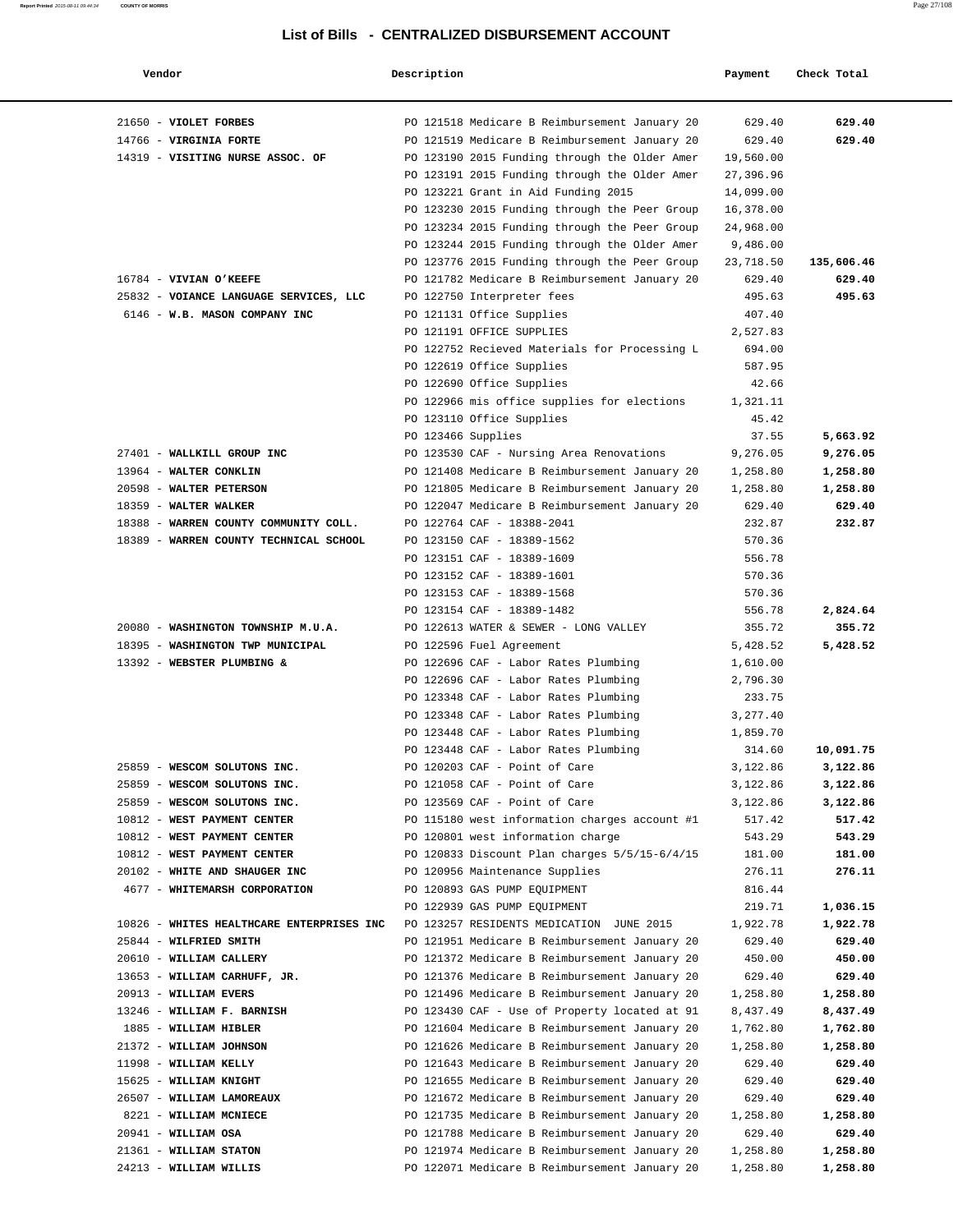# List of Bills - CENTRALIZED DISBURSEMENT ACCOUNT

| Vendor | Description | Payment | Check Total |
|---|---|---|---|
| 21650 - **VIOLET FORBES** | PO 121518 Medicare B Reimbursement January 20 | 629.40 | **629.40** |
| 14766 - **VIRGINIA FORTE** | PO 121519 Medicare B Reimbursement January 20 | 629.40 | **629.40** |
| 14319 - **VISITING NURSE ASSOC. OF** | PO 123190 2015 Funding through the Older Amer | 19,560.00 | |
| | PO 123191 2015 Funding through the Older Amer | 27,396.96 | |
| | PO 123221 Grant in Aid Funding 2015 | 14,099.00 | |
| | PO 123230 2015 Funding through the Peer Group | 16,378.00 | |
| | PO 123234 2015 Funding through the Peer Group | 24,968.00 | |
| | PO 123244 2015 Funding through the Older Amer | 9,486.00 | |
| | PO 123776 2015 Funding through the Peer Group | 23,718.50 | **135,606.46** |
| 16784 - **VIVIAN O'KEEFE** | PO 121782 Medicare B Reimbursement January 20 | 629.40 | **629.40** |
| 25832 - **VOIANCE LANGUAGE SERVICES, LLC** | PO 122750 Interpreter fees | 495.63 | **495.63** |
| 6146 - **W.B. MASON COMPANY INC** | PO 121131 Office Supplies | 407.40 | |
| | PO 121191 OFFICE SUPPLIES | 2,527.83 | |
| | PO 122752 Recieved Materials for Processing L | 694.00 | |
| | PO 122619 Office Supplies | 587.95 | |
| | PO 122690 Office Supplies | 42.66 | |
| | PO 122966 mis office supplies for elections | 1,321.11 | |
| | PO 123110 Office Supplies | 45.42 | |
| | PO 123466 Supplies | 37.55 | **5,663.92** |
| 27401 - **WALLKILL GROUP INC** | PO 123530 CAF - Nursing Area Renovations | 9,276.05 | **9,276.05** |
| 13964 - **WALTER CONKLIN** | PO 121408 Medicare B Reimbursement January 20 | 1,258.80 | **1,258.80** |
| 20598 - **WALTER PETERSON** | PO 121805 Medicare B Reimbursement January 20 | 1,258.80 | **1,258.80** |
| 18359 - **WALTER WALKER** | PO 122047 Medicare B Reimbursement January 20 | 629.40 | **629.40** |
| 18388 - **WARREN COUNTY COMMUNITY COLL.** | PO 122764 CAF - 18388-2041 | 232.87 | **232.87** |
| 18389 - **WARREN COUNTY TECHNICAL SCHOOL** | PO 123150 CAF - 18389-1562 | 570.36 | |
| | PO 123151 CAF - 18389-1609 | 556.78 | |
| | PO 123152 CAF - 18389-1601 | 570.36 | |
| | PO 123153 CAF - 18389-1568 | 570.36 | |
| | PO 123154 CAF - 18389-1482 | 556.78 | **2,824.64** |
| 20080 - **WASHINGTON TOWNSHIP M.U.A.** | PO 122613 WATER & SEWER - LONG VALLEY | 355.72 | **355.72** |
| 18395 - **WASHINGTON TWP MUNICIPAL** | PO 122596 Fuel Agreement | 5,428.52 | **5,428.52** |
| 13392 - **WEBSTER PLUMBING &** | PO 122696 CAF - Labor Rates Plumbing | 1,610.00 | |
| | PO 122696 CAF - Labor Rates Plumbing | 2,796.30 | |
| | PO 123348 CAF - Labor Rates Plumbing | 233.75 | |
| | PO 123348 CAF - Labor Rates Plumbing | 3,277.40 | |
| | PO 123448 CAF - Labor Rates Plumbing | 1,859.70 | |
| | PO 123448 CAF - Labor Rates Plumbing | 314.60 | **10,091.75** |
| 25859 - **WESCOM SOLUTONS INC.** | PO 120203 CAF - Point of Care | 3,122.86 | **3,122.86** |
| 25859 - **WESCOM SOLUTONS INC.** | PO 121058 CAF - Point of Care | 3,122.86 | **3,122.86** |
| 25859 - **WESCOM SOLUTONS INC.** | PO 123569 CAF - Point of Care | 3,122.86 | **3,122.86** |
| 10812 - **WEST PAYMENT CENTER** | PO 115180 west information charges account #1 | 517.42 | **517.42** |
| 10812 - **WEST PAYMENT CENTER** | PO 120801 west information charge | 543.29 | **543.29** |
| 10812 - **WEST PAYMENT CENTER** | PO 120833 Discount Plan charges 5/5/15-6/4/15 | 181.00 | **181.00** |
| 20102 - **WHITE AND SHAUGER INC** | PO 120956 Maintenance Supplies | 276.11 | **276.11** |
| 4677 - **WHITEMARSH CORPORATION** | PO 120893 GAS PUMP EQUIPMENT | 816.44 | |
| | PO 122939 GAS PUMP EQUIPMENT | 219.71 | **1,036.15** |
| 10826 - **WHITES HEALTHCARE ENTERPRISES INC** | PO 123257 RESIDENTS MEDICATION JUNE 2015 | 1,922.78 | **1,922.78** |
| 25844 - **WILFRIED SMITH** | PO 121951 Medicare B Reimbursement January 20 | 629.40 | **629.40** |
| 20610 - **WILLIAM CALLERY** | PO 121372 Medicare B Reimbursement January 20 | 450.00 | **450.00** |
| 13653 - **WILLIAM CARHUFF, JR.** | PO 121376 Medicare B Reimbursement January 20 | 629.40 | **629.40** |
| 20913 - **WILLIAM EVERS** | PO 121496 Medicare B Reimbursement January 20 | 1,258.80 | **1,258.80** |
| 13246 - **WILLIAM F. BARNISH** | PO 123430 CAF - Use of Property located at 91 | 8,437.49 | **8,437.49** |
| 1885 - **WILLIAM HIBLER** | PO 121604 Medicare B Reimbursement January 20 | 1,762.80 | **1,762.80** |
| 21372 - **WILLIAM JOHNSON** | PO 121626 Medicare B Reimbursement January 20 | 1,258.80 | **1,258.80** |
| 11998 - **WILLIAM KELLY** | PO 121643 Medicare B Reimbursement January 20 | 629.40 | **629.40** |
| 15625 - **WILLIAM KNIGHT** | PO 121655 Medicare B Reimbursement January 20 | 629.40 | **629.40** |
| 26507 - **WILLIAM LAMOREAUX** | PO 121672 Medicare B Reimbursement January 20 | 629.40 | **629.40** |
| 8221 - **WILLIAM MCNIECE** | PO 121735 Medicare B Reimbursement January 20 | 1,258.80 | **1,258.80** |
| 20941 - **WILLIAM OSA** | PO 121788 Medicare B Reimbursement January 20 | 629.40 | **629.40** |
| 21361 - **WILLIAM STATON** | PO 121974 Medicare B Reimbursement January 20 | 1,258.80 | **1,258.80** |
| 24213 - **WILLIAM WILLIS** | PO 122071 Medicare B Reimbursement January 20 | 1,258.80 | **1,258.80** |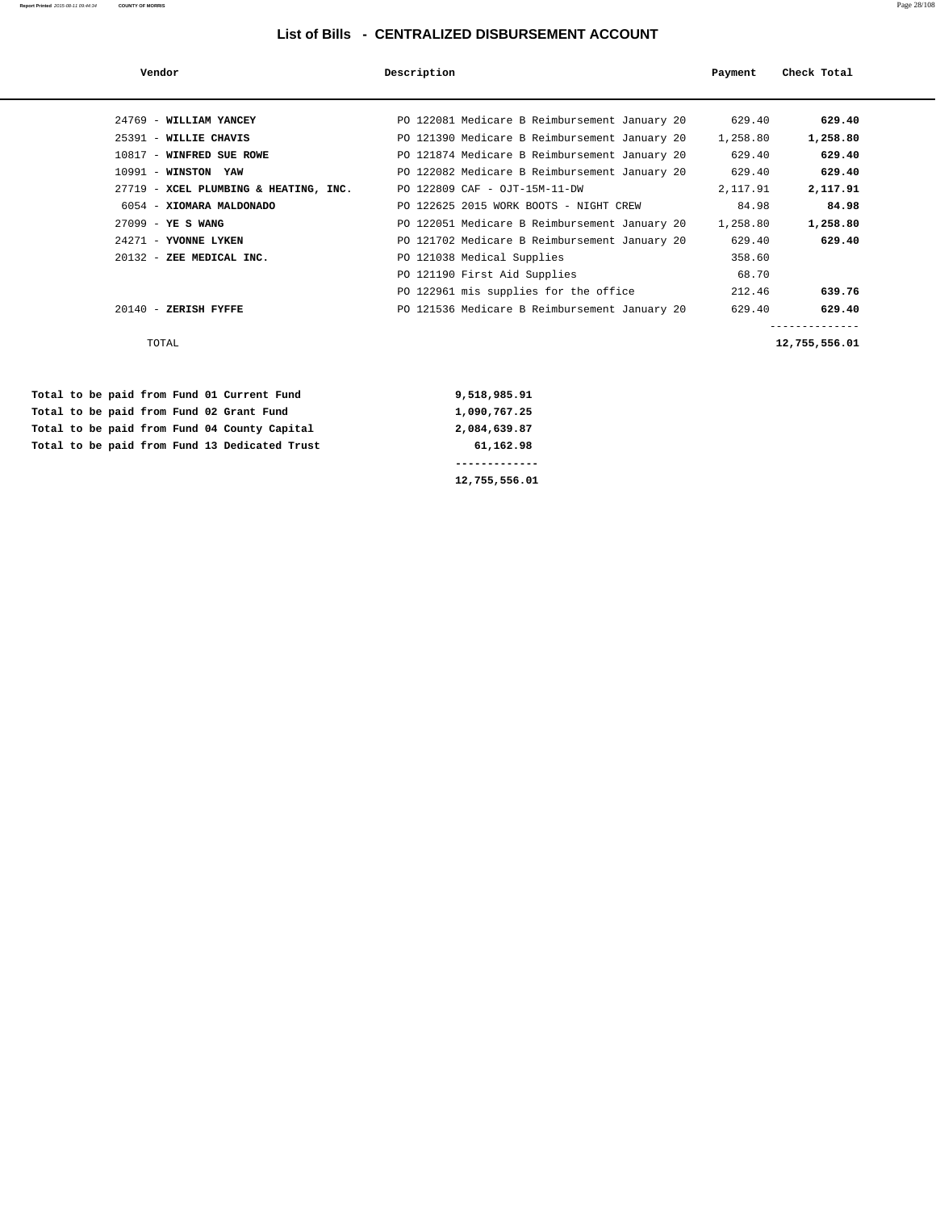# List of Bills - CENTRALIZED DISBURSEMENT ACCOUNT

| Vendor | Description | Payment | Check Total |
|---|---|---|---|
| 24769 - **WILLIAM YANCEY** | PO 122081 Medicare B Reimbursement January 20 | 629.40 | **629.40** |
| 25391 - **WILLIE CHAVIS** | PO 121390 Medicare B Reimbursement January 20 | 1,258.80 | **1,258.80** |
| 10817 - **WINFRED SUE ROWE** | PO 121874 Medicare B Reimbursement January 20 | 629.40 | **629.40** |
| 10991 - **WINSTON YAW** | PO 122082 Medicare B Reimbursement January 20 | 629.40 | **629.40** |
| 27719 - **XCEL PLUMBING & HEATING, INC.** | PO 122809 CAF - OJT-15M-11-DW | 2,117.91 | **2,117.91** |
| 6054 - **XIOMARA MALDONADO** | PO 122625 2015 WORK BOOTS - NIGHT CREW | 84.98 | **84.98** |
| 27099 - **YE S WANG** | PO 122051 Medicare B Reimbursement January 20 | 1,258.80 | **1,258.80** |
| 24271 - **YVONNE LYKEN** | PO 121702 Medicare B Reimbursement January 20 | 629.40 | **629.40** |
| 20132 - **ZEE MEDICAL INC.** | PO 121038 Medical Supplies | 358.60 | |
| | PO 121190 First Aid Supplies | 68.70 | |
| | PO 122961 mis supplies for the office | 212.46 | **639.76** |
| 20140 - **ZERISH FYFFE** | PO 121536 Medicare B Reimbursement January 20 | 629.40 | **629.40** |
| TOTAL | | | **12,755,556.01** |

| | |
|---|---|
| **Total to be paid from Fund 01 Current Fund** | **9,518,985.91** |
| **Total to be paid from Fund 02 Grant Fund** | **1,090,767.25** |
| **Total to be paid from Fund 04 County Capital** | **2,084,639.87** |
| **Total to be paid from Fund 13 Dedicated Trust** | **61,162.98** |
| | **12,755,556.01** |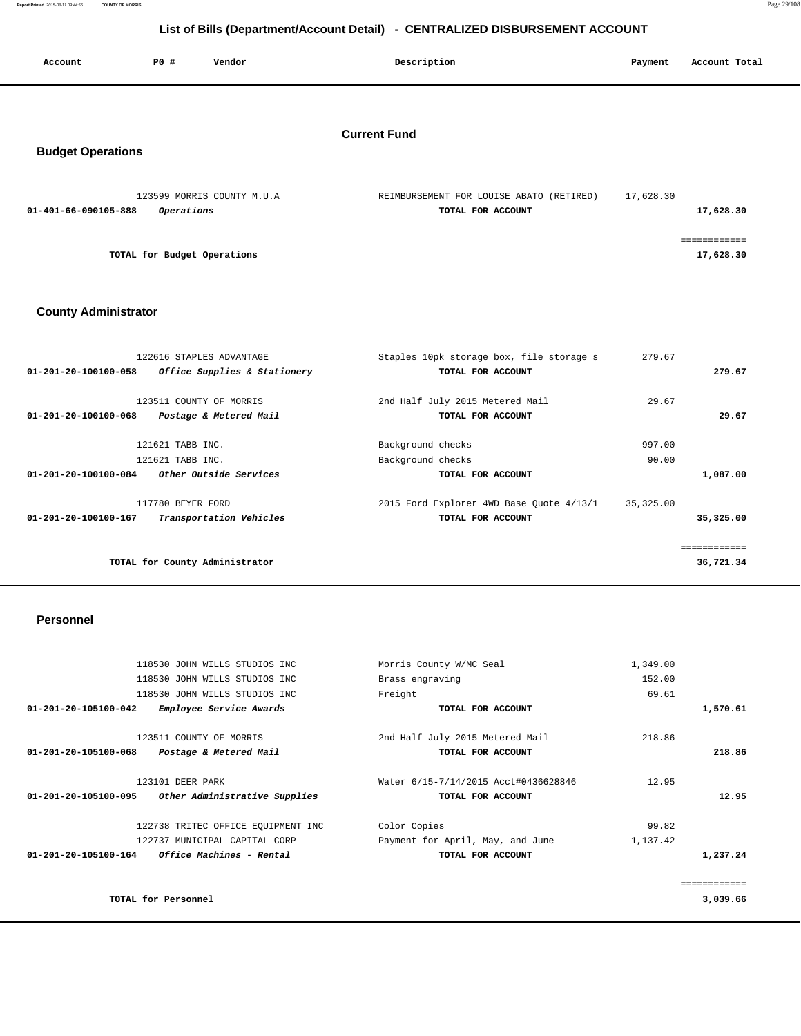# List of Bills (Department/Account Detail) - CENTRALIZED DISBURSEMENT ACCOUNT

| Account | PO # | Vendor | Description | Payment | Account Total |
|---|---|---|---|---|---|

## Current Fund

### Budget Operations

| Account | PO # | Vendor | Description | Payment | Account Total |
|---|---|---|---|---|---|
| | 123599 | MORRIS COUNTY M.U.A | REIMBURSEMENT FOR LOUISE ABATO (RETIRED) | 17,628.30 | |
| **01-401-66-090105-888** | | ***Operations*** | **TOTAL FOR ACCOUNT** | | **17,628.30** |
| | | | | | ============ |
| | | **TOTAL for Budget Operations** | | | **17,628.30** |

### County Administrator

| Account | PO # | Vendor | Description | Payment | Account Total |
|---|---|---|---|---|---|
| | 122616 | STAPLES ADVANTAGE | Staples 10pk storage box, file storage s | 279.67 | |
| **01-201-20-100100-058** | | ***Office Supplies & Stationery*** | **TOTAL FOR ACCOUNT** | | **279.67** |
| | 123511 | COUNTY OF MORRIS | 2nd Half July 2015 Metered Mail | 29.67 | |
| **01-201-20-100100-068** | | ***Postage & Metered Mail*** | **TOTAL FOR ACCOUNT** | | **29.67** |
| | 121621 | TABB INC. | Background checks | 997.00 | |
| | 121621 | TABB INC. | Background checks | 90.00 | |
| **01-201-20-100100-084** | | ***Other Outside Services*** | **TOTAL FOR ACCOUNT** | | **1,087.00** |
| | 117780 | BEYER FORD | 2015 Ford Explorer 4WD Base Quote 4/13/1 | 35,325.00 | |
| **01-201-20-100100-167** | | ***Transportation Vehicles*** | **TOTAL FOR ACCOUNT** | | **35,325.00** |
| | | | | | ============ |
| | | **TOTAL for County Administrator** | | | **36,721.34** |

### Personnel

| Account | PO # | Vendor | Description | Payment | Account Total |
|---|---|---|---|---|---|
| | 118530 | JOHN WILLS STUDIOS INC | Morris County W/MC Seal | 1,349.00 | |
| | 118530 | JOHN WILLS STUDIOS INC | Brass engraving | 152.00 | |
| | 118530 | JOHN WILLS STUDIOS INC | Freight | 69.61 | |
| **01-201-20-105100-042** | | ***Employee Service Awards*** | **TOTAL FOR ACCOUNT** | | **1,570.61** |
| | 123511 | COUNTY OF MORRIS | 2nd Half July 2015 Metered Mail | 218.86 | |
| **01-201-20-105100-068** | | ***Postage & Metered Mail*** | **TOTAL FOR ACCOUNT** | | **218.86** |
| | 123101 | DEER PARK | Water 6/15-7/14/2015 Acct#0436628846 | 12.95 | |
| **01-201-20-105100-095** | | ***Other Administrative Supplies*** | **TOTAL FOR ACCOUNT** | | **12.95** |
| | 122738 | TRITEC OFFICE EQUIPMENT INC | Color Copies | 99.82 | |
| | 122737 | MUNICIPAL CAPITAL CORP | Payment for April, May, and June | 1,137.42 | |
| **01-201-20-105100-164** | | ***Office Machines - Rental*** | **TOTAL FOR ACCOUNT** | | **1,237.24** |
| | | | | | ============ |
| | | **TOTAL for Personnel** | | | **3,039.66** |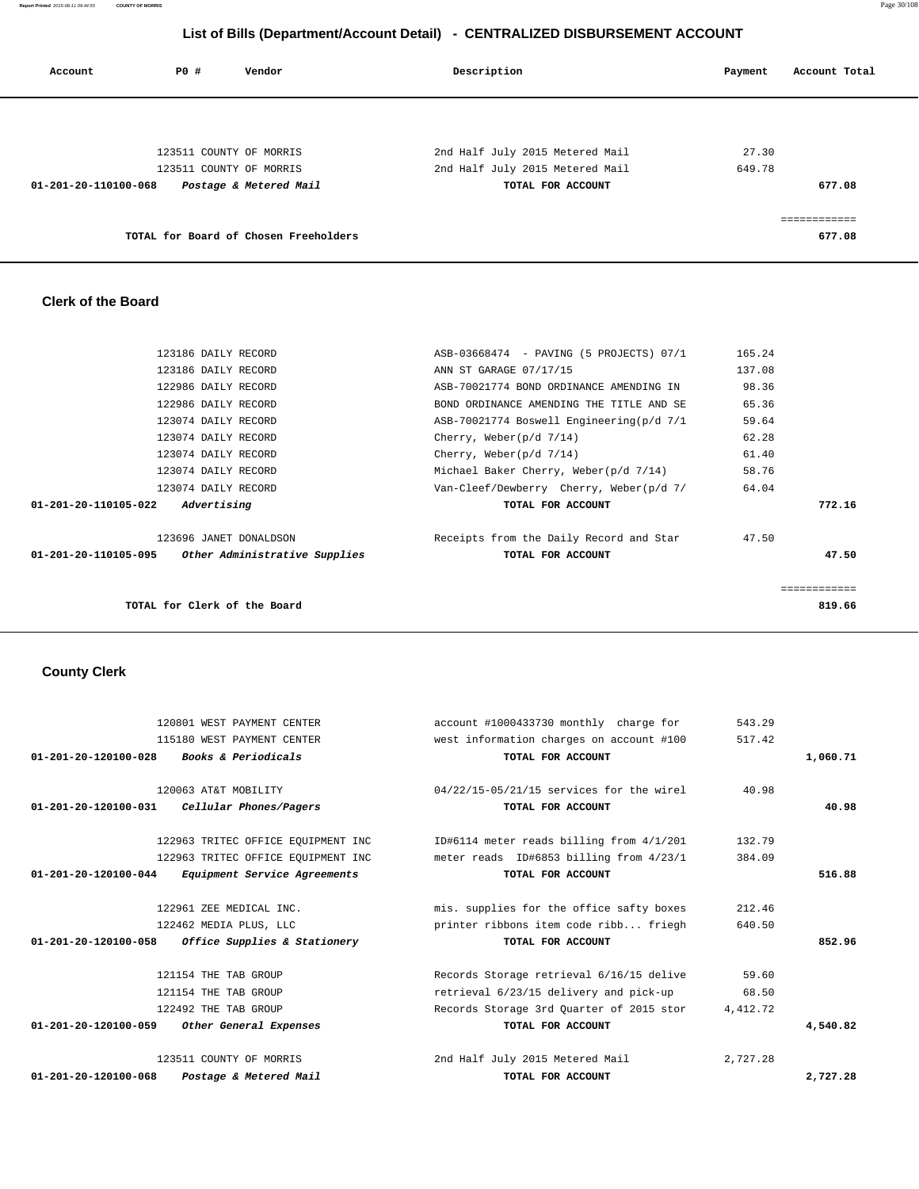## List of Bills (Department/Account Detail) - CENTRALIZED DISBURSEMENT ACCOUNT

| Account | PO # | Vendor | Description | Payment | Account Total |
|---|---|---|---|---|---|
| | 123511 | COUNTY OF MORRIS | 2nd Half July 2015 Metered Mail | 27.30 | |
| | 123511 | COUNTY OF MORRIS | 2nd Half July 2015 Metered Mail | 649.78 | |
| 01-201-20-110100-068 | | *Postage & Metered Mail* | TOTAL FOR ACCOUNT | | 677.08 |
| | | | | | ============ |
| | | TOTAL for Board of Chosen Freeholders | | | 677.08 |

### Clerk of the Board

| Account | PO # | Vendor | Description | Payment | Account Total |
|---|---|---|---|---|---|
| | 123186 | DAILY RECORD | ASB-03668474 - PAVING (5 PROJECTS) 07/1 | 165.24 | |
| | 123186 | DAILY RECORD | ANN ST GARAGE 07/17/15 | 137.08 | |
| | 122986 | DAILY RECORD | ASB-70021774 BOND ORDINANCE AMENDING IN | 98.36 | |
| | 122986 | DAILY RECORD | BOND ORDINANCE AMENDING THE TITLE AND SE | 65.36 | |
| | 123074 | DAILY RECORD | ASB-70021774 Boswell Engineering(p/d 7/1 | 59.64 | |
| | 123074 | DAILY RECORD | Cherry, Weber(p/d 7/14) | 62.28 | |
| | 123074 | DAILY RECORD | Cherry, Weber(p/d 7/14) | 61.40 | |
| | 123074 | DAILY RECORD | Michael Baker Cherry, Weber(p/d 7/14) | 58.76 | |
| | 123074 | DAILY RECORD | Van-Cleef/Dewberry Cherry, Weber(p/d 7/ | 64.04 | |
| 01-201-20-110105-022 | | *Advertising* | TOTAL FOR ACCOUNT | | 772.16 |
| | 123696 | JANET DONALDSON | Receipts from the Daily Record and Star | 47.50 | |
| 01-201-20-110105-095 | | *Other Administrative Supplies* | TOTAL FOR ACCOUNT | | 47.50 |
| | | | | | ============ |
| | | TOTAL for Clerk of the Board | | | 819.66 |

### County Clerk

| Account | PO # | Vendor | Description | Payment | Account Total |
|---|---|---|---|---|---|
| | 120801 | WEST PAYMENT CENTER | account #1000433730 monthly charge for | 543.29 | |
| | 115180 | WEST PAYMENT CENTER | west information charges on account #100 | 517.42 | |
| 01-201-20-120100-028 | | *Books & Periodicals* | TOTAL FOR ACCOUNT | | 1,060.71 |
| | 120063 | AT&T MOBILITY | 04/22/15-05/21/15 services for the wirel | 40.98 | |
| 01-201-20-120100-031 | | *Cellular Phones/Pagers* | TOTAL FOR ACCOUNT | | 40.98 |
| | 122963 | TRITEC OFFICE EQUIPMENT INC | ID#6114 meter reads billing from 4/1/201 | 132.79 | |
| | 122963 | TRITEC OFFICE EQUIPMENT INC | meter reads ID#6853 billing from 4/23/1 | 384.09 | |
| 01-201-20-120100-044 | | *Equipment Service Agreements* | TOTAL FOR ACCOUNT | | 516.88 |
| | 122961 | ZEE MEDICAL INC. | mis. supplies for the office safty boxes | 212.46 | |
| | 122462 | MEDIA PLUS, LLC | printer ribbons item code ribb... friegh | 640.50 | |
| 01-201-20-120100-058 | | *Office Supplies & Stationery* | TOTAL FOR ACCOUNT | | 852.96 |
| | 121154 | THE TAB GROUP | Records Storage retrieval 6/16/15 delive | 59.60 | |
| | 121154 | THE TAB GROUP | retrieval 6/23/15 delivery and pick-up | 68.50 | |
| | 122492 | THE TAB GROUP | Records Storage 3rd Quarter of 2015 stor | 4,412.72 | |
| 01-201-20-120100-059 | | *Other General Expenses* | TOTAL FOR ACCOUNT | | 4,540.82 |
| | 123511 | COUNTY OF MORRIS | 2nd Half July 2015 Metered Mail | 2,727.28 | |
| 01-201-20-120100-068 | | *Postage & Metered Mail* | TOTAL FOR ACCOUNT | | 2,727.28 |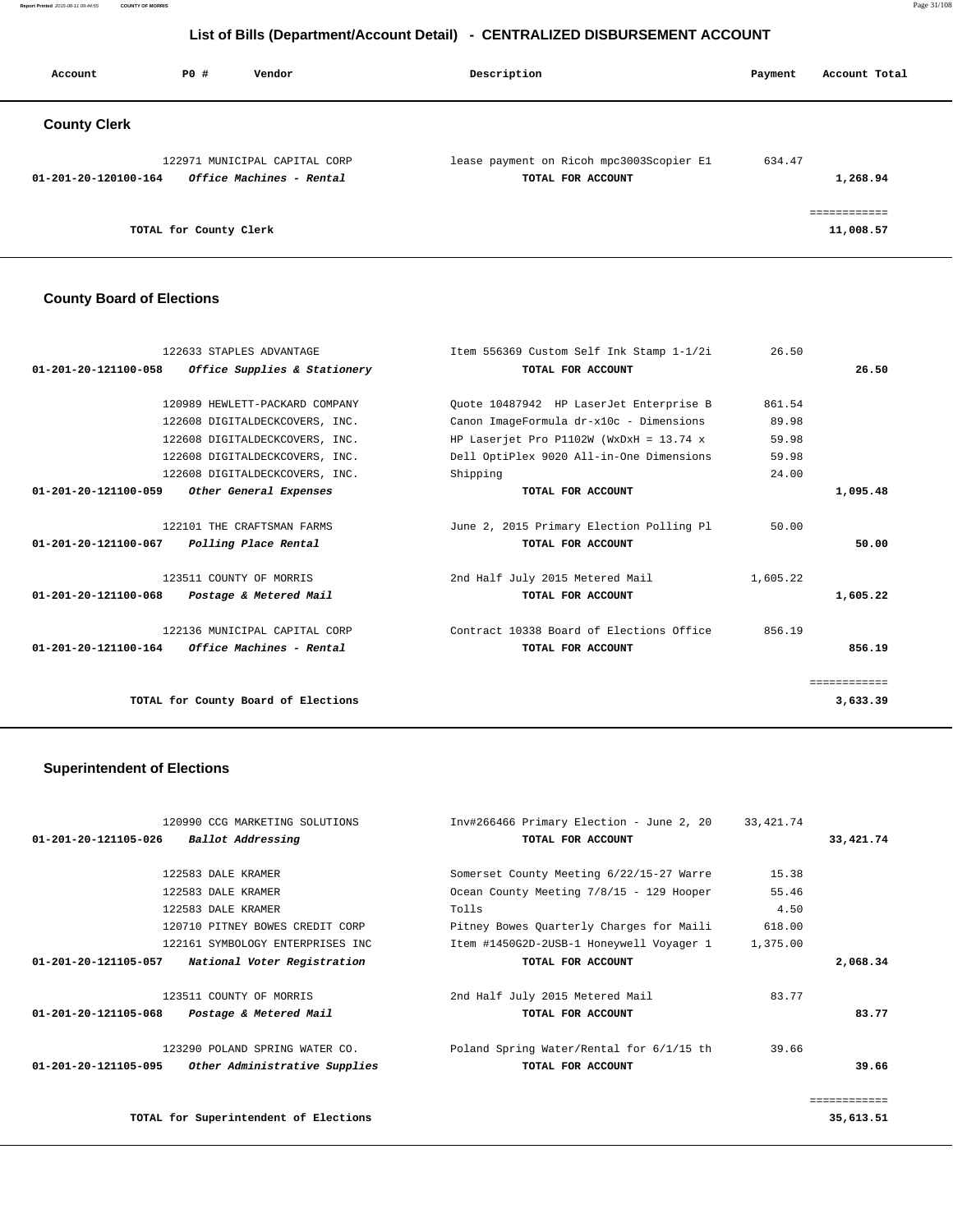## List of Bills (Department/Account Detail) - CENTRALIZED DISBURSEMENT ACCOUNT

| Account | PO # | Vendor | Description | Payment | Account Total |
|---|---|---|---|---|---|

### County Clerk

| Account | PO # | Vendor | Description | Payment | Account Total |
|---|---|---|---|---|---|
| | 122971 | MUNICIPAL CAPITAL CORP | lease payment on Ricoh mpc3003Scopier E1 | 634.47 | |
| 01-201-20-120100-164 | | *Office Machines - Rental* | TOTAL FOR ACCOUNT | | 1,268.94 |

============

**TOTAL for County Clerk** 11,008.57

### County Board of Elections

| Account | PO # | Vendor | Description | Payment | Account Total |
|---|---|---|---|---|---|
| | 122633 | STAPLES ADVANTAGE | Item 556369 Custom Self Ink Stamp 1-1/2i | 26.50 | |
| 01-201-20-121100-058 | | *Office Supplies & Stationery* | TOTAL FOR ACCOUNT | | 26.50 |
| | 120989 | HEWLETT-PACKARD COMPANY | Quote 10487942 HP LaserJet Enterprise B | 861.54 | |
| | 122608 | DIGITALDECKCOVERS, INC. | Canon ImageFormula dr-x10c - Dimensions | 89.98 | |
| | 122608 | DIGITALDECKCOVERS, INC. | HP Laserjet Pro P1102W (WxDxH = 13.74 x | 59.98 | |
| | 122608 | DIGITALDECKCOVERS, INC. | Dell OptiPlex 9020 All-in-One Dimensions | 59.98 | |
| | 122608 | DIGITALDECKCOVERS, INC. | Shipping | 24.00 | |
| 01-201-20-121100-059 | | *Other General Expenses* | TOTAL FOR ACCOUNT | | 1,095.48 |
| | 122101 | THE CRAFTSMAN FARMS | June 2, 2015 Primary Election Polling Pl | 50.00 | |
| 01-201-20-121100-067 | | *Polling Place Rental* | TOTAL FOR ACCOUNT | | 50.00 |
| | 123511 | COUNTY OF MORRIS | 2nd Half July 2015 Metered Mail | 1,605.22 | |
| 01-201-20-121100-068 | | *Postage & Metered Mail* | TOTAL FOR ACCOUNT | | 1,605.22 |
| | 122136 | MUNICIPAL CAPITAL CORP | Contract 10338 Board of Elections Office | 856.19 | |
| 01-201-20-121100-164 | | *Office Machines - Rental* | TOTAL FOR ACCOUNT | | 856.19 |

============

**TOTAL for County Board of Elections** 3,633.39

### Superintendent of Elections

| Account | PO # | Vendor | Description | Payment | Account Total |
|---|---|---|---|---|---|
| | 120990 | CCG MARKETING SOLUTIONS | Inv#266466 Primary Election - June 2, 20 | 33,421.74 | |
| 01-201-20-121105-026 | | *Ballot Addressing* | TOTAL FOR ACCOUNT | | 33,421.74 |
| | 122583 | DALE KRAMER | Somerset County Meeting 6/22/15-27 Warre | 15.38 | |
| | 122583 | DALE KRAMER | Ocean County Meeting 7/8/15 - 129 Hooper | 55.46 | |
| | 122583 | DALE KRAMER | Tolls | 4.50 | |
| | 120710 | PITNEY BOWES CREDIT CORP | Pitney Bowes Quarterly Charges for Maili | 618.00 | |
| | 122161 | SYMBOLOGY ENTERPRISES INC | Item #1450G2D-2USB-1 Honeywell Voyager 1 | 1,375.00 | |
| 01-201-20-121105-057 | | *National Voter Registration* | TOTAL FOR ACCOUNT | | 2,068.34 |
| | 123511 | COUNTY OF MORRIS | 2nd Half July 2015 Metered Mail | 83.77 | |
| 01-201-20-121105-068 | | *Postage & Metered Mail* | TOTAL FOR ACCOUNT | | 83.77 |
| | 123290 | POLAND SPRING WATER CO. | Poland Spring Water/Rental for 6/1/15 th | 39.66 | |
| 01-201-20-121105-095 | | *Other Administrative Supplies* | TOTAL FOR ACCOUNT | | 39.66 |

============

**TOTAL for Superintendent of Elections** 35,613.51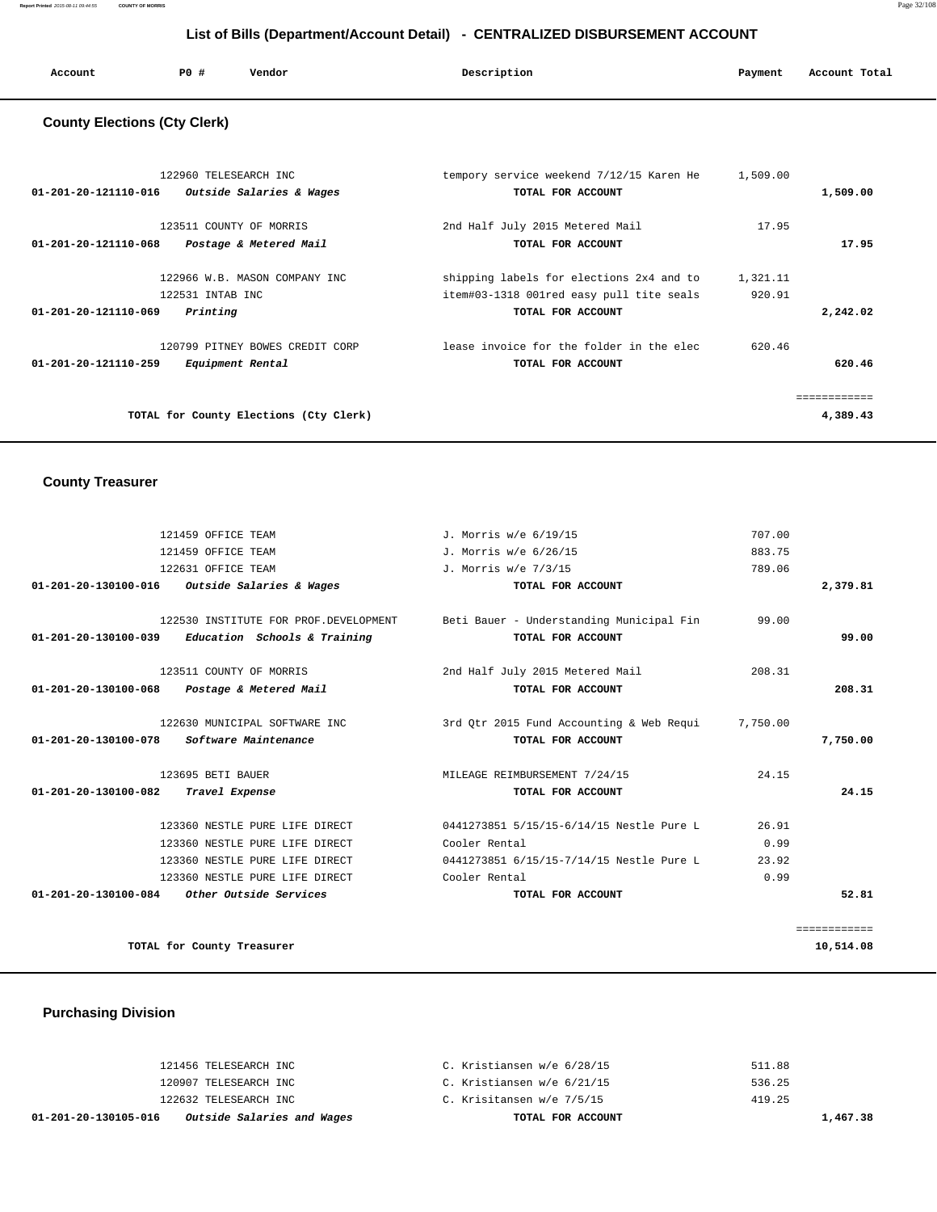## List of Bills (Department/Account Detail) - CENTRALIZED DISBURSEMENT ACCOUNT

| Account | PO # | Vendor | Description | Payment | Account Total |
|---|---|---|---|---|---|

### County Elections (Cty Clerk)

| Account | PO # | Vendor | Description | Payment | Account Total |
|---|---|---|---|---|---|
| | 122960 | TELESEARCH INC | tempory service weekend 7/12/15 Karen He | 1,509.00 | |
| 01-201-20-121110-016 | | *Outside Salaries & Wages* | TOTAL FOR ACCOUNT | | 1,509.00 |
| | 123511 | COUNTY OF MORRIS | 2nd Half July 2015 Metered Mail | 17.95 | |
| 01-201-20-121110-068 | | *Postage & Metered Mail* | TOTAL FOR ACCOUNT | | 17.95 |
| | 122966 | W.B. MASON COMPANY INC | shipping labels for elections 2x4 and to | 1,321.11 | |
| | 122531 | INTAB INC | item#03-1318 001red easy pull tite seals | 920.91 | |
| 01-201-20-121110-069 | | *Printing* | TOTAL FOR ACCOUNT | | 2,242.02 |
| | 120799 | PITNEY BOWES CREDIT CORP | lease invoice for the folder in the elec | 620.46 | |
| 01-201-20-121110-259 | | *Equipment Rental* | TOTAL FOR ACCOUNT | | 620.46 |
| | | TOTAL for County Elections (Cty Clerk) | | | 4,389.43 |

### County Treasurer

| Account | PO # | Vendor | Description | Payment | Account Total |
|---|---|---|---|---|---|
| | 121459 | OFFICE TEAM | J. Morris w/e 6/19/15 | 707.00 | |
| | 121459 | OFFICE TEAM | J. Morris w/e 6/26/15 | 883.75 | |
| | 122631 | OFFICE TEAM | J. Morris w/e 7/3/15 | 789.06 | |
| 01-201-20-130100-016 | | *Outside Salaries & Wages* | TOTAL FOR ACCOUNT | | 2,379.81 |
| | 122530 | INSTITUTE FOR PROF.DEVELOPMENT | Beti Bauer - Understanding Municipal Fin | 99.00 | |
| 01-201-20-130100-039 | | *Education Schools & Training* | TOTAL FOR ACCOUNT | | 99.00 |
| | 123511 | COUNTY OF MORRIS | 2nd Half July 2015 Metered Mail | 208.31 | |
| 01-201-20-130100-068 | | *Postage & Metered Mail* | TOTAL FOR ACCOUNT | | 208.31 |
| | 122630 | MUNICIPAL SOFTWARE INC | 3rd Qtr 2015 Fund Accounting & Web Requi | 7,750.00 | |
| 01-201-20-130100-078 | | *Software Maintenance* | TOTAL FOR ACCOUNT | | 7,750.00 |
| | 123695 | BETI BAUER | MILEAGE REIMBURSEMENT 7/24/15 | 24.15 | |
| 01-201-20-130100-082 | | *Travel Expense* | TOTAL FOR ACCOUNT | | 24.15 |
| | 123360 | NESTLE PURE LIFE DIRECT | 0441273851 5/15/15-6/14/15 Nestle Pure L | 26.91 | |
| | 123360 | NESTLE PURE LIFE DIRECT | Cooler Rental | 0.99 | |
| | 123360 | NESTLE PURE LIFE DIRECT | 0441273851 6/15/15-7/14/15 Nestle Pure L | 23.92 | |
| | 123360 | NESTLE PURE LIFE DIRECT | Cooler Rental | 0.99 | |
| 01-201-20-130100-084 | | *Other Outside Services* | TOTAL FOR ACCOUNT | | 52.81 |
| | | TOTAL for County Treasurer | | | 10,514.08 |

### Purchasing Division

| Account | PO # | Vendor | Description | Payment | Account Total |
|---|---|---|---|---|---|
| | 121456 | TELESEARCH INC | C. Kristiansen w/e 6/28/15 | 511.88 | |
| | 120907 | TELESEARCH INC | C. Kristiansen w/e 6/21/15 | 536.25 | |
| | 122632 | TELESEARCH INC | C. Krisitansen w/e 7/5/15 | 419.25 | |
| 01-201-20-130105-016 | | *Outside Salaries and Wages* | TOTAL FOR ACCOUNT | | 1,467.38 |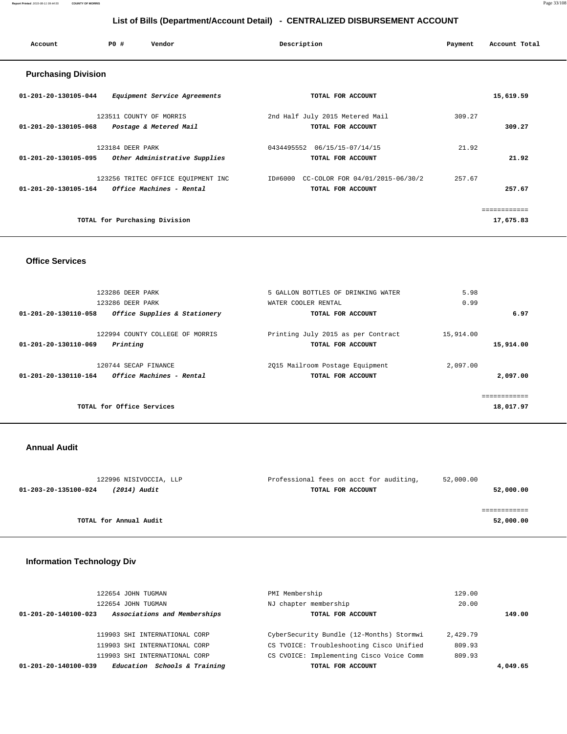## List of Bills (Department/Account Detail) - CENTRALIZED DISBURSEMENT ACCOUNT

| Account | PO # | Vendor | Description | Payment | Account Total |
|---|---|---|---|---|---|

### Purchasing Division

| Account | PO # | Vendor | Description | Payment | Account Total |
|---|---|---|---|---|---|
| 01-201-20-130105-044 | | *Equipment Service Agreements* | TOTAL FOR ACCOUNT | | 15,619.59 |
| | 123511 | COUNTY OF MORRIS | 2nd Half July 2015 Metered Mail | 309.27 | |
| 01-201-20-130105-068 | | *Postage & Metered Mail* | TOTAL FOR ACCOUNT | | 309.27 |
| | 123184 | DEER PARK | 0434495552 06/15/15-07/14/15 | 21.92 | |
| 01-201-20-130105-095 | | *Other Administrative Supplies* | TOTAL FOR ACCOUNT | | 21.92 |
| | 123256 | TRITEC OFFICE EQUIPMENT INC | ID#6000 CC-COLOR FOR 04/01/2015-06/30/2 | 257.67 | |
| 01-201-20-130105-164 | | *Office Machines - Rental* | TOTAL FOR ACCOUNT | | 257.67 |
| | | | | | ============ |
| | | TOTAL for Purchasing Division | | | 17,675.83 |

### Office Services

| Account | PO # | Vendor | Description | Payment | Account Total |
|---|---|---|---|---|---|
| | 123286 | DEER PARK | 5 GALLON BOTTLES OF DRINKING WATER | 5.98 | |
| | 123286 | DEER PARK | WATER COOLER RENTAL | 0.99 | |
| 01-201-20-130110-058 | | *Office Supplies & Stationery* | TOTAL FOR ACCOUNT | | 6.97 |
| | 122994 | COUNTY COLLEGE OF MORRIS | Printing July 2015 as per Contract | 15,914.00 | |
| 01-201-20-130110-069 | | *Printing* | TOTAL FOR ACCOUNT | | 15,914.00 |
| | 120744 | SECAP FINANCE | 2Q15 Mailroom Postage Equipment | 2,097.00 | |
| 01-201-20-130110-164 | | *Office Machines - Rental* | TOTAL FOR ACCOUNT | | 2,097.00 |
| | | | | | ============ |
| | | TOTAL for Office Services | | | 18,017.97 |

### Annual Audit

| Account | PO # | Vendor | Description | Payment | Account Total |
|---|---|---|---|---|---|
| | 122996 | NISIVOCCIA, LLP | Professional fees on acct for auditing, | 52,000.00 | |
| 01-203-20-135100-024 | | *(2014) Audit* | TOTAL FOR ACCOUNT | | 52,000.00 |
| | | | | | ============ |
| | | TOTAL for Annual Audit | | | 52,000.00 |

### Information Technology Div

| Account | PO # | Vendor | Description | Payment | Account Total |
|---|---|---|---|---|---|
| | 122654 | JOHN TUGMAN | PMI Membership | 129.00 | |
| | 122654 | JOHN TUGMAN | NJ chapter membership | 20.00 | |
| 01-201-20-140100-023 | | *Associations and Memberships* | TOTAL FOR ACCOUNT | | 149.00 |
| | 119903 | SHI INTERNATIONAL CORP | CyberSecurity Bundle (12-Months) Stormwi | 2,429.79 | |
| | 119903 | SHI INTERNATIONAL CORP | CS TVOICE: Troubleshooting Cisco Unified | 809.93 | |
| | 119903 | SHI INTERNATIONAL CORP | CS CVOICE: Implementing Cisco Voice Comm | 809.93 | |
| 01-201-20-140100-039 | | *Education Schools & Training* | TOTAL FOR ACCOUNT | | 4,049.65 |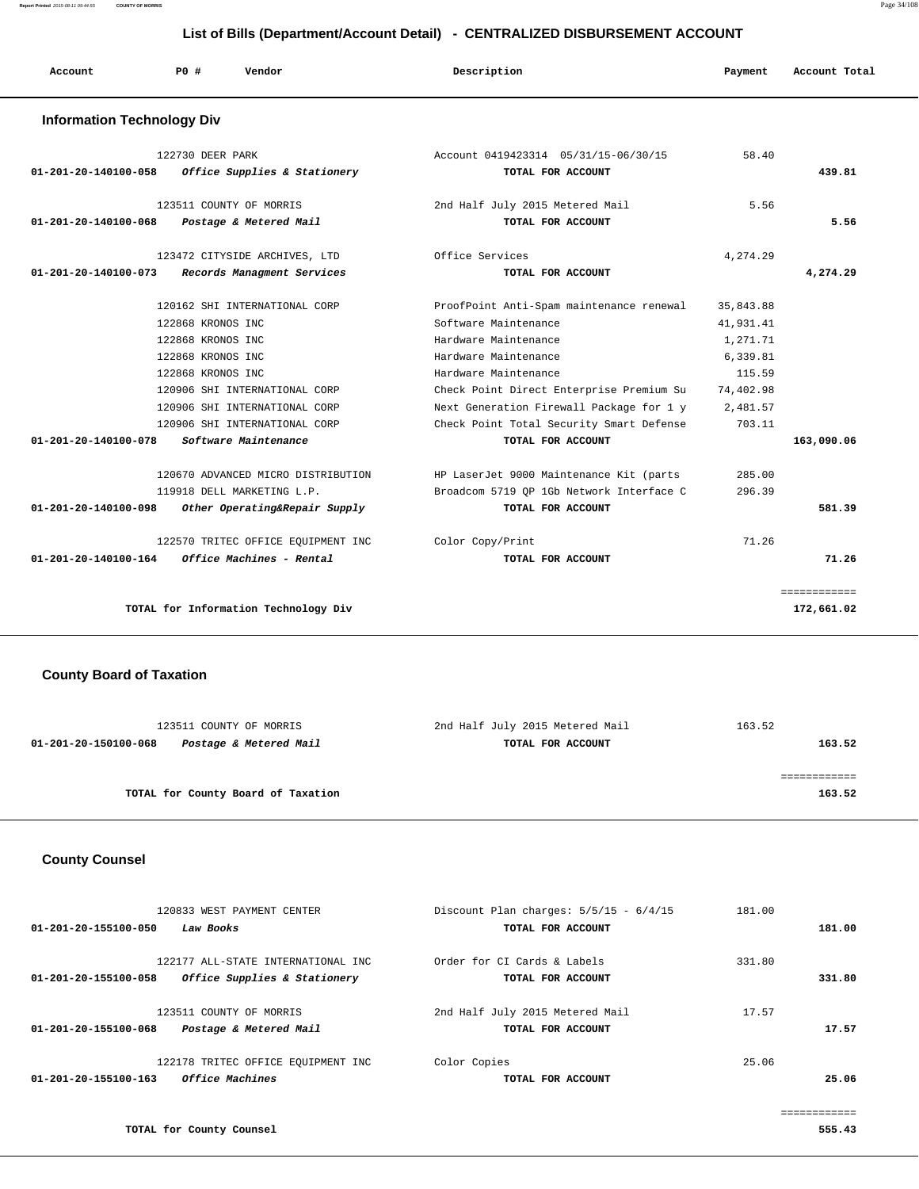# List of Bills (Department/Account Detail) - CENTRALIZED DISBURSEMENT ACCOUNT

| Account | PO # | Vendor | Description | Payment | Account Total |
|---|---|---|---|---|---|

## Information Technology Div

| Account | PO # | Vendor | Description | Payment | Account Total |
|---|---|---|---|---|---|
| | 122730 | DEER PARK | Account 0419423314 05/31/15-06/30/15 | 58.40 | |
| 01-201-20-140100-058 | | *Office Supplies & Stationery* | TOTAL FOR ACCOUNT | | 439.81 |
| | 123511 | COUNTY OF MORRIS | 2nd Half July 2015 Metered Mail | 5.56 | |
| 01-201-20-140100-068 | | *Postage & Metered Mail* | TOTAL FOR ACCOUNT | | 5.56 |
| | 123472 | CITYSIDE ARCHIVES, LTD | Office Services | 4,274.29 | |
| 01-201-20-140100-073 | | *Records Managment Services* | TOTAL FOR ACCOUNT | | 4,274.29 |
| | 120162 | SHI INTERNATIONAL CORP | ProofPoint Anti-Spam maintenance renewal | 35,843.88 | |
| | 122868 | KRONOS INC | Software Maintenance | 41,931.41 | |
| | 122868 | KRONOS INC | Hardware Maintenance | 1,271.71 | |
| | 122868 | KRONOS INC | Hardware Maintenance | 6,339.81 | |
| | 122868 | KRONOS INC | Hardware Maintenance | 115.59 | |
| | 120906 | SHI INTERNATIONAL CORP | Check Point Direct Enterprise Premium Su | 74,402.98 | |
| | 120906 | SHI INTERNATIONAL CORP | Next Generation Firewall Package for 1 y | 2,481.57 | |
| | 120906 | SHI INTERNATIONAL CORP | Check Point Total Security Smart Defense | 703.11 | |
| 01-201-20-140100-078 | | *Software Maintenance* | TOTAL FOR ACCOUNT | | 163,090.06 |
| | 120670 | ADVANCED MICRO DISTRIBUTION | HP LaserJet 9000 Maintenance Kit (parts | 285.00 | |
| | 119918 | DELL MARKETING L.P. | Broadcom 5719 QP 1Gb Network Interface C | 296.39 | |
| 01-201-20-140100-098 | | *Other Operating&Repair Supply* | TOTAL FOR ACCOUNT | | 581.39 |
| | 122570 | TRITEC OFFICE EQUIPMENT INC | Color Copy/Print | 71.26 | |
| 01-201-20-140100-164 | | *Office Machines - Rental* | TOTAL FOR ACCOUNT | | 71.26 |
| | | | | | ============ |
| | | TOTAL for Information Technology Div | | | 172,661.02 |

## County Board of Taxation

| Account | PO # | Vendor | Description | Payment | Account Total |
|---|---|---|---|---|---|
| | 123511 | COUNTY OF MORRIS | 2nd Half July 2015 Metered Mail | 163.52 | |
| 01-201-20-150100-068 | | *Postage & Metered Mail* | TOTAL FOR ACCOUNT | | 163.52 |
| | | | | | ============ |
| | | TOTAL for County Board of Taxation | | | 163.52 |

## County Counsel

| Account | PO # | Vendor | Description | Payment | Account Total |
|---|---|---|---|---|---|
| | 120833 | WEST PAYMENT CENTER | Discount Plan charges: 5/5/15 - 6/4/15 | 181.00 | |
| 01-201-20-155100-050 | | *Law Books* | TOTAL FOR ACCOUNT | | 181.00 |
| | 122177 | ALL-STATE INTERNATIONAL INC | Order for CI Cards & Labels | 331.80 | |
| 01-201-20-155100-058 | | *Office Supplies & Stationery* | TOTAL FOR ACCOUNT | | 331.80 |
| | 123511 | COUNTY OF MORRIS | 2nd Half July 2015 Metered Mail | 17.57 | |
| 01-201-20-155100-068 | | *Postage & Metered Mail* | TOTAL FOR ACCOUNT | | 17.57 |
| | 122178 | TRITEC OFFICE EQUIPMENT INC | Color Copies | 25.06 | |
| 01-201-20-155100-163 | | *Office Machines* | TOTAL FOR ACCOUNT | | 25.06 |
| | | | | | ============ |
| | | TOTAL for County Counsel | | | 555.43 |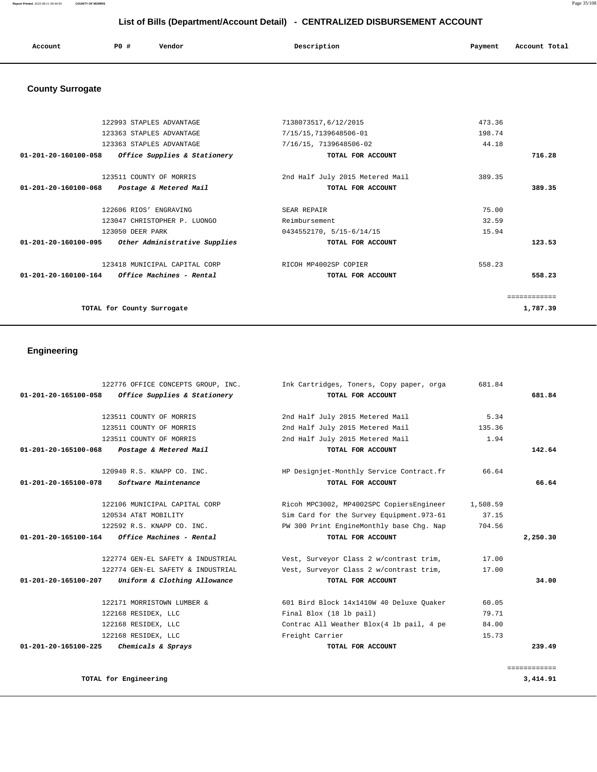# List of Bills (Department/Account Detail) - CENTRALIZED DISBURSEMENT ACCOUNT

## County Surrogate

| Account | PO # | Vendor | Description | Payment | Account Total |
|---|---|---|---|---|---|
| | 122993 | STAPLES ADVANTAGE | 7138073517,6/12/2015 | 473.36 | |
| | 123363 | STAPLES ADVANTAGE | 7/15/15,7139648506-01 | 198.74 | |
| | 123363 | STAPLES ADVANTAGE | 7/16/15, 7139648506-02 | 44.18 | |
| **01-201-20-160100-058** | | ***Office Supplies & Stationery*** | **TOTAL FOR ACCOUNT** | | **716.28** |
| | 123511 | COUNTY OF MORRIS | 2nd Half July 2015 Metered Mail | 389.35 | |
| **01-201-20-160100-068** | | ***Postage & Metered Mail*** | **TOTAL FOR ACCOUNT** | | **389.35** |
| | 122606 | RIOS' ENGRAVING | SEAR REPAIR | 75.00 | |
| | 123047 | CHRISTOPHER P. LUONGO | Reimbursement | 32.59 | |
| | 123050 | DEER PARK | 0434552170, 5/15-6/14/15 | 15.94 | |
| **01-201-20-160100-095** | | ***Other Administrative Supplies*** | **TOTAL FOR ACCOUNT** | | **123.53** |
| | 123418 | MUNICIPAL CAPITAL CORP | RICOH MP4002SP COPIER | 558.23 | |
| **01-201-20-160100-164** | | ***Office Machines - Rental*** | **TOTAL FOR ACCOUNT** | | **558.23** |
| | | | | | ============ |
| | | **TOTAL for County Surrogate** | | | **1,787.39** |

## Engineering

| Account | PO # | Vendor | Description | Payment | Account Total |
|---|---|---|---|---|---|
| | 122776 | OFFICE CONCEPTS GROUP, INC. | Ink Cartridges, Toners, Copy paper, orga | 681.84 | |
| **01-201-20-165100-058** | | ***Office Supplies & Stationery*** | **TOTAL FOR ACCOUNT** | | **681.84** |
| | 123511 | COUNTY OF MORRIS | 2nd Half July 2015 Metered Mail | 5.34 | |
| | 123511 | COUNTY OF MORRIS | 2nd Half July 2015 Metered Mail | 135.36 | |
| | 123511 | COUNTY OF MORRIS | 2nd Half July 2015 Metered Mail | 1.94 | |
| **01-201-20-165100-068** | | ***Postage & Metered Mail*** | **TOTAL FOR ACCOUNT** | | **142.64** |
| | 120940 | R.S. KNAPP CO. INC. | HP Designjet-Monthly Service Contract.fr | 66.64 | |
| **01-201-20-165100-078** | | ***Software Maintenance*** | **TOTAL FOR ACCOUNT** | | **66.64** |
| | 122106 | MUNICIPAL CAPITAL CORP | Ricoh MPC3002, MP4002SPC CopiersEngineer | 1,508.59 | |
| | 120534 | AT&T MOBILITY | Sim Card for the Survey Equipment.973-61 | 37.15 | |
| | 122592 | R.S. KNAPP CO. INC. | PW 300 Print EngineMonthly base Chg. Nap | 704.56 | |
| **01-201-20-165100-164** | | ***Office Machines - Rental*** | **TOTAL FOR ACCOUNT** | | **2,250.30** |
| | 122774 | GEN-EL SAFETY & INDUSTRIAL | Vest, Surveyor Class 2 w/contrast trim, | 17.00 | |
| | 122774 | GEN-EL SAFETY & INDUSTRIAL | Vest, Surveyor Class 2 w/contrast trim, | 17.00 | |
| **01-201-20-165100-207** | | ***Uniform & Clothing Allowance*** | **TOTAL FOR ACCOUNT** | | **34.00** |
| | 122171 | MORRISTOWN LUMBER & | 601 Bird Block 14x1410W 40 Deluxe Quaker | 60.05 | |
| | 122168 | RESIDEX, LLC | Final Blox (18 lb pail) | 79.71 | |
| | 122168 | RESIDEX, LLC | Contrac All Weather Blox(4 lb pail, 4 pe | 84.00 | |
| | 122168 | RESIDEX, LLC | Freight Carrier | 15.73 | |
| **01-201-20-165100-225** | | ***Chemicals & Sprays*** | **TOTAL FOR ACCOUNT** | | **239.49** |
| | | | | | ============ |
| | | **TOTAL for Engineering** | | | **3,414.91** |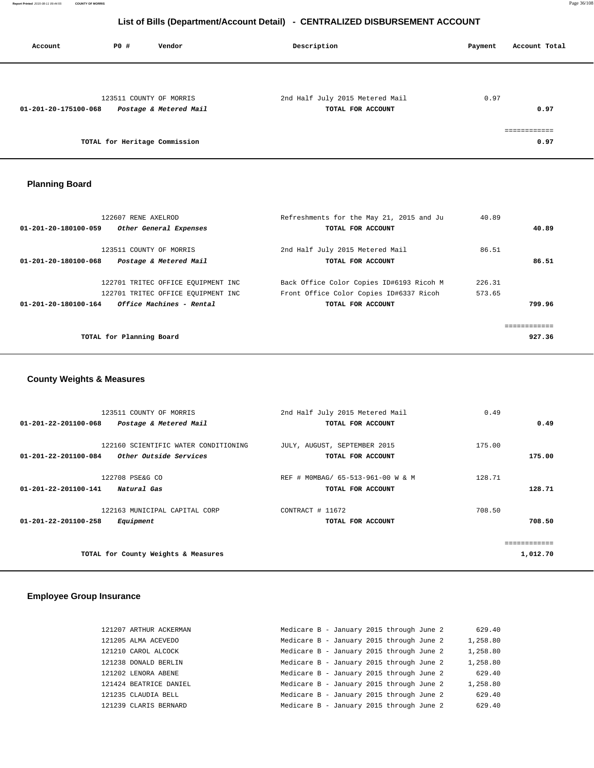## List of Bills (Department/Account Detail) - CENTRALIZED DISBURSEMENT ACCOUNT

| Account | PO # | Vendor | Description | Payment | Account Total |
|---|---|---|---|---|---|
| | 123511 | COUNTY OF MORRIS | 2nd Half July 2015 Metered Mail | 0.97 | |
| **01-201-20-175100-068** | | ***Postage & Metered Mail*** | **TOTAL FOR ACCOUNT** | | **0.97** |
| | | **TOTAL for Heritage Commission** | | | **0.97** |

### Planning Board

| Account | PO # | Vendor | Description | Payment | Account Total |
|---|---|---|---|---|---|
| | 122607 | RENE AXELROD | Refreshments for the May 21, 2015 and Ju | 40.89 | |
| **01-201-20-180100-059** | | ***Other General Expenses*** | **TOTAL FOR ACCOUNT** | | **40.89** |
| | 123511 | COUNTY OF MORRIS | 2nd Half July 2015 Metered Mail | 86.51 | |
| **01-201-20-180100-068** | | ***Postage & Metered Mail*** | **TOTAL FOR ACCOUNT** | | **86.51** |
| | 122701 | TRITEC OFFICE EQUIPMENT INC | Back Office Color Copies ID#6193 Ricoh M | 226.31 | |
| | 122701 | TRITEC OFFICE EQUIPMENT INC | Front Office Color Copies ID#6337 Ricoh | 573.65 | |
| **01-201-20-180100-164** | | ***Office Machines - Rental*** | **TOTAL FOR ACCOUNT** | | **799.96** |
| | | **TOTAL for Planning Board** | | | **927.36** |

### County Weights & Measures

| Account | PO # | Vendor | Description | Payment | Account Total |
|---|---|---|---|---|---|
| | 123511 | COUNTY OF MORRIS | 2nd Half July 2015 Metered Mail | 0.49 | |
| **01-201-22-201100-068** | | ***Postage & Metered Mail*** | **TOTAL FOR ACCOUNT** | | **0.49** |
| | 122160 | SCIENTIFIC WATER CONDITIONING | JULY, AUGUST, SEPTEMBER 2015 | 175.00 | |
| **01-201-22-201100-084** | | ***Other Outside Services*** | **TOTAL FOR ACCOUNT** | | **175.00** |
| | 122708 | PSE&G CO | REF # M0MBAG/ 65-513-961-00 W & M | 128.71 | |
| **01-201-22-201100-141** | | ***Natural Gas*** | **TOTAL FOR ACCOUNT** | | **128.71** |
| | 122163 | MUNICIPAL CAPITAL CORP | CONTRACT # 11672 | 708.50 | |
| **01-201-22-201100-258** | | ***Equipment*** | **TOTAL FOR ACCOUNT** | | **708.50** |
| | | **TOTAL for County Weights & Measures** | | | **1,012.70** |

### Employee Group Insurance

| Account | PO # | Vendor | Description | Payment | Account Total |
|---|---|---|---|---|---|
| | 121207 | ARTHUR ACKERMAN | Medicare B - January 2015 through June 2 | 629.40 | |
| | 121205 | ALMA ACEVEDO | Medicare B - January 2015 through June 2 | 1,258.80 | |
| | 121210 | CAROL ALCOCK | Medicare B - January 2015 through June 2 | 1,258.80 | |
| | 121238 | DONALD BERLIN | Medicare B - January 2015 through June 2 | 1,258.80 | |
| | 121202 | LENORA ABENE | Medicare B - January 2015 through June 2 | 629.40 | |
| | 121424 | BEATRICE DANIEL | Medicare B - January 2015 through June 2 | 1,258.80 | |
| | 121235 | CLAUDIA BELL | Medicare B - January 2015 through June 2 | 629.40 | |
| | 121239 | CLARIS BERNARD | Medicare B - January 2015 through June 2 | 629.40 | |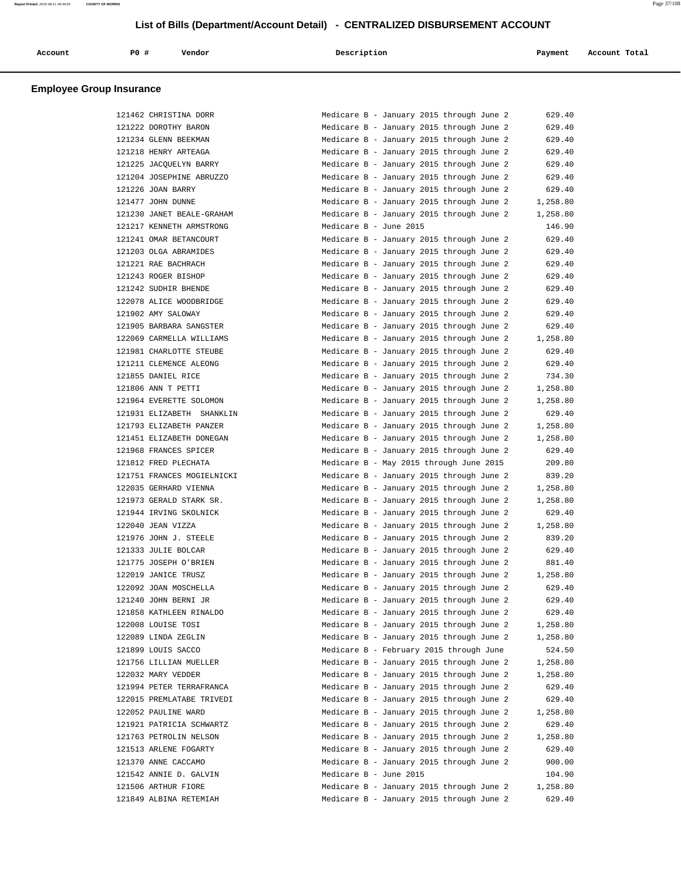# List of Bills (Department/Account Detail) - CENTRALIZED DISBURSEMENT ACCOUNT

| Account | PO # | Vendor | Description | Payment | Account Total |
|---|---|---|---|---|---|

## Employee Group Insurance

| Account | PO # | Vendor | Description | Payment | Account Total |
|---|---|---|---|---|---|
| | 121462 | CHRISTINA DORR | Medicare B - January 2015 through June 2 | 629.40 | |
| | 121222 | DOROTHY BARON | Medicare B - January 2015 through June 2 | 629.40 | |
| | 121234 | GLENN BEEKMAN | Medicare B - January 2015 through June 2 | 629.40 | |
| | 121218 | HENRY ARTEAGA | Medicare B - January 2015 through June 2 | 629.40 | |
| | 121225 | JACQUELYN BARRY | Medicare B - January 2015 through June 2 | 629.40 | |
| | 121204 | JOSEPHINE ABRUZZO | Medicare B - January 2015 through June 2 | 629.40 | |
| | 121226 | JOAN BARRY | Medicare B - January 2015 through June 2 | 629.40 | |
| | 121477 | JOHN DUNNE | Medicare B - January 2015 through June 2 | 1,258.80 | |
| | 121230 | JANET BEALE-GRAHAM | Medicare B - January 2015 through June 2 | 1,258.80 | |
| | 121217 | KENNETH ARMSTRONG | Medicare B - June 2015 | 146.90 | |
| | 121241 | OMAR BETANCOURT | Medicare B - January 2015 through June 2 | 629.40 | |
| | 121203 | OLGA ABRAMIDES | Medicare B - January 2015 through June 2 | 629.40 | |
| | 121221 | RAE BACHRACH | Medicare B - January 2015 through June 2 | 629.40 | |
| | 121243 | ROGER BISHOP | Medicare B - January 2015 through June 2 | 629.40 | |
| | 121242 | SUDHIR BHENDE | Medicare B - January 2015 through June 2 | 629.40 | |
| | 122078 | ALICE WOODBRIDGE | Medicare B - January 2015 through June 2 | 629.40 | |
| | 121902 | AMY SALOWAY | Medicare B - January 2015 through June 2 | 629.40 | |
| | 121905 | BARBARA SANGSTER | Medicare B - January 2015 through June 2 | 629.40 | |
| | 122069 | CARMELLA WILLIAMS | Medicare B - January 2015 through June 2 | 1,258.80 | |
| | 121981 | CHARLOTTE STEUBE | Medicare B - January 2015 through June 2 | 629.40 | |
| | 121211 | CLEMENCE ALEONG | Medicare B - January 2015 through June 2 | 629.40 | |
| | 121855 | DANIEL RICE | Medicare B - January 2015 through June 2 | 734.30 | |
| | 121806 | ANN T PETTI | Medicare B - January 2015 through June 2 | 1,258.80 | |
| | 121964 | EVERETTE SOLOMON | Medicare B - January 2015 through June 2 | 1,258.80 | |
| | 121931 | ELIZABETH SHANKLIN | Medicare B - January 2015 through June 2 | 629.40 | |
| | 121793 | ELIZABETH PANZER | Medicare B - January 2015 through June 2 | 1,258.80 | |
| | 121451 | ELIZABETH DONEGAN | Medicare B - January 2015 through June 2 | 1,258.80 | |
| | 121968 | FRANCES SPICER | Medicare B - January 2015 through June 2 | 629.40 | |
| | 121812 | FRED PLECHATA | Medicare B - May 2015 through June 2015 | 209.80 | |
| | 121751 | FRANCES MOGIELNICKI | Medicare B - January 2015 through June 2 | 839.20 | |
| | 122035 | GERHARD VIENNA | Medicare B - January 2015 through June 2 | 1,258.80 | |
| | 121973 | GERALD STARK SR. | Medicare B - January 2015 through June 2 | 1,258.80 | |
| | 121944 | IRVING SKOLNICK | Medicare B - January 2015 through June 2 | 629.40 | |
| | 122040 | JEAN VIZZA | Medicare B - January 2015 through June 2 | 1,258.80 | |
| | 121976 | JOHN J. STEELE | Medicare B - January 2015 through June 2 | 839.20 | |
| | 121333 | JULIE BOLCAR | Medicare B - January 2015 through June 2 | 629.40 | |
| | 121775 | JOSEPH O'BRIEN | Medicare B - January 2015 through June 2 | 881.40 | |
| | 122019 | JANICE TRUSZ | Medicare B - January 2015 through June 2 | 1,258.80 | |
| | 122092 | JOAN MOSCHELLA | Medicare B - January 2015 through June 2 | 629.40 | |
| | 121240 | JOHN BERNI JR | Medicare B - January 2015 through June 2 | 629.40 | |
| | 121858 | KATHLEEN RINALDO | Medicare B - January 2015 through June 2 | 629.40 | |
| | 122008 | LOUISE TOSI | Medicare B - January 2015 through June 2 | 1,258.80 | |
| | 122089 | LINDA ZEGLIN | Medicare B - January 2015 through June 2 | 1,258.80 | |
| | 121899 | LOUIS SACCO | Medicare B - February 2015 through June | 524.50 | |
| | 121756 | LILLIAN MUELLER | Medicare B - January 2015 through June 2 | 1,258.80 | |
| | 122032 | MARY VEDDER | Medicare B - January 2015 through June 2 | 1,258.80 | |
| | 121994 | PETER TERRAFRANCA | Medicare B - January 2015 through June 2 | 629.40 | |
| | 122015 | PREMLATABE TRIVEDI | Medicare B - January 2015 through June 2 | 629.40 | |
| | 122052 | PAULINE WARD | Medicare B - January 2015 through June 2 | 1,258.80 | |
| | 121921 | PATRICIA SCHWARTZ | Medicare B - January 2015 through June 2 | 629.40 | |
| | 121763 | PETROLIN NELSON | Medicare B - January 2015 through June 2 | 1,258.80 | |
| | 121513 | ARLENE FOGARTY | Medicare B - January 2015 through June 2 | 629.40 | |
| | 121370 | ANNE CACCAMO | Medicare B - January 2015 through June 2 | 900.00 | |
| | 121542 | ANNIE D. GALVIN | Medicare B - June 2015 | 104.90 | |
| | 121506 | ARTHUR FIORE | Medicare B - January 2015 through June 2 | 1,258.80 | |
| | 121849 | ALBINA RETEMIAH | Medicare B - January 2015 through June 2 | 629.40 | |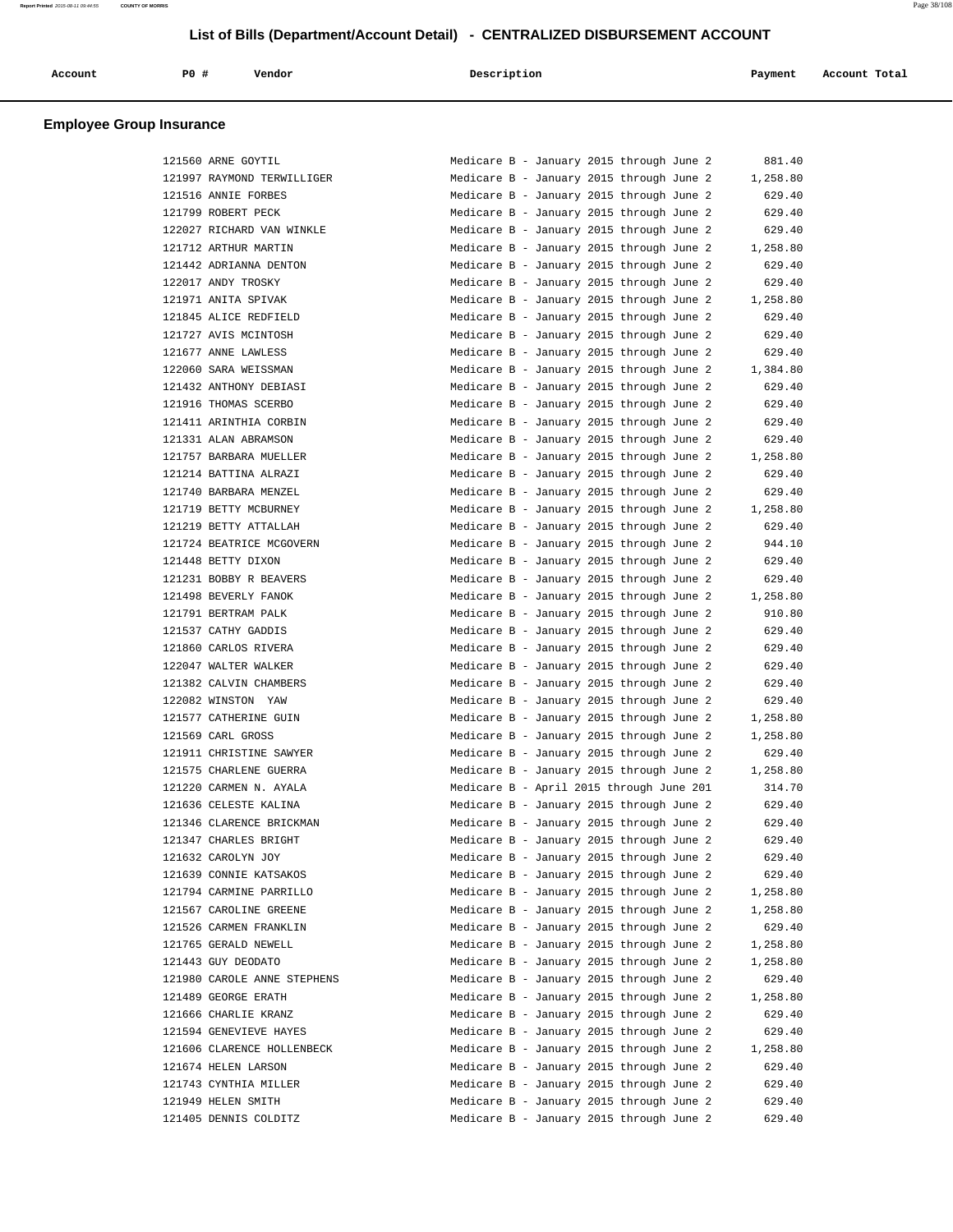## List of Bills (Department/Account Detail) - CENTRALIZED DISBURSEMENT ACCOUNT

| Account | P0 # | Vendor | Description | Payment | Account Total |
|---|---|---|---|---|---|

### Employee Group Insurance

| Account | P0 # | Vendor | Description | Payment | Account Total |
|---|---|---|---|---|---|
| | 121560 | ARNE GOYTIL | Medicare B - January 2015 through June 2 | 881.40 | |
| | 121997 | RAYMOND TERWILLIGER | Medicare B - January 2015 through June 2 | 1,258.80 | |
| | 121516 | ANNIE FORBES | Medicare B - January 2015 through June 2 | 629.40 | |
| | 121799 | ROBERT PECK | Medicare B - January 2015 through June 2 | 629.40 | |
| | 122027 | RICHARD VAN WINKLE | Medicare B - January 2015 through June 2 | 629.40 | |
| | 121712 | ARTHUR MARTIN | Medicare B - January 2015 through June 2 | 1,258.80 | |
| | 121442 | ADRIANNA DENTON | Medicare B - January 2015 through June 2 | 629.40 | |
| | 122017 | ANDY TROSKY | Medicare B - January 2015 through June 2 | 629.40 | |
| | 121971 | ANITA SPIVAK | Medicare B - January 2015 through June 2 | 1,258.80 | |
| | 121845 | ALICE REDFIELD | Medicare B - January 2015 through June 2 | 629.40 | |
| | 121727 | AVIS MCINTOSH | Medicare B - January 2015 through June 2 | 629.40 | |
| | 121677 | ANNE LAWLESS | Medicare B - January 2015 through June 2 | 629.40 | |
| | 122060 | SARA WEISSMAN | Medicare B - January 2015 through June 2 | 1,384.80 | |
| | 121432 | ANTHONY DEBIASI | Medicare B - January 2015 through June 2 | 629.40 | |
| | 121916 | THOMAS SCERBO | Medicare B - January 2015 through June 2 | 629.40 | |
| | 121411 | ARINTHIA CORBIN | Medicare B - January 2015 through June 2 | 629.40 | |
| | 121331 | ALAN ABRAMSON | Medicare B - January 2015 through June 2 | 629.40 | |
| | 121757 | BARBARA MUELLER | Medicare B - January 2015 through June 2 | 1,258.80 | |
| | 121214 | BATTINA ALRAZI | Medicare B - January 2015 through June 2 | 629.40 | |
| | 121740 | BARBARA MENZEL | Medicare B - January 2015 through June 2 | 629.40 | |
| | 121719 | BETTY MCBURNEY | Medicare B - January 2015 through June 2 | 1,258.80 | |
| | 121219 | BETTY ATTALLAH | Medicare B - January 2015 through June 2 | 629.40 | |
| | 121724 | BEATRICE MCGOVERN | Medicare B - January 2015 through June 2 | 944.10 | |
| | 121448 | BETTY DIXON | Medicare B - January 2015 through June 2 | 629.40 | |
| | 121231 | BOBBY R BEAVERS | Medicare B - January 2015 through June 2 | 629.40 | |
| | 121498 | BEVERLY FANOK | Medicare B - January 2015 through June 2 | 1,258.80 | |
| | 121791 | BERTRAM PALK | Medicare B - January 2015 through June 2 | 910.80 | |
| | 121537 | CATHY GADDIS | Medicare B - January 2015 through June 2 | 629.40 | |
| | 121860 | CARLOS RIVERA | Medicare B - January 2015 through June 2 | 629.40 | |
| | 122047 | WALTER WALKER | Medicare B - January 2015 through June 2 | 629.40 | |
| | 121382 | CALVIN CHAMBERS | Medicare B - January 2015 through June 2 | 629.40 | |
| | 122082 | WINSTON YAW | Medicare B - January 2015 through June 2 | 629.40 | |
| | 121577 | CATHERINE GUIN | Medicare B - January 2015 through June 2 | 1,258.80 | |
| | 121569 | CARL GROSS | Medicare B - January 2015 through June 2 | 1,258.80 | |
| | 121911 | CHRISTINE SAWYER | Medicare B - January 2015 through June 2 | 629.40 | |
| | 121575 | CHARLENE GUERRA | Medicare B - January 2015 through June 2 | 1,258.80 | |
| | 121220 | CARMEN N. AYALA | Medicare B - April 2015 through June 201 | 314.70 | |
| | 121636 | CELESTE KALINA | Medicare B - January 2015 through June 2 | 629.40 | |
| | 121346 | CLARENCE BRICKMAN | Medicare B - January 2015 through June 2 | 629.40 | |
| | 121347 | CHARLES BRIGHT | Medicare B - January 2015 through June 2 | 629.40 | |
| | 121632 | CAROLYN JOY | Medicare B - January 2015 through June 2 | 629.40 | |
| | 121639 | CONNIE KATSAKOS | Medicare B - January 2015 through June 2 | 629.40 | |
| | 121794 | CARMINE PARRILLO | Medicare B - January 2015 through June 2 | 1,258.80 | |
| | 121567 | CAROLINE GREENE | Medicare B - January 2015 through June 2 | 1,258.80 | |
| | 121526 | CARMEN FRANKLIN | Medicare B - January 2015 through June 2 | 629.40 | |
| | 121765 | GERALD NEWELL | Medicare B - January 2015 through June 2 | 1,258.80 | |
| | 121443 | GUY DEODATO | Medicare B - January 2015 through June 2 | 1,258.80 | |
| | 121980 | CAROLE ANNE STEPHENS | Medicare B - January 2015 through June 2 | 629.40 | |
| | 121489 | GEORGE ERATH | Medicare B - January 2015 through June 2 | 1,258.80 | |
| | 121666 | CHARLIE KRANZ | Medicare B - January 2015 through June 2 | 629.40 | |
| | 121594 | GENEVIEVE HAYES | Medicare B - January 2015 through June 2 | 629.40 | |
| | 121606 | CLARENCE HOLLENBECK | Medicare B - January 2015 through June 2 | 1,258.80 | |
| | 121674 | HELEN LARSON | Medicare B - January 2015 through June 2 | 629.40 | |
| | 121743 | CYNTHIA MILLER | Medicare B - January 2015 through June 2 | 629.40 | |
| | 121949 | HELEN SMITH | Medicare B - January 2015 through June 2 | 629.40 | |
| | 121405 | DENNIS COLDITZ | Medicare B - January 2015 through June 2 | 629.40 | |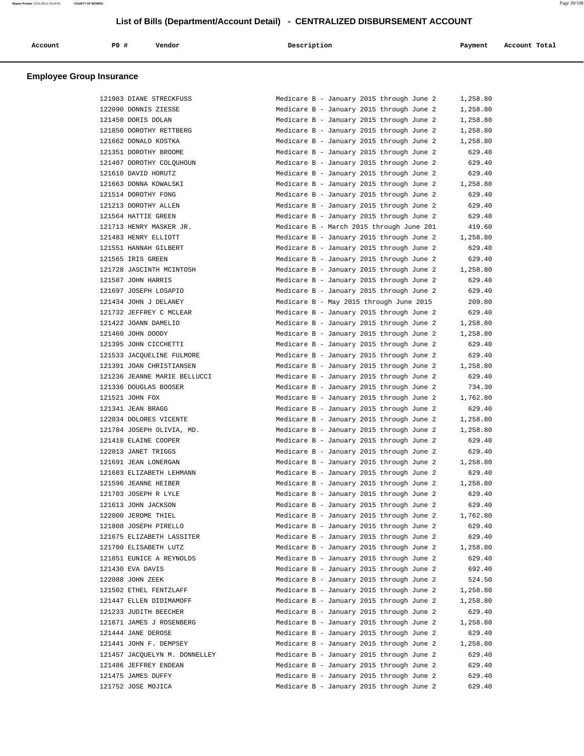# List of Bills (Department/Account Detail) - CENTRALIZED DISBURSEMENT ACCOUNT

| Account | PO # | Vendor | Description | Payment | Account Total |
|---|---|---|---|---|---|

## Employee Group Insurance

| Account | PO # | Vendor | Description | Payment | Account Total |
|---|---|---|---|---|---|
| | 121983 | DIANE STRECKFUSS | Medicare B - January 2015 through June 2 | 1,258.80 | |
| | 122090 | DONNIS ZIESSE | Medicare B - January 2015 through June 2 | 1,258.80 | |
| | 121450 | DORIS DOLAN | Medicare B - January 2015 through June 2 | 1,258.80 | |
| | 121850 | DOROTHY RETTBERG | Medicare B - January 2015 through June 2 | 1,258.80 | |
| | 121662 | DONALD KOSTKA | Medicare B - January 2015 through June 2 | 1,258.80 | |
| | 121351 | DOROTHY BROOME | Medicare B - January 2015 through June 2 | 629.40 | |
| | 121407 | DOROTHY COLQUHOUN | Medicare B - January 2015 through June 2 | 629.40 | |
| | 121610 | DAVID HORUTZ | Medicare B - January 2015 through June 2 | 629.40 | |
| | 121663 | DONNA KOWALSKI | Medicare B - January 2015 through June 2 | 1,258.80 | |
| | 121514 | DOROTHY FONG | Medicare B - January 2015 through June 2 | 629.40 | |
| | 121213 | DOROTHY ALLEN | Medicare B - January 2015 through June 2 | 629.40 | |
| | 121564 | HATTIE GREEN | Medicare B - January 2015 through June 2 | 629.40 | |
| | 121713 | HENRY MASKER JR. | Medicare B - March 2015 through June 201 | 419.60 | |
| | 121483 | HENRY ELLIOTT | Medicare B - January 2015 through June 2 | 1,258.80 | |
| | 121551 | HANNAH GILBERT | Medicare B - January 2015 through June 2 | 629.40 | |
| | 121565 | IRIS GREEN | Medicare B - January 2015 through June 2 | 629.40 | |
| | 121728 | JASCINTH MCINTOSH | Medicare B - January 2015 through June 2 | 1,258.80 | |
| | 121587 | JOHN HARRIS | Medicare B - January 2015 through June 2 | 629.40 | |
| | 121697 | JOSEPH LOSAPIO | Medicare B - January 2015 through June 2 | 629.40 | |
| | 121434 | JOHN J DELANEY | Medicare B - May 2015 through June 2015 | 209.80 | |
| | 121732 | JEFFREY C MCLEAR | Medicare B - January 2015 through June 2 | 629.40 | |
| | 121422 | JOANN DAMELIO | Medicare B - January 2015 through June 2 | 1,258.80 | |
| | 121460 | JOHN DOODY | Medicare B - January 2015 through June 2 | 1,258.80 | |
| | 121395 | JOHN CICCHETTI | Medicare B - January 2015 through June 2 | 629.40 | |
| | 121533 | JACQUELINE FULMORE | Medicare B - January 2015 through June 2 | 629.40 | |
| | 121391 | JOAN CHRISTIANSEN | Medicare B - January 2015 through June 2 | 1,258.80 | |
| | 121236 | JEANNE MARIE BELLUCCI | Medicare B - January 2015 through June 2 | 629.40 | |
| | 121336 | DOUGLAS BOOSER | Medicare B - January 2015 through June 2 | 734.30 | |
| | 121521 | JOHN FOX | Medicare B - January 2015 through June 2 | 1,762.80 | |
| | 121341 | JEAN BRAGG | Medicare B - January 2015 through June 2 | 629.40 | |
| | 122034 | DOLORES VICENTE | Medicare B - January 2015 through June 2 | 1,258.80 | |
| | 121784 | JOSEPH OLIVIA, MD. | Medicare B - January 2015 through June 2 | 1,258.80 | |
| | 121410 | ELAINE COOPER | Medicare B - January 2015 through June 2 | 629.40 | |
| | 122013 | JANET TRIGGS | Medicare B - January 2015 through June 2 | 629.40 | |
| | 121691 | JEAN LONERGAN | Medicare B - January 2015 through June 2 | 1,258.80 | |
| | 121683 | ELIZABETH LEHMANN | Medicare B - January 2015 through June 2 | 629.40 | |
| | 121596 | JEANNE HEIBER | Medicare B - January 2015 through June 2 | 1,258.80 | |
| | 121703 | JOSEPH R LYLE | Medicare B - January 2015 through June 2 | 629.40 | |
| | 121613 | JOHN JACKSON | Medicare B - January 2015 through June 2 | 629.40 | |
| | 122000 | JEROME THIEL | Medicare B - January 2015 through June 2 | 1,762.80 | |
| | 121808 | JOSEPH PIRELLO | Medicare B - January 2015 through June 2 | 629.40 | |
| | 121675 | ELIZABETH LASSITER | Medicare B - January 2015 through June 2 | 629.40 | |
| | 121700 | ELISABETH LUTZ | Medicare B - January 2015 through June 2 | 1,258.80 | |
| | 121851 | EUNICE A REYNOLDS | Medicare B - January 2015 through June 2 | 629.40 | |
| | 121430 | EVA DAVIS | Medicare B - January 2015 through June 2 | 692.40 | |
| | 122088 | JOHN ZEEK | Medicare B - January 2015 through June 2 | 524.50 | |
| | 121502 | ETHEL FENTZLAFF | Medicare B - January 2015 through June 2 | 1,258.80 | |
| | 121447 | ELLEN DIDIMAMOFF | Medicare B - January 2015 through June 2 | 1,258.80 | |
| | 121233 | JUDITH BEECHER | Medicare B - January 2015 through June 2 | 629.40 | |
| | 121871 | JAMES J ROSENBERG | Medicare B - January 2015 through June 2 | 1,258.80 | |
| | 121444 | JANE DEROSE | Medicare B - January 2015 through June 2 | 629.40 | |
| | 121441 | JOHN F. DEMPSEY | Medicare B - January 2015 through June 2 | 1,258.80 | |
| | 121457 | JACQUELYN M. DONNELLEY | Medicare B - January 2015 through June 2 | 629.40 | |
| | 121486 | JEFFREY ENDEAN | Medicare B - January 2015 through June 2 | 629.40 | |
| | 121475 | JAMES DUFFY | Medicare B - January 2015 through June 2 | 629.40 | |
| | 121752 | JOSE MOJICA | Medicare B - January 2015 through June 2 | 629.40 | |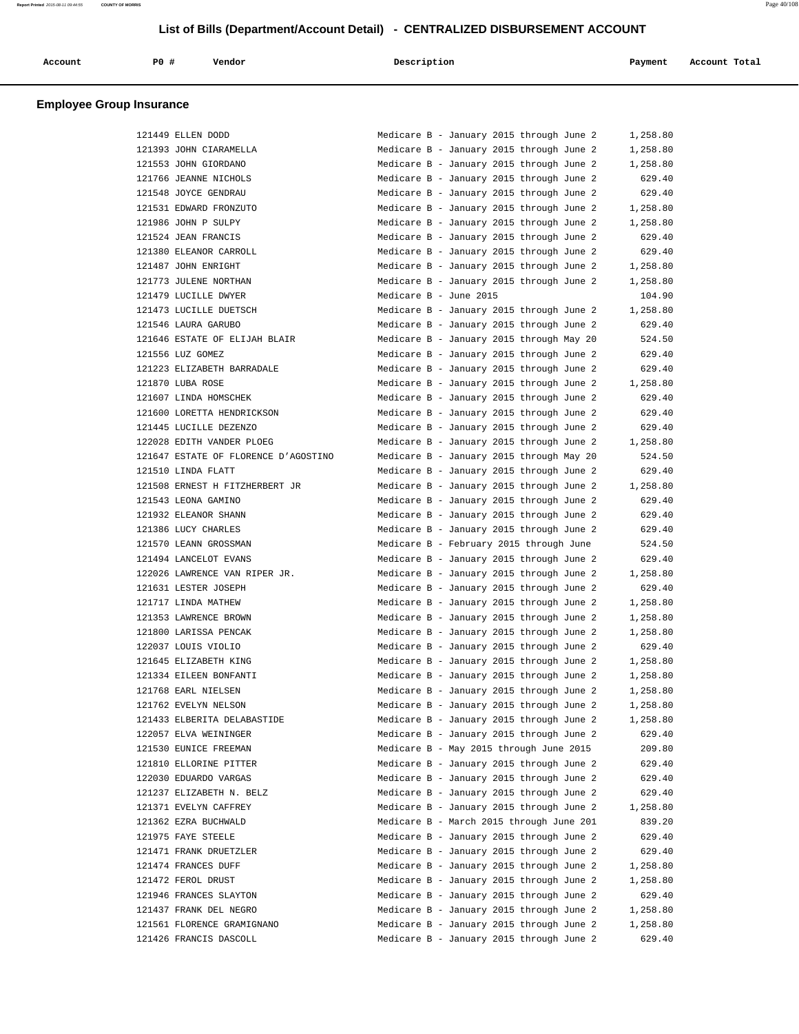## List of Bills (Department/Account Detail) - CENTRALIZED DISBURSEMENT ACCOUNT

| Account | PO # | Vendor | Description | Payment | Account Total |
|---|---|---|---|---|---|

### Employee Group Insurance

| Account | PO # | Vendor | Description | Payment | Account Total |
|---|---|---|---|---|---|
| | 121449 | ELLEN DODD | Medicare B - January 2015 through June 2 | 1,258.80 | |
| | 121393 | JOHN CIARAMELLA | Medicare B - January 2015 through June 2 | 1,258.80 | |
| | 121553 | JOHN GIORDANO | Medicare B - January 2015 through June 2 | 1,258.80 | |
| | 121766 | JEANNE NICHOLS | Medicare B - January 2015 through June 2 | 629.40 | |
| | 121548 | JOYCE GENDRAU | Medicare B - January 2015 through June 2 | 629.40 | |
| | 121531 | EDWARD FRONZUTO | Medicare B - January 2015 through June 2 | 1,258.80 | |
| | 121986 | JOHN P SULPY | Medicare B - January 2015 through June 2 | 1,258.80 | |
| | 121524 | JEAN FRANCIS | Medicare B - January 2015 through June 2 | 629.40 | |
| | 121380 | ELEANOR CARROLL | Medicare B - January 2015 through June 2 | 629.40 | |
| | 121487 | JOHN ENRIGHT | Medicare B - January 2015 through June 2 | 1,258.80 | |
| | 121773 | JULENE NORTHAN | Medicare B - January 2015 through June 2 | 1,258.80 | |
| | 121479 | LUCILLE DWYER | Medicare B - June 2015 | 104.90 | |
| | 121473 | LUCILLE DUETSCH | Medicare B - January 2015 through June 2 | 1,258.80 | |
| | 121546 | LAURA GARUBO | Medicare B - January 2015 through June 2 | 629.40 | |
| | 121646 | ESTATE OF ELIJAH BLAIR | Medicare B - January 2015 through May 20 | 524.50 | |
| | 121556 | LUZ GOMEZ | Medicare B - January 2015 through June 2 | 629.40 | |
| | 121223 | ELIZABETH BARRADALE | Medicare B - January 2015 through June 2 | 629.40 | |
| | 121870 | LUBA ROSE | Medicare B - January 2015 through June 2 | 1,258.80 | |
| | 121607 | LINDA HOMSCHEK | Medicare B - January 2015 through June 2 | 629.40 | |
| | 121600 | LORETTA HENDRICKSON | Medicare B - January 2015 through June 2 | 629.40 | |
| | 121445 | LUCILLE DEZENZO | Medicare B - January 2015 through June 2 | 629.40 | |
| | 122028 | EDITH VANDER PLOEG | Medicare B - January 2015 through June 2 | 1,258.80 | |
| | 121647 | ESTATE OF FLORENCE D'AGOSTINO | Medicare B - January 2015 through May 20 | 524.50 | |
| | 121510 | LINDA FLATT | Medicare B - January 2015 through June 2 | 629.40 | |
| | 121508 | ERNEST H FITZHERBERT JR | Medicare B - January 2015 through June 2 | 1,258.80 | |
| | 121543 | LEONA GAMINO | Medicare B - January 2015 through June 2 | 629.40 | |
| | 121932 | ELEANOR SHANN | Medicare B - January 2015 through June 2 | 629.40 | |
| | 121386 | LUCY CHARLES | Medicare B - January 2015 through June 2 | 629.40 | |
| | 121570 | LEANN GROSSMAN | Medicare B - February 2015 through June | 524.50 | |
| | 121494 | LANCELOT EVANS | Medicare B - January 2015 through June 2 | 629.40 | |
| | 122026 | LAWRENCE VAN RIPER JR. | Medicare B - January 2015 through June 2 | 1,258.80 | |
| | 121631 | LESTER JOSEPH | Medicare B - January 2015 through June 2 | 629.40 | |
| | 121717 | LINDA MATHEW | Medicare B - January 2015 through June 2 | 1,258.80 | |
| | 121353 | LAWRENCE BROWN | Medicare B - January 2015 through June 2 | 1,258.80 | |
| | 121800 | LARISSA PENCAK | Medicare B - January 2015 through June 2 | 1,258.80 | |
| | 122037 | LOUIS VIOLIO | Medicare B - January 2015 through June 2 | 629.40 | |
| | 121645 | ELIZABETH KING | Medicare B - January 2015 through June 2 | 1,258.80 | |
| | 121334 | EILEEN BONFANTI | Medicare B - January 2015 through June 2 | 1,258.80 | |
| | 121768 | EARL NIELSEN | Medicare B - January 2015 through June 2 | 1,258.80 | |
| | 121762 | EVELYN NELSON | Medicare B - January 2015 through June 2 | 1,258.80 | |
| | 121433 | ELBERITA DELABASTIDE | Medicare B - January 2015 through June 2 | 1,258.80 | |
| | 122057 | ELVA WEININGER | Medicare B - January 2015 through June 2 | 629.40 | |
| | 121530 | EUNICE FREEMAN | Medicare B - May 2015 through June 2015 | 209.80 | |
| | 121810 | ELLORINE PITTER | Medicare B - January 2015 through June 2 | 629.40 | |
| | 122030 | EDUARDO VARGAS | Medicare B - January 2015 through June 2 | 629.40 | |
| | 121237 | ELIZABETH N. BELZ | Medicare B - January 2015 through June 2 | 629.40 | |
| | 121371 | EVELYN CAFFREY | Medicare B - January 2015 through June 2 | 1,258.80 | |
| | 121362 | EZRA BUCHWALD | Medicare B - March 2015 through June 201 | 839.20 | |
| | 121975 | FAYE STEELE | Medicare B - January 2015 through June 2 | 629.40 | |
| | 121471 | FRANK DRUETZLER | Medicare B - January 2015 through June 2 | 629.40 | |
| | 121474 | FRANCES DUFF | Medicare B - January 2015 through June 2 | 1,258.80 | |
| | 121472 | FEROL DRUST | Medicare B - January 2015 through June 2 | 1,258.80 | |
| | 121946 | FRANCES SLAYTON | Medicare B - January 2015 through June 2 | 629.40 | |
| | 121437 | FRANK DEL NEGRO | Medicare B - January 2015 through June 2 | 1,258.80 | |
| | 121561 | FLORENCE GRAMIGNANO | Medicare B - January 2015 through June 2 | 1,258.80 | |
| | 121426 | FRANCIS DASCOLL | Medicare B - January 2015 through June 2 | 629.40 | |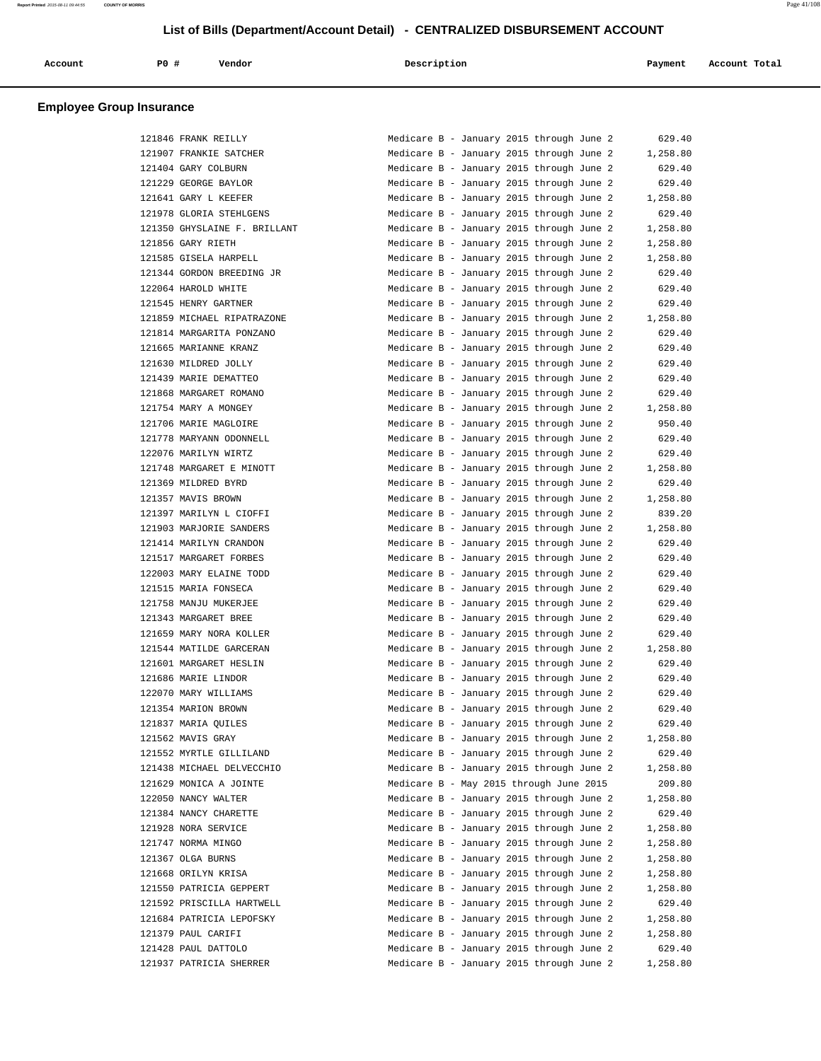## List of Bills (Department/Account Detail) - CENTRALIZED DISBURSEMENT ACCOUNT

### Employee Group Insurance

| Account | PO # | Vendor | Description | Payment | Account Total |
|---|---|---|---|---|---|
| | 121846 | FRANK REILLY | Medicare B - January 2015 through June 2 | 629.40 | |
| | 121907 | FRANKIE SATCHER | Medicare B - January 2015 through June 2 | 1,258.80 | |
| | 121404 | GARY COLBURN | Medicare B - January 2015 through June 2 | 629.40 | |
| | 121229 | GEORGE BAYLOR | Medicare B - January 2015 through June 2 | 629.40 | |
| | 121641 | GARY L KEEFER | Medicare B - January 2015 through June 2 | 1,258.80 | |
| | 121978 | GLORIA STEHLGENS | Medicare B - January 2015 through June 2 | 629.40 | |
| | 121350 | GHYSLAINE F. BRILLANT | Medicare B - January 2015 through June 2 | 1,258.80 | |
| | 121856 | GARY RIETH | Medicare B - January 2015 through June 2 | 1,258.80 | |
| | 121585 | GISELA HARPELL | Medicare B - January 2015 through June 2 | 1,258.80 | |
| | 121344 | GORDON BREEDING JR | Medicare B - January 2015 through June 2 | 629.40 | |
| | 122064 | HAROLD WHITE | Medicare B - January 2015 through June 2 | 629.40 | |
| | 121545 | HENRY GARTNER | Medicare B - January 2015 through June 2 | 629.40 | |
| | 121859 | MICHAEL RIPATRAZONE | Medicare B - January 2015 through June 2 | 1,258.80 | |
| | 121814 | MARGARITA PONZANO | Medicare B - January 2015 through June 2 | 629.40 | |
| | 121665 | MARIANNE KRANZ | Medicare B - January 2015 through June 2 | 629.40 | |
| | 121630 | MILDRED JOLLY | Medicare B - January 2015 through June 2 | 629.40 | |
| | 121439 | MARIE DEMATTEO | Medicare B - January 2015 through June 2 | 629.40 | |
| | 121868 | MARGARET ROMANO | Medicare B - January 2015 through June 2 | 629.40 | |
| | 121754 | MARY A MONGEY | Medicare B - January 2015 through June 2 | 1,258.80 | |
| | 121706 | MARIE MAGLOIRE | Medicare B - January 2015 through June 2 | 950.40 | |
| | 121778 | MARYANN ODONNELL | Medicare B - January 2015 through June 2 | 629.40 | |
| | 122076 | MARILYN WIRTZ | Medicare B - January 2015 through June 2 | 629.40 | |
| | 121748 | MARGARET E MINOTT | Medicare B - January 2015 through June 2 | 1,258.80 | |
| | 121369 | MILDRED BYRD | Medicare B - January 2015 through June 2 | 629.40 | |
| | 121357 | MAVIS BROWN | Medicare B - January 2015 through June 2 | 1,258.80 | |
| | 121397 | MARILYN L CIOFFI | Medicare B - January 2015 through June 2 | 839.20 | |
| | 121903 | MARJORIE SANDERS | Medicare B - January 2015 through June 2 | 1,258.80 | |
| | 121414 | MARILYN CRANDON | Medicare B - January 2015 through June 2 | 629.40 | |
| | 121517 | MARGARET FORBES | Medicare B - January 2015 through June 2 | 629.40 | |
| | 122003 | MARY ELAINE TODD | Medicare B - January 2015 through June 2 | 629.40 | |
| | 121515 | MARIA FONSECA | Medicare B - January 2015 through June 2 | 629.40 | |
| | 121758 | MANJU MUKERJEE | Medicare B - January 2015 through June 2 | 629.40 | |
| | 121343 | MARGARET BREE | Medicare B - January 2015 through June 2 | 629.40 | |
| | 121659 | MARY NORA KOLLER | Medicare B - January 2015 through June 2 | 629.40 | |
| | 121544 | MATILDE GARCERAN | Medicare B - January 2015 through June 2 | 1,258.80 | |
| | 121601 | MARGARET HESLIN | Medicare B - January 2015 through June 2 | 629.40 | |
| | 121686 | MARIE LINDOR | Medicare B - January 2015 through June 2 | 629.40 | |
| | 122070 | MARY WILLIAMS | Medicare B - January 2015 through June 2 | 629.40 | |
| | 121354 | MARION BROWN | Medicare B - January 2015 through June 2 | 629.40 | |
| | 121837 | MARIA QUILES | Medicare B - January 2015 through June 2 | 629.40 | |
| | 121562 | MAVIS GRAY | Medicare B - January 2015 through June 2 | 1,258.80 | |
| | 121552 | MYRTLE GILLILAND | Medicare B - January 2015 through June 2 | 629.40 | |
| | 121438 | MICHAEL DELVECCHIO | Medicare B - January 2015 through June 2 | 1,258.80 | |
| | 121629 | MONICA A JOINTE | Medicare B - May 2015 through June 2015 | 209.80 | |
| | 122050 | NANCY WALTER | Medicare B - January 2015 through June 2 | 1,258.80 | |
| | 121384 | NANCY CHARETTE | Medicare B - January 2015 through June 2 | 629.40 | |
| | 121928 | NORA SERVICE | Medicare B - January 2015 through June 2 | 1,258.80 | |
| | 121747 | NORMA MINGO | Medicare B - January 2015 through June 2 | 1,258.80 | |
| | 121367 | OLGA BURNS | Medicare B - January 2015 through June 2 | 1,258.80 | |
| | 121668 | ORILYN KRISA | Medicare B - January 2015 through June 2 | 1,258.80 | |
| | 121550 | PATRICIA GEPPERT | Medicare B - January 2015 through June 2 | 1,258.80 | |
| | 121592 | PRISCILLA HARTWELL | Medicare B - January 2015 through June 2 | 629.40 | |
| | 121684 | PATRICIA LEPOFSKY | Medicare B - January 2015 through June 2 | 1,258.80 | |
| | 121379 | PAUL CARIFI | Medicare B - January 2015 through June 2 | 1,258.80 | |
| | 121428 | PAUL DATTOLO | Medicare B - January 2015 through June 2 | 629.40 | |
| | 121937 | PATRICIA SHERRER | Medicare B - January 2015 through June 2 | 1,258.80 | |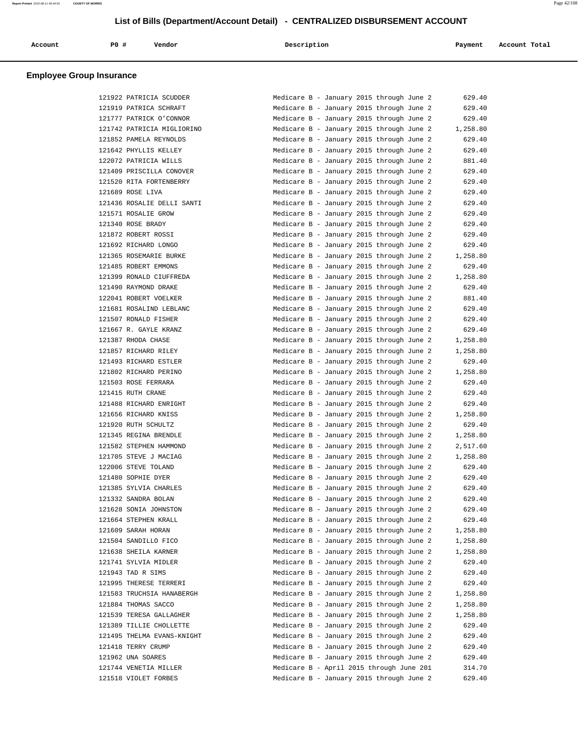# List of Bills (Department/Account Detail) - CENTRALIZED DISBURSEMENT ACCOUNT

| Account | PO # | Vendor | Description | Payment | Account Total |
|---|---|---|---|---|---|

## Employee Group Insurance

| Account | PO # | Vendor | Description | Payment | Account Total |
|---|---|---|---|---|---|
| | 121922 | PATRICIA SCUDDER | Medicare B - January 2015 through June 2 | 629.40 | |
| | 121919 | PATRICA SCHRAFT | Medicare B - January 2015 through June 2 | 629.40 | |
| | 121777 | PATRICK O'CONNOR | Medicare B - January 2015 through June 2 | 629.40 | |
| | 121742 | PATRICIA MIGLIORINO | Medicare B - January 2015 through June 2 | 1,258.80 | |
| | 121852 | PAMELA REYNOLDS | Medicare B - January 2015 through June 2 | 629.40 | |
| | 121642 | PHYLLIS KELLEY | Medicare B - January 2015 through June 2 | 629.40 | |
| | 122072 | PATRICIA WILLS | Medicare B - January 2015 through June 2 | 881.40 | |
| | 121409 | PRISCILLA CONOVER | Medicare B - January 2015 through June 2 | 629.40 | |
| | 121520 | RITA FORTENBERRY | Medicare B - January 2015 through June 2 | 629.40 | |
| | 121689 | ROSE LIVA | Medicare B - January 2015 through June 2 | 629.40 | |
| | 121436 | ROSALIE DELLI SANTI | Medicare B - January 2015 through June 2 | 629.40 | |
| | 121571 | ROSALIE GROW | Medicare B - January 2015 through June 2 | 629.40 | |
| | 121340 | ROSE BRADY | Medicare B - January 2015 through June 2 | 629.40 | |
| | 121872 | ROBERT ROSSI | Medicare B - January 2015 through June 2 | 629.40 | |
| | 121692 | RICHARD LONGO | Medicare B - January 2015 through June 2 | 629.40 | |
| | 121365 | ROSEMARIE BURKE | Medicare B - January 2015 through June 2 | 1,258.80 | |
| | 121485 | ROBERT EMMONS | Medicare B - January 2015 through June 2 | 629.40 | |
| | 121399 | RONALD CIUFFREDA | Medicare B - January 2015 through June 2 | 1,258.80 | |
| | 121490 | RAYMOND DRAKE | Medicare B - January 2015 through June 2 | 629.40 | |
| | 122041 | ROBERT VOELKER | Medicare B - January 2015 through June 2 | 881.40 | |
| | 121681 | ROSALIND LEBLANC | Medicare B - January 2015 through June 2 | 629.40 | |
| | 121507 | RONALD FISHER | Medicare B - January 2015 through June 2 | 629.40 | |
| | 121667 | R. GAYLE KRANZ | Medicare B - January 2015 through June 2 | 629.40 | |
| | 121387 | RHODA CHASE | Medicare B - January 2015 through June 2 | 1,258.80 | |
| | 121857 | RICHARD RILEY | Medicare B - January 2015 through June 2 | 1,258.80 | |
| | 121493 | RICHARD ESTLER | Medicare B - January 2015 through June 2 | 629.40 | |
| | 121802 | RICHARD PERINO | Medicare B - January 2015 through June 2 | 1,258.80 | |
| | 121503 | ROSE FERRARA | Medicare B - January 2015 through June 2 | 629.40 | |
| | 121415 | RUTH CRANE | Medicare B - January 2015 through June 2 | 629.40 | |
| | 121488 | RICHARD ENRIGHT | Medicare B - January 2015 through June 2 | 629.40 | |
| | 121656 | RICHARD KNISS | Medicare B - January 2015 through June 2 | 1,258.80 | |
| | 121920 | RUTH SCHULTZ | Medicare B - January 2015 through June 2 | 629.40 | |
| | 121345 | REGINA BRENDLE | Medicare B - January 2015 through June 2 | 1,258.80 | |
| | 121582 | STEPHEN HAMMOND | Medicare B - January 2015 through June 2 | 2,517.60 | |
| | 121705 | STEVE J MACIAG | Medicare B - January 2015 through June 2 | 1,258.80 | |
| | 122006 | STEVE TOLAND | Medicare B - January 2015 through June 2 | 629.40 | |
| | 121480 | SOPHIE DYER | Medicare B - January 2015 through June 2 | 629.40 | |
| | 121385 | SYLVIA CHARLES | Medicare B - January 2015 through June 2 | 629.40 | |
| | 121332 | SANDRA BOLAN | Medicare B - January 2015 through June 2 | 629.40 | |
| | 121628 | SONIA JOHNSTON | Medicare B - January 2015 through June 2 | 629.40 | |
| | 121664 | STEPHEN KRALL | Medicare B - January 2015 through June 2 | 629.40 | |
| | 121609 | SARAH HORAN | Medicare B - January 2015 through June 2 | 1,258.80 | |
| | 121504 | SANDILLO FICO | Medicare B - January 2015 through June 2 | 1,258.80 | |
| | 121638 | SHEILA KARNER | Medicare B - January 2015 through June 2 | 1,258.80 | |
| | 121741 | SYLVIA MIDLER | Medicare B - January 2015 through June 2 | 629.40 | |
| | 121943 | TAD R SIMS | Medicare B - January 2015 through June 2 | 629.40 | |
| | 121995 | THERESE TERRERI | Medicare B - January 2015 through June 2 | 629.40 | |
| | 121583 | TRUCHSIA HANABERGH | Medicare B - January 2015 through June 2 | 1,258.80 | |
| | 121884 | THOMAS SACCO | Medicare B - January 2015 through June 2 | 1,258.80 | |
| | 121539 | TERESA GALLAGHER | Medicare B - January 2015 through June 2 | 1,258.80 | |
| | 121389 | TILLIE CHOLLETTE | Medicare B - January 2015 through June 2 | 629.40 | |
| | 121495 | THELMA EVANS-KNIGHT | Medicare B - January 2015 through June 2 | 629.40 | |
| | 121418 | TERRY CRUMP | Medicare B - January 2015 through June 2 | 629.40 | |
| | 121962 | UNA SOARES | Medicare B - January 2015 through June 2 | 629.40 | |
| | 121744 | VENETIA MILLER | Medicare B - April 2015 through June 201 | 314.70 | |
| | 121518 | VIOLET FORBES | Medicare B - January 2015 through June 2 | 629.40 | |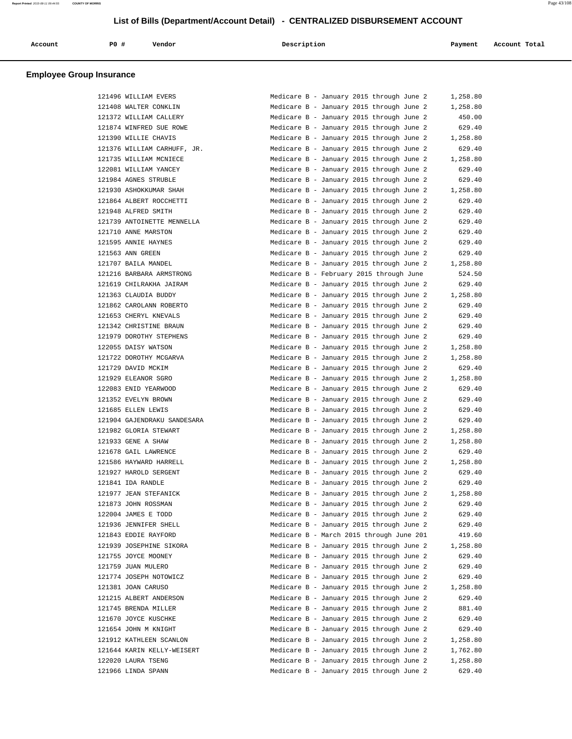# List of Bills (Department/Account Detail) - CENTRALIZED DISBURSEMENT ACCOUNT

| Account | PO # | Vendor | Description | Payment | Account Total |
|---|---|---|---|---|---|

## Employee Group Insurance

| Account | PO # | Vendor | Description | Payment | Account Total |
|---|---|---|---|---|---|
| | 121496 | WILLIAM EVERS | Medicare B - January 2015 through June 2 | 1,258.80 | |
| | 121408 | WALTER CONKLIN | Medicare B - January 2015 through June 2 | 1,258.80 | |
| | 121372 | WILLIAM CALLERY | Medicare B - January 2015 through June 2 | 450.00 | |
| | 121874 | WINFRED SUE ROWE | Medicare B - January 2015 through June 2 | 629.40 | |
| | 121390 | WILLIE CHAVIS | Medicare B - January 2015 through June 2 | 1,258.80 | |
| | 121376 | WILLIAM CARHUFF, JR. | Medicare B - January 2015 through June 2 | 629.40 | |
| | 121735 | WILLIAM MCNIECE | Medicare B - January 2015 through June 2 | 1,258.80 | |
| | 122081 | WILLIAM YANCEY | Medicare B - January 2015 through June 2 | 629.40 | |
| | 121984 | AGNES STRUBLE | Medicare B - January 2015 through June 2 | 629.40 | |
| | 121930 | ASHOKKUMAR SHAH | Medicare B - January 2015 through June 2 | 1,258.80 | |
| | 121864 | ALBERT ROCCHETTI | Medicare B - January 2015 through June 2 | 629.40 | |
| | 121948 | ALFRED SMITH | Medicare B - January 2015 through June 2 | 629.40 | |
| | 121739 | ANTOINETTE MENNELLA | Medicare B - January 2015 through June 2 | 629.40 | |
| | 121710 | ANNE MARSTON | Medicare B - January 2015 through June 2 | 629.40 | |
| | 121595 | ANNIE HAYNES | Medicare B - January 2015 through June 2 | 629.40 | |
| | 121563 | ANN GREEN | Medicare B - January 2015 through June 2 | 629.40 | |
| | 121707 | BAILA MANDEL | Medicare B - January 2015 through June 2 | 1,258.80 | |
| | 121216 | BARBARA ARMSTRONG | Medicare B - February 2015 through June | 524.50 | |
| | 121619 | CHILRAKHA JAIRAM | Medicare B - January 2015 through June 2 | 629.40 | |
| | 121363 | CLAUDIA BUDDY | Medicare B - January 2015 through June 2 | 1,258.80 | |
| | 121862 | CAROLANN ROBERTO | Medicare B - January 2015 through June 2 | 629.40 | |
| | 121653 | CHERYL KNEVALS | Medicare B - January 2015 through June 2 | 629.40 | |
| | 121342 | CHRISTINE BRAUN | Medicare B - January 2015 through June 2 | 629.40 | |
| | 121979 | DOROTHY STEPHENS | Medicare B - January 2015 through June 2 | 629.40 | |
| | 122055 | DAISY WATSON | Medicare B - January 2015 through June 2 | 1,258.80 | |
| | 121722 | DOROTHY MCGARVA | Medicare B - January 2015 through June 2 | 1,258.80 | |
| | 121729 | DAVID MCKIM | Medicare B - January 2015 through June 2 | 629.40 | |
| | 121929 | ELEANOR SGRO | Medicare B - January 2015 through June 2 | 1,258.80 | |
| | 122083 | ENID YEARWOOD | Medicare B - January 2015 through June 2 | 629.40 | |
| | 121352 | EVELYN BROWN | Medicare B - January 2015 through June 2 | 629.40 | |
| | 121685 | ELLEN LEWIS | Medicare B - January 2015 through June 2 | 629.40 | |
| | 121904 | GAJENDRAKU SANDESARA | Medicare B - January 2015 through June 2 | 629.40 | |
| | 121982 | GLORIA STEWART | Medicare B - January 2015 through June 2 | 1,258.80 | |
| | 121933 | GENE A SHAW | Medicare B - January 2015 through June 2 | 1,258.80 | |
| | 121678 | GAIL LAWRENCE | Medicare B - January 2015 through June 2 | 629.40 | |
| | 121586 | HAYWARD HARRELL | Medicare B - January 2015 through June 2 | 1,258.80 | |
| | 121927 | HAROLD SERGENT | Medicare B - January 2015 through June 2 | 629.40 | |
| | 121841 | IDA RANDLE | Medicare B - January 2015 through June 2 | 629.40 | |
| | 121977 | JEAN STEFANICK | Medicare B - January 2015 through June 2 | 1,258.80 | |
| | 121873 | JOHN ROSSMAN | Medicare B - January 2015 through June 2 | 629.40 | |
| | 122004 | JAMES E TODD | Medicare B - January 2015 through June 2 | 629.40 | |
| | 121936 | JENNIFER SHELL | Medicare B - January 2015 through June 2 | 629.40 | |
| | 121843 | EDDIE RAYFORD | Medicare B - March 2015 through June 201 | 419.60 | |
| | 121939 | JOSEPHINE SIKORA | Medicare B - January 2015 through June 2 | 1,258.80 | |
| | 121755 | JOYCE MOONEY | Medicare B - January 2015 through June 2 | 629.40 | |
| | 121759 | JUAN MULERO | Medicare B - January 2015 through June 2 | 629.40 | |
| | 121774 | JOSEPH NOTOWICZ | Medicare B - January 2015 through June 2 | 629.40 | |
| | 121381 | JOAN CARUSO | Medicare B - January 2015 through June 2 | 1,258.80 | |
| | 121215 | ALBERT ANDERSON | Medicare B - January 2015 through June 2 | 629.40 | |
| | 121745 | BRENDA MILLER | Medicare B - January 2015 through June 2 | 881.40 | |
| | 121670 | JOYCE KUSCHKE | Medicare B - January 2015 through June 2 | 629.40 | |
| | 121654 | JOHN M KNIGHT | Medicare B - January 2015 through June 2 | 629.40 | |
| | 121912 | KATHLEEN SCANLON | Medicare B - January 2015 through June 2 | 1,258.80 | |
| | 121644 | KARIN KELLY-WEISERT | Medicare B - January 2015 through June 2 | 1,762.80 | |
| | 122020 | LAURA TSENG | Medicare B - January 2015 through June 2 | 1,258.80 | |
| | 121966 | LINDA SPANN | Medicare B - January 2015 through June 2 | 629.40 | |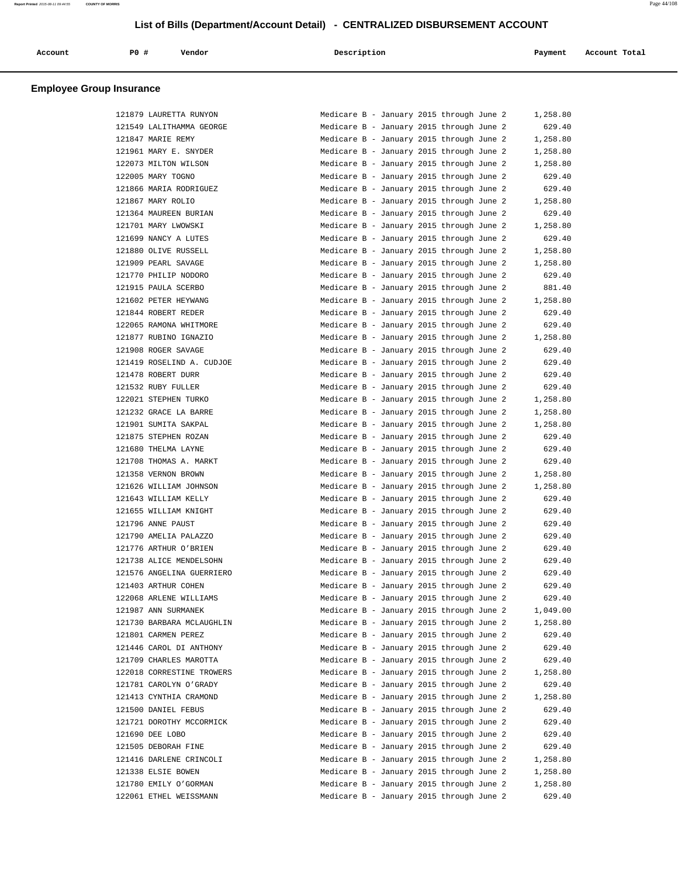# List of Bills (Department/Account Detail) - CENTRALIZED DISBURSEMENT ACCOUNT

## Employee Group Insurance

| Account | PO # | Vendor | Description | Payment | Account Total |
|---|---|---|---|---|---|
| | 121879 | LAURETTA RUNYON | Medicare B - January 2015 through June 2 | 1,258.80 | |
| | 121549 | LALITHAMMA GEORGE | Medicare B - January 2015 through June 2 | 629.40 | |
| | 121847 | MARIE REMY | Medicare B - January 2015 through June 2 | 1,258.80 | |
| | 121961 | MARY E. SNYDER | Medicare B - January 2015 through June 2 | 1,258.80 | |
| | 122073 | MILTON WILSON | Medicare B - January 2015 through June 2 | 1,258.80 | |
| | 122005 | MARY TOGNO | Medicare B - January 2015 through June 2 | 629.40 | |
| | 121866 | MARIA RODRIGUEZ | Medicare B - January 2015 through June 2 | 629.40 | |
| | 121867 | MARY ROLIO | Medicare B - January 2015 through June 2 | 1,258.80 | |
| | 121364 | MAUREEN BURIAN | Medicare B - January 2015 through June 2 | 629.40 | |
| | 121701 | MARY LWOWSKI | Medicare B - January 2015 through June 2 | 1,258.80 | |
| | 121699 | NANCY A LUTES | Medicare B - January 2015 through June 2 | 629.40 | |
| | 121880 | OLIVE RUSSELL | Medicare B - January 2015 through June 2 | 1,258.80 | |
| | 121909 | PEARL SAVAGE | Medicare B - January 2015 through June 2 | 1,258.80 | |
| | 121770 | PHILIP NODORO | Medicare B - January 2015 through June 2 | 629.40 | |
| | 121915 | PAULA SCERBO | Medicare B - January 2015 through June 2 | 881.40 | |
| | 121602 | PETER HEYWANG | Medicare B - January 2015 through June 2 | 1,258.80 | |
| | 121844 | ROBERT REDER | Medicare B - January 2015 through June 2 | 629.40 | |
| | 122065 | RAMONA WHITMORE | Medicare B - January 2015 through June 2 | 629.40 | |
| | 121877 | RUBINO IGNAZIO | Medicare B - January 2015 through June 2 | 1,258.80 | |
| | 121908 | ROGER SAVAGE | Medicare B - January 2015 through June 2 | 629.40 | |
| | 121419 | ROSELIND A. CUDJOE | Medicare B - January 2015 through June 2 | 629.40 | |
| | 121478 | ROBERT DURR | Medicare B - January 2015 through June 2 | 629.40 | |
| | 121532 | RUBY FULLER | Medicare B - January 2015 through June 2 | 629.40 | |
| | 122021 | STEPHEN TURKO | Medicare B - January 2015 through June 2 | 1,258.80 | |
| | 121232 | GRACE LA BARRE | Medicare B - January 2015 through June 2 | 1,258.80 | |
| | 121901 | SUMITA SAKPAL | Medicare B - January 2015 through June 2 | 1,258.80 | |
| | 121875 | STEPHEN ROZAN | Medicare B - January 2015 through June 2 | 629.40 | |
| | 121680 | THELMA LAYNE | Medicare B - January 2015 through June 2 | 629.40 | |
| | 121708 | THOMAS A. MARKT | Medicare B - January 2015 through June 2 | 629.40 | |
| | 121358 | VERNON BROWN | Medicare B - January 2015 through June 2 | 1,258.80 | |
| | 121626 | WILLIAM JOHNSON | Medicare B - January 2015 through June 2 | 1,258.80 | |
| | 121643 | WILLIAM KELLY | Medicare B - January 2015 through June 2 | 629.40 | |
| | 121655 | WILLIAM KNIGHT | Medicare B - January 2015 through June 2 | 629.40 | |
| | 121796 | ANNE PAUST | Medicare B - January 2015 through June 2 | 629.40 | |
| | 121790 | AMELIA PALAZZO | Medicare B - January 2015 through June 2 | 629.40 | |
| | 121776 | ARTHUR O'BRIEN | Medicare B - January 2015 through June 2 | 629.40 | |
| | 121738 | ALICE MENDELSOHN | Medicare B - January 2015 through June 2 | 629.40 | |
| | 121576 | ANGELINA GUERRIERO | Medicare B - January 2015 through June 2 | 629.40 | |
| | 121403 | ARTHUR COHEN | Medicare B - January 2015 through June 2 | 629.40 | |
| | 122068 | ARLENE WILLIAMS | Medicare B - January 2015 through June 2 | 629.40 | |
| | 121987 | ANN SURMANEK | Medicare B - January 2015 through June 2 | 1,049.00 | |
| | 121730 | BARBARA MCLAUGHLIN | Medicare B - January 2015 through June 2 | 1,258.80 | |
| | 121801 | CARMEN PEREZ | Medicare B - January 2015 through June 2 | 629.40 | |
| | 121446 | CAROL DI ANTHONY | Medicare B - January 2015 through June 2 | 629.40 | |
| | 121709 | CHARLES MAROTTA | Medicare B - January 2015 through June 2 | 629.40 | |
| | 122018 | CORRESTINE TROWERS | Medicare B - January 2015 through June 2 | 1,258.80 | |
| | 121781 | CAROLYN O'GRADY | Medicare B - January 2015 through June 2 | 629.40 | |
| | 121413 | CYNTHIA CRAMOND | Medicare B - January 2015 through June 2 | 1,258.80 | |
| | 121500 | DANIEL FEBUS | Medicare B - January 2015 through June 2 | 629.40 | |
| | 121721 | DOROTHY MCCORMICK | Medicare B - January 2015 through June 2 | 629.40 | |
| | 121690 | DEE LOBO | Medicare B - January 2015 through June 2 | 629.40 | |
| | 121505 | DEBORAH FINE | Medicare B - January 2015 through June 2 | 629.40 | |
| | 121416 | DARLENE CRINCOLI | Medicare B - January 2015 through June 2 | 1,258.80 | |
| | 121338 | ELSIE BOWEN | Medicare B - January 2015 through June 2 | 1,258.80 | |
| | 121780 | EMILY O'GORMAN | Medicare B - January 2015 through June 2 | 1,258.80 | |
| | 122061 | ETHEL WEISSMANN | Medicare B - January 2015 through June 2 | 629.40 | |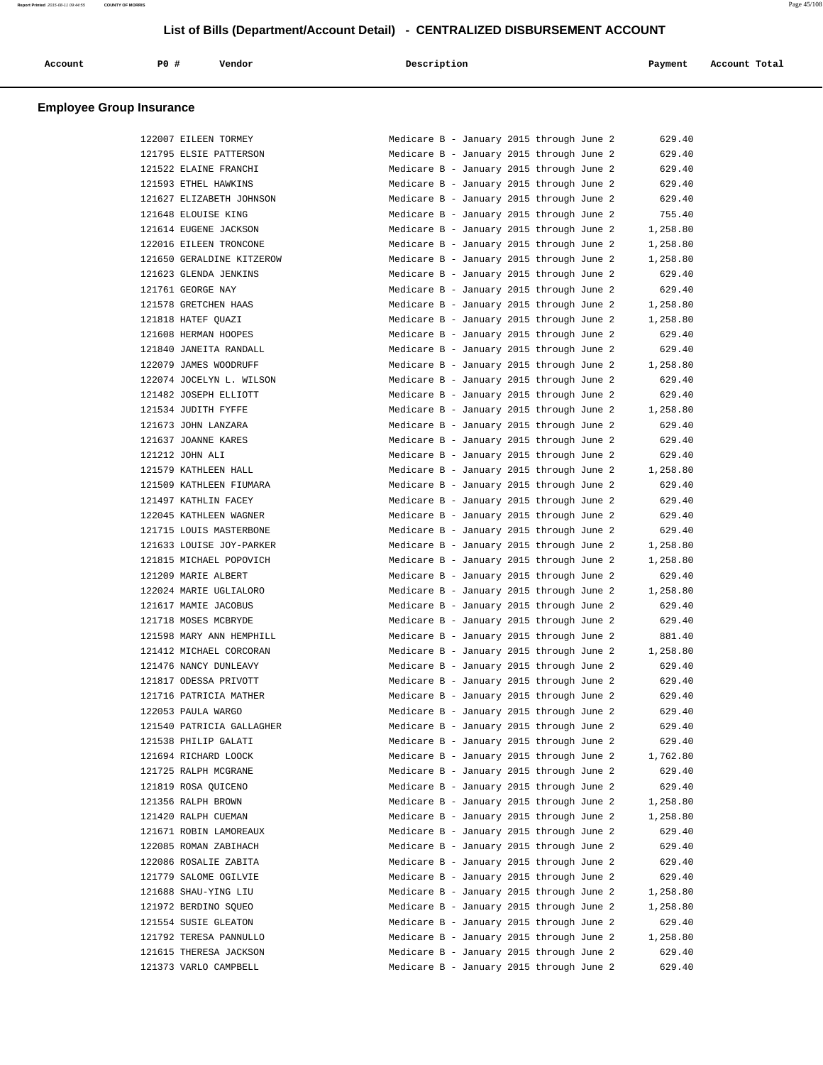# List of Bills (Department/Account Detail) - CENTRALIZED DISBURSEMENT ACCOUNT

| Account | PO # | Vendor | Description | Payment | Account Total |
|---|---|---|---|---|---|

## Employee Group Insurance

| Account | PO # | Vendor | Description | Payment | Account Total |
|---|---|---|---|---|---|
| | 122007 | EILEEN TORMEY | Medicare B - January 2015 through June 2 | 629.40 | |
| | 121795 | ELSIE PATTERSON | Medicare B - January 2015 through June 2 | 629.40 | |
| | 121522 | ELAINE FRANCHI | Medicare B - January 2015 through June 2 | 629.40 | |
| | 121593 | ETHEL HAWKINS | Medicare B - January 2015 through June 2 | 629.40 | |
| | 121627 | ELIZABETH JOHNSON | Medicare B - January 2015 through June 2 | 629.40 | |
| | 121648 | ELOUISE KING | Medicare B - January 2015 through June 2 | 755.40 | |
| | 121614 | EUGENE JACKSON | Medicare B - January 2015 through June 2 | 1,258.80 | |
| | 122016 | EILEEN TRONCONE | Medicare B - January 2015 through June 2 | 1,258.80 | |
| | 121650 | GERALDINE KITZEROW | Medicare B - January 2015 through June 2 | 1,258.80 | |
| | 121623 | GLENDA JENKINS | Medicare B - January 2015 through June 2 | 629.40 | |
| | 121761 | GEORGE NAY | Medicare B - January 2015 through June 2 | 629.40 | |
| | 121578 | GRETCHEN HAAS | Medicare B - January 2015 through June 2 | 1,258.80 | |
| | 121818 | HATEF QUAZI | Medicare B - January 2015 through June 2 | 1,258.80 | |
| | 121608 | HERMAN HOOPES | Medicare B - January 2015 through June 2 | 629.40 | |
| | 121840 | JANEITA RANDALL | Medicare B - January 2015 through June 2 | 629.40 | |
| | 122079 | JAMES WOODRUFF | Medicare B - January 2015 through June 2 | 1,258.80 | |
| | 122074 | JOCELYN L. WILSON | Medicare B - January 2015 through June 2 | 629.40 | |
| | 121482 | JOSEPH ELLIOTT | Medicare B - January 2015 through June 2 | 629.40 | |
| | 121534 | JUDITH FYFFE | Medicare B - January 2015 through June 2 | 1,258.80 | |
| | 121673 | JOHN LANZARA | Medicare B - January 2015 through June 2 | 629.40 | |
| | 121637 | JOANNE KARES | Medicare B - January 2015 through June 2 | 629.40 | |
| | 121212 | JOHN ALI | Medicare B - January 2015 through June 2 | 629.40 | |
| | 121579 | KATHLEEN HALL | Medicare B - January 2015 through June 2 | 1,258.80 | |
| | 121509 | KATHLEEN FIUMARA | Medicare B - January 2015 through June 2 | 629.40 | |
| | 121497 | KATHLIN FACEY | Medicare B - January 2015 through June 2 | 629.40 | |
| | 122045 | KATHLEEN WAGNER | Medicare B - January 2015 through June 2 | 629.40 | |
| | 121715 | LOUIS MASTERBONE | Medicare B - January 2015 through June 2 | 629.40 | |
| | 121633 | LOUISE JOY-PARKER | Medicare B - January 2015 through June 2 | 1,258.80 | |
| | 121815 | MICHAEL POPOVICH | Medicare B - January 2015 through June 2 | 1,258.80 | |
| | 121209 | MARIE ALBERT | Medicare B - January 2015 through June 2 | 629.40 | |
| | 122024 | MARIE UGLIALORO | Medicare B - January 2015 through June 2 | 1,258.80 | |
| | 121617 | MAMIE JACOBUS | Medicare B - January 2015 through June 2 | 629.40 | |
| | 121718 | MOSES MCBRYDE | Medicare B - January 2015 through June 2 | 629.40 | |
| | 121598 | MARY ANN HEMPHILL | Medicare B - January 2015 through June 2 | 881.40 | |
| | 121412 | MICHAEL CORCORAN | Medicare B - January 2015 through June 2 | 1,258.80 | |
| | 121476 | NANCY DUNLEAVY | Medicare B - January 2015 through June 2 | 629.40 | |
| | 121817 | ODESSA PRIVOTT | Medicare B - January 2015 through June 2 | 629.40 | |
| | 121716 | PATRICIA MATHER | Medicare B - January 2015 through June 2 | 629.40 | |
| | 122053 | PAULA WARGO | Medicare B - January 2015 through June 2 | 629.40 | |
| | 121540 | PATRICIA GALLAGHER | Medicare B - January 2015 through June 2 | 629.40 | |
| | 121538 | PHILIP GALATI | Medicare B - January 2015 through June 2 | 629.40 | |
| | 121694 | RICHARD LOOCK | Medicare B - January 2015 through June 2 | 1,762.80 | |
| | 121725 | RALPH MCGRANE | Medicare B - January 2015 through June 2 | 629.40 | |
| | 121819 | ROSA QUICENO | Medicare B - January 2015 through June 2 | 629.40 | |
| | 121356 | RALPH BROWN | Medicare B - January 2015 through June 2 | 1,258.80 | |
| | 121420 | RALPH CUEMAN | Medicare B - January 2015 through June 2 | 1,258.80 | |
| | 121671 | ROBIN LAMOREAUX | Medicare B - January 2015 through June 2 | 629.40 | |
| | 122085 | ROMAN ZABIHACH | Medicare B - January 2015 through June 2 | 629.40 | |
| | 122086 | ROSALIE ZABITA | Medicare B - January 2015 through June 2 | 629.40 | |
| | 121779 | SALOME OGILVIE | Medicare B - January 2015 through June 2 | 629.40 | |
| | 121688 | SHAU-YING LIU | Medicare B - January 2015 through June 2 | 1,258.80 | |
| | 121972 | BERDINO SQUEO | Medicare B - January 2015 through June 2 | 1,258.80 | |
| | 121554 | SUSIE GLEATON | Medicare B - January 2015 through June 2 | 629.40 | |
| | 121792 | TERESA PANNULLO | Medicare B - January 2015 through June 2 | 1,258.80 | |
| | 121615 | THERESA JACKSON | Medicare B - January 2015 through June 2 | 629.40 | |
| | 121373 | VARLO CAMPBELL | Medicare B - January 2015 through June 2 | 629.40 | |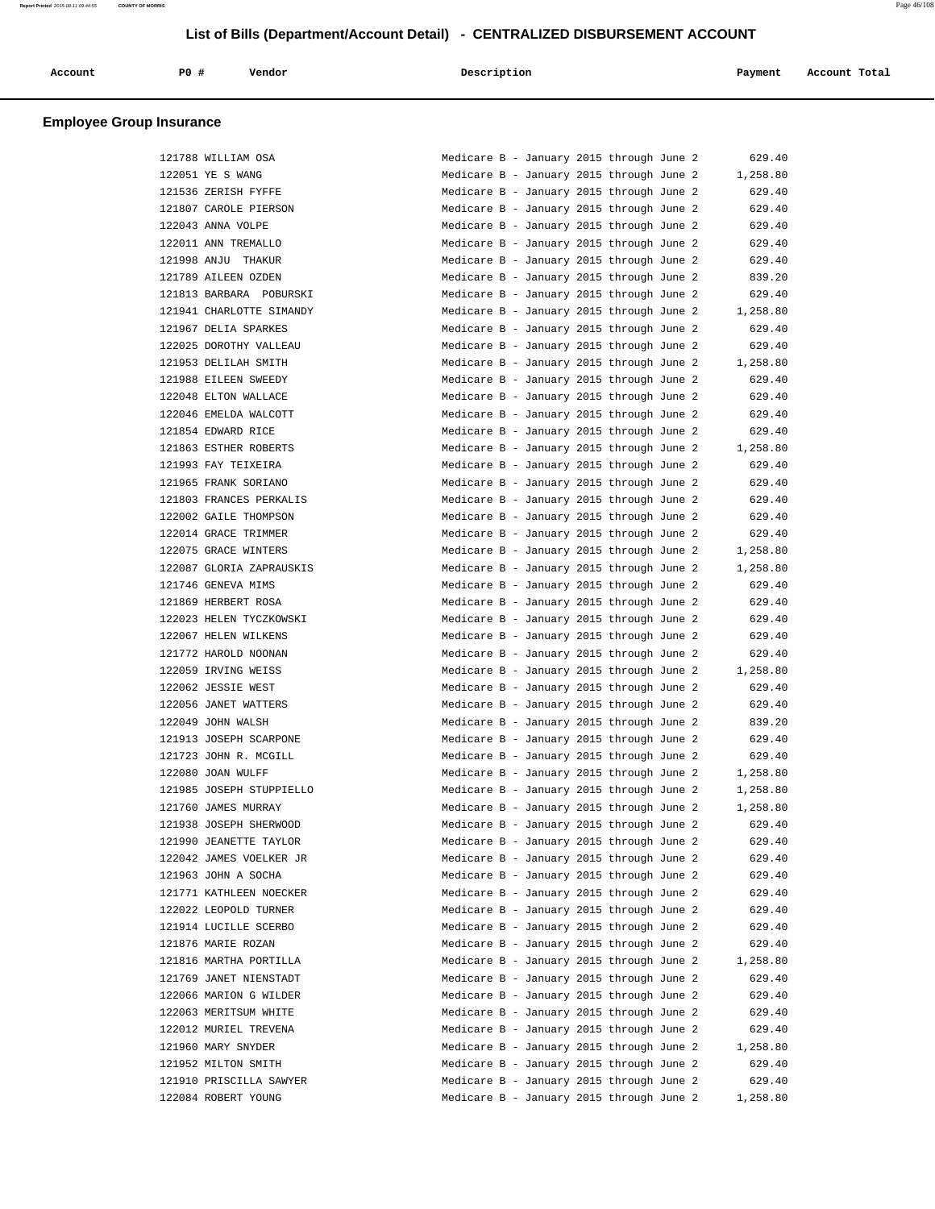## List of Bills (Department/Account Detail) - CENTRALIZED DISBURSEMENT ACCOUNT

### Employee Group Insurance

| Account | PO # | Vendor | Description | Payment | Account Total |
|---|---|---|---|---|---|
| | 121788 | WILLIAM OSA | Medicare B - January 2015 through June 2 | 629.40 | |
| | 122051 | YE S WANG | Medicare B - January 2015 through June 2 | 1,258.80 | |
| | 121536 | ZERISH FYFFE | Medicare B - January 2015 through June 2 | 629.40 | |
| | 121807 | CAROLE PIERSON | Medicare B - January 2015 through June 2 | 629.40 | |
| | 122043 | ANNA VOLPE | Medicare B - January 2015 through June 2 | 629.40 | |
| | 122011 | ANN TREMALLO | Medicare B - January 2015 through June 2 | 629.40 | |
| | 121998 | ANJU THAKUR | Medicare B - January 2015 through June 2 | 629.40 | |
| | 121789 | AILEEN OZDEN | Medicare B - January 2015 through June 2 | 839.20 | |
| | 121813 | BARBARA POBURSKI | Medicare B - January 2015 through June 2 | 629.40 | |
| | 121941 | CHARLOTTE SIMANDY | Medicare B - January 2015 through June 2 | 1,258.80 | |
| | 121967 | DELIA SPARKES | Medicare B - January 2015 through June 2 | 629.40 | |
| | 122025 | DOROTHY VALLEAU | Medicare B - January 2015 through June 2 | 629.40 | |
| | 121953 | DELILAH SMITH | Medicare B - January 2015 through June 2 | 1,258.80 | |
| | 121988 | EILEEN SWEEDY | Medicare B - January 2015 through June 2 | 629.40 | |
| | 122048 | ELTON WALLACE | Medicare B - January 2015 through June 2 | 629.40 | |
| | 122046 | EMELDA WALCOTT | Medicare B - January 2015 through June 2 | 629.40 | |
| | 121854 | EDWARD RICE | Medicare B - January 2015 through June 2 | 629.40 | |
| | 121863 | ESTHER ROBERTS | Medicare B - January 2015 through June 2 | 1,258.80 | |
| | 121993 | FAY TEIXEIRA | Medicare B - January 2015 through June 2 | 629.40 | |
| | 121965 | FRANK SORIANO | Medicare B - January 2015 through June 2 | 629.40 | |
| | 121803 | FRANCES PERKALIS | Medicare B - January 2015 through June 2 | 629.40 | |
| | 122002 | GAILE THOMPSON | Medicare B - January 2015 through June 2 | 629.40 | |
| | 122014 | GRACE TRIMMER | Medicare B - January 2015 through June 2 | 629.40 | |
| | 122075 | GRACE WINTERS | Medicare B - January 2015 through June 2 | 1,258.80 | |
| | 122087 | GLORIA ZAPRAUSKIS | Medicare B - January 2015 through June 2 | 1,258.80 | |
| | 121746 | GENEVA MIMS | Medicare B - January 2015 through June 2 | 629.40 | |
| | 121869 | HERBERT ROSA | Medicare B - January 2015 through June 2 | 629.40 | |
| | 122023 | HELEN TYCZKOWSKI | Medicare B - January 2015 through June 2 | 629.40 | |
| | 122067 | HELEN WILKENS | Medicare B - January 2015 through June 2 | 629.40 | |
| | 121772 | HAROLD NOONAN | Medicare B - January 2015 through June 2 | 629.40 | |
| | 122059 | IRVING WEISS | Medicare B - January 2015 through June 2 | 1,258.80 | |
| | 122062 | JESSIE WEST | Medicare B - January 2015 through June 2 | 629.40 | |
| | 122056 | JANET WATTERS | Medicare B - January 2015 through June 2 | 629.40 | |
| | 122049 | JOHN WALSH | Medicare B - January 2015 through June 2 | 839.20 | |
| | 121913 | JOSEPH SCARPONE | Medicare B - January 2015 through June 2 | 629.40 | |
| | 121723 | JOHN R. MCGILL | Medicare B - January 2015 through June 2 | 629.40 | |
| | 122080 | JOAN WULFF | Medicare B - January 2015 through June 2 | 1,258.80 | |
| | 121985 | JOSEPH STUPPIELLO | Medicare B - January 2015 through June 2 | 1,258.80 | |
| | 121760 | JAMES MURRAY | Medicare B - January 2015 through June 2 | 1,258.80 | |
| | 121938 | JOSEPH SHERWOOD | Medicare B - January 2015 through June 2 | 629.40 | |
| | 121990 | JEANETTE TAYLOR | Medicare B - January 2015 through June 2 | 629.40 | |
| | 122042 | JAMES VOELKER JR | Medicare B - January 2015 through June 2 | 629.40 | |
| | 121963 | JOHN A SOCHA | Medicare B - January 2015 through June 2 | 629.40 | |
| | 121771 | KATHLEEN NOECKER | Medicare B - January 2015 through June 2 | 629.40 | |
| | 122022 | LEOPOLD TURNER | Medicare B - January 2015 through June 2 | 629.40 | |
| | 121914 | LUCILLE SCERBO | Medicare B - January 2015 through June 2 | 629.40 | |
| | 121876 | MARIE ROZAN | Medicare B - January 2015 through June 2 | 629.40 | |
| | 121816 | MARTHA PORTILLA | Medicare B - January 2015 through June 2 | 1,258.80 | |
| | 121769 | JANET NIENSTADT | Medicare B - January 2015 through June 2 | 629.40 | |
| | 122066 | MARION G WILDER | Medicare B - January 2015 through June 2 | 629.40 | |
| | 122063 | MERITSUM WHITE | Medicare B - January 2015 through June 2 | 629.40 | |
| | 122012 | MURIEL TREVENA | Medicare B - January 2015 through June 2 | 629.40 | |
| | 121960 | MARY SNYDER | Medicare B - January 2015 through June 2 | 1,258.80 | |
| | 121952 | MILTON SMITH | Medicare B - January 2015 through June 2 | 629.40 | |
| | 121910 | PRISCILLA SAWYER | Medicare B - January 2015 through June 2 | 629.40 | |
| | 122084 | ROBERT YOUNG | Medicare B - January 2015 through June 2 | 1,258.80 | |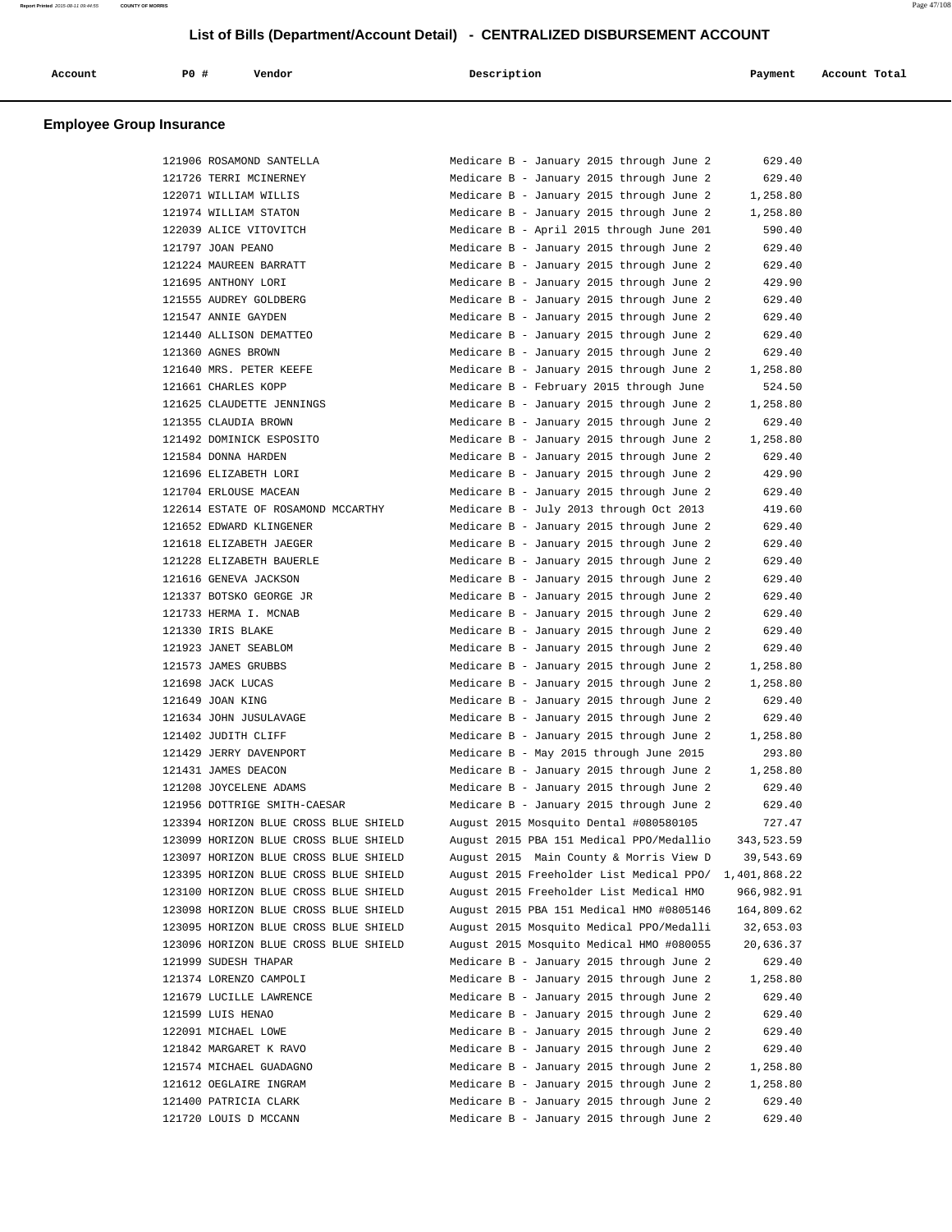## List of Bills (Department/Account Detail) - CENTRALIZED DISBURSEMENT ACCOUNT

| Account | PO # | Vendor | Description | Payment | Account Total |
|---|---|---|---|---|---|

### Employee Group Insurance

| Account | PO # | Vendor | Description | Payment | Account Total |
|---|---|---|---|---|---|
| | 121906 | ROSAMOND SANTELLA | Medicare B - January 2015 through June 2 | 629.40 | |
| | 121726 | TERRI MCINERNEY | Medicare B - January 2015 through June 2 | 629.40 | |
| | 122071 | WILLIAM WILLIS | Medicare B - January 2015 through June 2 | 1,258.80 | |
| | 121974 | WILLIAM STATON | Medicare B - January 2015 through June 2 | 1,258.80 | |
| | 122039 | ALICE VITOVITCH | Medicare B - April 2015 through June 201 | 590.40 | |
| | 121797 | JOAN PEANO | Medicare B - January 2015 through June 2 | 629.40 | |
| | 121224 | MAUREEN BARRATT | Medicare B - January 2015 through June 2 | 629.40 | |
| | 121695 | ANTHONY LORI | Medicare B - January 2015 through June 2 | 429.90 | |
| | 121555 | AUDREY GOLDBERG | Medicare B - January 2015 through June 2 | 629.40 | |
| | 121547 | ANNIE GAYDEN | Medicare B - January 2015 through June 2 | 629.40 | |
| | 121440 | ALLISON DEMATTEO | Medicare B - January 2015 through June 2 | 629.40 | |
| | 121360 | AGNES BROWN | Medicare B - January 2015 through June 2 | 629.40 | |
| | 121640 | MRS. PETER KEEFE | Medicare B - January 2015 through June 2 | 1,258.80 | |
| | 121661 | CHARLES KOPP | Medicare B - February 2015 through June | 524.50 | |
| | 121625 | CLAUDETTE JENNINGS | Medicare B - January 2015 through June 2 | 1,258.80 | |
| | 121355 | CLAUDIA BROWN | Medicare B - January 2015 through June 2 | 629.40 | |
| | 121492 | DOMINICK ESPOSITO | Medicare B - January 2015 through June 2 | 1,258.80 | |
| | 121584 | DONNA HARDEN | Medicare B - January 2015 through June 2 | 629.40 | |
| | 121696 | ELIZABETH LORI | Medicare B - January 2015 through June 2 | 429.90 | |
| | 121704 | ERLOUSE MACEAN | Medicare B - January 2015 through June 2 | 629.40 | |
| | 122614 | ESTATE OF ROSAMOND MCCARTHY | Medicare B - July 2013 through Oct 2013 | 419.60 | |
| | 121652 | EDWARD KLINGENER | Medicare B - January 2015 through June 2 | 629.40 | |
| | 121618 | ELIZABETH JAEGER | Medicare B - January 2015 through June 2 | 629.40 | |
| | 121228 | ELIZABETH BAUERLE | Medicare B - January 2015 through June 2 | 629.40 | |
| | 121616 | GENEVA JACKSON | Medicare B - January 2015 through June 2 | 629.40 | |
| | 121337 | BOTSKO GEORGE JR | Medicare B - January 2015 through June 2 | 629.40 | |
| | 121733 | HERMA I. MCNAB | Medicare B - January 2015 through June 2 | 629.40 | |
| | 121330 | IRIS BLAKE | Medicare B - January 2015 through June 2 | 629.40 | |
| | 121923 | JANET SEABLOM | Medicare B - January 2015 through June 2 | 629.40 | |
| | 121573 | JAMES GRUBBS | Medicare B - January 2015 through June 2 | 1,258.80 | |
| | 121698 | JACK LUCAS | Medicare B - January 2015 through June 2 | 1,258.80 | |
| | 121649 | JOAN KING | Medicare B - January 2015 through June 2 | 629.40 | |
| | 121634 | JOHN JUSULAVAGE | Medicare B - January 2015 through June 2 | 629.40 | |
| | 121402 | JUDITH CLIFF | Medicare B - January 2015 through June 2 | 1,258.80 | |
| | 121429 | JERRY DAVENPORT | Medicare B - May 2015 through June 2015 | 293.80 | |
| | 121431 | JAMES DEACON | Medicare B - January 2015 through June 2 | 1,258.80 | |
| | 121208 | JOYCELENE ADAMS | Medicare B - January 2015 through June 2 | 629.40 | |
| | 121956 | DOTTRIGE SMITH-CAESAR | Medicare B - January 2015 through June 2 | 629.40 | |
| | 123394 | HORIZON BLUE CROSS BLUE SHIELD | August 2015 Mosquito Dental #080580105 | 727.47 | |
| | 123099 | HORIZON BLUE CROSS BLUE SHIELD | August 2015 PBA 151 Medical PPO/Medallio | 343,523.59 | |
| | 123097 | HORIZON BLUE CROSS BLUE SHIELD | August 2015 Main County & Morris View D | 39,543.69 | |
| | 123395 | HORIZON BLUE CROSS BLUE SHIELD | August 2015 Freeholder List Medical PPO/ | 1,401,868.22 | |
| | 123100 | HORIZON BLUE CROSS BLUE SHIELD | August 2015 Freeholder List Medical HMO | 966,982.91 | |
| | 123098 | HORIZON BLUE CROSS BLUE SHIELD | August 2015 PBA 151 Medical HMO #0805146 | 164,809.62 | |
| | 123095 | HORIZON BLUE CROSS BLUE SHIELD | August 2015 Mosquito Medical PPO/Medalli | 32,653.03 | |
| | 123096 | HORIZON BLUE CROSS BLUE SHIELD | August 2015 Mosquito Medical HMO #080055 | 20,636.37 | |
| | 121999 | SUDESH THAPAR | Medicare B - January 2015 through June 2 | 629.40 | |
| | 121374 | LORENZO CAMPOLI | Medicare B - January 2015 through June 2 | 1,258.80 | |
| | 121679 | LUCILLE LAWRENCE | Medicare B - January 2015 through June 2 | 629.40 | |
| | 121599 | LUIS HENAO | Medicare B - January 2015 through June 2 | 629.40 | |
| | 122091 | MICHAEL LOWE | Medicare B - January 2015 through June 2 | 629.40 | |
| | 121842 | MARGARET K RAVO | Medicare B - January 2015 through June 2 | 629.40 | |
| | 121574 | MICHAEL GUADAGNO | Medicare B - January 2015 through June 2 | 1,258.80 | |
| | 121612 | OEGLAIRE INGRAM | Medicare B - January 2015 through June 2 | 1,258.80 | |
| | 121400 | PATRICIA CLARK | Medicare B - January 2015 through June 2 | 629.40 | |
| | 121720 | LOUIS D MCCANN | Medicare B - January 2015 through June 2 | 629.40 | |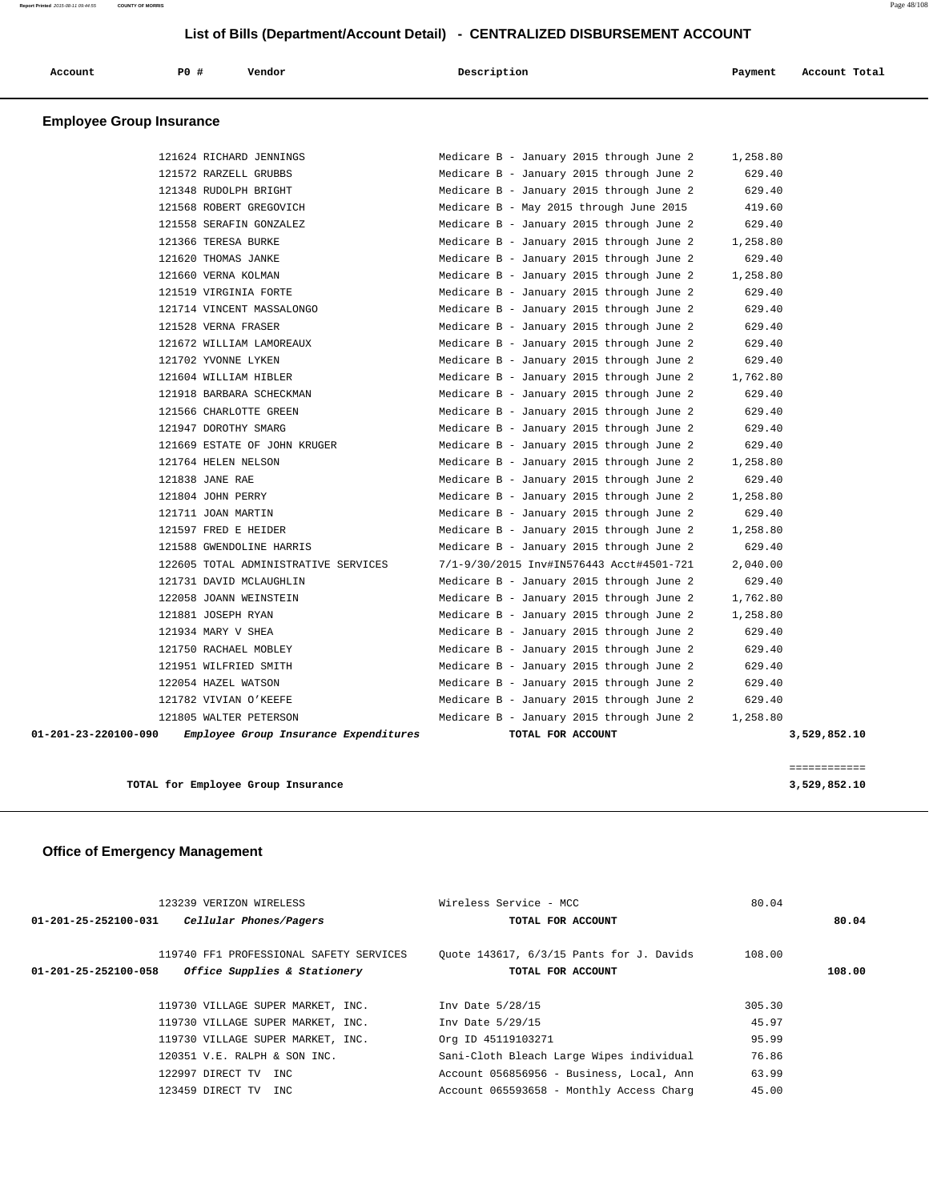## List of Bills (Department/Account Detail) - CENTRALIZED DISBURSEMENT ACCOUNT

| Account | PO # | Vendor | Description | Payment | Account Total |
|---|---|---|---|---|---|

### Employee Group Insurance

| Account | PO # | Vendor | Description | Payment | Account Total |
|---|---|---|---|---|---|
| | 121624 | RICHARD JENNINGS | Medicare B - January 2015 through June 2 | 1,258.80 | |
| | 121572 | RARZELL GRUBBS | Medicare B - January 2015 through June 2 | 629.40 | |
| | 121348 | RUDOLPH BRIGHT | Medicare B - January 2015 through June 2 | 629.40 | |
| | 121568 | ROBERT GREGOVICH | Medicare B - May 2015 through June 2015 | 419.60 | |
| | 121558 | SERAFIN GONZALEZ | Medicare B - January 2015 through June 2 | 629.40 | |
| | 121366 | TERESA BURKE | Medicare B - January 2015 through June 2 | 1,258.80 | |
| | 121620 | THOMAS JANKE | Medicare B - January 2015 through June 2 | 629.40 | |
| | 121660 | VERNA KOLMAN | Medicare B - January 2015 through June 2 | 1,258.80 | |
| | 121519 | VIRGINIA FORTE | Medicare B - January 2015 through June 2 | 629.40 | |
| | 121714 | VINCENT MASSALONGO | Medicare B - January 2015 through June 2 | 629.40 | |
| | 121528 | VERNA FRASER | Medicare B - January 2015 through June 2 | 629.40 | |
| | 121672 | WILLIAM LAMOREAUX | Medicare B - January 2015 through June 2 | 629.40 | |
| | 121702 | YVONNE LYKEN | Medicare B - January 2015 through June 2 | 629.40 | |
| | 121604 | WILLIAM HIBLER | Medicare B - January 2015 through June 2 | 1,762.80 | |
| | 121918 | BARBARA SCHECKMAN | Medicare B - January 2015 through June 2 | 629.40 | |
| | 121566 | CHARLOTTE GREEN | Medicare B - January 2015 through June 2 | 629.40 | |
| | 121947 | DOROTHY SMARG | Medicare B - January 2015 through June 2 | 629.40 | |
| | 121669 | ESTATE OF JOHN KRUGER | Medicare B - January 2015 through June 2 | 629.40 | |
| | 121764 | HELEN NELSON | Medicare B - January 2015 through June 2 | 1,258.80 | |
| | 121838 | JANE RAE | Medicare B - January 2015 through June 2 | 629.40 | |
| | 121804 | JOHN PERRY | Medicare B - January 2015 through June 2 | 1,258.80 | |
| | 121711 | JOAN MARTIN | Medicare B - January 2015 through June 2 | 629.40 | |
| | 121597 | FRED E HEIDER | Medicare B - January 2015 through June 2 | 1,258.80 | |
| | 121588 | GWENDOLINE HARRIS | Medicare B - January 2015 through June 2 | 629.40 | |
| | 122605 | TOTAL ADMINISTRATIVE SERVICES | 7/1-9/30/2015 Inv#IN576443 Acct#4501-721 | 2,040.00 | |
| | 121731 | DAVID MCLAUGHLIN | Medicare B - January 2015 through June 2 | 629.40 | |
| | 122058 | JOANN WEINSTEIN | Medicare B - January 2015 through June 2 | 1,762.80 | |
| | 121881 | JOSEPH RYAN | Medicare B - January 2015 through June 2 | 1,258.80 | |
| | 121934 | MARY V SHEA | Medicare B - January 2015 through June 2 | 629.40 | |
| | 121750 | RACHAEL MOBLEY | Medicare B - January 2015 through June 2 | 629.40 | |
| | 121951 | WILFRIED SMITH | Medicare B - January 2015 through June 2 | 629.40 | |
| | 122054 | HAZEL WATSON | Medicare B - January 2015 through June 2 | 629.40 | |
| | 121782 | VIVIAN O'KEEFE | Medicare B - January 2015 through June 2 | 629.40 | |
| | 121805 | WALTER PETERSON | Medicare B - January 2015 through June 2 | 1,258.80 | |
| **01-201-23-220100-090** | | ***Employee Group Insurance Expenditures*** | **TOTAL FOR ACCOUNT** | | **3,529,852.10** |

**TOTAL for Employee Group Insurance** ============ **3,529,852.10**

### Office of Emergency Management

| Account | PO # | Vendor | Description | Payment | Account Total |
|---|---|---|---|---|---|
| | 123239 | VERIZON WIRELESS | Wireless Service - MCC | 80.04 | |
| **01-201-25-252100-031** | | ***Cellular Phones/Pagers*** | **TOTAL FOR ACCOUNT** | | **80.04** |
| | 119740 | FF1 PROFESSIONAL SAFETY SERVICES | Quote 143617, 6/3/15 Pants for J. Davids | 108.00 | |
| **01-201-25-252100-058** | | ***Office Supplies & Stationery*** | **TOTAL FOR ACCOUNT** | | **108.00** |
| | 119730 | VILLAGE SUPER MARKET, INC. | Inv Date 5/28/15 | 305.30 | |
| | 119730 | VILLAGE SUPER MARKET, INC. | Inv Date 5/29/15 | 45.97 | |
| | 119730 | VILLAGE SUPER MARKET, INC. | Org ID 45119103271 | 95.99 | |
| | 120351 | V.E. RALPH & SON INC. | Sani-Cloth Bleach Large Wipes individual | 76.86 | |
| | 122997 | DIRECT TV INC | Account 056856956 - Business, Local, Ann | 63.99 | |
| | 123459 | DIRECT TV INC | Account 065593658 - Monthly Access Charg | 45.00 | |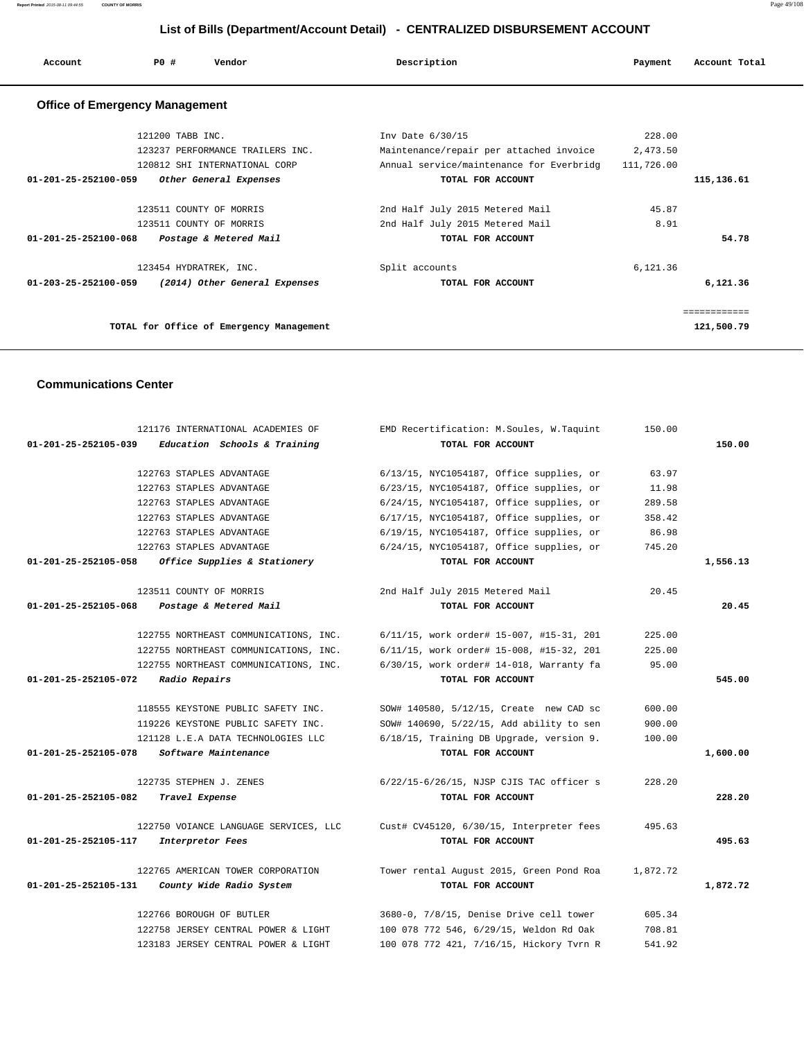# List of Bills (Department/Account Detail) - CENTRALIZED DISBURSEMENT ACCOUNT

| Account | PO # | Vendor | Description | Payment | Account Total |
|---|---|---|---|---|---|

## Office of Emergency Management

| Account | PO # | Vendor | Description | Payment | Account Total |
|---|---|---|---|---|---|
| | 121200 | TABB INC. | Inv Date 6/30/15 | 228.00 | |
| | 123237 | PERFORMANCE TRAILERS INC. | Maintenance/repair per attached invoice | 2,473.50 | |
| | 120812 | SHI INTERNATIONAL CORP | Annual service/maintenance for Everbridg | 111,726.00 | |
| 01-201-25-252100-059 | | *Other General Expenses* | TOTAL FOR ACCOUNT | | 115,136.61 |
| | 123511 | COUNTY OF MORRIS | 2nd Half July 2015 Metered Mail | 45.87 | |
| | 123511 | COUNTY OF MORRIS | 2nd Half July 2015 Metered Mail | 8.91 | |
| 01-201-25-252100-068 | | *Postage & Metered Mail* | TOTAL FOR ACCOUNT | | 54.78 |
| | 123454 | HYDRATREK, INC. | Split accounts | 6,121.36 | |
| 01-203-25-252100-059 | | *(2014) Other General Expenses* | TOTAL FOR ACCOUNT | | 6,121.36 |
| | | TOTAL for Office of Emergency Management | | | 121,500.79 |

## Communications Center

| Account | PO # | Vendor | Description | Payment | Account Total |
|---|---|---|---|---|---|
| | 121176 | INTERNATIONAL ACADEMIES OF | EMD Recertification: M.Soules, W.Taquint | 150.00 | |
| 01-201-25-252105-039 | | *Education Schools & Training* | TOTAL FOR ACCOUNT | | 150.00 |
| | 122763 | STAPLES ADVANTAGE | 6/13/15, NYC1054187, Office supplies, or | 63.97 | |
| | 122763 | STAPLES ADVANTAGE | 6/23/15, NYC1054187, Office supplies, or | 11.98 | |
| | 122763 | STAPLES ADVANTAGE | 6/24/15, NYC1054187, Office supplies, or | 289.58 | |
| | 122763 | STAPLES ADVANTAGE | 6/17/15, NYC1054187, Office supplies, or | 358.42 | |
| | 122763 | STAPLES ADVANTAGE | 6/19/15, NYC1054187, Office supplies, or | 86.98 | |
| | 122763 | STAPLES ADVANTAGE | 6/24/15, NYC1054187, Office supplies, or | 745.20 | |
| 01-201-25-252105-058 | | *Office Supplies & Stationery* | TOTAL FOR ACCOUNT | | 1,556.13 |
| | 123511 | COUNTY OF MORRIS | 2nd Half July 2015 Metered Mail | 20.45 | |
| 01-201-25-252105-068 | | *Postage & Metered Mail* | TOTAL FOR ACCOUNT | | 20.45 |
| | 122755 | NORTHEAST COMMUNICATIONS, INC. | 6/11/15, work order# 15-007, #15-31, 201 | 225.00 | |
| | 122755 | NORTHEAST COMMUNICATIONS, INC. | 6/11/15, work order# 15-008, #15-32, 201 | 225.00 | |
| | 122755 | NORTHEAST COMMUNICATIONS, INC. | 6/30/15, work order# 14-018, Warranty fa | 95.00 | |
| 01-201-25-252105-072 | | *Radio Repairs* | TOTAL FOR ACCOUNT | | 545.00 |
| | 118555 | KEYSTONE PUBLIC SAFETY INC. | SOW# 140580, 5/12/15, Create new CAD sc | 600.00 | |
| | 119226 | KEYSTONE PUBLIC SAFETY INC. | SOW# 140690, 5/22/15, Add ability to sen | 900.00 | |
| | 121128 | L.E.A DATA TECHNOLOGIES LLC | 6/18/15, Training DB Upgrade, version 9. | 100.00 | |
| 01-201-25-252105-078 | | *Software Maintenance* | TOTAL FOR ACCOUNT | | 1,600.00 |
| | 122735 | STEPHEN J. ZENES | 6/22/15-6/26/15, NJSP CJIS TAC officer s | 228.20 | |
| 01-201-25-252105-082 | | *Travel Expense* | TOTAL FOR ACCOUNT | | 228.20 |
| | 122750 | VOIANCE LANGUAGE SERVICES, LLC | Cust# CV45120, 6/30/15, Interpreter fees | 495.63 | |
| 01-201-25-252105-117 | | *Interpretor Fees* | TOTAL FOR ACCOUNT | | 495.63 |
| | 122765 | AMERICAN TOWER CORPORATION | Tower rental August 2015, Green Pond Roa | 1,872.72 | |
| 01-201-25-252105-131 | | *County Wide Radio System* | TOTAL FOR ACCOUNT | | 1,872.72 |
| | 122766 | BOROUGH OF BUTLER | 3680-0, 7/8/15, Denise Drive cell tower | 605.34 | |
| | 122758 | JERSEY CENTRAL POWER & LIGHT | 100 078 772 546, 6/29/15, Weldon Rd Oak | 708.81 | |
| | 123183 | JERSEY CENTRAL POWER & LIGHT | 100 078 772 421, 7/16/15, Hickory Tvrn R | 541.92 | |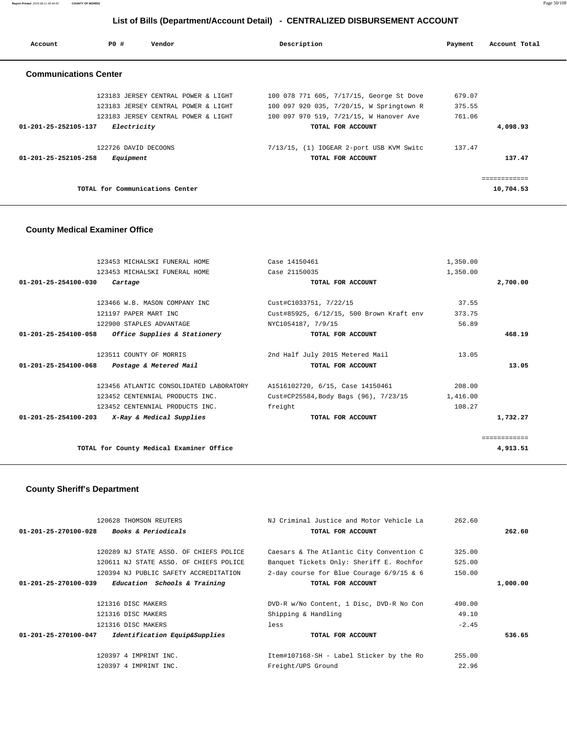# List of Bills (Department/Account Detail) - CENTRALIZED DISBURSEMENT ACCOUNT

| Account | PO # | Vendor | Description | Payment | Account Total |
|---|---|---|---|---|---|

## Communications Center

| Account | PO # | Vendor | Description | Payment | Account Total |
|---|---|---|---|---|---|
| | 123183 | JERSEY CENTRAL POWER & LIGHT | 100 078 771 605, 7/17/15, George St Dove | 679.07 | |
| | 123183 | JERSEY CENTRAL POWER & LIGHT | 100 097 920 035, 7/20/15, W Springtown R | 375.55 | |
| | 123183 | JERSEY CENTRAL POWER & LIGHT | 100 097 970 519, 7/21/15, W Hanover Ave | 761.06 | |
| 01-201-25-252105-137 | | *Electricity* | TOTAL FOR ACCOUNT | | 4,098.93 |
| | 122726 | DAVID DECOONS | 7/13/15, (1) IOGEAR 2-port USB KVM Switc | 137.47 | |
| 01-201-25-252105-258 | | *Equipment* | TOTAL FOR ACCOUNT | | 137.47 |
| | | TOTAL for Communications Center | | | 10,704.53 |

## County Medical Examiner Office

| Account | PO # | Vendor | Description | Payment | Account Total |
|---|---|---|---|---|---|
| | 123453 | MICHALSKI FUNERAL HOME | Case 14150461 | 1,350.00 | |
| | 123453 | MICHALSKI FUNERAL HOME | Case 21150035 | 1,350.00 | |
| 01-201-25-254100-030 | | *Cartage* | TOTAL FOR ACCOUNT | | 2,700.00 |
| | 123466 | W.B. MASON COMPANY INC | Cust#C1033751, 7/22/15 | 37.55 | |
| | 121197 | PAPER MART INC | Cust#85925, 6/12/15, 500 Brown Kraft env | 373.75 | |
| | 122900 | STAPLES ADVANTAGE | NYC1054187, 7/9/15 | 56.89 | |
| 01-201-25-254100-058 | | *Office Supplies & Stationery* | TOTAL FOR ACCOUNT | | 468.19 |
| | 123511 | COUNTY OF MORRIS | 2nd Half July 2015 Metered Mail | 13.05 | |
| 01-201-25-254100-068 | | *Postage & Metered Mail* | TOTAL FOR ACCOUNT | | 13.05 |
| | 123456 | ATLANTIC CONSOLIDATED LABORATORY | A1516102720, 6/15, Case 14150461 | 208.00 | |
| | 123452 | CENTENNIAL PRODUCTS INC. | Cust#CP25584,Body Bags (96), 7/23/15 | 1,416.00 | |
| | 123452 | CENTENNIAL PRODUCTS INC. | freight | 108.27 | |
| 01-201-25-254100-203 | | *X-Ray & Medical Supplies* | TOTAL FOR ACCOUNT | | 1,732.27 |
| | | TOTAL for County Medical Examiner Office | | | 4,913.51 |

## County Sheriff's Department

| Account | PO # | Vendor | Description | Payment | Account Total |
|---|---|---|---|---|---|
| | 120628 | THOMSON REUTERS | NJ Criminal Justice and Motor Vehicle La | 262.60 | |
| 01-201-25-270100-028 | | *Books & Periodicals* | TOTAL FOR ACCOUNT | | 262.60 |
| | 120289 | NJ STATE ASSO. OF CHIEFS POLICE | Caesars & The Atlantic City Convention C | 325.00 | |
| | 120611 | NJ STATE ASSO. OF CHIEFS POLICE | Banquet Tickets Only: Sheriff E. Rochfor | 525.00 | |
| | 120394 | NJ PUBLIC SAFETY ACCREDITATION | 2-day course for Blue Courage 6/9/15 & 6 | 150.00 | |
| 01-201-25-270100-039 | | *Education Schools & Training* | TOTAL FOR ACCOUNT | | 1,000.00 |
| | 121316 | DISC MAKERS | DVD-R w/No Content, 1 Disc, DVD-R No Con | 490.00 | |
| | 121316 | DISC MAKERS | Shipping & Handling | 49.10 | |
| | 121316 | DISC MAKERS | less | -2.45 | |
| 01-201-25-270100-047 | | *Identification Equip&Supplies* | TOTAL FOR ACCOUNT | | 536.65 |
| | 120397 | 4 IMPRINT INC. | Item#107168-SH - Label Sticker by the Ro | 255.00 | |
| | 120397 | 4 IMPRINT INC. | Freight/UPS Ground | 22.96 | |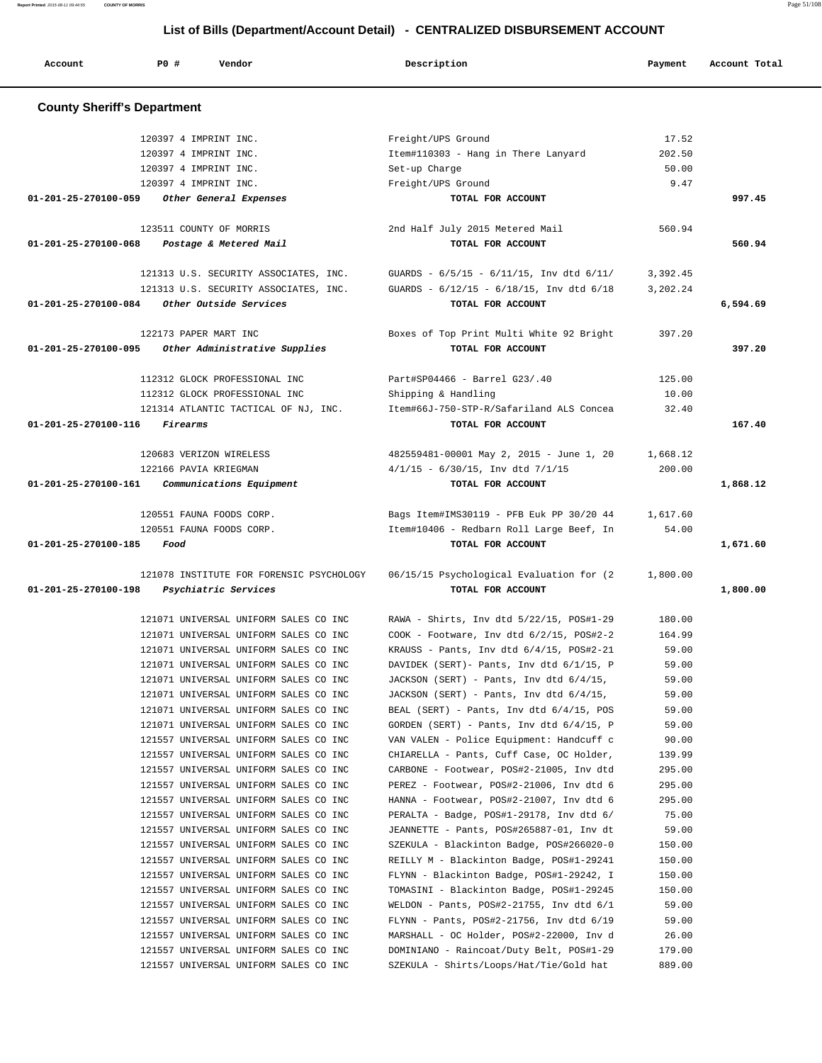## List of Bills (Department/Account Detail) - CENTRALIZED DISBURSEMENT ACCOUNT

| Account | PO # | Vendor | Description | Payment | Account Total |
|---|---|---|---|---|---|

### County Sheriff's Department

| Account | PO # | Vendor | Description | Payment | Account Total |
|---|---|---|---|---|---|
| | 120397 | 4 IMPRINT INC. | Freight/UPS Ground | 17.52 | |
| | 120397 | 4 IMPRINT INC. | Item#110303 - Hang in There Lanyard | 202.50 | |
| | 120397 | 4 IMPRINT INC. | Set-up Charge | 50.00 | |
| | 120397 | 4 IMPRINT INC. | Freight/UPS Ground | 9.47 | |
| 01-201-25-270100-059 | | *Other General Expenses* | TOTAL FOR ACCOUNT | | 997.45 |
| | 123511 | COUNTY OF MORRIS | 2nd Half July 2015 Metered Mail | 560.94 | |
| 01-201-25-270100-068 | | *Postage & Metered Mail* | TOTAL FOR ACCOUNT | | 560.94 |
| | 121313 | U.S. SECURITY ASSOCIATES, INC. | GUARDS - 6/5/15 - 6/11/15, Inv dtd 6/11/ | 3,392.45 | |
| | 121313 | U.S. SECURITY ASSOCIATES, INC. | GUARDS - 6/12/15 - 6/18/15, Inv dtd 6/18 | 3,202.24 | |
| 01-201-25-270100-084 | | *Other Outside Services* | TOTAL FOR ACCOUNT | | 6,594.69 |
| | 122173 | PAPER MART INC | Boxes of Top Print Multi White 92 Bright | 397.20 | |
| 01-201-25-270100-095 | | *Other Administrative Supplies* | TOTAL FOR ACCOUNT | | 397.20 |
| | 112312 | GLOCK PROFESSIONAL INC | Part#SP04466 - Barrel G23/.40 | 125.00 | |
| | 112312 | GLOCK PROFESSIONAL INC | Shipping & Handling | 10.00 | |
| | 121314 | ATLANTIC TACTICAL OF NJ, INC. | Item#66J-750-STP-R/Safariland ALS Concea | 32.40 | |
| 01-201-25-270100-116 | | *Firearms* | TOTAL FOR ACCOUNT | | 167.40 |
| | 120683 | VERIZON WIRELESS | 482559481-00001 May 2, 2015 - June 1, 20 | 1,668.12 | |
| | 122166 | PAVIA KRIEGMAN | 4/1/15 - 6/30/15, Inv dtd 7/1/15 | 200.00 | |
| 01-201-25-270100-161 | | *Communications Equipment* | TOTAL FOR ACCOUNT | | 1,868.12 |
| | 120551 | FAUNA FOODS CORP. | Bags Item#IMS30119 - PFB Euk PP 30/20 44 | 1,617.60 | |
| | 120551 | FAUNA FOODS CORP. | Item#10406 - Redbarn Roll Large Beef, In | 54.00 | |
| 01-201-25-270100-185 | | *Food* | TOTAL FOR ACCOUNT | | 1,671.60 |
| | 121078 | INSTITUTE FOR FORENSIC PSYCHOLOGY | 06/15/15 Psychological Evaluation for (2 | 1,800.00 | |
| 01-201-25-270100-198 | | *Psychiatric Services* | TOTAL FOR ACCOUNT | | 1,800.00 |
| | 121071 | UNIVERSAL UNIFORM SALES CO INC | RAWA - Shirts, Inv dtd 5/22/15, POS#1-29 | 180.00 | |
| | 121071 | UNIVERSAL UNIFORM SALES CO INC | COOK - Footware, Inv dtd 6/2/15, POS#2-2 | 164.99 | |
| | 121071 | UNIVERSAL UNIFORM SALES CO INC | KRAUSS - Pants, Inv dtd 6/4/15, POS#2-21 | 59.00 | |
| | 121071 | UNIVERSAL UNIFORM SALES CO INC | DAVIDEK (SERT)- Pants, Inv dtd 6/1/15, P | 59.00 | |
| | 121071 | UNIVERSAL UNIFORM SALES CO INC | JACKSON (SERT) - Pants, Inv dtd 6/4/15, | 59.00 | |
| | 121071 | UNIVERSAL UNIFORM SALES CO INC | JACKSON (SERT) - Pants, Inv dtd 6/4/15, | 59.00 | |
| | 121071 | UNIVERSAL UNIFORM SALES CO INC | BEAL (SERT) - Pants, Inv dtd 6/4/15, POS | 59.00 | |
| | 121071 | UNIVERSAL UNIFORM SALES CO INC | GORDEN (SERT) - Pants, Inv dtd 6/4/15, P | 59.00 | |
| | 121557 | UNIVERSAL UNIFORM SALES CO INC | VAN VALEN - Police Equipment: Handcuff c | 90.00 | |
| | 121557 | UNIVERSAL UNIFORM SALES CO INC | CHIARELLA - Pants, Cuff Case, OC Holder, | 139.99 | |
| | 121557 | UNIVERSAL UNIFORM SALES CO INC | CARBONE - Footwear, POS#2-21005, Inv dtd | 295.00 | |
| | 121557 | UNIVERSAL UNIFORM SALES CO INC | PEREZ - Footwear, POS#2-21006, Inv dtd 6 | 295.00 | |
| | 121557 | UNIVERSAL UNIFORM SALES CO INC | HANNA - Footwear, POS#2-21007, Inv dtd 6 | 295.00 | |
| | 121557 | UNIVERSAL UNIFORM SALES CO INC | PERALTA - Badge, POS#1-29178, Inv dtd 6/ | 75.00 | |
| | 121557 | UNIVERSAL UNIFORM SALES CO INC | JEANNETTE - Pants, POS#265887-01, Inv dt | 59.00 | |
| | 121557 | UNIVERSAL UNIFORM SALES CO INC | SZEKULA - Blackinton Badge, POS#266020-0 | 150.00 | |
| | 121557 | UNIVERSAL UNIFORM SALES CO INC | REILLY M - Blackinton Badge, POS#1-29241 | 150.00 | |
| | 121557 | UNIVERSAL UNIFORM SALES CO INC | FLYNN - Blackinton Badge, POS#1-29242, I | 150.00 | |
| | 121557 | UNIVERSAL UNIFORM SALES CO INC | TOMASINI - Blackinton Badge, POS#1-29245 | 150.00 | |
| | 121557 | UNIVERSAL UNIFORM SALES CO INC | WELDON - Pants, POS#2-21755, Inv dtd 6/1 | 59.00 | |
| | 121557 | UNIVERSAL UNIFORM SALES CO INC | FLYNN - Pants, POS#2-21756, Inv dtd 6/19 | 59.00 | |
| | 121557 | UNIVERSAL UNIFORM SALES CO INC | MARSHALL - OC Holder, POS#2-22000, Inv d | 26.00 | |
| | 121557 | UNIVERSAL UNIFORM SALES CO INC | DOMINIANO - Raincoat/Duty Belt, POS#1-29 | 179.00 | |
| | 121557 | UNIVERSAL UNIFORM SALES CO INC | SZEKULA - Shirts/Loops/Hat/Tie/Gold hat | 889.00 | |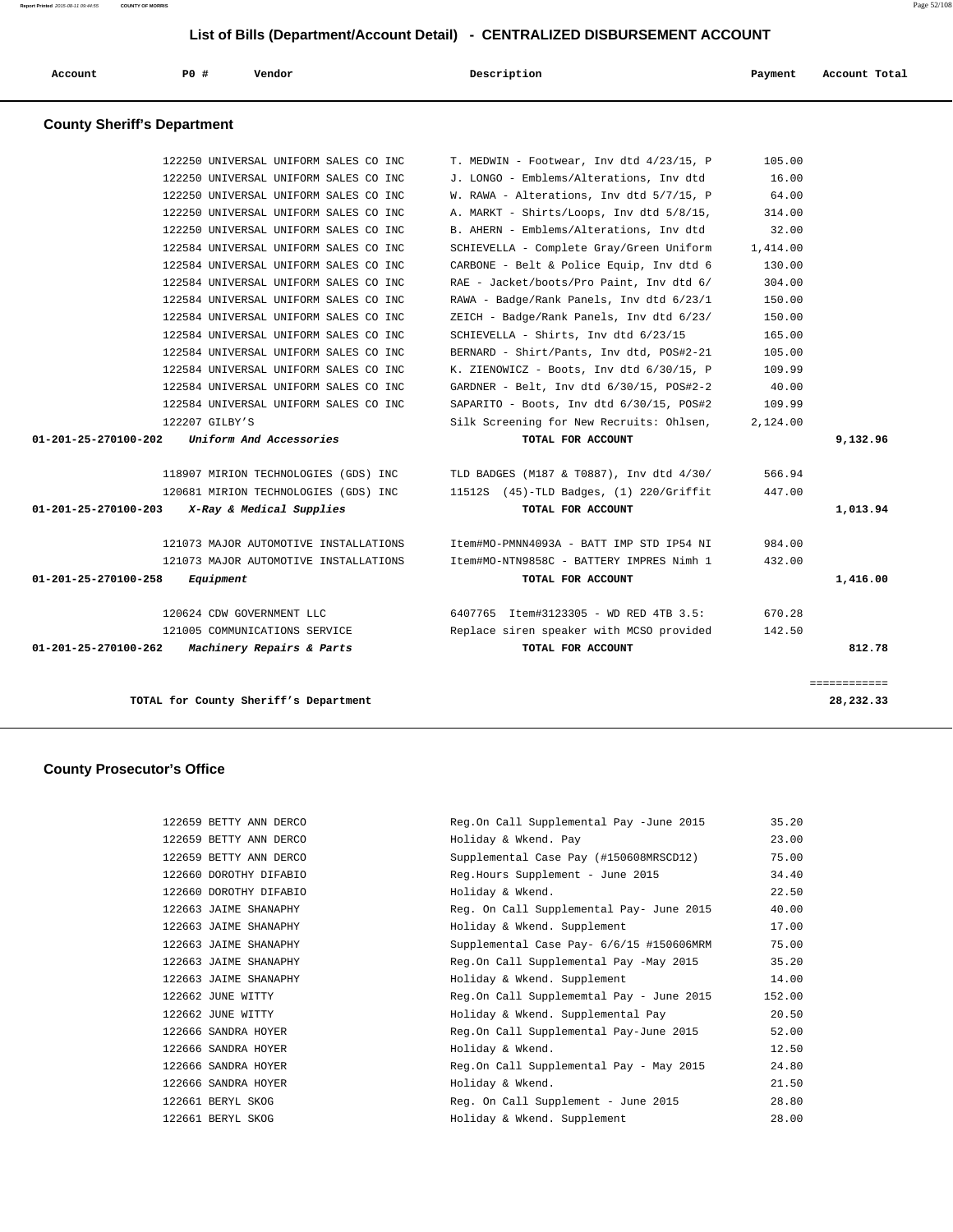## List of Bills (Department/Account Detail) - CENTRALIZED DISBURSEMENT ACCOUNT

| Account | PO # | Vendor | Description | Payment | Account Total |
|---|---|---|---|---|---|

### County Sheriff's Department

| Account | PO # | Vendor | Description | Payment | Account Total |
|---|---|---|---|---|---|
| | 122250 | UNIVERSAL UNIFORM SALES CO INC | T. MEDWIN - Footwear, Inv dtd 4/23/15, P | 105.00 | |
| | 122250 | UNIVERSAL UNIFORM SALES CO INC | J. LONGO - Emblems/Alterations, Inv dtd | 16.00 | |
| | 122250 | UNIVERSAL UNIFORM SALES CO INC | W. RAWA - Alterations, Inv dtd 5/7/15, P | 64.00 | |
| | 122250 | UNIVERSAL UNIFORM SALES CO INC | A. MARKT - Shirts/Loops, Inv dtd 5/8/15, | 314.00 | |
| | 122250 | UNIVERSAL UNIFORM SALES CO INC | B. AHERN - Emblems/Alterations, Inv dtd | 32.00 | |
| | 122584 | UNIVERSAL UNIFORM SALES CO INC | SCHIEVELLA - Complete Gray/Green Uniform | 1,414.00 | |
| | 122584 | UNIVERSAL UNIFORM SALES CO INC | CARBONE - Belt & Police Equip, Inv dtd 6 | 130.00 | |
| | 122584 | UNIVERSAL UNIFORM SALES CO INC | RAE - Jacket/boots/Pro Paint, Inv dtd 6/ | 304.00 | |
| | 122584 | UNIVERSAL UNIFORM SALES CO INC | RAWA - Badge/Rank Panels, Inv dtd 6/23/1 | 150.00 | |
| | 122584 | UNIVERSAL UNIFORM SALES CO INC | ZEICH - Badge/Rank Panels, Inv dtd 6/23/ | 150.00 | |
| | 122584 | UNIVERSAL UNIFORM SALES CO INC | SCHIEVELLA - Shirts, Inv dtd 6/23/15 | 165.00 | |
| | 122584 | UNIVERSAL UNIFORM SALES CO INC | BERNARD - Shirt/Pants, Inv dtd, POS#2-21 | 105.00 | |
| | 122584 | UNIVERSAL UNIFORM SALES CO INC | K. ZIENOWICZ - Boots, Inv dtd 6/30/15, P | 109.99 | |
| | 122584 | UNIVERSAL UNIFORM SALES CO INC | GARDNER - Belt, Inv dtd 6/30/15, POS#2-2 | 40.00 | |
| | 122584 | UNIVERSAL UNIFORM SALES CO INC | SAPARITO - Boots, Inv dtd 6/30/15, POS#2 | 109.99 | |
| | 122207 | GILBY'S | Silk Screening for New Recruits: Ohlsen, | 2,124.00 | |
| **01-201-25-270100-202** | | *Uniform And Accessories* | **TOTAL FOR ACCOUNT** | | **9,132.96** |
| | 118907 | MIRION TECHNOLOGIES (GDS) INC | TLD BADGES (M187 & T0887), Inv dtd 4/30/ | 566.94 | |
| | 120681 | MIRION TECHNOLOGIES (GDS) INC | 11512S (45)-TLD Badges, (1) 220/Griffit | 447.00 | |
| **01-201-25-270100-203** | | *X-Ray & Medical Supplies* | **TOTAL FOR ACCOUNT** | | **1,013.94** |
| | 121073 | MAJOR AUTOMOTIVE INSTALLATIONS | Item#MO-PMNN4093A - BATT IMP STD IP54 NI | 984.00 | |
| | 121073 | MAJOR AUTOMOTIVE INSTALLATIONS | Item#MO-NTN9858C - BATTERY IMPRES Nimh 1 | 432.00 | |
| **01-201-25-270100-258** | | *Equipment* | **TOTAL FOR ACCOUNT** | | **1,416.00** |
| | 120624 | CDW GOVERNMENT LLC | 6407765 Item#3123305 - WD RED 4TB 3.5: | 670.28 | |
| | 121005 | COMMUNICATIONS SERVICE | Replace siren speaker with MCSO provided | 142.50 | |
| **01-201-25-270100-262** | | *Machinery Repairs & Parts* | **TOTAL FOR ACCOUNT** | | **812.78** |
| | | | | | ============ |
| | | **TOTAL for County Sheriff's Department** | | | **28,232.33** |

### County Prosecutor's Office

| Account | PO # | Vendor | Description | Payment | Account Total |
|---|---|---|---|---|---|
| | 122659 | BETTY ANN DERCO | Reg.On Call Supplemental Pay -June 2015 | 35.20 | |
| | 122659 | BETTY ANN DERCO | Holiday & Wkend. Pay | 23.00 | |
| | 122659 | BETTY ANN DERCO | Supplemental Case Pay (#150608MRSCD12) | 75.00 | |
| | 122660 | DOROTHY DIFABIO | Reg.Hours Supplement - June 2015 | 34.40 | |
| | 122660 | DOROTHY DIFABIO | Holiday & Wkend. | 22.50 | |
| | 122663 | JAIME SHANAPHY | Reg. On Call Supplemental Pay- June 2015 | 40.00 | |
| | 122663 | JAIME SHANAPHY | Holiday & Wkend. Supplement | 17.00 | |
| | 122663 | JAIME SHANAPHY | Supplemental Case Pay- 6/6/15 #150606MRM | 75.00 | |
| | 122663 | JAIME SHANAPHY | Reg.On Call Supplemental Pay -May 2015 | 35.20 | |
| | 122663 | JAIME SHANAPHY | Holiday & Wkend. Supplement | 14.00 | |
| | 122662 | JUNE WITTY | Reg.On Call Supplememtal Pay - June 2015 | 152.00 | |
| | 122662 | JUNE WITTY | Holiday & Wkend. Supplemental Pay | 20.50 | |
| | 122666 | SANDRA HOYER | Reg.On Call Supplemental Pay-June 2015 | 52.00 | |
| | 122666 | SANDRA HOYER | Holiday & Wkend. | 12.50 | |
| | 122666 | SANDRA HOYER | Reg.On Call Supplemental Pay - May 2015 | 24.80 | |
| | 122666 | SANDRA HOYER | Holiday & Wkend. | 21.50 | |
| | 122661 | BERYL SKOG | Reg. On Call Supplement - June 2015 | 28.80 | |
| | 122661 | BERYL SKOG | Holiday & Wkend. Supplement | 28.00 | |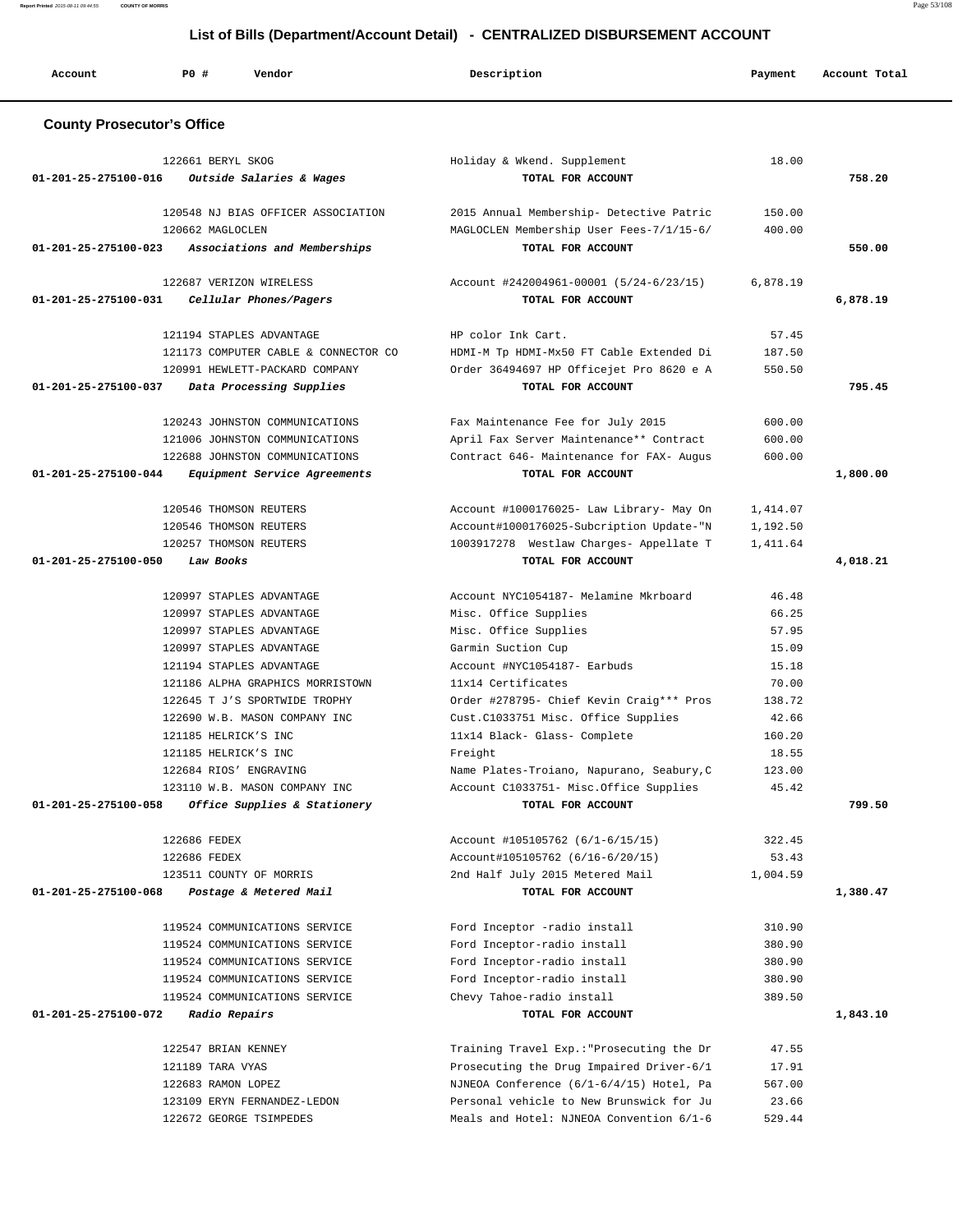## List of Bills (Department/Account Detail) - CENTRALIZED DISBURSEMENT ACCOUNT

| Account | PO # | Vendor | Description | Payment | Account Total |
|---|---|---|---|---|---|

### County Prosecutor's Office

| Account | PO # | Vendor | Description | Payment | Account Total |
|---|---|---|---|---|---|
| | 122661 | BERYL SKOG | Holiday & Wkend. Supplement | 18.00 | |
| 01-201-25-275100-016 | | *Outside Salaries & Wages* | TOTAL FOR ACCOUNT | | 758.20 |
| | 120548 | NJ BIAS OFFICER ASSOCIATION | 2015 Annual Membership- Detective Patric | 150.00 | |
| | 120662 | MAGLOCLEN | MAGLOCLEN Membership User Fees-7/1/15-6/ | 400.00 | |
| 01-201-25-275100-023 | | *Associations and Memberships* | TOTAL FOR ACCOUNT | | 550.00 |
| | 122687 | VERIZON WIRELESS | Account #242004961-00001 (5/24-6/23/15) | 6,878.19 | |
| 01-201-25-275100-031 | | *Cellular Phones/Pagers* | TOTAL FOR ACCOUNT | | 6,878.19 |
| | 121194 | STAPLES ADVANTAGE | HP color Ink Cart. | 57.45 | |
| | 121173 | COMPUTER CABLE & CONNECTOR CO | HDMI-M Tp HDMI-Mx50 FT Cable Extended Di | 187.50 | |
| | 120991 | HEWLETT-PACKARD COMPANY | Order 36494697 HP Officejet Pro 8620 e A | 550.50 | |
| 01-201-25-275100-037 | | *Data Processing Supplies* | TOTAL FOR ACCOUNT | | 795.45 |
| | 120243 | JOHNSTON COMMUNICATIONS | Fax Maintenance Fee for July 2015 | 600.00 | |
| | 121006 | JOHNSTON COMMUNICATIONS | April Fax Server Maintenance** Contract | 600.00 | |
| | 122688 | JOHNSTON COMMUNICATIONS | Contract 646- Maintenance for FAX- Augus | 600.00 | |
| 01-201-25-275100-044 | | *Equipment Service Agreements* | TOTAL FOR ACCOUNT | | 1,800.00 |
| | 120546 | THOMSON REUTERS | Account #1000176025- Law Library- May On | 1,414.07 | |
| | 120546 | THOMSON REUTERS | Account#1000176025-Subcription Update-"N | 1,192.50 | |
| | 120257 | THOMSON REUTERS | 1003917278 Westlaw Charges- Appellate T | 1,411.64 | |
| 01-201-25-275100-050 | | *Law Books* | TOTAL FOR ACCOUNT | | 4,018.21 |
| | 120997 | STAPLES ADVANTAGE | Account NYC1054187- Melamine Mkrboard | 46.48 | |
| | 120997 | STAPLES ADVANTAGE | Misc. Office Supplies | 66.25 | |
| | 120997 | STAPLES ADVANTAGE | Misc. Office Supplies | 57.95 | |
| | 120997 | STAPLES ADVANTAGE | Garmin Suction Cup | 15.09 | |
| | 121194 | STAPLES ADVANTAGE | Account #NYC1054187- Earbuds | 15.18 | |
| | 121186 | ALPHA GRAPHICS MORRISTOWN | 11x14 Certificates | 70.00 | |
| | 122645 | T J'S SPORTWIDE TROPHY | Order #278795- Chief Kevin Craig*** Pros | 138.72 | |
| | 122690 | W.B. MASON COMPANY INC | Cust.C1033751 Misc. Office Supplies | 42.66 | |
| | 121185 | HELRICK'S INC | 11x14 Black- Glass- Complete | 160.20 | |
| | 121185 | HELRICK'S INC | Freight | 18.55 | |
| | 122684 | RIOS' ENGRAVING | Name Plates-Troiano, Napurano, Seabury,C | 123.00 | |
| | 123110 | W.B. MASON COMPANY INC | Account C1033751- Misc.Office Supplies | 45.42 | |
| 01-201-25-275100-058 | | *Office Supplies & Stationery* | TOTAL FOR ACCOUNT | | 799.50 |
| | 122686 | FEDEX | Account #105105762 (6/1-6/15/15) | 322.45 | |
| | 122686 | FEDEX | Account#105105762 (6/16-6/20/15) | 53.43 | |
| | 123511 | COUNTY OF MORRIS | 2nd Half July 2015 Metered Mail | 1,004.59 | |
| 01-201-25-275100-068 | | *Postage & Metered Mail* | TOTAL FOR ACCOUNT | | 1,380.47 |
| | 119524 | COMMUNICATIONS SERVICE | Ford Inceptor -radio install | 310.90 | |
| | 119524 | COMMUNICATIONS SERVICE | Ford Inceptor-radio install | 380.90 | |
| | 119524 | COMMUNICATIONS SERVICE | Ford Inceptor-radio install | 380.90 | |
| | 119524 | COMMUNICATIONS SERVICE | Ford Inceptor-radio install | 380.90 | |
| | 119524 | COMMUNICATIONS SERVICE | Chevy Tahoe-radio install | 389.50 | |
| 01-201-25-275100-072 | | *Radio Repairs* | TOTAL FOR ACCOUNT | | 1,843.10 |
| | 122547 | BRIAN KENNEY | Training Travel Exp.:"Prosecuting the Dr | 47.55 | |
| | 121189 | TARA VYAS | Prosecuting the Drug Impaired Driver-6/1 | 17.91 | |
| | 122683 | RAMON LOPEZ | NJNEOA Conference (6/1-6/4/15) Hotel, Pa | 567.00 | |
| | 123109 | ERYN FERNANDEZ-LEDON | Personal vehicle to New Brunswick for Ju | 23.66 | |
| | 122672 | GEORGE TSIMPEDES | Meals and Hotel: NJNEOA Convention 6/1-6 | 529.44 | |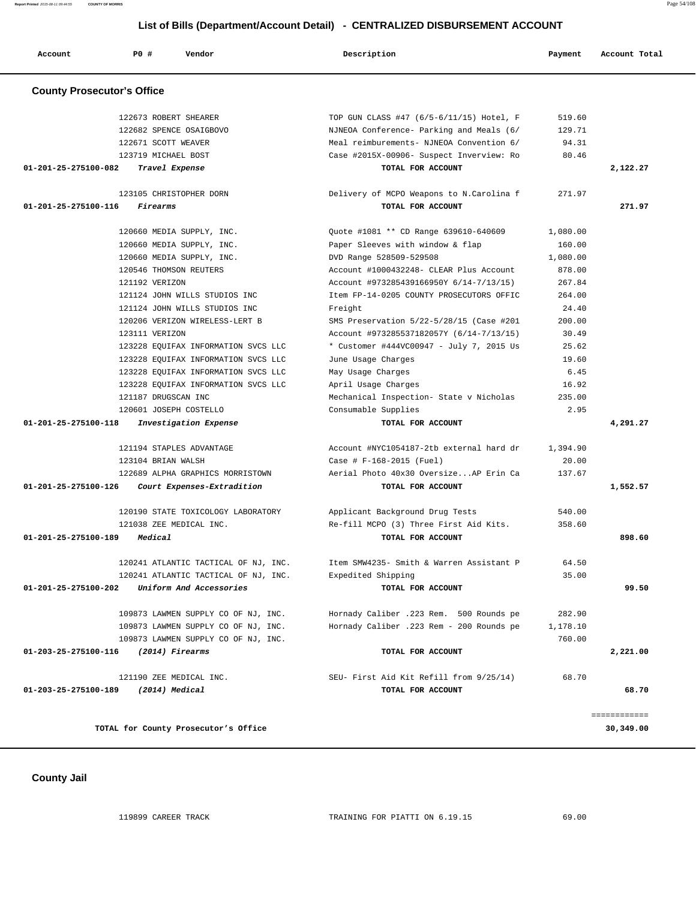## List of Bills (Department/Account Detail) - CENTRALIZED DISBURSEMENT ACCOUNT

| Account | PO # | Vendor | Description | Payment | Account Total |
|---|---|---|---|---|---|

### County Prosecutor's Office

| Account | PO # | Vendor | Description | Payment | Account Total |
|---|---|---|---|---|---|
| | 122673 | ROBERT SHEARER | TOP GUN CLASS #47 (6/5-6/11/15) Hotel, F | 519.60 | |
| | 122682 | SPENCE OSAIGBOVO | NJNEOA Conference- Parking and Meals (6/ | 129.71 | |
| | 122671 | SCOTT WEAVER | Meal reimburements- NJNEOA Convention 6/ | 94.31 | |
| | 123719 | MICHAEL BOST | Case #2015X-00906- Suspect Inverview: Ro | 80.46 | |
| 01-201-25-275100-082 | | *Travel Expense* | TOTAL FOR ACCOUNT | | 2,122.27 |
| | 123105 | CHRISTOPHER DORN | Delivery of MCPO Weapons to N.Carolina f | 271.97 | |
| 01-201-25-275100-116 | | *Firearms* | TOTAL FOR ACCOUNT | | 271.97 |
| | 120660 | MEDIA SUPPLY, INC. | Quote #1081 ** CD Range 639610-640609 | 1,080.00 | |
| | 120660 | MEDIA SUPPLY, INC. | Paper Sleeves with window & flap | 160.00 | |
| | 120660 | MEDIA SUPPLY, INC. | DVD Range 528509-529508 | 1,080.00 | |
| | 120546 | THOMSON REUTERS | Account #1000432248- CLEAR Plus Account | 878.00 | |
| | 121192 | VERIZON | Account #973285439166950Y 6/14-7/13/15) | 267.84 | |
| | 121124 | JOHN WILLS STUDIOS INC | Item FP-14-0205 COUNTY PROSECUTORS OFFIC | 264.00 | |
| | 121124 | JOHN WILLS STUDIOS INC | Freight | 24.40 | |
| | 120206 | VERIZON WIRELESS-LERT B | SMS Preservation 5/22-5/28/15 (Case #201 | 200.00 | |
| | 123111 | VERIZON | Account #973285537182057Y (6/14-7/13/15) | 30.49 | |
| | 123228 | EQUIFAX INFORMATION SVCS LLC | * Customer #444VC00947 - July 7, 2015 Us | 25.62 | |
| | 123228 | EQUIFAX INFORMATION SVCS LLC | June Usage Charges | 19.60 | |
| | 123228 | EQUIFAX INFORMATION SVCS LLC | May Usage Charges | 6.45 | |
| | 123228 | EQUIFAX INFORMATION SVCS LLC | April Usage Charges | 16.92 | |
| | 121187 | DRUGSCAN INC | Mechanical Inspection- State v Nicholas | 235.00 | |
| | 120601 | JOSEPH COSTELLO | Consumable Supplies | 2.95 | |
| 01-201-25-275100-118 | | *Investigation Expense* | TOTAL FOR ACCOUNT | | 4,291.27 |
| | 121194 | STAPLES ADVANTAGE | Account #NYC1054187-2tb external hard dr | 1,394.90 | |
| | 123104 | BRIAN WALSH | Case # F-168-2015 (Fuel) | 20.00 | |
| | 122689 | ALPHA GRAPHICS MORRISTOWN | Aerial Photo 40x30 Oversize...AP Erin Ca | 137.67 | |
| 01-201-25-275100-126 | | *Court Expenses-Extradition* | TOTAL FOR ACCOUNT | | 1,552.57 |
| | 120190 | STATE TOXICOLOGY LABORATORY | Applicant Background Drug Tests | 540.00 | |
| | 121038 | ZEE MEDICAL INC. | Re-fill MCPO (3) Three First Aid Kits. | 358.60 | |
| 01-201-25-275100-189 | | *Medical* | TOTAL FOR ACCOUNT | | 898.60 |
| | 120241 | ATLANTIC TACTICAL OF NJ, INC. | Item SMW4235- Smith & Warren Assistant P | 64.50 | |
| | 120241 | ATLANTIC TACTICAL OF NJ, INC. | Expedited Shipping | 35.00 | |
| 01-201-25-275100-202 | | *Uniform And Accessories* | TOTAL FOR ACCOUNT | | 99.50 |
| | 109873 | LAWMEN SUPPLY CO OF NJ, INC. | Hornady Caliber .223 Rem. 500 Rounds pe | 282.90 | |
| | 109873 | LAWMEN SUPPLY CO OF NJ, INC. | Hornady Caliber .223 Rem - 200 Rounds pe | 1,178.10 | |
| | 109873 | LAWMEN SUPPLY CO OF NJ, INC. | | 760.00 | |
| 01-203-25-275100-116 | | *(2014) Firearms* | TOTAL FOR ACCOUNT | | 2,221.00 |
| | 121190 | ZEE MEDICAL INC. | SEU- First Aid Kit Refill from 9/25/14) | 68.70 | |
| 01-203-25-275100-189 | | *(2014) Medical* | TOTAL FOR ACCOUNT | | 68.70 |

**TOTAL for County Prosecutor's Office** ............ **30,349.00**

### County Jail

| Account | PO # | Vendor | Description | Payment | Account Total |
|---|---|---|---|---|---|
| | 119899 | CAREER TRACK | TRAINING FOR PIATTI ON 6.19.15 | 69.00 | |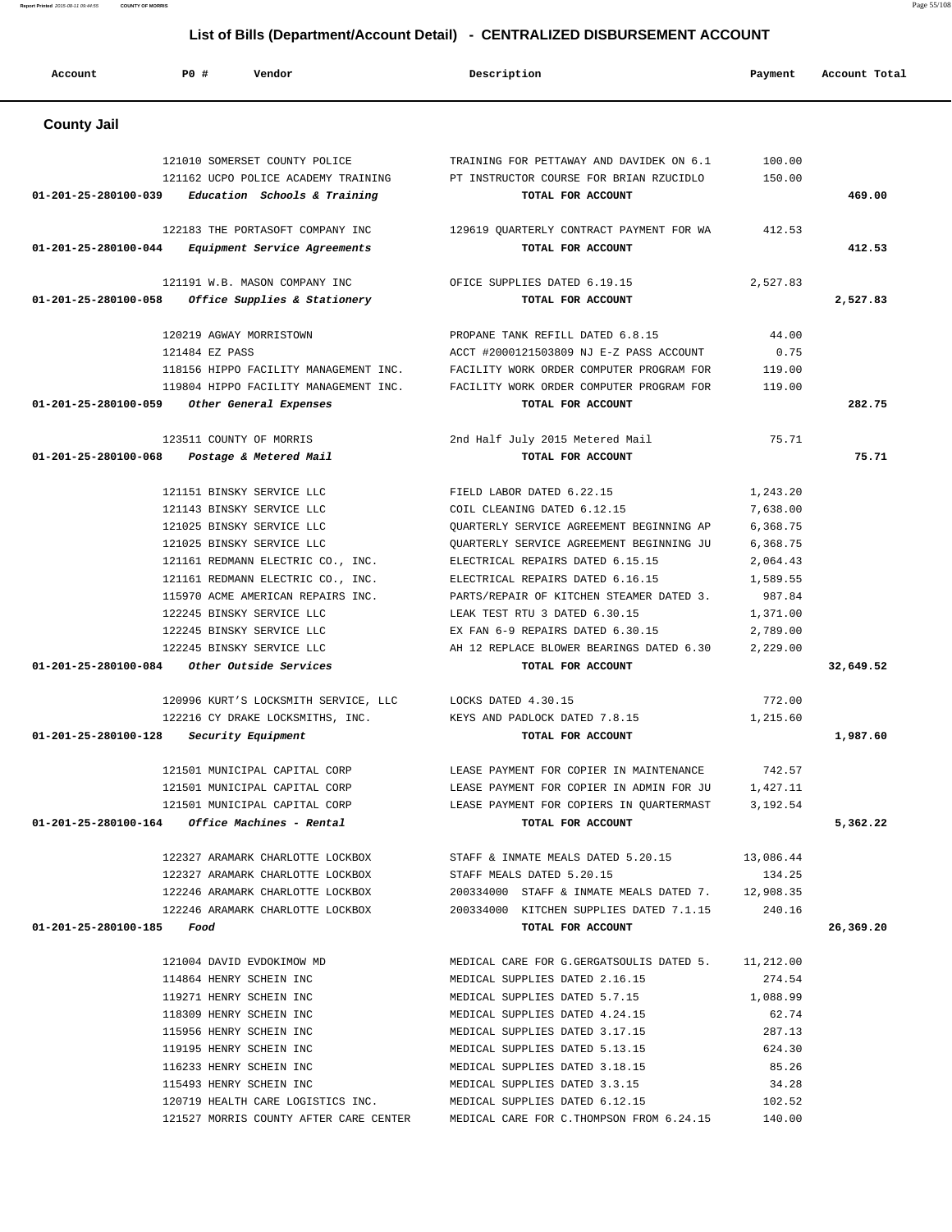## List of Bills (Department/Account Detail) - CENTRALIZED DISBURSEMENT ACCOUNT

| Account | PO # | Vendor | Description | Payment | Account Total |
|---|---|---|---|---|---|

### County Jail

| Account | PO # | Vendor | Description | Payment | Account Total |
|---|---|---|---|---|---|
| | 121010 | SOMERSET COUNTY POLICE | TRAINING FOR PETTAWAY AND DAVIDEK ON 6.1 | 100.00 | |
| | 121162 | UCPO POLICE ACADEMY TRAINING | PT INSTRUCTOR COURSE FOR BRIAN RZUCIDLO | 150.00 | |
| 01-201-25-280100-039 | | *Education Schools & Training* | TOTAL FOR ACCOUNT | | 469.00 |
| | 122183 | THE PORTASOFT COMPANY INC | 129619 QUARTERLY CONTRACT PAYMENT FOR WA | 412.53 | |
| 01-201-25-280100-044 | | *Equipment Service Agreements* | TOTAL FOR ACCOUNT | | 412.53 |
| | 121191 | W.B. MASON COMPANY INC | OFICE SUPPLIES DATED 6.19.15 | 2,527.83 | |
| 01-201-25-280100-058 | | *Office Supplies & Stationery* | TOTAL FOR ACCOUNT | | 2,527.83 |
| | 120219 | AGWAY MORRISTOWN | PROPANE TANK REFILL DATED 6.8.15 | 44.00 | |
| | 121484 | EZ PASS | ACCT #2000121503809 NJ E-Z PASS ACCOUNT | 0.75 | |
| | 118156 | HIPPO FACILITY MANAGEMENT INC. | FACILITY WORK ORDER COMPUTER PROGRAM FOR | 119.00 | |
| | 119804 | HIPPO FACILITY MANAGEMENT INC. | FACILITY WORK ORDER COMPUTER PROGRAM FOR | 119.00 | |
| 01-201-25-280100-059 | | *Other General Expenses* | TOTAL FOR ACCOUNT | | 282.75 |
| | 123511 | COUNTY OF MORRIS | 2nd Half July 2015 Metered Mail | 75.71 | |
| 01-201-25-280100-068 | | *Postage & Metered Mail* | TOTAL FOR ACCOUNT | | 75.71 |
| | 121151 | BINSKY SERVICE LLC | FIELD LABOR DATED 6.22.15 | 1,243.20 | |
| | 121143 | BINSKY SERVICE LLC | COIL CLEANING DATED 6.12.15 | 7,638.00 | |
| | 121025 | BINSKY SERVICE LLC | QUARTERLY SERVICE AGREEMENT BEGINNING AP | 6,368.75 | |
| | 121025 | BINSKY SERVICE LLC | QUARTERLY SERVICE AGREEMENT BEGINNING JU | 6,368.75 | |
| | 121161 | REDMANN ELECTRIC CO., INC. | ELECTRICAL REPAIRS DATED 6.15.15 | 2,064.43 | |
| | 121161 | REDMANN ELECTRIC CO., INC. | ELECTRICAL REPAIRS DATED 6.16.15 | 1,589.55 | |
| | 115970 | ACME AMERICAN REPAIRS INC. | PARTS/REPAIR OF KITCHEN STEAMER DATED 3. | 987.84 | |
| | 122245 | BINSKY SERVICE LLC | LEAK TEST RTU 3 DATED 6.30.15 | 1,371.00 | |
| | 122245 | BINSKY SERVICE LLC | EX FAN 6-9 REPAIRS DATED 6.30.15 | 2,789.00 | |
| | 122245 | BINSKY SERVICE LLC | AH 12 REPLACE BLOWER BEARINGS DATED 6.30 | 2,229.00 | |
| 01-201-25-280100-084 | | *Other Outside Services* | TOTAL FOR ACCOUNT | | 32,649.52 |
| | 120996 | KURT'S LOCKSMITH SERVICE, LLC | LOCKS DATED 4.30.15 | 772.00 | |
| | 122216 | CY DRAKE LOCKSMITHS, INC. | KEYS AND PADLOCK DATED 7.8.15 | 1,215.60 | |
| 01-201-25-280100-128 | | *Security Equipment* | TOTAL FOR ACCOUNT | | 1,987.60 |
| | 121501 | MUNICIPAL CAPITAL CORP | LEASE PAYMENT FOR COPIER IN MAINTENANCE | 742.57 | |
| | 121501 | MUNICIPAL CAPITAL CORP | LEASE PAYMENT FOR COPIER IN ADMIN FOR JU | 1,427.11 | |
| | 121501 | MUNICIPAL CAPITAL CORP | LEASE PAYMENT FOR COPIERS IN QUARTERMAST | 3,192.54 | |
| 01-201-25-280100-164 | | *Office Machines - Rental* | TOTAL FOR ACCOUNT | | 5,362.22 |
| | 122327 | ARAMARK CHARLOTTE LOCKBOX | STAFF & INMATE MEALS DATED 5.20.15 | 13,086.44 | |
| | 122327 | ARAMARK CHARLOTTE LOCKBOX | STAFF MEALS DATED 5.20.15 | 134.25 | |
| | 122246 | ARAMARK CHARLOTTE LOCKBOX | 200334000 STAFF & INMATE MEALS DATED 7. | 12,908.35 | |
| | 122246 | ARAMARK CHARLOTTE LOCKBOX | 200334000 KITCHEN SUPPLIES DATED 7.1.15 | 240.16 | |
| 01-201-25-280100-185 | | *Food* | TOTAL FOR ACCOUNT | | 26,369.20 |
| | 121004 | DAVID EVDOKIMOW MD | MEDICAL CARE FOR G.GERGATSOULIS DATED 5. | 11,212.00 | |
| | 114864 | HENRY SCHEIN INC | MEDICAL SUPPLIES DATED 2.16.15 | 274.54 | |
| | 119271 | HENRY SCHEIN INC | MEDICAL SUPPLIES DATED 5.7.15 | 1,088.99 | |
| | 118309 | HENRY SCHEIN INC | MEDICAL SUPPLIES DATED 4.24.15 | 62.74 | |
| | 115956 | HENRY SCHEIN INC | MEDICAL SUPPLIES DATED 3.17.15 | 287.13 | |
| | 119195 | HENRY SCHEIN INC | MEDICAL SUPPLIES DATED 5.13.15 | 624.30 | |
| | 116233 | HENRY SCHEIN INC | MEDICAL SUPPLIES DATED 3.18.15 | 85.26 | |
| | 115493 | HENRY SCHEIN INC | MEDICAL SUPPLIES DATED 3.3.15 | 34.28 | |
| | 120719 | HEALTH CARE LOGISTICS INC. | MEDICAL SUPPLIES DATED 6.12.15 | 102.52 | |
| | 121527 | MORRIS COUNTY AFTER CARE CENTER | MEDICAL CARE FOR C.THOMPSON FROM 6.24.15 | 140.00 | |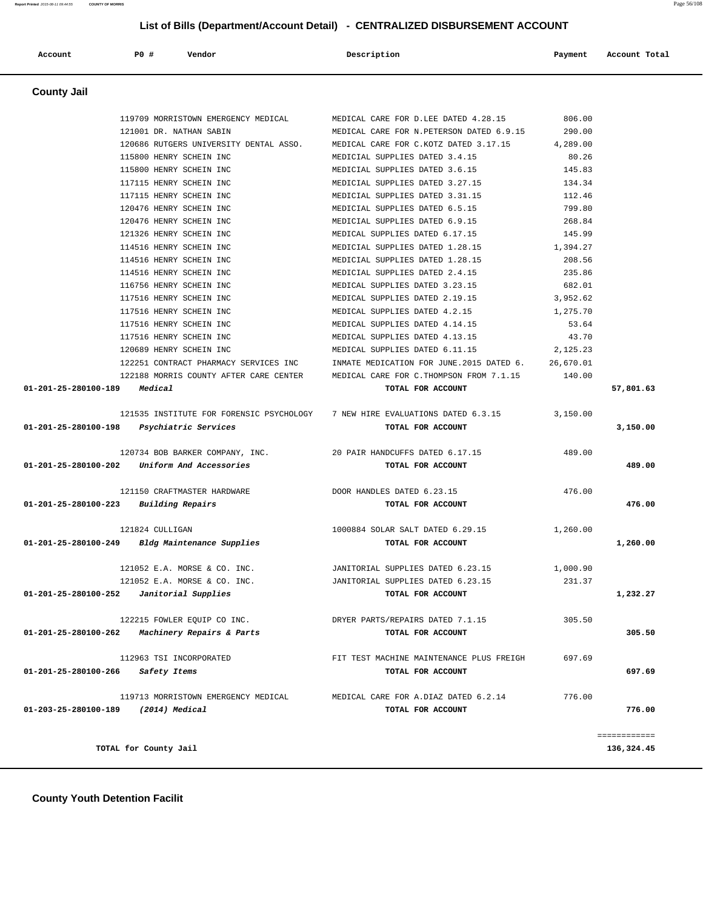## List of Bills (Department/Account Detail) - CENTRALIZED DISBURSEMENT ACCOUNT

| Account | PO # | Vendor | Description | Payment | Account Total |
|---|---|---|---|---|---|

### County Jail

| Account | PO # | Vendor | Description | Payment | Account Total |
|---|---|---|---|---|---|
| | 119709 | MORRISTOWN EMERGENCY MEDICAL | MEDICAL CARE FOR D.LEE DATED 4.28.15 | 806.00 | |
| | 121001 | DR. NATHAN SABIN | MEDICAL CARE FOR N.PETERSON DATED 6.9.15 | 290.00 | |
| | 120686 | RUTGERS UNIVERSITY DENTAL ASSO. | MEDICAL CARE FOR C.KOTZ DATED 3.17.15 | 4,289.00 | |
| | 115800 | HENRY SCHEIN INC | MEDICIAL SUPPLIES DATED 3.4.15 | 80.26 | |
| | 115800 | HENRY SCHEIN INC | MEDICIAL SUPPLIES DATED 3.6.15 | 145.83 | |
| | 117115 | HENRY SCHEIN INC | MEDICIAL SUPPLIES DATED 3.27.15 | 134.34 | |
| | 117115 | HENRY SCHEIN INC | MEDICIAL SUPPLIES DATED 3.31.15 | 112.46 | |
| | 120476 | HENRY SCHEIN INC | MEDICIAL SUPPLIES DATED 6.5.15 | 799.80 | |
| | 120476 | HENRY SCHEIN INC | MEDICIAL SUPPLIES DATED 6.9.15 | 268.84 | |
| | 121326 | HENRY SCHEIN INC | MEDICAL SUPPLIES DATED 6.17.15 | 145.99 | |
| | 114516 | HENRY SCHEIN INC | MEDICIAL SUPPLIES DATED 1.28.15 | 1,394.27 | |
| | 114516 | HENRY SCHEIN INC | MEDICIAL SUPPLIES DATED 1.28.15 | 208.56 | |
| | 114516 | HENRY SCHEIN INC | MEDICIAL SUPPLIES DATED 2.4.15 | 235.86 | |
| | 116756 | HENRY SCHEIN INC | MEDICAL SUPPLIES DATED 3.23.15 | 682.01 | |
| | 117516 | HENRY SCHEIN INC | MEDICAL SUPPLIES DATED 2.19.15 | 3,952.62 | |
| | 117516 | HENRY SCHEIN INC | MEDICAL SUPPLIES DATED 4.2.15 | 1,275.70 | |
| | 117516 | HENRY SCHEIN INC | MEDICAL SUPPLIES DATED 4.14.15 | 53.64 | |
| | 117516 | HENRY SCHEIN INC | MEDICAL SUPPLIES DATED 4.13.15 | 43.70 | |
| | 120689 | HENRY SCHEIN INC | MEDICAL SUPPLIES DATED 6.11.15 | 2,125.23 | |
| | 122251 | CONTRACT PHARMACY SERVICES INC | INMATE MEDICATION FOR JUNE.2015 DATED 6. | 26,670.01 | |
| | 122188 | MORRIS COUNTY AFTER CARE CENTER | MEDICAL CARE FOR C.THOMPSON FROM 7.1.15 | 140.00 | |
| **01-201-25-280100-189** | | ***Medical*** | **TOTAL FOR ACCOUNT** | | **57,801.63** |
| | 121535 | INSTITUTE FOR FORENSIC PSYCHOLOGY | 7 NEW HIRE EVALUATIONS DATED 6.3.15 | 3,150.00 | |
| **01-201-25-280100-198** | | ***Psychiatric Services*** | **TOTAL FOR ACCOUNT** | | **3,150.00** |
| | 120734 | BOB BARKER COMPANY, INC. | 20 PAIR HANDCUFFS DATED 6.17.15 | 489.00 | |
| **01-201-25-280100-202** | | ***Uniform And Accessories*** | **TOTAL FOR ACCOUNT** | | **489.00** |
| | 121150 | CRAFTMASTER HARDWARE | DOOR HANDLES DATED 6.23.15 | 476.00 | |
| **01-201-25-280100-223** | | ***Building Repairs*** | **TOTAL FOR ACCOUNT** | | **476.00** |
| | 121824 | CULLIGAN | 1000884 SOLAR SALT DATED 6.29.15 | 1,260.00 | |
| **01-201-25-280100-249** | | ***Bldg Maintenance Supplies*** | **TOTAL FOR ACCOUNT** | | **1,260.00** |
| | 121052 | E.A. MORSE & CO. INC. | JANITORIAL SUPPLIES DATED 6.23.15 | 1,000.90 | |
| | 121052 | E.A. MORSE & CO. INC. | JANITORIAL SUPPLIES DATED 6.23.15 | 231.37 | |
| **01-201-25-280100-252** | | ***Janitorial Supplies*** | **TOTAL FOR ACCOUNT** | | **1,232.27** |
| | 122215 | FOWLER EQUIP CO INC. | DRYER PARTS/REPAIRS DATED 7.1.15 | 305.50 | |
| **01-201-25-280100-262** | | ***Machinery Repairs & Parts*** | **TOTAL FOR ACCOUNT** | | **305.50** |
| | 112963 | TSI INCORPORATED | FIT TEST MACHINE MAINTENANCE PLUS FREIGH | 697.69 | |
| **01-201-25-280100-266** | | ***Safety Items*** | **TOTAL FOR ACCOUNT** | | **697.69** |
| | 119713 | MORRISTOWN EMERGENCY MEDICAL | MEDICAL CARE FOR A.DIAZ DATED 6.2.14 | 776.00 | |
| **01-203-25-280100-189** | | ***(2014) Medical*** | **TOTAL FOR ACCOUNT** | | **776.00** |
| | | | | | ============ |
| **TOTAL for County Jail** | | | | | **136,324.45** |

### County Youth Detention Facilit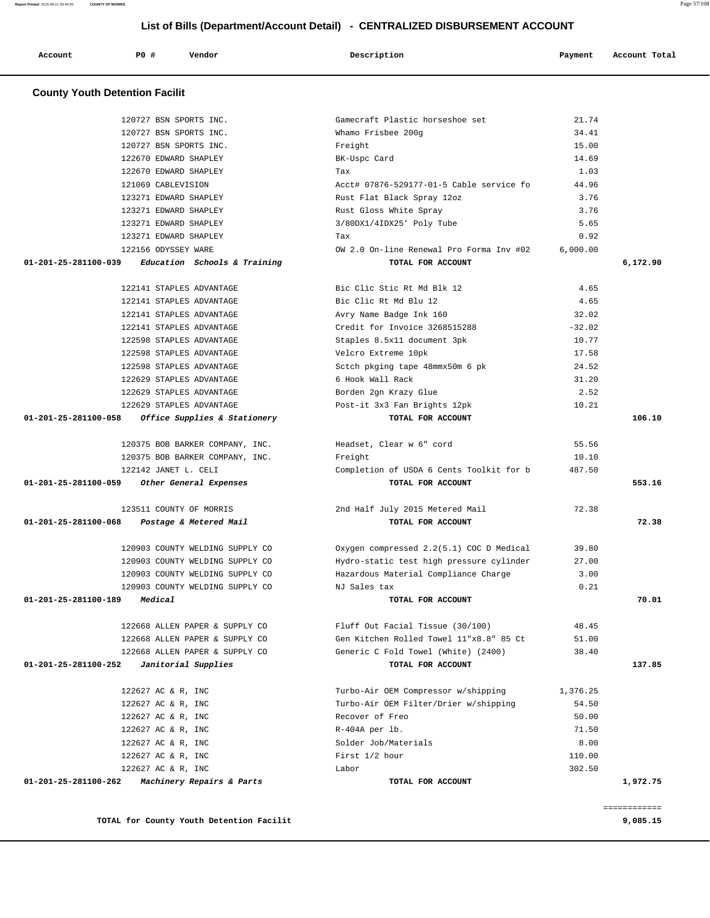## List of Bills (Department/Account Detail) - CENTRALIZED DISBURSEMENT ACCOUNT

| Account | PO # | Vendor | Description | Payment | Account Total |
|---|---|---|---|---|---|

### County Youth Detention Facilit

| Account | PO # | Vendor | Description | Payment | Account Total |
|---|---|---|---|---|---|
| | 120727 | BSN SPORTS INC. | Gamecraft Plastic horseshoe set | 21.74 | |
| | 120727 | BSN SPORTS INC. | Whamo Frisbee 200g | 34.41 | |
| | 120727 | BSN SPORTS INC. | Freight | 15.00 | |
| | 122670 | EDWARD SHAPLEY | BK-Uspc Card | 14.69 | |
| | 122670 | EDWARD SHAPLEY | Tax | 1.03 | |
| | 121069 | CABLEVISION | Acct# 07876-529177-01-5 Cable service fo | 44.96 | |
| | 123271 | EDWARD SHAPLEY | Rust Flat Black Spray 12oz | 3.76 | |
| | 123271 | EDWARD SHAPLEY | Rust Gloss White Spray | 3.76 | |
| | 123271 | EDWARD SHAPLEY | 3/80DX1/4IDX25' Poly Tube | 5.65 | |
| | 123271 | EDWARD SHAPLEY | Tax | 0.92 | |
| | 122156 | ODYSSEY WARE | OW 2.0 On-line Renewal Pro Forma Inv #02 | 6,000.00 | |
| **01-201-25-281100-039** | | ***Education Schools & Training*** | **TOTAL FOR ACCOUNT** | | **6,172.90** |
| | 122141 | STAPLES ADVANTAGE | Bic Clic Stic Rt Md Blk 12 | 4.65 | |
| | 122141 | STAPLES ADVANTAGE | Bic Clic Rt Md Blu 12 | 4.65 | |
| | 122141 | STAPLES ADVANTAGE | Avry Name Badge Ink 160 | 32.02 | |
| | 122141 | STAPLES ADVANTAGE | Credit for Invoice 3268515288 | -32.02 | |
| | 122598 | STAPLES ADVANTAGE | Staples 8.5x11 document 3pk | 10.77 | |
| | 122598 | STAPLES ADVANTAGE | Velcro Extreme 10pk | 17.58 | |
| | 122598 | STAPLES ADVANTAGE | Sctch pkging tape 48mmx50m 6 pk | 24.52 | |
| | 122629 | STAPLES ADVANTAGE | 6 Hook Wall Rack | 31.20 | |
| | 122629 | STAPLES ADVANTAGE | Borden 2gn Krazy Glue | 2.52 | |
| | 122629 | STAPLES ADVANTAGE | Post-it 3x3 Fan Brights 12pk | 10.21 | |
| **01-201-25-281100-058** | | ***Office Supplies & Stationery*** | **TOTAL FOR ACCOUNT** | | **106.10** |
| | 120375 | BOB BARKER COMPANY, INC. | Headset, Clear w 6" cord | 55.56 | |
| | 120375 | BOB BARKER COMPANY, INC. | Freight | 10.10 | |
| | 122142 | JANET L. CELI | Completion of USDA 6 Cents Toolkit for b | 487.50 | |
| **01-201-25-281100-059** | | ***Other General Expenses*** | **TOTAL FOR ACCOUNT** | | **553.16** |
| | 123511 | COUNTY OF MORRIS | 2nd Half July 2015 Metered Mail | 72.38 | |
| **01-201-25-281100-068** | | ***Postage & Metered Mail*** | **TOTAL FOR ACCOUNT** | | **72.38** |
| | 120903 | COUNTY WELDING SUPPLY CO | Oxygen compressed 2.2(5.1) COC D Medical | 39.80 | |
| | 120903 | COUNTY WELDING SUPPLY CO | Hydro-static test high pressure cylinder | 27.00 | |
| | 120903 | COUNTY WELDING SUPPLY CO | Hazardous Material Compliance Charge | 3.00 | |
| | 120903 | COUNTY WELDING SUPPLY CO | NJ Sales tax | 0.21 | |
| **01-201-25-281100-189** | | ***Medical*** | **TOTAL FOR ACCOUNT** | | **70.01** |
| | 122668 | ALLEN PAPER & SUPPLY CO | Fluff Out Facial Tissue (30/100) | 48.45 | |
| | 122668 | ALLEN PAPER & SUPPLY CO | Gen Kitchen Rolled Towel 11"x8.8" 85 Ct | 51.00 | |
| | 122668 | ALLEN PAPER & SUPPLY CO | Generic C Fold Towel (White) (2400) | 38.40 | |
| **01-201-25-281100-252** | | ***Janitorial Supplies*** | **TOTAL FOR ACCOUNT** | | **137.85** |
| | 122627 | AC & R, INC | Turbo-Air OEM Compressor w/shipping | 1,376.25 | |
| | 122627 | AC & R, INC | Turbo-Air OEM Filter/Drier w/shipping | 54.50 | |
| | 122627 | AC & R, INC | Recover of Freo | 50.00 | |
| | 122627 | AC & R, INC | R-404A per lb. | 71.50 | |
| | 122627 | AC & R, INC | Solder Job/Materials | 8.00 | |
| | 122627 | AC & R, INC | First 1/2 hour | 110.00 | |
| | 122627 | AC & R, INC | Labor | 302.50 | |
| **01-201-25-281100-262** | | ***Machinery Repairs & Parts*** | **TOTAL FOR ACCOUNT** | | **1,972.75** |

**TOTAL for County Youth Detention Facilit** **9,085.15**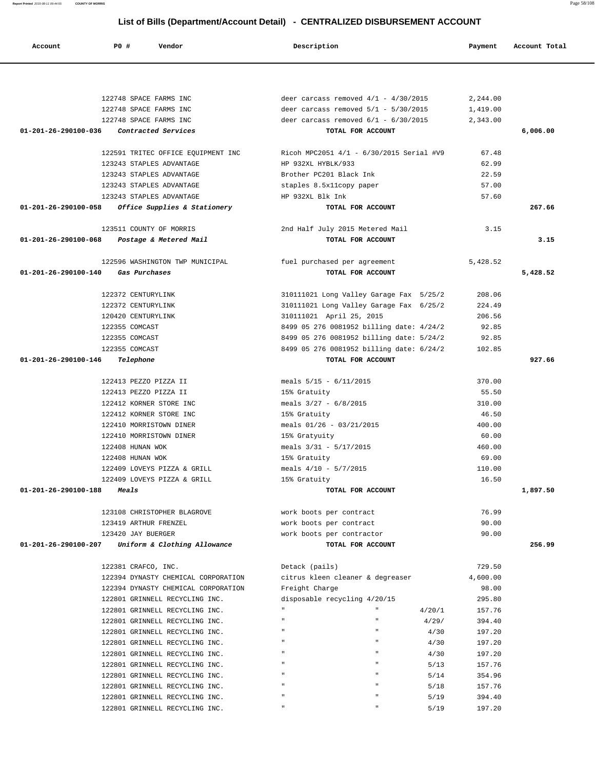## List of Bills (Department/Account Detail) - CENTRALIZED DISBURSEMENT ACCOUNT

| Account | PO # | Vendor | Description | Payment | Account Total |
|---|---|---|---|---|---|
| | 122748 | SPACE FARMS INC | deer carcass removed 4/1 - 4/30/2015 | 2,244.00 | |
| | 122748 | SPACE FARMS INC | deer carcass removed 5/1 - 5/30/2015 | 1,419.00 | |
| | 122748 | SPACE FARMS INC | deer carcass removed 6/1 - 6/30/2015 | 2,343.00 | |
| **01-201-26-290100-036** | | ***Contracted Services*** | **TOTAL FOR ACCOUNT** | | **6,006.00** |
| | 122591 | TRITEC OFFICE EQUIPMENT INC | Ricoh MPC2051 4/1 - 6/30/2015 Serial #V9 | 67.48 | |
| | 123243 | STAPLES ADVANTAGE | HP 932XL HYBLK/933 | 62.99 | |
| | 123243 | STAPLES ADVANTAGE | Brother PC201 Black Ink | 22.59 | |
| | 123243 | STAPLES ADVANTAGE | staples 8.5x11copy paper | 57.00 | |
| | 123243 | STAPLES ADVANTAGE | HP 932XL Blk Ink | 57.60 | |
| **01-201-26-290100-058** | | ***Office Supplies & Stationery*** | **TOTAL FOR ACCOUNT** | | **267.66** |
| | 123511 | COUNTY OF MORRIS | 2nd Half July 2015 Metered Mail | 3.15 | |
| **01-201-26-290100-068** | | ***Postage & Metered Mail*** | **TOTAL FOR ACCOUNT** | | **3.15** |
| | 122596 | WASHINGTON TWP MUNICIPAL | fuel purchased per agreement | 5,428.52 | |
| **01-201-26-290100-140** | | ***Gas Purchases*** | **TOTAL FOR ACCOUNT** | | **5,428.52** |
| | 122372 | CENTURYLINK | 310111021 Long Valley Garage Fax 5/25/2 | 208.06 | |
| | 122372 | CENTURYLINK | 310111021 Long Valley Garage Fax 6/25/2 | 224.49 | |
| | 120420 | CENTURYLINK | 310111021 April 25, 2015 | 206.56 | |
| | 122355 | COMCAST | 8499 05 276 0081952 billing date: 4/24/2 | 92.85 | |
| | 122355 | COMCAST | 8499 05 276 0081952 billing date: 5/24/2 | 92.85 | |
| | 122355 | COMCAST | 8499 05 276 0081952 billing date: 6/24/2 | 102.85 | |
| **01-201-26-290100-146** | | ***Telephone*** | **TOTAL FOR ACCOUNT** | | **927.66** |
| | 122413 | PEZZO PIZZA II | meals 5/15 - 6/11/2015 | 370.00 | |
| | 122413 | PEZZO PIZZA II | 15% Gratuity | 55.50 | |
| | 122412 | KORNER STORE INC | meals 3/27 - 6/8/2015 | 310.00 | |
| | 122412 | KORNER STORE INC | 15% Gratuity | 46.50 | |
| | 122410 | MORRISTOWN DINER | meals 01/26 - 03/21/2015 | 400.00 | |
| | 122410 | MORRISTOWN DINER | 15% Gratyuity | 60.00 | |
| | 122408 | HUNAN WOK | meals 3/31 - 5/17/2015 | 460.00 | |
| | 122408 | HUNAN WOK | 15% Gratuity | 69.00 | |
| | 122409 | LOVEYS PIZZA & GRILL | meals 4/10 - 5/7/2015 | 110.00 | |
| | 122409 | LOVEYS PIZZA & GRILL | 15% Gratuity | 16.50 | |
| **01-201-26-290100-188** | | ***Meals*** | **TOTAL FOR ACCOUNT** | | **1,897.50** |
| | 123108 | CHRISTOPHER BLAGROVE | work boots per contract | 76.99 | |
| | 123419 | ARTHUR FRENZEL | work boots per contract | 90.00 | |
| | 123420 | JAY BUERGER | work boots per contractor | 90.00 | |
| **01-201-26-290100-207** | | ***Uniform & Clothing Allowance*** | **TOTAL FOR ACCOUNT** | | **256.99** |
| | 122381 | CRAFCO, INC. | Detack (pails) | 729.50 | |
| | 122394 | DYNASTY CHEMICAL CORPORATION | citrus kleen cleaner & degreaser | 4,600.00 | |
| | 122394 | DYNASTY CHEMICAL CORPORATION | Freight Charge | 98.00 | |
| | 122801 | GRINNELL RECYCLING INC. | disposable recycling 4/20/15 | 295.80 | |
| | 122801 | GRINNELL RECYCLING INC. | " " 4/20/1 | 157.76 | |
| | 122801 | GRINNELL RECYCLING INC. | " " 4/29/ | 394.40 | |
| | 122801 | GRINNELL RECYCLING INC. | " " 4/30 | 197.20 | |
| | 122801 | GRINNELL RECYCLING INC. | " " 4/30 | 197.20 | |
| | 122801 | GRINNELL RECYCLING INC. | " " 4/30 | 197.20 | |
| | 122801 | GRINNELL RECYCLING INC. | " " 5/13 | 157.76 | |
| | 122801 | GRINNELL RECYCLING INC. | " " 5/14 | 354.96 | |
| | 122801 | GRINNELL RECYCLING INC. | " " 5/18 | 157.76 | |
| | 122801 | GRINNELL RECYCLING INC. | " " 5/19 | 394.40 | |
| | 122801 | GRINNELL RECYCLING INC. | " " 5/19 | 197.20 | |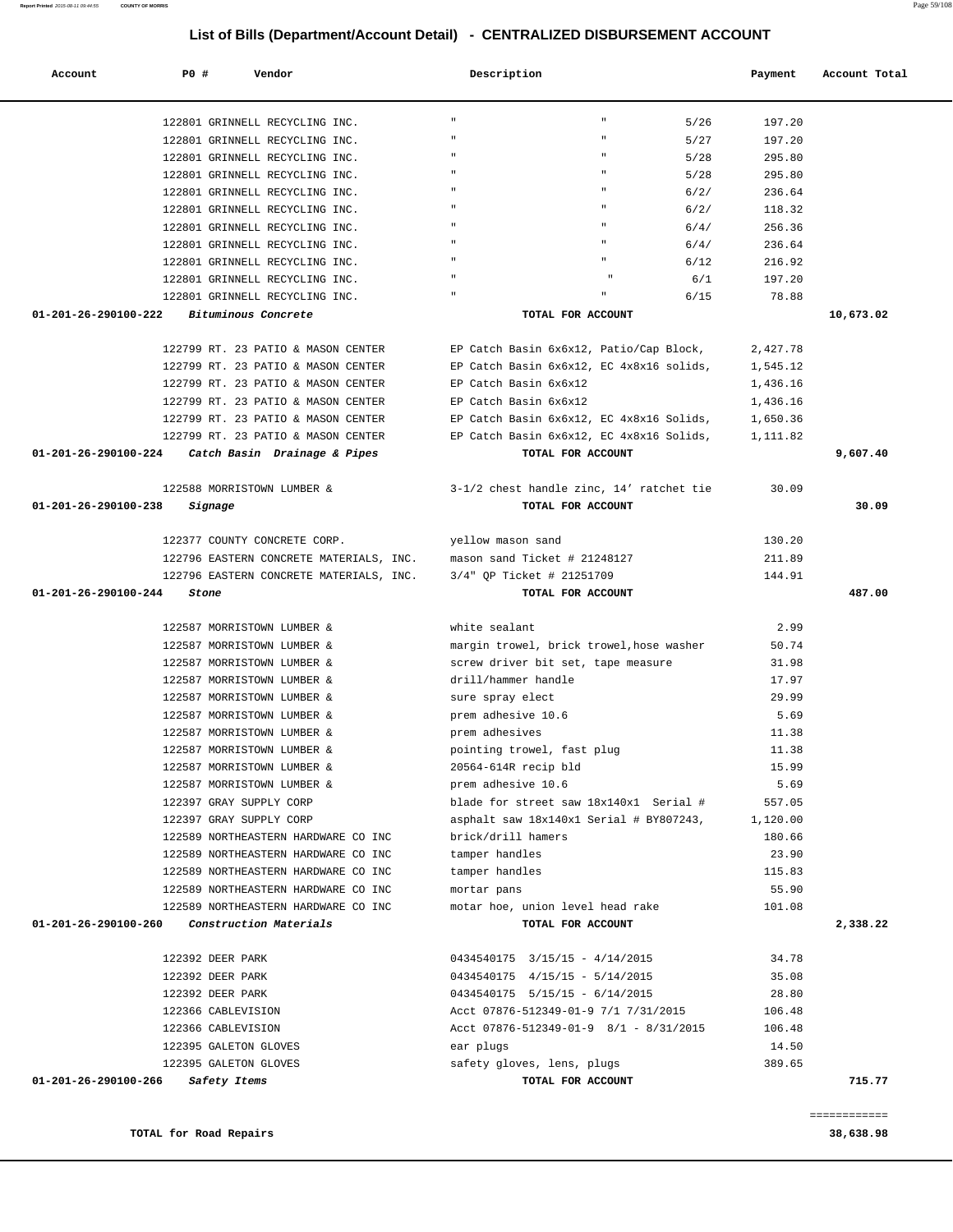## List of Bills (Department/Account Detail) - CENTRALIZED DISBURSEMENT ACCOUNT

| Account | PO # | Vendor | Description | Payment | Account Total |
|---|---|---|---|---|---|
| | 122801 | GRINNELL RECYCLING INC. | " " 5/26 | 197.20 | |
| | 122801 | GRINNELL RECYCLING INC. | " " 5/27 | 197.20 | |
| | 122801 | GRINNELL RECYCLING INC. | " " 5/28 | 295.80 | |
| | 122801 | GRINNELL RECYCLING INC. | " " 5/28 | 295.80 | |
| | 122801 | GRINNELL RECYCLING INC. | " " 6/2/ | 236.64 | |
| | 122801 | GRINNELL RECYCLING INC. | " " 6/2/ | 118.32 | |
| | 122801 | GRINNELL RECYCLING INC. | " " 6/4/ | 256.36 | |
| | 122801 | GRINNELL RECYCLING INC. | " " 6/4/ | 236.64 | |
| | 122801 | GRINNELL RECYCLING INC. | " " 6/12 | 216.92 | |
| | 122801 | GRINNELL RECYCLING INC. | " " 6/1 | 197.20 | |
| | 122801 | GRINNELL RECYCLING INC. | " " 6/15 | 78.88 | |
| **01-201-26-290100-222** | | ***Bituminous Concrete*** | **TOTAL FOR ACCOUNT** | | **10,673.02** |
| | 122799 | RT. 23 PATIO & MASON CENTER | EP Catch Basin 6x6x12, Patio/Cap Block, | 2,427.78 | |
| | 122799 | RT. 23 PATIO & MASON CENTER | EP Catch Basin 6x6x12, EC 4x8x16 solids, | 1,545.12 | |
| | 122799 | RT. 23 PATIO & MASON CENTER | EP Catch Basin 6x6x12 | 1,436.16 | |
| | 122799 | RT. 23 PATIO & MASON CENTER | EP Catch Basin 6x6x12 | 1,436.16 | |
| | 122799 | RT. 23 PATIO & MASON CENTER | EP Catch Basin 6x6x12, EC 4x8x16 Solids, | 1,650.36 | |
| | 122799 | RT. 23 PATIO & MASON CENTER | EP Catch Basin 6x6x12, EC 4x8x16 Solids, | 1,111.82 | |
| **01-201-26-290100-224** | | ***Catch Basin Drainage & Pipes*** | **TOTAL FOR ACCOUNT** | | **9,607.40** |
| | 122588 | MORRISTOWN LUMBER & | 3-1/2 chest handle zinc, 14' ratchet tie | 30.09 | |
| **01-201-26-290100-238** | | ***Signage*** | **TOTAL FOR ACCOUNT** | | **30.09** |
| | 122377 | COUNTY CONCRETE CORP. | yellow mason sand | 130.20 | |
| | 122796 | EASTERN CONCRETE MATERIALS, INC. | mason sand Ticket # 21248127 | 211.89 | |
| | 122796 | EASTERN CONCRETE MATERIALS, INC. | 3/4" QP Ticket # 21251709 | 144.91 | |
| **01-201-26-290100-244** | | ***Stone*** | **TOTAL FOR ACCOUNT** | | **487.00** |
| | 122587 | MORRISTOWN LUMBER & | white sealant | 2.99 | |
| | 122587 | MORRISTOWN LUMBER & | margin trowel, brick trowel,hose washer | 50.74 | |
| | 122587 | MORRISTOWN LUMBER & | screw driver bit set, tape measure | 31.98 | |
| | 122587 | MORRISTOWN LUMBER & | drill/hammer handle | 17.97 | |
| | 122587 | MORRISTOWN LUMBER & | sure spray elect | 29.99 | |
| | 122587 | MORRISTOWN LUMBER & | prem adhesive 10.6 | 5.69 | |
| | 122587 | MORRISTOWN LUMBER & | prem adhesives | 11.38 | |
| | 122587 | MORRISTOWN LUMBER & | pointing trowel, fast plug | 11.38 | |
| | 122587 | MORRISTOWN LUMBER & | 20564-614R recip bld | 15.99 | |
| | 122587 | MORRISTOWN LUMBER & | prem adhesive 10.6 | 5.69 | |
| | 122397 | GRAY SUPPLY CORP | blade for street saw 18x140x1 Serial # | 557.05 | |
| | 122397 | GRAY SUPPLY CORP | asphalt saw 18x140x1 Serial # BY807243, | 1,120.00 | |
| | 122589 | NORTHEASTERN HARDWARE CO INC | brick/drill hamers | 180.66 | |
| | 122589 | NORTHEASTERN HARDWARE CO INC | tamper handles | 23.90 | |
| | 122589 | NORTHEASTERN HARDWARE CO INC | tamper handles | 115.83 | |
| | 122589 | NORTHEASTERN HARDWARE CO INC | mortar pans | 55.90 | |
| | 122589 | NORTHEASTERN HARDWARE CO INC | motar hoe, union level head rake | 101.08 | |
| **01-201-26-290100-260** | | ***Construction Materials*** | **TOTAL FOR ACCOUNT** | | **2,338.22** |
| | 122392 | DEER PARK | 0434540175 3/15/15 - 4/14/2015 | 34.78 | |
| | 122392 | DEER PARK | 0434540175 4/15/15 - 5/14/2015 | 35.08 | |
| | 122392 | DEER PARK | 0434540175 5/15/15 - 6/14/2015 | 28.80 | |
| | 122366 | CABLEVISION | Acct 07876-512349-01-9 7/1 7/31/2015 | 106.48 | |
| | 122366 | CABLEVISION | Acct 07876-512349-01-9 8/1 - 8/31/2015 | 106.48 | |
| | 122395 | GALETON GLOVES | ear plugs | 14.50 | |
| | 122395 | GALETON GLOVES | safety gloves, lens, plugs | 389.65 | |
| **01-201-26-290100-266** | | ***Safety Items*** | **TOTAL FOR ACCOUNT** | | **715.77** |

**TOTAL for Road Repairs** **38,638.98**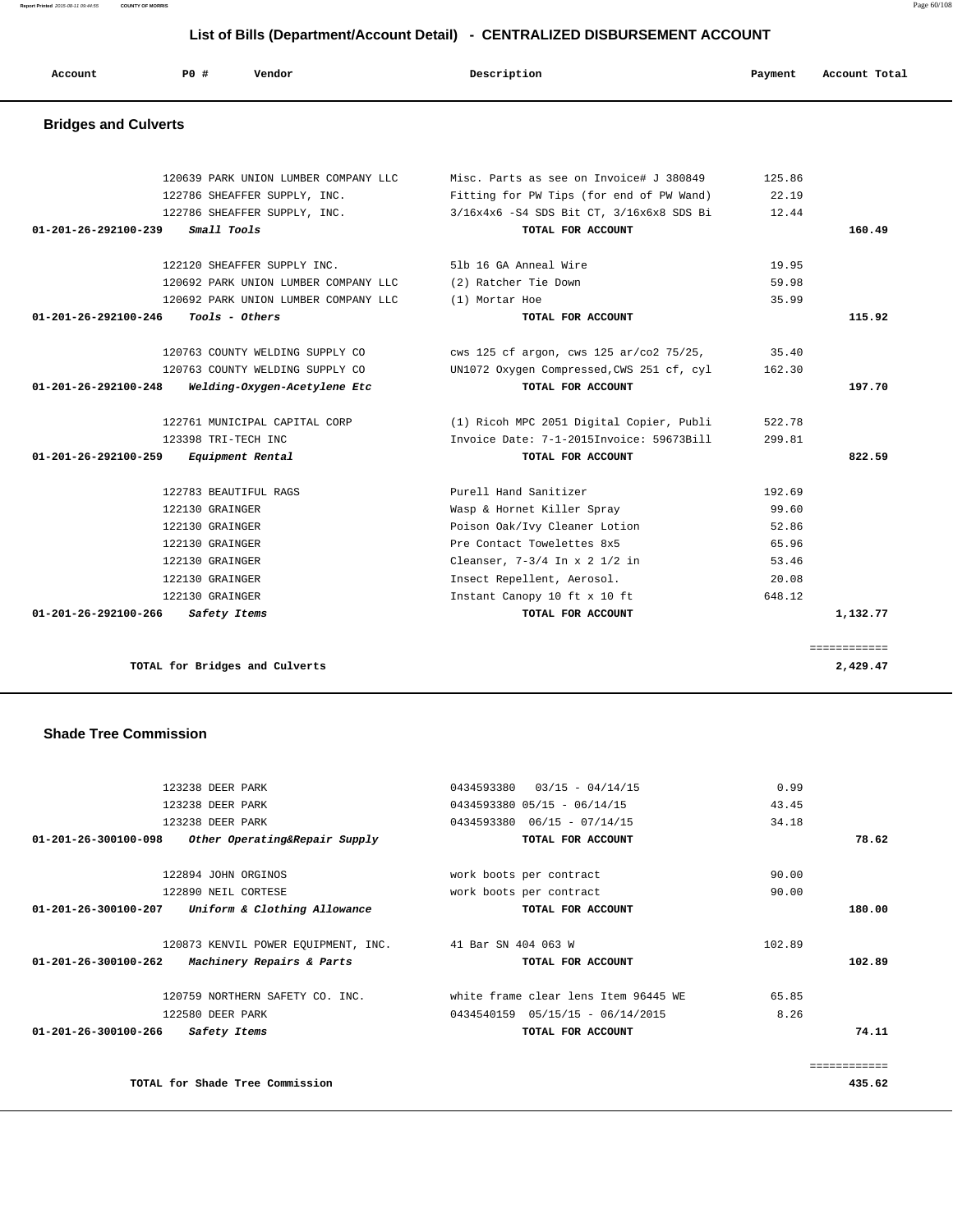# List of Bills (Department/Account Detail) - CENTRALIZED DISBURSEMENT ACCOUNT

| Account | PO # | Vendor | Description | Payment | Account Total |
|---|---|---|---|---|---|

## Bridges and Culverts

| Account | PO # | Vendor | Description | Payment | Account Total |
|---|---|---|---|---|---|
| | 120639 | PARK UNION LUMBER COMPANY LLC | Misc. Parts as see on Invoice# J 380849 | 125.86 | |
| | 122786 | SHEAFFER SUPPLY, INC. | Fitting for PW Tips (for end of PW Wand) | 22.19 | |
| | 122786 | SHEAFFER SUPPLY, INC. | 3/16x4x6 -S4 SDS Bit CT, 3/16x6x8 SDS Bi | 12.44 | |
| **01-201-26-292100-239** | ***Small Tools*** | | **TOTAL FOR ACCOUNT** | | **160.49** |
| | 122120 | SHEAFFER SUPPLY INC. | 5lb 16 GA Anneal Wire | 19.95 | |
| | 120692 | PARK UNION LUMBER COMPANY LLC | (2) Ratcher Tie Down | 59.98 | |
| | 120692 | PARK UNION LUMBER COMPANY LLC | (1) Mortar Hoe | 35.99 | |
| **01-201-26-292100-246** | ***Tools - Others*** | | **TOTAL FOR ACCOUNT** | | **115.92** |
| | 120763 | COUNTY WELDING SUPPLY CO | cws 125 cf argon, cws 125 ar/co2 75/25, | 35.40 | |
| | 120763 | COUNTY WELDING SUPPLY CO | UN1072 Oxygen Compressed,CWS 251 cf, cyl | 162.30 | |
| **01-201-26-292100-248** | ***Welding-Oxygen-Acetylene Etc*** | | **TOTAL FOR ACCOUNT** | | **197.70** |
| | 122761 | MUNICIPAL CAPITAL CORP | (1) Ricoh MPC 2051 Digital Copier, Publi | 522.78 | |
| | 123398 | TRI-TECH INC | Invoice Date: 7-1-2015Invoice: 59673Bill | 299.81 | |
| **01-201-26-292100-259** | ***Equipment Rental*** | | **TOTAL FOR ACCOUNT** | | **822.59** |
| | 122783 | BEAUTIFUL RAGS | Purell Hand Sanitizer | 192.69 | |
| | 122130 | GRAINGER | Wasp & Hornet Killer Spray | 99.60 | |
| | 122130 | GRAINGER | Poison Oak/Ivy Cleaner Lotion | 52.86 | |
| | 122130 | GRAINGER | Pre Contact Towelettes 8x5 | 65.96 | |
| | 122130 | GRAINGER | Cleanser, 7-3/4 In x 2 1/2 in | 53.46 | |
| | 122130 | GRAINGER | Insect Repellent, Aerosol. | 20.08 | |
| | 122130 | GRAINGER | Instant Canopy 10 ft x 10 ft | 648.12 | |
| **01-201-26-292100-266** | ***Safety Items*** | | **TOTAL FOR ACCOUNT** | | **1,132.77** |
| | | | | | ============ |
| | **TOTAL for Bridges and Culverts** | | | | **2,429.47** |

## Shade Tree Commission

| Account | PO # | Vendor | Description | Payment | Account Total |
|---|---|---|---|---|---|
| | 123238 | DEER PARK | 0434593380 03/15 - 04/14/15 | 0.99 | |
| | 123238 | DEER PARK | 0434593380 05/15 - 06/14/15 | 43.45 | |
| | 123238 | DEER PARK | 0434593380 06/15 - 07/14/15 | 34.18 | |
| **01-201-26-300100-098** | ***Other Operating&Repair Supply*** | | **TOTAL FOR ACCOUNT** | | **78.62** |
| | 122894 | JOHN ORGINOS | work boots per contract | 90.00 | |
| | 122890 | NEIL CORTESE | work boots per contract | 90.00 | |
| **01-201-26-300100-207** | ***Uniform & Clothing Allowance*** | | **TOTAL FOR ACCOUNT** | | **180.00** |
| | 120873 | KENVIL POWER EQUIPMENT, INC. | 41 Bar SN 404 063 W | 102.89 | |
| **01-201-26-300100-262** | ***Machinery Repairs & Parts*** | | **TOTAL FOR ACCOUNT** | | **102.89** |
| | 120759 | NORTHERN SAFETY CO. INC. | white frame clear lens Item 96445 WE | 65.85 | |
| | 122580 | DEER PARK | 0434540159 05/15/15 - 06/14/2015 | 8.26 | |
| **01-201-26-300100-266** | ***Safety Items*** | | **TOTAL FOR ACCOUNT** | | **74.11** |
| | | | | | ============ |
| | **TOTAL for Shade Tree Commission** | | | | **435.62** |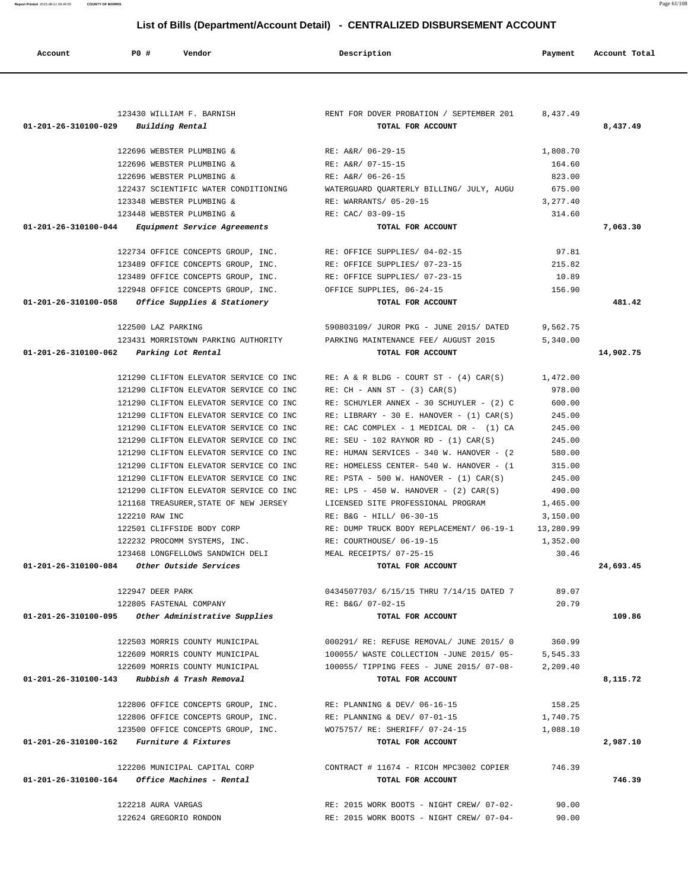# List of Bills (Department/Account Detail) - CENTRALIZED DISBURSEMENT ACCOUNT

| Account | PO # | Vendor | Description | Payment | Account Total |
|---|---|---|---|---|---|
| | 123430 | WILLIAM F. BARNISH | RENT FOR DOVER PROBATION / SEPTEMBER 201 | 8,437.49 | |
| 01-201-26-310100-029 | | *Building Rental* | TOTAL FOR ACCOUNT | | 8,437.49 |
| | 122696 | WEBSTER PLUMBING & | RE: A&R/ 06-29-15 | 1,808.70 | |
| | 122696 | WEBSTER PLUMBING & | RE: A&R/ 07-15-15 | 164.60 | |
| | 122696 | WEBSTER PLUMBING & | RE: A&R/ 06-26-15 | 823.00 | |
| | 122437 | SCIENTIFIC WATER CONDITIONING | WATERGUARD QUARTERLY BILLING/ JULY, AUGU | 675.00 | |
| | 123348 | WEBSTER PLUMBING & | RE: WARRANTS/ 05-20-15 | 3,277.40 | |
| | 123448 | WEBSTER PLUMBING & | RE: CAC/ 03-09-15 | 314.60 | |
| 01-201-26-310100-044 | | *Equipment Service Agreements* | TOTAL FOR ACCOUNT | | 7,063.30 |
| | 122734 | OFFICE CONCEPTS GROUP, INC. | RE: OFFICE SUPPLIES/ 04-02-15 | 97.81 | |
| | 123489 | OFFICE CONCEPTS GROUP, INC. | RE: OFFICE SUPPLIES/ 07-23-15 | 215.82 | |
| | 123489 | OFFICE CONCEPTS GROUP, INC. | RE: OFFICE SUPPLIES/ 07-23-15 | 10.89 | |
| | 122948 | OFFICE CONCEPTS GROUP, INC. | OFFICE SUPPLIES, 06-24-15 | 156.90 | |
| 01-201-26-310100-058 | | *Office Supplies & Stationery* | TOTAL FOR ACCOUNT | | 481.42 |
| | 122500 | LAZ PARKING | 590803109/ JUROR PKG - JUNE 2015/ DATED | 9,562.75 | |
| | 123431 | MORRISTOWN PARKING AUTHORITY | PARKING MAINTENANCE FEE/ AUGUST 2015 | 5,340.00 | |
| 01-201-26-310100-062 | | *Parking Lot Rental* | TOTAL FOR ACCOUNT | | 14,902.75 |
| | 121290 | CLIFTON ELEVATOR SERVICE CO INC | RE: A & R BLDG - COURT ST - (4) CAR(S) | 1,472.00 | |
| | 121290 | CLIFTON ELEVATOR SERVICE CO INC | RE: CH - ANN ST - (3) CAR(S) | 978.00 | |
| | 121290 | CLIFTON ELEVATOR SERVICE CO INC | RE: SCHUYLER ANNEX - 30 SCHUYLER - (2) C | 600.00 | |
| | 121290 | CLIFTON ELEVATOR SERVICE CO INC | RE: LIBRARY - 30 E. HANOVER - (1) CAR(S) | 245.00 | |
| | 121290 | CLIFTON ELEVATOR SERVICE CO INC | RE: CAC COMPLEX - 1 MEDICAL DR - (1) CA | 245.00 | |
| | 121290 | CLIFTON ELEVATOR SERVICE CO INC | RE: SEU - 102 RAYNOR RD - (1) CAR(S) | 245.00 | |
| | 121290 | CLIFTON ELEVATOR SERVICE CO INC | RE: HUMAN SERVICES - 340 W. HANOVER - (2 | 580.00 | |
| | 121290 | CLIFTON ELEVATOR SERVICE CO INC | RE: HOMELESS CENTER- 540 W. HANOVER - (1 | 315.00 | |
| | 121290 | CLIFTON ELEVATOR SERVICE CO INC | RE: PSTA - 500 W. HANOVER - (1) CAR(S) | 245.00 | |
| | 121290 | CLIFTON ELEVATOR SERVICE CO INC | RE: LPS - 450 W. HANOVER - (2) CAR(S) | 490.00 | |
| | 121168 | TREASURER, STATE OF NEW JERSEY | LICENSED SITE PROFESSIONAL PROGRAM | 1,465.00 | |
| | 122210 | RAW INC | RE: B&G - HILL/ 06-30-15 | 3,150.00 | |
| | 122501 | CLIFFSIDE BODY CORP | RE: DUMP TRUCK BODY REPLACEMENT/ 06-19-1 | 13,280.99 | |
| | 122232 | PROCOMM SYSTEMS, INC. | RE: COURTHOUSE/ 06-19-15 | 1,352.00 | |
| | 123468 | LONGFELLOWS SANDWICH DELI | MEAL RECEIPTS/ 07-25-15 | 30.46 | |
| 01-201-26-310100-084 | | *Other Outside Services* | TOTAL FOR ACCOUNT | | 24,693.45 |
| | 122947 | DEER PARK | 0434507703/ 6/15/15 THRU 7/14/15 DATED 7 | 89.07 | |
| | 122805 | FASTENAL COMPANY | RE: B&G/ 07-02-15 | 20.79 | |
| 01-201-26-310100-095 | | *Other Administrative Supplies* | TOTAL FOR ACCOUNT | | 109.86 |
| | 122503 | MORRIS COUNTY MUNICIPAL | 000291/ RE: REFUSE REMOVAL/ JUNE 2015/ 0 | 360.99 | |
| | 122609 | MORRIS COUNTY MUNICIPAL | 100055/ WASTE COLLECTION -JUNE 2015/ 05- | 5,545.33 | |
| | 122609 | MORRIS COUNTY MUNICIPAL | 100055/ TIPPING FEES - JUNE 2015/ 07-08- | 2,209.40 | |
| 01-201-26-310100-143 | | *Rubbish & Trash Removal* | TOTAL FOR ACCOUNT | | 8,115.72 |
| | 122806 | OFFICE CONCEPTS GROUP, INC. | RE: PLANNING & DEV/ 06-16-15 | 158.25 | |
| | 122806 | OFFICE CONCEPTS GROUP, INC. | RE: PLANNING & DEV/ 07-01-15 | 1,740.75 | |
| | 123500 | OFFICE CONCEPTS GROUP, INC. | WO75757/ RE: SHERIFF/ 07-24-15 | 1,088.10 | |
| 01-201-26-310100-162 | | *Furniture & Fixtures* | TOTAL FOR ACCOUNT | | 2,987.10 |
| | 122206 | MUNICIPAL CAPITAL CORP | CONTRACT # 11674 - RICOH MPC3002 COPIER | 746.39 | |
| 01-201-26-310100-164 | | *Office Machines - Rental* | TOTAL FOR ACCOUNT | | 746.39 |
| | 122218 | AURA VARGAS | RE: 2015 WORK BOOTS - NIGHT CREW/ 07-02- | 90.00 | |
| | 122624 | GREGORIO RONDON | RE: 2015 WORK BOOTS - NIGHT CREW/ 07-04- | 90.00 | |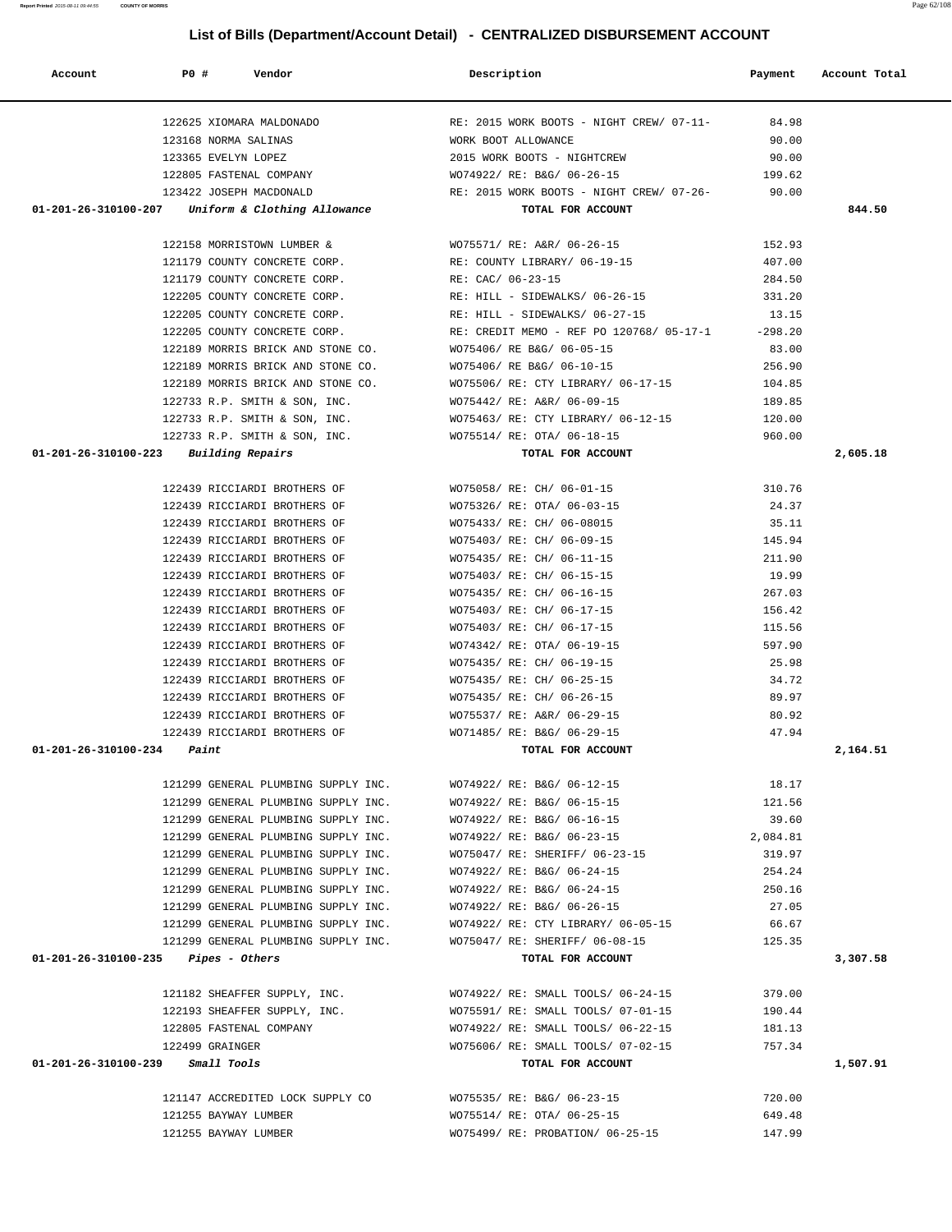## List of Bills (Department/Account Detail) - CENTRALIZED DISBURSEMENT ACCOUNT

| Account | PO # | Vendor | Description | Payment | Account Total |
|---|---|---|---|---|---|
| | 122625 | XIOMARA MALDONADO | RE: 2015 WORK BOOTS - NIGHT CREW/ 07-11- | 84.98 | |
| | 123168 | NORMA SALINAS | WORK BOOT ALLOWANCE | 90.00 | |
| | 123365 | EVELYN LOPEZ | 2015 WORK BOOTS - NIGHTCREW | 90.00 | |
| | 122805 | FASTENAL COMPANY | WO74922/ RE: B&G/ 06-26-15 | 199.62 | |
| | 123422 | JOSEPH MACDONALD | RE: 2015 WORK BOOTS - NIGHT CREW/ 07-26- | 90.00 | |
| **01-201-26-310100-207** | | ***Uniform & Clothing Allowance*** | **TOTAL FOR ACCOUNT** | | **844.50** |
| | 122158 | MORRISTOWN LUMBER & | WO75571/ RE: A&R/ 06-26-15 | 152.93 | |
| | 121179 | COUNTY CONCRETE CORP. | RE: COUNTY LIBRARY/ 06-19-15 | 407.00 | |
| | 121179 | COUNTY CONCRETE CORP. | RE: CAC/ 06-23-15 | 284.50 | |
| | 122205 | COUNTY CONCRETE CORP. | RE: HILL - SIDEWALKS/ 06-26-15 | 331.20 | |
| | 122205 | COUNTY CONCRETE CORP. | RE: HILL - SIDEWALKS/ 06-27-15 | 13.15 | |
| | 122205 | COUNTY CONCRETE CORP. | RE: CREDIT MEMO - REF PO 120768/ 05-17-1 | -298.20 | |
| | 122189 | MORRIS BRICK AND STONE CO. | WO75406/ RE B&G/ 06-05-15 | 83.00 | |
| | 122189 | MORRIS BRICK AND STONE CO. | WO75406/ RE B&G/ 06-10-15 | 256.90 | |
| | 122189 | MORRIS BRICK AND STONE CO. | WO75506/ RE: CTY LIBRARY/ 06-17-15 | 104.85 | |
| | 122733 | R.P. SMITH & SON, INC. | WO75442/ RE: A&R/ 06-09-15 | 189.85 | |
| | 122733 | R.P. SMITH & SON, INC. | WO75463/ RE: CTY LIBRARY/ 06-12-15 | 120.00 | |
| | 122733 | R.P. SMITH & SON, INC. | WO75514/ RE: OTA/ 06-18-15 | 960.00 | |
| **01-201-26-310100-223** | | ***Building Repairs*** | **TOTAL FOR ACCOUNT** | | **2,605.18** |
| | 122439 | RICCIARDI BROTHERS OF | WO75058/ RE: CH/ 06-01-15 | 310.76 | |
| | 122439 | RICCIARDI BROTHERS OF | WO75326/ RE: OTA/ 06-03-15 | 24.37 | |
| | 122439 | RICCIARDI BROTHERS OF | WO75433/ RE: CH/ 06-08015 | 35.11 | |
| | 122439 | RICCIARDI BROTHERS OF | WO75403/ RE: CH/ 06-09-15 | 145.94 | |
| | 122439 | RICCIARDI BROTHERS OF | WO75435/ RE: CH/ 06-11-15 | 211.90 | |
| | 122439 | RICCIARDI BROTHERS OF | WO75403/ RE: CH/ 06-15-15 | 19.99 | |
| | 122439 | RICCIARDI BROTHERS OF | WO75435/ RE: CH/ 06-16-15 | 267.03 | |
| | 122439 | RICCIARDI BROTHERS OF | WO75403/ RE: CH/ 06-17-15 | 156.42 | |
| | 122439 | RICCIARDI BROTHERS OF | WO75403/ RE: CH/ 06-17-15 | 115.56 | |
| | 122439 | RICCIARDI BROTHERS OF | WO74342/ RE: OTA/ 06-19-15 | 597.90 | |
| | 122439 | RICCIARDI BROTHERS OF | WO75435/ RE: CH/ 06-19-15 | 25.98 | |
| | 122439 | RICCIARDI BROTHERS OF | WO75435/ RE: CH/ 06-25-15 | 34.72 | |
| | 122439 | RICCIARDI BROTHERS OF | WO75435/ RE: CH/ 06-26-15 | 89.97 | |
| | 122439 | RICCIARDI BROTHERS OF | WO75537/ RE: A&R/ 06-29-15 | 80.92 | |
| | 122439 | RICCIARDI BROTHERS OF | WO71485/ RE: B&G/ 06-29-15 | 47.94 | |
| **01-201-26-310100-234** | | ***Paint*** | **TOTAL FOR ACCOUNT** | | **2,164.51** |
| | 121299 | GENERAL PLUMBING SUPPLY INC. | WO74922/ RE: B&G/ 06-12-15 | 18.17 | |
| | 121299 | GENERAL PLUMBING SUPPLY INC. | WO74922/ RE: B&G/ 06-15-15 | 121.56 | |
| | 121299 | GENERAL PLUMBING SUPPLY INC. | WO74922/ RE: B&G/ 06-16-15 | 39.60 | |
| | 121299 | GENERAL PLUMBING SUPPLY INC. | WO74922/ RE: B&G/ 06-23-15 | 2,084.81 | |
| | 121299 | GENERAL PLUMBING SUPPLY INC. | WO75047/ RE: SHERIFF/ 06-23-15 | 319.97 | |
| | 121299 | GENERAL PLUMBING SUPPLY INC. | WO74922/ RE: B&G/ 06-24-15 | 254.24 | |
| | 121299 | GENERAL PLUMBING SUPPLY INC. | WO74922/ RE: B&G/ 06-24-15 | 250.16 | |
| | 121299 | GENERAL PLUMBING SUPPLY INC. | WO74922/ RE: B&G/ 06-26-15 | 27.05 | |
| | 121299 | GENERAL PLUMBING SUPPLY INC. | WO74922/ RE: CTY LIBRARY/ 06-05-15 | 66.67 | |
| | 121299 | GENERAL PLUMBING SUPPLY INC. | WO75047/ RE: SHERIFF/ 06-08-15 | 125.35 | |
| **01-201-26-310100-235** | | ***Pipes - Others*** | **TOTAL FOR ACCOUNT** | | **3,307.58** |
| | 121182 | SHEAFFER SUPPLY, INC. | WO74922/ RE: SMALL TOOLS/ 06-24-15 | 379.00 | |
| | 122193 | SHEAFFER SUPPLY, INC. | WO75591/ RE: SMALL TOOLS/ 07-01-15 | 190.44 | |
| | 122805 | FASTENAL COMPANY | WO74922/ RE: SMALL TOOLS/ 06-22-15 | 181.13 | |
| | 122499 | GRAINGER | WO75606/ RE: SMALL TOOLS/ 07-02-15 | 757.34 | |
| **01-201-26-310100-239** | | ***Small Tools*** | **TOTAL FOR ACCOUNT** | | **1,507.91** |
| | 121147 | ACCREDITED LOCK SUPPLY CO | WO75535/ RE: B&G/ 06-23-15 | 720.00 | |
| | 121255 | BAYWAY LUMBER | WO75514/ RE: OTA/ 06-25-15 | 649.48 | |
| | 121255 | BAYWAY LUMBER | WO75499/ RE: PROBATION/ 06-25-15 | 147.99 | |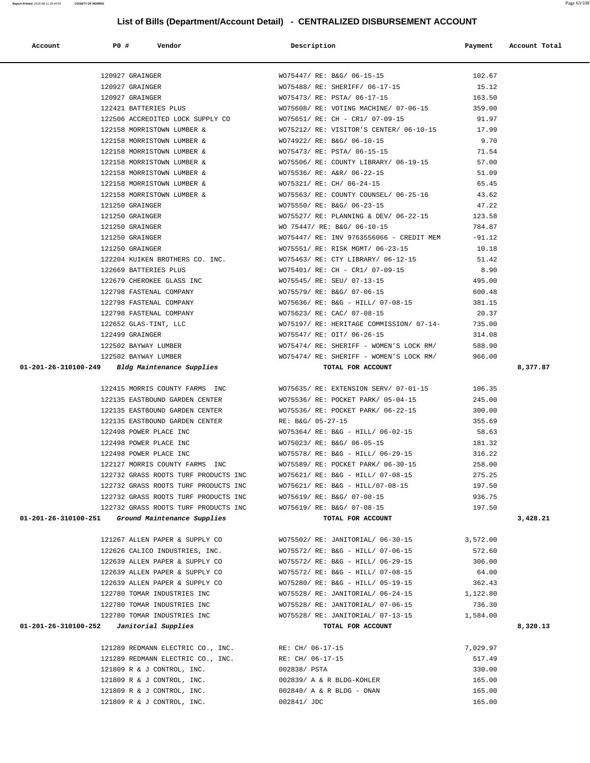## List of Bills (Department/Account Detail) - CENTRALIZED DISBURSEMENT ACCOUNT

| Account | PO # | Vendor | Description | Payment | Account Total |
|---|---|---|---|---|---|
| | 120927 | GRAINGER | WO75447/ RE: B&G/ 06-15-15 | 102.67 | |
| | 120927 | GRAINGER | WO75488/ RE: SHERIFF/ 06-17-15 | 15.12 | |
| | 120927 | GRAINGER | WO75473/ RE: PSTA/ 06-17-15 | 163.50 | |
| | 122421 | BATTERIES PLUS | WO75608/ RE: VOTING MACHINE/ 07-06-15 | 359.00 | |
| | 122506 | ACCREDITED LOCK SUPPLY CO | WO75651/ RE: CH - CR1/ 07-09-15 | 91.97 | |
| | 122158 | MORRISTOWN LUMBER & | WO75212/ RE: VISITOR'S CENTER/ 06-10-15 | 17.99 | |
| | 122158 | MORRISTOWN LUMBER & | WO74922/ RE: B&G/ 06-10-15 | 9.70 | |
| | 122158 | MORRISTOWN LUMBER & | WO75473/ RE: PSTA/ 06-15-15 | 71.54 | |
| | 122158 | MORRISTOWN LUMBER & | WO75506/ RE: COUNTY LIBRARY/ 06-19-15 | 57.00 | |
| | 122158 | MORRISTOWN LUMBER & | WO75536/ RE: A&R/ 06-22-15 | 51.09 | |
| | 122158 | MORRISTOWN LUMBER & | WO75321/ RE: CH/ 06-24-15 | 65.45 | |
| | 122158 | MORRISTOWN LUMBER & | WO75563/ RE: COUNTY COUNSEL/ 06-25-16 | 43.62 | |
| | 121250 | GRAINGER | WO75550/ RE: B&G/ 06-23-15 | 47.22 | |
| | 121250 | GRAINGER | WO75527/ RE: PLANNING & DEV/ 06-22-15 | 123.58 | |
| | 121250 | GRAINGER | WO 75447/ RE: B&G/ 06-10-15 | 784.87 | |
| | 121250 | GRAINGER | WO75447/ RE: INV 9763556066 - CREDIT MEM | -91.12 | |
| | 121250 | GRAINGER | WO75551/ RE: RISK MGMT/ 06-23-15 | 10.18 | |
| | 122204 | KUIKEN BROTHERS CO. INC. | WO75463/ RE: CTY LIBRARY/ 06-12-15 | 51.42 | |
| | 122669 | BATTERIES PLUS | WO75401/ RE: CH - CR1/ 07-09-15 | 8.90 | |
| | 122679 | CHEROKEE GLASS INC | WO75545/ RE: SEU/ 07-13-15 | 495.00 | |
| | 122798 | FASTENAL COMPANY | WO75579/ RE: B&G/ 07-06-15 | 600.48 | |
| | 122798 | FASTENAL COMPANY | WO75636/ RE: B&G - HILL/ 07-08-15 | 381.15 | |
| | 122798 | FASTENAL COMPANY | WO75623/ RE: CAC/ 07-08-15 | 20.37 | |
| | 122652 | GLAS-TINT, LLC | WO75197/ RE: HERITAGE COMMISSION/ 07-14- | 735.00 | |
| | 122499 | GRAINGER | WO75547/ RE: OIT/ 06-26-15 | 314.08 | |
| | 122502 | BAYWAY LUMBER | WO75474/ RE: SHERIFF - WOMEN'S LOCK RM/ | 588.90 | |
| | 122502 | BAYWAY LUMBER | WO75474/ RE: SHERIFF - WOMEN'S LOCK RM/ | 966.00 | |
| **01-201-26-310100-249** | | ***Bldg Maintenance Supplies*** | **TOTAL FOR ACCOUNT** | | **8,377.87** |
| | 122415 | MORRIS COUNTY FARMS INC | WO75635/ RE: EXTENSION SERV/ 07-01-15 | 106.35 | |
| | 122135 | EASTBOUND GARDEN CENTER | WO75536/ RE: POCKET PARK/ 05-04-15 | 245.00 | |
| | 122135 | EASTBOUND GARDEN CENTER | WO75536/ RE: POCKET PARK/ 06-22-15 | 300.00 | |
| | 122135 | EASTBOUND GARDEN CENTER | RE: B&G/ 05-27-15 | 355.69 | |
| | 122498 | POWER PLACE INC | WO75364/ RE: B&G - HILL/ 06-02-15 | 58.63 | |
| | 122498 | POWER PLACE INC | WO75023/ RE: B&G/ 06-05-15 | 181.32 | |
| | 122498 | POWER PLACE INC | WO75578/ RE: B&G - HILL/ 06-29-15 | 316.22 | |
| | 122127 | MORRIS COUNTY FARMS INC | WO75589/ RE: POCKET PARK/ 06-30-15 | 258.00 | |
| | 122732 | GRASS ROOTS TURF PRODUCTS INC | WO75621/ RE: B&G - HILL/ 07-08-15 | 275.25 | |
| | 122732 | GRASS ROOTS TURF PRODUCTS INC | WO75621/ RE: B&G - HILL/07-08-15 | 197.50 | |
| | 122732 | GRASS ROOTS TURF PRODUCTS INC | WO75619/ RE: B&G/ 07-08-15 | 936.75 | |
| | 122732 | GRASS ROOTS TURF PRODUCTS INC | WO75619/ RE: B&G/ 07-08-15 | 197.50 | |
| **01-201-26-310100-251** | | ***Ground Maintenance Supplies*** | **TOTAL FOR ACCOUNT** | | **3,428.21** |
| | 121267 | ALLEN PAPER & SUPPLY CO | WO75502/ RE: JANITORIAL/ 06-30-15 | 3,572.00 | |
| | 122626 | CALICO INDUSTRIES, INC. | WO75572/ RE: B&G - HILL/ 07-06-15 | 572.60 | |
| | 122639 | ALLEN PAPER & SUPPLY CO | WO75572/ RE: B&G - HILL/ 06-29-15 | 306.00 | |
| | 122639 | ALLEN PAPER & SUPPLY CO | WO75572/ RE: B&G - HILL/ 07-08-15 | 64.00 | |
| | 122639 | ALLEN PAPER & SUPPLY CO | WO75280/ RE: B&G - HILL/ 05-19-15 | 362.43 | |
| | 122780 | TOMAR INDUSTRIES INC | WO75528/ RE: JANITORIAL/ 06-24-15 | 1,122.80 | |
| | 122780 | TOMAR INDUSTRIES INC | WO75528/ RE: JANITORIAL/ 07-06-15 | 736.30 | |
| | 122780 | TOMAR INDUSTRIES INC | WO75528/ RE: JANITORIAL/ 07-13-15 | 1,584.00 | |
| **01-201-26-310100-252** | | ***Janitorial Supplies*** | **TOTAL FOR ACCOUNT** | | **8,320.13** |
| | 121289 | REDMANN ELECTRIC CO., INC. | RE: CH/ 06-17-15 | 7,029.97 | |
| | 121289 | REDMANN ELECTRIC CO., INC. | RE: CH/ 06-17-15 | 517.49 | |
| | 121809 | R & J CONTROL, INC. | 002838/ PSTA | 330.00 | |
| | 121809 | R & J CONTROL, INC. | 002839/ A & R BLDG-KOHLER | 165.00 | |
| | 121809 | R & J CONTROL, INC. | 002840/ A & R BLDG - ONAN | 165.00 | |
| | 121809 | R & J CONTROL, INC. | 002841/ JDC | 165.00 | |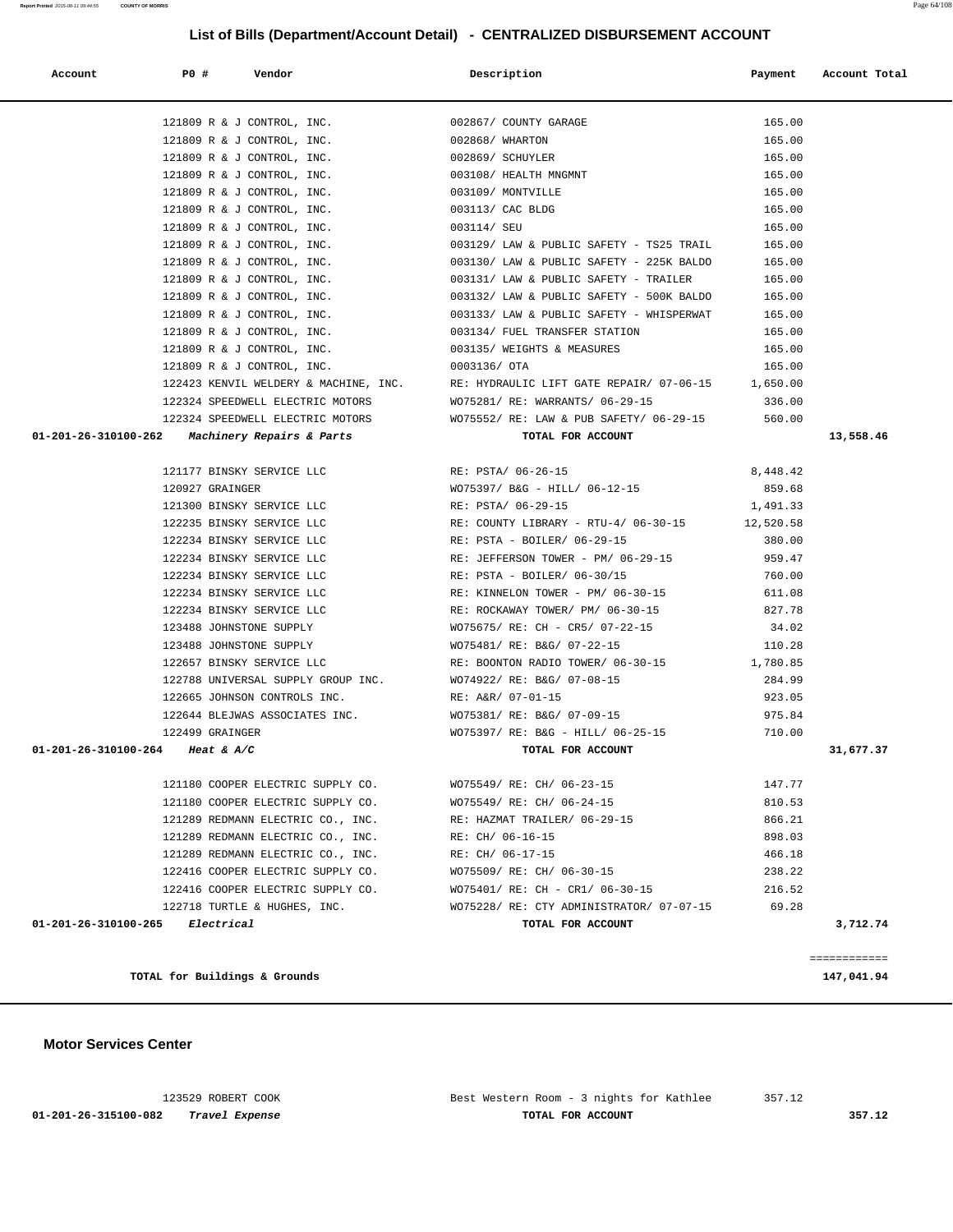## List of Bills (Department/Account Detail) - CENTRALIZED DISBURSEMENT ACCOUNT

| Account | PO # | Vendor | Description | Payment | Account Total |
|---|---|---|---|---|---|
| | 121809 | R & J CONTROL, INC. | 002867/ COUNTY GARAGE | 165.00 | |
| | 121809 | R & J CONTROL, INC. | 002868/ WHARTON | 165.00 | |
| | 121809 | R & J CONTROL, INC. | 002869/ SCHUYLER | 165.00 | |
| | 121809 | R & J CONTROL, INC. | 003108/ HEALTH MNGMNT | 165.00 | |
| | 121809 | R & J CONTROL, INC. | 003109/ MONTVILLE | 165.00 | |
| | 121809 | R & J CONTROL, INC. | 003113/ CAC BLDG | 165.00 | |
| | 121809 | R & J CONTROL, INC. | 003114/ SEU | 165.00 | |
| | 121809 | R & J CONTROL, INC. | 003129/ LAW & PUBLIC SAFETY - TS25 TRAIL | 165.00 | |
| | 121809 | R & J CONTROL, INC. | 003130/ LAW & PUBLIC SAFETY - 225K BALDO | 165.00 | |
| | 121809 | R & J CONTROL, INC. | 003131/ LAW & PUBLIC SAFETY - TRAILER | 165.00 | |
| | 121809 | R & J CONTROL, INC. | 003132/ LAW & PUBLIC SAFETY - 500K BALDO | 165.00 | |
| | 121809 | R & J CONTROL, INC. | 003133/ LAW & PUBLIC SAFETY - WHISPERWAT | 165.00 | |
| | 121809 | R & J CONTROL, INC. | 003134/ FUEL TRANSFER STATION | 165.00 | |
| | 121809 | R & J CONTROL, INC. | 003135/ WEIGHTS & MEASURES | 165.00 | |
| | 121809 | R & J CONTROL, INC. | 0003136/ OTA | 165.00 | |
| | 122423 | KENVIL WELDERY & MACHINE, INC. | RE: HYDRAULIC LIFT GATE REPAIR/ 07-06-15 | 1,650.00 | |
| | 122324 | SPEEDWELL ELECTRIC MOTORS | WO75281/ RE: WARRANTS/ 06-29-15 | 336.00 | |
| | 122324 | SPEEDWELL ELECTRIC MOTORS | WO75552/ RE: LAW & PUB SAFETY/ 06-29-15 | 560.00 | |
| **01-201-26-310100-262** | | ***Machinery Repairs & Parts*** | **TOTAL FOR ACCOUNT** | | **13,558.46** |
| | 121177 | BINSKY SERVICE LLC | RE: PSTA/ 06-26-15 | 8,448.42 | |
| | 120927 | GRAINGER | WO75397/ B&G - HILL/ 06-12-15 | 859.68 | |
| | 121300 | BINSKY SERVICE LLC | RE: PSTA/ 06-29-15 | 1,491.33 | |
| | 122235 | BINSKY SERVICE LLC | RE: COUNTY LIBRARY - RTU-4/ 06-30-15 | 12,520.58 | |
| | 122234 | BINSKY SERVICE LLC | RE: PSTA - BOILER/ 06-29-15 | 380.00 | |
| | 122234 | BINSKY SERVICE LLC | RE: JEFFERSON TOWER - PM/ 06-29-15 | 959.47 | |
| | 122234 | BINSKY SERVICE LLC | RE: PSTA - BOILER/ 06-30/15 | 760.00 | |
| | 122234 | BINSKY SERVICE LLC | RE: KINNELON TOWER - PM/ 06-30-15 | 611.08 | |
| | 122234 | BINSKY SERVICE LLC | RE: ROCKAWAY TOWER/ PM/ 06-30-15 | 827.78 | |
| | 123488 | JOHNSTONE SUPPLY | WO75675/ RE: CH - CR5/ 07-22-15 | 34.02 | |
| | 123488 | JOHNSTONE SUPPLY | WO75481/ RE: B&G/ 07-22-15 | 110.28 | |
| | 122657 | BINSKY SERVICE LLC | RE: BOONTON RADIO TOWER/ 06-30-15 | 1,780.85 | |
| | 122788 | UNIVERSAL SUPPLY GROUP INC. | WO74922/ RE: B&G/ 07-08-15 | 284.99 | |
| | 122665 | JOHNSON CONTROLS INC. | RE: A&R/ 07-01-15 | 923.05 | |
| | 122644 | BLEJWAS ASSOCIATES INC. | WO75381/ RE: B&G/ 07-09-15 | 975.84 | |
| | 122499 | GRAINGER | WO75397/ RE: B&G - HILL/ 06-25-15 | 710.00 | |
| **01-201-26-310100-264** | | ***Heat & A/C*** | **TOTAL FOR ACCOUNT** | | **31,677.37** |
| | 121180 | COOPER ELECTRIC SUPPLY CO. | WO75549/ RE: CH/ 06-23-15 | 147.77 | |
| | 121180 | COOPER ELECTRIC SUPPLY CO. | WO75549/ RE: CH/ 06-24-15 | 810.53 | |
| | 121289 | REDMANN ELECTRIC CO., INC. | RE: HAZMAT TRAILER/ 06-29-15 | 866.21 | |
| | 121289 | REDMANN ELECTRIC CO., INC. | RE: CH/ 06-16-15 | 898.03 | |
| | 121289 | REDMANN ELECTRIC CO., INC. | RE: CH/ 06-17-15 | 466.18 | |
| | 122416 | COOPER ELECTRIC SUPPLY CO. | WO75509/ RE: CH/ 06-30-15 | 238.22 | |
| | 122416 | COOPER ELECTRIC SUPPLY CO. | WO75401/ RE: CH - CR1/ 06-30-15 | 216.52 | |
| | 122718 | TURTLE & HUGHES, INC. | WO75228/ RE: CTY ADMINISTRATOR/ 07-07-15 | 69.28 | |
| **01-201-26-310100-265** | | ***Electrical*** | **TOTAL FOR ACCOUNT** | | **3,712.74** |
| | | | | | ============ |
| | | **TOTAL for Buildings & Grounds** | | | **147,041.94** |

### Motor Services Center

| Account | PO # | Vendor | Description | Payment | Account Total |
|---|---|---|---|---|---|
| | 123529 | ROBERT COOK | Best Western Room - 3 nights for Kathlee | 357.12 | |
| **01-201-26-315100-082** | | ***Travel Expense*** | **TOTAL FOR ACCOUNT** | | **357.12** |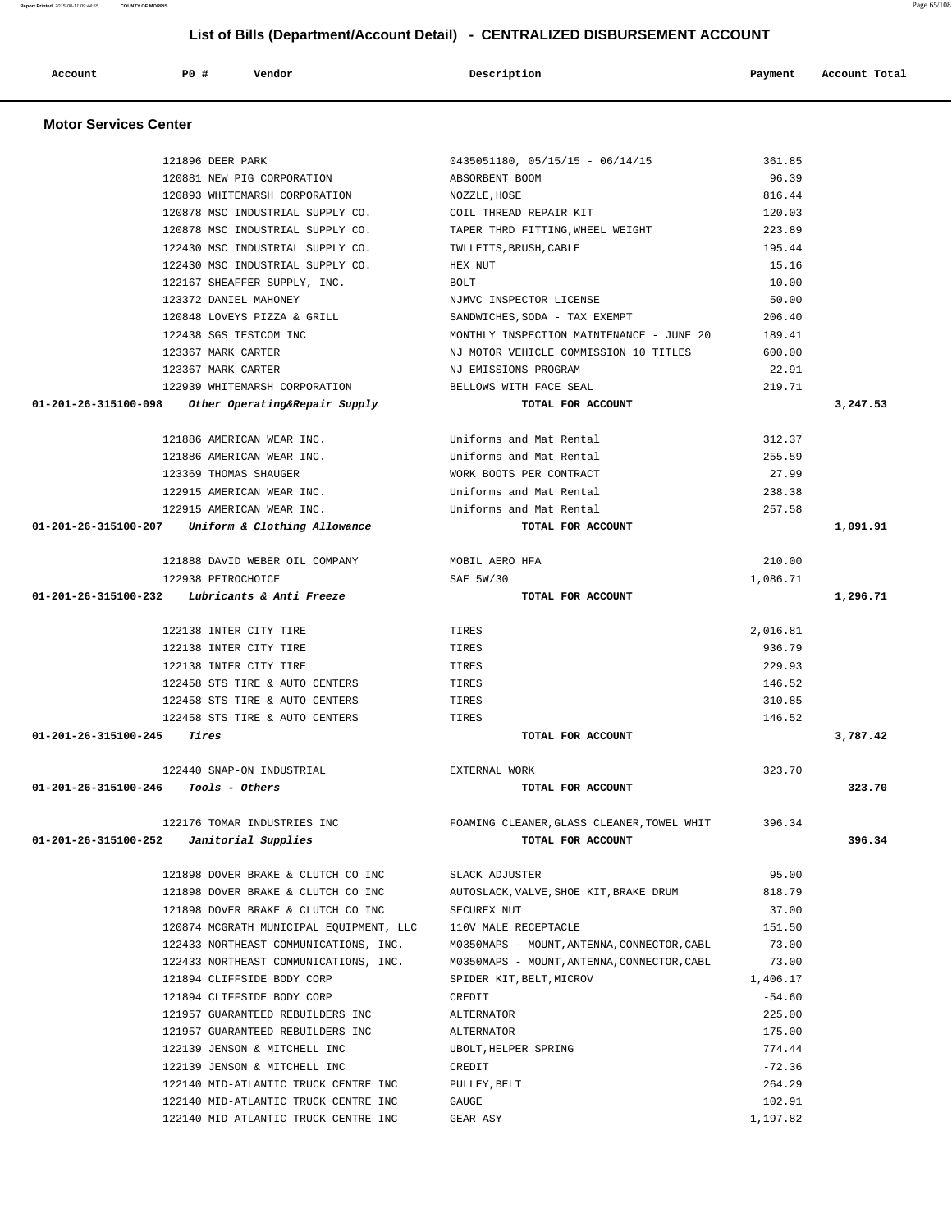# List of Bills (Department/Account Detail) - CENTRALIZED DISBURSEMENT ACCOUNT

| Account | PO # | Vendor | Description | Payment | Account Total |
|---|---|---|---|---|---|

## Motor Services Center

| Account | PO # | Vendor | Description | Payment | Account Total |
|---|---|---|---|---|---|
| | 121896 | DEER PARK | 0435051180, 05/15/15 - 06/14/15 | 361.85 | |
| | 120881 | NEW PIG CORPORATION | ABSORBENT BOOM | 96.39 | |
| | 120893 | WHITEMARSH CORPORATION | NOZZLE,HOSE | 816.44 | |
| | 120878 | MSC INDUSTRIAL SUPPLY CO. | COIL THREAD REPAIR KIT | 120.03 | |
| | 120878 | MSC INDUSTRIAL SUPPLY CO. | TAPER THRD FITTING,WHEEL WEIGHT | 223.89 | |
| | 122430 | MSC INDUSTRIAL SUPPLY CO. | TWLLETTS,BRUSH,CABLE | 195.44 | |
| | 122430 | MSC INDUSTRIAL SUPPLY CO. | HEX NUT | 15.16 | |
| | 122167 | SHEAFFER SUPPLY, INC. | BOLT | 10.00 | |
| | 123372 | DANIEL MAHONEY | NJMVC INSPECTOR LICENSE | 50.00 | |
| | 120848 | LOVEYS PIZZA & GRILL | SANDWICHES,SODA - TAX EXEMPT | 206.40 | |
| | 122438 | SGS TESTCOM INC | MONTHLY INSPECTION MAINTENANCE - JUNE 20 | 189.41 | |
| | 123367 | MARK CARTER | NJ MOTOR VEHICLE COMMISSION 10 TITLES | 600.00 | |
| | 123367 | MARK CARTER | NJ EMISSIONS PROGRAM | 22.91 | |
| | 122939 | WHITEMARSH CORPORATION | BELLOWS WITH FACE SEAL | 219.71 | |
| **01-201-26-315100-098** | | ***Other Operating&Repair Supply*** | **TOTAL FOR ACCOUNT** | | **3,247.53** |
| | 121886 | AMERICAN WEAR INC. | Uniforms and Mat Rental | 312.37 | |
| | 121886 | AMERICAN WEAR INC. | Uniforms and Mat Rental | 255.59 | |
| | 123369 | THOMAS SHAUGER | WORK BOOTS PER CONTRACT | 27.99 | |
| | 122915 | AMERICAN WEAR INC. | Uniforms and Mat Rental | 238.38 | |
| | 122915 | AMERICAN WEAR INC. | Uniforms and Mat Rental | 257.58 | |
| **01-201-26-315100-207** | | ***Uniform & Clothing Allowance*** | **TOTAL FOR ACCOUNT** | | **1,091.91** |
| | 121888 | DAVID WEBER OIL COMPANY | MOBIL AERO HFA | 210.00 | |
| | 122938 | PETROCHOICE | SAE 5W/30 | 1,086.71 | |
| **01-201-26-315100-232** | | ***Lubricants & Anti Freeze*** | **TOTAL FOR ACCOUNT** | | **1,296.71** |
| | 122138 | INTER CITY TIRE | TIRES | 2,016.81 | |
| | 122138 | INTER CITY TIRE | TIRES | 936.79 | |
| | 122138 | INTER CITY TIRE | TIRES | 229.93 | |
| | 122458 | STS TIRE & AUTO CENTERS | TIRES | 146.52 | |
| | 122458 | STS TIRE & AUTO CENTERS | TIRES | 310.85 | |
| | 122458 | STS TIRE & AUTO CENTERS | TIRES | 146.52 | |
| **01-201-26-315100-245** | | ***Tires*** | **TOTAL FOR ACCOUNT** | | **3,787.42** |
| | 122440 | SNAP-ON INDUSTRIAL | EXTERNAL WORK | 323.70 | |
| **01-201-26-315100-246** | | ***Tools - Others*** | **TOTAL FOR ACCOUNT** | | **323.70** |
| | 122176 | TOMAR INDUSTRIES INC | FOAMING CLEANER,GLASS CLEANER,TOWEL WHIT | 396.34 | |
| **01-201-26-315100-252** | | ***Janitorial Supplies*** | **TOTAL FOR ACCOUNT** | | **396.34** |
| | 121898 | DOVER BRAKE & CLUTCH CO INC | SLACK ADJUSTER | 95.00 | |
| | 121898 | DOVER BRAKE & CLUTCH CO INC | AUTOSLACK,VALVE,SHOE KIT,BRAKE DRUM | 818.79 | |
| | 121898 | DOVER BRAKE & CLUTCH CO INC | SECUREX NUT | 37.00 | |
| | 120874 | MCGRATH MUNICIPAL EQUIPMENT, LLC | 110V MALE RECEPTACLE | 151.50 | |
| | 122433 | NORTHEAST COMMUNICATIONS, INC. | M0350MAPS - MOUNT,ANTENNA,CONNECTOR,CABL | 73.00 | |
| | 122433 | NORTHEAST COMMUNICATIONS, INC. | M0350MAPS - MOUNT,ANTENNA,CONNECTOR,CABL | 73.00 | |
| | 121894 | CLIFFSIDE BODY CORP | SPIDER KIT,BELT,MICROV | 1,406.17 | |
| | 121894 | CLIFFSIDE BODY CORP | CREDIT | -54.60 | |
| | 121957 | GUARANTEED REBUILDERS INC | ALTERNATOR | 225.00 | |
| | 121957 | GUARANTEED REBUILDERS INC | ALTERNATOR | 175.00 | |
| | 122139 | JENSON & MITCHELL INC | UBOLT,HELPER SPRING | 774.44 | |
| | 122139 | JENSON & MITCHELL INC | CREDIT | -72.36 | |
| | 122140 | MID-ATLANTIC TRUCK CENTRE INC | PULLEY,BELT | 264.29 | |
| | 122140 | MID-ATLANTIC TRUCK CENTRE INC | GAUGE | 102.91 | |
| | 122140 | MID-ATLANTIC TRUCK CENTRE INC | GEAR ASY | 1,197.82 | |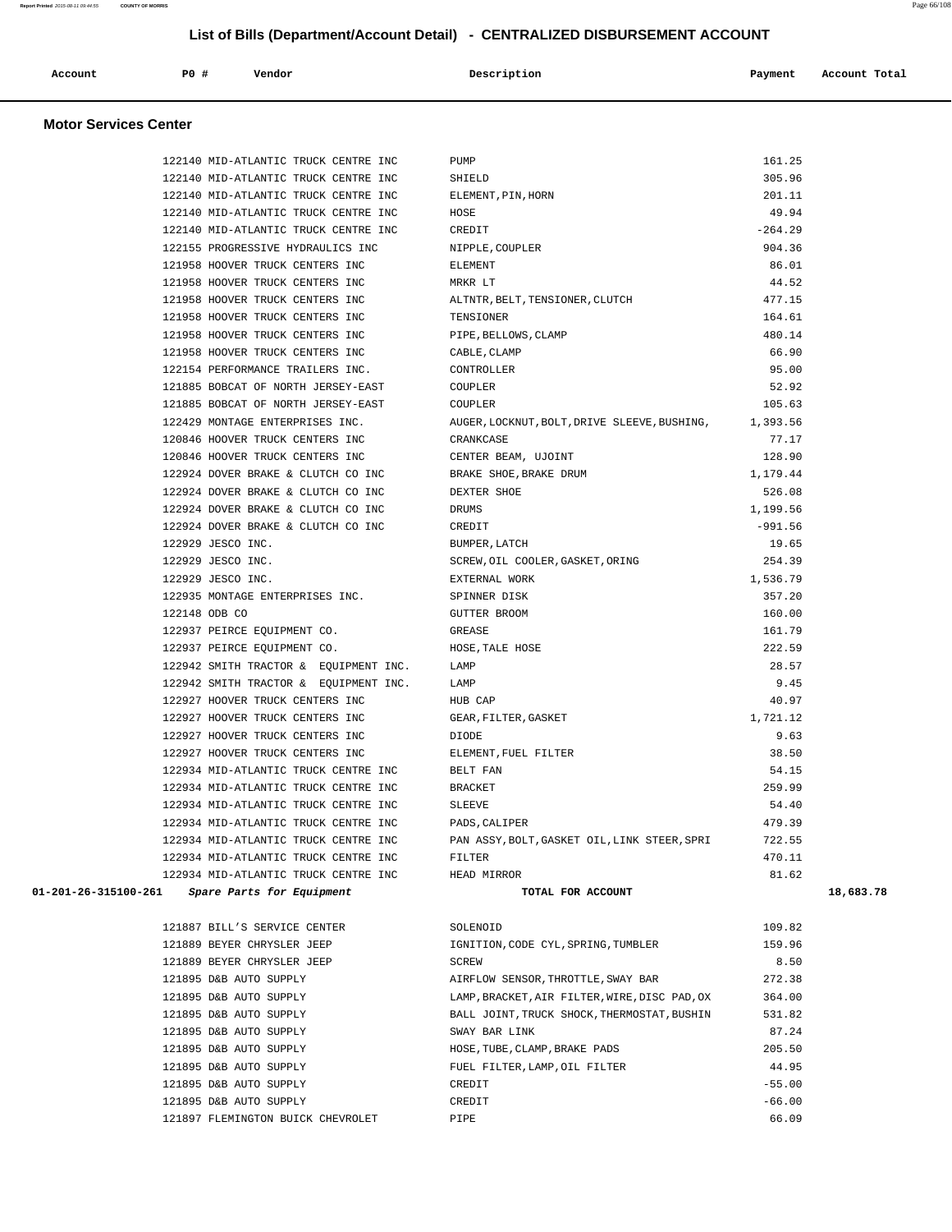# List of Bills (Department/Account Detail) - CENTRALIZED DISBURSEMENT ACCOUNT

| Account | PO # | Vendor | Description | Payment | Account Total |
|---|---|---|---|---|---|

## Motor Services Center

| Account | PO # | Vendor | Description | Payment | Account Total |
|---|---|---|---|---|---|
| | 122140 | MID-ATLANTIC TRUCK CENTRE INC | PUMP | 161.25 | |
| | 122140 | MID-ATLANTIC TRUCK CENTRE INC | SHIELD | 305.96 | |
| | 122140 | MID-ATLANTIC TRUCK CENTRE INC | ELEMENT,PIN,HORN | 201.11 | |
| | 122140 | MID-ATLANTIC TRUCK CENTRE INC | HOSE | 49.94 | |
| | 122140 | MID-ATLANTIC TRUCK CENTRE INC | CREDIT | -264.29 | |
| | 122155 | PROGRESSIVE HYDRAULICS INC | NIPPLE,COUPLER | 904.36 | |
| | 121958 | HOOVER TRUCK CENTERS INC | ELEMENT | 86.01 | |
| | 121958 | HOOVER TRUCK CENTERS INC | MRKR LT | 44.52 | |
| | 121958 | HOOVER TRUCK CENTERS INC | ALTNTR,BELT,TENSIONER,CLUTCH | 477.15 | |
| | 121958 | HOOVER TRUCK CENTERS INC | TENSIONER | 164.61 | |
| | 121958 | HOOVER TRUCK CENTERS INC | PIPE,BELLOWS,CLAMP | 480.14 | |
| | 121958 | HOOVER TRUCK CENTERS INC | CABLE,CLAMP | 66.90 | |
| | 122154 | PERFORMANCE TRAILERS INC. | CONTROLLER | 95.00 | |
| | 121885 | BOBCAT OF NORTH JERSEY-EAST | COUPLER | 52.92 | |
| | 121885 | BOBCAT OF NORTH JERSEY-EAST | COUPLER | 105.63 | |
| | 122429 | MONTAGE ENTERPRISES INC. | AUGER,LOCKNUT,BOLT,DRIVE SLEEVE,BUSHING, | 1,393.56 | |
| | 120846 | HOOVER TRUCK CENTERS INC | CRANKCASE | 77.17 | |
| | 120846 | HOOVER TRUCK CENTERS INC | CENTER BEAM, UJOINT | 128.90 | |
| | 122924 | DOVER BRAKE & CLUTCH CO INC | BRAKE SHOE,BRAKE DRUM | 1,179.44 | |
| | 122924 | DOVER BRAKE & CLUTCH CO INC | DEXTER SHOE | 526.08 | |
| | 122924 | DOVER BRAKE & CLUTCH CO INC | DRUMS | 1,199.56 | |
| | 122924 | DOVER BRAKE & CLUTCH CO INC | CREDIT | -991.56 | |
| | 122929 | JESCO INC. | BUMPER,LATCH | 19.65 | |
| | 122929 | JESCO INC. | SCREW,OIL COOLER,GASKET,ORING | 254.39 | |
| | 122929 | JESCO INC. | EXTERNAL WORK | 1,536.79 | |
| | 122935 | MONTAGE ENTERPRISES INC. | SPINNER DISK | 357.20 | |
| | 122148 | ODB CO | GUTTER BROOM | 160.00 | |
| | 122937 | PEIRCE EQUIPMENT CO. | GREASE | 161.79 | |
| | 122937 | PEIRCE EQUIPMENT CO. | HOSE,TALE HOSE | 222.59 | |
| | 122942 | SMITH TRACTOR & EQUIPMENT INC. | LAMP | 28.57 | |
| | 122942 | SMITH TRACTOR & EQUIPMENT INC. | LAMP | 9.45 | |
| | 122927 | HOOVER TRUCK CENTERS INC | HUB CAP | 40.97 | |
| | 122927 | HOOVER TRUCK CENTERS INC | GEAR,FILTER,GASKET | 1,721.12 | |
| | 122927 | HOOVER TRUCK CENTERS INC | DIODE | 9.63 | |
| | 122927 | HOOVER TRUCK CENTERS INC | ELEMENT,FUEL FILTER | 38.50 | |
| | 122934 | MID-ATLANTIC TRUCK CENTRE INC | BELT FAN | 54.15 | |
| | 122934 | MID-ATLANTIC TRUCK CENTRE INC | BRACKET | 259.99 | |
| | 122934 | MID-ATLANTIC TRUCK CENTRE INC | SLEEVE | 54.40 | |
| | 122934 | MID-ATLANTIC TRUCK CENTRE INC | PADS,CALIPER | 479.39 | |
| | 122934 | MID-ATLANTIC TRUCK CENTRE INC | PAN ASSY,BOLT,GASKET OIL,LINK STEER,SPRI | 722.55 | |
| | 122934 | MID-ATLANTIC TRUCK CENTRE INC | FILTER | 470.11 | |
| | 122934 | MID-ATLANTIC TRUCK CENTRE INC | HEAD MIRROR | 81.62 | |
| **01-201-26-315100-261** | | ***Spare Parts for Equipment*** | **TOTAL FOR ACCOUNT** | | **18,683.78** |
| | 121887 | BILL'S SERVICE CENTER | SOLENOID | 109.82 | |
| | 121889 | BEYER CHRYSLER JEEP | IGNITION,CODE CYL,SPRING,TUMBLER | 159.96 | |
| | 121889 | BEYER CHRYSLER JEEP | SCREW | 8.50 | |
| | 121895 | D&B AUTO SUPPLY | AIRFLOW SENSOR,THROTTLE,SWAY BAR | 272.38 | |
| | 121895 | D&B AUTO SUPPLY | LAMP,BRACKET,AIR FILTER,WIRE,DISC PAD,OX | 364.00 | |
| | 121895 | D&B AUTO SUPPLY | BALL JOINT,TRUCK SHOCK,THERMOSTAT,BUSHIN | 531.82 | |
| | 121895 | D&B AUTO SUPPLY | SWAY BAR LINK | 87.24 | |
| | 121895 | D&B AUTO SUPPLY | HOSE,TUBE,CLAMP,BRAKE PADS | 205.50 | |
| | 121895 | D&B AUTO SUPPLY | FUEL FILTER,LAMP,OIL FILTER | 44.95 | |
| | 121895 | D&B AUTO SUPPLY | CREDIT | -55.00 | |
| | 121895 | D&B AUTO SUPPLY | CREDIT | -66.00 | |
| | 121897 | FLEMINGTON BUICK CHEVROLET | PIPE | 66.09 | |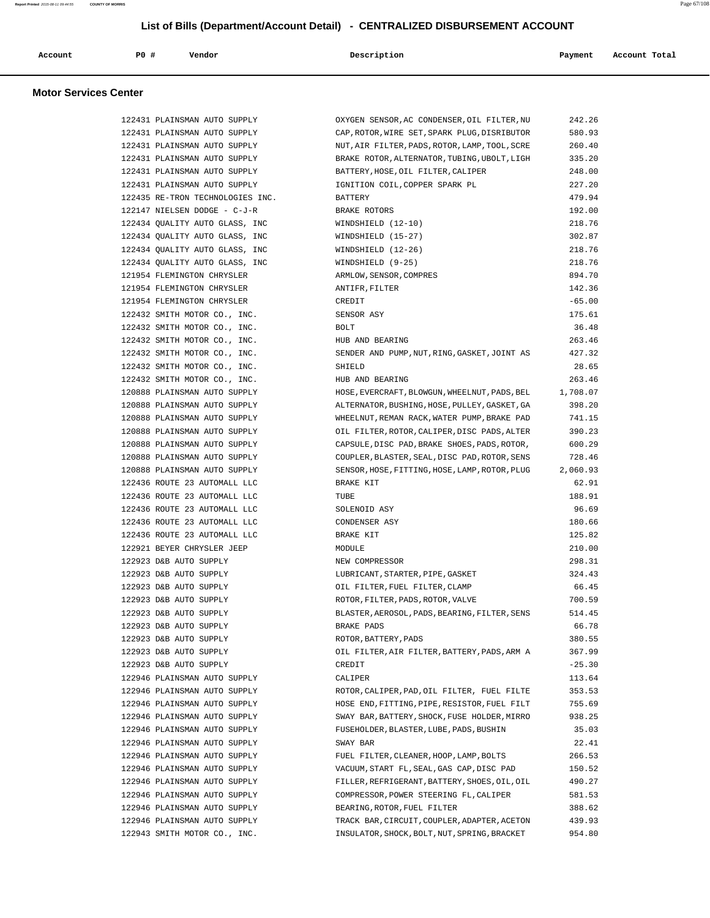# List of Bills (Department/Account Detail) - CENTRALIZED DISBURSEMENT ACCOUNT

## Motor Services Center

| Account | PO # | Vendor | Description | Payment | Account Total |
|---|---|---|---|---|---|
| | 122431 | PLAINSMAN AUTO SUPPLY | OXYGEN SENSOR,AC CONDENSER,OIL FILTER,NU | 242.26 | |
| | 122431 | PLAINSMAN AUTO SUPPLY | CAP,ROTOR,WIRE SET,SPARK PLUG,DISRIBUTOR | 580.93 | |
| | 122431 | PLAINSMAN AUTO SUPPLY | NUT,AIR FILTER,PADS,ROTOR,LAMP,TOOL,SCRE | 260.40 | |
| | 122431 | PLAINSMAN AUTO SUPPLY | BRAKE ROTOR,ALTERNATOR,TUBING,UBOLT,LIGH | 335.20 | |
| | 122431 | PLAINSMAN AUTO SUPPLY | BATTERY,HOSE,OIL FILTER,CALIPER | 248.00 | |
| | 122431 | PLAINSMAN AUTO SUPPLY | IGNITION COIL,COPPER SPARK PL | 227.20 | |
| | 122435 | RE-TRON TECHNOLOGIES INC. | BATTERY | 479.94 | |
| | 122147 | NIELSEN DODGE - C-J-R | BRAKE ROTORS | 192.00 | |
| | 122434 | QUALITY AUTO GLASS, INC | WINDSHIELD (12-10) | 218.76 | |
| | 122434 | QUALITY AUTO GLASS, INC | WINDSHIELD (15-27) | 302.87 | |
| | 122434 | QUALITY AUTO GLASS, INC | WINDSHIELD (12-26) | 218.76 | |
| | 122434 | QUALITY AUTO GLASS, INC | WINDSHIELD (9-25) | 218.76 | |
| | 121954 | FLEMINGTON CHRYSLER | ARMLOW,SENSOR,COMPRES | 894.70 | |
| | 121954 | FLEMINGTON CHRYSLER | ANTIFR,FILTER | 142.36 | |
| | 121954 | FLEMINGTON CHRYSLER | CREDIT | -65.00 | |
| | 122432 | SMITH MOTOR CO., INC. | SENSOR ASY | 175.61 | |
| | 122432 | SMITH MOTOR CO., INC. | BOLT | 36.48 | |
| | 122432 | SMITH MOTOR CO., INC. | HUB AND BEARING | 263.46 | |
| | 122432 | SMITH MOTOR CO., INC. | SENDER AND PUMP,NUT,RING,GASKET,JOINT AS | 427.32 | |
| | 122432 | SMITH MOTOR CO., INC. | SHIELD | 28.65 | |
| | 122432 | SMITH MOTOR CO., INC. | HUB AND BEARING | 263.46 | |
| | 120888 | PLAINSMAN AUTO SUPPLY | HOSE,EVERCRAFT,BLOWGUN,WHEELNUT,PADS,BEL | 1,708.07 | |
| | 120888 | PLAINSMAN AUTO SUPPLY | ALTERNATOR,BUSHING,HOSE,PULLEY,GASKET,GA | 398.20 | |
| | 120888 | PLAINSMAN AUTO SUPPLY | WHEELNUT,REMAN RACK,WATER PUMP,BRAKE PAD | 741.15 | |
| | 120888 | PLAINSMAN AUTO SUPPLY | OIL FILTER,ROTOR,CALIPER,DISC PADS,ALTER | 390.23 | |
| | 120888 | PLAINSMAN AUTO SUPPLY | CAPSULE,DISC PAD,BRAKE SHOES,PADS,ROTOR, | 600.29 | |
| | 120888 | PLAINSMAN AUTO SUPPLY | COUPLER,BLASTER,SEAL,DISC PAD,ROTOR,SENS | 728.46 | |
| | 120888 | PLAINSMAN AUTO SUPPLY | SENSOR,HOSE,FITTING,HOSE,LAMP,ROTOR,PLUG | 2,060.93 | |
| | 122436 | ROUTE 23 AUTOMALL LLC | BRAKE KIT | 62.91 | |
| | 122436 | ROUTE 23 AUTOMALL LLC | TUBE | 188.91 | |
| | 122436 | ROUTE 23 AUTOMALL LLC | SOLENOID ASY | 96.69 | |
| | 122436 | ROUTE 23 AUTOMALL LLC | CONDENSER ASY | 180.66 | |
| | 122436 | ROUTE 23 AUTOMALL LLC | BRAKE KIT | 125.82 | |
| | 122921 | BEYER CHRYSLER JEEP | MODULE | 210.00 | |
| | 122923 | D&B AUTO SUPPLY | NEW COMPRESSOR | 298.31 | |
| | 122923 | D&B AUTO SUPPLY | LUBRICANT,STARTER,PIPE,GASKET | 324.43 | |
| | 122923 | D&B AUTO SUPPLY | OIL FILTER,FUEL FILTER,CLAMP | 66.45 | |
| | 122923 | D&B AUTO SUPPLY | ROTOR,FILTER,PADS,ROTOR,VALVE | 700.59 | |
| | 122923 | D&B AUTO SUPPLY | BLASTER,AEROSOL,PADS,BEARING,FILTER,SENS | 514.45 | |
| | 122923 | D&B AUTO SUPPLY | BRAKE PADS | 66.78 | |
| | 122923 | D&B AUTO SUPPLY | ROTOR,BATTERY,PADS | 380.55 | |
| | 122923 | D&B AUTO SUPPLY | OIL FILTER,AIR FILTER,BATTERY,PADS,ARM A | 367.99 | |
| | 122923 | D&B AUTO SUPPLY | CREDIT | -25.30 | |
| | 122946 | PLAINSMAN AUTO SUPPLY | CALIPER | 113.64 | |
| | 122946 | PLAINSMAN AUTO SUPPLY | ROTOR,CALIPER,PAD,OIL FILTER, FUEL FILTE | 353.53 | |
| | 122946 | PLAINSMAN AUTO SUPPLY | HOSE END,FITTING,PIPE,RESISTOR,FUEL FILT | 755.69 | |
| | 122946 | PLAINSMAN AUTO SUPPLY | SWAY BAR,BATTERY,SHOCK,FUSE HOLDER,MIRRO | 938.25 | |
| | 122946 | PLAINSMAN AUTO SUPPLY | FUSEHOLDER,BLASTER,LUBE,PADS,BUSHIN | 35.03 | |
| | 122946 | PLAINSMAN AUTO SUPPLY | SWAY BAR | 22.41 | |
| | 122946 | PLAINSMAN AUTO SUPPLY | FUEL FILTER,CLEANER,HOOP,LAMP,BOLTS | 266.53 | |
| | 122946 | PLAINSMAN AUTO SUPPLY | VACUUM,START FL,SEAL,GAS CAP,DISC PAD | 150.52 | |
| | 122946 | PLAINSMAN AUTO SUPPLY | FILLER,REFRIGERANT,BATTERY,SHOES,OIL,OIL | 490.27 | |
| | 122946 | PLAINSMAN AUTO SUPPLY | COMPRESSOR,POWER STEERING FL,CALIPER | 581.53 | |
| | 122946 | PLAINSMAN AUTO SUPPLY | BEARING,ROTOR,FUEL FILTER | 388.62 | |
| | 122946 | PLAINSMAN AUTO SUPPLY | TRACK BAR,CIRCUIT,COUPLER,ADAPTER,ACETON | 439.93 | |
| | 122943 | SMITH MOTOR CO., INC. | INSULATOR,SHOCK,BOLT,NUT,SPRING,BRACKET | 954.80 | |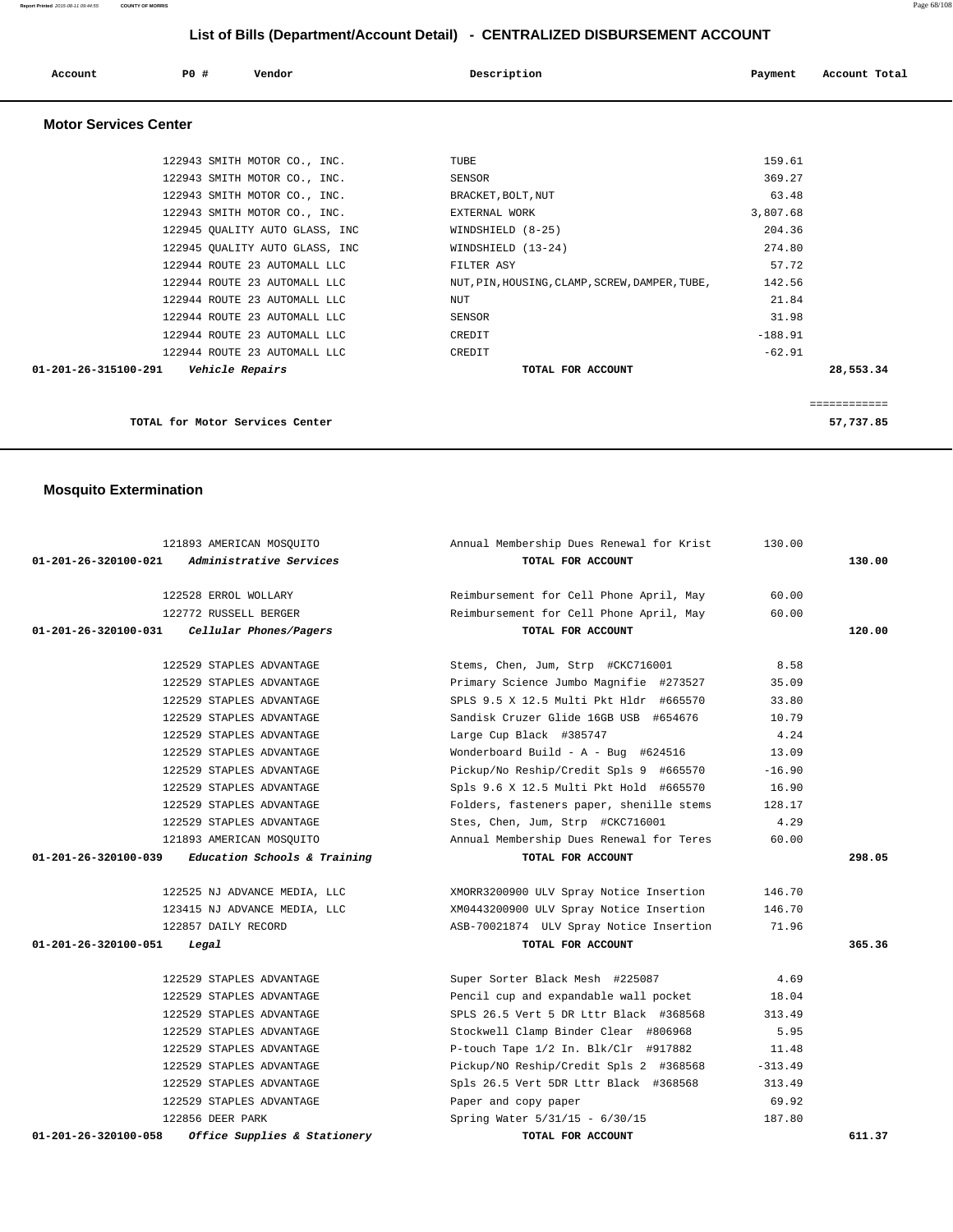# List of Bills (Department/Account Detail) - CENTRALIZED DISBURSEMENT ACCOUNT

| Account | PO # | Vendor | Description | Payment | Account Total |
|---|---|---|---|---|---|

## Motor Services Center

| Account | PO # | Vendor | Description | Payment | Account Total |
|---|---|---|---|---|---|
| | 122943 | SMITH MOTOR CO., INC. | TUBE | 159.61 | |
| | 122943 | SMITH MOTOR CO., INC. | SENSOR | 369.27 | |
| | 122943 | SMITH MOTOR CO., INC. | BRACKET,BOLT,NUT | 63.48 | |
| | 122943 | SMITH MOTOR CO., INC. | EXTERNAL WORK | 3,807.68 | |
| | 122945 | QUALITY AUTO GLASS, INC | WINDSHIELD (8-25) | 204.36 | |
| | 122945 | QUALITY AUTO GLASS, INC | WINDSHIELD (13-24) | 274.80 | |
| | 122944 | ROUTE 23 AUTOMALL LLC | FILTER ASY | 57.72 | |
| | 122944 | ROUTE 23 AUTOMALL LLC | NUT,PIN,HOUSING,CLAMP,SCREW,DAMPER,TUBE, | 142.56 | |
| | 122944 | ROUTE 23 AUTOMALL LLC | NUT | 21.84 | |
| | 122944 | ROUTE 23 AUTOMALL LLC | SENSOR | 31.98 | |
| | 122944 | ROUTE 23 AUTOMALL LLC | CREDIT | -188.91 | |
| | 122944 | ROUTE 23 AUTOMALL LLC | CREDIT | -62.91 | |
| **01-201-26-315100-291** | | ***Vehicle Repairs*** | **TOTAL FOR ACCOUNT** | | **28,553.34** |

**TOTAL for Motor Services Center** ============ **57,737.85**

## Mosquito Extermination

| Account | PO # | Vendor | Description | Payment | Account Total |
|---|---|---|---|---|---|
| | 121893 | AMERICAN MOSQUITO | Annual Membership Dues Renewal for Krist | 130.00 | |
| **01-201-26-320100-021** | | ***Administrative Services*** | **TOTAL FOR ACCOUNT** | | **130.00** |
| | 122528 | ERROL WOLLARY | Reimbursement for Cell Phone April, May | 60.00 | |
| | 122772 | RUSSELL BERGER | Reimbursement for Cell Phone April, May | 60.00 | |
| **01-201-26-320100-031** | | ***Cellular Phones/Pagers*** | **TOTAL FOR ACCOUNT** | | **120.00** |
| | 122529 | STAPLES ADVANTAGE | Stems, Chen, Jum, Strp #CKC716001 | 8.58 | |
| | 122529 | STAPLES ADVANTAGE | Primary Science Jumbo Magnifie #273527 | 35.09 | |
| | 122529 | STAPLES ADVANTAGE | SPLS 9.5 X 12.5 Multi Pkt Hldr #665570 | 33.80 | |
| | 122529 | STAPLES ADVANTAGE | Sandisk Cruzer Glide 16GB USB #654676 | 10.79 | |
| | 122529 | STAPLES ADVANTAGE | Large Cup Black #385747 | 4.24 | |
| | 122529 | STAPLES ADVANTAGE | Wonderboard Build - A - Bug #624516 | 13.09 | |
| | 122529 | STAPLES ADVANTAGE | Pickup/No Reship/Credit Spls 9 #665570 | -16.90 | |
| | 122529 | STAPLES ADVANTAGE | Spls 9.6 X 12.5 Multi Pkt Hold #665570 | 16.90 | |
| | 122529 | STAPLES ADVANTAGE | Folders, fasteners paper, shenille stems | 128.17 | |
| | 122529 | STAPLES ADVANTAGE | Stes, Chen, Jum, Strp #CKC716001 | 4.29 | |
| | 121893 | AMERICAN MOSQUITO | Annual Membership Dues Renewal for Teres | 60.00 | |
| **01-201-26-320100-039** | | ***Education Schools & Training*** | **TOTAL FOR ACCOUNT** | | **298.05** |
| | 122525 | NJ ADVANCE MEDIA, LLC | XMORR3200900 ULV Spray Notice Insertion | 146.70 | |
| | 123415 | NJ ADVANCE MEDIA, LLC | XM0443200900 ULV Spray Notice Insertion | 146.70 | |
| | 122857 | DAILY RECORD | ASB-70021874 ULV Spray Notice Insertion | 71.96 | |
| **01-201-26-320100-051** | | ***Legal*** | **TOTAL FOR ACCOUNT** | | **365.36** |
| | 122529 | STAPLES ADVANTAGE | Super Sorter Black Mesh #225087 | 4.69 | |
| | 122529 | STAPLES ADVANTAGE | Pencil cup and expandable wall pocket | 18.04 | |
| | 122529 | STAPLES ADVANTAGE | SPLS 26.5 Vert 5 DR Lttr Black #368568 | 313.49 | |
| | 122529 | STAPLES ADVANTAGE | Stockwell Clamp Binder Clear #806968 | 5.95 | |
| | 122529 | STAPLES ADVANTAGE | P-touch Tape 1/2 In. Blk/Clr #917882 | 11.48 | |
| | 122529 | STAPLES ADVANTAGE | Pickup/NO Reship/Credit Spls 2 #368568 | -313.49 | |
| | 122529 | STAPLES ADVANTAGE | Spls 26.5 Vert 5DR Lttr Black #368568 | 313.49 | |
| | 122529 | STAPLES ADVANTAGE | Paper and copy paper | 69.92 | |
| | 122856 | DEER PARK | Spring Water 5/31/15 - 6/30/15 | 187.80 | |
| **01-201-26-320100-058** | | ***Office Supplies & Stationery*** | **TOTAL FOR ACCOUNT** | | **611.37** |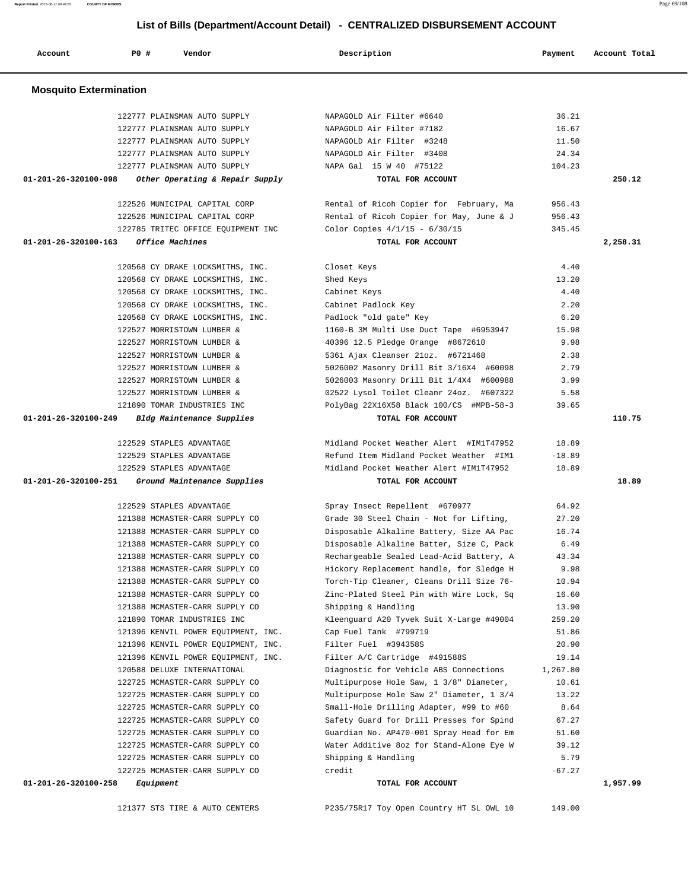# List of Bills (Department/Account Detail) - CENTRALIZED DISBURSEMENT ACCOUNT

## Mosquito Extermination

| Account | PO # | Vendor | Description | Payment | Account Total |
|---|---|---|---|---|---|
| | 122777 | PLAINSMAN AUTO SUPPLY | NAPAGOLD Air Filter #6640 | 36.21 | |
| | 122777 | PLAINSMAN AUTO SUPPLY | NAPAGOLD Air Filter #7182 | 16.67 | |
| | 122777 | PLAINSMAN AUTO SUPPLY | NAPAGOLD Air Filter #3248 | 11.50 | |
| | 122777 | PLAINSMAN AUTO SUPPLY | NAPAGOLD Air Filter #3408 | 24.34 | |
| | 122777 | PLAINSMAN AUTO SUPPLY | NAPA Gal 15 W 40 #75122 | 104.23 | |
| **01-201-26-320100-098** | | ***Other Operating & Repair Supply*** | **TOTAL FOR ACCOUNT** | | **250.12** |
| | 122526 | MUNICIPAL CAPITAL CORP | Rental of Ricoh Copier for February, Ma | 956.43 | |
| | 122526 | MUNICIPAL CAPITAL CORP | Rental of Ricoh Copier for May, June & J | 956.43 | |
| | 122785 | TRITEC OFFICE EQUIPMENT INC | Color Copies 4/1/15 - 6/30/15 | 345.45 | |
| **01-201-26-320100-163** | | ***Office Machines*** | **TOTAL FOR ACCOUNT** | | **2,258.31** |
| | 120568 | CY DRAKE LOCKSMITHS, INC. | Closet Keys | 4.40 | |
| | 120568 | CY DRAKE LOCKSMITHS, INC. | Shed Keys | 13.20 | |
| | 120568 | CY DRAKE LOCKSMITHS, INC. | Cabinet Keys | 4.40 | |
| | 120568 | CY DRAKE LOCKSMITHS, INC. | Cabinet Padlock Key | 2.20 | |
| | 120568 | CY DRAKE LOCKSMITHS, INC. | Padlock "old gate" Key | 6.20 | |
| | 122527 | MORRISTOWN LUMBER & | 1160-B 3M Multi Use Duct Tape #6953947 | 15.98 | |
| | 122527 | MORRISTOWN LUMBER & | 40396 12.5 Pledge Orange #8672610 | 9.98 | |
| | 122527 | MORRISTOWN LUMBER & | 5361 Ajax Cleanser 21oz. #6721468 | 2.38 | |
| | 122527 | MORRISTOWN LUMBER & | 5026002 Masonry Drill Bit 3/16X4 #60098 | 2.79 | |
| | 122527 | MORRISTOWN LUMBER & | 5026003 Masonry Drill Bit 1/4X4 #600988 | 3.99 | |
| | 122527 | MORRISTOWN LUMBER & | 02522 Lysol Toilet Cleanr 24oz. #607322 | 5.58 | |
| | 121890 | TOMAR INDUSTRIES INC | PolyBag 22X16X58 Black 100/CS #MPB-58-3 | 39.65 | |
| **01-201-26-320100-249** | | ***Bldg Maintenance Supplies*** | **TOTAL FOR ACCOUNT** | | **110.75** |
| | 122529 | STAPLES ADVANTAGE | Midland Pocket Weather Alert #IM1T47952 | 18.89 | |
| | 122529 | STAPLES ADVANTAGE | Refund Item Midland Pocket Weather #IM1 | -18.89 | |
| | 122529 | STAPLES ADVANTAGE | Midland Pocket Weather Alert #IM1T47952 | 18.89 | |
| **01-201-26-320100-251** | | ***Ground Maintenance Supplies*** | **TOTAL FOR ACCOUNT** | | **18.89** |
| | 122529 | STAPLES ADVANTAGE | Spray Insect Repellent #670977 | 64.92 | |
| | 121388 | MCMASTER-CARR SUPPLY CO | Grade 30 Steel Chain - Not for Lifting, | 27.20 | |
| | 121388 | MCMASTER-CARR SUPPLY CO | Disposable Alkaline Battery, Size AA Pac | 16.74 | |
| | 121388 | MCMASTER-CARR SUPPLY CO | Disposable Alkaline Batter, Size C, Pack | 6.49 | |
| | 121388 | MCMASTER-CARR SUPPLY CO | Rechargeable Sealed Lead-Acid Battery, A | 43.34 | |
| | 121388 | MCMASTER-CARR SUPPLY CO | Hickory Replacement handle, for Sledge H | 9.98 | |
| | 121388 | MCMASTER-CARR SUPPLY CO | Torch-Tip Cleaner, Cleans Drill Size 76- | 10.94 | |
| | 121388 | MCMASTER-CARR SUPPLY CO | Zinc-Plated Steel Pin with Wire Lock, Sq | 16.60 | |
| | 121388 | MCMASTER-CARR SUPPLY CO | Shipping & Handling | 13.90 | |
| | 121890 | TOMAR INDUSTRIES INC | Kleenguard A20 Tyvek Suit X-Large #49004 | 259.20 | |
| | 121396 | KENVIL POWER EQUIPMENT, INC. | Cap Fuel Tank #799719 | 51.86 | |
| | 121396 | KENVIL POWER EQUIPMENT, INC. | Filter Fuel #394358S | 20.90 | |
| | 121396 | KENVIL POWER EQUIPMENT, INC. | Filter A/C Cartridge #491588S | 19.14 | |
| | 120588 | DELUXE INTERNATIONAL | Diagnostic for Vehicle ABS Connections | 1,267.80 | |
| | 122725 | MCMASTER-CARR SUPPLY CO | Multipurpose Hole Saw, 1 3/8" Diameter, | 10.61 | |
| | 122725 | MCMASTER-CARR SUPPLY CO | Multipurpose Hole Saw 2" Diameter, 1 3/4 | 13.22 | |
| | 122725 | MCMASTER-CARR SUPPLY CO | Small-Hole Drilling Adapter, #99 to #60 | 8.64 | |
| | 122725 | MCMASTER-CARR SUPPLY CO | Safety Guard for Drill Presses for Spind | 67.27 | |
| | 122725 | MCMASTER-CARR SUPPLY CO | Guardian No. AP470-001 Spray Head for Em | 51.60 | |
| | 122725 | MCMASTER-CARR SUPPLY CO | Water Additive 8oz for Stand-Alone Eye W | 39.12 | |
| | 122725 | MCMASTER-CARR SUPPLY CO | Shipping & Handling | 5.79 | |
| | 122725 | MCMASTER-CARR SUPPLY CO | credit | -67.27 | |
| **01-201-26-320100-258** | | ***Equipment*** | **TOTAL FOR ACCOUNT** | | **1,957.99** |
| | 121377 | STS TIRE & AUTO CENTERS | P235/75R17 Toy Open Country HT SL OWL 10 | 149.00 | |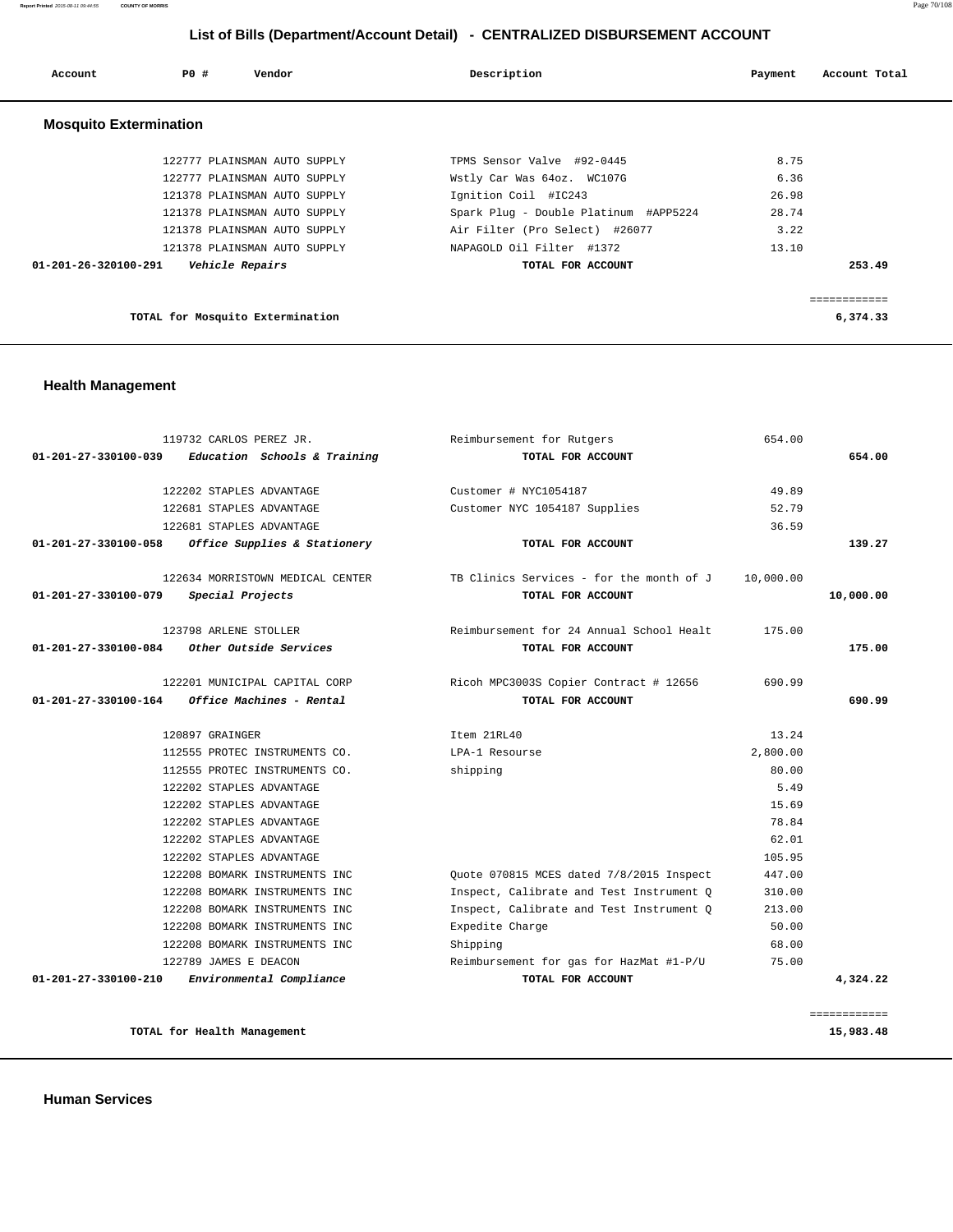## List of Bills (Department/Account Detail) - CENTRALIZED DISBURSEMENT ACCOUNT

| Account | PO # | Vendor | Description | Payment | Account Total |
|---|---|---|---|---|---|

### Mosquito Extermination

| Account | PO # | Vendor | Description | Payment | Account Total |
|---|---|---|---|---|---|
| | 122777 | PLAINSMAN AUTO SUPPLY | TPMS Sensor Valve #92-0445 | 8.75 | |
| | 122777 | PLAINSMAN AUTO SUPPLY | Wstly Car Was 64oz. WC107G | 6.36 | |
| | 121378 | PLAINSMAN AUTO SUPPLY | Ignition Coil #IC243 | 26.98 | |
| | 121378 | PLAINSMAN AUTO SUPPLY | Spark Plug - Double Platinum #APP5224 | 28.74 | |
| | 121378 | PLAINSMAN AUTO SUPPLY | Air Filter (Pro Select) #26077 | 3.22 | |
| | 121378 | PLAINSMAN AUTO SUPPLY | NAPAGOLD Oil Filter #1372 | 13.10 | |
| **01-201-26-320100-291** | | *Vehicle Repairs* | **TOTAL FOR ACCOUNT** | | **253.49** |
| | | | | | ============ |
| | | **TOTAL for Mosquito Extermination** | | | **6,374.33** |

### Health Management

| Account | PO # | Vendor | Description | Payment | Account Total |
|---|---|---|---|---|---|
| | 119732 | CARLOS PEREZ JR. | Reimbursement for Rutgers | 654.00 | |
| **01-201-27-330100-039** | | *Education Schools & Training* | **TOTAL FOR ACCOUNT** | | **654.00** |
| | 122202 | STAPLES ADVANTAGE | Customer # NYC1054187 | 49.89 | |
| | 122681 | STAPLES ADVANTAGE | Customer NYC 1054187 Supplies | 52.79 | |
| | 122681 | STAPLES ADVANTAGE | | 36.59 | |
| **01-201-27-330100-058** | | *Office Supplies & Stationery* | **TOTAL FOR ACCOUNT** | | **139.27** |
| | 122634 | MORRISTOWN MEDICAL CENTER | TB Clinics Services - for the month of J | 10,000.00 | |
| **01-201-27-330100-079** | | *Special Projects* | **TOTAL FOR ACCOUNT** | | **10,000.00** |
| | 123798 | ARLENE STOLLER | Reimbursement for 24 Annual School Healt | 175.00 | |
| **01-201-27-330100-084** | | *Other Outside Services* | **TOTAL FOR ACCOUNT** | | **175.00** |
| | 122201 | MUNICIPAL CAPITAL CORP | Ricoh MPC3003S Copier Contract # 12656 | 690.99 | |
| **01-201-27-330100-164** | | *Office Machines - Rental* | **TOTAL FOR ACCOUNT** | | **690.99** |
| | 120897 | GRAINGER | Item 21RL40 | 13.24 | |
| | 112555 | PROTEC INSTRUMENTS CO. | LPA-1 Resourse | 2,800.00 | |
| | 112555 | PROTEC INSTRUMENTS CO. | shipping | 80.00 | |
| | 122202 | STAPLES ADVANTAGE | | 5.49 | |
| | 122202 | STAPLES ADVANTAGE | | 15.69 | |
| | 122202 | STAPLES ADVANTAGE | | 78.84 | |
| | 122202 | STAPLES ADVANTAGE | | 62.01 | |
| | 122202 | STAPLES ADVANTAGE | | 105.95 | |
| | 122208 | BOMARK INSTRUMENTS INC | Quote 070815 MCES dated 7/8/2015 Inspect | 447.00 | |
| | 122208 | BOMARK INSTRUMENTS INC | Inspect, Calibrate and Test Instrument Q | 310.00 | |
| | 122208 | BOMARK INSTRUMENTS INC | Inspect, Calibrate and Test Instrument Q | 213.00 | |
| | 122208 | BOMARK INSTRUMENTS INC | Expedite Charge | 50.00 | |
| | 122208 | BOMARK INSTRUMENTS INC | Shipping | 68.00 | |
| | 122789 | JAMES E DEACON | Reimbursement for gas for HazMat #1-P/U | 75.00 | |
| **01-201-27-330100-210** | | *Environmental Compliance* | **TOTAL FOR ACCOUNT** | | **4,324.22** |
| | | | | | ============ |
| | | **TOTAL for Health Management** | | | **15,983.48** |

### Human Services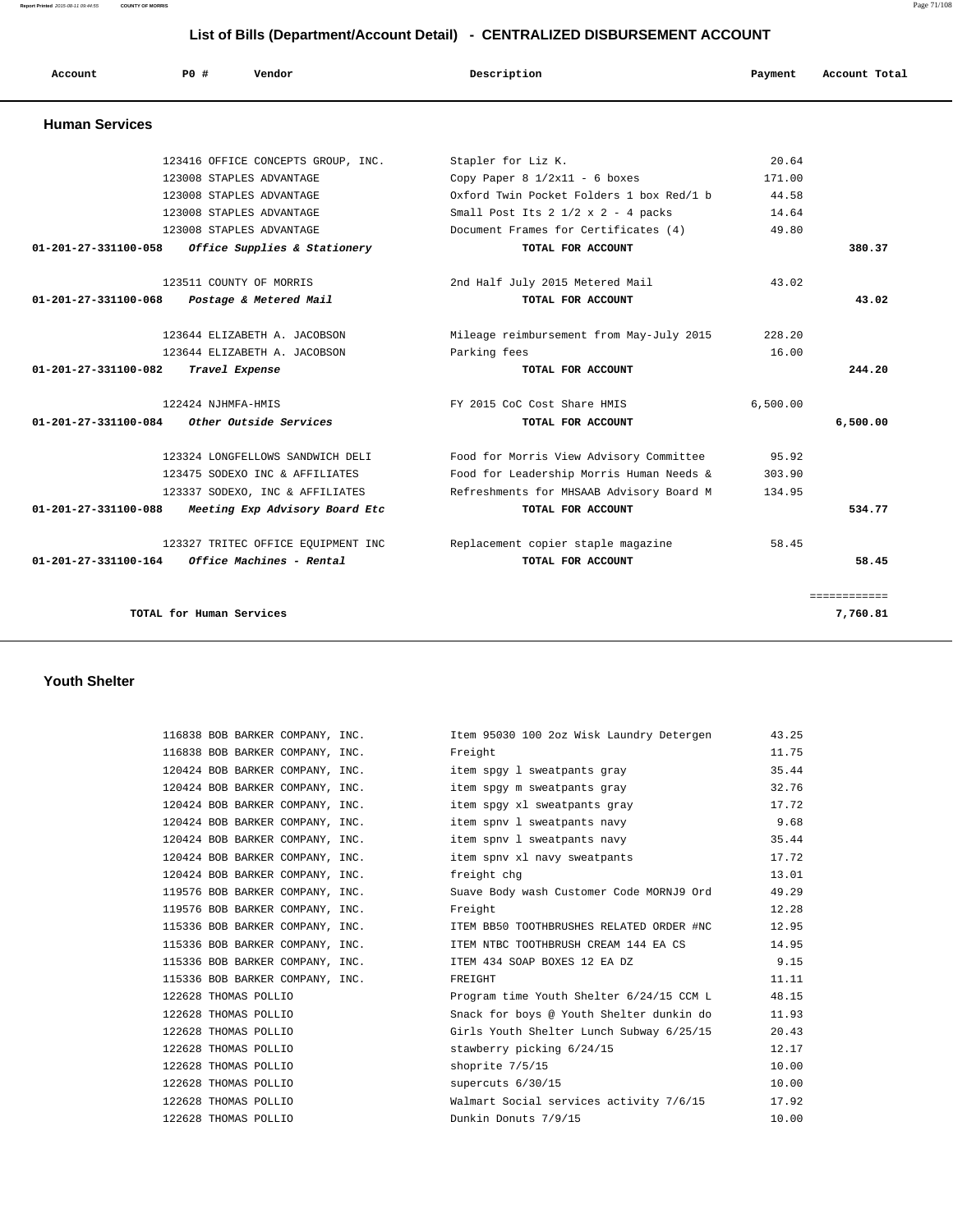## List of Bills (Department/Account Detail) - CENTRALIZED DISBURSEMENT ACCOUNT

| Account | PO # | Vendor | Description | Payment | Account Total |
|---|---|---|---|---|---|

### Human Services

| Account | PO # | Vendor | Description | Payment | Account Total |
|---|---|---|---|---|---|
| | 123416 | OFFICE CONCEPTS GROUP, INC. | Stapler for Liz K. | 20.64 | |
| | 123008 | STAPLES ADVANTAGE | Copy Paper 8 1/2x11 - 6 boxes | 171.00 | |
| | 123008 | STAPLES ADVANTAGE | Oxford Twin Pocket Folders 1 box Red/1 b | 44.58 | |
| | 123008 | STAPLES ADVANTAGE | Small Post Its 2 1/2 x 2 - 4 packs | 14.64 | |
| | 123008 | STAPLES ADVANTAGE | Document Frames for Certificates (4) | 49.80 | |
| **01-201-27-331100-058** | | ***Office Supplies & Stationery*** | **TOTAL FOR ACCOUNT** | | **380.37** |
| | 123511 | COUNTY OF MORRIS | 2nd Half July 2015 Metered Mail | 43.02 | |
| **01-201-27-331100-068** | | ***Postage & Metered Mail*** | **TOTAL FOR ACCOUNT** | | **43.02** |
| | 123644 | ELIZABETH A. JACOBSON | Mileage reimbursement from May-July 2015 | 228.20 | |
| | 123644 | ELIZABETH A. JACOBSON | Parking fees | 16.00 | |
| **01-201-27-331100-082** | | ***Travel Expense*** | **TOTAL FOR ACCOUNT** | | **244.20** |
| | 122424 | NJHMFA-HMIS | FY 2015 CoC Cost Share HMIS | 6,500.00 | |
| **01-201-27-331100-084** | | ***Other Outside Services*** | **TOTAL FOR ACCOUNT** | | **6,500.00** |
| | 123324 | LONGFELLOWS SANDWICH DELI | Food for Morris View Advisory Committee | 95.92 | |
| | 123475 | SODEXO INC & AFFILIATES | Food for Leadership Morris Human Needs & | 303.90 | |
| | 123337 | SODEXO, INC & AFFILIATES | Refreshments for MHSAAB Advisory Board M | 134.95 | |
| **01-201-27-331100-088** | | ***Meeting Exp Advisory Board Etc*** | **TOTAL FOR ACCOUNT** | | **534.77** |
| | 123327 | TRITEC OFFICE EQUIPMENT INC | Replacement copier staple magazine | 58.45 | |
| **01-201-27-331100-164** | | ***Office Machines - Rental*** | **TOTAL FOR ACCOUNT** | | **58.45** |
| | | | | | ============ |
| | **TOTAL for Human Services** | | | | **7,760.81** |

### Youth Shelter

| Account | PO # | Vendor | Description | Payment | Account Total |
|---|---|---|---|---|---|
| | 116838 | BOB BARKER COMPANY, INC. | Item 95030 100 2oz Wisk Laundry Detergen | 43.25 | |
| | 116838 | BOB BARKER COMPANY, INC. | Freight | 11.75 | |
| | 120424 | BOB BARKER COMPANY, INC. | item spgy l sweatpants gray | 35.44 | |
| | 120424 | BOB BARKER COMPANY, INC. | item spgy m sweatpants gray | 32.76 | |
| | 120424 | BOB BARKER COMPANY, INC. | item spgy xl sweatpants gray | 17.72 | |
| | 120424 | BOB BARKER COMPANY, INC. | item spnv l sweatpants navy | 9.68 | |
| | 120424 | BOB BARKER COMPANY, INC. | item spnv l sweatpants navy | 35.44 | |
| | 120424 | BOB BARKER COMPANY, INC. | item spnv xl navy sweatpants | 17.72 | |
| | 120424 | BOB BARKER COMPANY, INC. | freight chg | 13.01 | |
| | 119576 | BOB BARKER COMPANY, INC. | Suave Body wash Customer Code MORNJ9 Ord | 49.29 | |
| | 119576 | BOB BARKER COMPANY, INC. | Freight | 12.28 | |
| | 115336 | BOB BARKER COMPANY, INC. | ITEM BB50 TOOTHBRUSHES RELATED ORDER #NC | 12.95 | |
| | 115336 | BOB BARKER COMPANY, INC. | ITEM NTBC TOOTHBRUSH CREAM 144 EA CS | 14.95 | |
| | 115336 | BOB BARKER COMPANY, INC. | ITEM 434 SOAP BOXES 12 EA DZ | 9.15 | |
| | 115336 | BOB BARKER COMPANY, INC. | FREIGHT | 11.11 | |
| | 122628 | THOMAS POLLIO | Program time Youth Shelter 6/24/15 CCM L | 48.15 | |
| | 122628 | THOMAS POLLIO | Snack for boys @ Youth Shelter dunkin do | 11.93 | |
| | 122628 | THOMAS POLLIO | Girls Youth Shelter Lunch Subway 6/25/15 | 20.43 | |
| | 122628 | THOMAS POLLIO | stawberry picking 6/24/15 | 12.17 | |
| | 122628 | THOMAS POLLIO | shoprite 7/5/15 | 10.00 | |
| | 122628 | THOMAS POLLIO | supercuts 6/30/15 | 10.00 | |
| | 122628 | THOMAS POLLIO | Walmart Social services activity 7/6/15 | 17.92 | |
| | 122628 | THOMAS POLLIO | Dunkin Donuts 7/9/15 | 10.00 | |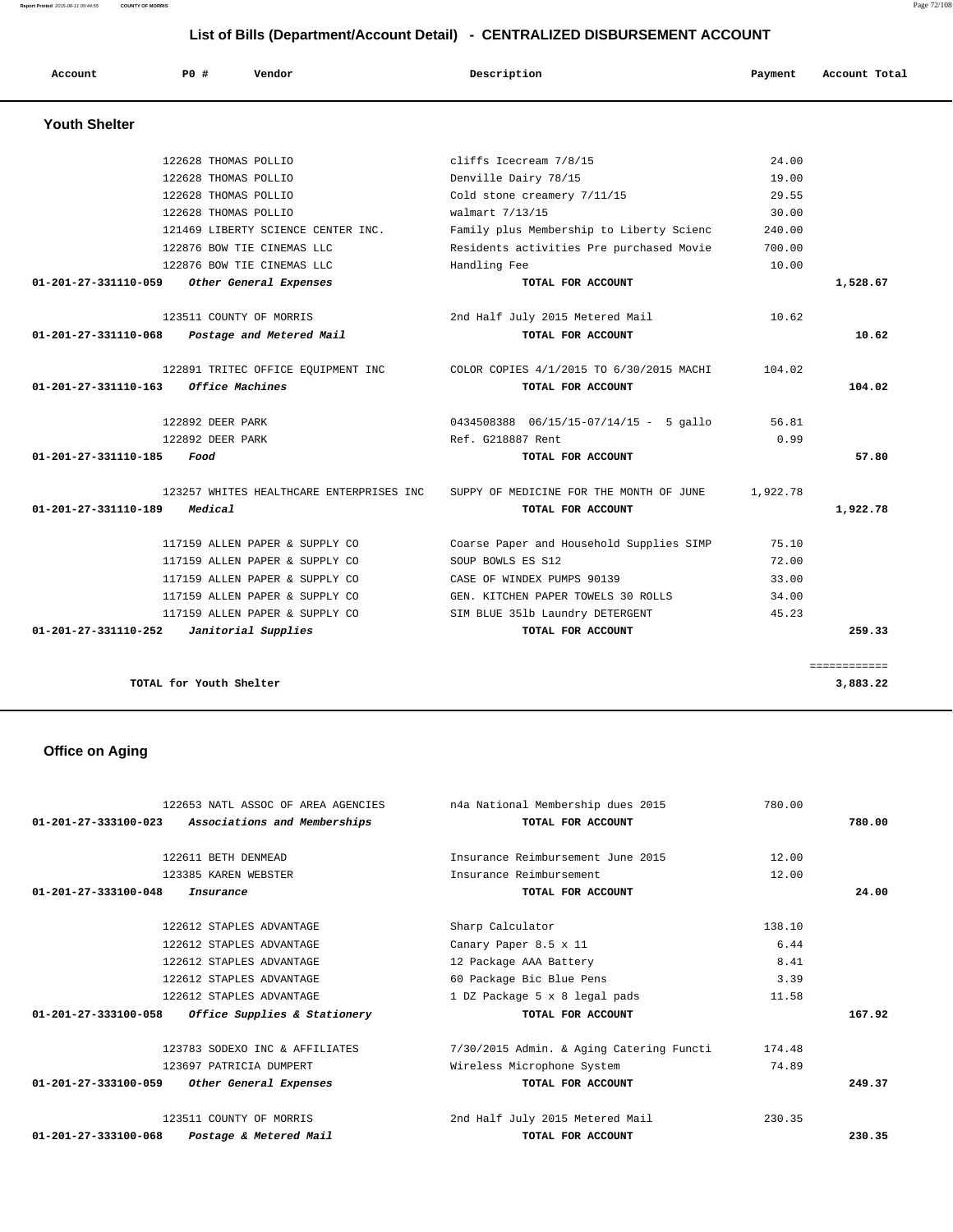## List of Bills (Department/Account Detail) - CENTRALIZED DISBURSEMENT ACCOUNT

| Account | PO # | Vendor | Description | Payment | Account Total |
|---|---|---|---|---|---|
| **Youth Shelter** | | | | | |
| | 122628 | THOMAS POLLIO | cliffs Icecream 7/8/15 | 24.00 | |
| | 122628 | THOMAS POLLIO | Denville Dairy 78/15 | 19.00 | |
| | 122628 | THOMAS POLLIO | Cold stone creamery 7/11/15 | 29.55 | |
| | 122628 | THOMAS POLLIO | walmart 7/13/15 | 30.00 | |
| | 121469 | LIBERTY SCIENCE CENTER INC. | Family plus Membership to Liberty Scienc | 240.00 | |
| | 122876 | BOW TIE CINEMAS LLC | Residents activities Pre purchased Movie | 700.00 | |
| | 122876 | BOW TIE CINEMAS LLC | Handling Fee | 10.00 | |
| **01-201-27-331110-059** | | *Other General Expenses* | **TOTAL FOR ACCOUNT** | | **1,528.67** |
| | 123511 | COUNTY OF MORRIS | 2nd Half July 2015 Metered Mail | 10.62 | |
| **01-201-27-331110-068** | | *Postage and Metered Mail* | **TOTAL FOR ACCOUNT** | | **10.62** |
| | 122891 | TRITEC OFFICE EQUIPMENT INC | COLOR COPIES 4/1/2015 TO 6/30/2015 MACHI | 104.02 | |
| **01-201-27-331110-163** | | *Office Machines* | **TOTAL FOR ACCOUNT** | | **104.02** |
| | 122892 | DEER PARK | 0434508388 06/15/15-07/14/15 - 5 gallo | 56.81 | |
| | 122892 | DEER PARK | Ref. G218887 Rent | 0.99 | |
| **01-201-27-331110-185** | | *Food* | **TOTAL FOR ACCOUNT** | | **57.80** |
| | 123257 | WHITES HEALTHCARE ENTERPRISES INC | SUPPY OF MEDICINE FOR THE MONTH OF JUNE | 1,922.78 | |
| **01-201-27-331110-189** | | *Medical* | **TOTAL FOR ACCOUNT** | | **1,922.78** |
| | 117159 | ALLEN PAPER & SUPPLY CO | Coarse Paper and Household Supplies SIMP | 75.10 | |
| | 117159 | ALLEN PAPER & SUPPLY CO | SOUP BOWLS ES S12 | 72.00 | |
| | 117159 | ALLEN PAPER & SUPPLY CO | CASE OF WINDEX PUMPS 90139 | 33.00 | |
| | 117159 | ALLEN PAPER & SUPPLY CO | GEN. KITCHEN PAPER TOWELS 30 ROLLS | 34.00 | |
| | 117159 | ALLEN PAPER & SUPPLY CO | SIM BLUE 35lb Laundry DETERGENT | 45.23 | |
| **01-201-27-331110-252** | | *Janitorial Supplies* | **TOTAL FOR ACCOUNT** | | **259.33** |
| | | | | | ============ |
| | **TOTAL for Youth Shelter** | | | | **3,883.22** |

### Office on Aging

| Account | PO # | Vendor | Description | Payment | Account Total |
|---|---|---|---|---|---|
| | 122653 | NATL ASSOC OF AREA AGENCIES | n4a National Membership dues 2015 | 780.00 | |
| **01-201-27-333100-023** | | *Associations and Memberships* | **TOTAL FOR ACCOUNT** | | **780.00** |
| | 122611 | BETH DENMEAD | Insurance Reimbursement June 2015 | 12.00 | |
| | 123385 | KAREN WEBSTER | Insurance Reimbursement | 12.00 | |
| **01-201-27-333100-048** | | *Insurance* | **TOTAL FOR ACCOUNT** | | **24.00** |
| | 122612 | STAPLES ADVANTAGE | Sharp Calculator | 138.10 | |
| | 122612 | STAPLES ADVANTAGE | Canary Paper 8.5 x 11 | 6.44 | |
| | 122612 | STAPLES ADVANTAGE | 12 Package AAA Battery | 8.41 | |
| | 122612 | STAPLES ADVANTAGE | 60 Package Bic Blue Pens | 3.39 | |
| | 122612 | STAPLES ADVANTAGE | 1 DZ Package 5 x 8 legal pads | 11.58 | |
| **01-201-27-333100-058** | | *Office Supplies & Stationery* | **TOTAL FOR ACCOUNT** | | **167.92** |
| | 123783 | SODEXO INC & AFFILIATES | 7/30/2015 Admin. & Aging Catering Functi | 174.48 | |
| | 123697 | PATRICIA DUMPERT | Wireless Microphone System | 74.89 | |
| **01-201-27-333100-059** | | *Other General Expenses* | **TOTAL FOR ACCOUNT** | | **249.37** |
| | 123511 | COUNTY OF MORRIS | 2nd Half July 2015 Metered Mail | 230.35 | |
| **01-201-27-333100-068** | | *Postage & Metered Mail* | **TOTAL FOR ACCOUNT** | | **230.35** |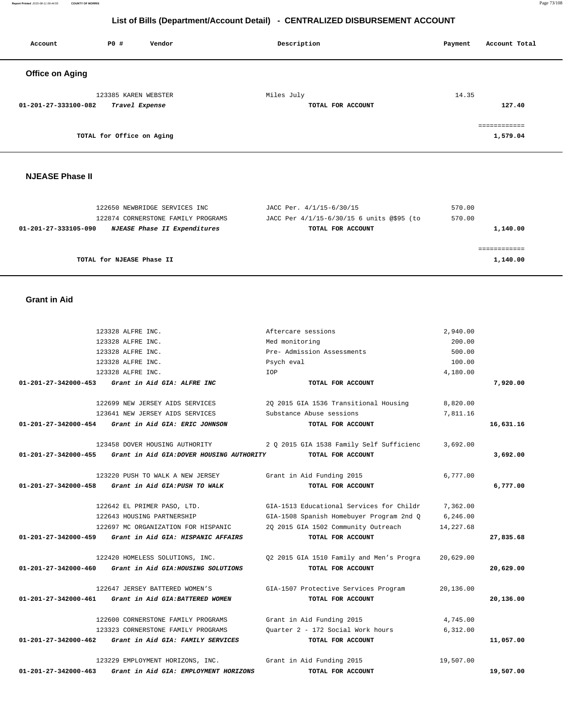## List of Bills (Department/Account Detail) - CENTRALIZED DISBURSEMENT ACCOUNT

| Account | PO # | Vendor | Description | Payment | Account Total |
|---|---|---|---|---|---|

### Office on Aging

| Account | PO # | Vendor | Description | Payment | Account Total |
|---|---|---|---|---|---|
| | 123385 | KAREN WEBSTER | Miles July | 14.35 | |
| 01-201-27-333100-082 | | *Travel Expense* | TOTAL FOR ACCOUNT | | 127.40 |
| | | TOTAL for Office on Aging | | | 1,579.04 |

### NJEASE Phase II

| Account | PO # | Vendor | Description | Payment | Account Total |
|---|---|---|---|---|---|
| | 122650 | NEWBRIDGE SERVICES INC | JACC Per. 4/1/15-6/30/15 | 570.00 | |
| | 122874 | CORNERSTONE FAMILY PROGRAMS | JACC Per 4/1/15-6/30/15 6 units @$95 (to | 570.00 | |
| 01-201-27-333105-090 | | *NJEASE Phase II Expenditures* | TOTAL FOR ACCOUNT | | 1,140.00 |
| | | TOTAL for NJEASE Phase II | | | 1,140.00 |

### Grant in Aid

| Account | PO # | Vendor | Description | Payment | Account Total |
|---|---|---|---|---|---|
| | 123328 | ALFRE INC. | Aftercare sessions | 2,940.00 | |
| | 123328 | ALFRE INC. | Med monitoring | 200.00 | |
| | 123328 | ALFRE INC. | Pre- Admission Assessments | 500.00 | |
| | 123328 | ALFRE INC. | Psych eval | 100.00 | |
| | 123328 | ALFRE INC. | IOP | 4,180.00 | |
| 01-201-27-342000-453 | | *Grant in Aid GIA: ALFRE INC* | TOTAL FOR ACCOUNT | | 7,920.00 |
| | 122699 | NEW JERSEY AIDS SERVICES | 2Q 2015 GIA 1536 Transitional Housing | 8,820.00 | |
| | 123641 | NEW JERSEY AIDS SERVICES | Substance Abuse sessions | 7,811.16 | |
| 01-201-27-342000-454 | | *Grant in Aid GIA: ERIC JOHNSON* | TOTAL FOR ACCOUNT | | 16,631.16 |
| | 123458 | DOVER HOUSING AUTHORITY | 2 Q 2015 GIA 1538 Family Self Sufficienc | 3,692.00 | |
| 01-201-27-342000-455 | | *Grant in Aid GIA:DOVER HOUSING AUTHORITY* | TOTAL FOR ACCOUNT | | 3,692.00 |
| | 123220 | PUSH TO WALK A NEW JERSEY | Grant in Aid Funding 2015 | 6,777.00 | |
| 01-201-27-342000-458 | | *Grant in Aid GIA:PUSH TO WALK* | TOTAL FOR ACCOUNT | | 6,777.00 |
| | 122642 | EL PRIMER PASO, LTD. | GIA-1513 Educational Services for Childr | 7,362.00 | |
| | 122643 | HOUSING PARTNERSHIP | GIA-1508 Spanish Homebuyer Program 2nd Q | 6,246.00 | |
| | 122697 | MC ORGANIZATION FOR HISPANIC | 2Q 2015 GIA 1502 Community Outreach | 14,227.68 | |
| 01-201-27-342000-459 | | *Grant in Aid GIA: HISPANIC AFFAIRS* | TOTAL FOR ACCOUNT | | 27,835.68 |
| | 122420 | HOMELESS SOLUTIONS, INC. | Q2 2015 GIA 1510 Family and Men's Progra | 20,629.00 | |
| 01-201-27-342000-460 | | *Grant in Aid GIA:HOUSING SOLUTIONS* | TOTAL FOR ACCOUNT | | 20,629.00 |
| | 122647 | JERSEY BATTERED WOMEN'S | GIA-1507 Protective Services Program | 20,136.00 | |
| 01-201-27-342000-461 | | *Grant in Aid GIA:BATTERED WOMEN* | TOTAL FOR ACCOUNT | | 20,136.00 |
| | 122600 | CORNERSTONE FAMILY PROGRAMS | Grant in Aid Funding 2015 | 4,745.00 | |
| | 123323 | CORNERSTONE FAMILY PROGRAMS | Quarter 2 - 172 Social Work hours | 6,312.00 | |
| 01-201-27-342000-462 | | *Grant in Aid GIA: FAMILY SERVICES* | TOTAL FOR ACCOUNT | | 11,057.00 |
| | 123229 | EMPLOYMENT HORIZONS, INC. | Grant in Aid Funding 2015 | 19,507.00 | |
| 01-201-27-342000-463 | | *Grant in Aid GIA: EMPLOYMENT HORIZONS* | TOTAL FOR ACCOUNT | | 19,507.00 |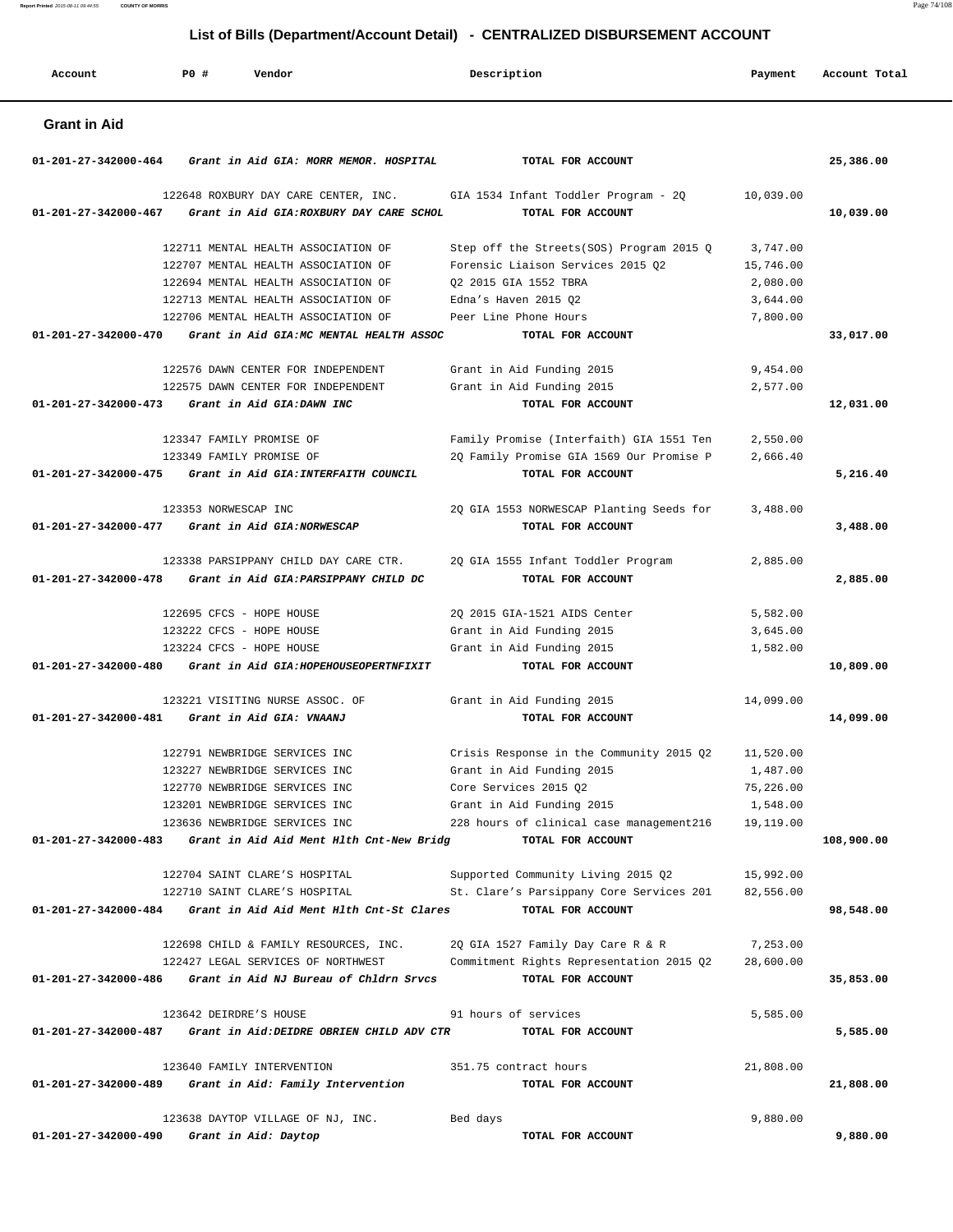# List of Bills (Department/Account Detail) - CENTRALIZED DISBURSEMENT ACCOUNT

| Account | PO # | Vendor | Description | Payment | Account Total |
|---|---|---|---|---|---|

## Grant in Aid

| Account | PO # | Vendor | Description | Payment | Account Total |
|---|---|---|---|---|---|
| 01-201-27-342000-464 | | *Grant in Aid GIA: MORR MEMOR. HOSPITAL* | **TOTAL FOR ACCOUNT** | | **25,386.00** |
| | 122648 | ROXBURY DAY CARE CENTER, INC. | GIA 1534 Infant Toddler Program - 2Q | 10,039.00 | |
| 01-201-27-342000-467 | | *Grant in Aid GIA:ROXBURY DAY CARE SCHOL* | **TOTAL FOR ACCOUNT** | | **10,039.00** |
| | 122711 | MENTAL HEALTH ASSOCIATION OF | Step off the Streets(SOS) Program 2015 Q | 3,747.00 | |
| | 122707 | MENTAL HEALTH ASSOCIATION OF | Forensic Liaison Services 2015 Q2 | 15,746.00 | |
| | 122694 | MENTAL HEALTH ASSOCIATION OF | Q2 2015 GIA 1552 TBRA | 2,080.00 | |
| | 122713 | MENTAL HEALTH ASSOCIATION OF | Edna's Haven 2015 Q2 | 3,644.00 | |
| | 122706 | MENTAL HEALTH ASSOCIATION OF | Peer Line Phone Hours | 7,800.00 | |
| 01-201-27-342000-470 | | *Grant in Aid GIA:MC MENTAL HEALTH ASSOC* | **TOTAL FOR ACCOUNT** | | **33,017.00** |
| | 122576 | DAWN CENTER FOR INDEPENDENT | Grant in Aid Funding 2015 | 9,454.00 | |
| | 122575 | DAWN CENTER FOR INDEPENDENT | Grant in Aid Funding 2015 | 2,577.00 | |
| 01-201-27-342000-473 | | *Grant in Aid GIA:DAWN INC* | **TOTAL FOR ACCOUNT** | | **12,031.00** |
| | 123347 | FAMILY PROMISE OF | Family Promise (Interfaith) GIA 1551 Ten | 2,550.00 | |
| | 123349 | FAMILY PROMISE OF | 2Q Family Promise GIA 1569 Our Promise P | 2,666.40 | |
| 01-201-27-342000-475 | | *Grant in Aid GIA:INTERFAITH COUNCIL* | **TOTAL FOR ACCOUNT** | | **5,216.40** |
| | 123353 | NORWESCAP INC | 2Q GIA 1553 NORWESCAP Planting Seeds for | 3,488.00 | |
| 01-201-27-342000-477 | | *Grant in Aid GIA:NORWESCAP* | **TOTAL FOR ACCOUNT** | | **3,488.00** |
| | 123338 | PARSIPPANY CHILD DAY CARE CTR. | 2Q GIA 1555 Infant Toddler Program | 2,885.00 | |
| 01-201-27-342000-478 | | *Grant in Aid GIA:PARSIPPANY CHILD DC* | **TOTAL FOR ACCOUNT** | | **2,885.00** |
| | 122695 | CFCS - HOPE HOUSE | 2Q 2015 GIA-1521 AIDS Center | 5,582.00 | |
| | 123222 | CFCS - HOPE HOUSE | Grant in Aid Funding 2015 | 3,645.00 | |
| | 123224 | CFCS - HOPE HOUSE | Grant in Aid Funding 2015 | 1,582.00 | |
| 01-201-27-342000-480 | | *Grant in Aid GIA:HOPEHOUSEOPERTNFIXIT* | **TOTAL FOR ACCOUNT** | | **10,809.00** |
| | 123221 | VISITING NURSE ASSOC. OF | Grant in Aid Funding 2015 | 14,099.00 | |
| 01-201-27-342000-481 | | *Grant in Aid GIA: VNAANJ* | **TOTAL FOR ACCOUNT** | | **14,099.00** |
| | 122791 | NEWBRIDGE SERVICES INC | Crisis Response in the Community 2015 Q2 | 11,520.00 | |
| | 123227 | NEWBRIDGE SERVICES INC | Grant in Aid Funding 2015 | 1,487.00 | |
| | 122770 | NEWBRIDGE SERVICES INC | Core Services 2015 Q2 | 75,226.00 | |
| | 123201 | NEWBRIDGE SERVICES INC | Grant in Aid Funding 2015 | 1,548.00 | |
| | 123636 | NEWBRIDGE SERVICES INC | 228 hours of clinical case management216 | 19,119.00 | |
| 01-201-27-342000-483 | | *Grant in Aid Aid Ment Hlth Cnt-New Bridg* | **TOTAL FOR ACCOUNT** | | **108,900.00** |
| | 122704 | SAINT CLARE'S HOSPITAL | Supported Community Living 2015 Q2 | 15,992.00 | |
| | 122710 | SAINT CLARE'S HOSPITAL | St. Clare's Parsippany Core Services 201 | 82,556.00 | |
| 01-201-27-342000-484 | | *Grant in Aid Aid Ment Hlth Cnt-St Clares* | **TOTAL FOR ACCOUNT** | | **98,548.00** |
| | 122698 | CHILD & FAMILY RESOURCES, INC. | 2Q GIA 1527 Family Day Care R & R | 7,253.00 | |
| | 122427 | LEGAL SERVICES OF NORTHWEST | Commitment Rights Representation 2015 Q2 | 28,600.00 | |
| 01-201-27-342000-486 | | *Grant in Aid NJ Bureau of Chldrn Srvcs* | **TOTAL FOR ACCOUNT** | | **35,853.00** |
| | 123642 | DEIRDRE'S HOUSE | 91 hours of services | 5,585.00 | |
| 01-201-27-342000-487 | | *Grant in Aid:DEIDRE OBRIEN CHILD ADV CTR* | **TOTAL FOR ACCOUNT** | | **5,585.00** |
| | 123640 | FAMILY INTERVENTION | 351.75 contract hours | 21,808.00 | |
| 01-201-27-342000-489 | | *Grant in Aid: Family Intervention* | **TOTAL FOR ACCOUNT** | | **21,808.00** |
| | 123638 | DAYTOP VILLAGE OF NJ, INC. | Bed days | 9,880.00 | |
| 01-201-27-342000-490 | | *Grant in Aid: Daytop* | **TOTAL FOR ACCOUNT** | | **9,880.00** |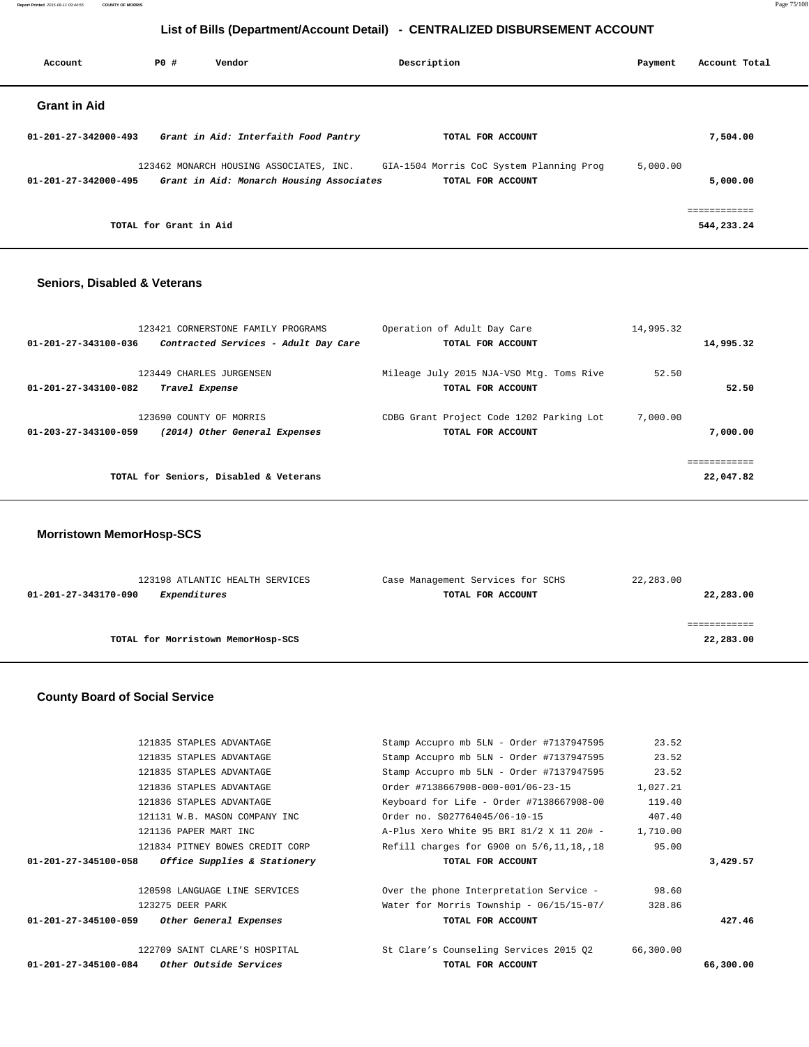## List of Bills (Department/Account Detail) - CENTRALIZED DISBURSEMENT ACCOUNT

| Account | PO # | Vendor | Description | Payment | Account Total |
|---|---|---|---|---|---|

### Grant in Aid

| Account | PO # | Vendor | Description | Payment | Account Total |
|---|---|---|---|---|---|
| 01-201-27-342000-493 | | *Grant in Aid: Interfaith Food Pantry* | **TOTAL FOR ACCOUNT** | | **7,504.00** |
| | 123462 | MONARCH HOUSING ASSOCIATES, INC. | GIA-1504 Morris CoC System Planning Prog | 5,000.00 | |
| 01-201-27-342000-495 | | *Grant in Aid: Monarch Housing Associates* | **TOTAL FOR ACCOUNT** | | **5,000.00** |
| | | | | | ============ |
| | | **TOTAL for Grant in Aid** | | | **544,233.24** |

### Seniors, Disabled & Veterans

| Account | PO # | Vendor | Description | Payment | Account Total |
|---|---|---|---|---|---|
| | 123421 | CORNERSTONE FAMILY PROGRAMS | Operation of Adult Day Care | 14,995.32 | |
| 01-201-27-343100-036 | | *Contracted Services - Adult Day Care* | **TOTAL FOR ACCOUNT** | | **14,995.32** |
| | 123449 | CHARLES JURGENSEN | Mileage July 2015 NJA-VSO Mtg. Toms Rive | 52.50 | |
| 01-201-27-343100-082 | | *Travel Expense* | **TOTAL FOR ACCOUNT** | | **52.50** |
| | 123690 | COUNTY OF MORRIS | CDBG Grant Project Code 1202 Parking Lot | 7,000.00 | |
| 01-203-27-343100-059 | | *(2014) Other General Expenses* | **TOTAL FOR ACCOUNT** | | **7,000.00** |
| | | | | | ============ |
| | | **TOTAL for Seniors, Disabled & Veterans** | | | **22,047.82** |

### Morristown MemorHosp-SCS

| Account | PO # | Vendor | Description | Payment | Account Total |
|---|---|---|---|---|---|
| | 123198 | ATLANTIC HEALTH SERVICES | Case Management Services for SCHS | 22,283.00 | |
| 01-201-27-343170-090 | | *Expenditures* | **TOTAL FOR ACCOUNT** | | **22,283.00** |
| | | | | | ============ |
| | | **TOTAL for Morristown MemorHosp-SCS** | | | **22,283.00** |

### County Board of Social Service

| Account | PO # | Vendor | Description | Payment | Account Total |
|---|---|---|---|---|---|
| | 121835 | STAPLES ADVANTAGE | Stamp Accupro mb 5LN - Order #7137947595 | 23.52 | |
| | 121835 | STAPLES ADVANTAGE | Stamp Accupro mb 5LN - Order #7137947595 | 23.52 | |
| | 121835 | STAPLES ADVANTAGE | Stamp Accupro mb 5LN - Order #7137947595 | 23.52 | |
| | 121836 | STAPLES ADVANTAGE | Order #7138667908-000-001/06-23-15 | 1,027.21 | |
| | 121836 | STAPLES ADVANTAGE | Keyboard for Life - Order #7138667908-00 | 119.40 | |
| | 121131 | W.B. MASON COMPANY INC | Order no. S027764045/06-10-15 | 407.40 | |
| | 121136 | PAPER MART INC | A-Plus Xero White 95 BRI 81/2 X 11 20# - | 1,710.00 | |
| | 121834 | PITNEY BOWES CREDIT CORP | Refill charges for G900 on 5/6,11,18,,18 | 95.00 | |
| 01-201-27-345100-058 | | *Office Supplies & Stationery* | **TOTAL FOR ACCOUNT** | | **3,429.57** |
| | 120598 | LANGUAGE LINE SERVICES | Over the phone Interpretation Service - | 98.60 | |
| | 123275 | DEER PARK | Water for Morris Township - 06/15/15-07/ | 328.86 | |
| 01-201-27-345100-059 | | *Other General Expenses* | **TOTAL FOR ACCOUNT** | | **427.46** |
| | 122709 | SAINT CLARE'S HOSPITAL | St Clare's Counseling Services 2015 Q2 | 66,300.00 | |
| 01-201-27-345100-084 | | *Other Outside Services* | **TOTAL FOR ACCOUNT** | | **66,300.00** |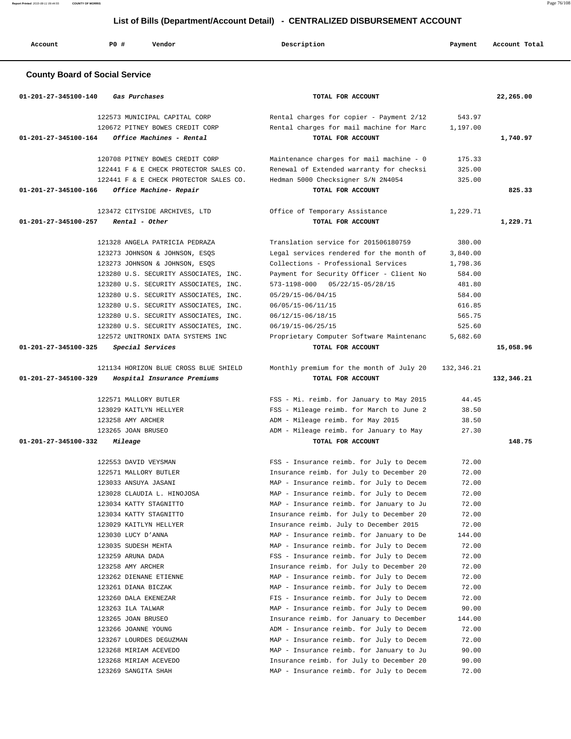## List of Bills (Department/Account Detail) - CENTRALIZED DISBURSEMENT ACCOUNT

| Account | PO # | Vendor | Description | Payment | Account Total |
|---|---|---|---|---|---|

### County Board of Social Service

| Account | PO # | Vendor | Description | Payment | Account Total |
|---|---|---|---|---|---|
| 01-201-27-345100-140 | | *Gas Purchases* | TOTAL FOR ACCOUNT | | 22,265.00 |
| | 122573 | MUNICIPAL CAPITAL CORP | Rental charges for copier - Payment 2/12 | 543.97 | |
| | 120672 | PITNEY BOWES CREDIT CORP | Rental charges for mail machine for Marc | 1,197.00 | |
| 01-201-27-345100-164 | | *Office Machines - Rental* | TOTAL FOR ACCOUNT | | 1,740.97 |
| | 120708 | PITNEY BOWES CREDIT CORP | Maintenance charges for mail machine - 0 | 175.33 | |
| | 122441 | F & E CHECK PROTECTOR SALES CO. | Renewal of Extended warranty for checksi | 325.00 | |
| | 122441 | F & E CHECK PROTECTOR SALES CO. | Hedman 5000 Checksigner S/N 2N4054 | 325.00 | |
| 01-201-27-345100-166 | | *Office Machine- Repair* | TOTAL FOR ACCOUNT | | 825.33 |
| | 123472 | CITYSIDE ARCHIVES, LTD | Office of Temporary Assistance | 1,229.71 | |
| 01-201-27-345100-257 | | *Rental - Other* | TOTAL FOR ACCOUNT | | 1,229.71 |
| | 121328 | ANGELA PATRICIA PEDRAZA | Translation service for 201506180759 | 380.00 | |
| | 123273 | JOHNSON & JOHNSON, ESQS | Legal services rendered for the month of | 3,840.00 | |
| | 123273 | JOHNSON & JOHNSON, ESQS | Collections - Professional Services | 1,798.36 | |
| | 123280 | U.S. SECURITY ASSOCIATES, INC. | Payment for Security Officer - Client No | 584.00 | |
| | 123280 | U.S. SECURITY ASSOCIATES, INC. | 573-1198-000 05/22/15-05/28/15 | 481.80 | |
| | 123280 | U.S. SECURITY ASSOCIATES, INC. | 05/29/15-06/04/15 | 584.00 | |
| | 123280 | U.S. SECURITY ASSOCIATES, INC. | 06/05/15-06/11/15 | 616.85 | |
| | 123280 | U.S. SECURITY ASSOCIATES, INC. | 06/12/15-06/18/15 | 565.75 | |
| | 123280 | U.S. SECURITY ASSOCIATES, INC. | 06/19/15-06/25/15 | 525.60 | |
| | 122572 | UNITRONIX DATA SYSTEMS INC | Proprietary Computer Software Maintenanc | 5,682.60 | |
| 01-201-27-345100-325 | | *Special Services* | TOTAL FOR ACCOUNT | | 15,058.96 |
| | 121134 | HORIZON BLUE CROSS BLUE SHIELD | Monthly premium for the month of July 20 | 132,346.21 | |
| 01-201-27-345100-329 | | *Hospital Insurance Premiums* | TOTAL FOR ACCOUNT | | 132,346.21 |
| | 122571 | MALLORY BUTLER | FSS - Mi. reimb. for January to May 2015 | 44.45 | |
| | 123029 | KAITLYN HELLYER | FSS - Mileage reimb. for March to June 2 | 38.50 | |
| | 123258 | AMY ARCHER | ADM - Mileage reimb. for May 2015 | 38.50 | |
| | 123265 | JOAN BRUSEO | ADM - Mileage reimb. for January to May | 27.30 | |
| 01-201-27-345100-332 | | *Mileage* | TOTAL FOR ACCOUNT | | 148.75 |
| | 122553 | DAVID VEYSMAN | FSS - Insurance reimb. for July to Decem | 72.00 | |
| | 122571 | MALLORY BUTLER | Insurance reimb. for July to December 20 | 72.00 | |
| | 123033 | ANSUYA JASANI | MAP - Insurance reimb. for July to Decem | 72.00 | |
| | 123028 | CLAUDIA L. HINOJOSA | MAP - Insurance reimb. for July to Decem | 72.00 | |
| | 123034 | KATTY STAGNITTO | MAP - Insurance reimb. for January to Ju | 72.00 | |
| | 123034 | KATTY STAGNITTO | Insurance reimb. for July to December 20 | 72.00 | |
| | 123029 | KAITLYN HELLYER | Insurance reimb. July to December 2015 | 72.00 | |
| | 123030 | LUCY D'ANNA | MAP - Insurance reimb. for January to De | 144.00 | |
| | 123035 | SUDESH MEHTA | MAP - Insurance reimb. for July to Decem | 72.00 | |
| | 123259 | ARUNA DADA | FSS - Insurance reimb. for July to Decem | 72.00 | |
| | 123258 | AMY ARCHER | Insurance reimb. for July to December 20 | 72.00 | |
| | 123262 | DIENANE ETIENNE | MAP - Insurance reimb. for July to Decem | 72.00 | |
| | 123261 | DIANA BICZAK | MAP - Insurance reimb. for July to Decem | 72.00 | |
| | 123260 | DALA EKENEZAR | FIS - Insurance reimb. for July to Decem | 72.00 | |
| | 123263 | ILA TALWAR | MAP - Insurance reimb. for July to Decem | 90.00 | |
| | 123265 | JOAN BRUSEO | Insurance reimb. for January to December | 144.00 | |
| | 123266 | JOANNE YOUNG | ADM - Insurance reimb. for July to Decem | 72.00 | |
| | 123267 | LOURDES DEGUZMAN | MAP - Insurance reimb. for July to Decem | 72.00 | |
| | 123268 | MIRIAM ACEVEDO | MAP - Insurance reimb. for January to Ju | 90.00 | |
| | 123268 | MIRIAM ACEVEDO | Insurance reimb. for July to December 20 | 90.00 | |
| | 123269 | SANGITA SHAH | MAP - Insurance reimb. for July to Decem | 72.00 | |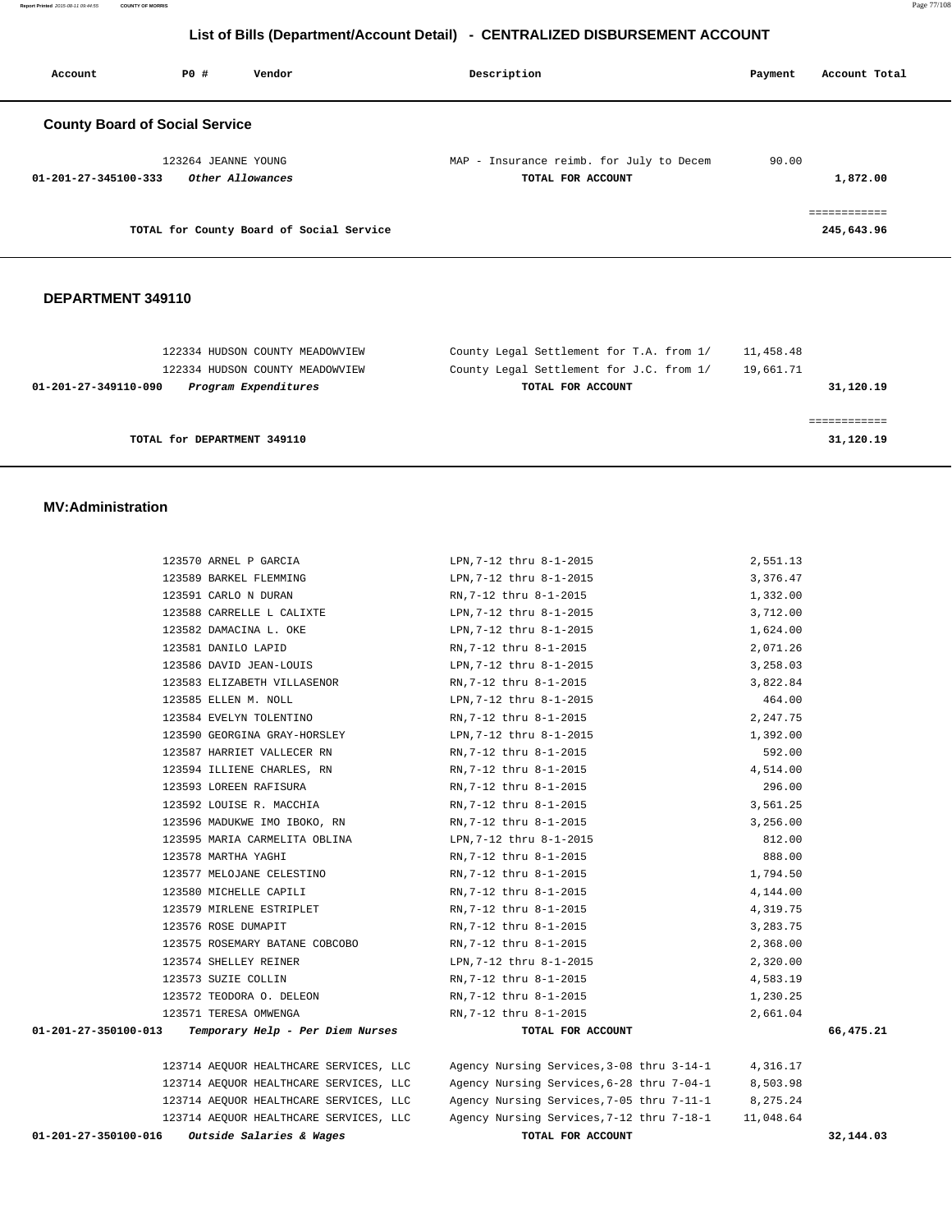## List of Bills (Department/Account Detail) - CENTRALIZED DISBURSEMENT ACCOUNT

| Account | PO # | Vendor | Description | Payment | Account Total |
|---|---|---|---|---|---|

### County Board of Social Service

| Account | PO # | Vendor | Description | Payment | Account Total |
|---|---|---|---|---|---|
| | 123264 | JEANNE YOUNG | MAP - Insurance reimb. for July to Decem | 90.00 | |
| 01-201-27-345100-333 | | *Other Allowances* | TOTAL FOR ACCOUNT | | 1,872.00 |
| | | | | | ============ |
| | | TOTAL for County Board of Social Service | | | 245,643.96 |

### DEPARTMENT 349110

| Account | PO # | Vendor | Description | Payment | Account Total |
|---|---|---|---|---|---|
| | 122334 | HUDSON COUNTY MEADOWVIEW | County Legal Settlement for T.A. from 1/ | 11,458.48 | |
| | 122334 | HUDSON COUNTY MEADOWVIEW | County Legal Settlement for J.C. from 1/ | 19,661.71 | |
| 01-201-27-349110-090 | | *Program Expenditures* | TOTAL FOR ACCOUNT | | 31,120.19 |
| | | | | | ============ |
| | | TOTAL for DEPARTMENT 349110 | | | 31,120.19 |

### MV:Administration

| Account | PO # | Vendor | Description | Payment | Account Total |
|---|---|---|---|---|---|
| | 123570 | ARNEL P GARCIA | LPN,7-12 thru 8-1-2015 | 2,551.13 | |
| | 123589 | BARKEL FLEMMING | LPN,7-12 thru 8-1-2015 | 3,376.47 | |
| | 123591 | CARLO N DURAN | RN,7-12 thru 8-1-2015 | 1,332.00 | |
| | 123588 | CARRELLE L CALIXTE | LPN,7-12 thru 8-1-2015 | 3,712.00 | |
| | 123582 | DAMACINA L. OKE | LPN,7-12 thru 8-1-2015 | 1,624.00 | |
| | 123581 | DANILO LAPID | RN,7-12 thru 8-1-2015 | 2,071.26 | |
| | 123586 | DAVID JEAN-LOUIS | LPN,7-12 thru 8-1-2015 | 3,258.03 | |
| | 123583 | ELIZABETH VILLASENOR | RN,7-12 thru 8-1-2015 | 3,822.84 | |
| | 123585 | ELLEN M. NOLL | LPN,7-12 thru 8-1-2015 | 464.00 | |
| | 123584 | EVELYN TOLENTINO | RN,7-12 thru 8-1-2015 | 2,247.75 | |
| | 123590 | GEORGINA GRAY-HORSLEY | LPN,7-12 thru 8-1-2015 | 1,392.00 | |
| | 123587 | HARRIET VALLECER RN | RN,7-12 thru 8-1-2015 | 592.00 | |
| | 123594 | ILLIENE CHARLES, RN | RN,7-12 thru 8-1-2015 | 4,514.00 | |
| | 123593 | LOREEN RAFISURA | RN,7-12 thru 8-1-2015 | 296.00 | |
| | 123592 | LOUISE R. MACCHIA | RN,7-12 thru 8-1-2015 | 3,561.25 | |
| | 123596 | MADUKWE IMO IBOKO, RN | RN,7-12 thru 8-1-2015 | 3,256.00 | |
| | 123595 | MARIA CARMELITA OBLINA | LPN,7-12 thru 8-1-2015 | 812.00 | |
| | 123578 | MARTHA YAGHI | RN,7-12 thru 8-1-2015 | 888.00 | |
| | 123577 | MELOJANE CELESTINO | RN,7-12 thru 8-1-2015 | 1,794.50 | |
| | 123580 | MICHELLE CAPILI | RN,7-12 thru 8-1-2015 | 4,144.00 | |
| | 123579 | MIRLENE ESTRIPLET | RN,7-12 thru 8-1-2015 | 4,319.75 | |
| | 123576 | ROSE DUMAPIT | RN,7-12 thru 8-1-2015 | 3,283.75 | |
| | 123575 | ROSEMARY BATANE COBCOBO | RN,7-12 thru 8-1-2015 | 2,368.00 | |
| | 123574 | SHELLEY REINER | LPN,7-12 thru 8-1-2015 | 2,320.00 | |
| | 123573 | SUZIE COLLIN | RN,7-12 thru 8-1-2015 | 4,583.19 | |
| | 123572 | TEODORA O. DELEON | RN,7-12 thru 8-1-2015 | 1,230.25 | |
| | 123571 | TERESA OMWENGA | RN,7-12 thru 8-1-2015 | 2,661.04 | |
| 01-201-27-350100-013 | | *Temporary Help - Per Diem Nurses* | TOTAL FOR ACCOUNT | | 66,475.21 |
| | 123714 | AEQUOR HEALTHCARE SERVICES, LLC | Agency Nursing Services,3-08 thru 3-14-1 | 4,316.17 | |
| | 123714 | AEQUOR HEALTHCARE SERVICES, LLC | Agency Nursing Services,6-28 thru 7-04-1 | 8,503.98 | |
| | 123714 | AEQUOR HEALTHCARE SERVICES, LLC | Agency Nursing Services,7-05 thru 7-11-1 | 8,275.24 | |
| | 123714 | AEQUOR HEALTHCARE SERVICES, LLC | Agency Nursing Services,7-12 thru 7-18-1 | 11,048.64 | |
| 01-201-27-350100-016 | | *Outside Salaries & Wages* | TOTAL FOR ACCOUNT | | 32,144.03 |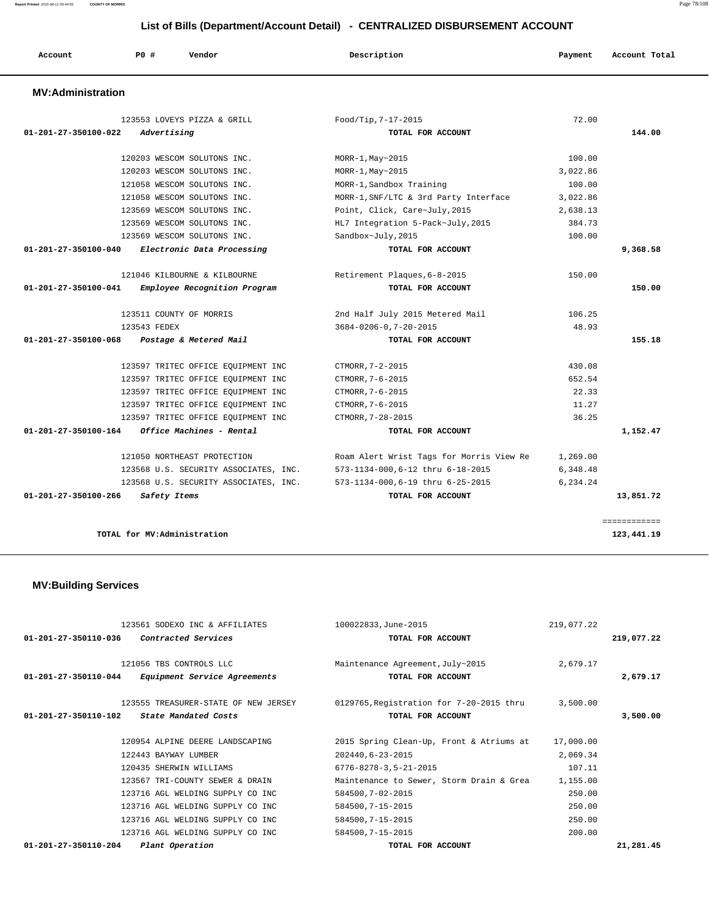## List of Bills (Department/Account Detail) - CENTRALIZED DISBURSEMENT ACCOUNT

| Account | PO # | Vendor | Description | Payment | Account Total |
|---|---|---|---|---|---|

### MV:Administration

| Account | PO # | Vendor | Description | Payment | Account Total |
|---|---|---|---|---|---|
| | 123553 | LOVEYS PIZZA & GRILL | Food/Tip,7-17-2015 | 72.00 | |
| 01-201-27-350100-022 | | *Advertising* | TOTAL FOR ACCOUNT | | 144.00 |
| | 120203 | WESCOM SOLUTONS INC. | MORR-1,May~2015 | 100.00 | |
| | 120203 | WESCOM SOLUTONS INC. | MORR-1,May~2015 | 3,022.86 | |
| | 121058 | WESCOM SOLUTONS INC. | MORR-1,Sandbox Training | 100.00 | |
| | 121058 | WESCOM SOLUTONS INC. | MORR-1,SNF/LTC & 3rd Party Interface | 3,022.86 | |
| | 123569 | WESCOM SOLUTONS INC. | Point, Click, Care~July,2015 | 2,638.13 | |
| | 123569 | WESCOM SOLUTONS INC. | HL7 Integration 5-Pack~July,2015 | 384.73 | |
| | 123569 | WESCOM SOLUTONS INC. | Sandbox~July,2015 | 100.00 | |
| 01-201-27-350100-040 | | *Electronic Data Processing* | TOTAL FOR ACCOUNT | | 9,368.58 |
| | 121046 | KILBOURNE & KILBOURNE | Retirement Plaques,6-8-2015 | 150.00 | |
| 01-201-27-350100-041 | | *Employee Recognition Program* | TOTAL FOR ACCOUNT | | 150.00 |
| | 123511 | COUNTY OF MORRIS | 2nd Half July 2015 Metered Mail | 106.25 | |
| | 123543 | FEDEX | 3684-0206-0,7-20-2015 | 48.93 | |
| 01-201-27-350100-068 | | *Postage & Metered Mail* | TOTAL FOR ACCOUNT | | 155.18 |
| | 123597 | TRITEC OFFICE EQUIPMENT INC | CTMORR,7-2-2015 | 430.08 | |
| | 123597 | TRITEC OFFICE EQUIPMENT INC | CTMORR,7-6-2015 | 652.54 | |
| | 123597 | TRITEC OFFICE EQUIPMENT INC | CTMORR,7-6-2015 | 22.33 | |
| | 123597 | TRITEC OFFICE EQUIPMENT INC | CTMORR,7-6-2015 | 11.27 | |
| | 123597 | TRITEC OFFICE EQUIPMENT INC | CTMORR,7-28-2015 | 36.25 | |
| 01-201-27-350100-164 | | *Office Machines - Rental* | TOTAL FOR ACCOUNT | | 1,152.47 |
| | 121050 | NORTHEAST PROTECTION | Roam Alert Wrist Tags for Morris View Re | 1,269.00 | |
| | 123568 | U.S. SECURITY ASSOCIATES, INC. | 573-1134-000,6-12 thru 6-18-2015 | 6,348.48 | |
| | 123568 | U.S. SECURITY ASSOCIATES, INC. | 573-1134-000,6-19 thru 6-25-2015 | 6,234.24 | |
| 01-201-27-350100-266 | | *Safety Items* | TOTAL FOR ACCOUNT | | 13,851.72 |
| | | TOTAL for MV:Administration | | | 123,441.19 |

### MV:Building Services

| Account | PO # | Vendor | Description | Payment | Account Total |
|---|---|---|---|---|---|
| | 123561 | SODEXO INC & AFFILIATES | 100022833,June-2015 | 219,077.22 | |
| 01-201-27-350110-036 | | *Contracted Services* | TOTAL FOR ACCOUNT | | 219,077.22 |
| | 121056 | TBS CONTROLS LLC | Maintenance Agreement,July~2015 | 2,679.17 | |
| 01-201-27-350110-044 | | *Equipment Service Agreements* | TOTAL FOR ACCOUNT | | 2,679.17 |
| | 123555 | TREASURER-STATE OF NEW JERSEY | 0129765,Registration for 7-20-2015 thru | 3,500.00 | |
| 01-201-27-350110-102 | | *State Mandated Costs* | TOTAL FOR ACCOUNT | | 3,500.00 |
| | 120954 | ALPINE DEERE LANDSCAPING | 2015 Spring Clean-Up, Front & Atriums at | 17,000.00 | |
| | 122443 | BAYWAY LUMBER | 202440,6-23-2015 | 2,069.34 | |
| | 120435 | SHERWIN WILLIAMS | 6776-8278-3,5-21-2015 | 107.11 | |
| | 123567 | TRI-COUNTY SEWER & DRAIN | Maintenance to Sewer, Storm Drain & Grea | 1,155.00 | |
| | 123716 | AGL WELDING SUPPLY CO INC | 584500,7-02-2015 | 250.00 | |
| | 123716 | AGL WELDING SUPPLY CO INC | 584500,7-15-2015 | 250.00 | |
| | 123716 | AGL WELDING SUPPLY CO INC | 584500,7-15-2015 | 250.00 | |
| | 123716 | AGL WELDING SUPPLY CO INC | 584500,7-15-2015 | 200.00 | |
| 01-201-27-350110-204 | | *Plant Operation* | TOTAL FOR ACCOUNT | | 21,281.45 |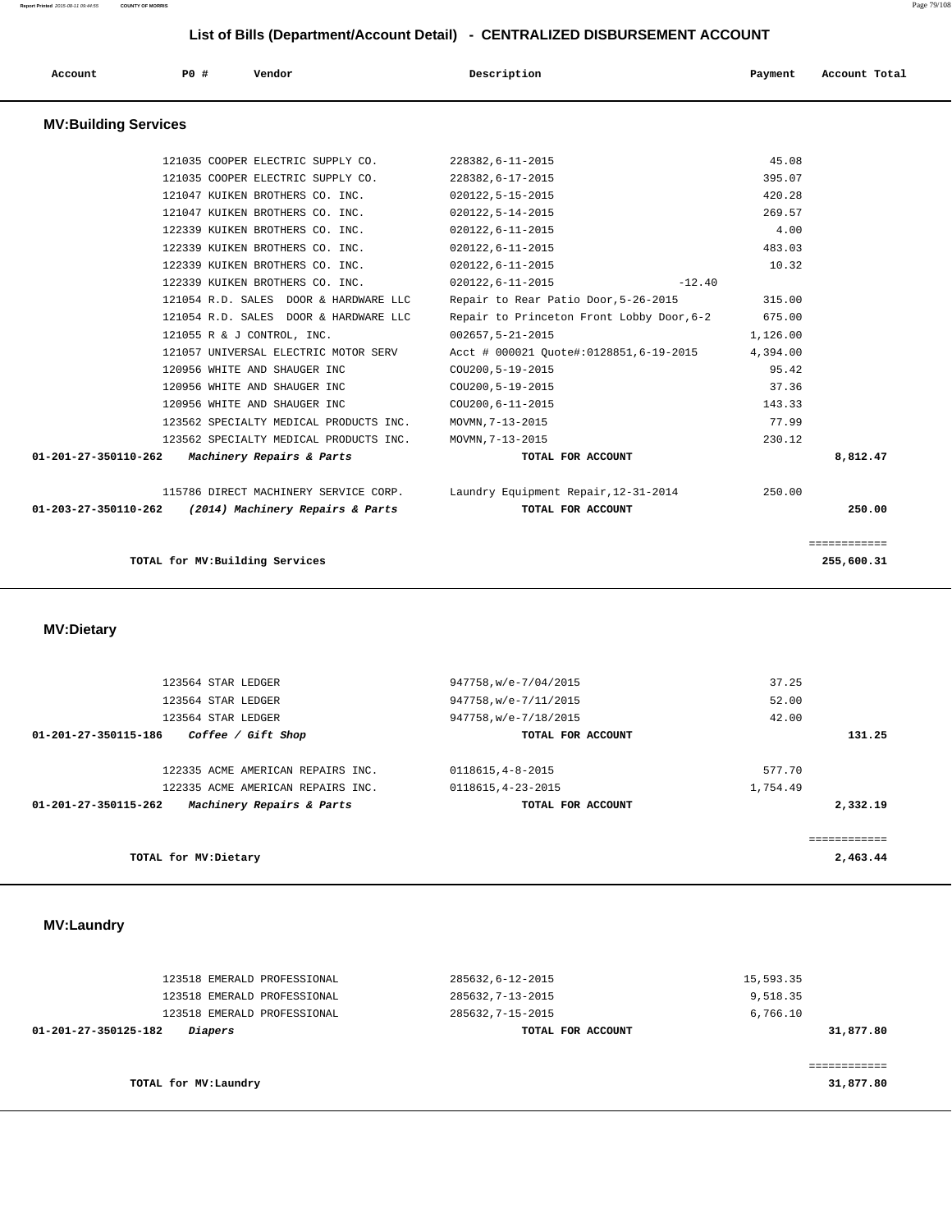# List of Bills (Department/Account Detail) - CENTRALIZED DISBURSEMENT ACCOUNT

| Account | PO # | Vendor | Description | Payment | Account Total |
|---|---|---|---|---|---|

## MV:Building Services

| Account | PO # | Vendor | Description | Payment | Account Total |
|---|---|---|---|---|---|
| | 121035 | COOPER ELECTRIC SUPPLY CO. | 228382,6-11-2015 | 45.08 | |
| | 121035 | COOPER ELECTRIC SUPPLY CO. | 228382,6-17-2015 | 395.07 | |
| | 121047 | KUIKEN BROTHERS CO. INC. | 020122,5-15-2015 | 420.28 | |
| | 121047 | KUIKEN BROTHERS CO. INC. | 020122,5-14-2015 | 269.57 | |
| | 122339 | KUIKEN BROTHERS CO. INC. | 020122,6-11-2015 | 4.00 | |
| | 122339 | KUIKEN BROTHERS CO. INC. | 020122,6-11-2015 | 483.03 | |
| | 122339 | KUIKEN BROTHERS CO. INC. | 020122,6-11-2015 | 10.32 | |
| | 122339 | KUIKEN BROTHERS CO. INC. | 020122,6-11-2015 -12.40 | | |
| | 121054 | R.D. SALES DOOR & HARDWARE LLC | Repair to Rear Patio Door,5-26-2015 | 315.00 | |
| | 121054 | R.D. SALES DOOR & HARDWARE LLC | Repair to Princeton Front Lobby Door,6-2 | 675.00 | |
| | 121055 | R & J CONTROL, INC. | 002657,5-21-2015 | 1,126.00 | |
| | 121057 | UNIVERSAL ELECTRIC MOTOR SERV | Acct # 000021 Quote#:0128851,6-19-2015 | 4,394.00 | |
| | 120956 | WHITE AND SHAUGER INC | COU200,5-19-2015 | 95.42 | |
| | 120956 | WHITE AND SHAUGER INC | COU200,5-19-2015 | 37.36 | |
| | 120956 | WHITE AND SHAUGER INC | COU200,6-11-2015 | 143.33 | |
| | 123562 | SPECIALTY MEDICAL PRODUCTS INC. | MOVMN,7-13-2015 | 77.99 | |
| | 123562 | SPECIALTY MEDICAL PRODUCTS INC. | MOVMN,7-13-2015 | 230.12 | |
| **01-201-27-350110-262** | | ***Machinery Repairs & Parts*** | **TOTAL FOR ACCOUNT** | | **8,812.47** |
| | 115786 | DIRECT MACHINERY SERVICE CORP. | Laundry Equipment Repair,12-31-2014 | 250.00 | |
| **01-203-27-350110-262** | | ***(2014) Machinery Repairs & Parts*** | **TOTAL FOR ACCOUNT** | | **250.00** |
| | | | | | ============ |
| | | **TOTAL for MV:Building Services** | | | **255,600.31** |

## MV:Dietary

| Account | PO # | Vendor | Description | Payment | Account Total |
|---|---|---|---|---|---|
| | 123564 | STAR LEDGER | 947758,w/e-7/04/2015 | 37.25 | |
| | 123564 | STAR LEDGER | 947758,w/e-7/11/2015 | 52.00 | |
| | 123564 | STAR LEDGER | 947758,w/e-7/18/2015 | 42.00 | |
| **01-201-27-350115-186** | | ***Coffee / Gift Shop*** | **TOTAL FOR ACCOUNT** | | **131.25** |
| | 122335 | ACME AMERICAN REPAIRS INC. | 0118615,4-8-2015 | 577.70 | |
| | 122335 | ACME AMERICAN REPAIRS INC. | 0118615,4-23-2015 | 1,754.49 | |
| **01-201-27-350115-262** | | ***Machinery Repairs & Parts*** | **TOTAL FOR ACCOUNT** | | **2,332.19** |
| | | | | | ============ |
| | | **TOTAL for MV:Dietary** | | | **2,463.44** |

## MV:Laundry

| Account | PO # | Vendor | Description | Payment | Account Total |
|---|---|---|---|---|---|
| | 123518 | EMERALD PROFESSIONAL | 285632,6-12-2015 | 15,593.35 | |
| | 123518 | EMERALD PROFESSIONAL | 285632,7-13-2015 | 9,518.35 | |
| | 123518 | EMERALD PROFESSIONAL | 285632,7-15-2015 | 6,766.10 | |
| **01-201-27-350125-182** | | ***Diapers*** | **TOTAL FOR ACCOUNT** | | **31,877.80** |
| | | | | | ============ |
| | | **TOTAL for MV:Laundry** | | | **31,877.80** |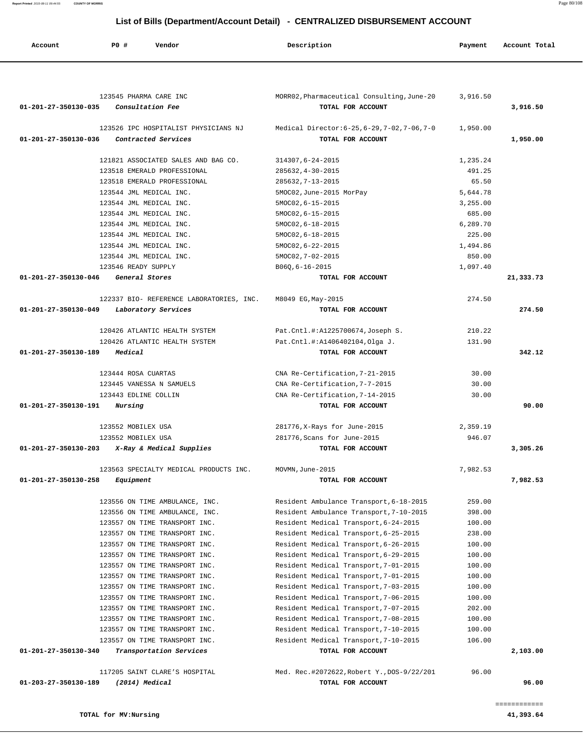## List of Bills (Department/Account Detail) - CENTRALIZED DISBURSEMENT ACCOUNT

| Account | PO # | Vendor | Description | Payment | Account Total |
|---|---|---|---|---|---|
| | 123545 | PHARMA CARE INC | MORR02,Pharmaceutical Consulting,June-20 | 3,916.50 | |
| 01-201-27-350130-035 | | *Consultation Fee* | TOTAL FOR ACCOUNT | | **3,916.50** |
| | 123526 | IPC HOSPITALIST PHYSICIANS NJ | Medical Director:6-25,6-29,7-02,7-06,7-0 | 1,950.00 | |
| 01-201-27-350130-036 | | *Contracted Services* | TOTAL FOR ACCOUNT | | **1,950.00** |
| | 121821 | ASSOCIATED SALES AND BAG CO. | 314307,6-24-2015 | 1,235.24 | |
| | 123518 | EMERALD PROFESSIONAL | 285632,4-30-2015 | 491.25 | |
| | 123518 | EMERALD PROFESSIONAL | 285632,7-13-2015 | 65.50 | |
| | 123544 | JML MEDICAL INC. | 5MOC02,June-2015 MorPay | 5,644.78 | |
| | 123544 | JML MEDICAL INC. | 5MOC02,6-15-2015 | 3,255.00 | |
| | 123544 | JML MEDICAL INC. | 5MOC02,6-15-2015 | 685.00 | |
| | 123544 | JML MEDICAL INC. | 5MOC02,6-18-2015 | 6,289.70 | |
| | 123544 | JML MEDICAL INC. | 5MOC02,6-18-2015 | 225.00 | |
| | 123544 | JML MEDICAL INC. | 5MOC02,6-22-2015 | 1,494.86 | |
| | 123544 | JML MEDICAL INC. | 5MOC02,7-02-2015 | 850.00 | |
| | 123546 | READY SUPPLY | B06Q,6-16-2015 | 1,097.40 | |
| 01-201-27-350130-046 | | *General Stores* | TOTAL FOR ACCOUNT | | **21,333.73** |
| | 122337 | BIO- REFERENCE LABORATORIES, INC. | M8049 EG,May-2015 | 274.50 | |
| 01-201-27-350130-049 | | *Laboratory Services* | TOTAL FOR ACCOUNT | | **274.50** |
| | 120426 | ATLANTIC HEALTH SYSTEM | Pat.Cntl.#:A1225700674,Joseph S. | 210.22 | |
| | 120426 | ATLANTIC HEALTH SYSTEM | Pat.Cntl.#:A1406402104,Olga J. | 131.90 | |
| 01-201-27-350130-189 | | *Medical* | TOTAL FOR ACCOUNT | | **342.12** |
| | 123444 | ROSA CUARTAS | CNA Re-Certification,7-21-2015 | 30.00 | |
| | 123445 | VANESSA N SAMUELS | CNA Re-Certification,7-7-2015 | 30.00 | |
| | 123443 | EDLINE COLLIN | CNA Re-Certification,7-14-2015 | 30.00 | |
| 01-201-27-350130-191 | | *Nursing* | TOTAL FOR ACCOUNT | | **90.00** |
| | 123552 | MOBILEX USA | 281776,X-Rays for June-2015 | 2,359.19 | |
| | 123552 | MOBILEX USA | 281776,Scans for June-2015 | 946.07 | |
| 01-201-27-350130-203 | | *X-Ray & Medical Supplies* | TOTAL FOR ACCOUNT | | **3,305.26** |
| | 123563 | SPECIALTY MEDICAL PRODUCTS INC. | MOVMN,June-2015 | 7,982.53 | |
| 01-201-27-350130-258 | | *Equipment* | TOTAL FOR ACCOUNT | | **7,982.53** |
| | 123556 | ON TIME AMBULANCE, INC. | Resident Ambulance Transport,6-18-2015 | 259.00 | |
| | 123556 | ON TIME AMBULANCE, INC. | Resident Ambulance Transport,7-10-2015 | 398.00 | |
| | 123557 | ON TIME TRANSPORT INC. | Resident Medical Transport,6-24-2015 | 100.00 | |
| | 123557 | ON TIME TRANSPORT INC. | Resident Medical Transport,6-25-2015 | 238.00 | |
| | 123557 | ON TIME TRANSPORT INC. | Resident Medical Transport,6-26-2015 | 100.00 | |
| | 123557 | ON TIME TRANSPORT INC. | Resident Medical Transport,6-29-2015 | 100.00 | |
| | 123557 | ON TIME TRANSPORT INC. | Resident Medical Transport,7-01-2015 | 100.00 | |
| | 123557 | ON TIME TRANSPORT INC. | Resident Medical Transport,7-01-2015 | 100.00 | |
| | 123557 | ON TIME TRANSPORT INC. | Resident Medical Transport,7-03-2015 | 100.00 | |
| | 123557 | ON TIME TRANSPORT INC. | Resident Medical Transport,7-06-2015 | 100.00 | |
| | 123557 | ON TIME TRANSPORT INC. | Resident Medical Transport,7-07-2015 | 202.00 | |
| | 123557 | ON TIME TRANSPORT INC. | Resident Medical Transport,7-08-2015 | 100.00 | |
| | 123557 | ON TIME TRANSPORT INC. | Resident Medical Transport,7-10-2015 | 100.00 | |
| | 123557 | ON TIME TRANSPORT INC. | Resident Medical Transport,7-10-2015 | 106.00 | |
| 01-201-27-350130-340 | | *Transportation Services* | TOTAL FOR ACCOUNT | | **2,103.00** |
| | 117205 | SAINT CLARE'S HOSPITAL | Med. Rec.#2072622,Robert Y.,DOS-9/22/201 | 96.00 | |
| 01-203-27-350130-189 | | *(2014) Medical* | TOTAL FOR ACCOUNT | | **96.00** |

============

**TOTAL for MV:Nursing** **41,393.64**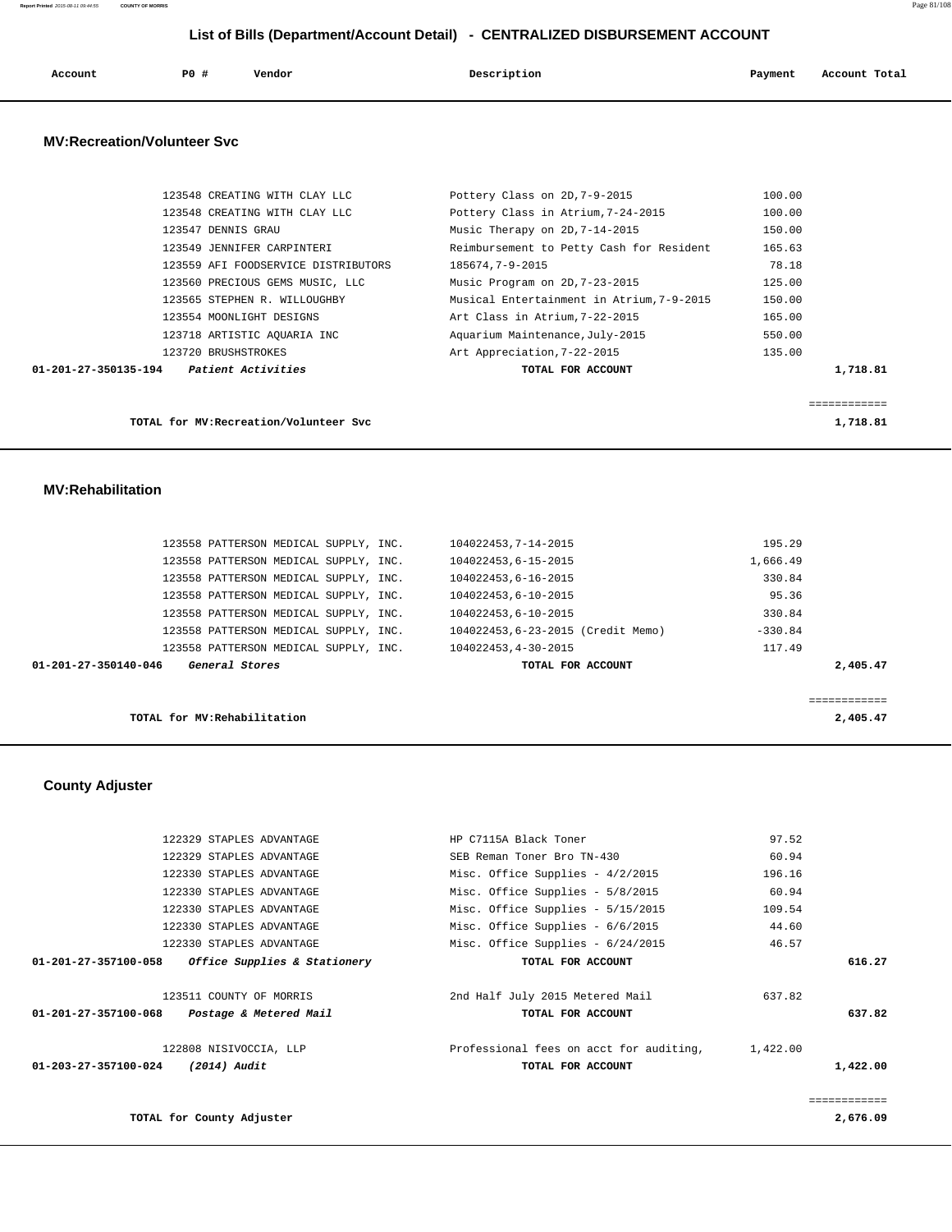## List of Bills (Department/Account Detail) - CENTRALIZED DISBURSEMENT ACCOUNT

| Account | PO # | Vendor | Description | Payment | Account Total |
|---|---|---|---|---|---|

### MV:Recreation/Volunteer Svc

| Account | PO # | Vendor | Description | Payment | Account Total |
|---|---|---|---|---|---|
| | 123548 | CREATING WITH CLAY LLC | Pottery Class on 2D,7-9-2015 | 100.00 | |
| | 123548 | CREATING WITH CLAY LLC | Pottery Class in Atrium,7-24-2015 | 100.00 | |
| | 123547 | DENNIS GRAU | Music Therapy on 2D,7-14-2015 | 150.00 | |
| | 123549 | JENNIFER CARPINTERI | Reimbursement to Petty Cash for Resident | 165.63 | |
| | 123559 | AFI FOODSERVICE DISTRIBUTORS | 185674,7-9-2015 | 78.18 | |
| | 123560 | PRECIOUS GEMS MUSIC, LLC | Music Program on 2D,7-23-2015 | 125.00 | |
| | 123565 | STEPHEN R. WILLOUGHBY | Musical Entertainment in Atrium,7-9-2015 | 150.00 | |
| | 123554 | MOONLIGHT DESIGNS | Art Class in Atrium,7-22-2015 | 165.00 | |
| | 123718 | ARTISTIC AQUARIA INC | Aquarium Maintenance,July-2015 | 550.00 | |
| | 123720 | BRUSHSTROKES | Art Appreciation,7-22-2015 | 135.00 | |
| 01-201-27-350135-194 | | *Patient Activities* | TOTAL FOR ACCOUNT | | 1,718.81 |

TOTAL for MV:Recreation/Volunteer Svc — 1,718.81

### MV:Rehabilitation

| Account | PO # | Vendor | Description | Payment | Account Total |
|---|---|---|---|---|---|
| | 123558 | PATTERSON MEDICAL SUPPLY, INC. | 104022453,7-14-2015 | 195.29 | |
| | 123558 | PATTERSON MEDICAL SUPPLY, INC. | 104022453,6-15-2015 | 1,666.49 | |
| | 123558 | PATTERSON MEDICAL SUPPLY, INC. | 104022453,6-16-2015 | 330.84 | |
| | 123558 | PATTERSON MEDICAL SUPPLY, INC. | 104022453,6-10-2015 | 95.36 | |
| | 123558 | PATTERSON MEDICAL SUPPLY, INC. | 104022453,6-10-2015 | 330.84 | |
| | 123558 | PATTERSON MEDICAL SUPPLY, INC. | 104022453,6-23-2015 (Credit Memo) | -330.84 | |
| | 123558 | PATTERSON MEDICAL SUPPLY, INC. | 104022453,4-30-2015 | 117.49 | |
| 01-201-27-350140-046 | | *General Stores* | TOTAL FOR ACCOUNT | | 2,405.47 |

TOTAL for MV:Rehabilitation — 2,405.47

### County Adjuster

| Account | PO # | Vendor | Description | Payment | Account Total |
|---|---|---|---|---|---|
| | 122329 | STAPLES ADVANTAGE | HP C7115A Black Toner | 97.52 | |
| | 122329 | STAPLES ADVANTAGE | SEB Reman Toner Bro TN-430 | 60.94 | |
| | 122330 | STAPLES ADVANTAGE | Misc. Office Supplies - 4/2/2015 | 196.16 | |
| | 122330 | STAPLES ADVANTAGE | Misc. Office Supplies - 5/8/2015 | 60.94 | |
| | 122330 | STAPLES ADVANTAGE | Misc. Office Supplies - 5/15/2015 | 109.54 | |
| | 122330 | STAPLES ADVANTAGE | Misc. Office Supplies - 6/6/2015 | 44.60 | |
| | 122330 | STAPLES ADVANTAGE | Misc. Office Supplies - 6/24/2015 | 46.57 | |
| 01-201-27-357100-058 | | *Office Supplies & Stationery* | TOTAL FOR ACCOUNT | | 616.27 |
| | 123511 | COUNTY OF MORRIS | 2nd Half July 2015 Metered Mail | 637.82 | |
| 01-201-27-357100-068 | | *Postage & Metered Mail* | TOTAL FOR ACCOUNT | | 637.82 |
| | 122808 | NISIVOCCIA, LLP | Professional fees on acct for auditing, | 1,422.00 | |
| 01-203-27-357100-024 | | *(2014) Audit* | TOTAL FOR ACCOUNT | | 1,422.00 |

TOTAL for County Adjuster — 2,676.09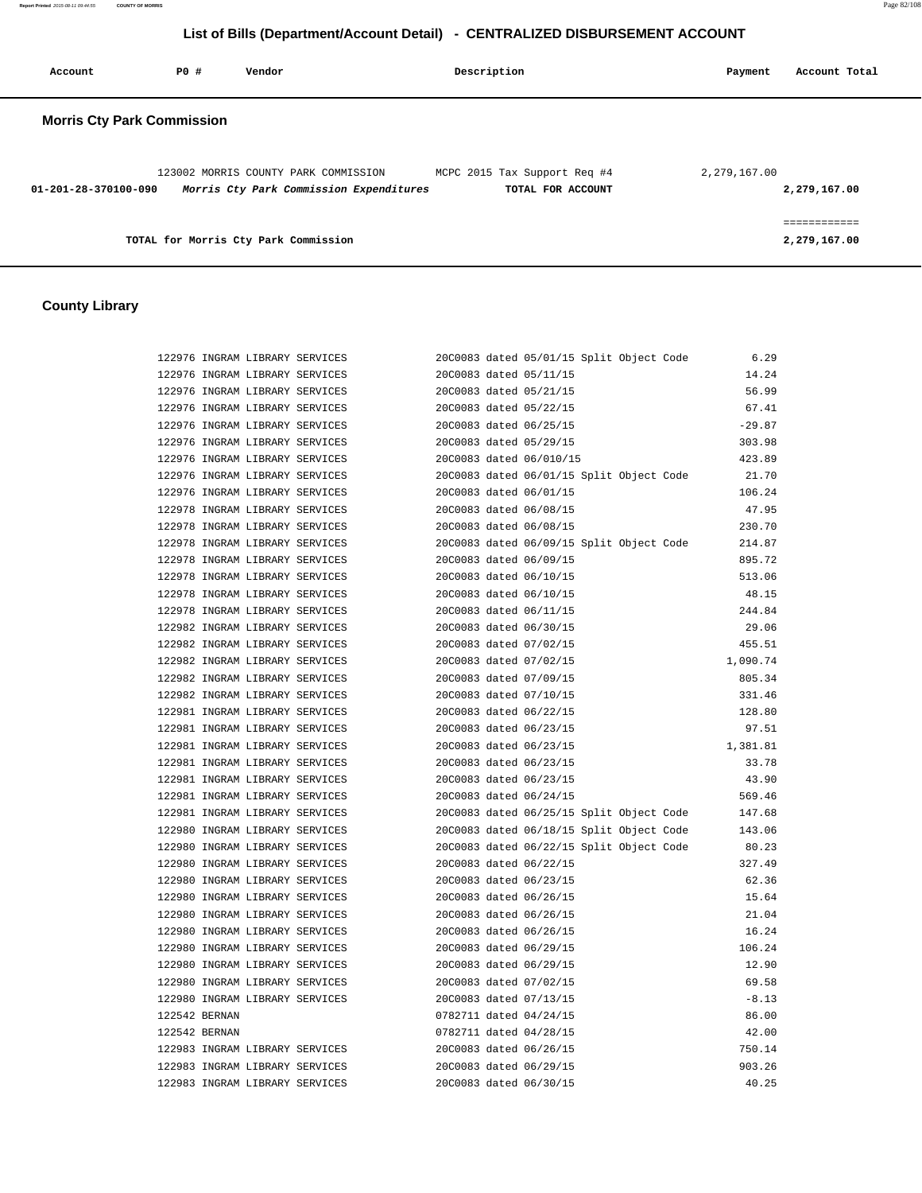# List of Bills (Department/Account Detail) - CENTRALIZED DISBURSEMENT ACCOUNT

| Account | PO # | Vendor | Description | Payment | Account Total |
|---|---|---|---|---|---|

## Morris Cty Park Commission

| Account | PO # | Vendor | Description | Payment | Account Total |
|---|---|---|---|---|---|
| | 123002 | MORRIS COUNTY PARK COMMISSION | MCPC 2015 Tax Support Req #4 | 2,279,167.00 | |
| **01-201-28-370100-090** | | ***Morris Cty Park Commission Expenditures*** | **TOTAL FOR ACCOUNT** | | **2,279,167.00** |
| | | | | | ============ |
| | | **TOTAL for Morris Cty Park Commission** | | | **2,279,167.00** |

## County Library

| Account | PO # | Vendor | Description | Payment | Account Total |
|---|---|---|---|---|---|
| | 122976 | INGRAM LIBRARY SERVICES | 20C0083 dated 05/01/15 Split Object Code | 6.29 | |
| | 122976 | INGRAM LIBRARY SERVICES | 20C0083 dated 05/11/15 | 14.24 | |
| | 122976 | INGRAM LIBRARY SERVICES | 20C0083 dated 05/21/15 | 56.99 | |
| | 122976 | INGRAM LIBRARY SERVICES | 20C0083 dated 05/22/15 | 67.41 | |
| | 122976 | INGRAM LIBRARY SERVICES | 20C0083 dated 06/25/15 | -29.87 | |
| | 122976 | INGRAM LIBRARY SERVICES | 20C0083 dated 05/29/15 | 303.98 | |
| | 122976 | INGRAM LIBRARY SERVICES | 20C0083 dated 06/010/15 | 423.89 | |
| | 122976 | INGRAM LIBRARY SERVICES | 20C0083 dated 06/01/15 Split Object Code | 21.70 | |
| | 122976 | INGRAM LIBRARY SERVICES | 20C0083 dated 06/01/15 | 106.24 | |
| | 122978 | INGRAM LIBRARY SERVICES | 20C0083 dated 06/08/15 | 47.95 | |
| | 122978 | INGRAM LIBRARY SERVICES | 20C0083 dated 06/08/15 | 230.70 | |
| | 122978 | INGRAM LIBRARY SERVICES | 20C0083 dated 06/09/15 Split Object Code | 214.87 | |
| | 122978 | INGRAM LIBRARY SERVICES | 20C0083 dated 06/09/15 | 895.72 | |
| | 122978 | INGRAM LIBRARY SERVICES | 20C0083 dated 06/10/15 | 513.06 | |
| | 122978 | INGRAM LIBRARY SERVICES | 20C0083 dated 06/10/15 | 48.15 | |
| | 122978 | INGRAM LIBRARY SERVICES | 20C0083 dated 06/11/15 | 244.84 | |
| | 122982 | INGRAM LIBRARY SERVICES | 20C0083 dated 06/30/15 | 29.06 | |
| | 122982 | INGRAM LIBRARY SERVICES | 20C0083 dated 07/02/15 | 455.51 | |
| | 122982 | INGRAM LIBRARY SERVICES | 20C0083 dated 07/02/15 | 1,090.74 | |
| | 122982 | INGRAM LIBRARY SERVICES | 20C0083 dated 07/09/15 | 805.34 | |
| | 122982 | INGRAM LIBRARY SERVICES | 20C0083 dated 07/10/15 | 331.46 | |
| | 122981 | INGRAM LIBRARY SERVICES | 20C0083 dated 06/22/15 | 128.80 | |
| | 122981 | INGRAM LIBRARY SERVICES | 20C0083 dated 06/23/15 | 97.51 | |
| | 122981 | INGRAM LIBRARY SERVICES | 20C0083 dated 06/23/15 | 1,381.81 | |
| | 122981 | INGRAM LIBRARY SERVICES | 20C0083 dated 06/23/15 | 33.78 | |
| | 122981 | INGRAM LIBRARY SERVICES | 20C0083 dated 06/23/15 | 43.90 | |
| | 122981 | INGRAM LIBRARY SERVICES | 20C0083 dated 06/24/15 | 569.46 | |
| | 122981 | INGRAM LIBRARY SERVICES | 20C0083 dated 06/25/15 Split Object Code | 147.68 | |
| | 122980 | INGRAM LIBRARY SERVICES | 20C0083 dated 06/18/15 Split Object Code | 143.06 | |
| | 122980 | INGRAM LIBRARY SERVICES | 20C0083 dated 06/22/15 Split Object Code | 80.23 | |
| | 122980 | INGRAM LIBRARY SERVICES | 20C0083 dated 06/22/15 | 327.49 | |
| | 122980 | INGRAM LIBRARY SERVICES | 20C0083 dated 06/23/15 | 62.36 | |
| | 122980 | INGRAM LIBRARY SERVICES | 20C0083 dated 06/26/15 | 15.64 | |
| | 122980 | INGRAM LIBRARY SERVICES | 20C0083 dated 06/26/15 | 21.04 | |
| | 122980 | INGRAM LIBRARY SERVICES | 20C0083 dated 06/26/15 | 16.24 | |
| | 122980 | INGRAM LIBRARY SERVICES | 20C0083 dated 06/29/15 | 106.24 | |
| | 122980 | INGRAM LIBRARY SERVICES | 20C0083 dated 06/29/15 | 12.90 | |
| | 122980 | INGRAM LIBRARY SERVICES | 20C0083 dated 07/02/15 | 69.58 | |
| | 122980 | INGRAM LIBRARY SERVICES | 20C0083 dated 07/13/15 | -8.13 | |
| | 122542 | BERNAN | 0782711 dated 04/24/15 | 86.00 | |
| | 122542 | BERNAN | 0782711 dated 04/28/15 | 42.00 | |
| | 122983 | INGRAM LIBRARY SERVICES | 20C0083 dated 06/26/15 | 750.14 | |
| | 122983 | INGRAM LIBRARY SERVICES | 20C0083 dated 06/29/15 | 903.26 | |
| | 122983 | INGRAM LIBRARY SERVICES | 20C0083 dated 06/30/15 | 40.25 | |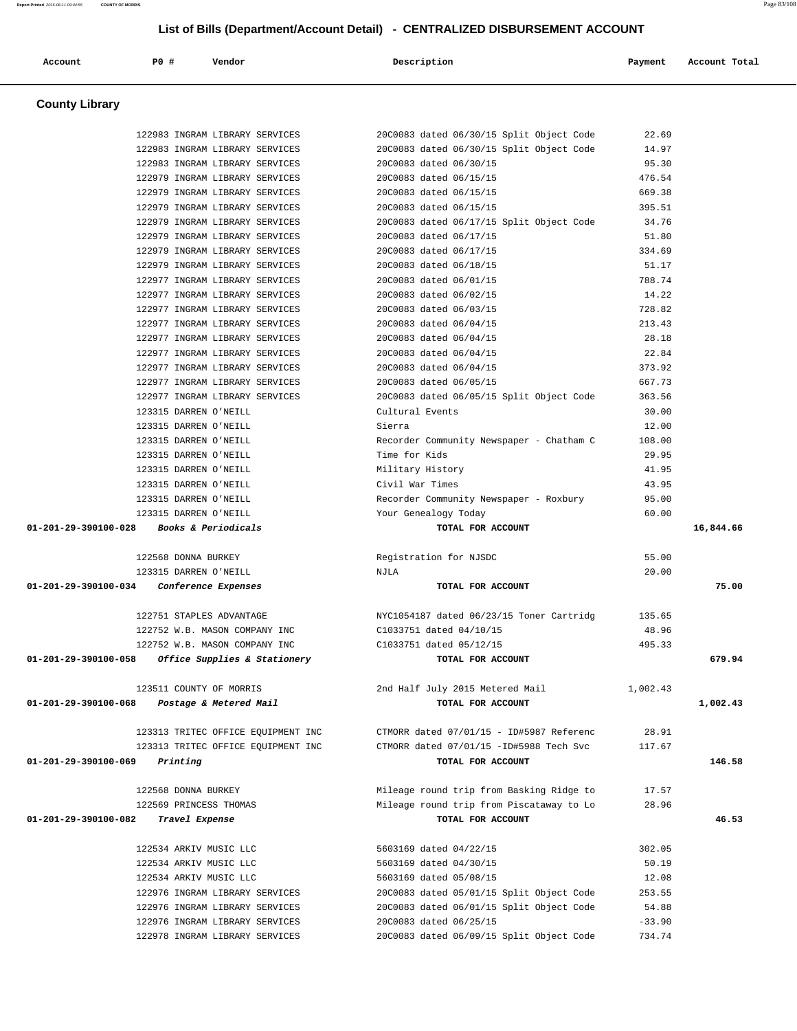## List of Bills (Department/Account Detail) - CENTRALIZED DISBURSEMENT ACCOUNT

| Account | PO # | Vendor | Description | Payment | Account Total |
|---|---|---|---|---|---|

### County Library

| Account | PO # | Vendor | Description | Payment | Account Total |
|---|---|---|---|---|---|
| | 122983 | INGRAM LIBRARY SERVICES | 20C0083 dated 06/30/15 Split Object Code | 22.69 | |
| | 122983 | INGRAM LIBRARY SERVICES | 20C0083 dated 06/30/15 Split Object Code | 14.97 | |
| | 122983 | INGRAM LIBRARY SERVICES | 20C0083 dated 06/30/15 | 95.30 | |
| | 122979 | INGRAM LIBRARY SERVICES | 20C0083 dated 06/15/15 | 476.54 | |
| | 122979 | INGRAM LIBRARY SERVICES | 20C0083 dated 06/15/15 | 669.38 | |
| | 122979 | INGRAM LIBRARY SERVICES | 20C0083 dated 06/15/15 | 395.51 | |
| | 122979 | INGRAM LIBRARY SERVICES | 20C0083 dated 06/17/15 Split Object Code | 34.76 | |
| | 122979 | INGRAM LIBRARY SERVICES | 20C0083 dated 06/17/15 | 51.80 | |
| | 122979 | INGRAM LIBRARY SERVICES | 20C0083 dated 06/17/15 | 334.69 | |
| | 122979 | INGRAM LIBRARY SERVICES | 20C0083 dated 06/18/15 | 51.17 | |
| | 122977 | INGRAM LIBRARY SERVICES | 20C0083 dated 06/01/15 | 788.74 | |
| | 122977 | INGRAM LIBRARY SERVICES | 20C0083 dated 06/02/15 | 14.22 | |
| | 122977 | INGRAM LIBRARY SERVICES | 20C0083 dated 06/03/15 | 728.82 | |
| | 122977 | INGRAM LIBRARY SERVICES | 20C0083 dated 06/04/15 | 213.43 | |
| | 122977 | INGRAM LIBRARY SERVICES | 20C0083 dated 06/04/15 | 28.18 | |
| | 122977 | INGRAM LIBRARY SERVICES | 20C0083 dated 06/04/15 | 22.84 | |
| | 122977 | INGRAM LIBRARY SERVICES | 20C0083 dated 06/04/15 | 373.92 | |
| | 122977 | INGRAM LIBRARY SERVICES | 20C0083 dated 06/05/15 | 667.73 | |
| | 122977 | INGRAM LIBRARY SERVICES | 20C0083 dated 06/05/15 Split Object Code | 363.56 | |
| | 123315 | DARREN O'NEILL | Cultural Events | 30.00 | |
| | 123315 | DARREN O'NEILL | Sierra | 12.00 | |
| | 123315 | DARREN O'NEILL | Recorder Community Newspaper - Chatham C | 108.00 | |
| | 123315 | DARREN O'NEILL | Time for Kids | 29.95 | |
| | 123315 | DARREN O'NEILL | Military History | 41.95 | |
| | 123315 | DARREN O'NEILL | Civil War Times | 43.95 | |
| | 123315 | DARREN O'NEILL | Recorder Community Newspaper - Roxbury | 95.00 | |
| | 123315 | DARREN O'NEILL | Your Genealogy Today | 60.00 | |
| **01-201-29-390100-028** | | ***Books & Periodicals*** | **TOTAL FOR ACCOUNT** | | **16,844.66** |
| | 122568 | DONNA BURKEY | Registration for NJSDC | 55.00 | |
| | 123315 | DARREN O'NEILL | NJLA | 20.00 | |
| **01-201-29-390100-034** | | ***Conference Expenses*** | **TOTAL FOR ACCOUNT** | | **75.00** |
| | 122751 | STAPLES ADVANTAGE | NYC1054187 dated 06/23/15 Toner Cartridg | 135.65 | |
| | 122752 | W.B. MASON COMPANY INC | C1033751 dated 04/10/15 | 48.96 | |
| | 122752 | W.B. MASON COMPANY INC | C1033751 dated 05/12/15 | 495.33 | |
| **01-201-29-390100-058** | | ***Office Supplies & Stationery*** | **TOTAL FOR ACCOUNT** | | **679.94** |
| | 123511 | COUNTY OF MORRIS | 2nd Half July 2015 Metered Mail | 1,002.43 | |
| **01-201-29-390100-068** | | ***Postage & Metered Mail*** | **TOTAL FOR ACCOUNT** | | **1,002.43** |
| | 123313 | TRITEC OFFICE EQUIPMENT INC | CTMORR dated 07/01/15 - ID#5987 Referenc | 28.91 | |
| | 123313 | TRITEC OFFICE EQUIPMENT INC | CTMORR dated 07/01/15 -ID#5988 Tech Svc | 117.67 | |
| **01-201-29-390100-069** | | ***Printing*** | **TOTAL FOR ACCOUNT** | | **146.58** |
| | 122568 | DONNA BURKEY | Mileage round trip from Basking Ridge to | 17.57 | |
| | 122569 | PRINCESS THOMAS | Mileage round trip from Piscataway to Lo | 28.96 | |
| **01-201-29-390100-082** | | ***Travel Expense*** | **TOTAL FOR ACCOUNT** | | **46.53** |
| | 122534 | ARKIV MUSIC LLC | 5603169 dated 04/22/15 | 302.05 | |
| | 122534 | ARKIV MUSIC LLC | 5603169 dated 04/30/15 | 50.19 | |
| | 122534 | ARKIV MUSIC LLC | 5603169 dated 05/08/15 | 12.08 | |
| | 122976 | INGRAM LIBRARY SERVICES | 20C0083 dated 05/01/15 Split Object Code | 253.55 | |
| | 122976 | INGRAM LIBRARY SERVICES | 20C0083 dated 06/01/15 Split Object Code | 54.88 | |
| | 122976 | INGRAM LIBRARY SERVICES | 20C0083 dated 06/25/15 | -33.90 | |
| | 122978 | INGRAM LIBRARY SERVICES | 20C0083 dated 06/09/15 Split Object Code | 734.74 | |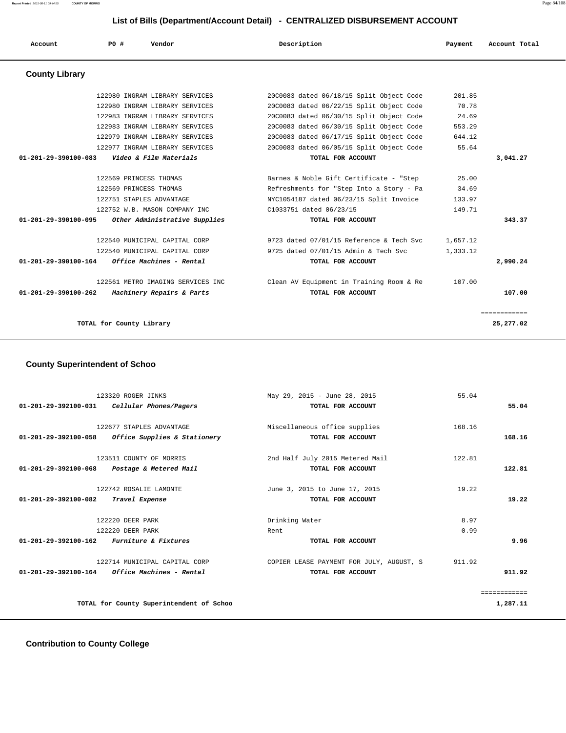## List of Bills (Department/Account Detail) - CENTRALIZED DISBURSEMENT ACCOUNT

| Account | PO # | Vendor | Description | Payment | Account Total |
|---|---|---|---|---|---|

### County Library

| Account | PO # | Vendor | Description | Payment | Account Total |
|---|---|---|---|---|---|
| | 122980 | INGRAM LIBRARY SERVICES | 20C0083 dated 06/18/15 Split Object Code | 201.85 | |
| | 122980 | INGRAM LIBRARY SERVICES | 20C0083 dated 06/22/15 Split Object Code | 70.78 | |
| | 122983 | INGRAM LIBRARY SERVICES | 20C0083 dated 06/30/15 Split Object Code | 24.69 | |
| | 122983 | INGRAM LIBRARY SERVICES | 20C0083 dated 06/30/15 Split Object Code | 553.29 | |
| | 122979 | INGRAM LIBRARY SERVICES | 20C0083 dated 06/17/15 Split Object Code | 644.12 | |
| | 122977 | INGRAM LIBRARY SERVICES | 20C0083 dated 06/05/15 Split Object Code | 55.64 | |
| **01-201-29-390100-083** | | *Video & Film Materials* | **TOTAL FOR ACCOUNT** | | **3,041.27** |
| | 122569 | PRINCESS THOMAS | Barnes & Noble Gift Certificate - "Step | 25.00 | |
| | 122569 | PRINCESS THOMAS | Refreshments for "Step Into a Story - Pa | 34.69 | |
| | 122751 | STAPLES ADVANTAGE | NYC1054187 dated 06/23/15 Split Invoice | 133.97 | |
| | 122752 | W.B. MASON COMPANY INC | C1033751 dated 06/23/15 | 149.71 | |
| **01-201-29-390100-095** | | *Other Administrative Supplies* | **TOTAL FOR ACCOUNT** | | **343.37** |
| | 122540 | MUNICIPAL CAPITAL CORP | 9723 dated 07/01/15 Reference & Tech Svc | 1,657.12 | |
| | 122540 | MUNICIPAL CAPITAL CORP | 9725 dated 07/01/15 Admin & Tech Svc | 1,333.12 | |
| **01-201-29-390100-164** | | *Office Machines - Rental* | **TOTAL FOR ACCOUNT** | | **2,990.24** |
| | 122561 | METRO IMAGING SERVICES INC | Clean AV Equipment in Training Room & Re | 107.00 | |
| **01-201-29-390100-262** | | *Machinery Repairs & Parts* | **TOTAL FOR ACCOUNT** | | **107.00** |
| | | | | | ============ |
| | | **TOTAL for County Library** | | | **25,277.02** |

### County Superintendent of Schoo

| Account | PO # | Vendor | Description | Payment | Account Total |
|---|---|---|---|---|---|
| | 123320 | ROGER JINKS | May 29, 2015 - June 28, 2015 | 55.04 | |
| **01-201-29-392100-031** | | *Cellular Phones/Pagers* | **TOTAL FOR ACCOUNT** | | **55.04** |
| | 122677 | STAPLES ADVANTAGE | Miscellaneous office supplies | 168.16 | |
| **01-201-29-392100-058** | | *Office Supplies & Stationery* | **TOTAL FOR ACCOUNT** | | **168.16** |
| | 123511 | COUNTY OF MORRIS | 2nd Half July 2015 Metered Mail | 122.81 | |
| **01-201-29-392100-068** | | *Postage & Metered Mail* | **TOTAL FOR ACCOUNT** | | **122.81** |
| | 122742 | ROSALIE LAMONTE | June 3, 2015 to June 17, 2015 | 19.22 | |
| **01-201-29-392100-082** | | *Travel Expense* | **TOTAL FOR ACCOUNT** | | **19.22** |
| | 122220 | DEER PARK | Drinking Water | 8.97 | |
| | 122220 | DEER PARK | Rent | 0.99 | |
| **01-201-29-392100-162** | | *Furniture & Fixtures* | **TOTAL FOR ACCOUNT** | | **9.96** |
| | 122714 | MUNICIPAL CAPITAL CORP | COPIER LEASE PAYMENT FOR JULY, AUGUST, S | 911.92 | |
| **01-201-29-392100-164** | | *Office Machines - Rental* | **TOTAL FOR ACCOUNT** | | **911.92** |
| | | | | | ============ |
| | | **TOTAL for County Superintendent of Schoo** | | | **1,287.11** |

### Contribution to County College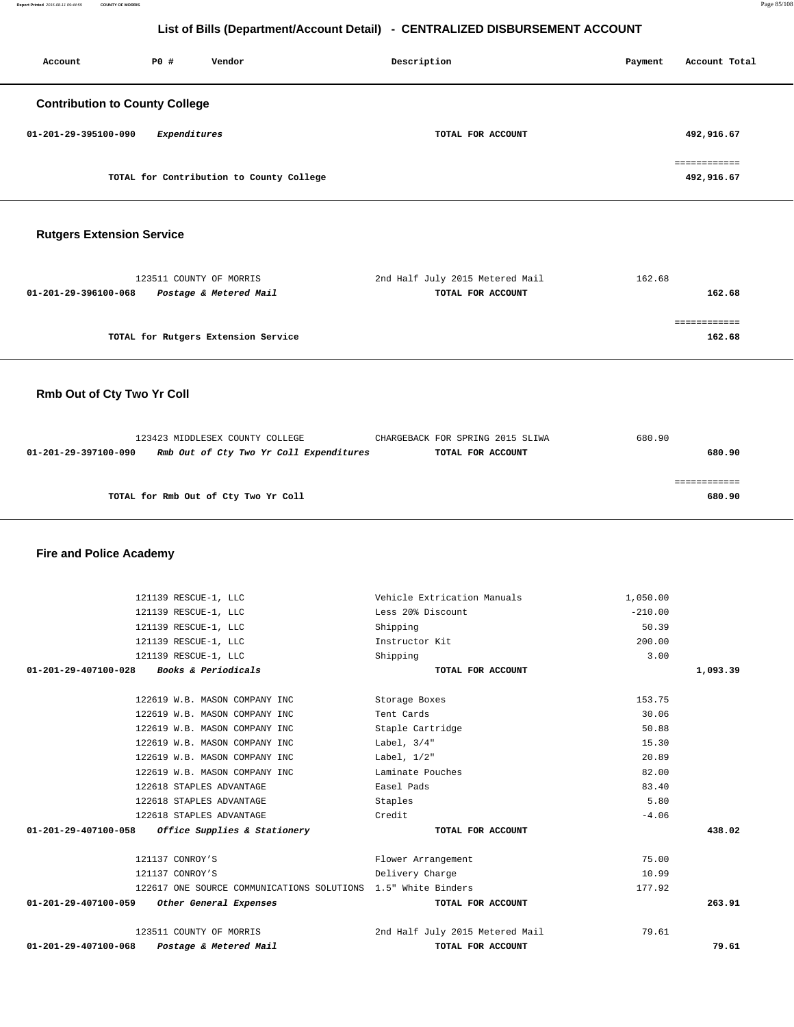## List of Bills (Department/Account Detail) - CENTRALIZED DISBURSEMENT ACCOUNT

| Account | PO # | Vendor | Description | Payment | Account Total |
|---|---|---|---|---|---|

### Contribution to County College

| Account | PO # | Vendor | Description | Payment | Account Total |
|---|---|---|---|---|---|
| 01-201-29-395100-090 | | *Expenditures* | TOTAL FOR ACCOUNT | | 492,916.67 |
| | | | | | ============ |
| | | TOTAL for Contribution to County College | | | 492,916.67 |

### Rutgers Extension Service

| Account | PO # | Vendor | Description | Payment | Account Total |
|---|---|---|---|---|---|
| | 123511 | COUNTY OF MORRIS | 2nd Half July 2015 Metered Mail | 162.68 | |
| 01-201-29-396100-068 | | *Postage & Metered Mail* | TOTAL FOR ACCOUNT | | 162.68 |
| | | | | | ============ |
| | | TOTAL for Rutgers Extension Service | | | 162.68 |

### Rmb Out of Cty Two Yr Coll

| Account | PO # | Vendor | Description | Payment | Account Total |
|---|---|---|---|---|---|
| | 123423 | MIDDLESEX COUNTY COLLEGE | CHARGEBACK FOR SPRING 2015 SLIWA | 680.90 | |
| 01-201-29-397100-090 | | *Rmb Out of Cty Two Yr Coll Expenditures* | TOTAL FOR ACCOUNT | | 680.90 |
| | | | | | ============ |
| | | TOTAL for Rmb Out of Cty Two Yr Coll | | | 680.90 |

### Fire and Police Academy

| Account | PO # | Vendor | Description | Payment | Account Total |
|---|---|---|---|---|---|
| | 121139 | RESCUE-1, LLC | Vehicle Extrication Manuals | 1,050.00 | |
| | 121139 | RESCUE-1, LLC | Less 20% Discount | -210.00 | |
| | 121139 | RESCUE-1, LLC | Shipping | 50.39 | |
| | 121139 | RESCUE-1, LLC | Instructor Kit | 200.00 | |
| | 121139 | RESCUE-1, LLC | Shipping | 3.00 | |
| 01-201-29-407100-028 | | *Books & Periodicals* | TOTAL FOR ACCOUNT | | 1,093.39 |
| | 122619 | W.B. MASON COMPANY INC | Storage Boxes | 153.75 | |
| | 122619 | W.B. MASON COMPANY INC | Tent Cards | 30.06 | |
| | 122619 | W.B. MASON COMPANY INC | Staple Cartridge | 50.88 | |
| | 122619 | W.B. MASON COMPANY INC | Label, 3/4" | 15.30 | |
| | 122619 | W.B. MASON COMPANY INC | Label, 1/2" | 20.89 | |
| | 122619 | W.B. MASON COMPANY INC | Laminate Pouches | 82.00 | |
| | 122618 | STAPLES ADVANTAGE | Easel Pads | 83.40 | |
| | 122618 | STAPLES ADVANTAGE | Staples | 5.80 | |
| | 122618 | STAPLES ADVANTAGE | Credit | -4.06 | |
| 01-201-29-407100-058 | | *Office Supplies & Stationery* | TOTAL FOR ACCOUNT | | 438.02 |
| | 121137 | CONROY'S | Flower Arrangement | 75.00 | |
| | 121137 | CONROY'S | Delivery Charge | 10.99 | |
| | 122617 | ONE SOURCE COMMUNICATIONS SOLUTIONS | 1.5" White Binders | 177.92 | |
| 01-201-29-407100-059 | | *Other General Expenses* | TOTAL FOR ACCOUNT | | 263.91 |
| | 123511 | COUNTY OF MORRIS | 2nd Half July 2015 Metered Mail | 79.61 | |
| 01-201-29-407100-068 | | *Postage & Metered Mail* | TOTAL FOR ACCOUNT | | 79.61 |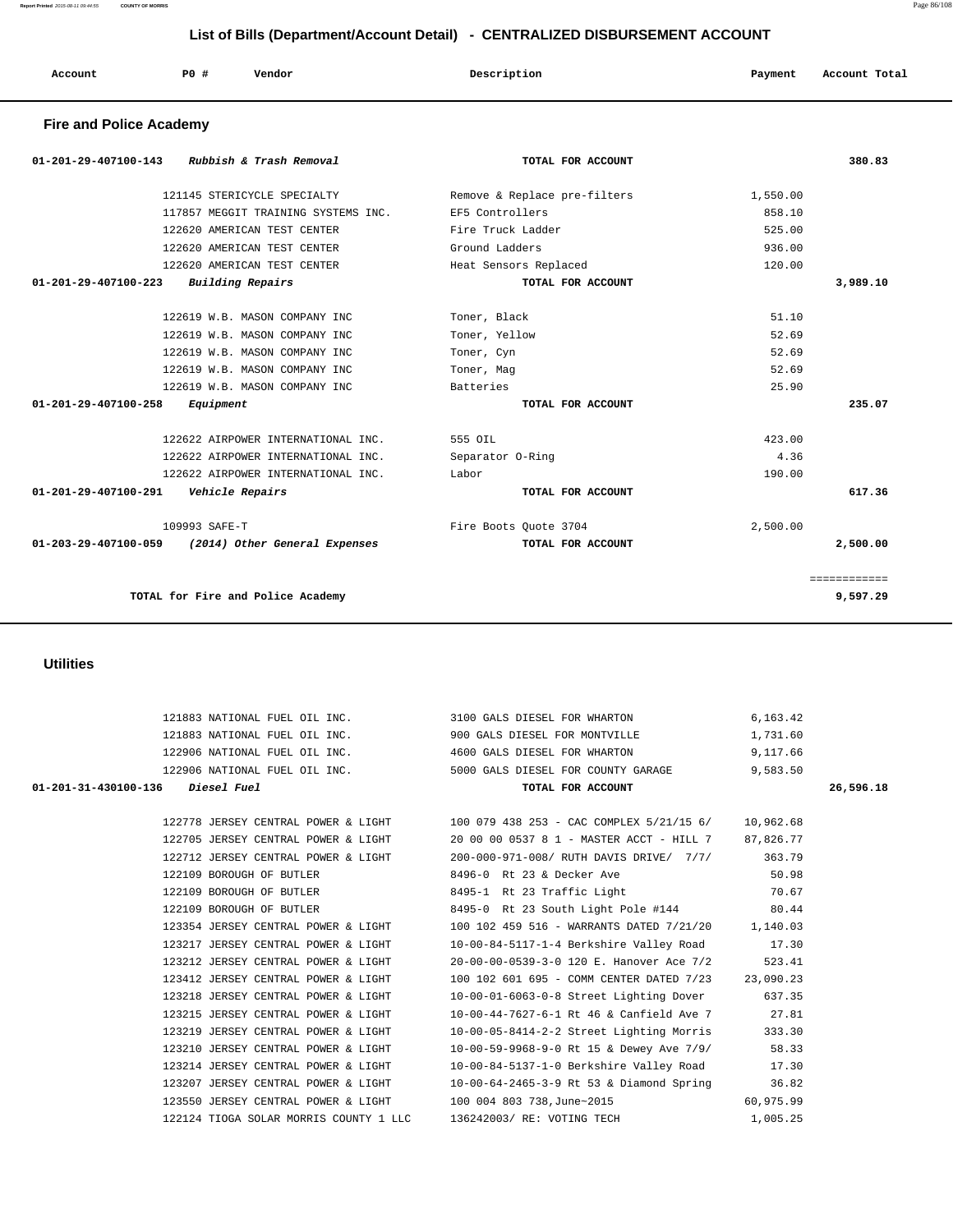## List of Bills (Department/Account Detail) - CENTRALIZED DISBURSEMENT ACCOUNT

| Account | PO # | Vendor | Description | Payment | Account Total |
|---|---|---|---|---|---|

### Fire and Police Academy

| Account | PO # | Vendor | Description | Payment | Account Total |
|---|---|---|---|---|---|
| 01-201-29-407100-143 | | *Rubbish & Trash Removal* | TOTAL FOR ACCOUNT | | 380.83 |
| | 121145 | STERICYCLE SPECIALTY | Remove & Replace pre-filters | 1,550.00 | |
| | 117857 | MEGGIT TRAINING SYSTEMS INC. | EF5 Controllers | 858.10 | |
| | 122620 | AMERICAN TEST CENTER | Fire Truck Ladder | 525.00 | |
| | 122620 | AMERICAN TEST CENTER | Ground Ladders | 936.00 | |
| | 122620 | AMERICAN TEST CENTER | Heat Sensors Replaced | 120.00 | |
| 01-201-29-407100-223 | | *Building Repairs* | TOTAL FOR ACCOUNT | | 3,989.10 |
| | 122619 | W.B. MASON COMPANY INC | Toner, Black | 51.10 | |
| | 122619 | W.B. MASON COMPANY INC | Toner, Yellow | 52.69 | |
| | 122619 | W.B. MASON COMPANY INC | Toner, Cyn | 52.69 | |
| | 122619 | W.B. MASON COMPANY INC | Toner, Mag | 52.69 | |
| | 122619 | W.B. MASON COMPANY INC | Batteries | 25.90 | |
| 01-201-29-407100-258 | | *Equipment* | TOTAL FOR ACCOUNT | | 235.07 |
| | 122622 | AIRPOWER INTERNATIONAL INC. | 555 OIL | 423.00 | |
| | 122622 | AIRPOWER INTERNATIONAL INC. | Separator O-Ring | 4.36 | |
| | 122622 | AIRPOWER INTERNATIONAL INC. | Labor | 190.00 | |
| 01-201-29-407100-291 | | *Vehicle Repairs* | TOTAL FOR ACCOUNT | | 617.36 |
| | 109993 | SAFE-T | Fire Boots Quote 3704 | 2,500.00 | |
| 01-203-29-407100-059 | | *(2014) Other General Expenses* | TOTAL FOR ACCOUNT | | 2,500.00 |
| | | | | | ============ |
| | | **TOTAL for Fire and Police Academy** | | | **9,597.29** |

### Utilities

| Account | PO # | Vendor | Description | Payment | Account Total |
|---|---|---|---|---|---|
| | 121883 | NATIONAL FUEL OIL INC. | 3100 GALS DIESEL FOR WHARTON | 6,163.42 | |
| | 121883 | NATIONAL FUEL OIL INC. | 900 GALS DIESEL FOR MONTVILLE | 1,731.60 | |
| | 122906 | NATIONAL FUEL OIL INC. | 4600 GALS DIESEL FOR WHARTON | 9,117.66 | |
| | 122906 | NATIONAL FUEL OIL INC. | 5000 GALS DIESEL FOR COUNTY GARAGE | 9,583.50 | |
| 01-201-31-430100-136 | | *Diesel Fuel* | TOTAL FOR ACCOUNT | | 26,596.18 |
| | 122778 | JERSEY CENTRAL POWER & LIGHT | 100 079 438 253 - CAC COMPLEX 5/21/15 6/ | 10,962.68 | |
| | 122705 | JERSEY CENTRAL POWER & LIGHT | 20 00 00 0537 8 1 - MASTER ACCT - HILL 7 | 87,826.77 | |
| | 122712 | JERSEY CENTRAL POWER & LIGHT | 200-000-971-008/ RUTH DAVIS DRIVE/ 7/7/ | 363.79 | |
| | 122109 | BOROUGH OF BUTLER | 8496-0 Rt 23 & Decker Ave | 50.98 | |
| | 122109 | BOROUGH OF BUTLER | 8495-1 Rt 23 Traffic Light | 70.67 | |
| | 122109 | BOROUGH OF BUTLER | 8495-0 Rt 23 South Light Pole #144 | 80.44 | |
| | 123354 | JERSEY CENTRAL POWER & LIGHT | 100 102 459 516 - WARRANTS DATED 7/21/20 | 1,140.03 | |
| | 123217 | JERSEY CENTRAL POWER & LIGHT | 10-00-84-5117-1-4 Berkshire Valley Road | 17.30 | |
| | 123212 | JERSEY CENTRAL POWER & LIGHT | 20-00-00-0539-3-0 120 E. Hanover Ace 7/2 | 523.41 | |
| | 123412 | JERSEY CENTRAL POWER & LIGHT | 100 102 601 695 - COMM CENTER DATED 7/23 | 23,090.23 | |
| | 123218 | JERSEY CENTRAL POWER & LIGHT | 10-00-01-6063-0-8 Street Lighting Dover | 637.35 | |
| | 123215 | JERSEY CENTRAL POWER & LIGHT | 10-00-44-7627-6-1 Rt 46 & Canfield Ave 7 | 27.81 | |
| | 123219 | JERSEY CENTRAL POWER & LIGHT | 10-00-05-8414-2-2 Street Lighting Morris | 333.30 | |
| | 123210 | JERSEY CENTRAL POWER & LIGHT | 10-00-59-9968-9-0 Rt 15 & Dewey Ave 7/9/ | 58.33 | |
| | 123214 | JERSEY CENTRAL POWER & LIGHT | 10-00-84-5137-1-0 Berkshire Valley Road | 17.30 | |
| | 123207 | JERSEY CENTRAL POWER & LIGHT | 10-00-64-2465-3-9 Rt 53 & Diamond Spring | 36.82 | |
| | 123550 | JERSEY CENTRAL POWER & LIGHT | 100 004 803 738,June~2015 | 60,975.99 | |
| | 122124 | TIOGA SOLAR MORRIS COUNTY 1 LLC | 136242003/ RE: VOTING TECH | 1,005.25 | |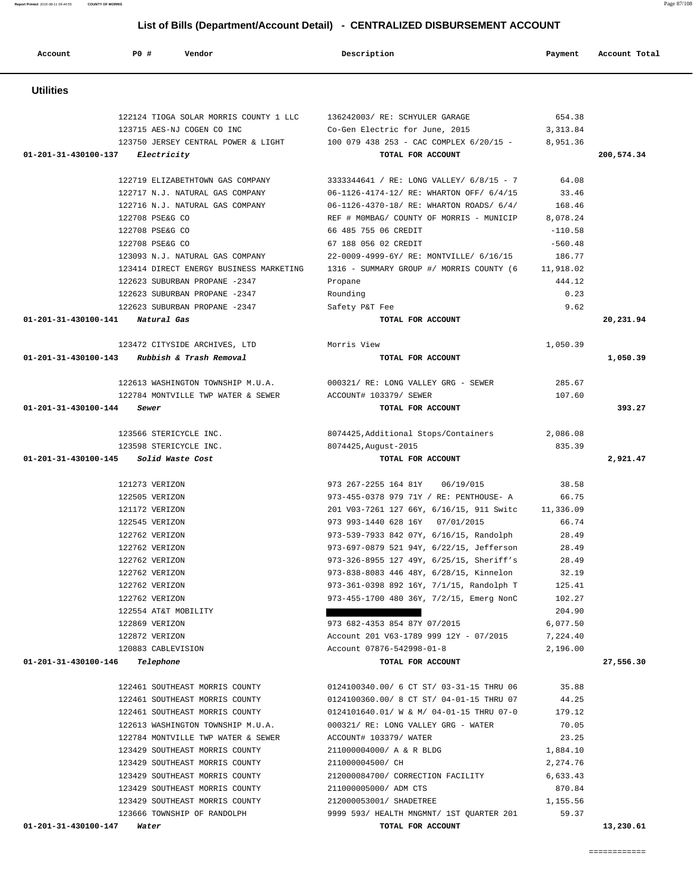# List of Bills (Department/Account Detail) - CENTRALIZED DISBURSEMENT ACCOUNT

| Account | PO # | Vendor | Description | Payment | Account Total |
|---|---|---|---|---|---|
| **Utilities** | | | | | |
| | 122124 | TIOGA SOLAR MORRIS COUNTY 1 LLC | 136242003/ RE: SCHYULER GARAGE | 654.38 | |
| | 123715 | AES-NJ COGEN CO INC | Co-Gen Electric for June, 2015 | 3,313.84 | |
| | 123750 | JERSEY CENTRAL POWER & LIGHT | 100 079 438 253 - CAC COMPLEX 6/20/15 - | 8,951.36 | |
| 01-201-31-430100-137 | | *Electricity* | TOTAL FOR ACCOUNT | | 200,574.34 |
| | 122719 | ELIZABETHTOWN GAS COMPANY | 3333344641 / RE: LONG VALLEY/ 6/8/15 - 7 | 64.08 | |
| | 122717 | N.J. NATURAL GAS COMPANY | 06-1126-4174-12/ RE: WHARTON OFF/ 6/4/15 | 33.46 | |
| | 122716 | N.J. NATURAL GAS COMPANY | 06-1126-4370-18/ RE: WHARTON ROADS/ 6/4/ | 168.46 | |
| | 122708 | PSE&G CO | REF # M0MBAG/ COUNTY OF MORRIS - MUNICIP | 8,078.24 | |
| | 122708 | PSE&G CO | 66 485 755 06 CREDIT | -110.58 | |
| | 122708 | PSE&G CO | 67 188 056 02 CREDIT | -560.48 | |
| | 123093 | N.J. NATURAL GAS COMPANY | 22-0009-4999-6Y/ RE: MONTVILLE/ 6/16/15 | 186.77 | |
| | 123414 | DIRECT ENERGY BUSINESS MARKETING | 1316 - SUMMARY GROUP #/ MORRIS COUNTY (6 | 11,918.02 | |
| | 122623 | SUBURBAN PROPANE -2347 | Propane | 444.12 | |
| | 122623 | SUBURBAN PROPANE -2347 | Rounding | 0.23 | |
| | 122623 | SUBURBAN PROPANE -2347 | Safety P&T Fee | 9.62 | |
| 01-201-31-430100-141 | | *Natural Gas* | TOTAL FOR ACCOUNT | | 20,231.94 |
| | 123472 | CITYSIDE ARCHIVES, LTD | Morris View | 1,050.39 | |
| 01-201-31-430100-143 | | *Rubbish & Trash Removal* | TOTAL FOR ACCOUNT | | 1,050.39 |
| | 122613 | WASHINGTON TOWNSHIP M.U.A. | 000321/ RE: LONG VALLEY GRG - SEWER | 285.67 | |
| | 122784 | MONTVILLE TWP WATER & SEWER | ACCOUNT# 103379/ SEWER | 107.60 | |
| 01-201-31-430100-144 | | *Sewer* | TOTAL FOR ACCOUNT | | 393.27 |
| | 123566 | STERICYCLE INC. | 8074425,Additional Stops/Containers | 2,086.08 | |
| | 123598 | STERICYCLE INC. | 8074425,August-2015 | 835.39 | |
| 01-201-31-430100-145 | | *Solid Waste Cost* | TOTAL FOR ACCOUNT | | 2,921.47 |
| | 121273 | VERIZON | 973 267-2255 164 81Y 06/19/015 | 38.58 | |
| | 122505 | VERIZON | 973-455-0378 979 71Y / RE: PENTHOUSE- A | 66.75 | |
| | 121172 | VERIZON | 201 V03-7261 127 66Y, 6/16/15, 911 Switc | 11,336.09 | |
| | 122545 | VERIZON | 973 993-1440 628 16Y 07/01/2015 | 66.74 | |
| | 122762 | VERIZON | 973-539-7933 842 07Y, 6/16/15, Randolph | 28.49 | |
| | 122762 | VERIZON | 973-697-0879 521 94Y, 6/22/15, Jefferson | 28.49 | |
| | 122762 | VERIZON | 973-326-8955 127 49Y, 6/25/15, Sheriff's | 28.49 | |
| | 122762 | VERIZON | 973-838-8083 446 48Y, 6/28/15, Kinnelon | 32.19 | |
| | 122762 | VERIZON | 973-361-0398 892 16Y, 7/1/15, Randolph T | 125.41 | |
| | 122762 | VERIZON | 973-455-1700 480 36Y, 7/2/15, Emerg NonC | 102.27 | |
| | 122554 | AT&T MOBILITY | | 204.90 | |
| | 122869 | VERIZON | 973 682-4353 854 87Y 07/2015 | 6,077.50 | |
| | 122872 | VERIZON | Account 201 V63-1789 999 12Y - 07/2015 | 7,224.40 | |
| | 120883 | CABLEVISION | Account 07876-542998-01-8 | 2,196.00 | |
| 01-201-31-430100-146 | | *Telephone* | TOTAL FOR ACCOUNT | | 27,556.30 |
| | 122461 | SOUTHEAST MORRIS COUNTY | 0124100340.00/ 6 CT ST/ 03-31-15 THRU 06 | 35.88 | |
| | 122461 | SOUTHEAST MORRIS COUNTY | 0124100360.00/ 8 CT ST/ 04-01-15 THRU 07 | 44.25 | |
| | 122461 | SOUTHEAST MORRIS COUNTY | 0124101640.01/ W & M/ 04-01-15 THRU 07-0 | 179.12 | |
| | 122613 | WASHINGTON TOWNSHIP M.U.A. | 000321/ RE: LONG VALLEY GRG - WATER | 70.05 | |
| | 122784 | MONTVILLE TWP WATER & SEWER | ACCOUNT# 103379/ WATER | 23.25 | |
| | 123429 | SOUTHEAST MORRIS COUNTY | 211000004000/ A & R BLDG | 1,884.10 | |
| | 123429 | SOUTHEAST MORRIS COUNTY | 211000004500/ CH | 2,274.76 | |
| | 123429 | SOUTHEAST MORRIS COUNTY | 212000084700/ CORRECTION FACILITY | 6,633.43 | |
| | 123429 | SOUTHEAST MORRIS COUNTY | 211000005000/ ADM CTS | 870.84 | |
| | 123429 | SOUTHEAST MORRIS COUNTY | 212000053001/ SHADETREE | 1,155.56 | |
| | 123666 | TOWNSHIP OF RANDOLPH | 9999 593/ HEALTH MNGMNT/ 1ST QUARTER 201 | 59.37 | |
| 01-201-31-430100-147 | | *Water* | TOTAL FOR ACCOUNT | | 13,230.61 |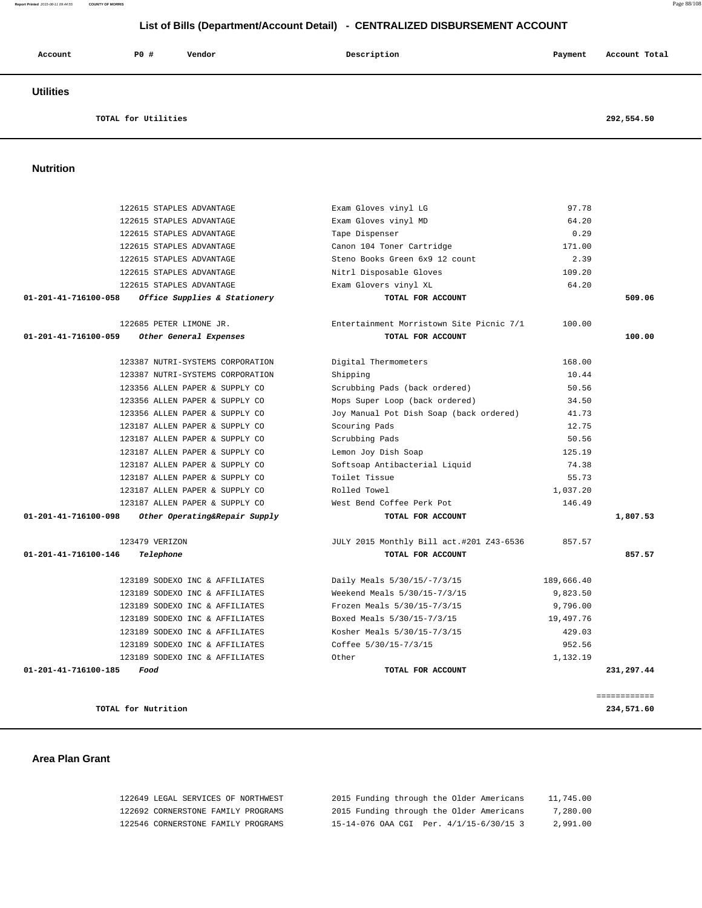## List of Bills (Department/Account Detail) - CENTRALIZED DISBURSEMENT ACCOUNT

| Account | PO # | Vendor | Description | Payment | Account Total |
|---|---|---|---|---|---|

### Utilities

| | | | | | |
|---|---|---|---|---|---|
| | TOTAL for Utilities | | | | 292,554.50 |

### Nutrition

| Account | PO # | Vendor | Description | Payment | Account Total |
|---|---|---|---|---|---|
| | 122615 | STAPLES ADVANTAGE | Exam Gloves vinyl LG | 97.78 | |
| | 122615 | STAPLES ADVANTAGE | Exam Gloves vinyl MD | 64.20 | |
| | 122615 | STAPLES ADVANTAGE | Tape Dispenser | 0.29 | |
| | 122615 | STAPLES ADVANTAGE | Canon 104 Toner Cartridge | 171.00 | |
| | 122615 | STAPLES ADVANTAGE | Steno Books Green 6x9 12 count | 2.39 | |
| | 122615 | STAPLES ADVANTAGE | Nitrl Disposable Gloves | 109.20 | |
| | 122615 | STAPLES ADVANTAGE | Exam Glovers vinyl XL | 64.20 | |
| 01-201-41-716100-058 | *Office Supplies & Stationery* | | TOTAL FOR ACCOUNT | | 509.06 |
| | 122685 | PETER LIMONE JR. | Entertainment Morristown Site Picnic 7/1 | 100.00 | |
| 01-201-41-716100-059 | *Other General Expenses* | | TOTAL FOR ACCOUNT | | 100.00 |
| | 123387 | NUTRI-SYSTEMS CORPORATION | Digital Thermometers | 168.00 | |
| | 123387 | NUTRI-SYSTEMS CORPORATION | Shipping | 10.44 | |
| | 123356 | ALLEN PAPER & SUPPLY CO | Scrubbing Pads (back ordered) | 50.56 | |
| | 123356 | ALLEN PAPER & SUPPLY CO | Mops Super Loop (back ordered) | 34.50 | |
| | 123356 | ALLEN PAPER & SUPPLY CO | Joy Manual Pot Dish Soap (back ordered) | 41.73 | |
| | 123187 | ALLEN PAPER & SUPPLY CO | Scouring Pads | 12.75 | |
| | 123187 | ALLEN PAPER & SUPPLY CO | Scrubbing Pads | 50.56 | |
| | 123187 | ALLEN PAPER & SUPPLY CO | Lemon Joy Dish Soap | 125.19 | |
| | 123187 | ALLEN PAPER & SUPPLY CO | Softsoap Antibacterial Liquid | 74.38 | |
| | 123187 | ALLEN PAPER & SUPPLY CO | Toilet Tissue | 55.73 | |
| | 123187 | ALLEN PAPER & SUPPLY CO | Rolled Towel | 1,037.20 | |
| | 123187 | ALLEN PAPER & SUPPLY CO | West Bend Coffee Perk Pot | 146.49 | |
| 01-201-41-716100-098 | *Other Operating&Repair Supply* | | TOTAL FOR ACCOUNT | | 1,807.53 |
| | 123479 | VERIZON | JULY 2015 Monthly Bill act.#201 Z43-6536 | 857.57 | |
| 01-201-41-716100-146 | *Telephone* | | TOTAL FOR ACCOUNT | | 857.57 |
| | 123189 | SODEXO INC & AFFILIATES | Daily Meals 5/30/15/-7/3/15 | 189,666.40 | |
| | 123189 | SODEXO INC & AFFILIATES | Weekend Meals 5/30/15-7/3/15 | 9,823.50 | |
| | 123189 | SODEXO INC & AFFILIATES | Frozen Meals 5/30/15-7/3/15 | 9,796.00 | |
| | 123189 | SODEXO INC & AFFILIATES | Boxed Meals 5/30/15-7/3/15 | 19,497.76 | |
| | 123189 | SODEXO INC & AFFILIATES | Kosher Meals 5/30/15-7/3/15 | 429.03 | |
| | 123189 | SODEXO INC & AFFILIATES | Coffee 5/30/15-7/3/15 | 952.56 | |
| | 123189 | SODEXO INC & AFFILIATES | Other | 1,132.19 | |
| 01-201-41-716100-185 | *Food* | | TOTAL FOR ACCOUNT | | 231,297.44 |
| | | | | | ============ |
| | TOTAL for Nutrition | | | | 234,571.60 |

### Area Plan Grant

| Account | PO # | Vendor | Description | Payment | Account Total |
|---|---|---|---|---|---|
| | 122649 | LEGAL SERVICES OF NORTHWEST | 2015 Funding through the Older Americans | 11,745.00 | |
| | 122692 | CORNERSTONE FAMILY PROGRAMS | 2015 Funding through the Older Americans | 7,280.00 | |
| | 122546 | CORNERSTONE FAMILY PROGRAMS | 15-14-076 OAA CGI Per. 4/1/15-6/30/15 3 | 2,991.00 | |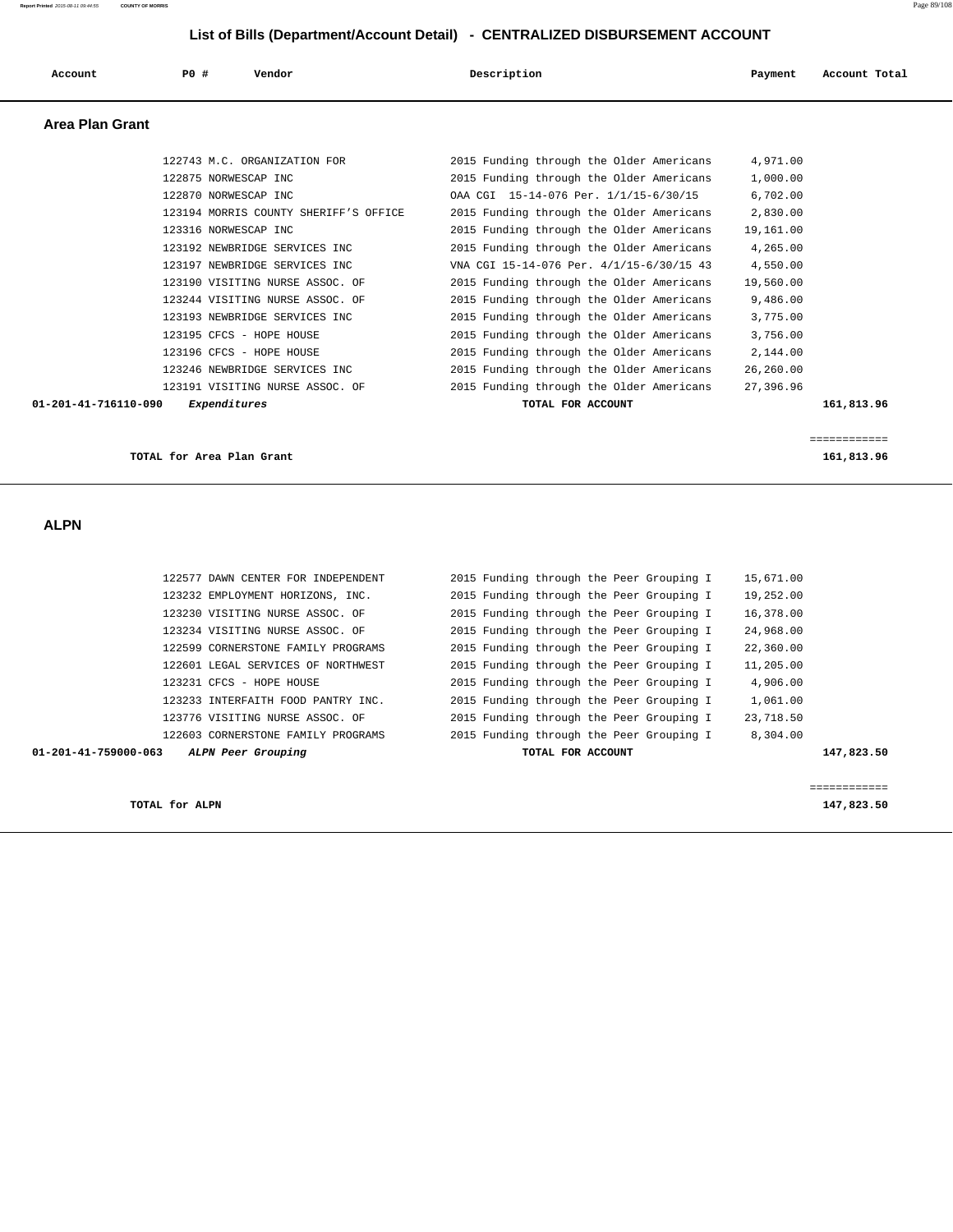## List of Bills (Department/Account Detail) - CENTRALIZED DISBURSEMENT ACCOUNT

### Area Plan Grant

| Account | PO # | Vendor | Description | Payment | Account Total |
|---|---|---|---|---|---|
| | 122743 | M.C. ORGANIZATION FOR | 2015 Funding through the Older Americans | 4,971.00 | |
| | 122875 | NORWESCAP INC | 2015 Funding through the Older Americans | 1,000.00 | |
| | 122870 | NORWESCAP INC | OAA CGI 15-14-076 Per. 1/1/15-6/30/15 | 6,702.00 | |
| | 123194 | MORRIS COUNTY SHERIFF'S OFFICE | 2015 Funding through the Older Americans | 2,830.00 | |
| | 123316 | NORWESCAP INC | 2015 Funding through the Older Americans | 19,161.00 | |
| | 123192 | NEWBRIDGE SERVICES INC | 2015 Funding through the Older Americans | 4,265.00 | |
| | 123197 | NEWBRIDGE SERVICES INC | VNA CGI 15-14-076 Per. 4/1/15-6/30/15 43 | 4,550.00 | |
| | 123190 | VISITING NURSE ASSOC. OF | 2015 Funding through the Older Americans | 19,560.00 | |
| | 123244 | VISITING NURSE ASSOC. OF | 2015 Funding through the Older Americans | 9,486.00 | |
| | 123193 | NEWBRIDGE SERVICES INC | 2015 Funding through the Older Americans | 3,775.00 | |
| | 123195 | CFCS - HOPE HOUSE | 2015 Funding through the Older Americans | 3,756.00 | |
| | 123196 | CFCS - HOPE HOUSE | 2015 Funding through the Older Americans | 2,144.00 | |
| | 123246 | NEWBRIDGE SERVICES INC | 2015 Funding through the Older Americans | 26,260.00 | |
| | 123191 | VISITING NURSE ASSOC. OF | 2015 Funding through the Older Americans | 27,396.96 | |
| **01-201-41-716110-090** | ***Expenditures*** | | **TOTAL FOR ACCOUNT** | | **161,813.96** |

**TOTAL for Area Plan Grant** ============ **161,813.96**

### ALPN

| Account | PO # | Vendor | Description | Payment | Account Total |
|---|---|---|---|---|---|
| | 122577 | DAWN CENTER FOR INDEPENDENT | 2015 Funding through the Peer Grouping I | 15,671.00 | |
| | 123232 | EMPLOYMENT HORIZONS, INC. | 2015 Funding through the Peer Grouping I | 19,252.00 | |
| | 123230 | VISITING NURSE ASSOC. OF | 2015 Funding through the Peer Grouping I | 16,378.00 | |
| | 123234 | VISITING NURSE ASSOC. OF | 2015 Funding through the Peer Grouping I | 24,968.00 | |
| | 122599 | CORNERSTONE FAMILY PROGRAMS | 2015 Funding through the Peer Grouping I | 22,360.00 | |
| | 122601 | LEGAL SERVICES OF NORTHWEST | 2015 Funding through the Peer Grouping I | 11,205.00 | |
| | 123231 | CFCS - HOPE HOUSE | 2015 Funding through the Peer Grouping I | 4,906.00 | |
| | 123233 | INTERFAITH FOOD PANTRY INC. | 2015 Funding through the Peer Grouping I | 1,061.00 | |
| | 123776 | VISITING NURSE ASSOC. OF | 2015 Funding through the Peer Grouping I | 23,718.50 | |
| | 122603 | CORNERSTONE FAMILY PROGRAMS | 2015 Funding through the Peer Grouping I | 8,304.00 | |
| **01-201-41-759000-063** | ***ALPN Peer Grouping*** | | **TOTAL FOR ACCOUNT** | | **147,823.50** |

**TOTAL for ALPN** ============ **147,823.50**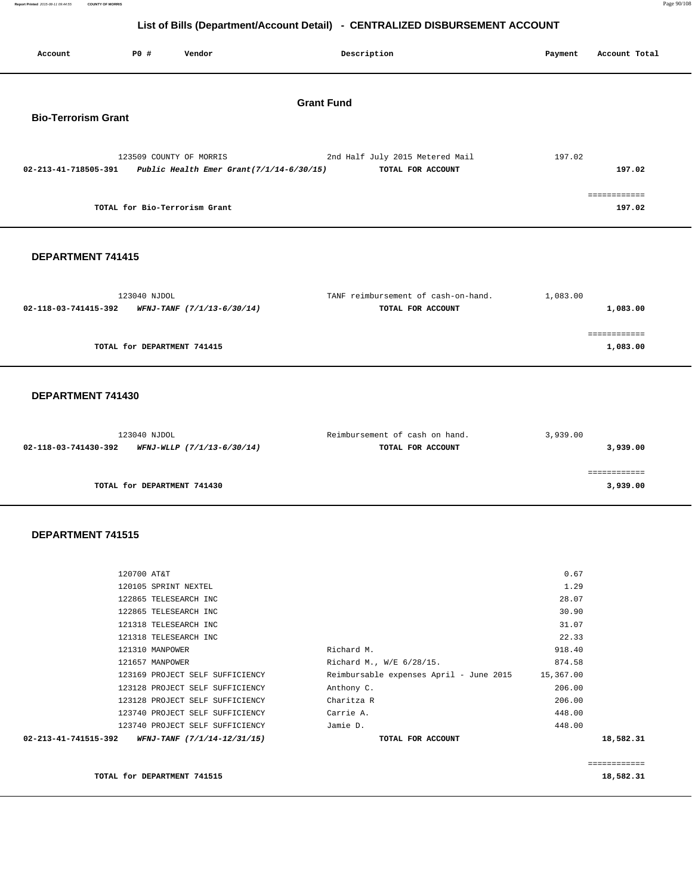## List of Bills (Department/Account Detail) - CENTRALIZED DISBURSEMENT ACCOUNT

| Account | PO # | Vendor | Description | Payment | Account Total |
|---|---|---|---|---|---|

# Grant Fund

### Bio-Terrorism Grant

| Account | PO # | Vendor | Description | Payment | Account Total |
|---|---|---|---|---|---|
| | 123509 | COUNTY OF MORRIS | 2nd Half July 2015 Metered Mail | 197.02 | |
| **02-213-41-718505-391** | | ***Public Health Emer Grant(7/1/14-6/30/15)*** | **TOTAL FOR ACCOUNT** | | **197.02** |
| | | | | | ============ |
| | | **TOTAL for Bio-Terrorism Grant** | | | **197.02** |

### DEPARTMENT 741415

| Account | PO # | Vendor | Description | Payment | Account Total |
|---|---|---|---|---|---|
| | 123040 | NJDOL | TANF reimbursement of cash-on-hand. | 1,083.00 | |
| **02-118-03-741415-392** | | ***WFNJ-TANF (7/1/13-6/30/14)*** | **TOTAL FOR ACCOUNT** | | **1,083.00** |
| | | | | | ============ |
| | | **TOTAL for DEPARTMENT 741415** | | | **1,083.00** |

### DEPARTMENT 741430

| Account | PO # | Vendor | Description | Payment | Account Total |
|---|---|---|---|---|---|
| | 123040 | NJDOL | Reimbursement of cash on hand. | 3,939.00 | |
| **02-118-03-741430-392** | | ***WFNJ-WLLP (7/1/13-6/30/14)*** | **TOTAL FOR ACCOUNT** | | **3,939.00** |
| | | | | | ============ |
| | | **TOTAL for DEPARTMENT 741430** | | | **3,939.00** |

### DEPARTMENT 741515

| Account | PO # | Vendor | Description | Payment | Account Total |
|---|---|---|---|---|---|
| | 120700 | AT&T | | 0.67 | |
| | 120105 | SPRINT NEXTEL | | 1.29 | |
| | 122865 | TELESEARCH INC | | 28.07 | |
| | 122865 | TELESEARCH INC | | 30.90 | |
| | 121318 | TELESEARCH INC | | 31.07 | |
| | 121318 | TELESEARCH INC | | 22.33 | |
| | 121310 | MANPOWER | Richard M. | 918.40 | |
| | 121657 | MANPOWER | Richard M., W/E 6/28/15. | 874.58 | |
| | 123169 | PROJECT SELF SUFFICIENCY | Reimbursable expenses April - June 2015 | 15,367.00 | |
| | 123128 | PROJECT SELF SUFFICIENCY | Anthony C. | 206.00 | |
| | 123128 | PROJECT SELF SUFFICIENCY | Charitza R | 206.00 | |
| | 123740 | PROJECT SELF SUFFICIENCY | Carrie A. | 448.00 | |
| | 123740 | PROJECT SELF SUFFICIENCY | Jamie D. | 448.00 | |
| **02-213-41-741515-392** | | ***WFNJ-TANF (7/1/14-12/31/15)*** | **TOTAL FOR ACCOUNT** | | **18,582.31** |
| | | | | | ============ |
| | | **TOTAL for DEPARTMENT 741515** | | | **18,582.31** |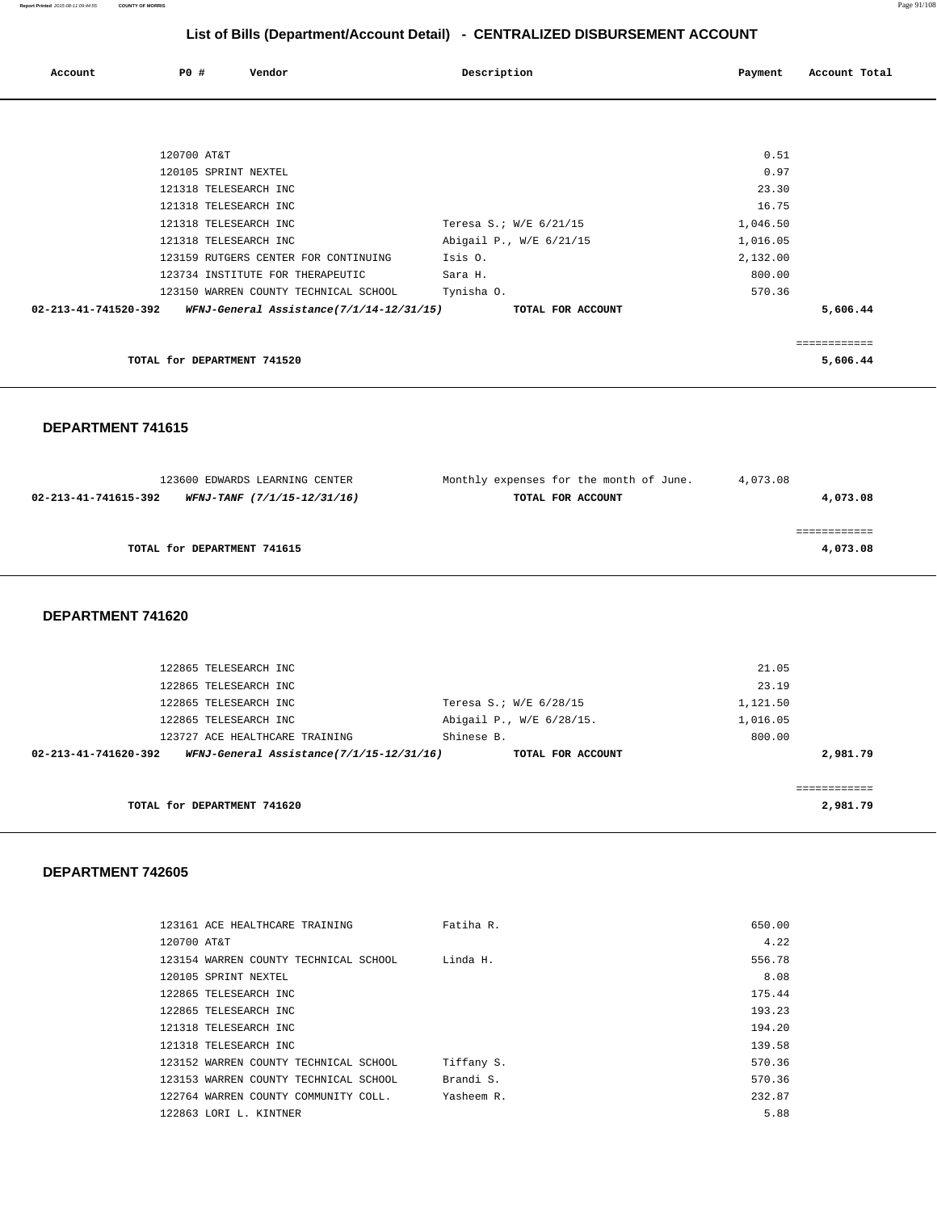## List of Bills (Department/Account Detail) - CENTRALIZED DISBURSEMENT ACCOUNT

| Account | PO # | Vendor | Description | Payment | Account Total |
|---|---|---|---|---|---|
| | 120700 | AT&T | | 0.51 | |
| | 120105 | SPRINT NEXTEL | | 0.97 | |
| | 121318 | TELESEARCH INC | | 23.30 | |
| | 121318 | TELESEARCH INC | | 16.75 | |
| | 121318 | TELESEARCH INC | Teresa S.; W/E 6/21/15 | 1,046.50 | |
| | 121318 | TELESEARCH INC | Abigail P., W/E 6/21/15 | 1,016.05 | |
| | 123159 | RUTGERS CENTER FOR CONTINUING | Isis O. | 2,132.00 | |
| | 123734 | INSTITUTE FOR THERAPEUTIC | Sara H. | 800.00 | |
| | 123150 | WARREN COUNTY TECHNICAL SCHOOL | Tynisha O. | 570.36 | |
| **02-213-41-741520-392** | | ***WFNJ-General Assistance(7/1/14-12/31/15)*** | **TOTAL FOR ACCOUNT** | | **5,606.44** |

| | |
|---|---|
| **TOTAL for DEPARTMENT 741520** | **5,606.44** |

### DEPARTMENT 741615

| Account | PO # | Vendor | Description | Payment | Account Total |
|---|---|---|---|---|---|
| | 123600 | EDWARDS LEARNING CENTER | Monthly expenses for the month of June. | 4,073.08 | |
| **02-213-41-741615-392** | | ***WFNJ-TANF (7/1/15-12/31/16)*** | **TOTAL FOR ACCOUNT** | | **4,073.08** |

| | |
|---|---|
| **TOTAL for DEPARTMENT 741615** | **4,073.08** |

### DEPARTMENT 741620

| Account | PO # | Vendor | Description | Payment | Account Total |
|---|---|---|---|---|---|
| | 122865 | TELESEARCH INC | | 21.05 | |
| | 122865 | TELESEARCH INC | | 23.19 | |
| | 122865 | TELESEARCH INC | Teresa S.; W/E 6/28/15 | 1,121.50 | |
| | 122865 | TELESEARCH INC | Abigail P., W/E 6/28/15. | 1,016.05 | |
| | 123727 | ACE HEALTHCARE TRAINING | Shinese B. | 800.00 | |
| **02-213-41-741620-392** | | ***WFNJ-General Assistance(7/1/15-12/31/16)*** | **TOTAL FOR ACCOUNT** | | **2,981.79** |

| | |
|---|---|
| **TOTAL for DEPARTMENT 741620** | **2,981.79** |

### DEPARTMENT 742605

| Account | PO # | Vendor | Description | Payment | Account Total |
|---|---|---|---|---|---|
| | 123161 | ACE HEALTHCARE TRAINING | Fatiha R. | 650.00 | |
| | 120700 | AT&T | | 4.22 | |
| | 123154 | WARREN COUNTY TECHNICAL SCHOOL | Linda H. | 556.78 | |
| | 120105 | SPRINT NEXTEL | | 8.08 | |
| | 122865 | TELESEARCH INC | | 175.44 | |
| | 122865 | TELESEARCH INC | | 193.23 | |
| | 121318 | TELESEARCH INC | | 194.20 | |
| | 121318 | TELESEARCH INC | | 139.58 | |
| | 123152 | WARREN COUNTY TECHNICAL SCHOOL | Tiffany S. | 570.36 | |
| | 123153 | WARREN COUNTY TECHNICAL SCHOOL | Brandi S. | 570.36 | |
| | 122764 | WARREN COUNTY COMMUNITY COLL. | Yasheem R. | 232.87 | |
| | 122863 | LORI L. KINTNER | | 5.88 | |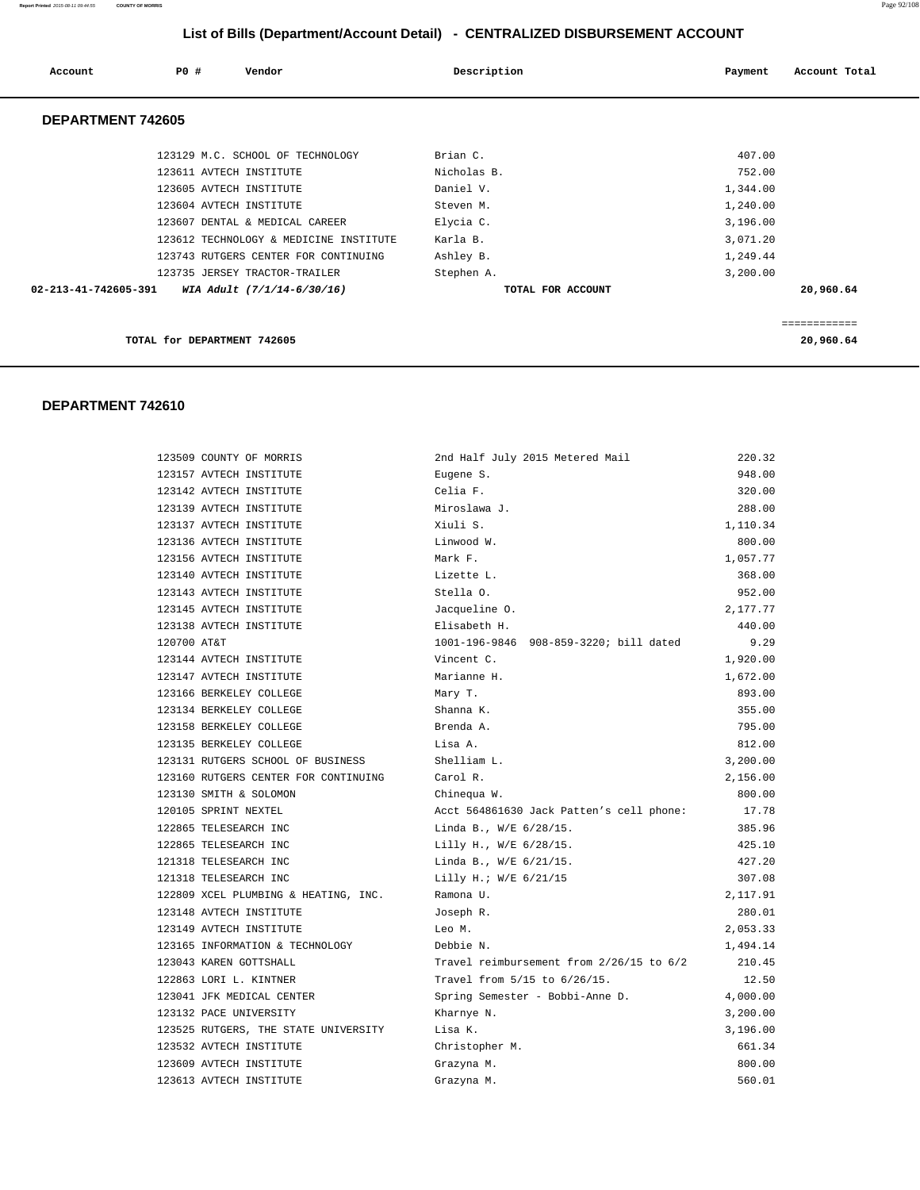# List of Bills (Department/Account Detail) - CENTRALIZED DISBURSEMENT ACCOUNT

| Account | PO # | Vendor | Description | Payment | Account Total |
|---|---|---|---|---|---|

## DEPARTMENT 742605

| Account | PO # | Vendor | Description | Payment | Account Total |
|---|---|---|---|---|---|
| | 123129 | M.C. SCHOOL OF TECHNOLOGY | Brian C. | 407.00 | |
| | 123611 | AVTECH INSTITUTE | Nicholas B. | 752.00 | |
| | 123605 | AVTECH INSTITUTE | Daniel V. | 1,344.00 | |
| | 123604 | AVTECH INSTITUTE | Steven M. | 1,240.00 | |
| | 123607 | DENTAL & MEDICAL CAREER | Elycia C. | 3,196.00 | |
| | 123612 | TECHNOLOGY & MEDICINE INSTITUTE | Karla B. | 3,071.20 | |
| | 123743 | RUTGERS CENTER FOR CONTINUING | Ashley B. | 1,249.44 | |
| | 123735 | JERSEY TRACTOR-TRAILER | Stephen A. | 3,200.00 | |
| 02-213-41-742605-391 | | *WIA Adult (7/1/14-6/30/16)* | TOTAL FOR ACCOUNT | | 20,960.64 |

TOTAL for DEPARTMENT 742605 ============ 20,960.64

## DEPARTMENT 742610

| Account | PO # | Vendor | Description | Payment | Account Total |
|---|---|---|---|---|---|
| | 123509 | COUNTY OF MORRIS | 2nd Half July 2015 Metered Mail | 220.32 | |
| | 123157 | AVTECH INSTITUTE | Eugene S. | 948.00 | |
| | 123142 | AVTECH INSTITUTE | Celia F. | 320.00 | |
| | 123139 | AVTECH INSTITUTE | Miroslawa J. | 288.00 | |
| | 123137 | AVTECH INSTITUTE | Xiuli S. | 1,110.34 | |
| | 123136 | AVTECH INSTITUTE | Linwood W. | 800.00 | |
| | 123156 | AVTECH INSTITUTE | Mark F. | 1,057.77 | |
| | 123140 | AVTECH INSTITUTE | Lizette L. | 368.00 | |
| | 123143 | AVTECH INSTITUTE | Stella O. | 952.00 | |
| | 123145 | AVTECH INSTITUTE | Jacqueline O. | 2,177.77 | |
| | 123138 | AVTECH INSTITUTE | Elisabeth H. | 440.00 | |
| | 120700 | AT&T | 1001-196-9846 908-859-3220; bill dated | 9.29 | |
| | 123144 | AVTECH INSTITUTE | Vincent C. | 1,920.00 | |
| | 123147 | AVTECH INSTITUTE | Marianne H. | 1,672.00 | |
| | 123166 | BERKELEY COLLEGE | Mary T. | 893.00 | |
| | 123134 | BERKELEY COLLEGE | Shanna K. | 355.00 | |
| | 123158 | BERKELEY COLLEGE | Brenda A. | 795.00 | |
| | 123135 | BERKELEY COLLEGE | Lisa A. | 812.00 | |
| | 123131 | RUTGERS SCHOOL OF BUSINESS | Shelliam L. | 3,200.00 | |
| | 123160 | RUTGERS CENTER FOR CONTINUING | Carol R. | 2,156.00 | |
| | 123130 | SMITH & SOLOMON | Chinequa W. | 800.00 | |
| | 120105 | SPRINT NEXTEL | Acct 564861630 Jack Patten's cell phone: | 17.78 | |
| | 122865 | TELESEARCH INC | Linda B., W/E 6/28/15. | 385.96 | |
| | 122865 | TELESEARCH INC | Lilly H., W/E 6/28/15. | 425.10 | |
| | 121318 | TELESEARCH INC | Linda B., W/E 6/21/15. | 427.20 | |
| | 121318 | TELESEARCH INC | Lilly H.; W/E 6/21/15 | 307.08 | |
| | 122809 | XCEL PLUMBING & HEATING, INC. | Ramona U. | 2,117.91 | |
| | 123148 | AVTECH INSTITUTE | Joseph R. | 280.01 | |
| | 123149 | AVTECH INSTITUTE | Leo M. | 2,053.33 | |
| | 123165 | INFORMATION & TECHNOLOGY | Debbie N. | 1,494.14 | |
| | 123043 | KAREN GOTTSHALL | Travel reimbursement from 2/26/15 to 6/2 | 210.45 | |
| | 122863 | LORI L. KINTNER | Travel from 5/15 to 6/26/15. | 12.50 | |
| | 123041 | JFK MEDICAL CENTER | Spring Semester - Bobbi-Anne D. | 4,000.00 | |
| | 123132 | PACE UNIVERSITY | Kharnye N. | 3,200.00 | |
| | 123525 | RUTGERS, THE STATE UNIVERSITY | Lisa K. | 3,196.00 | |
| | 123532 | AVTECH INSTITUTE | Christopher M. | 661.34 | |
| | 123609 | AVTECH INSTITUTE | Grazyna M. | 800.00 | |
| | 123613 | AVTECH INSTITUTE | Grazyna M. | 560.01 | |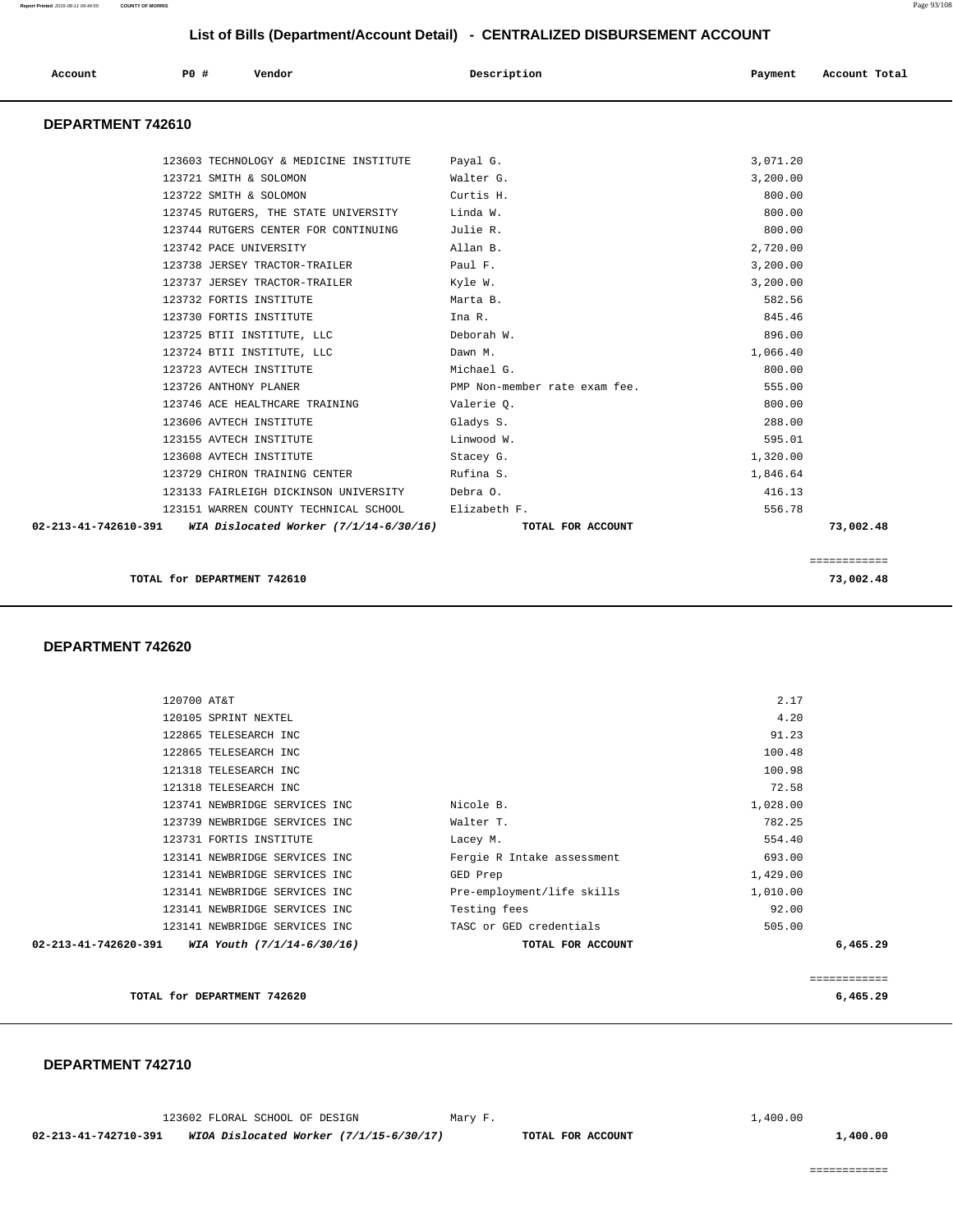## List of Bills (Department/Account Detail) - CENTRALIZED DISBURSEMENT ACCOUNT

| Account | PO # | Vendor | Description | Payment | Account Total |
|---|---|---|---|---|---|

### DEPARTMENT 742610

| Account | PO # | Vendor | Description | Payment | Account Total |
|---|---|---|---|---|---|
| | 123603 | TECHNOLOGY & MEDICINE INSTITUTE | Payal G. | 3,071.20 | |
| | 123721 | SMITH & SOLOMON | Walter G. | 3,200.00 | |
| | 123722 | SMITH & SOLOMON | Curtis H. | 800.00 | |
| | 123745 | RUTGERS, THE STATE UNIVERSITY | Linda W. | 800.00 | |
| | 123744 | RUTGERS CENTER FOR CONTINUING | Julie R. | 800.00 | |
| | 123742 | PACE UNIVERSITY | Allan B. | 2,720.00 | |
| | 123738 | JERSEY TRACTOR-TRAILER | Paul F. | 3,200.00 | |
| | 123737 | JERSEY TRACTOR-TRAILER | Kyle W. | 3,200.00 | |
| | 123732 | FORTIS INSTITUTE | Marta B. | 582.56 | |
| | 123730 | FORTIS INSTITUTE | Ina R. | 845.46 | |
| | 123725 | BTII INSTITUTE, LLC | Deborah W. | 896.00 | |
| | 123724 | BTII INSTITUTE, LLC | Dawn M. | 1,066.40 | |
| | 123723 | AVTECH INSTITUTE | Michael G. | 800.00 | |
| | 123726 | ANTHONY PLANER | PMP Non-member rate exam fee. | 555.00 | |
| | 123746 | ACE HEALTHCARE TRAINING | Valerie Q. | 800.00 | |
| | 123606 | AVTECH INSTITUTE | Gladys S. | 288.00 | |
| | 123155 | AVTECH INSTITUTE | Linwood W. | 595.01 | |
| | 123608 | AVTECH INSTITUTE | Stacey G. | 1,320.00 | |
| | 123729 | CHIRON TRAINING CENTER | Rufina S. | 1,846.64 | |
| | 123133 | FAIRLEIGH DICKINSON UNIVERSITY | Debra O. | 416.13 | |
| | 123151 | WARREN COUNTY TECHNICAL SCHOOL | Elizabeth F. | 556.78 | |
| **02-213-41-742610-391** | | ***WIA Dislocated Worker (7/1/14-6/30/16)*** | **TOTAL FOR ACCOUNT** | | **73,002.48** |

**TOTAL for DEPARTMENT 742610** ============ **73,002.48**

### DEPARTMENT 742620

| Account | PO # | Vendor | Description | Payment | Account Total |
|---|---|---|---|---|---|
| | 120700 | AT&T | | 2.17 | |
| | 120105 | SPRINT NEXTEL | | 4.20 | |
| | 122865 | TELESEARCH INC | | 91.23 | |
| | 122865 | TELESEARCH INC | | 100.48 | |
| | 121318 | TELESEARCH INC | | 100.98 | |
| | 121318 | TELESEARCH INC | | 72.58 | |
| | 123741 | NEWBRIDGE SERVICES INC | Nicole B. | 1,028.00 | |
| | 123739 | NEWBRIDGE SERVICES INC | Walter T. | 782.25 | |
| | 123731 | FORTIS INSTITUTE | Lacey M. | 554.40 | |
| | 123141 | NEWBRIDGE SERVICES INC | Fergie R Intake assessment | 693.00 | |
| | 123141 | NEWBRIDGE SERVICES INC | GED Prep | 1,429.00 | |
| | 123141 | NEWBRIDGE SERVICES INC | Pre-employment/life skills | 1,010.00 | |
| | 123141 | NEWBRIDGE SERVICES INC | Testing fees | 92.00 | |
| | 123141 | NEWBRIDGE SERVICES INC | TASC or GED credentials | 505.00 | |
| **02-213-41-742620-391** | | ***WIA Youth (7/1/14-6/30/16)*** | **TOTAL FOR ACCOUNT** | | **6,465.29** |

**TOTAL for DEPARTMENT 742620** ============ **6,465.29**

### DEPARTMENT 742710

| Account | PO # | Vendor | Description | Payment | Account Total |
|---|---|---|---|---|---|
| | 123602 | FLORAL SCHOOL OF DESIGN | Mary F. | 1,400.00 | |
| **02-213-41-742710-391** | | ***WIOA Dislocated Worker (7/1/15-6/30/17)*** | **TOTAL FOR ACCOUNT** | | **1,400.00** |

============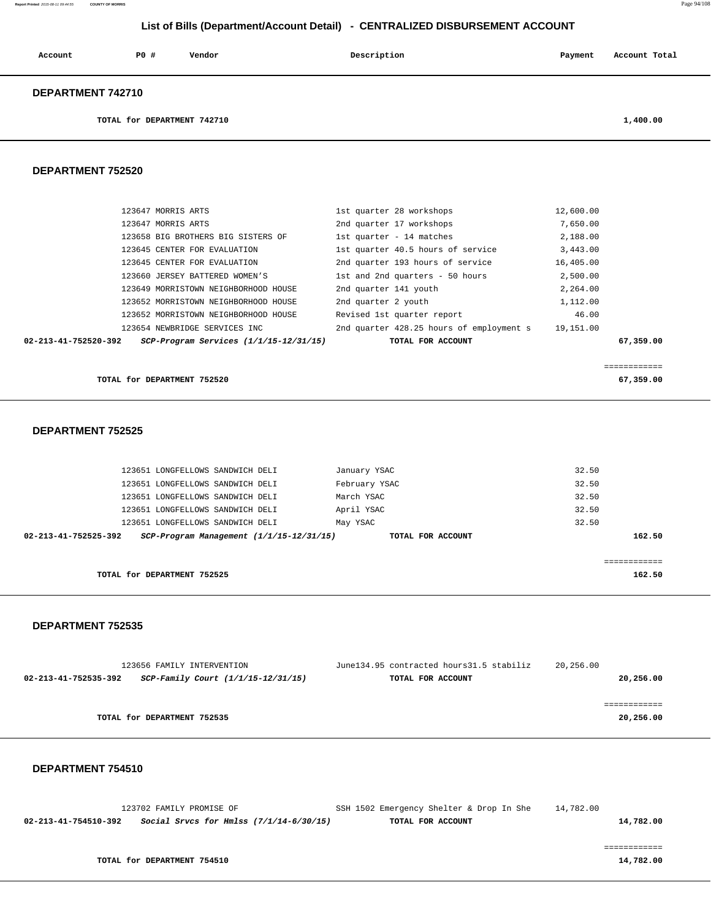## List of Bills (Department/Account Detail) - CENTRALIZED DISBURSEMENT ACCOUNT

| Account | PO # | Vendor | Description | Payment | Account Total |
|---|---|---|---|---|---|

### DEPARTMENT 742710

| | | | | | |
|---|---|---|---|---|---|
| **TOTAL for DEPARTMENT 742710** | | | | | **1,400.00** |

### DEPARTMENT 752520

| Account | PO # | Vendor | Description | Payment | Account Total |
|---|---|---|---|---|---|
| | 123647 | MORRIS ARTS | 1st quarter 28 workshops | 12,600.00 | |
| | 123647 | MORRIS ARTS | 2nd quarter 17 workshops | 7,650.00 | |
| | 123658 | BIG BROTHERS BIG SISTERS OF | 1st quarter - 14 matches | 2,188.00 | |
| | 123645 | CENTER FOR EVALUATION | 1st quarter 40.5 hours of service | 3,443.00 | |
| | 123645 | CENTER FOR EVALUATION | 2nd quarter 193 hours of service | 16,405.00 | |
| | 123660 | JERSEY BATTERED WOMEN'S | 1st and 2nd quarters - 50 hours | 2,500.00 | |
| | 123649 | MORRISTOWN NEIGHBORHOOD HOUSE | 2nd quarter 141 youth | 2,264.00 | |
| | 123652 | MORRISTOWN NEIGHBORHOOD HOUSE | 2nd quarter 2 youth | 1,112.00 | |
| | 123652 | MORRISTOWN NEIGHBORHOOD HOUSE | Revised 1st quarter report | 46.00 | |
| | 123654 | NEWBRIDGE SERVICES INC | 2nd quarter 428.25 hours of employment s | 19,151.00 | |
| **02-213-41-752520-392** | | ***SCP-Program Services (1/1/15-12/31/15)*** | **TOTAL FOR ACCOUNT** | | **67,359.00** |
| **TOTAL for DEPARTMENT 752520** | | | | | **67,359.00** |

### DEPARTMENT 752525

| Account | PO # | Vendor | Description | Payment | Account Total |
|---|---|---|---|---|---|
| | 123651 | LONGFELLOWS SANDWICH DELI | January YSAC | 32.50 | |
| | 123651 | LONGFELLOWS SANDWICH DELI | February YSAC | 32.50 | |
| | 123651 | LONGFELLOWS SANDWICH DELI | March YSAC | 32.50 | |
| | 123651 | LONGFELLOWS SANDWICH DELI | April YSAC | 32.50 | |
| | 123651 | LONGFELLOWS SANDWICH DELI | May YSAC | 32.50 | |
| **02-213-41-752525-392** | | ***SCP-Program Management (1/1/15-12/31/15)*** | **TOTAL FOR ACCOUNT** | | **162.50** |
| **TOTAL for DEPARTMENT 752525** | | | | | **162.50** |

### DEPARTMENT 752535

| Account | PO # | Vendor | Description | Payment | Account Total |
|---|---|---|---|---|---|
| | 123656 | FAMILY INTERVENTION | June134.95 contracted hours31.5 stabiliz | 20,256.00 | |
| **02-213-41-752535-392** | | ***SCP-Family Court (1/1/15-12/31/15)*** | **TOTAL FOR ACCOUNT** | | **20,256.00** |
| **TOTAL for DEPARTMENT 752535** | | | | | **20,256.00** |

### DEPARTMENT 754510

| Account | PO # | Vendor | Description | Payment | Account Total |
|---|---|---|---|---|---|
| | 123702 | FAMILY PROMISE OF | SSH 1502 Emergency Shelter & Drop In She | 14,782.00 | |
| **02-213-41-754510-392** | | ***Social Srvcs for Hmlss (7/1/14-6/30/15)*** | **TOTAL FOR ACCOUNT** | | **14,782.00** |
| **TOTAL for DEPARTMENT 754510** | | | | | **14,782.00** |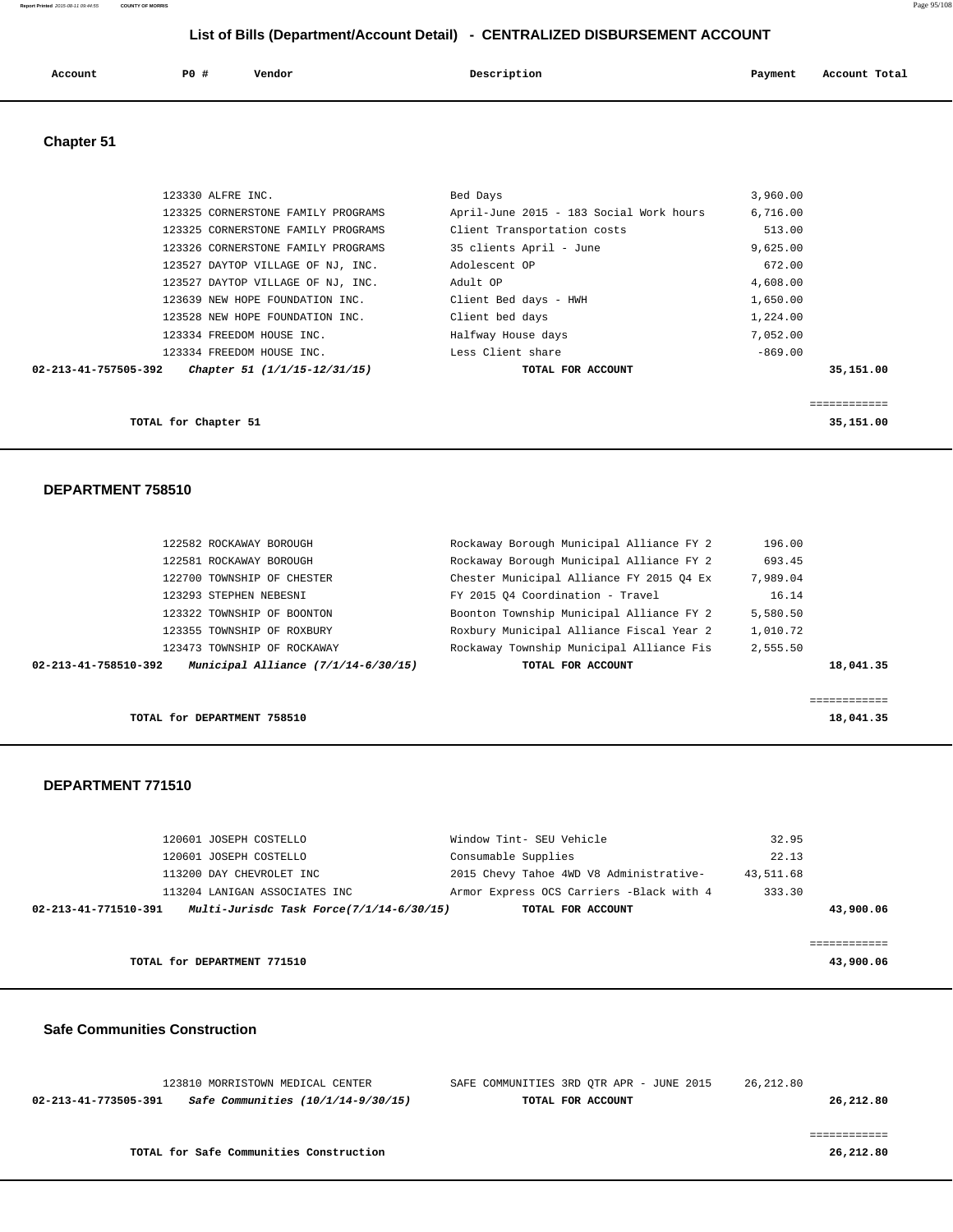## List of Bills (Department/Account Detail) - CENTRALIZED DISBURSEMENT ACCOUNT

| Account | PO # | Vendor | Description | Payment | Account Total |
|---|---|---|---|---|---|

### Chapter 51

| Account | PO # | Vendor | Description | Payment | Account Total |
|---|---|---|---|---|---|
| | 123330 | ALFRE INC. | Bed Days | 3,960.00 | |
| | 123325 | CORNERSTONE FAMILY PROGRAMS | April-June 2015 - 183 Social Work hours | 6,716.00 | |
| | 123325 | CORNERSTONE FAMILY PROGRAMS | Client Transportation costs | 513.00 | |
| | 123326 | CORNERSTONE FAMILY PROGRAMS | 35 clients April - June | 9,625.00 | |
| | 123527 | DAYTOP VILLAGE OF NJ, INC. | Adolescent OP | 672.00 | |
| | 123527 | DAYTOP VILLAGE OF NJ, INC. | Adult OP | 4,608.00 | |
| | 123639 | NEW HOPE FOUNDATION INC. | Client Bed days - HWH | 1,650.00 | |
| | 123528 | NEW HOPE FOUNDATION INC. | Client bed days | 1,224.00 | |
| | 123334 | FREEDOM HOUSE INC. | Halfway House days | 7,052.00 | |
| | 123334 | FREEDOM HOUSE INC. | Less Client share | -869.00 | |
| **02-213-41-757505-392** | | ***Chapter 51 (1/1/15-12/31/15)*** | **TOTAL FOR ACCOUNT** | | **35,151.00** |

**TOTAL for Chapter 51** — **35,151.00**

### DEPARTMENT 758510

| Account | PO # | Vendor | Description | Payment | Account Total |
|---|---|---|---|---|---|
| | 122582 | ROCKAWAY BOROUGH | Rockaway Borough Municipal Alliance FY 2 | 196.00 | |
| | 122581 | ROCKAWAY BOROUGH | Rockaway Borough Municipal Alliance FY 2 | 693.45 | |
| | 122700 | TOWNSHIP OF CHESTER | Chester Municipal Alliance FY 2015 Q4 Ex | 7,989.04 | |
| | 123293 | STEPHEN NEBESNI | FY 2015 Q4 Coordination - Travel | 16.14 | |
| | 123322 | TOWNSHIP OF BOONTON | Boonton Township Municipal Alliance FY 2 | 5,580.50 | |
| | 123355 | TOWNSHIP OF ROXBURY | Roxbury Municipal Alliance Fiscal Year 2 | 1,010.72 | |
| | 123473 | TOWNSHIP OF ROCKAWAY | Rockaway Township Municipal Alliance Fis | 2,555.50 | |
| **02-213-41-758510-392** | | ***Municipal Alliance (7/1/14-6/30/15)*** | **TOTAL FOR ACCOUNT** | | **18,041.35** |

**TOTAL for DEPARTMENT 758510** — **18,041.35**

### DEPARTMENT 771510

| Account | PO # | Vendor | Description | Payment | Account Total |
|---|---|---|---|---|---|
| | 120601 | JOSEPH COSTELLO | Window Tint- SEU Vehicle | 32.95 | |
| | 120601 | JOSEPH COSTELLO | Consumable Supplies | 22.13 | |
| | 113200 | DAY CHEVROLET INC | 2015 Chevy Tahoe 4WD V8 Administrative- | 43,511.68 | |
| | 113204 | LANIGAN ASSOCIATES INC | Armor Express OCS Carriers -Black with 4 | 333.30 | |
| **02-213-41-771510-391** | | ***Multi-Jurisdc Task Force(7/1/14-6/30/15)*** | **TOTAL FOR ACCOUNT** | | **43,900.06** |

**TOTAL for DEPARTMENT 771510** — **43,900.06**

### Safe Communities Construction

| Account | PO # | Vendor | Description | Payment | Account Total |
|---|---|---|---|---|---|
| | 123810 | MORRISTOWN MEDICAL CENTER | SAFE COMMUNITIES 3RD QTR APR - JUNE 2015 | 26,212.80 | |
| **02-213-41-773505-391** | | ***Safe Communities (10/1/14-9/30/15)*** | **TOTAL FOR ACCOUNT** | | **26,212.80** |

**TOTAL for Safe Communities Construction** — **26,212.80**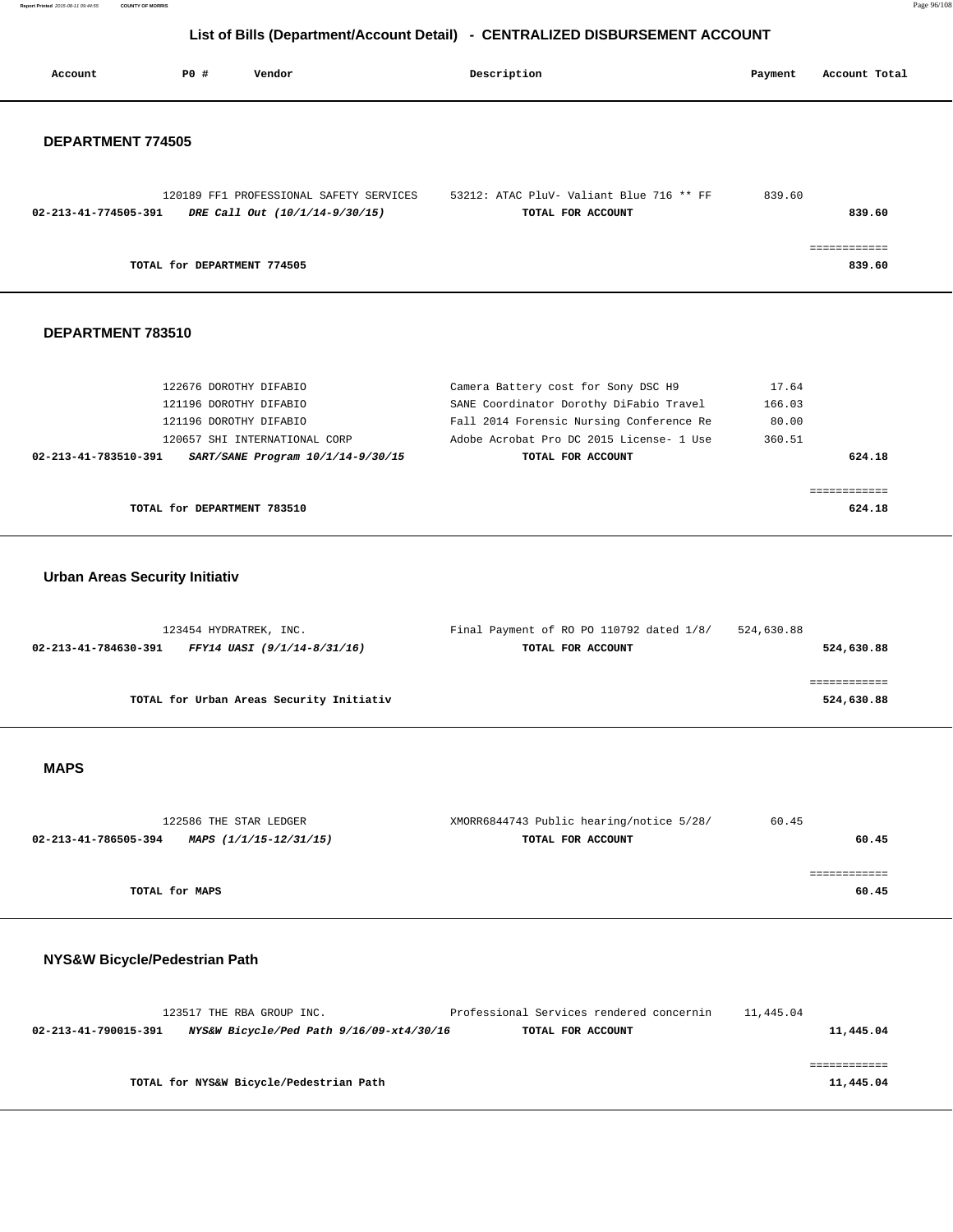# List of Bills (Department/Account Detail) - CENTRALIZED DISBURSEMENT ACCOUNT

| Account | PO # | Vendor | Description | Payment | Account Total |
|---|---|---|---|---|---|

## DEPARTMENT 774505

| Account | PO # | Vendor | Description | Payment | Account Total |
|---|---|---|---|---|---|
| | 120189 | FF1 PROFESSIONAL SAFETY SERVICES | 53212: ATAC PluV- Valiant Blue 716 ** FF | 839.60 | |
| 02-213-41-774505-391 | | *DRE Call Out (10/1/14-9/30/15)* | TOTAL FOR ACCOUNT | | 839.60 |

TOTAL for DEPARTMENT 774505 ............ 839.60

## DEPARTMENT 783510

| Account | PO # | Vendor | Description | Payment | Account Total |
|---|---|---|---|---|---|
| | 122676 | DOROTHY DIFABIO | Camera Battery cost for Sony DSC H9 | 17.64 | |
| | 121196 | DOROTHY DIFABIO | SANE Coordinator Dorothy DiFabio Travel | 166.03 | |
| | 121196 | DOROTHY DIFABIO | Fall 2014 Forensic Nursing Conference Re | 80.00 | |
| | 120657 | SHI INTERNATIONAL CORP | Adobe Acrobat Pro DC 2015 License- 1 Use | 360.51 | |
| 02-213-41-783510-391 | | *SART/SANE Program 10/1/14-9/30/15* | TOTAL FOR ACCOUNT | | 624.18 |

TOTAL for DEPARTMENT 783510 ............ 624.18

## Urban Areas Security Initiativ

| Account | PO # | Vendor | Description | Payment | Account Total |
|---|---|---|---|---|---|
| | 123454 | HYDRATREK, INC. | Final Payment of RO PO 110792 dated 1/8/ | 524,630.88 | |
| 02-213-41-784630-391 | | *FFY14 UASI (9/1/14-8/31/16)* | TOTAL FOR ACCOUNT | | 524,630.88 |

TOTAL for Urban Areas Security Initiativ ............ 524,630.88

## MAPS

| Account | PO # | Vendor | Description | Payment | Account Total |
|---|---|---|---|---|---|
| | 122586 | THE STAR LEDGER | XMORR6844743 Public hearing/notice 5/28/ | 60.45 | |
| 02-213-41-786505-394 | | *MAPS (1/1/15-12/31/15)* | TOTAL FOR ACCOUNT | | 60.45 |

TOTAL for MAPS ............ 60.45

## NYS&W Bicycle/Pedestrian Path

| Account | PO # | Vendor | Description | Payment | Account Total |
|---|---|---|---|---|---|
| | 123517 | THE RBA GROUP INC. | Professional Services rendered concernin | 11,445.04 | |
| 02-213-41-790015-391 | | *NYS&W Bicycle/Ped Path 9/16/09-xt4/30/16* | TOTAL FOR ACCOUNT | | 11,445.04 |

TOTAL for NYS&W Bicycle/Pedestrian Path ............ 11,445.04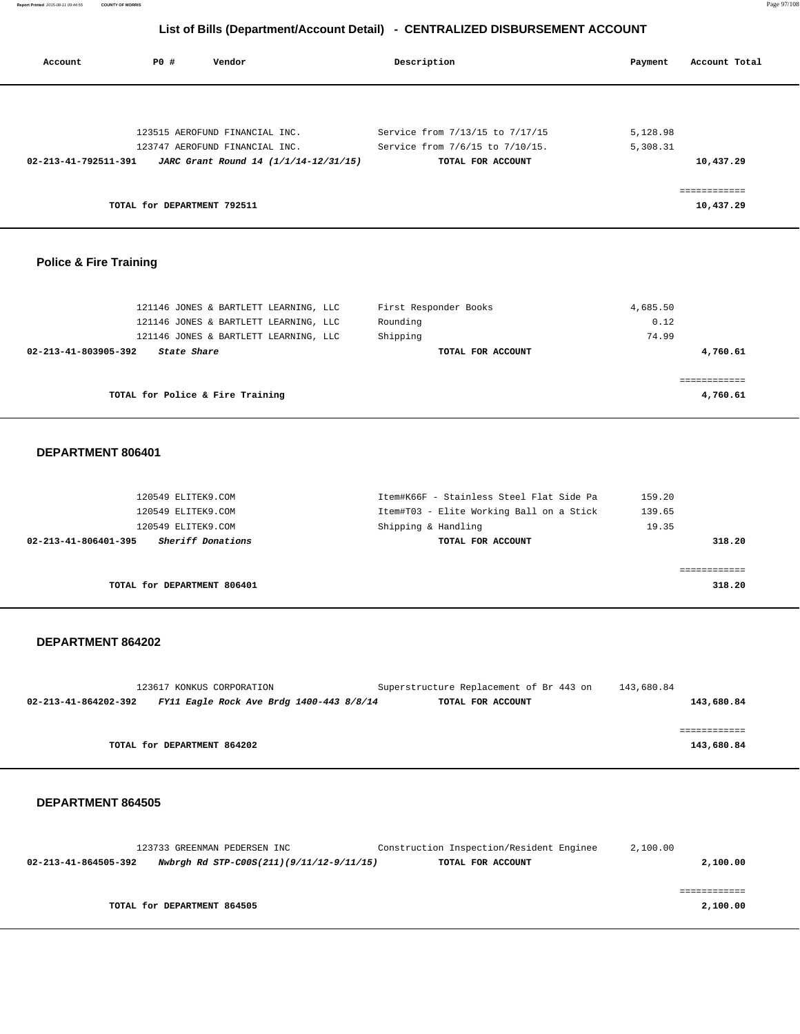## List of Bills (Department/Account Detail) - CENTRALIZED DISBURSEMENT ACCOUNT

| Account | PO # | Vendor | Description | Payment | Account Total |
|---|---|---|---|---|---|
| | 123515 | AEROFUND FINANCIAL INC. | Service from 7/13/15 to 7/17/15 | 5,128.98 | |
| | 123747 | AEROFUND FINANCIAL INC. | Service from 7/6/15 to 7/10/15. | 5,308.31 | |
| **02-213-41-792511-391** | | ***JARC Grant Round 14 (1/1/14-12/31/15)*** | **TOTAL FOR ACCOUNT** | | **10,437.29** |
| | | | | | ============ |
| | **TOTAL for DEPARTMENT 792511** | | | | **10,437.29** |

### Police & Fire Training

| Account | PO # | Vendor | Description | Payment | Account Total |
|---|---|---|---|---|---|
| | 121146 | JONES & BARTLETT LEARNING, LLC | First Responder Books | 4,685.50 | |
| | 121146 | JONES & BARTLETT LEARNING, LLC | Rounding | 0.12 | |
| | 121146 | JONES & BARTLETT LEARNING, LLC | Shipping | 74.99 | |
| **02-213-41-803905-392** | | ***State Share*** | **TOTAL FOR ACCOUNT** | | **4,760.61** |
| | | | | | ============ |
| | **TOTAL for Police & Fire Training** | | | | **4,760.61** |

### DEPARTMENT 806401

| Account | PO # | Vendor | Description | Payment | Account Total |
|---|---|---|---|---|---|
| | 120549 | ELITEK9.COM | Item#K66F - Stainless Steel Flat Side Pa | 159.20 | |
| | 120549 | ELITEK9.COM | Item#T03 - Elite Working Ball on a Stick | 139.65 | |
| | 120549 | ELITEK9.COM | Shipping & Handling | 19.35 | |
| **02-213-41-806401-395** | | ***Sheriff Donations*** | **TOTAL FOR ACCOUNT** | | **318.20** |
| | | | | | ============ |
| | **TOTAL for DEPARTMENT 806401** | | | | **318.20** |

### DEPARTMENT 864202

| Account | PO # | Vendor | Description | Payment | Account Total |
|---|---|---|---|---|---|
| | 123617 | KONKUS CORPORATION | Superstructure Replacement of Br 443 on | 143,680.84 | |
| **02-213-41-864202-392** | | ***FY11 Eagle Rock Ave Brdg 1400-443 8/8/14*** | **TOTAL FOR ACCOUNT** | | **143,680.84** |
| | | | | | ============ |
| | **TOTAL for DEPARTMENT 864202** | | | | **143,680.84** |

### DEPARTMENT 864505

| Account | PO # | Vendor | Description | Payment | Account Total |
|---|---|---|---|---|---|
| | 123733 | GREENMAN PEDERSEN INC | Construction Inspection/Resident Enginee | 2,100.00 | |
| **02-213-41-864505-392** | | ***Nwbrgh Rd STP-C00S(211)(9/11/12-9/11/15)*** | **TOTAL FOR ACCOUNT** | | **2,100.00** |
| | | | | | ============ |
| | **TOTAL for DEPARTMENT 864505** | | | | **2,100.00** |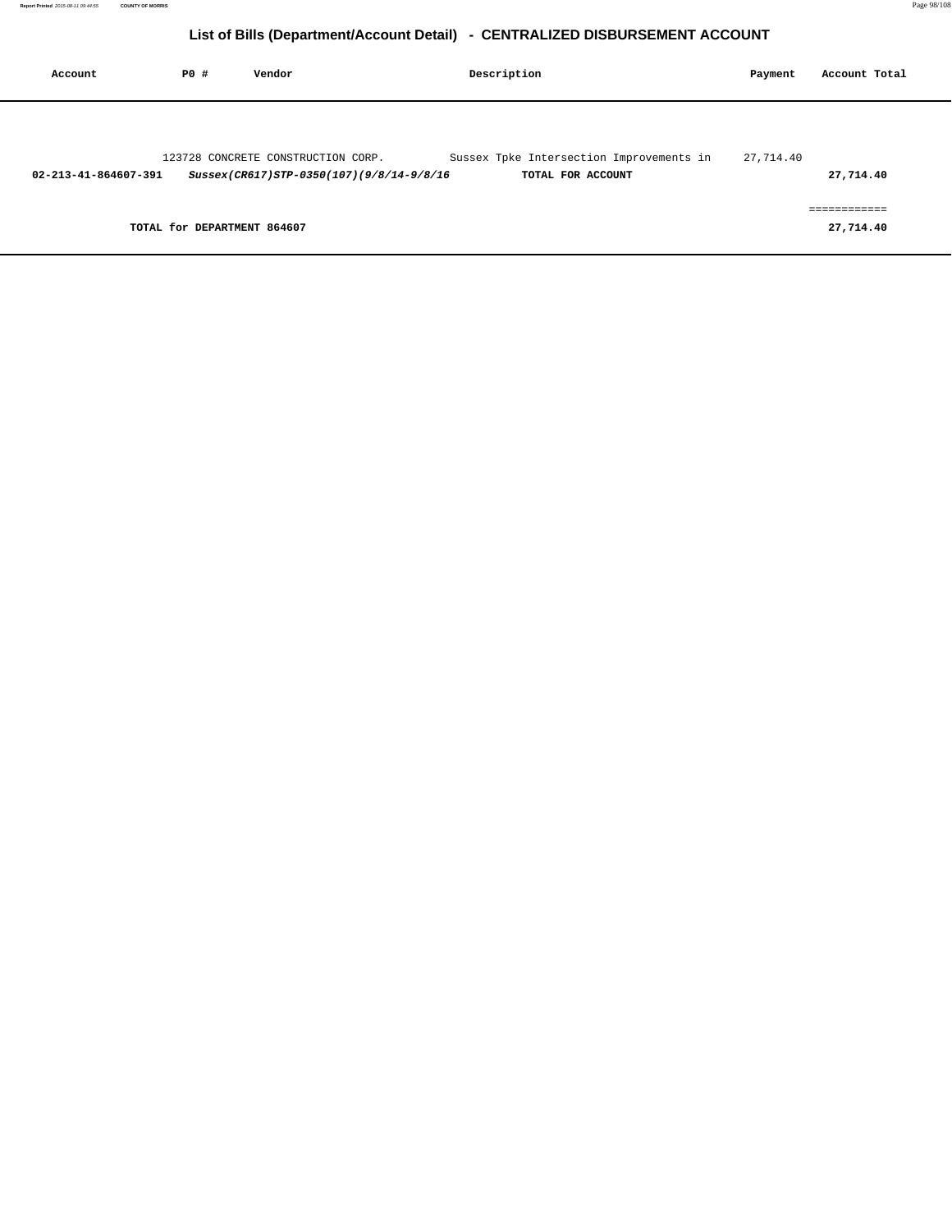## List of Bills (Department/Account Detail) - CENTRALIZED DISBURSEMENT ACCOUNT

| Account | PO # | Vendor | Description | Payment | Account Total |
|---|---|---|---|---|---|
| | 123728 | CONCRETE CONSTRUCTION CORP. | Sussex Tpke Intersection Improvements in | 27,714.40 | |
| **02-213-41-864607-391** | | ***Sussex(CR617)STP-0350(107)(9/8/14-9/8/16*** | **TOTAL FOR ACCOUNT** | | **27,714.40** |
| | | | | | ============ |
| **TOTAL for DEPARTMENT 864607** | | | | | **27,714.40** |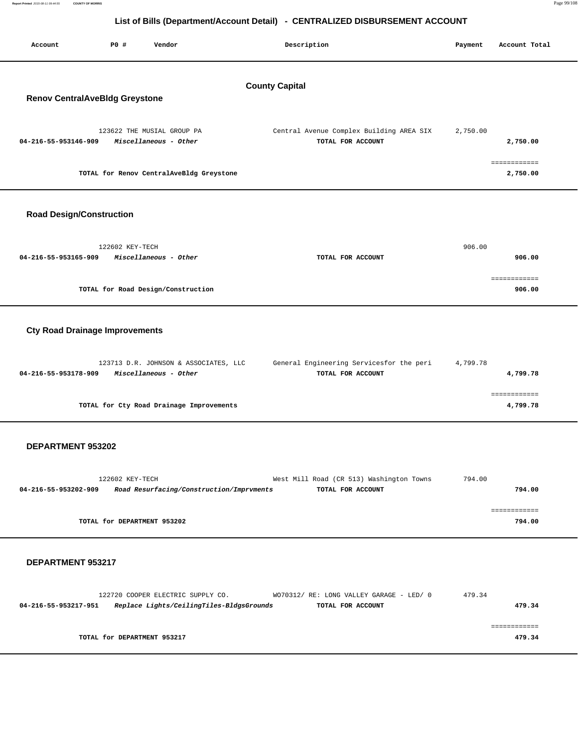# List of Bills (Department/Account Detail) - CENTRALIZED DISBURSEMENT ACCOUNT

| Account | PO # | Vendor | Description | Payment | Account Total |
|---|---|---|---|---|---|

## County Capital

### Renov CentralAveBldg Greystone

| Account | PO # | Vendor | Description | Payment | Account Total |
|---|---|---|---|---|---|
| | 123622 | THE MUSIAL GROUP PA | Central Avenue Complex Building AREA SIX | 2,750.00 | |
| **04-216-55-953146-909** | | ***Miscellaneous - Other*** | **TOTAL FOR ACCOUNT** | | **2,750.00** |
| | | | | | ============ |
| | | **TOTAL for Renov CentralAveBldg Greystone** | | | **2,750.00** |

### Road Design/Construction

| Account | PO # | Vendor | Description | Payment | Account Total |
|---|---|---|---|---|---|
| | 122602 | KEY-TECH | | 906.00 | |
| **04-216-55-953165-909** | | ***Miscellaneous - Other*** | **TOTAL FOR ACCOUNT** | | **906.00** |
| | | | | | ============ |
| | | **TOTAL for Road Design/Construction** | | | **906.00** |

### Cty Road Drainage Improvements

| Account | PO # | Vendor | Description | Payment | Account Total |
|---|---|---|---|---|---|
| | 123713 | D.R. JOHNSON & ASSOCIATES, LLC | General Engineering Servicesfor the peri | 4,799.78 | |
| **04-216-55-953178-909** | | ***Miscellaneous - Other*** | **TOTAL FOR ACCOUNT** | | **4,799.78** |
| | | | | | ============ |
| | | **TOTAL for Cty Road Drainage Improvements** | | | **4,799.78** |

### DEPARTMENT 953202

| Account | PO # | Vendor | Description | Payment | Account Total |
|---|---|---|---|---|---|
| | 122602 | KEY-TECH | West Mill Road (CR 513) Washington Towns | 794.00 | |
| **04-216-55-953202-909** | | ***Road Resurfacing/Construction/Imprvments*** | **TOTAL FOR ACCOUNT** | | **794.00** |
| | | | | | ============ |
| | | **TOTAL for DEPARTMENT 953202** | | | **794.00** |

### DEPARTMENT 953217

| Account | PO # | Vendor | Description | Payment | Account Total |
|---|---|---|---|---|---|
| | 122720 | COOPER ELECTRIC SUPPLY CO. | WO70312/ RE: LONG VALLEY GARAGE - LED/ 0 | 479.34 | |
| **04-216-55-953217-951** | | ***Replace Lights/CeilingTiles-BldgsGrounds*** | **TOTAL FOR ACCOUNT** | | **479.34** |
| | | | | | ============ |
| | | **TOTAL for DEPARTMENT 953217** | | | **479.34** |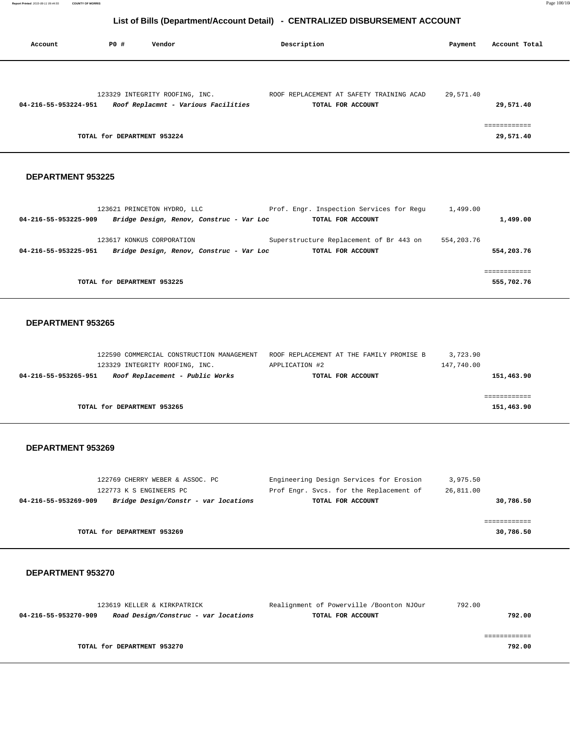## List of Bills (Department/Account Detail) - CENTRALIZED DISBURSEMENT ACCOUNT

| Account | PO # | Vendor | Description | Payment | Account Total |
|---|---|---|---|---|---|
| | 123329 | INTEGRITY ROOFING, INC. | ROOF REPLACEMENT AT SAFETY TRAINING ACAD | 29,571.40 | |
| 04-216-55-953224-951 | | *Roof Replacmnt - Various Facilities* | **TOTAL FOR ACCOUNT** | | **29,571.40** |
| | | | | | ============ |
| | **TOTAL for DEPARTMENT 953224** | | | | **29,571.40** |

### DEPARTMENT 953225

| Account | PO # | Vendor | Description | Payment | Account Total |
|---|---|---|---|---|---|
| | 123621 | PRINCETON HYDRO, LLC | Prof. Engr. Inspection Services for Regu | 1,499.00 | |
| 04-216-55-953225-909 | | *Bridge Design, Renov, Construc - Var Loc* | **TOTAL FOR ACCOUNT** | | **1,499.00** |
| | 123617 | KONKUS CORPORATION | Superstructure Replacement of Br 443 on | 554,203.76 | |
| 04-216-55-953225-951 | | *Bridge Design, Renov, Construc - Var Loc* | **TOTAL FOR ACCOUNT** | | **554,203.76** |
| | | | | | ============ |
| | **TOTAL for DEPARTMENT 953225** | | | | **555,702.76** |

### DEPARTMENT 953265

| Account | PO # | Vendor | Description | Payment | Account Total |
|---|---|---|---|---|---|
| | 122590 | COMMERCIAL CONSTRUCTION MANAGEMENT | ROOF REPLACEMENT AT THE FAMILY PROMISE B | 3,723.90 | |
| | 123329 | INTEGRITY ROOFING, INC. | APPLICATION #2 | 147,740.00 | |
| 04-216-55-953265-951 | | *Roof Replacement - Public Works* | **TOTAL FOR ACCOUNT** | | **151,463.90** |
| | | | | | ============ |
| | **TOTAL for DEPARTMENT 953265** | | | | **151,463.90** |

### DEPARTMENT 953269

| Account | PO # | Vendor | Description | Payment | Account Total |
|---|---|---|---|---|---|
| | 122769 | CHERRY WEBER & ASSOC. PC | Engineering Design Services for Erosion | 3,975.50 | |
| | 122773 | K S ENGINEERS PC | Prof Engr. Svcs. for the Replacement of | 26,811.00 | |
| 04-216-55-953269-909 | | *Bridge Design/Constr - var locations* | **TOTAL FOR ACCOUNT** | | **30,786.50** |
| | | | | | ============ |
| | **TOTAL for DEPARTMENT 953269** | | | | **30,786.50** |

### DEPARTMENT 953270

| Account | PO # | Vendor | Description | Payment | Account Total |
|---|---|---|---|---|---|
| | 123619 | KELLER & KIRKPATRICK | Realignment of Powerville /Boonton NJOur | 792.00 | |
| 04-216-55-953270-909 | | *Road Design/Construc - var locations* | **TOTAL FOR ACCOUNT** | | **792.00** |
| | | | | | ============ |
| | **TOTAL for DEPARTMENT 953270** | | | | **792.00** |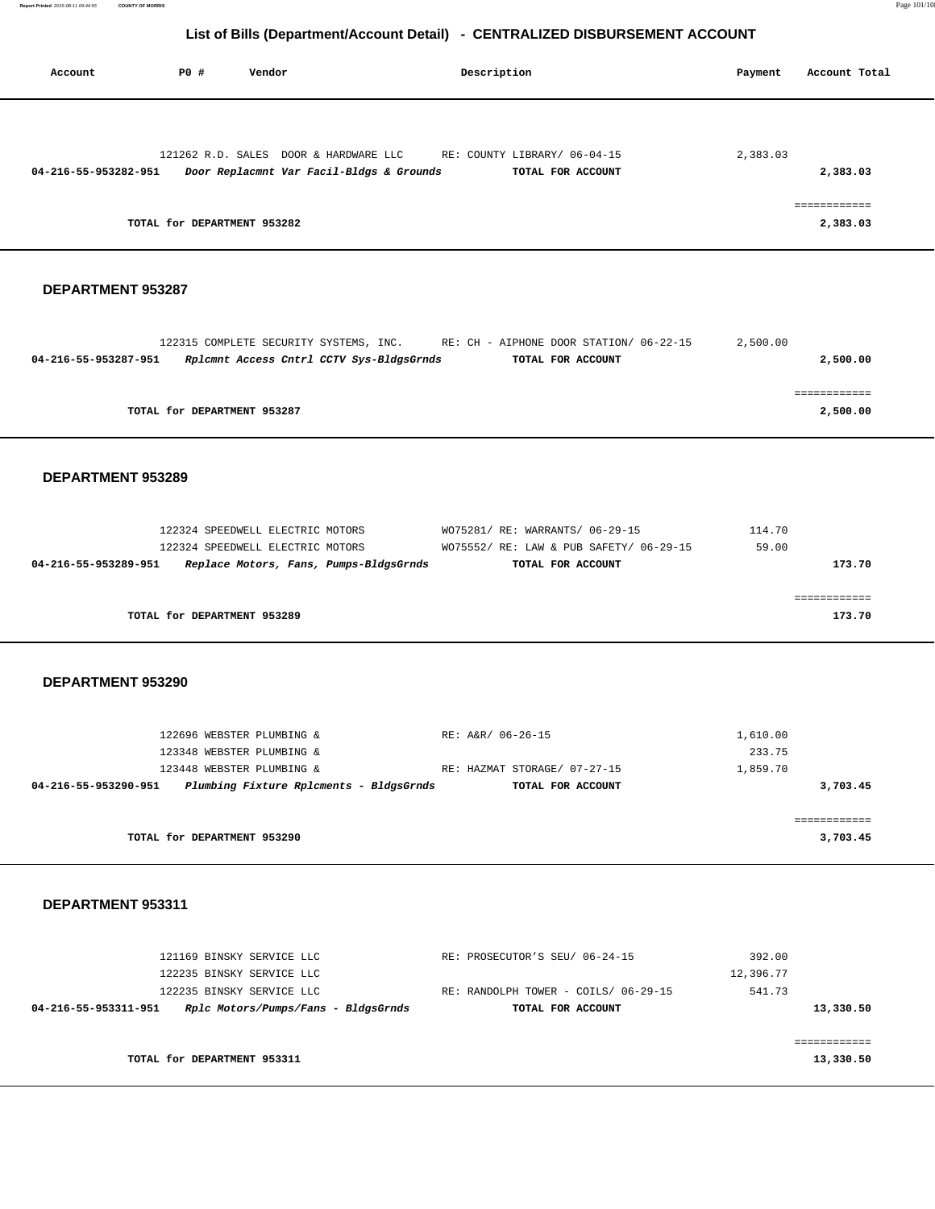## List of Bills (Department/Account Detail) - CENTRALIZED DISBURSEMENT ACCOUNT

| Account | PO # | Vendor | Description | Payment | Account Total |
|---|---|---|---|---|---|
| | 121262 | R.D. SALES DOOR & HARDWARE LLC | RE: COUNTY LIBRARY/ 06-04-15 | 2,383.03 | |
| **04-216-55-953282-951** | | ***Door Replacmnt Var Facil-Bldgs & Grounds*** | **TOTAL FOR ACCOUNT** | | **2,383.03** |
| | | | | | ============ |
| | **TOTAL for DEPARTMENT 953282** | | | | **2,383.03** |

### DEPARTMENT 953287

| Account | PO # | Vendor | Description | Payment | Account Total |
|---|---|---|---|---|---|
| | 122315 | COMPLETE SECURITY SYSTEMS, INC. | RE: CH - AIPHONE DOOR STATION/ 06-22-15 | 2,500.00 | |
| **04-216-55-953287-951** | | ***Rplcmnt Access Cntrl CCTV Sys-BldgsGrnds*** | **TOTAL FOR ACCOUNT** | | **2,500.00** |
| | | | | | ============ |
| | **TOTAL for DEPARTMENT 953287** | | | | **2,500.00** |

### DEPARTMENT 953289

| Account | PO # | Vendor | Description | Payment | Account Total |
|---|---|---|---|---|---|
| | 122324 | SPEEDWELL ELECTRIC MOTORS | WO75281/ RE: WARRANTS/ 06-29-15 | 114.70 | |
| | 122324 | SPEEDWELL ELECTRIC MOTORS | WO75552/ RE: LAW & PUB SAFETY/ 06-29-15 | 59.00 | |
| **04-216-55-953289-951** | | ***Replace Motors, Fans, Pumps-BldgsGrnds*** | **TOTAL FOR ACCOUNT** | | **173.70** |
| | | | | | ============ |
| | **TOTAL for DEPARTMENT 953289** | | | | **173.70** |

### DEPARTMENT 953290

| Account | PO # | Vendor | Description | Payment | Account Total |
|---|---|---|---|---|---|
| | 122696 | WEBSTER PLUMBING & | RE: A&R/ 06-26-15 | 1,610.00 | |
| | 123348 | WEBSTER PLUMBING & | | 233.75 | |
| | 123448 | WEBSTER PLUMBING & | RE: HAZMAT STORAGE/ 07-27-15 | 1,859.70 | |
| **04-216-55-953290-951** | | ***Plumbing Fixture Rplcments - BldgsGrnds*** | **TOTAL FOR ACCOUNT** | | **3,703.45** |
| | | | | | ============ |
| | **TOTAL for DEPARTMENT 953290** | | | | **3,703.45** |

### DEPARTMENT 953311

| Account | PO # | Vendor | Description | Payment | Account Total |
|---|---|---|---|---|---|
| | 121169 | BINSKY SERVICE LLC | RE: PROSECUTOR'S SEU/ 06-24-15 | 392.00 | |
| | 122235 | BINSKY SERVICE LLC | | 12,396.77 | |
| | 122235 | BINSKY SERVICE LLC | RE: RANDOLPH TOWER - COILS/ 06-29-15 | 541.73 | |
| **04-216-55-953311-951** | | ***Rplc Motors/Pumps/Fans - BldgsGrnds*** | **TOTAL FOR ACCOUNT** | | **13,330.50** |
| | | | | | ============ |
| | **TOTAL for DEPARTMENT 953311** | | | | **13,330.50** |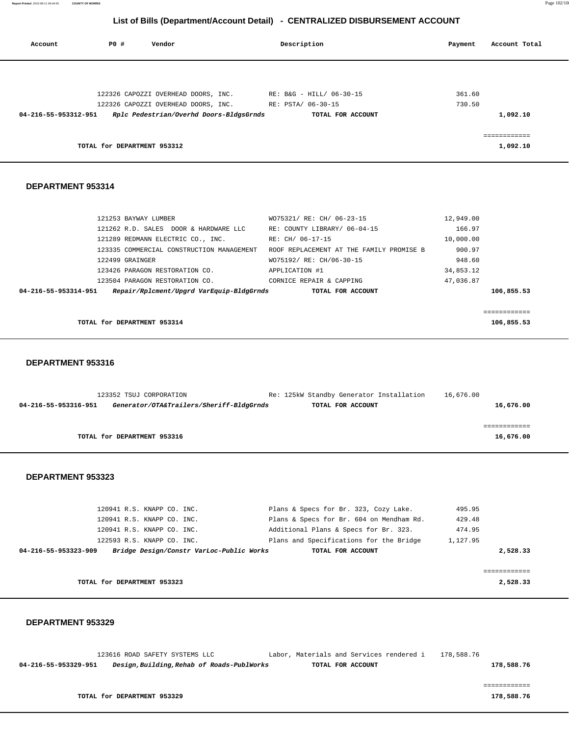## List of Bills (Department/Account Detail) - CENTRALIZED DISBURSEMENT ACCOUNT

| Account | PO # | Vendor | Description | Payment | Account Total |
|---|---|---|---|---|---|
| | 122326 | CAPOZZI OVERHEAD DOORS, INC. | RE: B&G - HILL/ 06-30-15 | 361.60 | |
| | 122326 | CAPOZZI OVERHEAD DOORS, INC. | RE: PSTA/ 06-30-15 | 730.50 | |
| **04-216-55-953312-951** | | ***Rplc Pedestrian/Overhd Doors-BldgsGrnds*** | **TOTAL FOR ACCOUNT** | | **1,092.10** |
| | | | | | ============ |
| | **TOTAL for DEPARTMENT 953312** | | | | **1,092.10** |

### DEPARTMENT 953314

| Account | PO # | Vendor | Description | Payment | Account Total |
|---|---|---|---|---|---|
| | 121253 | BAYWAY LUMBER | WO75321/ RE: CH/ 06-23-15 | 12,949.00 | |
| | 121262 | R.D. SALES DOOR & HARDWARE LLC | RE: COUNTY LIBRARY/ 06-04-15 | 166.97 | |
| | 121289 | REDMANN ELECTRIC CO., INC. | RE: CH/ 06-17-15 | 10,000.00 | |
| | 123335 | COMMERCIAL CONSTRUCTION MANAGEMENT | ROOF REPLACEMENT AT THE FAMILY PROMISE B | 900.97 | |
| | 122499 | GRAINGER | WO75192/ RE: CH/06-30-15 | 948.60 | |
| | 123426 | PARAGON RESTORATION CO. | APPLICATION #1 | 34,853.12 | |
| | 123504 | PARAGON RESTORATION CO. | CORNICE REPAIR & CAPPING | 47,036.87 | |
| **04-216-55-953314-951** | | ***Repair/Rplcment/Upgrd VarEquip-BldgGrnds*** | **TOTAL FOR ACCOUNT** | | **106,855.53** |
| | | | | | ============ |
| | **TOTAL for DEPARTMENT 953314** | | | | **106,855.53** |

### DEPARTMENT 953316

| Account | PO # | Vendor | Description | Payment | Account Total |
|---|---|---|---|---|---|
| | 123352 | TSUJ CORPORATION | Re: 125kW Standby Generator Installation | 16,676.00 | |
| **04-216-55-953316-951** | | ***Generator/OTA&Trailers/Sheriff-BldgGrnds*** | **TOTAL FOR ACCOUNT** | | **16,676.00** |
| | | | | | ============ |
| | **TOTAL for DEPARTMENT 953316** | | | | **16,676.00** |

### DEPARTMENT 953323

| Account | PO # | Vendor | Description | Payment | Account Total |
|---|---|---|---|---|---|
| | 120941 | R.S. KNAPP CO. INC. | Plans & Specs for Br. 323, Cozy Lake. | 495.95 | |
| | 120941 | R.S. KNAPP CO. INC. | Plans & Specs for Br. 604 on Mendham Rd. | 429.48 | |
| | 120941 | R.S. KNAPP CO. INC. | Additional Plans & Specs for Br. 323. | 474.95 | |
| | 122593 | R.S. KNAPP CO. INC. | Plans and Specifications for the Bridge | 1,127.95 | |
| **04-216-55-953323-909** | | ***Bridge Design/Constr VarLoc-Public Works*** | **TOTAL FOR ACCOUNT** | | **2,528.33** |
| | | | | | ============ |
| | **TOTAL for DEPARTMENT 953323** | | | | **2,528.33** |

### DEPARTMENT 953329

| Account | PO # | Vendor | Description | Payment | Account Total |
|---|---|---|---|---|---|
| | 123616 | ROAD SAFETY SYSTEMS LLC | Labor, Materials and Services rendered i | 178,588.76 | |
| **04-216-55-953329-951** | | ***Design,Building,Rehab of Roads-PublWorks*** | **TOTAL FOR ACCOUNT** | | **178,588.76** |
| | | | | | ============ |
| | **TOTAL for DEPARTMENT 953329** | | | | **178,588.76** |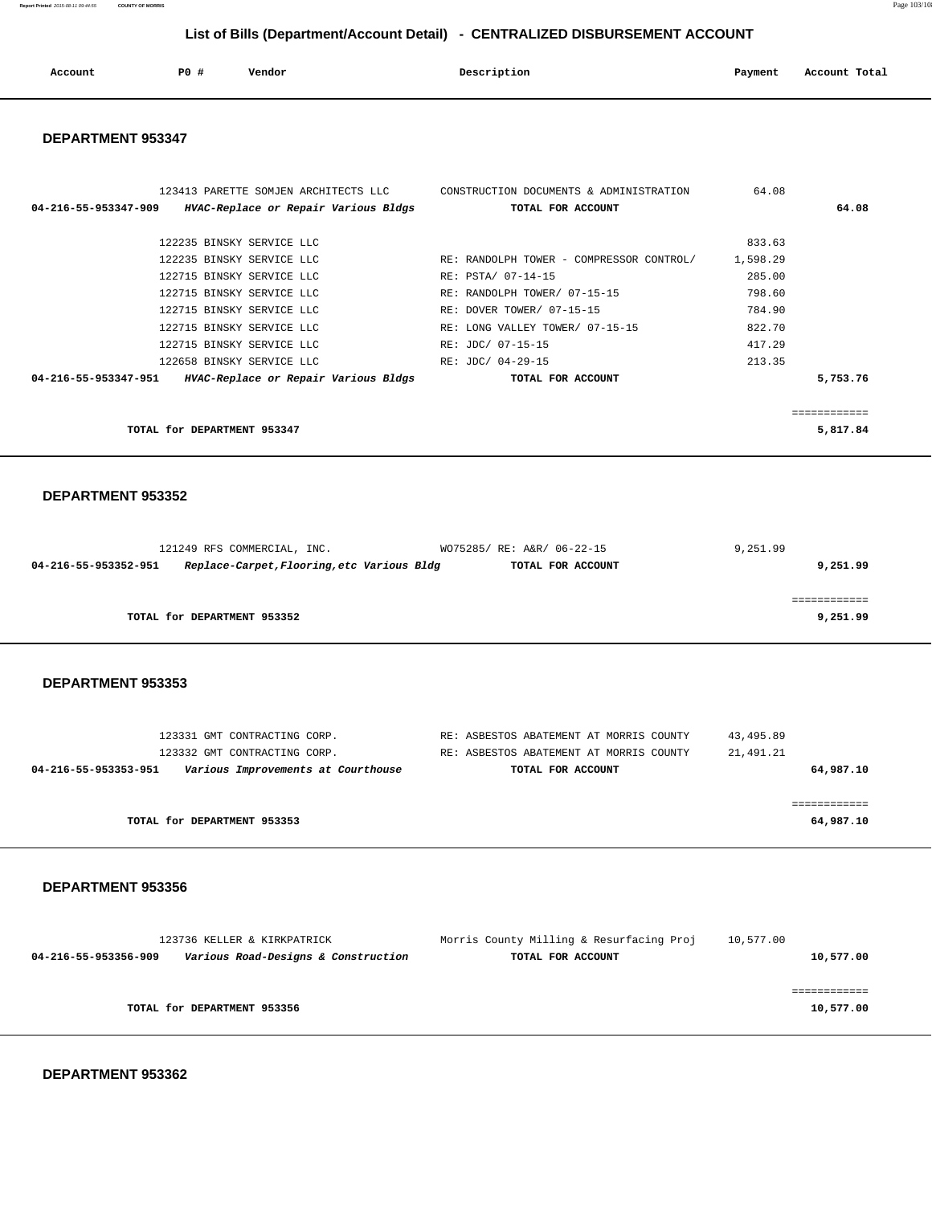## List of Bills (Department/Account Detail) - CENTRALIZED DISBURSEMENT ACCOUNT

| Account | PO # | Vendor | Description | Payment | Account Total |
|---|---|---|---|---|---|

### DEPARTMENT 953347

| Account | PO # | Vendor | Description | Payment | Account Total |
|---|---|---|---|---|---|
| | 123413 | PARETTE SOMJEN ARCHITECTS LLC | CONSTRUCTION DOCUMENTS & ADMINISTRATION | 64.08 | |
| 04-216-55-953347-909 | | *HVAC-Replace or Repair Various Bldgs* | TOTAL FOR ACCOUNT | | 64.08 |
| | 122235 | BINSKY SERVICE LLC | | 833.63 | |
| | 122235 | BINSKY SERVICE LLC | RE: RANDOLPH TOWER - COMPRESSOR CONTROL/ | 1,598.29 | |
| | 122715 | BINSKY SERVICE LLC | RE: PSTA/ 07-14-15 | 285.00 | |
| | 122715 | BINSKY SERVICE LLC | RE: RANDOLPH TOWER/ 07-15-15 | 798.60 | |
| | 122715 | BINSKY SERVICE LLC | RE: DOVER TOWER/ 07-15-15 | 784.90 | |
| | 122715 | BINSKY SERVICE LLC | RE: LONG VALLEY TOWER/ 07-15-15 | 822.70 | |
| | 122715 | BINSKY SERVICE LLC | RE: JDC/ 07-15-15 | 417.29 | |
| | 122658 | BINSKY SERVICE LLC | RE: JDC/ 04-29-15 | 213.35 | |
| 04-216-55-953347-951 | | *HVAC-Replace or Repair Various Bldgs* | TOTAL FOR ACCOUNT | | 5,753.76 |
| | | TOTAL for DEPARTMENT 953347 | | | 5,817.84 |

### DEPARTMENT 953352

| Account | PO # | Vendor | Description | Payment | Account Total |
|---|---|---|---|---|---|
| | 121249 | RFS COMMERCIAL, INC. | WO75285/ RE: A&R/ 06-22-15 | 9,251.99 | |
| 04-216-55-953352-951 | | *Replace-Carpet,Flooring,etc Various Bldg* | TOTAL FOR ACCOUNT | | 9,251.99 |
| | | TOTAL for DEPARTMENT 953352 | | | 9,251.99 |

### DEPARTMENT 953353

| Account | PO # | Vendor | Description | Payment | Account Total |
|---|---|---|---|---|---|
| | 123331 | GMT CONTRACTING CORP. | RE: ASBESTOS ABATEMENT AT MORRIS COUNTY | 43,495.89 | |
| | 123332 | GMT CONTRACTING CORP. | RE: ASBESTOS ABATEMENT AT MORRIS COUNTY | 21,491.21 | |
| 04-216-55-953353-951 | | *Various Improvements at Courthouse* | TOTAL FOR ACCOUNT | | 64,987.10 |
| | | TOTAL for DEPARTMENT 953353 | | | 64,987.10 |

### DEPARTMENT 953356

| Account | PO # | Vendor | Description | Payment | Account Total |
|---|---|---|---|---|---|
| | 123736 | KELLER & KIRKPATRICK | Morris County Milling & Resurfacing Proj | 10,577.00 | |
| 04-216-55-953356-909 | | *Various Road-Designs & Construction* | TOTAL FOR ACCOUNT | | 10,577.00 |
| | | TOTAL for DEPARTMENT 953356 | | | 10,577.00 |

### DEPARTMENT 953362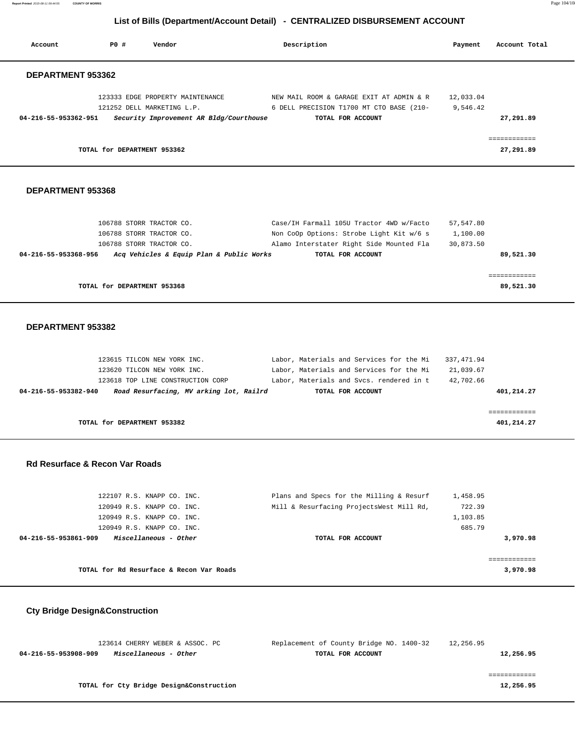# List of Bills (Department/Account Detail) - CENTRALIZED DISBURSEMENT ACCOUNT

| Account | PO # | Vendor | Description | Payment | Account Total |
|---|---|---|---|---|---|

## DEPARTMENT 953362

| Account | PO # | Vendor | Description | Payment | Account Total |
|---|---|---|---|---|---|
| | 123333 | EDGE PROPERTY MAINTENANCE | NEW MAIL ROOM & GARAGE EXIT AT ADMIN & R | 12,033.04 | |
| | 121252 | DELL MARKETING L.P. | 6 DELL PRECISION T1700 MT CTO BASE (210- | 9,546.42 | |
| **04-216-55-953362-951** | | ***Security Improvement AR Bldg/Courthouse*** | **TOTAL FOR ACCOUNT** | | **27,291.89** |

**TOTAL for DEPARTMENT 953362** ============ **27,291.89**

## DEPARTMENT 953368

| Account | PO # | Vendor | Description | Payment | Account Total |
|---|---|---|---|---|---|
| | 106788 | STORR TRACTOR CO. | Case/IH Farmall 105U Tractor 4WD w/Facto | 57,547.80 | |
| | 106788 | STORR TRACTOR CO. | Non CoOp Options: Strobe Light Kit w/6 s | 1,100.00 | |
| | 106788 | STORR TRACTOR CO. | Alamo Interstater Right Side Mounted Fla | 30,873.50 | |
| **04-216-55-953368-956** | | ***Acq Vehicles & Equip Plan & Public Works*** | **TOTAL FOR ACCOUNT** | | **89,521.30** |

**TOTAL for DEPARTMENT 953368** ============ **89,521.30**

## DEPARTMENT 953382

| Account | PO # | Vendor | Description | Payment | Account Total |
|---|---|---|---|---|---|
| | 123615 | TILCON NEW YORK INC. | Labor, Materials and Services for the Mi | 337,471.94 | |
| | 123620 | TILCON NEW YORK INC. | Labor, Materials and Services for the Mi | 21,039.67 | |
| | 123618 | TOP LINE CONSTRUCTION CORP | Labor, Materials and Svcs. rendered in t | 42,702.66 | |
| **04-216-55-953382-940** | | ***Road Resurfacing, MV arking lot, Railrd*** | **TOTAL FOR ACCOUNT** | | **401,214.27** |

**TOTAL for DEPARTMENT 953382** ============ **401,214.27**

## Rd Resurface & Recon Var Roads

| Account | PO # | Vendor | Description | Payment | Account Total |
|---|---|---|---|---|---|
| | 122107 | R.S. KNAPP CO. INC. | Plans and Specs for the Milling & Resurf | 1,458.95 | |
| | 120949 | R.S. KNAPP CO. INC. | Mill & Resurfacing ProjectsWest Mill Rd, | 722.39 | |
| | 120949 | R.S. KNAPP CO. INC. | | 1,103.85 | |
| | 120949 | R.S. KNAPP CO. INC. | | 685.79 | |
| **04-216-55-953861-909** | | ***Miscellaneous - Other*** | **TOTAL FOR ACCOUNT** | | **3,970.98** |

**TOTAL for Rd Resurface & Recon Var Roads** ============ **3,970.98**

## Cty Bridge Design&Construction

| Account | PO # | Vendor | Description | Payment | Account Total |
|---|---|---|---|---|---|
| | 123614 | CHERRY WEBER & ASSOC. PC | Replacement of County Bridge NO. 1400-32 | 12,256.95 | |
| **04-216-55-953908-909** | | ***Miscellaneous - Other*** | **TOTAL FOR ACCOUNT** | | **12,256.95** |

**TOTAL for Cty Bridge Design&Construction** ============ **12,256.95**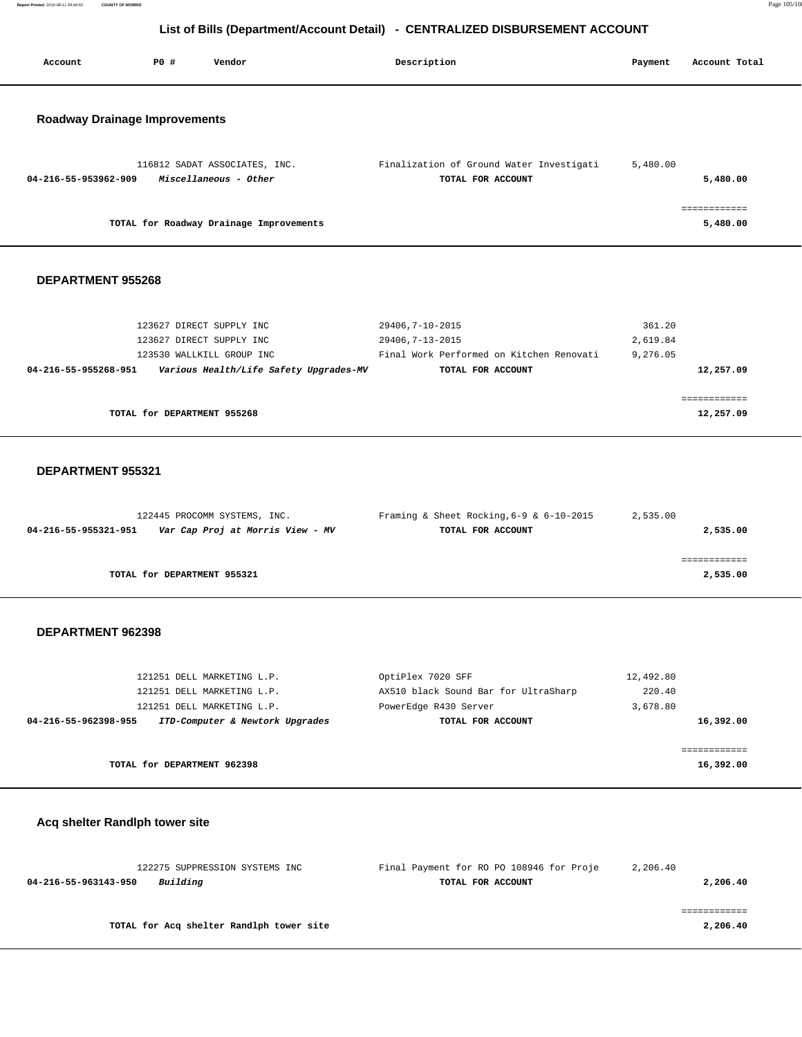## List of Bills (Department/Account Detail) - CENTRALIZED DISBURSEMENT ACCOUNT

| Account | PO # | Vendor | Description | Payment | Account Total |
|---|---|---|---|---|---|

### Roadway Drainage Improvements

| Account | PO # | Vendor | Description | Payment | Account Total |
|---|---|---|---|---|---|
| | 116812 | SADAT ASSOCIATES, INC. | Finalization of Ground Water Investigati | 5,480.00 | |
| 04-216-55-953962-909 | | *Miscellaneous - Other* | TOTAL FOR ACCOUNT | | 5,480.00 |

**TOTAL for Roadway Drainage Improvements** — 5,480.00

### DEPARTMENT 955268

| Account | PO # | Vendor | Description | Payment | Account Total |
|---|---|---|---|---|---|
| | 123627 | DIRECT SUPPLY INC | 29406,7-10-2015 | 361.20 | |
| | 123627 | DIRECT SUPPLY INC | 29406,7-13-2015 | 2,619.84 | |
| | 123530 | WALLKILL GROUP INC | Final Work Performed on Kitchen Renovati | 9,276.05 | |
| 04-216-55-955268-951 | | *Various Health/Life Safety Upgrades-MV* | TOTAL FOR ACCOUNT | | 12,257.09 |

**TOTAL for DEPARTMENT 955268** — 12,257.09

### DEPARTMENT 955321

| Account | PO # | Vendor | Description | Payment | Account Total |
|---|---|---|---|---|---|
| | 122445 | PROCOMM SYSTEMS, INC. | Framing & Sheet Rocking,6-9 & 6-10-2015 | 2,535.00 | |
| 04-216-55-955321-951 | | *Var Cap Proj at Morris View - MV* | TOTAL FOR ACCOUNT | | 2,535.00 |

**TOTAL for DEPARTMENT 955321** — 2,535.00

### DEPARTMENT 962398

| Account | PO # | Vendor | Description | Payment | Account Total |
|---|---|---|---|---|---|
| | 121251 | DELL MARKETING L.P. | OptiPlex 7020 SFF | 12,492.80 | |
| | 121251 | DELL MARKETING L.P. | AX510 black Sound Bar for UltraSharp | 220.40 | |
| | 121251 | DELL MARKETING L.P. | PowerEdge R430 Server | 3,678.80 | |
| 04-216-55-962398-955 | | *ITD-Computer & Newtork Upgrades* | TOTAL FOR ACCOUNT | | 16,392.00 |

**TOTAL for DEPARTMENT 962398** — 16,392.00

### Acq shelter Randlph tower site

| Account | PO # | Vendor | Description | Payment | Account Total |
|---|---|---|---|---|---|
| | 122275 | SUPPRESSION SYSTEMS INC | Final Payment for RO PO 108946 for Proje | 2,206.40 | |
| 04-216-55-963143-950 | | *Building* | TOTAL FOR ACCOUNT | | 2,206.40 |

**TOTAL for Acq shelter Randlph tower site** — 2,206.40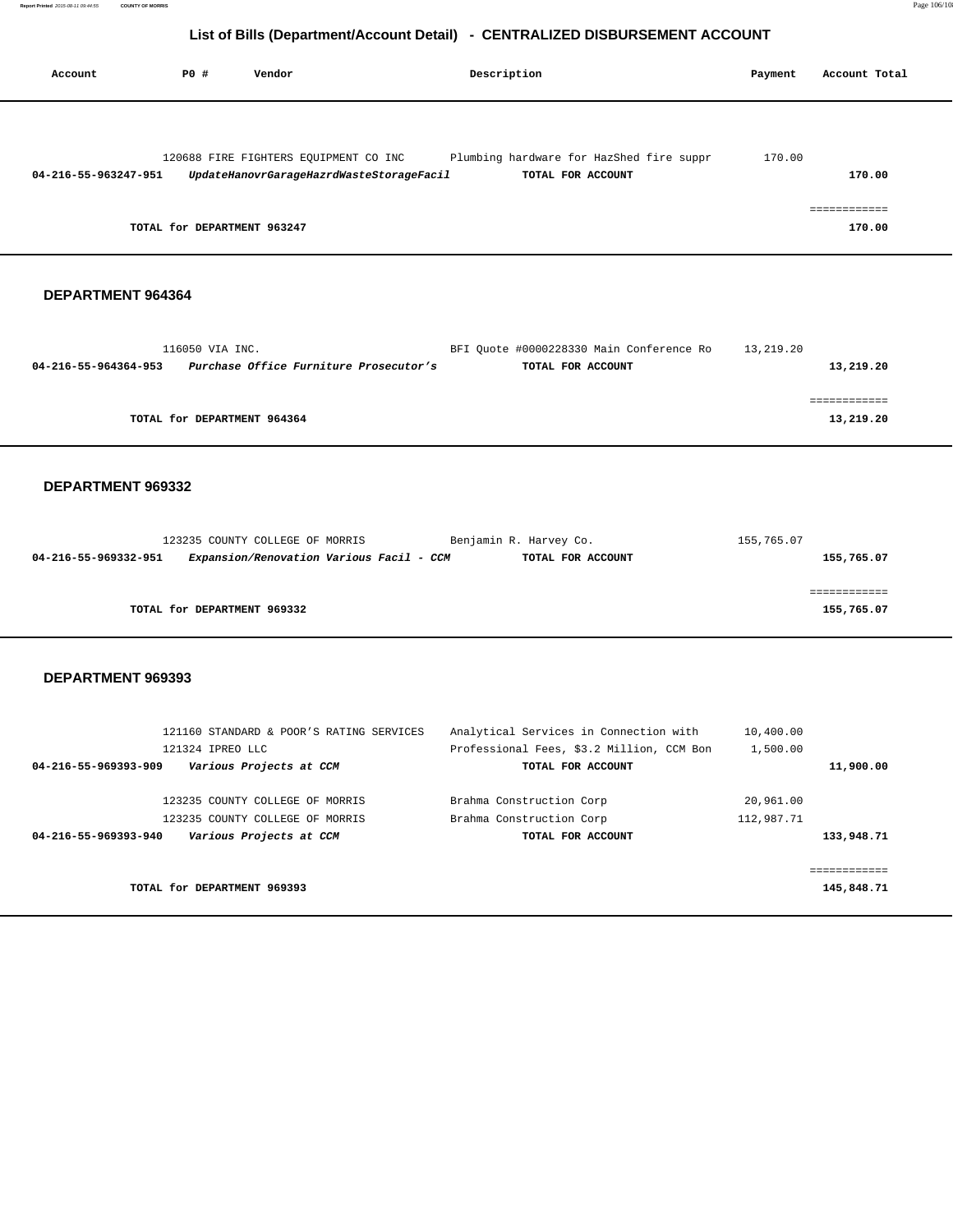## List of Bills (Department/Account Detail) - CENTRALIZED DISBURSEMENT ACCOUNT

| Account | PO # | Vendor | Description | Payment | Account Total |
|---|---|---|---|---|---|
| | 120688 | FIRE FIGHTERS EQUIPMENT CO INC | Plumbing hardware for HazShed fire suppr | 170.00 | |
| **04-216-55-963247-951** | | ***UpdateHanovrGarageHazrdWasteStorageFacil*** | **TOTAL FOR ACCOUNT** | | **170.00** |
| | | | | | ============ |
| | **TOTAL for DEPARTMENT 963247** | | | | **170.00** |

### DEPARTMENT 964364

| Account | PO # | Vendor | Description | Payment | Account Total |
|---|---|---|---|---|---|
| | 116050 | VIA INC. | BFI Quote #0000228330 Main Conference Ro | 13,219.20 | |
| **04-216-55-964364-953** | | ***Purchase Office Furniture Prosecutor's*** | **TOTAL FOR ACCOUNT** | | **13,219.20** |
| | | | | | ============ |
| | **TOTAL for DEPARTMENT 964364** | | | | **13,219.20** |

### DEPARTMENT 969332

| Account | PO # | Vendor | Description | Payment | Account Total |
|---|---|---|---|---|---|
| | 123235 | COUNTY COLLEGE OF MORRIS | Benjamin R. Harvey Co. | 155,765.07 | |
| **04-216-55-969332-951** | | ***Expansion/Renovation Various Facil - CCM*** | **TOTAL FOR ACCOUNT** | | **155,765.07** |
| | | | | | ============ |
| | **TOTAL for DEPARTMENT 969332** | | | | **155,765.07** |

### DEPARTMENT 969393

| Account | PO # | Vendor | Description | Payment | Account Total |
|---|---|---|---|---|---|
| | 121160 | STANDARD & POOR'S RATING SERVICES | Analytical Services in Connection with | 10,400.00 | |
| | 121324 | IPREO LLC | Professional Fees, $3.2 Million, CCM Bon | 1,500.00 | |
| **04-216-55-969393-909** | | ***Various Projects at CCM*** | **TOTAL FOR ACCOUNT** | | **11,900.00** |
| | 123235 | COUNTY COLLEGE OF MORRIS | Brahma Construction Corp | 20,961.00 | |
| | 123235 | COUNTY COLLEGE OF MORRIS | Brahma Construction Corp | 112,987.71 | |
| **04-216-55-969393-940** | | ***Various Projects at CCM*** | **TOTAL FOR ACCOUNT** | | **133,948.71** |
| | | | | | ============ |
| | **TOTAL for DEPARTMENT 969393** | | | | **145,848.71** |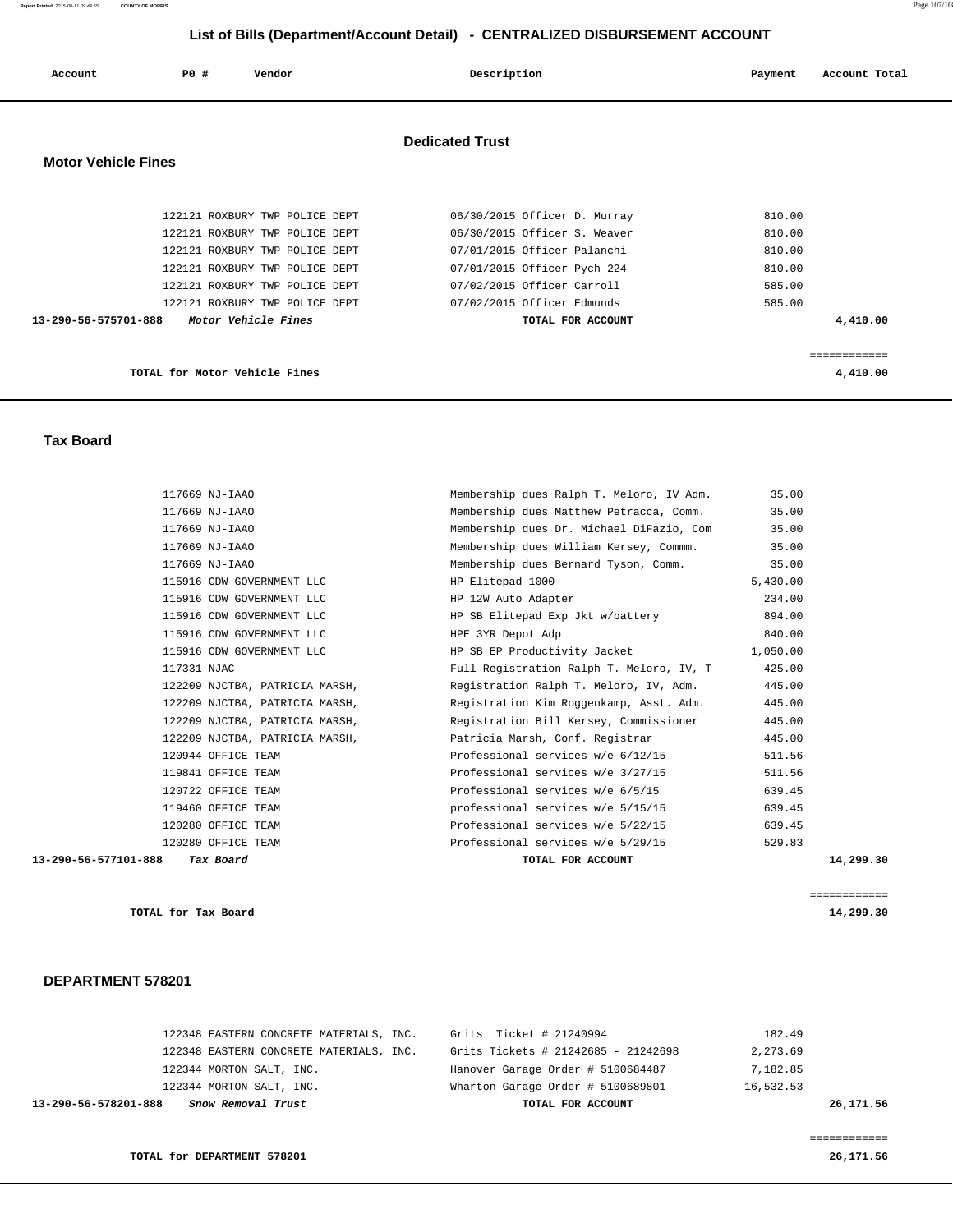# List of Bills (Department/Account Detail) - CENTRALIZED DISBURSEMENT ACCOUNT

| Account | PO # | Vendor | Description | Payment | Account Total |
|---|---|---|---|---|---|

## Dedicated Trust

### Motor Vehicle Fines

| Account | PO # | Vendor | Description | Payment | Account Total |
|---|---|---|---|---|---|
| | 122121 | ROXBURY TWP POLICE DEPT | 06/30/2015 Officer D. Murray | 810.00 | |
| | 122121 | ROXBURY TWP POLICE DEPT | 06/30/2015 Officer S. Weaver | 810.00 | |
| | 122121 | ROXBURY TWP POLICE DEPT | 07/01/2015 Officer Palanchi | 810.00 | |
| | 122121 | ROXBURY TWP POLICE DEPT | 07/01/2015 Officer Pych 224 | 810.00 | |
| | 122121 | ROXBURY TWP POLICE DEPT | 07/02/2015 Officer Carroll | 585.00 | |
| | 122121 | ROXBURY TWP POLICE DEPT | 07/02/2015 Officer Edmunds | 585.00 | |
| **13-290-56-575701-888** | | ***Motor Vehicle Fines*** | **TOTAL FOR ACCOUNT** | | **4,410.00** |

**TOTAL for Motor Vehicle Fines** — **4,410.00**

### Tax Board

| Account | PO # | Vendor | Description | Payment | Account Total |
|---|---|---|---|---|---|
| | 117669 | NJ-IAAO | Membership dues Ralph T. Meloro, IV Adm. | 35.00 | |
| | 117669 | NJ-IAAO | Membership dues Matthew Petracca, Comm. | 35.00 | |
| | 117669 | NJ-IAAO | Membership dues Dr. Michael DiFazio, Com | 35.00 | |
| | 117669 | NJ-IAAO | Membership dues William Kersey, Commm. | 35.00 | |
| | 117669 | NJ-IAAO | Membership dues Bernard Tyson, Comm. | 35.00 | |
| | 115916 | CDW GOVERNMENT LLC | HP Elitepad 1000 | 5,430.00 | |
| | 115916 | CDW GOVERNMENT LLC | HP 12W Auto Adapter | 234.00 | |
| | 115916 | CDW GOVERNMENT LLC | HP SB Elitepad Exp Jkt w/battery | 894.00 | |
| | 115916 | CDW GOVERNMENT LLC | HPE 3YR Depot Adp | 840.00 | |
| | 115916 | CDW GOVERNMENT LLC | HP SB EP Productivity Jacket | 1,050.00 | |
| | 117331 | NJAC | Full Registration Ralph T. Meloro, IV, T | 425.00 | |
| | 122209 | NJCTBA, PATRICIA MARSH, | Registration Ralph T. Meloro, IV, Adm. | 445.00 | |
| | 122209 | NJCTBA, PATRICIA MARSH, | Registration Kim Roggenkamp, Asst. Adm. | 445.00 | |
| | 122209 | NJCTBA, PATRICIA MARSH, | Registration Bill Kersey, Commissioner | 445.00 | |
| | 122209 | NJCTBA, PATRICIA MARSH, | Patricia Marsh, Conf. Registrar | 445.00 | |
| | 120944 | OFFICE TEAM | Professional services w/e 6/12/15 | 511.56 | |
| | 119841 | OFFICE TEAM | Professional services w/e 3/27/15 | 511.56 | |
| | 120722 | OFFICE TEAM | Professional services w/e 6/5/15 | 639.45 | |
| | 119460 | OFFICE TEAM | professional services w/e 5/15/15 | 639.45 | |
| | 120280 | OFFICE TEAM | Professional services w/e 5/22/15 | 639.45 | |
| | 120280 | OFFICE TEAM | Professional services w/e 5/29/15 | 529.83 | |
| **13-290-56-577101-888** | | ***Tax Board*** | **TOTAL FOR ACCOUNT** | | **14,299.30** |

**TOTAL for Tax Board** — **14,299.30**

### DEPARTMENT 578201

| Account | PO # | Vendor | Description | Payment | Account Total |
|---|---|---|---|---|---|
| | 122348 | EASTERN CONCRETE MATERIALS, INC. | Grits Ticket # 21240994 | 182.49 | |
| | 122348 | EASTERN CONCRETE MATERIALS, INC. | Grits Tickets # 21242685 - 21242698 | 2,273.69 | |
| | 122344 | MORTON SALT, INC. | Hanover Garage Order # 5100684487 | 7,182.85 | |
| | 122344 | MORTON SALT, INC. | Wharton Garage Order # 5100689801 | 16,532.53 | |
| **13-290-56-578201-888** | | ***Snow Removal Trust*** | **TOTAL FOR ACCOUNT** | | **26,171.56** |

**TOTAL for DEPARTMENT 578201** — **26,171.56**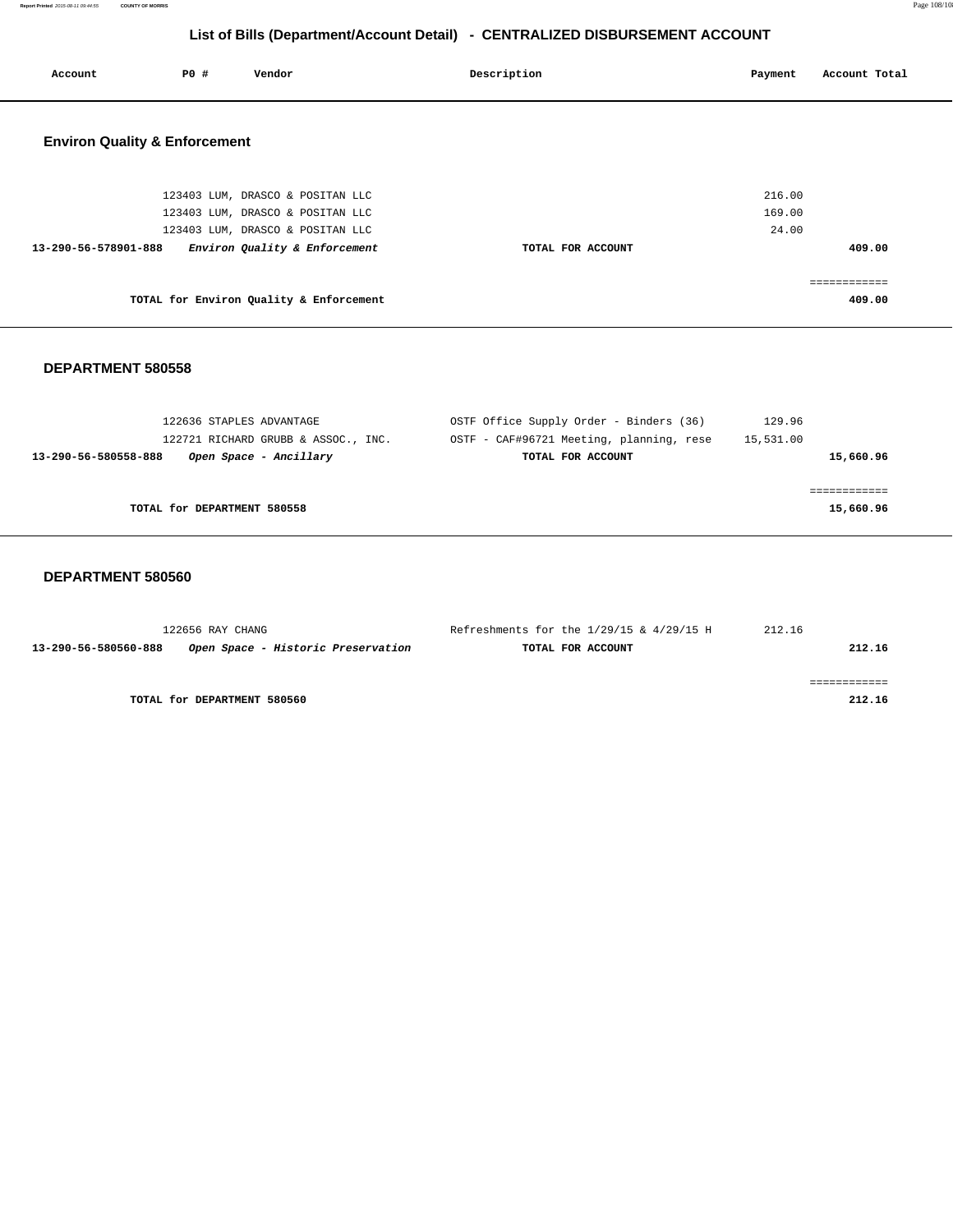# List of Bills (Department/Account Detail) - CENTRALIZED DISBURSEMENT ACCOUNT

| Account | PO # | Vendor | Description | Payment | Account Total |
|---|---|---|---|---|---|

## Environ Quality & Enforcement

| Account | PO # | Vendor | Description | Payment | Account Total |
|---|---|---|---|---|---|
| | 123403 | LUM, DRASCO & POSITAN LLC | | 216.00 | |
| | 123403 | LUM, DRASCO & POSITAN LLC | | 169.00 | |
| | 123403 | LUM, DRASCO & POSITAN LLC | | 24.00 | |
| **13-290-56-578901-888** | | ***Environ Quality & Enforcement*** | **TOTAL FOR ACCOUNT** | | **409.00** |
| | | | | | ============ |
| | **TOTAL for Environ Quality & Enforcement** | | | | **409.00** |

## DEPARTMENT 580558

| Account | PO # | Vendor | Description | Payment | Account Total |
|---|---|---|---|---|---|
| | 122636 | STAPLES ADVANTAGE | OSTF Office Supply Order - Binders (36) | 129.96 | |
| | 122721 | RICHARD GRUBB & ASSOC., INC. | OSTF - CAF#96721 Meeting, planning, rese | 15,531.00 | |
| **13-290-56-580558-888** | | ***Open Space - Ancillary*** | **TOTAL FOR ACCOUNT** | | **15,660.96** |
| | | | | | ============ |
| | **TOTAL for DEPARTMENT 580558** | | | | **15,660.96** |

## DEPARTMENT 580560

| Account | PO # | Vendor | Description | Payment | Account Total |
|---|---|---|---|---|---|
| | 122656 | RAY CHANG | Refreshments for the 1/29/15 & 4/29/15 H | 212.16 | |
| **13-290-56-580560-888** | | ***Open Space - Historic Preservation*** | **TOTAL FOR ACCOUNT** | | **212.16** |
| | | | | | ============ |
| | **TOTAL for DEPARTMENT 580560** | | | | **212.16** |